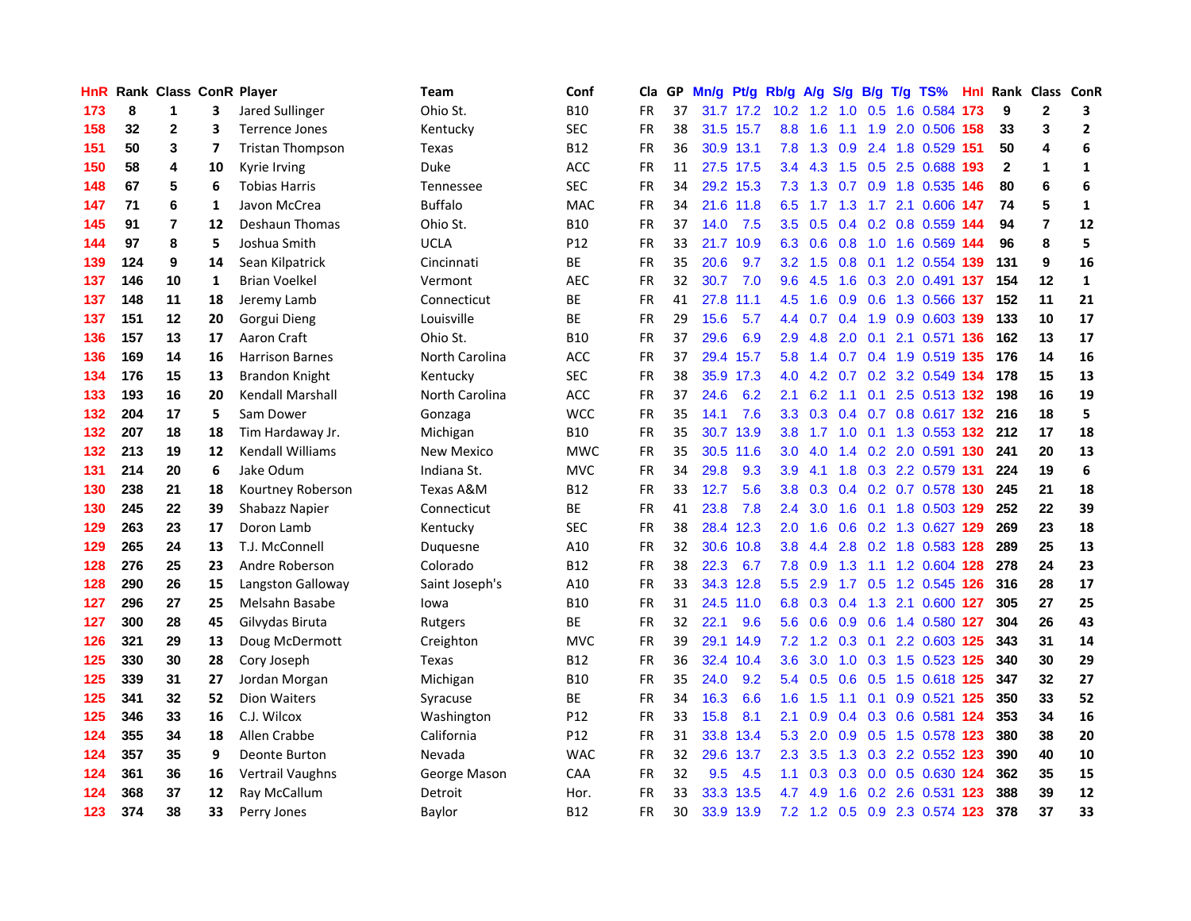| HnR | Rank | Class | ConR | Player | Team | Conf | Cla | GP | Mn/g | Pt/g | Rb/g | A/g | S/g | B/g | T/g | TS% | HnI | Rank | Class | ConR |
|---|---|---|---|---|---|---|---|---|---|---|---|---|---|---|---|---|---|---|---|---|
| 173 | 8 | 1 | 3 | Jared Sullinger | Ohio St. | B10 | FR | 37 | 31.7 | 17.2 | 10.2 | 1.2 | 1.0 | 0.5 | 1.6 | 0.584 | 173 | 9 | 2 | 3 |
| 158 | 32 | 2 | 3 | Terrence Jones | Kentucky | SEC | FR | 38 | 31.5 | 15.7 | 8.8 | 1.6 | 1.1 | 1.9 | 2.0 | 0.506 | 158 | 33 | 3 | 2 |
| 151 | 50 | 3 | 7 | Tristan Thompson | Texas | B12 | FR | 36 | 30.9 | 13.1 | 7.8 | 1.3 | 0.9 | 2.4 | 1.8 | 0.529 | 151 | 50 | 4 | 6 |
| 150 | 58 | 4 | 10 | Kyrie Irving | Duke | ACC | FR | 11 | 27.5 | 17.5 | 3.4 | 4.3 | 1.5 | 0.5 | 2.5 | 0.688 | 193 | 2 | 1 | 1 |
| 148 | 67 | 5 | 6 | Tobias Harris | Tennessee | SEC | FR | 34 | 29.2 | 15.3 | 7.3 | 1.3 | 0.7 | 0.9 | 1.8 | 0.535 | 146 | 80 | 6 | 6 |
| 147 | 71 | 6 | 1 | Javon McCrea | Buffalo | MAC | FR | 34 | 21.6 | 11.8 | 6.5 | 1.7 | 1.3 | 1.7 | 2.1 | 0.606 | 147 | 74 | 5 | 1 |
| 145 | 91 | 7 | 12 | Deshaun Thomas | Ohio St. | B10 | FR | 37 | 14.0 | 7.5 | 3.5 | 0.5 | 0.4 | 0.2 | 0.8 | 0.559 | 144 | 94 | 7 | 12 |
| 144 | 97 | 8 | 5 | Joshua Smith | UCLA | P12 | FR | 33 | 21.7 | 10.9 | 6.3 | 0.6 | 0.8 | 1.0 | 1.6 | 0.569 | 144 | 96 | 8 | 5 |
| 139 | 124 | 9 | 14 | Sean Kilpatrick | Cincinnati | BE | FR | 35 | 20.6 | 9.7 | 3.2 | 1.5 | 0.8 | 0.1 | 1.2 | 0.554 | 139 | 131 | 9 | 16 |
| 137 | 146 | 10 | 1 | Brian Voelkel | Vermont | AEC | FR | 32 | 30.7 | 7.0 | 9.6 | 4.5 | 1.6 | 0.3 | 2.0 | 0.491 | 137 | 154 | 12 | 1 |
| 137 | 148 | 11 | 18 | Jeremy Lamb | Connecticut | BE | FR | 41 | 27.8 | 11.1 | 4.5 | 1.6 | 0.9 | 0.6 | 1.3 | 0.566 | 137 | 152 | 11 | 21 |
| 137 | 151 | 12 | 20 | Gorgui Dieng | Louisville | BE | FR | 29 | 15.6 | 5.7 | 4.4 | 0.7 | 0.4 | 1.9 | 0.9 | 0.603 | 139 | 133 | 10 | 17 |
| 136 | 157 | 13 | 17 | Aaron Craft | Ohio St. | B10 | FR | 37 | 29.6 | 6.9 | 2.9 | 4.8 | 2.0 | 0.1 | 2.1 | 0.571 | 136 | 162 | 13 | 17 |
| 136 | 169 | 14 | 16 | Harrison Barnes | North Carolina | ACC | FR | 37 | 29.4 | 15.7 | 5.8 | 1.4 | 0.7 | 0.4 | 1.9 | 0.519 | 135 | 176 | 14 | 16 |
| 134 | 176 | 15 | 13 | Brandon Knight | Kentucky | SEC | FR | 38 | 35.9 | 17.3 | 4.0 | 4.2 | 0.7 | 0.2 | 3.2 | 0.549 | 134 | 178 | 15 | 13 |
| 133 | 193 | 16 | 20 | Kendall Marshall | North Carolina | ACC | FR | 37 | 24.6 | 6.2 | 2.1 | 6.2 | 1.1 | 0.1 | 2.5 | 0.513 | 132 | 198 | 16 | 19 |
| 132 | 204 | 17 | 5 | Sam Dower | Gonzaga | WCC | FR | 35 | 14.1 | 7.6 | 3.3 | 0.3 | 0.4 | 0.7 | 0.8 | 0.617 | 132 | 216 | 18 | 5 |
| 132 | 207 | 18 | 18 | Tim Hardaway Jr. | Michigan | B10 | FR | 35 | 30.7 | 13.9 | 3.8 | 1.7 | 1.0 | 0.1 | 1.3 | 0.553 | 132 | 212 | 17 | 18 |
| 132 | 213 | 19 | 12 | Kendall Williams | New Mexico | MWC | FR | 35 | 30.5 | 11.6 | 3.0 | 4.0 | 1.4 | 0.2 | 2.0 | 0.591 | 130 | 241 | 20 | 13 |
| 131 | 214 | 20 | 6 | Jake Odum | Indiana St. | MVC | FR | 34 | 29.8 | 9.3 | 3.9 | 4.1 | 1.8 | 0.3 | 2.2 | 0.579 | 131 | 224 | 19 | 6 |
| 130 | 238 | 21 | 18 | Kourtney Roberson | Texas A&M | B12 | FR | 33 | 12.7 | 5.6 | 3.8 | 0.3 | 0.4 | 0.2 | 0.7 | 0.578 | 130 | 245 | 21 | 18 |
| 130 | 245 | 22 | 39 | Shabazz Napier | Connecticut | BE | FR | 41 | 23.8 | 7.8 | 2.4 | 3.0 | 1.6 | 0.1 | 1.8 | 0.503 | 129 | 252 | 22 | 39 |
| 129 | 263 | 23 | 17 | Doron Lamb | Kentucky | SEC | FR | 38 | 28.4 | 12.3 | 2.0 | 1.6 | 0.6 | 0.2 | 1.3 | 0.627 | 129 | 269 | 23 | 18 |
| 129 | 265 | 24 | 13 | T.J. McConnell | Duquesne | A10 | FR | 32 | 30.6 | 10.8 | 3.8 | 4.4 | 2.8 | 0.2 | 1.8 | 0.583 | 128 | 289 | 25 | 13 |
| 128 | 276 | 25 | 23 | Andre Roberson | Colorado | B12 | FR | 38 | 22.3 | 6.7 | 7.8 | 0.9 | 1.3 | 1.1 | 1.2 | 0.604 | 128 | 278 | 24 | 23 |
| 128 | 290 | 26 | 15 | Langston Galloway | Saint Joseph's | A10 | FR | 33 | 34.3 | 12.8 | 5.5 | 2.9 | 1.7 | 0.5 | 1.2 | 0.545 | 126 | 316 | 28 | 17 |
| 127 | 296 | 27 | 25 | Melsahn Basabe | Iowa | B10 | FR | 31 | 24.5 | 11.0 | 6.8 | 0.3 | 0.4 | 1.3 | 2.1 | 0.600 | 127 | 305 | 27 | 25 |
| 127 | 300 | 28 | 45 | Gilvydas Biruta | Rutgers | BE | FR | 32 | 22.1 | 9.6 | 5.6 | 0.6 | 0.9 | 0.6 | 1.4 | 0.580 | 127 | 304 | 26 | 43 |
| 126 | 321 | 29 | 13 | Doug McDermott | Creighton | MVC | FR | 39 | 29.1 | 14.9 | 7.2 | 1.2 | 0.3 | 0.1 | 2.2 | 0.603 | 125 | 343 | 31 | 14 |
| 125 | 330 | 30 | 28 | Cory Joseph | Texas | B12 | FR | 36 | 32.4 | 10.4 | 3.6 | 3.0 | 1.0 | 0.3 | 1.5 | 0.523 | 125 | 340 | 30 | 29 |
| 125 | 339 | 31 | 27 | Jordan Morgan | Michigan | B10 | FR | 35 | 24.0 | 9.2 | 5.4 | 0.5 | 0.6 | 0.5 | 1.5 | 0.618 | 125 | 347 | 32 | 27 |
| 125 | 341 | 32 | 52 | Dion Waiters | Syracuse | BE | FR | 34 | 16.3 | 6.6 | 1.6 | 1.5 | 1.1 | 0.1 | 0.9 | 0.521 | 125 | 350 | 33 | 52 |
| 125 | 346 | 33 | 16 | C.J. Wilcox | Washington | P12 | FR | 33 | 15.8 | 8.1 | 2.1 | 0.9 | 0.4 | 0.3 | 0.6 | 0.581 | 124 | 353 | 34 | 16 |
| 124 | 355 | 34 | 18 | Allen Crabbe | California | P12 | FR | 31 | 33.8 | 13.4 | 5.3 | 2.0 | 0.9 | 0.5 | 1.5 | 0.578 | 123 | 380 | 38 | 20 |
| 124 | 357 | 35 | 9 | Deonte Burton | Nevada | WAC | FR | 32 | 29.6 | 13.7 | 2.3 | 3.5 | 1.3 | 0.3 | 2.2 | 0.552 | 123 | 390 | 40 | 10 |
| 124 | 361 | 36 | 16 | Vertrail Vaughns | George Mason | CAA | FR | 32 | 9.5 | 4.5 | 1.1 | 0.3 | 0.3 | 0.0 | 0.5 | 0.630 | 124 | 362 | 35 | 15 |
| 124 | 368 | 37 | 12 | Ray McCallum | Detroit | Hor. | FR | 33 | 33.3 | 13.5 | 4.7 | 4.9 | 1.6 | 0.2 | 2.6 | 0.531 | 123 | 388 | 39 | 12 |
| 123 | 374 | 38 | 33 | Perry Jones | Baylor | B12 | FR | 30 | 33.9 | 13.9 | 7.2 | 1.2 | 0.5 | 0.9 | 2.3 | 0.574 | 123 | 378 | 37 | 33 |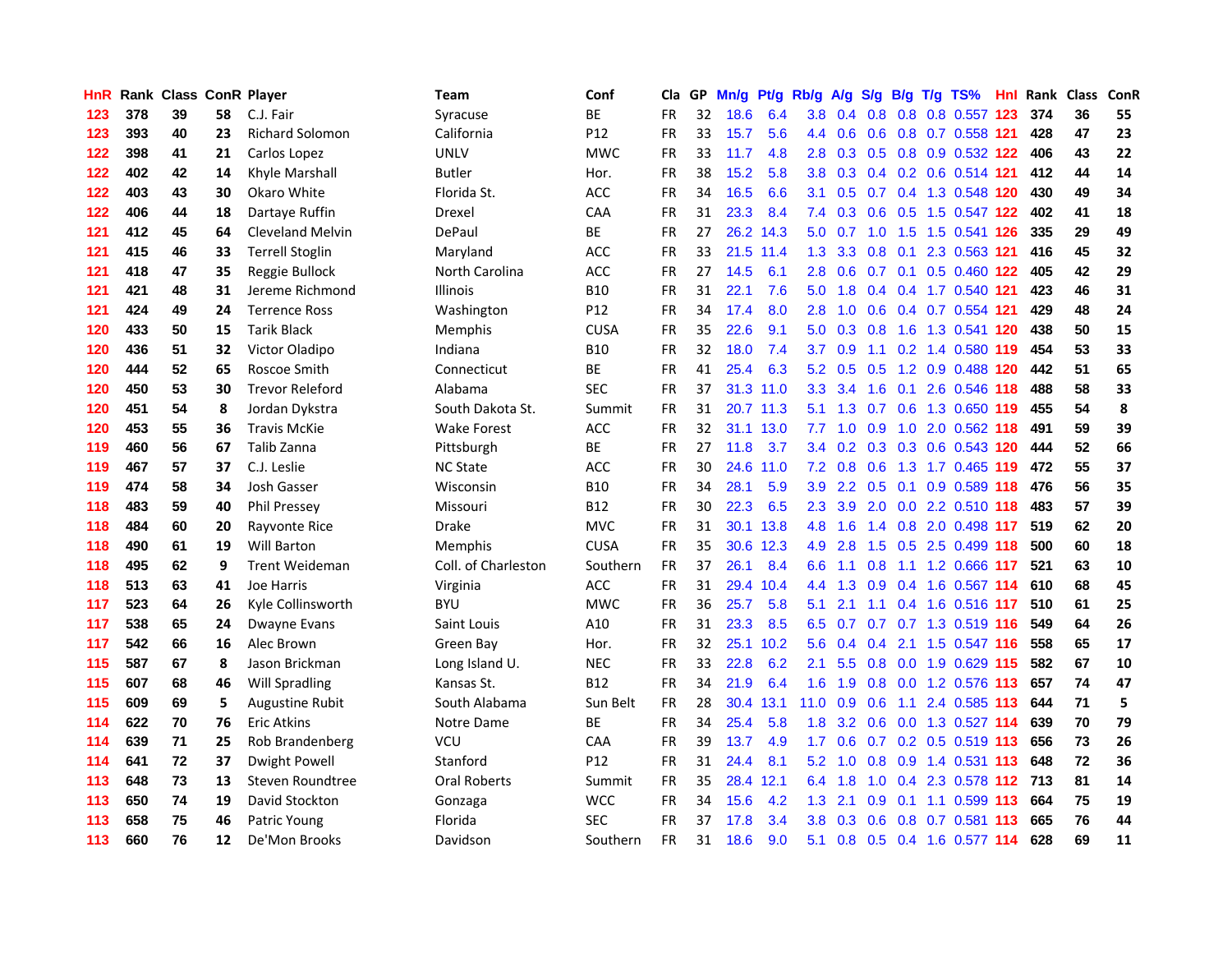| HnR | Rank | Class | ConR | Player | Team | Conf | Cla | GP | Mn/g | Pt/g | Rb/g | A/g | S/g | B/g | T/g | TS% | HnI | Rank | Class | ConR |
|---|---|---|---|---|---|---|---|---|---|---|---|---|---|---|---|---|---|---|---|---|
| 123 | 378 | 39 | 58 | C.J. Fair | Syracuse | BE | FR | 32 | 18.6 | 6.4 | 3.8 | 0.4 | 0.8 | 0.8 | 0.8 | 0.557 | 123 | 374 | 36 | 55 |
| 123 | 393 | 40 | 23 | Richard Solomon | California | P12 | FR | 33 | 15.7 | 5.6 | 4.4 | 0.6 | 0.6 | 0.8 | 0.7 | 0.558 | 121 | 428 | 47 | 23 |
| 122 | 398 | 41 | 21 | Carlos Lopez | UNLV | MWC | FR | 33 | 11.7 | 4.8 | 2.8 | 0.3 | 0.5 | 0.8 | 0.9 | 0.532 | 122 | 406 | 43 | 22 |
| 122 | 402 | 42 | 14 | Khyle Marshall | Butler | Hor. | FR | 38 | 15.2 | 5.8 | 3.8 | 0.3 | 0.4 | 0.2 | 0.6 | 0.514 | 121 | 412 | 44 | 14 |
| 122 | 403 | 43 | 30 | Okaro White | Florida St. | ACC | FR | 34 | 16.5 | 6.6 | 3.1 | 0.5 | 0.7 | 0.4 | 1.3 | 0.548 | 120 | 430 | 49 | 34 |
| 122 | 406 | 44 | 18 | Dartaye Ruffin | Drexel | CAA | FR | 31 | 23.3 | 8.4 | 7.4 | 0.3 | 0.6 | 0.5 | 1.5 | 0.547 | 122 | 402 | 41 | 18 |
| 121 | 412 | 45 | 64 | Cleveland Melvin | DePaul | BE | FR | 27 | 26.2 | 14.3 | 5.0 | 0.7 | 1.0 | 1.5 | 1.5 | 0.541 | 126 | 335 | 29 | 49 |
| 121 | 415 | 46 | 33 | Terrell Stoglin | Maryland | ACC | FR | 33 | 21.5 | 11.4 | 1.3 | 3.3 | 0.8 | 0.1 | 2.3 | 0.563 | 121 | 416 | 45 | 32 |
| 121 | 418 | 47 | 35 | Reggie Bullock | North Carolina | ACC | FR | 27 | 14.5 | 6.1 | 2.8 | 0.6 | 0.7 | 0.1 | 0.5 | 0.460 | 122 | 405 | 42 | 29 |
| 121 | 421 | 48 | 31 | Jereme Richmond | Illinois | B10 | FR | 31 | 22.1 | 7.6 | 5.0 | 1.8 | 0.4 | 0.4 | 1.7 | 0.540 | 121 | 423 | 46 | 31 |
| 121 | 424 | 49 | 24 | Terrence Ross | Washington | P12 | FR | 34 | 17.4 | 8.0 | 2.8 | 1.0 | 0.6 | 0.4 | 0.7 | 0.554 | 121 | 429 | 48 | 24 |
| 120 | 433 | 50 | 15 | Tarik Black | Memphis | CUSA | FR | 35 | 22.6 | 9.1 | 5.0 | 0.3 | 0.8 | 1.6 | 1.3 | 0.541 | 120 | 438 | 50 | 15 |
| 120 | 436 | 51 | 32 | Victor Oladipo | Indiana | B10 | FR | 32 | 18.0 | 7.4 | 3.7 | 0.9 | 1.1 | 0.2 | 1.4 | 0.580 | 119 | 454 | 53 | 33 |
| 120 | 444 | 52 | 65 | Roscoe Smith | Connecticut | BE | FR | 41 | 25.4 | 6.3 | 5.2 | 0.5 | 0.5 | 1.2 | 0.9 | 0.488 | 120 | 442 | 51 | 65 |
| 120 | 450 | 53 | 30 | Trevor Releford | Alabama | SEC | FR | 37 | 31.3 | 11.0 | 3.3 | 3.4 | 1.6 | 0.1 | 2.6 | 0.546 | 118 | 488 | 58 | 33 |
| 120 | 451 | 54 | 8 | Jordan Dykstra | South Dakota St. | Summit | FR | 31 | 20.7 | 11.3 | 5.1 | 1.3 | 0.7 | 0.6 | 1.3 | 0.650 | 119 | 455 | 54 | 8 |
| 120 | 453 | 55 | 36 | Travis McKie | Wake Forest | ACC | FR | 32 | 31.1 | 13.0 | 7.7 | 1.0 | 0.9 | 1.0 | 2.0 | 0.562 | 118 | 491 | 59 | 39 |
| 119 | 460 | 56 | 67 | Talib Zanna | Pittsburgh | BE | FR | 27 | 11.8 | 3.7 | 3.4 | 0.2 | 0.3 | 0.3 | 0.6 | 0.543 | 120 | 444 | 52 | 66 |
| 119 | 467 | 57 | 37 | C.J. Leslie | NC State | ACC | FR | 30 | 24.6 | 11.0 | 7.2 | 0.8 | 0.6 | 1.3 | 1.7 | 0.465 | 119 | 472 | 55 | 37 |
| 119 | 474 | 58 | 34 | Josh Gasser | Wisconsin | B10 | FR | 34 | 28.1 | 5.9 | 3.9 | 2.2 | 0.5 | 0.1 | 0.9 | 0.589 | 118 | 476 | 56 | 35 |
| 118 | 483 | 59 | 40 | Phil Pressey | Missouri | B12 | FR | 30 | 22.3 | 6.5 | 2.3 | 3.9 | 2.0 | 0.0 | 2.2 | 0.510 | 118 | 483 | 57 | 39 |
| 118 | 484 | 60 | 20 | Rayvonte Rice | Drake | MVC | FR | 31 | 30.1 | 13.8 | 4.8 | 1.6 | 1.4 | 0.8 | 2.0 | 0.498 | 117 | 519 | 62 | 20 |
| 118 | 490 | 61 | 19 | Will Barton | Memphis | CUSA | FR | 35 | 30.6 | 12.3 | 4.9 | 2.8 | 1.5 | 0.5 | 2.5 | 0.499 | 118 | 500 | 60 | 18 |
| 118 | 495 | 62 | 9 | Trent Weideman | Coll. of Charleston | Southern | FR | 37 | 26.1 | 8.4 | 6.6 | 1.1 | 0.8 | 1.1 | 1.2 | 0.666 | 117 | 521 | 63 | 10 |
| 118 | 513 | 63 | 41 | Joe Harris | Virginia | ACC | FR | 31 | 29.4 | 10.4 | 4.4 | 1.3 | 0.9 | 0.4 | 1.6 | 0.567 | 114 | 610 | 68 | 45 |
| 117 | 523 | 64 | 26 | Kyle Collinsworth | BYU | MWC | FR | 36 | 25.7 | 5.8 | 5.1 | 2.1 | 1.1 | 0.4 | 1.6 | 0.516 | 117 | 510 | 61 | 25 |
| 117 | 538 | 65 | 24 | Dwayne Evans | Saint Louis | A10 | FR | 31 | 23.3 | 8.5 | 6.5 | 0.7 | 0.7 | 0.7 | 1.3 | 0.519 | 116 | 549 | 64 | 26 |
| 117 | 542 | 66 | 16 | Alec Brown | Green Bay | Hor. | FR | 32 | 25.1 | 10.2 | 5.6 | 0.4 | 0.4 | 2.1 | 1.5 | 0.547 | 116 | 558 | 65 | 17 |
| 115 | 587 | 67 | 8 | Jason Brickman | Long Island U. | NEC | FR | 33 | 22.8 | 6.2 | 2.1 | 5.5 | 0.8 | 0.0 | 1.9 | 0.629 | 115 | 582 | 67 | 10 |
| 115 | 607 | 68 | 46 | Will Spradling | Kansas St. | B12 | FR | 34 | 21.9 | 6.4 | 1.6 | 1.9 | 0.8 | 0.0 | 1.2 | 0.576 | 113 | 657 | 74 | 47 |
| 115 | 609 | 69 | 5 | Augustine Rubit | South Alabama | Sun Belt | FR | 28 | 30.4 | 13.1 | 11.0 | 0.9 | 0.6 | 1.1 | 2.4 | 0.585 | 113 | 644 | 71 | 5 |
| 114 | 622 | 70 | 76 | Eric Atkins | Notre Dame | BE | FR | 34 | 25.4 | 5.8 | 1.8 | 3.2 | 0.6 | 0.0 | 1.3 | 0.527 | 114 | 639 | 70 | 79 |
| 114 | 639 | 71 | 25 | Rob Brandenberg | VCU | CAA | FR | 39 | 13.7 | 4.9 | 1.7 | 0.6 | 0.7 | 0.2 | 0.5 | 0.519 | 113 | 656 | 73 | 26 |
| 114 | 641 | 72 | 37 | Dwight Powell | Stanford | P12 | FR | 31 | 24.4 | 8.1 | 5.2 | 1.0 | 0.8 | 0.9 | 1.4 | 0.531 | 113 | 648 | 72 | 36 |
| 113 | 648 | 73 | 13 | Steven Roundtree | Oral Roberts | Summit | FR | 35 | 28.4 | 12.1 | 6.4 | 1.8 | 1.0 | 0.4 | 2.3 | 0.578 | 112 | 713 | 81 | 14 |
| 113 | 650 | 74 | 19 | David Stockton | Gonzaga | WCC | FR | 34 | 15.6 | 4.2 | 1.3 | 2.1 | 0.9 | 0.1 | 1.1 | 0.599 | 113 | 664 | 75 | 19 |
| 113 | 658 | 75 | 46 | Patric Young | Florida | SEC | FR | 37 | 17.8 | 3.4 | 3.8 | 0.3 | 0.6 | 0.8 | 0.7 | 0.581 | 113 | 665 | 76 | 44 |
| 113 | 660 | 76 | 12 | De'Mon Brooks | Davidson | Southern | FR | 31 | 18.6 | 9.0 | 5.1 | 0.8 | 0.5 | 0.4 | 1.6 | 0.577 | 114 | 628 | 69 | 11 |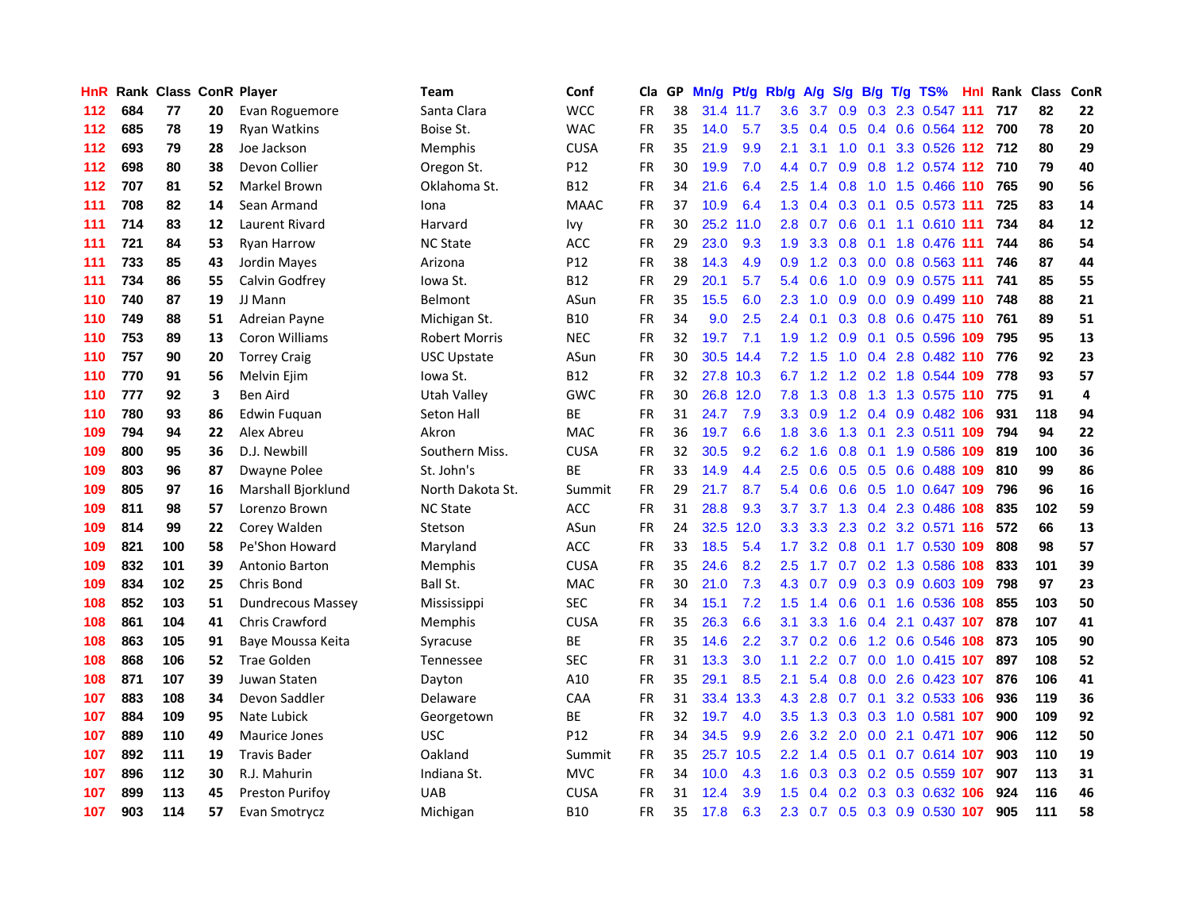| HnR | Rank | Class | ConR | Player | Team | Conf | Cla | GP | Mn/g | Pt/g | Rb/g | A/g | S/g | B/g | T/g | TS% | Hnl | Rank | Class | ConR |
|---|---|---|---|---|---|---|---|---|---|---|---|---|---|---|---|---|---|---|---|---|
| 112 | 684 | 77 | 20 | Evan Roguemore | Santa Clara | WCC | FR | 38 | 31.4 | 11.7 | 3.6 | 3.7 | 0.9 | 0.3 | 2.3 | 0.547 | 111 | 717 | 82 | 22 |
| 112 | 685 | 78 | 19 | Ryan Watkins | Boise St. | WAC | FR | 35 | 14.0 | 5.7 | 3.5 | 0.4 | 0.5 | 0.4 | 0.6 | 0.564 | 112 | 700 | 78 | 20 |
| 112 | 693 | 79 | 28 | Joe Jackson | Memphis | CUSA | FR | 35 | 21.9 | 9.9 | 2.1 | 3.1 | 1.0 | 0.1 | 3.3 | 0.526 | 112 | 712 | 80 | 29 |
| 112 | 698 | 80 | 38 | Devon Collier | Oregon St. | P12 | FR | 30 | 19.9 | 7.0 | 4.4 | 0.7 | 0.9 | 0.8 | 1.2 | 0.574 | 112 | 710 | 79 | 40 |
| 112 | 707 | 81 | 52 | Markel Brown | Oklahoma St. | B12 | FR | 34 | 21.6 | 6.4 | 2.5 | 1.4 | 0.8 | 1.0 | 1.5 | 0.466 | 110 | 765 | 90 | 56 |
| 111 | 708 | 82 | 14 | Sean Armand | Iona | MAAC | FR | 37 | 10.9 | 6.4 | 1.3 | 0.4 | 0.3 | 0.1 | 0.5 | 0.573 | 111 | 725 | 83 | 14 |
| 111 | 714 | 83 | 12 | Laurent Rivard | Harvard | Ivy | FR | 30 | 25.2 | 11.0 | 2.8 | 0.7 | 0.6 | 0.1 | 1.1 | 0.610 | 111 | 734 | 84 | 12 |
| 111 | 721 | 84 | 53 | Ryan Harrow | NC State | ACC | FR | 29 | 23.0 | 9.3 | 1.9 | 3.3 | 0.8 | 0.1 | 1.8 | 0.476 | 111 | 744 | 86 | 54 |
| 111 | 733 | 85 | 43 | Jordin Mayes | Arizona | P12 | FR | 38 | 14.3 | 4.9 | 0.9 | 1.2 | 0.3 | 0.0 | 0.8 | 0.563 | 111 | 746 | 87 | 44 |
| 111 | 734 | 86 | 55 | Calvin Godfrey | Iowa St. | B12 | FR | 29 | 20.1 | 5.7 | 5.4 | 0.6 | 1.0 | 0.9 | 0.9 | 0.575 | 111 | 741 | 85 | 55 |
| 110 | 740 | 87 | 19 | JJ Mann | Belmont | ASun | FR | 35 | 15.5 | 6.0 | 2.3 | 1.0 | 0.9 | 0.0 | 0.9 | 0.499 | 110 | 748 | 88 | 21 |
| 110 | 749 | 88 | 51 | Adreian Payne | Michigan St. | B10 | FR | 34 | 9.0 | 2.5 | 2.4 | 0.1 | 0.3 | 0.8 | 0.6 | 0.475 | 110 | 761 | 89 | 51 |
| 110 | 753 | 89 | 13 | Coron Williams | Robert Morris | NEC | FR | 32 | 19.7 | 7.1 | 1.9 | 1.2 | 0.9 | 0.1 | 0.5 | 0.596 | 109 | 795 | 95 | 13 |
| 110 | 757 | 90 | 20 | Torrey Craig | USC Upstate | ASun | FR | 30 | 30.5 | 14.4 | 7.2 | 1.5 | 1.0 | 0.4 | 2.8 | 0.482 | 110 | 776 | 92 | 23 |
| 110 | 770 | 91 | 56 | Melvin Ejim | Iowa St. | B12 | FR | 32 | 27.8 | 10.3 | 6.7 | 1.2 | 1.2 | 0.2 | 1.8 | 0.544 | 109 | 778 | 93 | 57 |
| 110 | 777 | 92 | 3 | Ben Aird | Utah Valley | GWC | FR | 30 | 26.8 | 12.0 | 7.8 | 1.3 | 0.8 | 1.3 | 1.3 | 0.575 | 110 | 775 | 91 | 4 |
| 110 | 780 | 93 | 86 | Edwin Fuquan | Seton Hall | BE | FR | 31 | 24.7 | 7.9 | 3.3 | 0.9 | 1.2 | 0.4 | 0.9 | 0.482 | 106 | 931 | 118 | 94 |
| 109 | 794 | 94 | 22 | Alex Abreu | Akron | MAC | FR | 36 | 19.7 | 6.6 | 1.8 | 3.6 | 1.3 | 0.1 | 2.3 | 0.511 | 109 | 794 | 94 | 22 |
| 109 | 800 | 95 | 36 | D.J. Newbill | Southern Miss. | CUSA | FR | 32 | 30.5 | 9.2 | 6.2 | 1.6 | 0.8 | 0.1 | 1.9 | 0.586 | 109 | 819 | 100 | 36 |
| 109 | 803 | 96 | 87 | Dwayne Polee | St. John's | BE | FR | 33 | 14.9 | 4.4 | 2.5 | 0.6 | 0.5 | 0.5 | 0.6 | 0.488 | 109 | 810 | 99 | 86 |
| 109 | 805 | 97 | 16 | Marshall Bjorklund | North Dakota St. | Summit | FR | 29 | 21.7 | 8.7 | 5.4 | 0.6 | 0.6 | 0.5 | 1.0 | 0.647 | 109 | 796 | 96 | 16 |
| 109 | 811 | 98 | 57 | Lorenzo Brown | NC State | ACC | FR | 31 | 28.8 | 9.3 | 3.7 | 3.7 | 1.3 | 0.4 | 2.3 | 0.486 | 108 | 835 | 102 | 59 |
| 109 | 814 | 99 | 22 | Corey Walden | Stetson | ASun | FR | 24 | 32.5 | 12.0 | 3.3 | 3.3 | 2.3 | 0.2 | 3.2 | 0.571 | 116 | 572 | 66 | 13 |
| 109 | 821 | 100 | 58 | Pe'Shon Howard | Maryland | ACC | FR | 33 | 18.5 | 5.4 | 1.7 | 3.2 | 0.8 | 0.1 | 1.7 | 0.530 | 109 | 808 | 98 | 57 |
| 109 | 832 | 101 | 39 | Antonio Barton | Memphis | CUSA | FR | 35 | 24.6 | 8.2 | 2.5 | 1.7 | 0.7 | 0.2 | 1.3 | 0.586 | 108 | 833 | 101 | 39 |
| 109 | 834 | 102 | 25 | Chris Bond | Ball St. | MAC | FR | 30 | 21.0 | 7.3 | 4.3 | 0.7 | 0.9 | 0.3 | 0.9 | 0.603 | 109 | 798 | 97 | 23 |
| 108 | 852 | 103 | 51 | Dundrecous Massey | Mississippi | SEC | FR | 34 | 15.1 | 7.2 | 1.5 | 1.4 | 0.6 | 0.1 | 1.6 | 0.536 | 108 | 855 | 103 | 50 |
| 108 | 861 | 104 | 41 | Chris Crawford | Memphis | CUSA | FR | 35 | 26.3 | 6.6 | 3.1 | 3.3 | 1.6 | 0.4 | 2.1 | 0.437 | 107 | 878 | 107 | 41 |
| 108 | 863 | 105 | 91 | Baye Moussa Keita | Syracuse | BE | FR | 35 | 14.6 | 2.2 | 3.7 | 0.2 | 0.6 | 1.2 | 0.6 | 0.546 | 108 | 873 | 105 | 90 |
| 108 | 868 | 106 | 52 | Trae Golden | Tennessee | SEC | FR | 31 | 13.3 | 3.0 | 1.1 | 2.2 | 0.7 | 0.0 | 1.0 | 0.415 | 107 | 897 | 108 | 52 |
| 108 | 871 | 107 | 39 | Juwan Staten | Dayton | A10 | FR | 35 | 29.1 | 8.5 | 2.1 | 5.4 | 0.8 | 0.0 | 2.6 | 0.423 | 107 | 876 | 106 | 41 |
| 107 | 883 | 108 | 34 | Devon Saddler | Delaware | CAA | FR | 31 | 33.4 | 13.3 | 4.3 | 2.8 | 0.7 | 0.1 | 3.2 | 0.533 | 106 | 936 | 119 | 36 |
| 107 | 884 | 109 | 95 | Nate Lubick | Georgetown | BE | FR | 32 | 19.7 | 4.0 | 3.5 | 1.3 | 0.3 | 0.3 | 1.0 | 0.581 | 107 | 900 | 109 | 92 |
| 107 | 889 | 110 | 49 | Maurice Jones | USC | P12 | FR | 34 | 34.5 | 9.9 | 2.6 | 3.2 | 2.0 | 0.0 | 2.1 | 0.471 | 107 | 906 | 112 | 50 |
| 107 | 892 | 111 | 19 | Travis Bader | Oakland | Summit | FR | 35 | 25.7 | 10.5 | 2.2 | 1.4 | 0.5 | 0.1 | 0.7 | 0.614 | 107 | 903 | 110 | 19 |
| 107 | 896 | 112 | 30 | R.J. Mahurin | Indiana St. | MVC | FR | 34 | 10.0 | 4.3 | 1.6 | 0.3 | 0.3 | 0.2 | 0.5 | 0.559 | 107 | 907 | 113 | 31 |
| 107 | 899 | 113 | 45 | Preston Purifoy | UAB | CUSA | FR | 31 | 12.4 | 3.9 | 1.5 | 0.4 | 0.2 | 0.3 | 0.3 | 0.632 | 106 | 924 | 116 | 46 |
| 107 | 903 | 114 | 57 | Evan Smotrycz | Michigan | B10 | FR | 35 | 17.8 | 6.3 | 2.3 | 0.7 | 0.5 | 0.3 | 0.9 | 0.530 | 107 | 905 | 111 | 58 |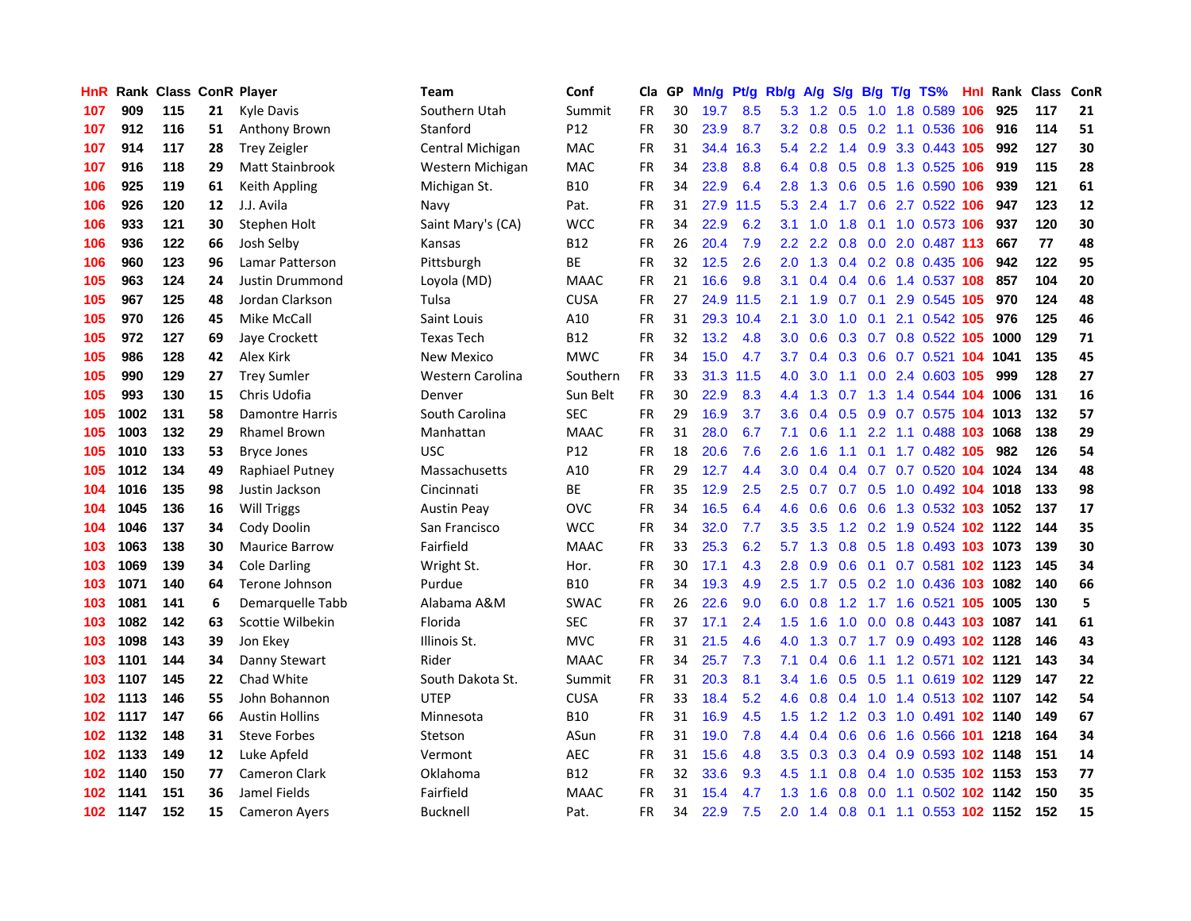| HnR | Rank | Class | ConR | Player | Team | Conf | Cla | GP | Mn/g | Pt/g | Rb/g | A/g | S/g | B/g | T/g | TS% | Hnl | Rank | Class | ConR |
|---|---|---|---|---|---|---|---|---|---|---|---|---|---|---|---|---|---|---|---|---|
| 107 | 909 | 115 | 21 | Kyle Davis | Southern Utah | Summit | FR | 30 | 19.7 | 8.5 | 5.3 | 1.2 | 0.5 | 1.0 | 1.8 | 0.589 | 106 | 925 | 117 | 21 |
| 107 | 912 | 116 | 51 | Anthony Brown | Stanford | P12 | FR | 30 | 23.9 | 8.7 | 3.2 | 0.8 | 0.5 | 0.2 | 1.1 | 0.536 | 106 | 916 | 114 | 51 |
| 107 | 914 | 117 | 28 | Trey Zeigler | Central Michigan | MAC | FR | 31 | 34.4 | 16.3 | 5.4 | 2.2 | 1.4 | 0.9 | 3.3 | 0.443 | 105 | 992 | 127 | 30 |
| 107 | 916 | 118 | 29 | Matt Stainbrook | Western Michigan | MAC | FR | 34 | 23.8 | 8.8 | 6.4 | 0.8 | 0.5 | 0.8 | 1.3 | 0.525 | 106 | 919 | 115 | 28 |
| 106 | 925 | 119 | 61 | Keith Appling | Michigan St. | B10 | FR | 34 | 22.9 | 6.4 | 2.8 | 1.3 | 0.6 | 0.5 | 1.6 | 0.590 | 106 | 939 | 121 | 61 |
| 106 | 926 | 120 | 12 | J.J. Avila | Navy | Pat. | FR | 31 | 27.9 | 11.5 | 5.3 | 2.4 | 1.7 | 0.6 | 2.7 | 0.522 | 106 | 947 | 123 | 12 |
| 106 | 933 | 121 | 30 | Stephen Holt | Saint Mary's (CA) | WCC | FR | 34 | 22.9 | 6.2 | 3.1 | 1.0 | 1.8 | 0.1 | 1.0 | 0.573 | 106 | 937 | 120 | 30 |
| 106 | 936 | 122 | 66 | Josh Selby | Kansas | B12 | FR | 26 | 20.4 | 7.9 | 2.2 | 2.2 | 0.8 | 0.0 | 2.0 | 0.487 | 113 | 667 | 77 | 48 |
| 106 | 960 | 123 | 96 | Lamar Patterson | Pittsburgh | BE | FR | 32 | 12.5 | 2.6 | 2.0 | 1.3 | 0.4 | 0.2 | 0.8 | 0.435 | 106 | 942 | 122 | 95 |
| 105 | 963 | 124 | 24 | Justin Drummond | Loyola (MD) | MAAC | FR | 21 | 16.6 | 9.8 | 3.1 | 0.4 | 0.4 | 0.6 | 1.4 | 0.537 | 108 | 857 | 104 | 20 |
| 105 | 967 | 125 | 48 | Jordan Clarkson | Tulsa | CUSA | FR | 27 | 24.9 | 11.5 | 2.1 | 1.9 | 0.7 | 0.1 | 2.9 | 0.545 | 105 | 970 | 124 | 48 |
| 105 | 970 | 126 | 45 | Mike McCall | Saint Louis | A10 | FR | 31 | 29.3 | 10.4 | 2.1 | 3.0 | 1.0 | 0.1 | 2.1 | 0.542 | 105 | 976 | 125 | 46 |
| 105 | 972 | 127 | 69 | Jaye Crockett | Texas Tech | B12 | FR | 32 | 13.2 | 4.8 | 3.0 | 0.6 | 0.3 | 0.7 | 0.8 | 0.522 | 105 | 1000 | 129 | 71 |
| 105 | 986 | 128 | 42 | Alex Kirk | New Mexico | MWC | FR | 34 | 15.0 | 4.7 | 3.7 | 0.4 | 0.3 | 0.6 | 0.7 | 0.521 | 104 | 1041 | 135 | 45 |
| 105 | 990 | 129 | 27 | Trey Sumler | Western Carolina | Southern | FR | 33 | 31.3 | 11.5 | 4.0 | 3.0 | 1.1 | 0.0 | 2.4 | 0.603 | 105 | 999 | 128 | 27 |
| 105 | 993 | 130 | 15 | Chris Udofia | Denver | Sun Belt | FR | 30 | 22.9 | 8.3 | 4.4 | 1.3 | 0.7 | 1.3 | 1.4 | 0.544 | 104 | 1006 | 131 | 16 |
| 105 | 1002 | 131 | 58 | Damontre Harris | South Carolina | SEC | FR | 29 | 16.9 | 3.7 | 3.6 | 0.4 | 0.5 | 0.9 | 0.7 | 0.575 | 104 | 1013 | 132 | 57 |
| 105 | 1003 | 132 | 29 | Rhamel Brown | Manhattan | MAAC | FR | 31 | 28.0 | 6.7 | 7.1 | 0.6 | 1.1 | 2.2 | 1.1 | 0.488 | 103 | 1068 | 138 | 29 |
| 105 | 1010 | 133 | 53 | Bryce Jones | USC | P12 | FR | 18 | 20.6 | 7.6 | 2.6 | 1.6 | 1.1 | 0.1 | 1.7 | 0.482 | 105 | 982 | 126 | 54 |
| 105 | 1012 | 134 | 49 | Raphiael Putney | Massachusetts | A10 | FR | 29 | 12.7 | 4.4 | 3.0 | 0.4 | 0.4 | 0.7 | 0.7 | 0.520 | 104 | 1024 | 134 | 48 |
| 104 | 1016 | 135 | 98 | Justin Jackson | Cincinnati | BE | FR | 35 | 12.9 | 2.5 | 2.5 | 0.7 | 0.7 | 0.5 | 1.0 | 0.492 | 104 | 1018 | 133 | 98 |
| 104 | 1045 | 136 | 16 | Will Triggs | Austin Peay | OVC | FR | 34 | 16.5 | 6.4 | 4.6 | 0.6 | 0.6 | 0.6 | 1.3 | 0.532 | 103 | 1052 | 137 | 17 |
| 104 | 1046 | 137 | 34 | Cody Doolin | San Francisco | WCC | FR | 34 | 32.0 | 7.7 | 3.5 | 3.5 | 1.2 | 0.2 | 1.9 | 0.524 | 102 | 1122 | 144 | 35 |
| 103 | 1063 | 138 | 30 | Maurice Barrow | Fairfield | MAAC | FR | 33 | 25.3 | 6.2 | 5.7 | 1.3 | 0.8 | 0.5 | 1.8 | 0.493 | 103 | 1073 | 139 | 30 |
| 103 | 1069 | 139 | 34 | Cole Darling | Wright St. | Hor. | FR | 30 | 17.1 | 4.3 | 2.8 | 0.9 | 0.6 | 0.1 | 0.7 | 0.581 | 102 | 1123 | 145 | 34 |
| 103 | 1071 | 140 | 64 | Terone Johnson | Purdue | B10 | FR | 34 | 19.3 | 4.9 | 2.5 | 1.7 | 0.5 | 0.2 | 1.0 | 0.436 | 103 | 1082 | 140 | 66 |
| 103 | 1081 | 141 | 6 | Demarquelle Tabb | Alabama A&M | SWAC | FR | 26 | 22.6 | 9.0 | 6.0 | 0.8 | 1.2 | 1.7 | 1.6 | 0.521 | 105 | 1005 | 130 | 5 |
| 103 | 1082 | 142 | 63 | Scottie Wilbekin | Florida | SEC | FR | 37 | 17.1 | 2.4 | 1.5 | 1.6 | 1.0 | 0.0 | 0.8 | 0.443 | 103 | 1087 | 141 | 61 |
| 103 | 1098 | 143 | 39 | Jon Ekey | Illinois St. | MVC | FR | 31 | 21.5 | 4.6 | 4.0 | 1.3 | 0.7 | 1.7 | 0.9 | 0.493 | 102 | 1128 | 146 | 43 |
| 103 | 1101 | 144 | 34 | Danny Stewart | Rider | MAAC | FR | 34 | 25.7 | 7.3 | 7.1 | 0.4 | 0.6 | 1.1 | 1.2 | 0.571 | 102 | 1121 | 143 | 34 |
| 103 | 1107 | 145 | 22 | Chad White | South Dakota St. | Summit | FR | 31 | 20.3 | 8.1 | 3.4 | 1.6 | 0.5 | 0.5 | 1.1 | 0.619 | 102 | 1129 | 147 | 22 |
| 102 | 1113 | 146 | 55 | John Bohannon | UTEP | CUSA | FR | 33 | 18.4 | 5.2 | 4.6 | 0.8 | 0.4 | 1.0 | 1.4 | 0.513 | 102 | 1107 | 142 | 54 |
| 102 | 1117 | 147 | 66 | Austin Hollins | Minnesota | B10 | FR | 31 | 16.9 | 4.5 | 1.5 | 1.2 | 1.2 | 0.3 | 1.0 | 0.491 | 102 | 1140 | 149 | 67 |
| 102 | 1132 | 148 | 31 | Steve Forbes | Stetson | ASun | FR | 31 | 19.0 | 7.8 | 4.4 | 0.4 | 0.6 | 0.6 | 1.6 | 0.566 | 101 | 1218 | 164 | 34 |
| 102 | 1133 | 149 | 12 | Luke Apfeld | Vermont | AEC | FR | 31 | 15.6 | 4.8 | 3.5 | 0.3 | 0.3 | 0.4 | 0.9 | 0.593 | 102 | 1148 | 151 | 14 |
| 102 | 1140 | 150 | 77 | Cameron Clark | Oklahoma | B12 | FR | 32 | 33.6 | 9.3 | 4.5 | 1.1 | 0.8 | 0.4 | 1.0 | 0.535 | 102 | 1153 | 153 | 77 |
| 102 | 1141 | 151 | 36 | Jamel Fields | Fairfield | MAAC | FR | 31 | 15.4 | 4.7 | 1.3 | 1.6 | 0.8 | 0.0 | 1.1 | 0.502 | 102 | 1142 | 150 | 35 |
| 102 | 1147 | 152 | 15 | Cameron Ayers | Bucknell | Pat. | FR | 34 | 22.9 | 7.5 | 2.0 | 1.4 | 0.8 | 0.1 | 1.1 | 0.553 | 102 | 1152 | 152 | 15 |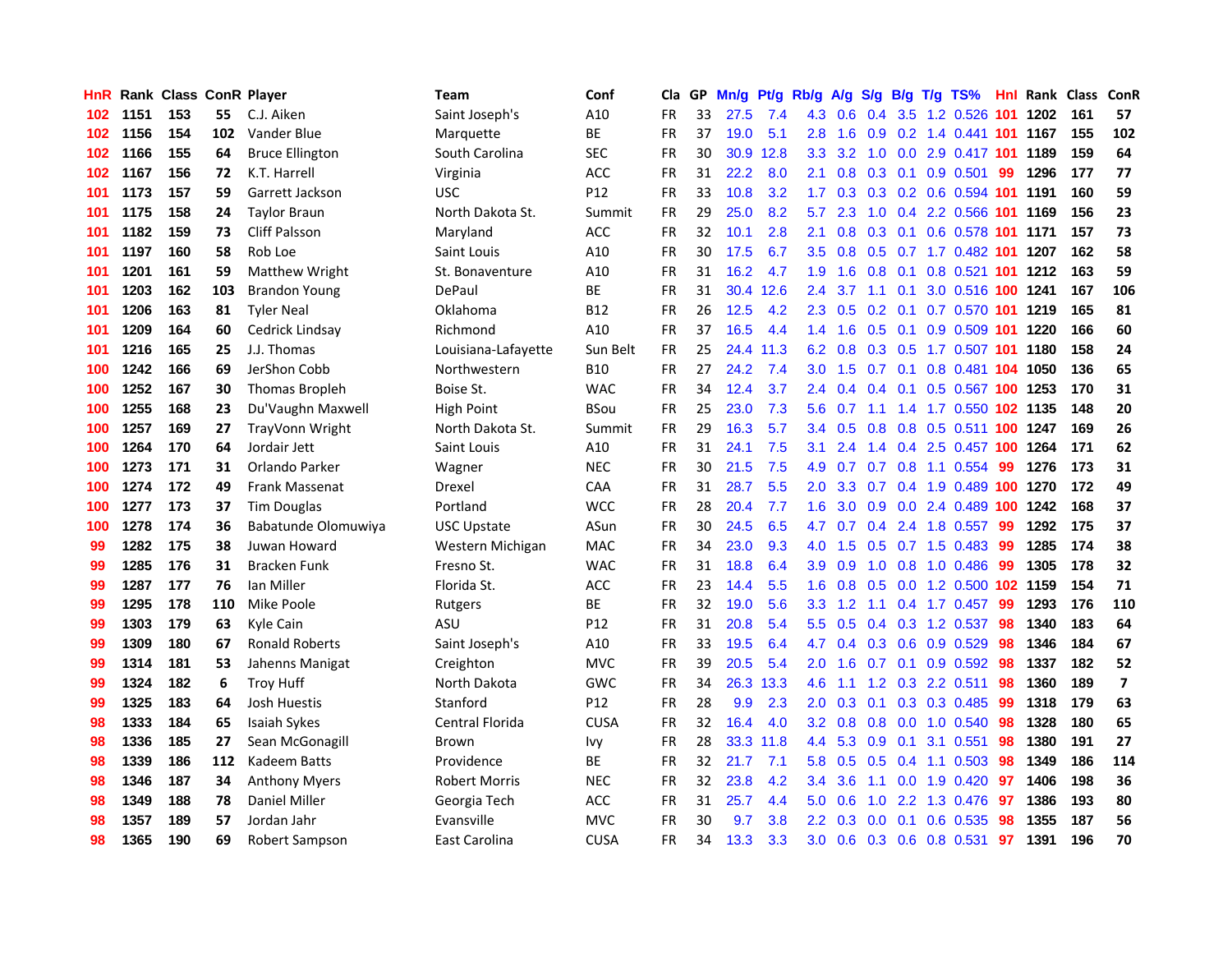| HnR | Rank | Class | ConR | Player | Team | Conf | Cla | GP | Mn/g | Pt/g | Rb/g | A/g | S/g | B/g | T/g | TS% | HnI | Rank | Class | ConR |
|---|---|---|---|---|---|---|---|---|---|---|---|---|---|---|---|---|---|---|---|---|
| 102 | 1151 | 153 | 55 | C.J. Aiken | Saint Joseph's | A10 | FR | 33 | 27.5 | 7.4 | 4.3 | 0.6 | 0.4 | 3.5 | 1.2 | 0.526 | 101 | 1202 | 161 | 57 |
| 102 | 1156 | 154 | 102 | Vander Blue | Marquette | BE | FR | 37 | 19.0 | 5.1 | 2.8 | 1.6 | 0.9 | 0.2 | 1.4 | 0.441 | 101 | 1167 | 155 | 102 |
| 102 | 1166 | 155 | 64 | Bruce Ellington | South Carolina | SEC | FR | 30 | 30.9 | 12.8 | 3.3 | 3.2 | 1.0 | 0.0 | 2.9 | 0.417 | 101 | 1189 | 159 | 64 |
| 102 | 1167 | 156 | 72 | K.T. Harrell | Virginia | ACC | FR | 31 | 22.2 | 8.0 | 2.1 | 0.8 | 0.3 | 0.1 | 0.9 | 0.501 | 99 | 1296 | 177 | 77 |
| 101 | 1173 | 157 | 59 | Garrett Jackson | USC | P12 | FR | 33 | 10.8 | 3.2 | 1.7 | 0.3 | 0.3 | 0.2 | 0.6 | 0.594 | 101 | 1191 | 160 | 59 |
| 101 | 1175 | 158 | 24 | Taylor Braun | North Dakota St. | Summit | FR | 29 | 25.0 | 8.2 | 5.7 | 2.3 | 1.0 | 0.4 | 2.2 | 0.566 | 101 | 1169 | 156 | 23 |
| 101 | 1182 | 159 | 73 | Cliff Palsson | Maryland | ACC | FR | 32 | 10.1 | 2.8 | 2.1 | 0.8 | 0.3 | 0.1 | 0.6 | 0.578 | 101 | 1171 | 157 | 73 |
| 101 | 1197 | 160 | 58 | Rob Loe | Saint Louis | A10 | FR | 30 | 17.5 | 6.7 | 3.5 | 0.8 | 0.5 | 0.7 | 1.7 | 0.482 | 101 | 1207 | 162 | 58 |
| 101 | 1201 | 161 | 59 | Matthew Wright | St. Bonaventure | A10 | FR | 31 | 16.2 | 4.7 | 1.9 | 1.6 | 0.8 | 0.1 | 0.8 | 0.521 | 101 | 1212 | 163 | 59 |
| 101 | 1203 | 162 | 103 | Brandon Young | DePaul | BE | FR | 31 | 30.4 | 12.6 | 2.4 | 3.7 | 1.1 | 0.1 | 3.0 | 0.516 | 100 | 1241 | 167 | 106 |
| 101 | 1206 | 163 | 81 | Tyler Neal | Oklahoma | B12 | FR | 26 | 12.5 | 4.2 | 2.3 | 0.5 | 0.2 | 0.1 | 0.7 | 0.570 | 101 | 1219 | 165 | 81 |
| 101 | 1209 | 164 | 60 | Cedrick Lindsay | Richmond | A10 | FR | 37 | 16.5 | 4.4 | 1.4 | 1.6 | 0.5 | 0.1 | 0.9 | 0.509 | 101 | 1220 | 166 | 60 |
| 101 | 1216 | 165 | 25 | J.J. Thomas | Louisiana-Lafayette | Sun Belt | FR | 25 | 24.4 | 11.3 | 6.2 | 0.8 | 0.3 | 0.5 | 1.7 | 0.507 | 101 | 1180 | 158 | 24 |
| 100 | 1242 | 166 | 69 | JerShon Cobb | Northwestern | B10 | FR | 27 | 24.2 | 7.4 | 3.0 | 1.5 | 0.7 | 0.1 | 0.8 | 0.481 | 104 | 1050 | 136 | 65 |
| 100 | 1252 | 167 | 30 | Thomas Bropleh | Boise St. | WAC | FR | 34 | 12.4 | 3.7 | 2.4 | 0.4 | 0.4 | 0.1 | 0.5 | 0.567 | 100 | 1253 | 170 | 31 |
| 100 | 1255 | 168 | 23 | Du'Vaughn Maxwell | High Point | BSou | FR | 25 | 23.0 | 7.3 | 5.6 | 0.7 | 1.1 | 1.4 | 1.7 | 0.550 | 102 | 1135 | 148 | 20 |
| 100 | 1257 | 169 | 27 | TrayVonn Wright | North Dakota St. | Summit | FR | 29 | 16.3 | 5.7 | 3.4 | 0.5 | 0.8 | 0.8 | 0.5 | 0.511 | 100 | 1247 | 169 | 26 |
| 100 | 1264 | 170 | 64 | Jordair Jett | Saint Louis | A10 | FR | 31 | 24.1 | 7.5 | 3.1 | 2.4 | 1.4 | 0.4 | 2.5 | 0.457 | 100 | 1264 | 171 | 62 |
| 100 | 1273 | 171 | 31 | Orlando Parker | Wagner | NEC | FR | 30 | 21.5 | 7.5 | 4.9 | 0.7 | 0.7 | 0.8 | 1.1 | 0.554 | 99 | 1276 | 173 | 31 |
| 100 | 1274 | 172 | 49 | Frank Massenat | Drexel | CAA | FR | 31 | 28.7 | 5.5 | 2.0 | 3.3 | 0.7 | 0.4 | 1.9 | 0.489 | 100 | 1270 | 172 | 49 |
| 100 | 1277 | 173 | 37 | Tim Douglas | Portland | WCC | FR | 28 | 20.4 | 7.7 | 1.6 | 3.0 | 0.9 | 0.0 | 2.4 | 0.489 | 100 | 1242 | 168 | 37 |
| 100 | 1278 | 174 | 36 | Babatunde Olomuwiya | USC Upstate | ASun | FR | 30 | 24.5 | 6.5 | 4.7 | 0.7 | 0.4 | 2.4 | 1.8 | 0.557 | 99 | 1292 | 175 | 37 |
| 99 | 1282 | 175 | 38 | Juwan Howard | Western Michigan | MAC | FR | 34 | 23.0 | 9.3 | 4.0 | 1.5 | 0.5 | 0.7 | 1.5 | 0.483 | 99 | 1285 | 174 | 38 |
| 99 | 1285 | 176 | 31 | Bracken Funk | Fresno St. | WAC | FR | 31 | 18.8 | 6.4 | 3.9 | 0.9 | 1.0 | 0.8 | 1.0 | 0.486 | 99 | 1305 | 178 | 32 |
| 99 | 1287 | 177 | 76 | Ian Miller | Florida St. | ACC | FR | 23 | 14.4 | 5.5 | 1.6 | 0.8 | 0.5 | 0.0 | 1.2 | 0.500 | 102 | 1159 | 154 | 71 |
| 99 | 1295 | 178 | 110 | Mike Poole | Rutgers | BE | FR | 32 | 19.0 | 5.6 | 3.3 | 1.2 | 1.1 | 0.4 | 1.7 | 0.457 | 99 | 1293 | 176 | 110 |
| 99 | 1303 | 179 | 63 | Kyle Cain | ASU | P12 | FR | 31 | 20.8 | 5.4 | 5.5 | 0.5 | 0.4 | 0.3 | 1.2 | 0.537 | 98 | 1340 | 183 | 64 |
| 99 | 1309 | 180 | 67 | Ronald Roberts | Saint Joseph's | A10 | FR | 33 | 19.5 | 6.4 | 4.7 | 0.4 | 0.3 | 0.6 | 0.9 | 0.529 | 98 | 1346 | 184 | 67 |
| 99 | 1314 | 181 | 53 | Jahenns Manigat | Creighton | MVC | FR | 39 | 20.5 | 5.4 | 2.0 | 1.6 | 0.7 | 0.1 | 0.9 | 0.592 | 98 | 1337 | 182 | 52 |
| 99 | 1324 | 182 | 6 | Troy Huff | North Dakota | GWC | FR | 34 | 26.3 | 13.3 | 4.6 | 1.1 | 1.2 | 0.3 | 2.2 | 0.511 | 98 | 1360 | 189 | 7 |
| 99 | 1325 | 183 | 64 | Josh Huestis | Stanford | P12 | FR | 28 | 9.9 | 2.3 | 2.0 | 0.3 | 0.1 | 0.3 | 0.3 | 0.485 | 99 | 1318 | 179 | 63 |
| 98 | 1333 | 184 | 65 | Isaiah Sykes | Central Florida | CUSA | FR | 32 | 16.4 | 4.0 | 3.2 | 0.8 | 0.8 | 0.0 | 1.0 | 0.540 | 98 | 1328 | 180 | 65 |
| 98 | 1336 | 185 | 27 | Sean McGonagill | Brown | Ivy | FR | 28 | 33.3 | 11.8 | 4.4 | 5.3 | 0.9 | 0.1 | 3.1 | 0.551 | 98 | 1380 | 191 | 27 |
| 98 | 1339 | 186 | 112 | Kadeem Batts | Providence | BE | FR | 32 | 21.7 | 7.1 | 5.8 | 0.5 | 0.5 | 0.4 | 1.1 | 0.503 | 98 | 1349 | 186 | 114 |
| 98 | 1346 | 187 | 34 | Anthony Myers | Robert Morris | NEC | FR | 32 | 23.8 | 4.2 | 3.4 | 3.6 | 1.1 | 0.0 | 1.9 | 0.420 | 97 | 1406 | 198 | 36 |
| 98 | 1349 | 188 | 78 | Daniel Miller | Georgia Tech | ACC | FR | 31 | 25.7 | 4.4 | 5.0 | 0.6 | 1.0 | 2.2 | 1.3 | 0.476 | 97 | 1386 | 193 | 80 |
| 98 | 1357 | 189 | 57 | Jordan Jahr | Evansville | MVC | FR | 30 | 9.7 | 3.8 | 2.2 | 0.3 | 0.0 | 0.1 | 0.6 | 0.535 | 98 | 1355 | 187 | 56 |
| 98 | 1365 | 190 | 69 | Robert Sampson | East Carolina | CUSA | FR | 34 | 13.3 | 3.3 | 3.0 | 0.6 | 0.3 | 0.6 | 0.8 | 0.531 | 97 | 1391 | 196 | 70 |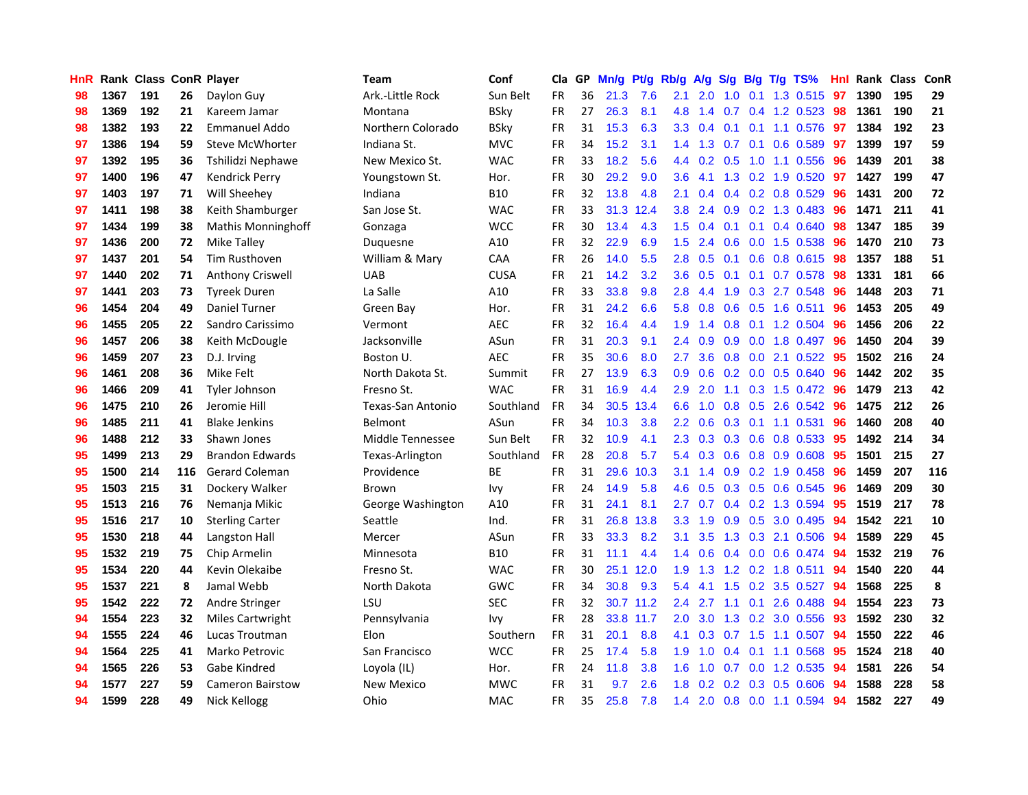| HnR | Rank | Class | ConR | Player | Team | Conf | Cla | GP | Mn/g | Pt/g | Rb/g | A/g | S/g | B/g | T/g | TS% | HnI | Rank | Class | ConR |
|---|---|---|---|---|---|---|---|---|---|---|---|---|---|---|---|---|---|---|---|---|
| 98 | 1367 | 191 | 26 | Daylon Guy | Ark.-Little Rock | Sun Belt | FR | 36 | 21.3 | 7.6 | 2.1 | 2.0 | 1.0 | 0.1 | 1.3 | 0.515 | 97 | 1390 | 195 | 29 |
| 98 | 1369 | 192 | 21 | Kareem Jamar | Montana | BSky | FR | 27 | 26.3 | 8.1 | 4.8 | 1.4 | 0.7 | 0.4 | 1.2 | 0.523 | 98 | 1361 | 190 | 21 |
| 98 | 1382 | 193 | 22 | Emmanuel Addo | Northern Colorado | BSky | FR | 31 | 15.3 | 6.3 | 3.3 | 0.4 | 0.1 | 0.1 | 1.1 | 0.576 | 97 | 1384 | 192 | 23 |
| 97 | 1386 | 194 | 59 | Steve McWhorter | Indiana St. | MVC | FR | 34 | 15.2 | 3.1 | 1.4 | 1.3 | 0.7 | 0.1 | 0.6 | 0.589 | 97 | 1399 | 197 | 59 |
| 97 | 1392 | 195 | 36 | Tshilidzi Nephawe | New Mexico St. | WAC | FR | 33 | 18.2 | 5.6 | 4.4 | 0.2 | 0.5 | 1.0 | 1.1 | 0.556 | 96 | 1439 | 201 | 38 |
| 97 | 1400 | 196 | 47 | Kendrick Perry | Youngstown St. | Hor. | FR | 30 | 29.2 | 9.0 | 3.6 | 4.1 | 1.3 | 0.2 | 1.9 | 0.520 | 97 | 1427 | 199 | 47 |
| 97 | 1403 | 197 | 71 | Will Sheehey | Indiana | B10 | FR | 32 | 13.8 | 4.8 | 2.1 | 0.4 | 0.4 | 0.2 | 0.8 | 0.529 | 96 | 1431 | 200 | 72 |
| 97 | 1411 | 198 | 38 | Keith Shamburger | San Jose St. | WAC | FR | 33 | 31.3 | 12.4 | 3.8 | 2.4 | 0.9 | 0.2 | 1.3 | 0.483 | 96 | 1471 | 211 | 41 |
| 97 | 1434 | 199 | 38 | Mathis Monninghoff | Gonzaga | WCC | FR | 30 | 13.4 | 4.3 | 1.5 | 0.4 | 0.1 | 0.1 | 0.4 | 0.640 | 98 | 1347 | 185 | 39 |
| 97 | 1436 | 200 | 72 | Mike Talley | Duquesne | A10 | FR | 32 | 22.9 | 6.9 | 1.5 | 2.4 | 0.6 | 0.0 | 1.5 | 0.538 | 96 | 1470 | 210 | 73 |
| 97 | 1437 | 201 | 54 | Tim Rusthoven | William & Mary | CAA | FR | 26 | 14.0 | 5.5 | 2.8 | 0.5 | 0.1 | 0.6 | 0.8 | 0.615 | 98 | 1357 | 188 | 51 |
| 97 | 1440 | 202 | 71 | Anthony Criswell | UAB | CUSA | FR | 21 | 14.2 | 3.2 | 3.6 | 0.5 | 0.1 | 0.1 | 0.7 | 0.578 | 98 | 1331 | 181 | 66 |
| 97 | 1441 | 203 | 73 | Tyreek Duren | La Salle | A10 | FR | 33 | 33.8 | 9.8 | 2.8 | 4.4 | 1.9 | 0.3 | 2.7 | 0.548 | 96 | 1448 | 203 | 71 |
| 96 | 1454 | 204 | 49 | Daniel Turner | Green Bay | Hor. | FR | 31 | 24.2 | 6.6 | 5.8 | 0.8 | 0.6 | 0.5 | 1.6 | 0.511 | 96 | 1453 | 205 | 49 |
| 96 | 1455 | 205 | 22 | Sandro Carissimo | Vermont | AEC | FR | 32 | 16.4 | 4.4 | 1.9 | 1.4 | 0.8 | 0.1 | 1.2 | 0.504 | 96 | 1456 | 206 | 22 |
| 96 | 1457 | 206 | 38 | Keith McDougle | Jacksonville | ASun | FR | 31 | 20.3 | 9.1 | 2.4 | 0.9 | 0.9 | 0.0 | 1.8 | 0.497 | 96 | 1450 | 204 | 39 |
| 96 | 1459 | 207 | 23 | D.J. Irving | Boston U. | AEC | FR | 35 | 30.6 | 8.0 | 2.7 | 3.6 | 0.8 | 0.0 | 2.1 | 0.522 | 95 | 1502 | 216 | 24 |
| 96 | 1461 | 208 | 36 | Mike Felt | North Dakota St. | Summit | FR | 27 | 13.9 | 6.3 | 0.9 | 0.6 | 0.2 | 0.0 | 0.5 | 0.640 | 96 | 1442 | 202 | 35 |
| 96 | 1466 | 209 | 41 | Tyler Johnson | Fresno St. | WAC | FR | 31 | 16.9 | 4.4 | 2.9 | 2.0 | 1.1 | 0.3 | 1.5 | 0.472 | 96 | 1479 | 213 | 42 |
| 96 | 1475 | 210 | 26 | Jeromie Hill | Texas-San Antonio | Southland | FR | 34 | 30.5 | 13.4 | 6.6 | 1.0 | 0.8 | 0.5 | 2.6 | 0.542 | 96 | 1475 | 212 | 26 |
| 96 | 1485 | 211 | 41 | Blake Jenkins | Belmont | ASun | FR | 34 | 10.3 | 3.8 | 2.2 | 0.6 | 0.3 | 0.1 | 1.1 | 0.531 | 96 | 1460 | 208 | 40 |
| 96 | 1488 | 212 | 33 | Shawn Jones | Middle Tennessee | Sun Belt | FR | 32 | 10.9 | 4.1 | 2.3 | 0.3 | 0.3 | 0.6 | 0.8 | 0.533 | 95 | 1492 | 214 | 34 |
| 95 | 1499 | 213 | 29 | Brandon Edwards | Texas-Arlington | Southland | FR | 28 | 20.8 | 5.7 | 5.4 | 0.3 | 0.6 | 0.8 | 0.9 | 0.608 | 95 | 1501 | 215 | 27 |
| 95 | 1500 | 214 | 116 | Gerard Coleman | Providence | BE | FR | 31 | 29.6 | 10.3 | 3.1 | 1.4 | 0.9 | 0.2 | 1.9 | 0.458 | 96 | 1459 | 207 | 116 |
| 95 | 1503 | 215 | 31 | Dockery Walker | Brown | Ivy | FR | 24 | 14.9 | 5.8 | 4.6 | 0.5 | 0.3 | 0.5 | 0.6 | 0.545 | 96 | 1469 | 209 | 30 |
| 95 | 1513 | 216 | 76 | Nemanja Mikic | George Washington | A10 | FR | 31 | 24.1 | 8.1 | 2.7 | 0.7 | 0.4 | 0.2 | 1.3 | 0.594 | 95 | 1519 | 217 | 78 |
| 95 | 1516 | 217 | 10 | Sterling Carter | Seattle | Ind. | FR | 31 | 26.8 | 13.8 | 3.3 | 1.9 | 0.9 | 0.5 | 3.0 | 0.495 | 94 | 1542 | 221 | 10 |
| 95 | 1530 | 218 | 44 | Langston Hall | Mercer | ASun | FR | 33 | 33.3 | 8.2 | 3.1 | 3.5 | 1.3 | 0.3 | 2.1 | 0.506 | 94 | 1589 | 229 | 45 |
| 95 | 1532 | 219 | 75 | Chip Armelin | Minnesota | B10 | FR | 31 | 11.1 | 4.4 | 1.4 | 0.6 | 0.4 | 0.0 | 0.6 | 0.474 | 94 | 1532 | 219 | 76 |
| 95 | 1534 | 220 | 44 | Kevin Olekaibe | Fresno St. | WAC | FR | 30 | 25.1 | 12.0 | 1.9 | 1.3 | 1.2 | 0.2 | 1.8 | 0.511 | 94 | 1540 | 220 | 44 |
| 95 | 1537 | 221 | 8 | Jamal Webb | North Dakota | GWC | FR | 34 | 30.8 | 9.3 | 5.4 | 4.1 | 1.5 | 0.2 | 3.5 | 0.527 | 94 | 1568 | 225 | 8 |
| 95 | 1542 | 222 | 72 | Andre Stringer | LSU | SEC | FR | 32 | 30.7 | 11.2 | 2.4 | 2.7 | 1.1 | 0.1 | 2.6 | 0.488 | 94 | 1554 | 223 | 73 |
| 94 | 1554 | 223 | 32 | Miles Cartwright | Pennsylvania | Ivy | FR | 28 | 33.8 | 11.7 | 2.0 | 3.0 | 1.3 | 0.2 | 3.0 | 0.556 | 93 | 1592 | 230 | 32 |
| 94 | 1555 | 224 | 46 | Lucas Troutman | Elon | Southern | FR | 31 | 20.1 | 8.8 | 4.1 | 0.3 | 0.7 | 1.5 | 1.1 | 0.507 | 94 | 1550 | 222 | 46 |
| 94 | 1564 | 225 | 41 | Marko Petrovic | San Francisco | WCC | FR | 25 | 17.4 | 5.8 | 1.9 | 1.0 | 0.4 | 0.1 | 1.1 | 0.568 | 95 | 1524 | 218 | 40 |
| 94 | 1565 | 226 | 53 | Gabe Kindred | Loyola (IL) | Hor. | FR | 24 | 11.8 | 3.8 | 1.6 | 1.0 | 0.7 | 0.0 | 1.2 | 0.535 | 94 | 1581 | 226 | 54 |
| 94 | 1577 | 227 | 59 | Cameron Bairstow | New Mexico | MWC | FR | 31 | 9.7 | 2.6 | 1.8 | 0.2 | 0.2 | 0.3 | 0.5 | 0.606 | 94 | 1588 | 228 | 58 |
| 94 | 1599 | 228 | 49 | Nick Kellogg | Ohio | MAC | FR | 35 | 25.8 | 7.8 | 1.4 | 2.0 | 0.8 | 0.0 | 1.1 | 0.594 | 94 | 1582 | 227 | 49 |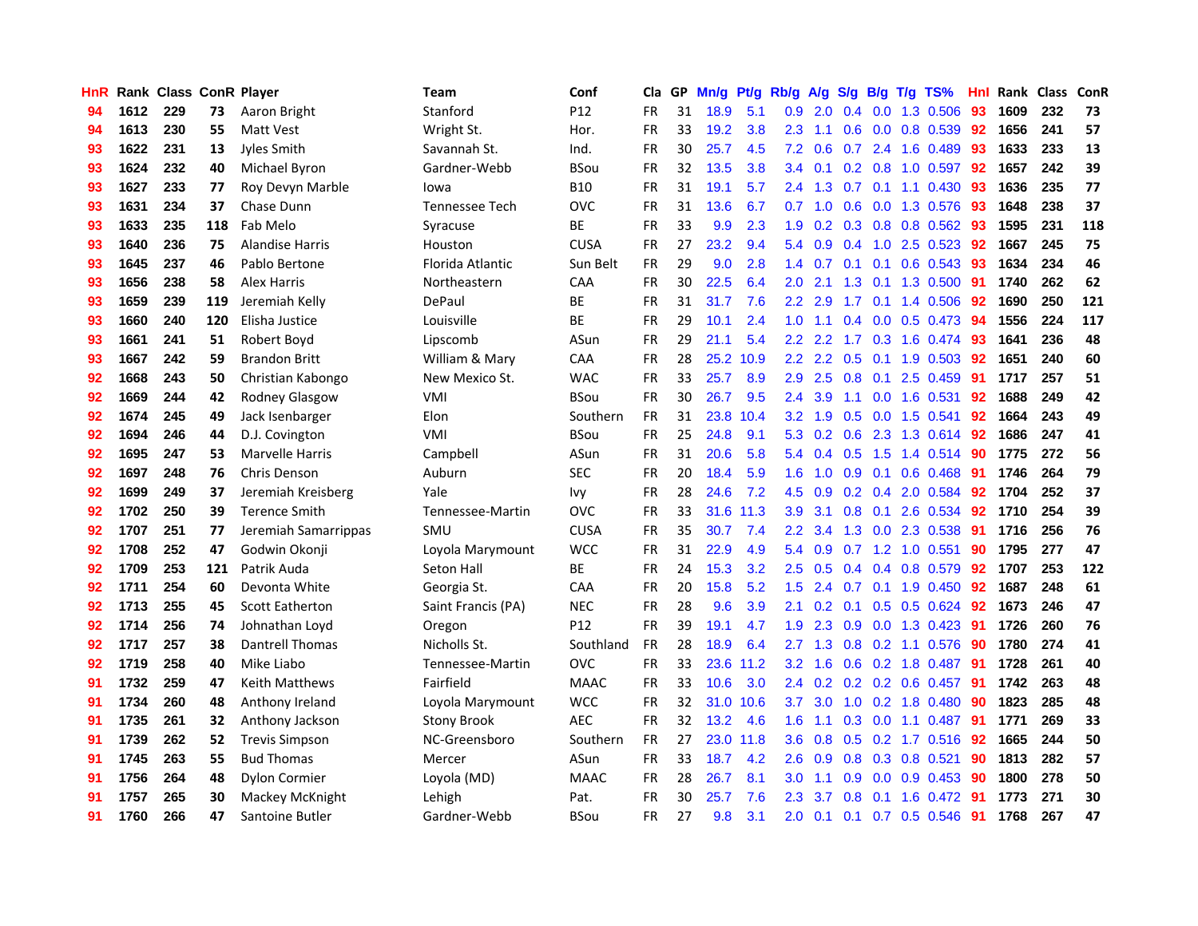| HnR | Rank | Class | ConR | Player | Team | Conf | Cla | GP | Mn/g | Pt/g | Rb/g | A/g | S/g | B/g | T/g | TS% | HnI | Rank | Class | ConR |
|---|---|---|---|---|---|---|---|---|---|---|---|---|---|---|---|---|---|---|---|---|
| 94 | 1612 | 229 | 73 | Aaron Bright | Stanford | P12 | FR | 31 | 18.9 | 5.1 | 0.9 | 2.0 | 0.4 | 0.0 | 1.3 | 0.506 | 93 | 1609 | 232 | 73 |
| 94 | 1613 | 230 | 55 | Matt Vest | Wright St. | Hor. | FR | 33 | 19.2 | 3.8 | 2.3 | 1.1 | 0.6 | 0.0 | 0.8 | 0.539 | 92 | 1656 | 241 | 57 |
| 93 | 1622 | 231 | 13 | Jyles Smith | Savannah St. | Ind. | FR | 30 | 25.7 | 4.5 | 7.2 | 0.6 | 0.7 | 2.4 | 1.6 | 0.489 | 93 | 1633 | 233 | 13 |
| 93 | 1624 | 232 | 40 | Michael Byron | Gardner-Webb | BSou | FR | 32 | 13.5 | 3.8 | 3.4 | 0.1 | 0.2 | 0.8 | 1.0 | 0.597 | 92 | 1657 | 242 | 39 |
| 93 | 1627 | 233 | 77 | Roy Devyn Marble | Iowa | B10 | FR | 31 | 19.1 | 5.7 | 2.4 | 1.3 | 0.7 | 0.1 | 1.1 | 0.430 | 93 | 1636 | 235 | 77 |
| 93 | 1631 | 234 | 37 | Chase Dunn | Tennessee Tech | OVC | FR | 31 | 13.6 | 6.7 | 0.7 | 1.0 | 0.6 | 0.0 | 1.3 | 0.576 | 93 | 1648 | 238 | 37 |
| 93 | 1633 | 235 | 118 | Fab Melo | Syracuse | BE | FR | 33 | 9.9 | 2.3 | 1.9 | 0.2 | 0.3 | 0.8 | 0.8 | 0.562 | 93 | 1595 | 231 | 118 |
| 93 | 1640 | 236 | 75 | Alandise Harris | Houston | CUSA | FR | 27 | 23.2 | 9.4 | 5.4 | 0.9 | 0.4 | 1.0 | 2.5 | 0.523 | 92 | 1667 | 245 | 75 |
| 93 | 1645 | 237 | 46 | Pablo Bertone | Florida Atlantic | Sun Belt | FR | 29 | 9.0 | 2.8 | 1.4 | 0.7 | 0.1 | 0.1 | 0.6 | 0.543 | 93 | 1634 | 234 | 46 |
| 93 | 1656 | 238 | 58 | Alex Harris | Northeastern | CAA | FR | 30 | 22.5 | 6.4 | 2.0 | 2.1 | 1.3 | 0.1 | 1.3 | 0.500 | 91 | 1740 | 262 | 62 |
| 93 | 1659 | 239 | 119 | Jeremiah Kelly | DePaul | BE | FR | 31 | 31.7 | 7.6 | 2.2 | 2.9 | 1.7 | 0.1 | 1.4 | 0.506 | 92 | 1690 | 250 | 121 |
| 93 | 1660 | 240 | 120 | Elisha Justice | Louisville | BE | FR | 29 | 10.1 | 2.4 | 1.0 | 1.1 | 0.4 | 0.0 | 0.5 | 0.473 | 94 | 1556 | 224 | 117 |
| 93 | 1661 | 241 | 51 | Robert Boyd | Lipscomb | ASun | FR | 29 | 21.1 | 5.4 | 2.2 | 2.2 | 1.7 | 0.3 | 1.6 | 0.474 | 93 | 1641 | 236 | 48 |
| 93 | 1667 | 242 | 59 | Brandon Britt | William & Mary | CAA | FR | 28 | 25.2 | 10.9 | 2.2 | 2.2 | 0.5 | 0.1 | 1.9 | 0.503 | 92 | 1651 | 240 | 60 |
| 92 | 1668 | 243 | 50 | Christian Kabongo | New Mexico St. | WAC | FR | 33 | 25.7 | 8.9 | 2.9 | 2.5 | 0.8 | 0.1 | 2.5 | 0.459 | 91 | 1717 | 257 | 51 |
| 92 | 1669 | 244 | 42 | Rodney Glasgow | VMI | BSou | FR | 30 | 26.7 | 9.5 | 2.4 | 3.9 | 1.1 | 0.0 | 1.6 | 0.531 | 92 | 1688 | 249 | 42 |
| 92 | 1674 | 245 | 49 | Jack Isenbarger | Elon | Southern | FR | 31 | 23.8 | 10.4 | 3.2 | 1.9 | 0.5 | 0.0 | 1.5 | 0.541 | 92 | 1664 | 243 | 49 |
| 92 | 1694 | 246 | 44 | D.J. Covington | VMI | BSou | FR | 25 | 24.8 | 9.1 | 5.3 | 0.2 | 0.6 | 2.3 | 1.3 | 0.614 | 92 | 1686 | 247 | 41 |
| 92 | 1695 | 247 | 53 | Marvelle Harris | Campbell | ASun | FR | 31 | 20.6 | 5.8 | 5.4 | 0.4 | 0.5 | 1.5 | 1.4 | 0.514 | 90 | 1775 | 272 | 56 |
| 92 | 1697 | 248 | 76 | Chris Denson | Auburn | SEC | FR | 20 | 18.4 | 5.9 | 1.6 | 1.0 | 0.9 | 0.1 | 0.6 | 0.468 | 91 | 1746 | 264 | 79 |
| 92 | 1699 | 249 | 37 | Jeremiah Kreisberg | Yale | Ivy | FR | 28 | 24.6 | 7.2 | 4.5 | 0.9 | 0.2 | 0.4 | 2.0 | 0.584 | 92 | 1704 | 252 | 37 |
| 92 | 1702 | 250 | 39 | Terence Smith | Tennessee-Martin | OVC | FR | 33 | 31.6 | 11.3 | 3.9 | 3.1 | 0.8 | 0.1 | 2.6 | 0.534 | 92 | 1710 | 254 | 39 |
| 92 | 1707 | 251 | 77 | Jeremiah Samarrippas | SMU | CUSA | FR | 35 | 30.7 | 7.4 | 2.2 | 3.4 | 1.3 | 0.0 | 2.3 | 0.538 | 91 | 1716 | 256 | 76 |
| 92 | 1708 | 252 | 47 | Godwin Okonji | Loyola Marymount | WCC | FR | 31 | 22.9 | 4.9 | 5.4 | 0.9 | 0.7 | 1.2 | 1.0 | 0.551 | 90 | 1795 | 277 | 47 |
| 92 | 1709 | 253 | 121 | Patrik Auda | Seton Hall | BE | FR | 24 | 15.3 | 3.2 | 2.5 | 0.5 | 0.4 | 0.4 | 0.8 | 0.579 | 92 | 1707 | 253 | 122 |
| 92 | 1711 | 254 | 60 | Devonta White | Georgia St. | CAA | FR | 20 | 15.8 | 5.2 | 1.5 | 2.4 | 0.7 | 0.1 | 1.9 | 0.450 | 92 | 1687 | 248 | 61 |
| 92 | 1713 | 255 | 45 | Scott Eatherton | Saint Francis (PA) | NEC | FR | 28 | 9.6 | 3.9 | 2.1 | 0.2 | 0.1 | 0.5 | 0.5 | 0.624 | 92 | 1673 | 246 | 47 |
| 92 | 1714 | 256 | 74 | Johnathan Loyd | Oregon | P12 | FR | 39 | 19.1 | 4.7 | 1.9 | 2.3 | 0.9 | 0.0 | 1.3 | 0.423 | 91 | 1726 | 260 | 76 |
| 92 | 1717 | 257 | 38 | Dantrell Thomas | Nicholls St. | Southland | FR | 28 | 18.9 | 6.4 | 2.7 | 1.3 | 0.8 | 0.2 | 1.1 | 0.576 | 90 | 1780 | 274 | 41 |
| 92 | 1719 | 258 | 40 | Mike Liabo | Tennessee-Martin | OVC | FR | 33 | 23.6 | 11.2 | 3.2 | 1.6 | 0.6 | 0.2 | 1.8 | 0.487 | 91 | 1728 | 261 | 40 |
| 91 | 1732 | 259 | 47 | Keith Matthews | Fairfield | MAAC | FR | 33 | 10.6 | 3.0 | 2.4 | 0.2 | 0.2 | 0.2 | 0.6 | 0.457 | 91 | 1742 | 263 | 48 |
| 91 | 1734 | 260 | 48 | Anthony Ireland | Loyola Marymount | WCC | FR | 32 | 31.0 | 10.6 | 3.7 | 3.0 | 1.0 | 0.2 | 1.8 | 0.480 | 90 | 1823 | 285 | 48 |
| 91 | 1735 | 261 | 32 | Anthony Jackson | Stony Brook | AEC | FR | 32 | 13.2 | 4.6 | 1.6 | 1.1 | 0.3 | 0.0 | 1.1 | 0.487 | 91 | 1771 | 269 | 33 |
| 91 | 1739 | 262 | 52 | Trevis Simpson | NC-Greensboro | Southern | FR | 27 | 23.0 | 11.8 | 3.6 | 0.8 | 0.5 | 0.2 | 1.7 | 0.516 | 92 | 1665 | 244 | 50 |
| 91 | 1745 | 263 | 55 | Bud Thomas | Mercer | ASun | FR | 33 | 18.7 | 4.2 | 2.6 | 0.9 | 0.8 | 0.3 | 0.8 | 0.521 | 90 | 1813 | 282 | 57 |
| 91 | 1756 | 264 | 48 | Dylon Cormier | Loyola (MD) | MAAC | FR | 28 | 26.7 | 8.1 | 3.0 | 1.1 | 0.9 | 0.0 | 0.9 | 0.453 | 90 | 1800 | 278 | 50 |
| 91 | 1757 | 265 | 30 | Mackey McKnight | Lehigh | Pat. | FR | 30 | 25.7 | 7.6 | 2.3 | 3.7 | 0.8 | 0.1 | 1.6 | 0.472 | 91 | 1773 | 271 | 30 |
| 91 | 1760 | 266 | 47 | Santoine Butler | Gardner-Webb | BSou | FR | 27 | 9.8 | 3.1 | 2.0 | 0.1 | 0.1 | 0.7 | 0.5 | 0.546 | 91 | 1768 | 267 | 47 |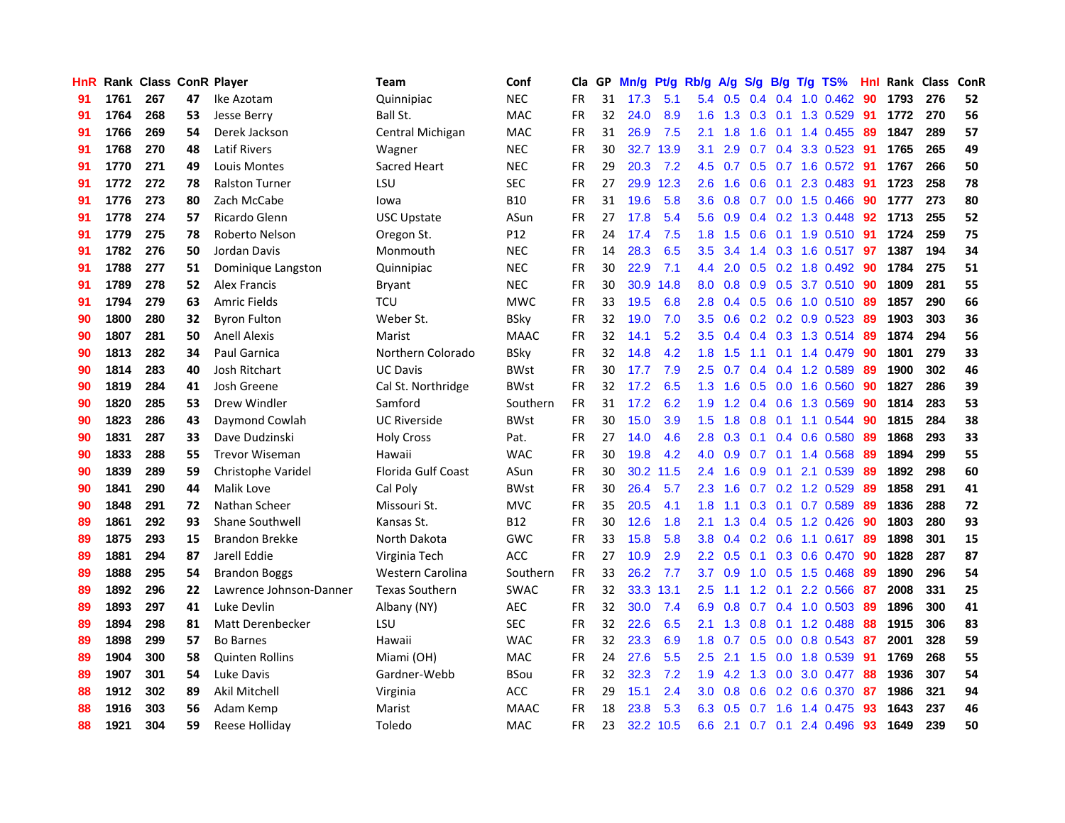| HnR | Rank | Class | ConR | Player | Team | Conf | Cla | GP | Mn/g | Pt/g | Rb/g | A/g | S/g | B/g | T/g | TS% | HnI | Rank | Class | ConR |
|---|---|---|---|---|---|---|---|---|---|---|---|---|---|---|---|---|---|---|---|---|
| 91 | 1761 | 267 | 47 | Ike Azotam | Quinnipiac | NEC | FR | 31 | 17.3 | 5.1 | 5.4 | 0.5 | 0.4 | 0.4 | 1.0 | 0.462 | 90 | 1793 | 276 | 52 |
| 91 | 1764 | 268 | 53 | Jesse Berry | Ball St. | MAC | FR | 32 | 24.0 | 8.9 | 1.6 | 1.3 | 0.3 | 0.1 | 1.3 | 0.529 | 91 | 1772 | 270 | 56 |
| 91 | 1766 | 269 | 54 | Derek Jackson | Central Michigan | MAC | FR | 31 | 26.9 | 7.5 | 2.1 | 1.8 | 1.6 | 0.1 | 1.4 | 0.455 | 89 | 1847 | 289 | 57 |
| 91 | 1768 | 270 | 48 | Latif Rivers | Wagner | NEC | FR | 30 | 32.7 | 13.9 | 3.1 | 2.9 | 0.7 | 0.4 | 3.3 | 0.523 | 91 | 1765 | 265 | 49 |
| 91 | 1770 | 271 | 49 | Louis Montes | Sacred Heart | NEC | FR | 29 | 20.3 | 7.2 | 4.5 | 0.7 | 0.5 | 0.7 | 1.6 | 0.572 | 91 | 1767 | 266 | 50 |
| 91 | 1772 | 272 | 78 | Ralston Turner | LSU | SEC | FR | 27 | 29.9 | 12.3 | 2.6 | 1.6 | 0.6 | 0.1 | 2.3 | 0.483 | 91 | 1723 | 258 | 78 |
| 91 | 1776 | 273 | 80 | Zach McCabe | Iowa | B10 | FR | 31 | 19.6 | 5.8 | 3.6 | 0.8 | 0.7 | 0.0 | 1.5 | 0.466 | 90 | 1777 | 273 | 80 |
| 91 | 1778 | 274 | 57 | Ricardo Glenn | USC Upstate | ASun | FR | 27 | 17.8 | 5.4 | 5.6 | 0.9 | 0.4 | 0.2 | 1.3 | 0.448 | 92 | 1713 | 255 | 52 |
| 91 | 1779 | 275 | 78 | Roberto Nelson | Oregon St. | P12 | FR | 24 | 17.4 | 7.5 | 1.8 | 1.5 | 0.6 | 0.1 | 1.9 | 0.510 | 91 | 1724 | 259 | 75 |
| 91 | 1782 | 276 | 50 | Jordan Davis | Monmouth | NEC | FR | 14 | 28.3 | 6.5 | 3.5 | 3.4 | 1.4 | 0.3 | 1.6 | 0.517 | 97 | 1387 | 194 | 34 |
| 91 | 1788 | 277 | 51 | Dominique Langston | Quinnipiac | NEC | FR | 30 | 22.9 | 7.1 | 4.4 | 2.0 | 0.5 | 0.2 | 1.8 | 0.492 | 90 | 1784 | 275 | 51 |
| 91 | 1789 | 278 | 52 | Alex Francis | Bryant | NEC | FR | 30 | 30.9 | 14.8 | 8.0 | 0.8 | 0.9 | 0.5 | 3.7 | 0.510 | 90 | 1809 | 281 | 55 |
| 91 | 1794 | 279 | 63 | Amric Fields | TCU | MWC | FR | 33 | 19.5 | 6.8 | 2.8 | 0.4 | 0.5 | 0.6 | 1.0 | 0.510 | 89 | 1857 | 290 | 66 |
| 90 | 1800 | 280 | 32 | Byron Fulton | Weber St. | BSky | FR | 32 | 19.0 | 7.0 | 3.5 | 0.6 | 0.2 | 0.2 | 0.9 | 0.523 | 89 | 1903 | 303 | 36 |
| 90 | 1807 | 281 | 50 | Anell Alexis | Marist | MAAC | FR | 32 | 14.1 | 5.2 | 3.5 | 0.4 | 0.4 | 0.3 | 1.3 | 0.514 | 89 | 1874 | 294 | 56 |
| 90 | 1813 | 282 | 34 | Paul Garnica | Northern Colorado | BSky | FR | 32 | 14.8 | 4.2 | 1.8 | 1.5 | 1.1 | 0.1 | 1.4 | 0.479 | 90 | 1801 | 279 | 33 |
| 90 | 1814 | 283 | 40 | Josh Ritchart | UC Davis | BWst | FR | 30 | 17.7 | 7.9 | 2.5 | 0.7 | 0.4 | 0.4 | 1.2 | 0.589 | 89 | 1900 | 302 | 46 |
| 90 | 1819 | 284 | 41 | Josh Greene | Cal St. Northridge | BWst | FR | 32 | 17.2 | 6.5 | 1.3 | 1.6 | 0.5 | 0.0 | 1.6 | 0.560 | 90 | 1827 | 286 | 39 |
| 90 | 1820 | 285 | 53 | Drew Windler | Samford | Southern | FR | 31 | 17.2 | 6.2 | 1.9 | 1.2 | 0.4 | 0.6 | 1.3 | 0.569 | 90 | 1814 | 283 | 53 |
| 90 | 1823 | 286 | 43 | Daymond Cowlah | UC Riverside | BWst | FR | 30 | 15.0 | 3.9 | 1.5 | 1.8 | 0.8 | 0.1 | 1.1 | 0.544 | 90 | 1815 | 284 | 38 |
| 90 | 1831 | 287 | 33 | Dave Dudzinski | Holy Cross | Pat. | FR | 27 | 14.0 | 4.6 | 2.8 | 0.3 | 0.1 | 0.4 | 0.6 | 0.580 | 89 | 1868 | 293 | 33 |
| 90 | 1833 | 288 | 55 | Trevor Wiseman | Hawaii | WAC | FR | 30 | 19.8 | 4.2 | 4.0 | 0.9 | 0.7 | 0.1 | 1.4 | 0.568 | 89 | 1894 | 299 | 55 |
| 90 | 1839 | 289 | 59 | Christophe Varidel | Florida Gulf Coast | ASun | FR | 30 | 30.2 | 11.5 | 2.4 | 1.6 | 0.9 | 0.1 | 2.1 | 0.539 | 89 | 1892 | 298 | 60 |
| 90 | 1841 | 290 | 44 | Malik Love | Cal Poly | BWst | FR | 30 | 26.4 | 5.7 | 2.3 | 1.6 | 0.7 | 0.2 | 1.2 | 0.529 | 89 | 1858 | 291 | 41 |
| 90 | 1848 | 291 | 72 | Nathan Scheer | Missouri St. | MVC | FR | 35 | 20.5 | 4.1 | 1.8 | 1.1 | 0.3 | 0.1 | 0.7 | 0.589 | 89 | 1836 | 288 | 72 |
| 89 | 1861 | 292 | 93 | Shane Southwell | Kansas St. | B12 | FR | 30 | 12.6 | 1.8 | 2.1 | 1.3 | 0.4 | 0.5 | 1.2 | 0.426 | 90 | 1803 | 280 | 93 |
| 89 | 1875 | 293 | 15 | Brandon Brekke | North Dakota | GWC | FR | 33 | 15.8 | 5.8 | 3.8 | 0.4 | 0.2 | 0.6 | 1.1 | 0.617 | 89 | 1898 | 301 | 15 |
| 89 | 1881 | 294 | 87 | Jarell Eddie | Virginia Tech | ACC | FR | 27 | 10.9 | 2.9 | 2.2 | 0.5 | 0.1 | 0.3 | 0.6 | 0.470 | 90 | 1828 | 287 | 87 |
| 89 | 1888 | 295 | 54 | Brandon Boggs | Western Carolina | Southern | FR | 33 | 26.2 | 7.7 | 3.7 | 0.9 | 1.0 | 0.5 | 1.5 | 0.468 | 89 | 1890 | 296 | 54 |
| 89 | 1892 | 296 | 22 | Lawrence Johnson-Danner | Texas Southern | SWAC | FR | 32 | 33.3 | 13.1 | 2.5 | 1.1 | 1.2 | 0.1 | 2.2 | 0.566 | 87 | 2008 | 331 | 25 |
| 89 | 1893 | 297 | 41 | Luke Devlin | Albany (NY) | AEC | FR | 32 | 30.0 | 7.4 | 6.9 | 0.8 | 0.7 | 0.4 | 1.0 | 0.503 | 89 | 1896 | 300 | 41 |
| 89 | 1894 | 298 | 81 | Matt Derenbecker | LSU | SEC | FR | 32 | 22.6 | 6.5 | 2.1 | 1.3 | 0.8 | 0.1 | 1.2 | 0.488 | 88 | 1915 | 306 | 83 |
| 89 | 1898 | 299 | 57 | Bo Barnes | Hawaii | WAC | FR | 32 | 23.3 | 6.9 | 1.8 | 0.7 | 0.5 | 0.0 | 0.8 | 0.543 | 87 | 2001 | 328 | 59 |
| 89 | 1904 | 300 | 58 | Quinten Rollins | Miami (OH) | MAC | FR | 24 | 27.6 | 5.5 | 2.5 | 2.1 | 1.5 | 0.0 | 1.8 | 0.539 | 91 | 1769 | 268 | 55 |
| 89 | 1907 | 301 | 54 | Luke Davis | Gardner-Webb | BSou | FR | 32 | 32.3 | 7.2 | 1.9 | 4.2 | 1.3 | 0.0 | 3.0 | 0.477 | 88 | 1936 | 307 | 54 |
| 88 | 1912 | 302 | 89 | Akil Mitchell | Virginia | ACC | FR | 29 | 15.1 | 2.4 | 3.0 | 0.8 | 0.6 | 0.2 | 0.6 | 0.370 | 87 | 1986 | 321 | 94 |
| 88 | 1916 | 303 | 56 | Adam Kemp | Marist | MAAC | FR | 18 | 23.8 | 5.3 | 6.3 | 0.5 | 0.7 | 1.6 | 1.4 | 0.475 | 93 | 1643 | 237 | 46 |
| 88 | 1921 | 304 | 59 | Reese Holliday | Toledo | MAC | FR | 23 | 32.2 | 10.5 | 6.6 | 2.1 | 0.7 | 0.1 | 2.4 | 0.496 | 93 | 1649 | 239 | 50 |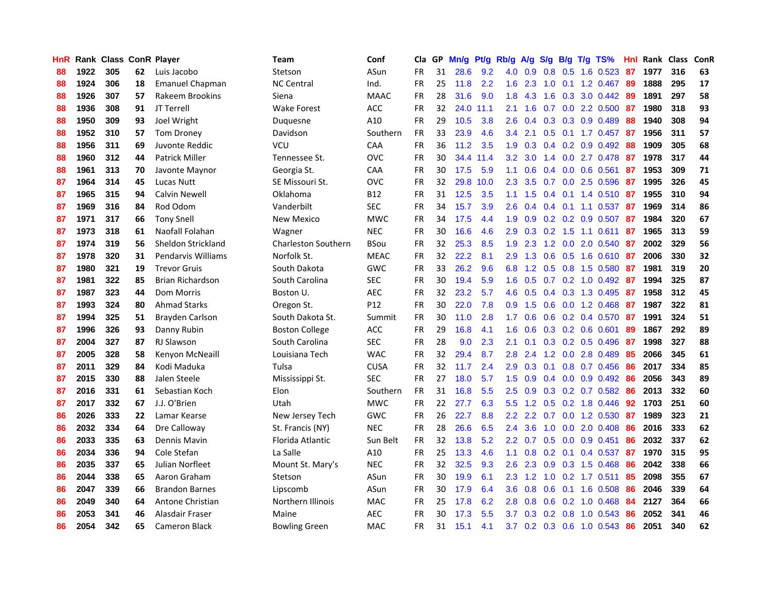| HnR | Rank | Class | ConR | Player | Team | Conf | Cla | GP | Mn/g | Pt/g | Rb/g | A/g | S/g | B/g | T/g | TS% | HnI | Rank | Class | ConR |
|---|---|---|---|---|---|---|---|---|---|---|---|---|---|---|---|---|---|---|---|---|
| 88 | 1922 | 305 | 62 | Luis Jacobo | Stetson | ASun | FR | 31 | 28.6 | 9.2 | 4.0 | 0.9 | 0.8 | 0.5 | 1.6 | 0.523 | 87 | 1977 | 316 | 63 |
| 88 | 1924 | 306 | 18 | Emanuel Chapman | NC Central | Ind. | FR | 25 | 11.8 | 2.2 | 1.6 | 2.3 | 1.0 | 0.1 | 1.2 | 0.467 | 89 | 1888 | 295 | 17 |
| 88 | 1926 | 307 | 57 | Rakeem Brookins | Siena | MAAC | FR | 28 | 31.6 | 9.0 | 1.8 | 4.3 | 1.6 | 0.3 | 3.0 | 0.442 | 89 | 1891 | 297 | 58 |
| 88 | 1936 | 308 | 91 | JT Terrell | Wake Forest | ACC | FR | 32 | 24.0 | 11.1 | 2.1 | 1.6 | 0.7 | 0.0 | 2.2 | 0.500 | 87 | 1980 | 318 | 93 |
| 88 | 1950 | 309 | 93 | Joel Wright | Duquesne | A10 | FR | 29 | 10.5 | 3.8 | 2.6 | 0.4 | 0.3 | 0.3 | 0.9 | 0.489 | 88 | 1940 | 308 | 94 |
| 88 | 1952 | 310 | 57 | Tom Droney | Davidson | Southern | FR | 33 | 23.9 | 4.6 | 3.4 | 2.1 | 0.5 | 0.1 | 1.7 | 0.457 | 87 | 1956 | 311 | 57 |
| 88 | 1956 | 311 | 69 | Juvonte Reddic | VCU | CAA | FR | 36 | 11.2 | 3.5 | 1.9 | 0.3 | 0.4 | 0.2 | 0.9 | 0.492 | 88 | 1909 | 305 | 68 |
| 88 | 1960 | 312 | 44 | Patrick Miller | Tennessee St. | OVC | FR | 30 | 34.4 | 11.4 | 3.2 | 3.0 | 1.4 | 0.0 | 2.7 | 0.478 | 87 | 1978 | 317 | 44 |
| 88 | 1961 | 313 | 70 | Javonte Maynor | Georgia St. | CAA | FR | 30 | 17.5 | 5.9 | 1.1 | 0.6 | 0.4 | 0.0 | 0.6 | 0.561 | 87 | 1953 | 309 | 71 |
| 87 | 1964 | 314 | 45 | Lucas Nutt | SE Missouri St. | OVC | FR | 32 | 29.8 | 10.0 | 2.3 | 3.5 | 0.7 | 0.0 | 2.5 | 0.596 | 87 | 1995 | 326 | 45 |
| 87 | 1965 | 315 | 94 | Calvin Newell | Oklahoma | B12 | FR | 31 | 12.5 | 3.5 | 1.1 | 1.5 | 0.4 | 0.1 | 1.4 | 0.510 | 87 | 1955 | 310 | 94 |
| 87 | 1969 | 316 | 84 | Rod Odom | Vanderbilt | SEC | FR | 34 | 15.7 | 3.9 | 2.6 | 0.4 | 0.4 | 0.1 | 1.1 | 0.537 | 87 | 1969 | 314 | 86 |
| 87 | 1971 | 317 | 66 | Tony Snell | New Mexico | MWC | FR | 34 | 17.5 | 4.4 | 1.9 | 0.9 | 0.2 | 0.2 | 0.9 | 0.507 | 87 | 1984 | 320 | 67 |
| 87 | 1973 | 318 | 61 | Naofall Folahan | Wagner | NEC | FR | 30 | 16.6 | 4.6 | 2.9 | 0.3 | 0.2 | 1.5 | 1.1 | 0.611 | 87 | 1965 | 313 | 59 |
| 87 | 1974 | 319 | 56 | Sheldon Strickland | Charleston Southern | BSou | FR | 32 | 25.3 | 8.5 | 1.9 | 2.3 | 1.2 | 0.0 | 2.0 | 0.540 | 87 | 2002 | 329 | 56 |
| 87 | 1978 | 320 | 31 | Pendarvis Williams | Norfolk St. | MEAC | FR | 32 | 22.2 | 8.1 | 2.9 | 1.3 | 0.6 | 0.5 | 1.6 | 0.610 | 87 | 2006 | 330 | 32 |
| 87 | 1980 | 321 | 19 | Trevor Gruis | South Dakota | GWC | FR | 33 | 26.2 | 9.6 | 6.8 | 1.2 | 0.5 | 0.8 | 1.5 | 0.580 | 87 | 1981 | 319 | 20 |
| 87 | 1981 | 322 | 85 | Brian Richardson | South Carolina | SEC | FR | 30 | 19.4 | 5.9 | 1.6 | 0.5 | 0.7 | 0.2 | 1.0 | 0.492 | 87 | 1994 | 325 | 87 |
| 87 | 1987 | 323 | 44 | Dom Morris | Boston U. | AEC | FR | 32 | 23.2 | 5.7 | 4.6 | 0.5 | 0.4 | 0.3 | 1.3 | 0.495 | 87 | 1958 | 312 | 45 |
| 87 | 1993 | 324 | 80 | Ahmad Starks | Oregon St. | P12 | FR | 30 | 22.0 | 7.8 | 0.9 | 1.5 | 0.6 | 0.0 | 1.2 | 0.468 | 87 | 1987 | 322 | 81 |
| 87 | 1994 | 325 | 51 | Brayden Carlson | South Dakota St. | Summit | FR | 30 | 11.0 | 2.8 | 1.7 | 0.6 | 0.6 | 0.2 | 0.4 | 0.570 | 87 | 1991 | 324 | 51 |
| 87 | 1996 | 326 | 93 | Danny Rubin | Boston College | ACC | FR | 29 | 16.8 | 4.1 | 1.6 | 0.6 | 0.3 | 0.2 | 0.6 | 0.601 | 89 | 1867 | 292 | 89 |
| 87 | 2004 | 327 | 87 | RJ Slawson | South Carolina | SEC | FR | 28 | 9.0 | 2.3 | 2.1 | 0.1 | 0.3 | 0.2 | 0.5 | 0.496 | 87 | 1998 | 327 | 88 |
| 87 | 2005 | 328 | 58 | Kenyon McNeaill | Louisiana Tech | WAC | FR | 32 | 29.4 | 8.7 | 2.8 | 2.4 | 1.2 | 0.0 | 2.8 | 0.489 | 85 | 2066 | 345 | 61 |
| 87 | 2011 | 329 | 84 | Kodi Maduka | Tulsa | CUSA | FR | 32 | 11.7 | 2.4 | 2.9 | 0.3 | 0.1 | 0.8 | 0.7 | 0.456 | 86 | 2017 | 334 | 85 |
| 87 | 2015 | 330 | 88 | Jalen Steele | Mississippi St. | SEC | FR | 27 | 18.0 | 5.7 | 1.5 | 0.9 | 0.4 | 0.0 | 0.9 | 0.492 | 86 | 2056 | 343 | 89 |
| 87 | 2016 | 331 | 61 | Sebastian Koch | Elon | Southern | FR | 31 | 16.8 | 5.5 | 2.5 | 0.9 | 0.3 | 0.2 | 0.7 | 0.582 | 86 | 2013 | 332 | 60 |
| 87 | 2017 | 332 | 67 | J.J. O'Brien | Utah | MWC | FR | 22 | 27.7 | 6.3 | 5.5 | 1.2 | 0.5 | 0.2 | 1.8 | 0.446 | 92 | 1703 | 251 | 60 |
| 86 | 2026 | 333 | 22 | Lamar Kearse | New Jersey Tech | GWC | FR | 26 | 22.7 | 8.8 | 2.2 | 2.2 | 0.7 | 0.0 | 1.2 | 0.530 | 87 | 1989 | 323 | 21 |
| 86 | 2032 | 334 | 64 | Dre Calloway | St. Francis (NY) | NEC | FR | 28 | 26.6 | 6.5 | 2.4 | 3.6 | 1.0 | 0.0 | 2.0 | 0.408 | 86 | 2016 | 333 | 62 |
| 86 | 2033 | 335 | 63 | Dennis Mavin | Florida Atlantic | Sun Belt | FR | 32 | 13.8 | 5.2 | 2.2 | 0.7 | 0.5 | 0.0 | 0.9 | 0.451 | 86 | 2032 | 337 | 62 |
| 86 | 2034 | 336 | 94 | Cole Stefan | La Salle | A10 | FR | 25 | 13.3 | 4.6 | 1.1 | 0.8 | 0.2 | 0.1 | 0.4 | 0.537 | 87 | 1970 | 315 | 95 |
| 86 | 2035 | 337 | 65 | Julian Norfleet | Mount St. Mary's | NEC | FR | 32 | 32.5 | 9.3 | 2.6 | 2.3 | 0.9 | 0.3 | 1.5 | 0.468 | 86 | 2042 | 338 | 66 |
| 86 | 2044 | 338 | 65 | Aaron Graham | Stetson | ASun | FR | 30 | 19.9 | 6.1 | 2.3 | 1.2 | 1.0 | 0.2 | 1.7 | 0.511 | 85 | 2098 | 355 | 67 |
| 86 | 2047 | 339 | 66 | Brandon Barnes | Lipscomb | ASun | FR | 30 | 17.9 | 6.4 | 3.6 | 0.8 | 0.6 | 0.1 | 1.6 | 0.508 | 86 | 2046 | 339 | 64 |
| 86 | 2049 | 340 | 64 | Antone Christian | Northern Illinois | MAC | FR | 25 | 17.8 | 6.2 | 2.8 | 0.8 | 0.6 | 0.2 | 1.0 | 0.468 | 84 | 2127 | 364 | 66 |
| 86 | 2053 | 341 | 46 | Alasdair Fraser | Maine | AEC | FR | 30 | 17.3 | 5.5 | 3.7 | 0.3 | 0.2 | 0.8 | 1.0 | 0.543 | 86 | 2052 | 341 | 46 |
| 86 | 2054 | 342 | 65 | Cameron Black | Bowling Green | MAC | FR | 31 | 15.1 | 4.1 | 3.7 | 0.2 | 0.3 | 0.6 | 1.0 | 0.543 | 86 | 2051 | 340 | 62 |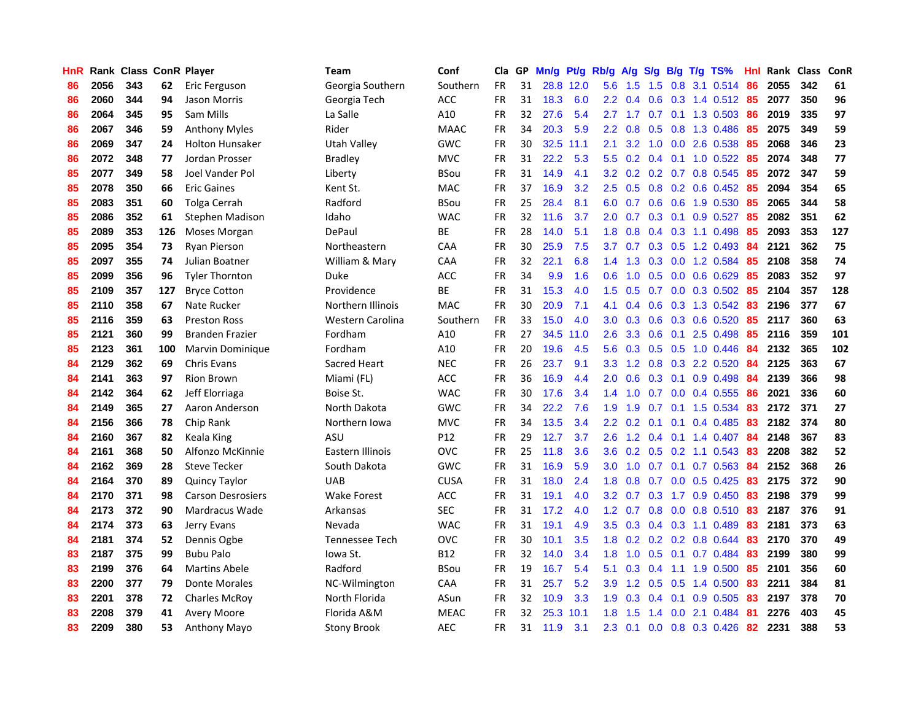| HnR | Rank | Class | ConR | Player | Team | Conf | Cla | GP | Mn/g | Pt/g | Rb/g | A/g | S/g | B/g | T/g | TS% | HnI | Rank | Class | ConR |
|---|---|---|---|---|---|---|---|---|---|---|---|---|---|---|---|---|---|---|---|---|
| 86 | 2056 | 343 | 62 | Eric Ferguson | Georgia Southern | Southern | FR | 31 | 28.8 | 12.0 | 5.6 | 1.5 | 1.5 | 0.8 | 3.1 | 0.514 | 86 | 2055 | 342 | 61 |
| 86 | 2060 | 344 | 94 | Jason Morris | Georgia Tech | ACC | FR | 31 | 18.3 | 6.0 | 2.2 | 0.4 | 0.6 | 0.3 | 1.4 | 0.512 | 85 | 2077 | 350 | 96 |
| 86 | 2064 | 345 | 95 | Sam Mills | La Salle | A10 | FR | 32 | 27.6 | 5.4 | 2.7 | 1.7 | 0.7 | 0.1 | 1.3 | 0.503 | 86 | 2019 | 335 | 97 |
| 86 | 2067 | 346 | 59 | Anthony Myles | Rider | MAAC | FR | 34 | 20.3 | 5.9 | 2.2 | 0.8 | 0.5 | 0.8 | 1.3 | 0.486 | 85 | 2075 | 349 | 59 |
| 86 | 2069 | 347 | 24 | Holton Hunsaker | Utah Valley | GWC | FR | 30 | 32.5 | 11.1 | 2.1 | 3.2 | 1.0 | 0.0 | 2.6 | 0.538 | 85 | 2068 | 346 | 23 |
| 86 | 2072 | 348 | 77 | Jordan Prosser | Bradley | MVC | FR | 31 | 22.2 | 5.3 | 5.5 | 0.2 | 0.4 | 0.1 | 1.0 | 0.522 | 85 | 2074 | 348 | 77 |
| 85 | 2077 | 349 | 58 | Joel Vander Pol | Liberty | BSou | FR | 31 | 14.9 | 4.1 | 3.2 | 0.2 | 0.2 | 0.7 | 0.8 | 0.545 | 85 | 2072 | 347 | 59 |
| 85 | 2078 | 350 | 66 | Eric Gaines | Kent St. | MAC | FR | 37 | 16.9 | 3.2 | 2.5 | 0.5 | 0.8 | 0.2 | 0.6 | 0.452 | 85 | 2094 | 354 | 65 |
| 85 | 2083 | 351 | 60 | Tolga Cerrah | Radford | BSou | FR | 25 | 28.4 | 8.1 | 6.0 | 0.7 | 0.6 | 0.6 | 1.9 | 0.530 | 85 | 2065 | 344 | 58 |
| 85 | 2086 | 352 | 61 | Stephen Madison | Idaho | WAC | FR | 32 | 11.6 | 3.7 | 2.0 | 0.7 | 0.3 | 0.1 | 0.9 | 0.527 | 85 | 2082 | 351 | 62 |
| 85 | 2089 | 353 | 126 | Moses Morgan | DePaul | BE | FR | 28 | 14.0 | 5.1 | 1.8 | 0.8 | 0.4 | 0.3 | 1.1 | 0.498 | 85 | 2093 | 353 | 127 |
| 85 | 2095 | 354 | 73 | Ryan Pierson | Northeastern | CAA | FR | 30 | 25.9 | 7.5 | 3.7 | 0.7 | 0.3 | 0.5 | 1.2 | 0.493 | 84 | 2121 | 362 | 75 |
| 85 | 2097 | 355 | 74 | Julian Boatner | William & Mary | CAA | FR | 32 | 22.1 | 6.8 | 1.4 | 1.3 | 0.3 | 0.0 | 1.2 | 0.584 | 85 | 2108 | 358 | 74 |
| 85 | 2099 | 356 | 96 | Tyler Thornton | Duke | ACC | FR | 34 | 9.9 | 1.6 | 0.6 | 1.0 | 0.5 | 0.0 | 0.6 | 0.629 | 85 | 2083 | 352 | 97 |
| 85 | 2109 | 357 | 127 | Bryce Cotton | Providence | BE | FR | 31 | 15.3 | 4.0 | 1.5 | 0.5 | 0.7 | 0.0 | 0.3 | 0.502 | 85 | 2104 | 357 | 128 |
| 85 | 2110 | 358 | 67 | Nate Rucker | Northern Illinois | MAC | FR | 30 | 20.9 | 7.1 | 4.1 | 0.4 | 0.6 | 0.3 | 1.3 | 0.542 | 83 | 2196 | 377 | 67 |
| 85 | 2116 | 359 | 63 | Preston Ross | Western Carolina | Southern | FR | 33 | 15.0 | 4.0 | 3.0 | 0.3 | 0.6 | 0.3 | 0.6 | 0.520 | 85 | 2117 | 360 | 63 |
| 85 | 2121 | 360 | 99 | Branden Frazier | Fordham | A10 | FR | 27 | 34.5 | 11.0 | 2.6 | 3.3 | 0.6 | 0.1 | 2.5 | 0.498 | 85 | 2116 | 359 | 101 |
| 85 | 2123 | 361 | 100 | Marvin Dominique | Fordham | A10 | FR | 20 | 19.6 | 4.5 | 5.6 | 0.3 | 0.5 | 0.5 | 1.0 | 0.446 | 84 | 2132 | 365 | 102 |
| 84 | 2129 | 362 | 69 | Chris Evans | Sacred Heart | NEC | FR | 26 | 23.7 | 9.1 | 3.3 | 1.2 | 0.8 | 0.3 | 2.2 | 0.520 | 84 | 2125 | 363 | 67 |
| 84 | 2141 | 363 | 97 | Rion Brown | Miami (FL) | ACC | FR | 36 | 16.9 | 4.4 | 2.0 | 0.6 | 0.3 | 0.1 | 0.9 | 0.498 | 84 | 2139 | 366 | 98 |
| 84 | 2142 | 364 | 62 | Jeff Elorriaga | Boise St. | WAC | FR | 30 | 17.6 | 3.4 | 1.4 | 1.0 | 0.7 | 0.0 | 0.4 | 0.555 | 86 | 2021 | 336 | 60 |
| 84 | 2149 | 365 | 27 | Aaron Anderson | North Dakota | GWC | FR | 34 | 22.2 | 7.6 | 1.9 | 1.9 | 0.7 | 0.1 | 1.5 | 0.534 | 83 | 2172 | 371 | 27 |
| 84 | 2156 | 366 | 78 | Chip Rank | Northern Iowa | MVC | FR | 34 | 13.5 | 3.4 | 2.2 | 0.2 | 0.1 | 0.1 | 0.4 | 0.485 | 83 | 2182 | 374 | 80 |
| 84 | 2160 | 367 | 82 | Keala King | ASU | P12 | FR | 29 | 12.7 | 3.7 | 2.6 | 1.2 | 0.4 | 0.1 | 1.4 | 0.407 | 84 | 2148 | 367 | 83 |
| 84 | 2161 | 368 | 50 | Alfonzo McKinnie | Eastern Illinois | OVC | FR | 25 | 11.8 | 3.6 | 3.6 | 0.2 | 0.5 | 0.2 | 1.1 | 0.543 | 83 | 2208 | 382 | 52 |
| 84 | 2162 | 369 | 28 | Steve Tecker | South Dakota | GWC | FR | 31 | 16.9 | 5.9 | 3.0 | 1.0 | 0.7 | 0.1 | 0.7 | 0.563 | 84 | 2152 | 368 | 26 |
| 84 | 2164 | 370 | 89 | Quincy Taylor | UAB | CUSA | FR | 31 | 18.0 | 2.4 | 1.8 | 0.8 | 0.7 | 0.0 | 0.5 | 0.425 | 83 | 2175 | 372 | 90 |
| 84 | 2170 | 371 | 98 | Carson Desrosiers | Wake Forest | ACC | FR | 31 | 19.1 | 4.0 | 3.2 | 0.7 | 0.3 | 1.7 | 0.9 | 0.450 | 83 | 2198 | 379 | 99 |
| 84 | 2173 | 372 | 90 | Mardracus Wade | Arkansas | SEC | FR | 31 | 17.2 | 4.0 | 1.2 | 0.7 | 0.8 | 0.0 | 0.8 | 0.510 | 83 | 2187 | 376 | 91 |
| 84 | 2174 | 373 | 63 | Jerry Evans | Nevada | WAC | FR | 31 | 19.1 | 4.9 | 3.5 | 0.3 | 0.4 | 0.3 | 1.1 | 0.489 | 83 | 2181 | 373 | 63 |
| 84 | 2181 | 374 | 52 | Dennis Ogbe | Tennessee Tech | OVC | FR | 30 | 10.1 | 3.5 | 1.8 | 0.2 | 0.2 | 0.2 | 0.8 | 0.644 | 83 | 2170 | 370 | 49 |
| 83 | 2187 | 375 | 99 | Bubu Palo | Iowa St. | B12 | FR | 32 | 14.0 | 3.4 | 1.8 | 1.0 | 0.5 | 0.1 | 0.7 | 0.484 | 83 | 2199 | 380 | 99 |
| 83 | 2199 | 376 | 64 | Martins Abele | Radford | BSou | FR | 19 | 16.7 | 5.4 | 5.1 | 0.3 | 0.4 | 1.1 | 1.9 | 0.500 | 85 | 2101 | 356 | 60 |
| 83 | 2200 | 377 | 79 | Donte Morales | NC-Wilmington | CAA | FR | 31 | 25.7 | 5.2 | 3.9 | 1.2 | 0.5 | 0.5 | 1.4 | 0.500 | 83 | 2211 | 384 | 81 |
| 83 | 2201 | 378 | 72 | Charles McRoy | North Florida | ASun | FR | 32 | 10.9 | 3.3 | 1.9 | 0.3 | 0.4 | 0.1 | 0.9 | 0.505 | 83 | 2197 | 378 | 70 |
| 83 | 2208 | 379 | 41 | Avery Moore | Florida A&M | MEAC | FR | 32 | 25.3 | 10.1 | 1.8 | 1.5 | 1.4 | 0.0 | 2.1 | 0.484 | 81 | 2276 | 403 | 45 |
| 83 | 2209 | 380 | 53 | Anthony Mayo | Stony Brook | AEC | FR | 31 | 11.9 | 3.1 | 2.3 | 0.1 | 0.0 | 0.8 | 0.3 | 0.426 | 82 | 2231 | 388 | 53 |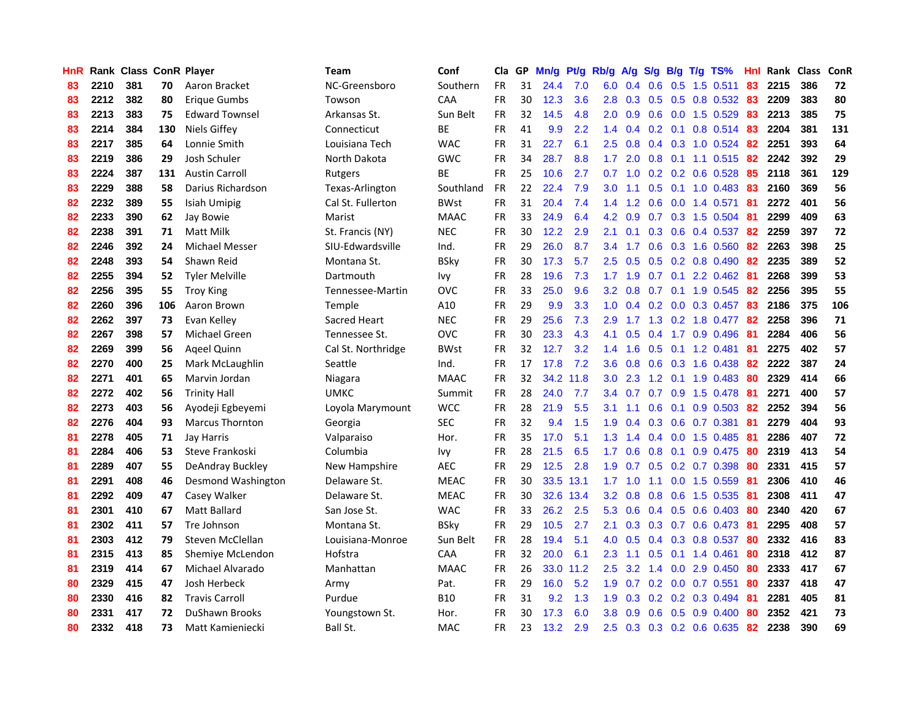| HnR | Rank | Class | ConR | Player | Team | Conf | Cla | GP | Mn/g | Pt/g | Rb/g | A/g | S/g | B/g | T/g | TS% | HnI | Rank | Class | ConR |
|---|---|---|---|---|---|---|---|---|---|---|---|---|---|---|---|---|---|---|---|---|
| 83 | 2210 | 381 | 70 | Aaron Bracket | NC-Greensboro | Southern | FR | 31 | 24.4 | 7.0 | 6.0 | 0.4 | 0.6 | 0.5 | 1.5 | 0.511 | 83 | 2215 | 386 | 72 |
| 83 | 2212 | 382 | 80 | Erique Gumbs | Towson | CAA | FR | 30 | 12.3 | 3.6 | 2.8 | 0.3 | 0.5 | 0.5 | 0.8 | 0.532 | 83 | 2209 | 383 | 80 |
| 83 | 2213 | 383 | 75 | Edward Townsel | Arkansas St. | Sun Belt | FR | 32 | 14.5 | 4.8 | 2.0 | 0.9 | 0.6 | 0.0 | 1.5 | 0.529 | 83 | 2213 | 385 | 75 |
| 83 | 2214 | 384 | 130 | Niels Giffey | Connecticut | BE | FR | 41 | 9.9 | 2.2 | 1.4 | 0.4 | 0.2 | 0.1 | 0.8 | 0.514 | 83 | 2204 | 381 | 131 |
| 83 | 2217 | 385 | 64 | Lonnie Smith | Louisiana Tech | WAC | FR | 31 | 22.7 | 6.1 | 2.5 | 0.8 | 0.4 | 0.3 | 1.0 | 0.524 | 82 | 2251 | 393 | 64 |
| 83 | 2219 | 386 | 29 | Josh Schuler | North Dakota | GWC | FR | 34 | 28.7 | 8.8 | 1.7 | 2.0 | 0.8 | 0.1 | 1.1 | 0.515 | 82 | 2242 | 392 | 29 |
| 83 | 2224 | 387 | 131 | Austin Carroll | Rutgers | BE | FR | 25 | 10.6 | 2.7 | 0.7 | 1.0 | 0.2 | 0.2 | 0.6 | 0.528 | 85 | 2118 | 361 | 129 |
| 83 | 2229 | 388 | 58 | Darius Richardson | Texas-Arlington | Southland | FR | 22 | 22.4 | 7.9 | 3.0 | 1.1 | 0.5 | 0.1 | 1.0 | 0.483 | 83 | 2160 | 369 | 56 |
| 82 | 2232 | 389 | 55 | Isiah Umipig | Cal St. Fullerton | BWst | FR | 31 | 20.4 | 7.4 | 1.4 | 1.2 | 0.6 | 0.0 | 1.4 | 0.571 | 81 | 2272 | 401 | 56 |
| 82 | 2233 | 390 | 62 | Jay Bowie | Marist | MAAC | FR | 33 | 24.9 | 6.4 | 4.2 | 0.9 | 0.7 | 0.3 | 1.5 | 0.504 | 81 | 2299 | 409 | 63 |
| 82 | 2238 | 391 | 71 | Matt Milk | St. Francis (NY) | NEC | FR | 30 | 12.2 | 2.9 | 2.1 | 0.1 | 0.3 | 0.6 | 0.4 | 0.537 | 82 | 2259 | 397 | 72 |
| 82 | 2246 | 392 | 24 | Michael Messer | SIU-Edwardsville | Ind. | FR | 29 | 26.0 | 8.7 | 3.4 | 1.7 | 0.6 | 0.3 | 1.6 | 0.560 | 82 | 2263 | 398 | 25 |
| 82 | 2248 | 393 | 54 | Shawn Reid | Montana St. | BSky | FR | 30 | 17.3 | 5.7 | 2.5 | 0.5 | 0.5 | 0.2 | 0.8 | 0.490 | 82 | 2235 | 389 | 52 |
| 82 | 2255 | 394 | 52 | Tyler Melville | Dartmouth | Ivy | FR | 28 | 19.6 | 7.3 | 1.7 | 1.9 | 0.7 | 0.1 | 2.2 | 0.462 | 81 | 2268 | 399 | 53 |
| 82 | 2256 | 395 | 55 | Troy King | Tennessee-Martin | OVC | FR | 33 | 25.0 | 9.6 | 3.2 | 0.8 | 0.7 | 0.1 | 1.9 | 0.545 | 82 | 2256 | 395 | 55 |
| 82 | 2260 | 396 | 106 | Aaron Brown | Temple | A10 | FR | 29 | 9.9 | 3.3 | 1.0 | 0.4 | 0.2 | 0.0 | 0.3 | 0.457 | 83 | 2186 | 375 | 106 |
| 82 | 2262 | 397 | 73 | Evan Kelley | Sacred Heart | NEC | FR | 29 | 25.6 | 7.3 | 2.9 | 1.7 | 1.3 | 0.2 | 1.8 | 0.477 | 82 | 2258 | 396 | 71 |
| 82 | 2267 | 398 | 57 | Michael Green | Tennessee St. | OVC | FR | 30 | 23.3 | 4.3 | 4.1 | 0.5 | 0.4 | 1.7 | 0.9 | 0.496 | 81 | 2284 | 406 | 56 |
| 82 | 2269 | 399 | 56 | Aqeel Quinn | Cal St. Northridge | BWst | FR | 32 | 12.7 | 3.2 | 1.4 | 1.6 | 0.5 | 0.1 | 1.2 | 0.481 | 81 | 2275 | 402 | 57 |
| 82 | 2270 | 400 | 25 | Mark McLaughlin | Seattle | Ind. | FR | 17 | 17.8 | 7.2 | 3.6 | 0.8 | 0.6 | 0.3 | 1.6 | 0.438 | 82 | 2222 | 387 | 24 |
| 82 | 2271 | 401 | 65 | Marvin Jordan | Niagara | MAAC | FR | 32 | 34.2 | 11.8 | 3.0 | 2.3 | 1.2 | 0.1 | 1.9 | 0.483 | 80 | 2329 | 414 | 66 |
| 82 | 2272 | 402 | 56 | Trinity Hall | UMKC | Summit | FR | 28 | 24.0 | 7.7 | 3.4 | 0.7 | 0.7 | 0.9 | 1.5 | 0.478 | 81 | 2271 | 400 | 57 |
| 82 | 2273 | 403 | 56 | Ayodeji Egbeyemi | Loyola Marymount | WCC | FR | 28 | 21.9 | 5.5 | 3.1 | 1.1 | 0.6 | 0.1 | 0.9 | 0.503 | 82 | 2252 | 394 | 56 |
| 82 | 2276 | 404 | 93 | Marcus Thornton | Georgia | SEC | FR | 32 | 9.4 | 1.5 | 1.9 | 0.4 | 0.3 | 0.6 | 0.7 | 0.381 | 81 | 2279 | 404 | 93 |
| 81 | 2278 | 405 | 71 | Jay Harris | Valparaiso | Hor. | FR | 35 | 17.0 | 5.1 | 1.3 | 1.4 | 0.4 | 0.0 | 1.5 | 0.485 | 81 | 2286 | 407 | 72 |
| 81 | 2284 | 406 | 53 | Steve Frankoski | Columbia | Ivy | FR | 28 | 21.5 | 6.5 | 1.7 | 0.6 | 0.8 | 0.1 | 0.9 | 0.475 | 80 | 2319 | 413 | 54 |
| 81 | 2289 | 407 | 55 | DeAndray Buckley | New Hampshire | AEC | FR | 29 | 12.5 | 2.8 | 1.9 | 0.7 | 0.5 | 0.2 | 0.7 | 0.398 | 80 | 2331 | 415 | 57 |
| 81 | 2291 | 408 | 46 | Desmond Washington | Delaware St. | MEAC | FR | 30 | 33.5 | 13.1 | 1.7 | 1.0 | 1.1 | 0.0 | 1.5 | 0.559 | 81 | 2306 | 410 | 46 |
| 81 | 2292 | 409 | 47 | Casey Walker | Delaware St. | MEAC | FR | 30 | 32.6 | 13.4 | 3.2 | 0.8 | 0.8 | 0.6 | 1.5 | 0.535 | 81 | 2308 | 411 | 47 |
| 81 | 2301 | 410 | 67 | Matt Ballard | San Jose St. | WAC | FR | 33 | 26.2 | 2.5 | 5.3 | 0.6 | 0.4 | 0.5 | 0.6 | 0.403 | 80 | 2340 | 420 | 67 |
| 81 | 2302 | 411 | 57 | Tre Johnson | Montana St. | BSky | FR | 29 | 10.5 | 2.7 | 2.1 | 0.3 | 0.3 | 0.7 | 0.6 | 0.473 | 81 | 2295 | 408 | 57 |
| 81 | 2303 | 412 | 79 | Steven McClellan | Louisiana-Monroe | Sun Belt | FR | 28 | 19.4 | 5.1 | 4.0 | 0.5 | 0.4 | 0.3 | 0.8 | 0.537 | 80 | 2332 | 416 | 83 |
| 81 | 2315 | 413 | 85 | Shemiye McLendon | Hofstra | CAA | FR | 32 | 20.0 | 6.1 | 2.3 | 1.1 | 0.5 | 0.1 | 1.4 | 0.461 | 80 | 2318 | 412 | 87 |
| 81 | 2319 | 414 | 67 | Michael Alvarado | Manhattan | MAAC | FR | 26 | 33.0 | 11.2 | 2.5 | 3.2 | 1.4 | 0.0 | 2.9 | 0.450 | 80 | 2333 | 417 | 67 |
| 80 | 2329 | 415 | 47 | Josh Herbeck | Army | Pat. | FR | 29 | 16.0 | 5.2 | 1.9 | 0.7 | 0.2 | 0.0 | 0.7 | 0.551 | 80 | 2337 | 418 | 47 |
| 80 | 2330 | 416 | 82 | Travis Carroll | Purdue | B10 | FR | 31 | 9.2 | 1.3 | 1.9 | 0.3 | 0.2 | 0.2 | 0.3 | 0.494 | 81 | 2281 | 405 | 81 |
| 80 | 2331 | 417 | 72 | DuShawn Brooks | Youngstown St. | Hor. | FR | 30 | 17.3 | 6.0 | 3.8 | 0.9 | 0.6 | 0.5 | 0.9 | 0.400 | 80 | 2352 | 421 | 73 |
| 80 | 2332 | 418 | 73 | Matt Kamieniecki | Ball St. | MAC | FR | 23 | 13.2 | 2.9 | 2.5 | 0.3 | 0.3 | 0.2 | 0.6 | 0.635 | 82 | 2238 | 390 | 69 |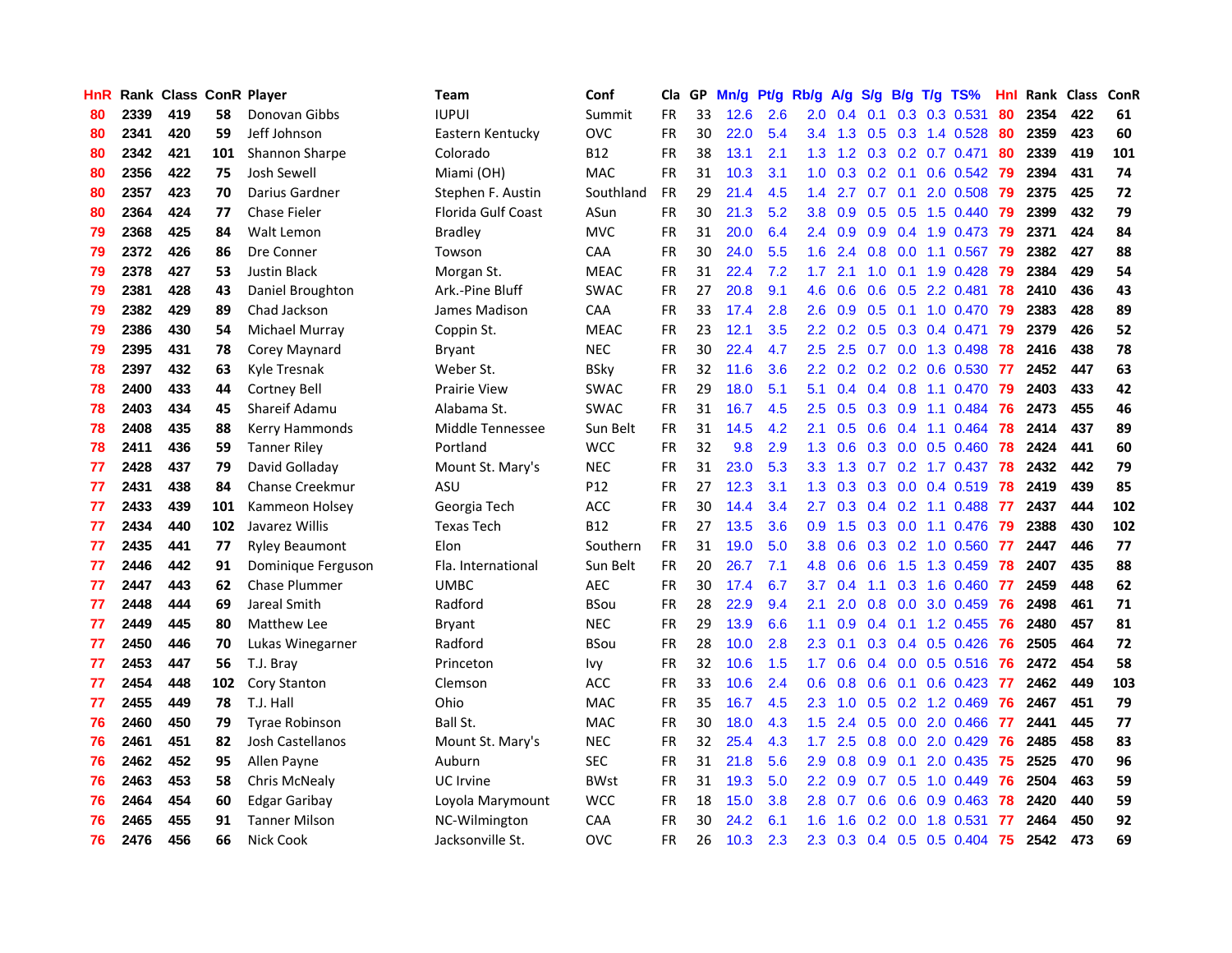| HnR | Rank | Class | ConR | Player | Team | Conf | Cla | GP | Mn/g | Pt/g | Rb/g | A/g | S/g | B/g | T/g | TS% | HnI | Rank | Class | ConR |
|---|---|---|---|---|---|---|---|---|---|---|---|---|---|---|---|---|---|---|---|---|
| 80 | 2339 | 419 | 58 | Donovan Gibbs | IUPUI | Summit | FR | 33 | 12.6 | 2.6 | 2.0 | 0.4 | 0.1 | 0.3 | 0.3 | 0.531 | 80 | 2354 | 422 | 61 |
| 80 | 2341 | 420 | 59 | Jeff Johnson | Eastern Kentucky | OVC | FR | 30 | 22.0 | 5.4 | 3.4 | 1.3 | 0.5 | 0.3 | 1.4 | 0.528 | 80 | 2359 | 423 | 60 |
| 80 | 2342 | 421 | 101 | Shannon Sharpe | Colorado | B12 | FR | 38 | 13.1 | 2.1 | 1.3 | 1.2 | 0.3 | 0.2 | 0.7 | 0.471 | 80 | 2339 | 419 | 101 |
| 80 | 2356 | 422 | 75 | Josh Sewell | Miami (OH) | MAC | FR | 31 | 10.3 | 3.1 | 1.0 | 0.3 | 0.2 | 0.1 | 0.6 | 0.542 | 79 | 2394 | 431 | 74 |
| 80 | 2357 | 423 | 70 | Darius Gardner | Stephen F. Austin | Southland | FR | 29 | 21.4 | 4.5 | 1.4 | 2.7 | 0.7 | 0.1 | 2.0 | 0.508 | 79 | 2375 | 425 | 72 |
| 80 | 2364 | 424 | 77 | Chase Fieler | Florida Gulf Coast | ASun | FR | 30 | 21.3 | 5.2 | 3.8 | 0.9 | 0.5 | 0.5 | 1.5 | 0.440 | 79 | 2399 | 432 | 79 |
| 79 | 2368 | 425 | 84 | Walt Lemon | Bradley | MVC | FR | 31 | 20.0 | 6.4 | 2.4 | 0.9 | 0.9 | 0.4 | 1.9 | 0.473 | 79 | 2371 | 424 | 84 |
| 79 | 2372 | 426 | 86 | Dre Conner | Towson | CAA | FR | 30 | 24.0 | 5.5 | 1.6 | 2.4 | 0.8 | 0.0 | 1.1 | 0.567 | 79 | 2382 | 427 | 88 |
| 79 | 2378 | 427 | 53 | Justin Black | Morgan St. | MEAC | FR | 31 | 22.4 | 7.2 | 1.7 | 2.1 | 1.0 | 0.1 | 1.9 | 0.428 | 79 | 2384 | 429 | 54 |
| 79 | 2381 | 428 | 43 | Daniel Broughton | Ark.-Pine Bluff | SWAC | FR | 27 | 20.8 | 9.1 | 4.6 | 0.6 | 0.6 | 0.5 | 2.2 | 0.481 | 78 | 2410 | 436 | 43 |
| 79 | 2382 | 429 | 89 | Chad Jackson | James Madison | CAA | FR | 33 | 17.4 | 2.8 | 2.6 | 0.9 | 0.5 | 0.1 | 1.0 | 0.470 | 79 | 2383 | 428 | 89 |
| 79 | 2386 | 430 | 54 | Michael Murray | Coppin St. | MEAC | FR | 23 | 12.1 | 3.5 | 2.2 | 0.2 | 0.5 | 0.3 | 0.4 | 0.471 | 79 | 2379 | 426 | 52 |
| 79 | 2395 | 431 | 78 | Corey Maynard | Bryant | NEC | FR | 30 | 22.4 | 4.7 | 2.5 | 2.5 | 0.7 | 0.0 | 1.3 | 0.498 | 78 | 2416 | 438 | 78 |
| 78 | 2397 | 432 | 63 | Kyle Tresnak | Weber St. | BSky | FR | 32 | 11.6 | 3.6 | 2.2 | 0.2 | 0.2 | 0.2 | 0.6 | 0.530 | 77 | 2452 | 447 | 63 |
| 78 | 2400 | 433 | 44 | Cortney Bell | Prairie View | SWAC | FR | 29 | 18.0 | 5.1 | 5.1 | 0.4 | 0.4 | 0.8 | 1.1 | 0.470 | 79 | 2403 | 433 | 42 |
| 78 | 2403 | 434 | 45 | Shareif Adamu | Alabama St. | SWAC | FR | 31 | 16.7 | 4.5 | 2.5 | 0.5 | 0.3 | 0.9 | 1.1 | 0.484 | 76 | 2473 | 455 | 46 |
| 78 | 2408 | 435 | 88 | Kerry Hammonds | Middle Tennessee | Sun Belt | FR | 31 | 14.5 | 4.2 | 2.1 | 0.5 | 0.6 | 0.4 | 1.1 | 0.464 | 78 | 2414 | 437 | 89 |
| 78 | 2411 | 436 | 59 | Tanner Riley | Portland | WCC | FR | 32 | 9.8 | 2.9 | 1.3 | 0.6 | 0.3 | 0.0 | 0.5 | 0.460 | 78 | 2424 | 441 | 60 |
| 77 | 2428 | 437 | 79 | David Golladay | Mount St. Mary's | NEC | FR | 31 | 23.0 | 5.3 | 3.3 | 1.3 | 0.7 | 0.2 | 1.7 | 0.437 | 78 | 2432 | 442 | 79 |
| 77 | 2431 | 438 | 84 | Chanse Creekmur | ASU | P12 | FR | 27 | 12.3 | 3.1 | 1.3 | 0.3 | 0.3 | 0.0 | 0.4 | 0.519 | 78 | 2419 | 439 | 85 |
| 77 | 2433 | 439 | 101 | Kammeon Holsey | Georgia Tech | ACC | FR | 30 | 14.4 | 3.4 | 2.7 | 0.3 | 0.4 | 0.2 | 1.1 | 0.488 | 77 | 2437 | 444 | 102 |
| 77 | 2434 | 440 | 102 | Javarez Willis | Texas Tech | B12 | FR | 27 | 13.5 | 3.6 | 0.9 | 1.5 | 0.3 | 0.0 | 1.1 | 0.476 | 79 | 2388 | 430 | 102 |
| 77 | 2435 | 441 | 77 | Ryley Beaumont | Elon | Southern | FR | 31 | 19.0 | 5.0 | 3.8 | 0.6 | 0.3 | 0.2 | 1.0 | 0.560 | 77 | 2447 | 446 | 77 |
| 77 | 2446 | 442 | 91 | Dominique Ferguson | Fla. International | Sun Belt | FR | 20 | 26.7 | 7.1 | 4.8 | 0.6 | 0.6 | 1.5 | 1.3 | 0.459 | 78 | 2407 | 435 | 88 |
| 77 | 2447 | 443 | 62 | Chase Plummer | UMBC | AEC | FR | 30 | 17.4 | 6.7 | 3.7 | 0.4 | 1.1 | 0.3 | 1.6 | 0.460 | 77 | 2459 | 448 | 62 |
| 77 | 2448 | 444 | 69 | Jareal Smith | Radford | BSou | FR | 28 | 22.9 | 9.4 | 2.1 | 2.0 | 0.8 | 0.0 | 3.0 | 0.459 | 76 | 2498 | 461 | 71 |
| 77 | 2449 | 445 | 80 | Matthew Lee | Bryant | NEC | FR | 29 | 13.9 | 6.6 | 1.1 | 0.9 | 0.4 | 0.1 | 1.2 | 0.455 | 76 | 2480 | 457 | 81 |
| 77 | 2450 | 446 | 70 | Lukas Winegarner | Radford | BSou | FR | 28 | 10.0 | 2.8 | 2.3 | 0.1 | 0.3 | 0.4 | 0.5 | 0.426 | 76 | 2505 | 464 | 72 |
| 77 | 2453 | 447 | 56 | T.J. Bray | Princeton | Ivy | FR | 32 | 10.6 | 1.5 | 1.7 | 0.6 | 0.4 | 0.0 | 0.5 | 0.516 | 76 | 2472 | 454 | 58 |
| 77 | 2454 | 448 | 102 | Cory Stanton | Clemson | ACC | FR | 33 | 10.6 | 2.4 | 0.6 | 0.8 | 0.6 | 0.1 | 0.6 | 0.423 | 77 | 2462 | 449 | 103 |
| 77 | 2455 | 449 | 78 | T.J. Hall | Ohio | MAC | FR | 35 | 16.7 | 4.5 | 2.3 | 1.0 | 0.5 | 0.2 | 1.2 | 0.469 | 76 | 2467 | 451 | 79 |
| 76 | 2460 | 450 | 79 | Tyrae Robinson | Ball St. | MAC | FR | 30 | 18.0 | 4.3 | 1.5 | 2.4 | 0.5 | 0.0 | 2.0 | 0.466 | 77 | 2441 | 445 | 77 |
| 76 | 2461 | 451 | 82 | Josh Castellanos | Mount St. Mary's | NEC | FR | 32 | 25.4 | 4.3 | 1.7 | 2.5 | 0.8 | 0.0 | 2.0 | 0.429 | 76 | 2485 | 458 | 83 |
| 76 | 2462 | 452 | 95 | Allen Payne | Auburn | SEC | FR | 31 | 21.8 | 5.6 | 2.9 | 0.8 | 0.9 | 0.1 | 2.0 | 0.435 | 75 | 2525 | 470 | 96 |
| 76 | 2463 | 453 | 58 | Chris McNealy | UC Irvine | BWst | FR | 31 | 19.3 | 5.0 | 2.2 | 0.9 | 0.7 | 0.5 | 1.0 | 0.449 | 76 | 2504 | 463 | 59 |
| 76 | 2464 | 454 | 60 | Edgar Garibay | Loyola Marymount | WCC | FR | 18 | 15.0 | 3.8 | 2.8 | 0.7 | 0.6 | 0.6 | 0.9 | 0.463 | 78 | 2420 | 440 | 59 |
| 76 | 2465 | 455 | 91 | Tanner Milson | NC-Wilmington | CAA | FR | 30 | 24.2 | 6.1 | 1.6 | 1.6 | 0.2 | 0.0 | 1.8 | 0.531 | 77 | 2464 | 450 | 92 |
| 76 | 2476 | 456 | 66 | Nick Cook | Jacksonville St. | OVC | FR | 26 | 10.3 | 2.3 | 2.3 | 0.3 | 0.4 | 0.5 | 0.5 | 0.404 | 75 | 2542 | 473 | 69 |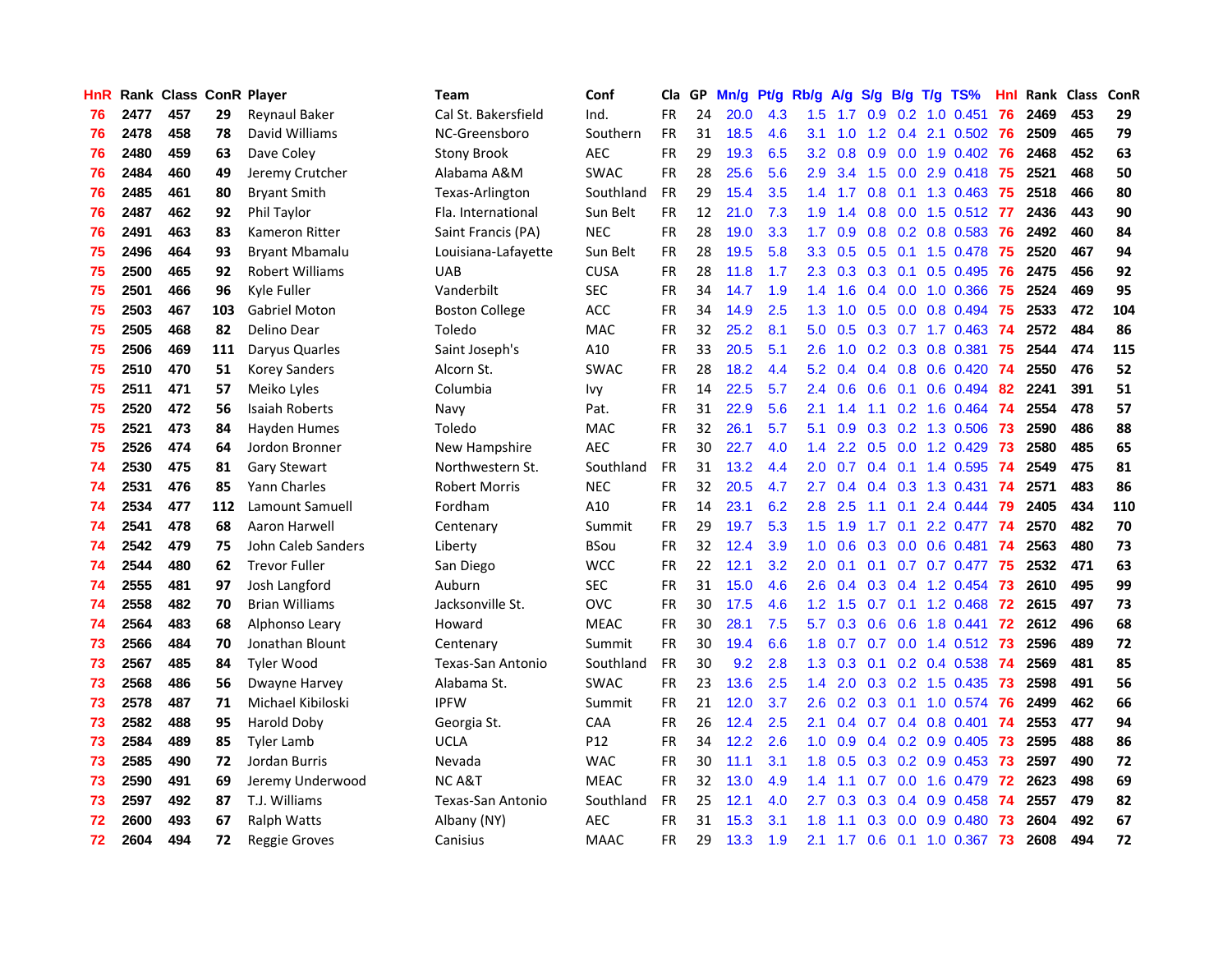| HnR | Rank | Class | ConR | Player | Team | Conf | Cla | GP | Mn/g | Pt/g | Rb/g | A/g | S/g | B/g | T/g | TS% | HnI | Rank | Class | ConR |
|---|---|---|---|---|---|---|---|---|---|---|---|---|---|---|---|---|---|---|---|---|
| 76 | 2477 | 457 | 29 | Reynaul Baker | Cal St. Bakersfield | Ind. | FR | 24 | 20.0 | 4.3 | 1.5 | 1.7 | 0.9 | 0.2 | 1.0 | 0.451 | 76 | 2469 | 453 | 29 |
| 76 | 2478 | 458 | 78 | David Williams | NC-Greensboro | Southern | FR | 31 | 18.5 | 4.6 | 3.1 | 1.0 | 1.2 | 0.4 | 2.1 | 0.502 | 76 | 2509 | 465 | 79 |
| 76 | 2480 | 459 | 63 | Dave Coley | Stony Brook | AEC | FR | 29 | 19.3 | 6.5 | 3.2 | 0.8 | 0.9 | 0.0 | 1.9 | 0.402 | 76 | 2468 | 452 | 63 |
| 76 | 2484 | 460 | 49 | Jeremy Crutcher | Alabama A&M | SWAC | FR | 28 | 25.6 | 5.6 | 2.9 | 3.4 | 1.5 | 0.0 | 2.9 | 0.418 | 75 | 2521 | 468 | 50 |
| 76 | 2485 | 461 | 80 | Bryant Smith | Texas-Arlington | Southland | FR | 29 | 15.4 | 3.5 | 1.4 | 1.7 | 0.8 | 0.1 | 1.3 | 0.463 | 75 | 2518 | 466 | 80 |
| 76 | 2487 | 462 | 92 | Phil Taylor | Fla. International | Sun Belt | FR | 12 | 21.0 | 7.3 | 1.9 | 1.4 | 0.8 | 0.0 | 1.5 | 0.512 | 77 | 2436 | 443 | 90 |
| 76 | 2491 | 463 | 83 | Kameron Ritter | Saint Francis (PA) | NEC | FR | 28 | 19.0 | 3.3 | 1.7 | 0.9 | 0.8 | 0.2 | 0.8 | 0.583 | 76 | 2492 | 460 | 84 |
| 75 | 2496 | 464 | 93 | Bryant Mbamalu | Louisiana-Lafayette | Sun Belt | FR | 28 | 19.5 | 5.8 | 3.3 | 0.5 | 0.5 | 0.1 | 1.5 | 0.478 | 75 | 2520 | 467 | 94 |
| 75 | 2500 | 465 | 92 | Robert Williams | UAB | CUSA | FR | 28 | 11.8 | 1.7 | 2.3 | 0.3 | 0.3 | 0.1 | 0.5 | 0.495 | 76 | 2475 | 456 | 92 |
| 75 | 2501 | 466 | 96 | Kyle Fuller | Vanderbilt | SEC | FR | 34 | 14.7 | 1.9 | 1.4 | 1.6 | 0.4 | 0.0 | 1.0 | 0.366 | 75 | 2524 | 469 | 95 |
| 75 | 2503 | 467 | 103 | Gabriel Moton | Boston College | ACC | FR | 34 | 14.9 | 2.5 | 1.3 | 1.0 | 0.5 | 0.0 | 0.8 | 0.494 | 75 | 2533 | 472 | 104 |
| 75 | 2505 | 468 | 82 | Delino Dear | Toledo | MAC | FR | 32 | 25.2 | 8.1 | 5.0 | 0.5 | 0.3 | 0.7 | 1.7 | 0.463 | 74 | 2572 | 484 | 86 |
| 75 | 2506 | 469 | 111 | Daryus Quarles | Saint Joseph's | A10 | FR | 33 | 20.5 | 5.1 | 2.6 | 1.0 | 0.2 | 0.3 | 0.8 | 0.381 | 75 | 2544 | 474 | 115 |
| 75 | 2510 | 470 | 51 | Korey Sanders | Alcorn St. | SWAC | FR | 28 | 18.2 | 4.4 | 5.2 | 0.4 | 0.4 | 0.8 | 0.6 | 0.420 | 74 | 2550 | 476 | 52 |
| 75 | 2511 | 471 | 57 | Meiko Lyles | Columbia | Ivy | FR | 14 | 22.5 | 5.7 | 2.4 | 0.6 | 0.6 | 0.1 | 0.6 | 0.494 | 82 | 2241 | 391 | 51 |
| 75 | 2520 | 472 | 56 | Isaiah Roberts | Navy | Pat. | FR | 31 | 22.9 | 5.6 | 2.1 | 1.4 | 1.1 | 0.2 | 1.6 | 0.464 | 74 | 2554 | 478 | 57 |
| 75 | 2521 | 473 | 84 | Hayden Humes | Toledo | MAC | FR | 32 | 26.1 | 5.7 | 5.1 | 0.9 | 0.3 | 0.2 | 1.3 | 0.506 | 73 | 2590 | 486 | 88 |
| 75 | 2526 | 474 | 64 | Jordon Bronner | New Hampshire | AEC | FR | 30 | 22.7 | 4.0 | 1.4 | 2.2 | 0.5 | 0.0 | 1.2 | 0.429 | 73 | 2580 | 485 | 65 |
| 74 | 2530 | 475 | 81 | Gary Stewart | Northwestern St. | Southland | FR | 31 | 13.2 | 4.4 | 2.0 | 0.7 | 0.4 | 0.1 | 1.4 | 0.595 | 74 | 2549 | 475 | 81 |
| 74 | 2531 | 476 | 85 | Yann Charles | Robert Morris | NEC | FR | 32 | 20.5 | 4.7 | 2.7 | 0.4 | 0.4 | 0.3 | 1.3 | 0.431 | 74 | 2571 | 483 | 86 |
| 74 | 2534 | 477 | 112 | Lamount Samuell | Fordham | A10 | FR | 14 | 23.1 | 6.2 | 2.8 | 2.5 | 1.1 | 0.1 | 2.4 | 0.444 | 79 | 2405 | 434 | 110 |
| 74 | 2541 | 478 | 68 | Aaron Harwell | Centenary | Summit | FR | 29 | 19.7 | 5.3 | 1.5 | 1.9 | 1.7 | 0.1 | 2.2 | 0.477 | 74 | 2570 | 482 | 70 |
| 74 | 2542 | 479 | 75 | John Caleb Sanders | Liberty | BSou | FR | 32 | 12.4 | 3.9 | 1.0 | 0.6 | 0.3 | 0.0 | 0.6 | 0.481 | 74 | 2563 | 480 | 73 |
| 74 | 2544 | 480 | 62 | Trevor Fuller | San Diego | WCC | FR | 22 | 12.1 | 3.2 | 2.0 | 0.1 | 0.1 | 0.7 | 0.7 | 0.477 | 75 | 2532 | 471 | 63 |
| 74 | 2555 | 481 | 97 | Josh Langford | Auburn | SEC | FR | 31 | 15.0 | 4.6 | 2.6 | 0.4 | 0.3 | 0.4 | 1.2 | 0.454 | 73 | 2610 | 495 | 99 |
| 74 | 2558 | 482 | 70 | Brian Williams | Jacksonville St. | OVC | FR | 30 | 17.5 | 4.6 | 1.2 | 1.5 | 0.7 | 0.1 | 1.2 | 0.468 | 72 | 2615 | 497 | 73 |
| 74 | 2564 | 483 | 68 | Alphonso Leary | Howard | MEAC | FR | 30 | 28.1 | 7.5 | 5.7 | 0.3 | 0.6 | 0.6 | 1.8 | 0.441 | 72 | 2612 | 496 | 68 |
| 73 | 2566 | 484 | 70 | Jonathan Blount | Centenary | Summit | FR | 30 | 19.4 | 6.6 | 1.8 | 0.7 | 0.7 | 0.0 | 1.4 | 0.512 | 73 | 2596 | 489 | 72 |
| 73 | 2567 | 485 | 84 | Tyler Wood | Texas-San Antonio | Southland | FR | 30 | 9.2 | 2.8 | 1.3 | 0.3 | 0.1 | 0.2 | 0.4 | 0.538 | 74 | 2569 | 481 | 85 |
| 73 | 2568 | 486 | 56 | Dwayne Harvey | Alabama St. | SWAC | FR | 23 | 13.6 | 2.5 | 1.4 | 2.0 | 0.3 | 0.2 | 1.5 | 0.435 | 73 | 2598 | 491 | 56 |
| 73 | 2578 | 487 | 71 | Michael Kibiloski | IPFW | Summit | FR | 21 | 12.0 | 3.7 | 2.6 | 0.2 | 0.3 | 0.1 | 1.0 | 0.574 | 76 | 2499 | 462 | 66 |
| 73 | 2582 | 488 | 95 | Harold Doby | Georgia St. | CAA | FR | 26 | 12.4 | 2.5 | 2.1 | 0.4 | 0.7 | 0.4 | 0.8 | 0.401 | 74 | 2553 | 477 | 94 |
| 73 | 2584 | 489 | 85 | Tyler Lamb | UCLA | P12 | FR | 34 | 12.2 | 2.6 | 1.0 | 0.9 | 0.4 | 0.2 | 0.9 | 0.405 | 73 | 2595 | 488 | 86 |
| 73 | 2585 | 490 | 72 | Jordan Burris | Nevada | WAC | FR | 30 | 11.1 | 3.1 | 1.8 | 0.5 | 0.3 | 0.2 | 0.9 | 0.453 | 73 | 2597 | 490 | 72 |
| 73 | 2590 | 491 | 69 | Jeremy Underwood | NC A&T | MEAC | FR | 32 | 13.0 | 4.9 | 1.4 | 1.1 | 0.7 | 0.0 | 1.6 | 0.479 | 72 | 2623 | 498 | 69 |
| 73 | 2597 | 492 | 87 | T.J. Williams | Texas-San Antonio | Southland | FR | 25 | 12.1 | 4.0 | 2.7 | 0.3 | 0.3 | 0.4 | 0.9 | 0.458 | 74 | 2557 | 479 | 82 |
| 72 | 2600 | 493 | 67 | Ralph Watts | Albany (NY) | AEC | FR | 31 | 15.3 | 3.1 | 1.8 | 1.1 | 0.3 | 0.0 | 0.9 | 0.480 | 73 | 2604 | 492 | 67 |
| 72 | 2604 | 494 | 72 | Reggie Groves | Canisius | MAAC | FR | 29 | 13.3 | 1.9 | 2.1 | 1.7 | 0.6 | 0.1 | 1.0 | 0.367 | 73 | 2608 | 494 | 72 |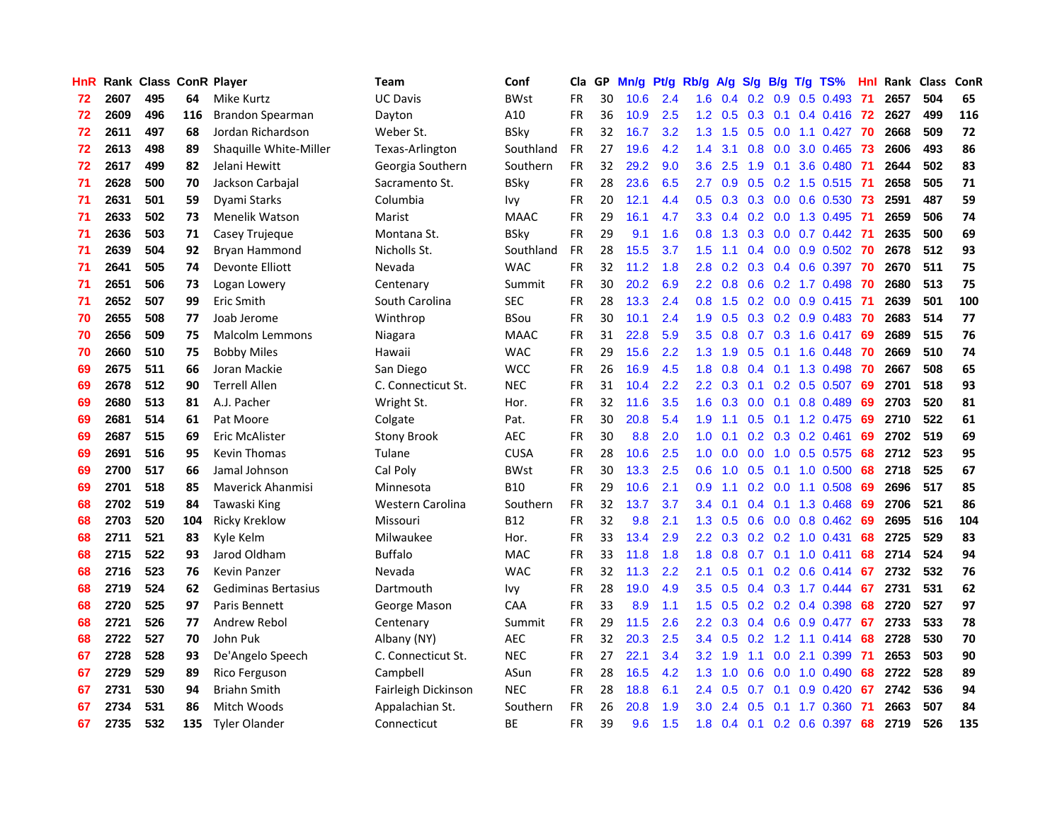| HnR | Rank | Class | ConR | Player | Team | Conf | Cla | GP | Mn/g | Pt/g | Rb/g | A/g | S/g | B/g | T/g | TS% | HnI | Rank | Class | ConR |
|---|---|---|---|---|---|---|---|---|---|---|---|---|---|---|---|---|---|---|---|---|
| 72 | 2607 | 495 | 64 | Mike Kurtz | UC Davis | BWst | FR | 30 | 10.6 | 2.4 | 1.6 | 0.4 | 0.2 | 0.9 | 0.5 | 0.493 | 71 | 2657 | 504 | 65 |
| 72 | 2609 | 496 | 116 | Brandon Spearman | Dayton | A10 | FR | 36 | 10.9 | 2.5 | 1.2 | 0.5 | 0.3 | 0.1 | 0.4 | 0.416 | 72 | 2627 | 499 | 116 |
| 72 | 2611 | 497 | 68 | Jordan Richardson | Weber St. | BSky | FR | 32 | 16.7 | 3.2 | 1.3 | 1.5 | 0.5 | 0.0 | 1.1 | 0.427 | 70 | 2668 | 509 | 72 |
| 72 | 2613 | 498 | 89 | Shaquille White-Miller | Texas-Arlington | Southland | FR | 27 | 19.6 | 4.2 | 1.4 | 3.1 | 0.8 | 0.0 | 3.0 | 0.465 | 73 | 2606 | 493 | 86 |
| 72 | 2617 | 499 | 82 | Jelani Hewitt | Georgia Southern | Southern | FR | 32 | 29.2 | 9.0 | 3.6 | 2.5 | 1.9 | 0.1 | 3.6 | 0.480 | 71 | 2644 | 502 | 83 |
| 71 | 2628 | 500 | 70 | Jackson Carbajal | Sacramento St. | BSky | FR | 28 | 23.6 | 6.5 | 2.7 | 0.9 | 0.5 | 0.2 | 1.5 | 0.515 | 71 | 2658 | 505 | 71 |
| 71 | 2631 | 501 | 59 | Dyami Starks | Columbia | Ivy | FR | 20 | 12.1 | 4.4 | 0.5 | 0.3 | 0.3 | 0.0 | 0.6 | 0.530 | 73 | 2591 | 487 | 59 |
| 71 | 2633 | 502 | 73 | Menelik Watson | Marist | MAAC | FR | 29 | 16.1 | 4.7 | 3.3 | 0.4 | 0.2 | 0.0 | 1.3 | 0.495 | 71 | 2659 | 506 | 74 |
| 71 | 2636 | 503 | 71 | Casey Trujeque | Montana St. | BSky | FR | 29 | 9.1 | 1.6 | 0.8 | 1.3 | 0.3 | 0.0 | 0.7 | 0.442 | 71 | 2635 | 500 | 69 |
| 71 | 2639 | 504 | 92 | Bryan Hammond | Nicholls St. | Southland | FR | 28 | 15.5 | 3.7 | 1.5 | 1.1 | 0.4 | 0.0 | 0.9 | 0.502 | 70 | 2678 | 512 | 93 |
| 71 | 2641 | 505 | 74 | Devonte Elliott | Nevada | WAC | FR | 32 | 11.2 | 1.8 | 2.8 | 0.2 | 0.3 | 0.4 | 0.6 | 0.397 | 70 | 2670 | 511 | 75 |
| 71 | 2651 | 506 | 73 | Logan Lowery | Centenary | Summit | FR | 30 | 20.2 | 6.9 | 2.2 | 0.8 | 0.6 | 0.2 | 1.7 | 0.498 | 70 | 2680 | 513 | 75 |
| 71 | 2652 | 507 | 99 | Eric Smith | South Carolina | SEC | FR | 28 | 13.3 | 2.4 | 0.8 | 1.5 | 0.2 | 0.0 | 0.9 | 0.415 | 71 | 2639 | 501 | 100 |
| 70 | 2655 | 508 | 77 | Joab Jerome | Winthrop | BSou | FR | 30 | 10.1 | 2.4 | 1.9 | 0.5 | 0.3 | 0.2 | 0.9 | 0.483 | 70 | 2683 | 514 | 77 |
| 70 | 2656 | 509 | 75 | Malcolm Lemmons | Niagara | MAAC | FR | 31 | 22.8 | 5.9 | 3.5 | 0.8 | 0.7 | 0.3 | 1.6 | 0.417 | 69 | 2689 | 515 | 76 |
| 70 | 2660 | 510 | 75 | Bobby Miles | Hawaii | WAC | FR | 29 | 15.6 | 2.2 | 1.3 | 1.9 | 0.5 | 0.1 | 1.6 | 0.448 | 70 | 2669 | 510 | 74 |
| 69 | 2675 | 511 | 66 | Joran Mackie | San Diego | WCC | FR | 26 | 16.9 | 4.5 | 1.8 | 0.8 | 0.4 | 0.1 | 1.3 | 0.498 | 70 | 2667 | 508 | 65 |
| 69 | 2678 | 512 | 90 | Terrell Allen | C. Connecticut St. | NEC | FR | 31 | 10.4 | 2.2 | 2.2 | 0.3 | 0.1 | 0.2 | 0.5 | 0.507 | 69 | 2701 | 518 | 93 |
| 69 | 2680 | 513 | 81 | A.J. Pacher | Wright St. | Hor. | FR | 32 | 11.6 | 3.5 | 1.6 | 0.3 | 0.0 | 0.1 | 0.8 | 0.489 | 69 | 2703 | 520 | 81 |
| 69 | 2681 | 514 | 61 | Pat Moore | Colgate | Pat. | FR | 30 | 20.8 | 5.4 | 1.9 | 1.1 | 0.5 | 0.1 | 1.2 | 0.475 | 69 | 2710 | 522 | 61 |
| 69 | 2687 | 515 | 69 | Eric McAlister | Stony Brook | AEC | FR | 30 | 8.8 | 2.0 | 1.0 | 0.1 | 0.2 | 0.3 | 0.2 | 0.461 | 69 | 2702 | 519 | 69 |
| 69 | 2691 | 516 | 95 | Kevin Thomas | Tulane | CUSA | FR | 28 | 10.6 | 2.5 | 1.0 | 0.0 | 0.0 | 1.0 | 0.5 | 0.575 | 68 | 2712 | 523 | 95 |
| 69 | 2700 | 517 | 66 | Jamal Johnson | Cal Poly | BWst | FR | 30 | 13.3 | 2.5 | 0.6 | 1.0 | 0.5 | 0.1 | 1.0 | 0.500 | 68 | 2718 | 525 | 67 |
| 69 | 2701 | 518 | 85 | Maverick Ahanmisi | Minnesota | B10 | FR | 29 | 10.6 | 2.1 | 0.9 | 1.1 | 0.2 | 0.0 | 1.1 | 0.508 | 69 | 2696 | 517 | 85 |
| 68 | 2702 | 519 | 84 | Tawaski King | Western Carolina | Southern | FR | 32 | 13.7 | 3.7 | 3.4 | 0.1 | 0.4 | 0.1 | 1.3 | 0.468 | 69 | 2706 | 521 | 86 |
| 68 | 2703 | 520 | 104 | Ricky Kreklow | Missouri | B12 | FR | 32 | 9.8 | 2.1 | 1.3 | 0.5 | 0.6 | 0.0 | 0.8 | 0.462 | 69 | 2695 | 516 | 104 |
| 68 | 2711 | 521 | 83 | Kyle Kelm | Milwaukee | Hor. | FR | 33 | 13.4 | 2.9 | 2.2 | 0.3 | 0.2 | 0.2 | 1.0 | 0.431 | 68 | 2725 | 529 | 83 |
| 68 | 2715 | 522 | 93 | Jarod Oldham | Buffalo | MAC | FR | 33 | 11.8 | 1.8 | 1.8 | 0.8 | 0.7 | 0.1 | 1.0 | 0.411 | 68 | 2714 | 524 | 94 |
| 68 | 2716 | 523 | 76 | Kevin Panzer | Nevada | WAC | FR | 32 | 11.3 | 2.2 | 2.1 | 0.5 | 0.1 | 0.2 | 0.6 | 0.414 | 67 | 2732 | 532 | 76 |
| 68 | 2719 | 524 | 62 | Gediminas Bertasius | Dartmouth | Ivy | FR | 28 | 19.0 | 4.9 | 3.5 | 0.5 | 0.4 | 0.3 | 1.7 | 0.444 | 67 | 2731 | 531 | 62 |
| 68 | 2720 | 525 | 97 | Paris Bennett | George Mason | CAA | FR | 33 | 8.9 | 1.1 | 1.5 | 0.5 | 0.2 | 0.2 | 0.4 | 0.398 | 68 | 2720 | 527 | 97 |
| 68 | 2721 | 526 | 77 | Andrew Rebol | Centenary | Summit | FR | 29 | 11.5 | 2.6 | 2.2 | 0.3 | 0.4 | 0.6 | 0.9 | 0.477 | 67 | 2733 | 533 | 78 |
| 68 | 2722 | 527 | 70 | John Puk | Albany (NY) | AEC | FR | 32 | 20.3 | 2.5 | 3.4 | 0.5 | 0.2 | 1.2 | 1.1 | 0.414 | 68 | 2728 | 530 | 70 |
| 67 | 2728 | 528 | 93 | De'Angelo Speech | C. Connecticut St. | NEC | FR | 27 | 22.1 | 3.4 | 3.2 | 1.9 | 1.1 | 0.0 | 2.1 | 0.399 | 71 | 2653 | 503 | 90 |
| 67 | 2729 | 529 | 89 | Rico Ferguson | Campbell | ASun | FR | 28 | 16.5 | 4.2 | 1.3 | 1.0 | 0.6 | 0.0 | 1.0 | 0.490 | 68 | 2722 | 528 | 89 |
| 67 | 2731 | 530 | 94 | Briahn Smith | Fairleigh Dickinson | NEC | FR | 28 | 18.8 | 6.1 | 2.4 | 0.5 | 0.7 | 0.1 | 0.9 | 0.420 | 67 | 2742 | 536 | 94 |
| 67 | 2734 | 531 | 86 | Mitch Woods | Appalachian St. | Southern | FR | 26 | 20.8 | 1.9 | 3.0 | 2.4 | 0.5 | 0.1 | 1.7 | 0.360 | 71 | 2663 | 507 | 84 |
| 67 | 2735 | 532 | 135 | Tyler Olander | Connecticut | BE | FR | 39 | 9.6 | 1.5 | 1.8 | 0.4 | 0.1 | 0.2 | 0.6 | 0.397 | 68 | 2719 | 526 | 135 |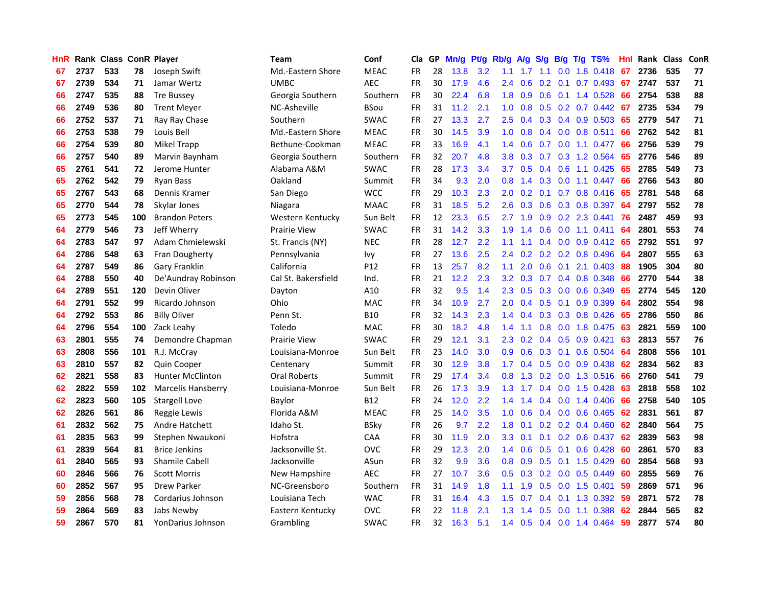| HnR | Rank | Class | ConR | Player | Team | Conf | Cla | GP | Mn/g | Pt/g | Rb/g | A/g | S/g | B/g | T/g | TS% | HnI | Rank | Class | ConR |
|---|---|---|---|---|---|---|---|---|---|---|---|---|---|---|---|---|---|---|---|---|
| 67 | 2737 | 533 | 78 | Joseph Swift | Md.-Eastern Shore | MEAC | FR | 28 | 13.8 | 3.2 | 1.1 | 1.7 | 1.1 | 0.0 | 1.8 | 0.418 | 67 | 2736 | 535 | 77 |
| 67 | 2739 | 534 | 71 | Jamar Wertz | UMBC | AEC | FR | 30 | 17.9 | 4.6 | 2.4 | 0.6 | 0.2 | 0.1 | 0.7 | 0.493 | 67 | 2747 | 537 | 71 |
| 66 | 2747 | 535 | 88 | Tre Bussey | Georgia Southern | Southern | FR | 30 | 22.4 | 6.8 | 1.8 | 0.9 | 0.6 | 0.1 | 1.4 | 0.528 | 66 | 2754 | 538 | 88 |
| 66 | 2749 | 536 | 80 | Trent Meyer | NC-Asheville | BSou | FR | 31 | 11.2 | 2.1 | 1.0 | 0.8 | 0.5 | 0.2 | 0.7 | 0.442 | 67 | 2735 | 534 | 79 |
| 66 | 2752 | 537 | 71 | Ray Ray Chase | Southern | SWAC | FR | 27 | 13.3 | 2.7 | 2.5 | 0.4 | 0.3 | 0.4 | 0.9 | 0.503 | 65 | 2779 | 547 | 71 |
| 66 | 2753 | 538 | 79 | Louis Bell | Md.-Eastern Shore | MEAC | FR | 30 | 14.5 | 3.9 | 1.0 | 0.8 | 0.4 | 0.0 | 0.8 | 0.511 | 66 | 2762 | 542 | 81 |
| 66 | 2754 | 539 | 80 | Mikel Trapp | Bethune-Cookman | MEAC | FR | 33 | 16.9 | 4.1 | 1.4 | 0.6 | 0.7 | 0.0 | 1.1 | 0.477 | 66 | 2756 | 539 | 79 |
| 66 | 2757 | 540 | 89 | Marvin Baynham | Georgia Southern | Southern | FR | 32 | 20.7 | 4.8 | 3.8 | 0.3 | 0.7 | 0.3 | 1.2 | 0.564 | 65 | 2776 | 546 | 89 |
| 65 | 2761 | 541 | 72 | Jerome Hunter | Alabama A&M | SWAC | FR | 28 | 17.3 | 3.4 | 3.7 | 0.5 | 0.4 | 0.6 | 1.1 | 0.425 | 65 | 2785 | 549 | 73 |
| 65 | 2762 | 542 | 79 | Ryan Bass | Oakland | Summit | FR | 34 | 9.3 | 2.0 | 0.8 | 1.4 | 0.3 | 0.0 | 1.1 | 0.447 | 66 | 2766 | 543 | 80 |
| 65 | 2767 | 543 | 68 | Dennis Kramer | San Diego | WCC | FR | 29 | 10.3 | 2.3 | 2.0 | 0.2 | 0.1 | 0.7 | 0.8 | 0.416 | 65 | 2781 | 548 | 68 |
| 65 | 2770 | 544 | 78 | Skylar Jones | Niagara | MAAC | FR | 31 | 18.5 | 5.2 | 2.6 | 0.3 | 0.6 | 0.3 | 0.8 | 0.397 | 64 | 2797 | 552 | 78 |
| 65 | 2773 | 545 | 100 | Brandon Peters | Western Kentucky | Sun Belt | FR | 12 | 23.3 | 6.5 | 2.7 | 1.9 | 0.9 | 0.2 | 2.3 | 0.441 | 76 | 2487 | 459 | 93 |
| 64 | 2779 | 546 | 73 | Jeff Wherry | Prairie View | SWAC | FR | 31 | 14.2 | 3.3 | 1.9 | 1.4 | 0.6 | 0.0 | 1.1 | 0.411 | 64 | 2801 | 553 | 74 |
| 64 | 2783 | 547 | 97 | Adam Chmielewski | St. Francis (NY) | NEC | FR | 28 | 12.7 | 2.2 | 1.1 | 1.1 | 0.4 | 0.0 | 0.9 | 0.412 | 65 | 2792 | 551 | 97 |
| 64 | 2786 | 548 | 63 | Fran Dougherty | Pennsylvania | Ivy | FR | 27 | 13.6 | 2.5 | 2.4 | 0.2 | 0.2 | 0.2 | 0.8 | 0.496 | 64 | 2807 | 555 | 63 |
| 64 | 2787 | 549 | 86 | Gary Franklin | California | P12 | FR | 13 | 25.7 | 8.2 | 1.1 | 2.0 | 0.6 | 0.1 | 2.1 | 0.403 | 88 | 1905 | 304 | 80 |
| 64 | 2788 | 550 | 40 | De'Aundray Robinson | Cal St. Bakersfield | Ind. | FR | 21 | 12.2 | 2.3 | 3.2 | 0.3 | 0.7 | 0.4 | 0.8 | 0.348 | 66 | 2770 | 544 | 38 |
| 64 | 2789 | 551 | 120 | Devin Oliver | Dayton | A10 | FR | 32 | 9.5 | 1.4 | 2.3 | 0.5 | 0.3 | 0.0 | 0.6 | 0.349 | 65 | 2774 | 545 | 120 |
| 64 | 2791 | 552 | 99 | Ricardo Johnson | Ohio | MAC | FR | 34 | 10.9 | 2.7 | 2.0 | 0.4 | 0.5 | 0.1 | 0.9 | 0.399 | 64 | 2802 | 554 | 98 |
| 64 | 2792 | 553 | 86 | Billy Oliver | Penn St. | B10 | FR | 32 | 14.3 | 2.3 | 1.4 | 0.4 | 0.3 | 0.3 | 0.8 | 0.426 | 65 | 2786 | 550 | 86 |
| 64 | 2796 | 554 | 100 | Zack Leahy | Toledo | MAC | FR | 30 | 18.2 | 4.8 | 1.4 | 1.1 | 0.8 | 0.0 | 1.8 | 0.475 | 63 | 2821 | 559 | 100 |
| 63 | 2801 | 555 | 74 | Demondre Chapman | Prairie View | SWAC | FR | 29 | 12.1 | 3.1 | 2.3 | 0.2 | 0.4 | 0.5 | 0.9 | 0.421 | 63 | 2813 | 557 | 76 |
| 63 | 2808 | 556 | 101 | R.J. McCray | Louisiana-Monroe | Sun Belt | FR | 23 | 14.0 | 3.0 | 0.9 | 0.6 | 0.3 | 0.1 | 0.6 | 0.504 | 64 | 2808 | 556 | 101 |
| 63 | 2810 | 557 | 82 | Quin Cooper | Centenary | Summit | FR | 30 | 12.9 | 3.8 | 1.7 | 0.4 | 0.5 | 0.0 | 0.9 | 0.438 | 62 | 2834 | 562 | 83 |
| 62 | 2821 | 558 | 83 | Hunter McClinton | Oral Roberts | Summit | FR | 29 | 17.4 | 3.4 | 0.8 | 1.3 | 0.2 | 0.0 | 1.3 | 0.516 | 66 | 2760 | 541 | 79 |
| 62 | 2822 | 559 | 102 | Marcelis Hansberry | Louisiana-Monroe | Sun Belt | FR | 26 | 17.3 | 3.9 | 1.3 | 1.7 | 0.4 | 0.0 | 1.5 | 0.428 | 63 | 2818 | 558 | 102 |
| 62 | 2823 | 560 | 105 | Stargell Love | Baylor | B12 | FR | 24 | 12.0 | 2.2 | 1.4 | 1.4 | 0.4 | 0.0 | 1.4 | 0.406 | 66 | 2758 | 540 | 105 |
| 62 | 2826 | 561 | 86 | Reggie Lewis | Florida A&M | MEAC | FR | 25 | 14.0 | 3.5 | 1.0 | 0.6 | 0.4 | 0.0 | 0.6 | 0.465 | 62 | 2831 | 561 | 87 |
| 61 | 2832 | 562 | 75 | Andre Hatchett | Idaho St. | BSky | FR | 26 | 9.7 | 2.2 | 1.8 | 0.1 | 0.2 | 0.2 | 0.4 | 0.460 | 62 | 2840 | 564 | 75 |
| 61 | 2835 | 563 | 99 | Stephen Nwaukoni | Hofstra | CAA | FR | 30 | 11.9 | 2.0 | 3.3 | 0.1 | 0.1 | 0.2 | 0.6 | 0.437 | 62 | 2839 | 563 | 98 |
| 61 | 2839 | 564 | 81 | Brice Jenkins | Jacksonville St. | OVC | FR | 29 | 12.3 | 2.0 | 1.4 | 0.6 | 0.5 | 0.1 | 0.6 | 0.428 | 60 | 2861 | 570 | 83 |
| 61 | 2840 | 565 | 93 | Shamile Cabell | Jacksonville | ASun | FR | 32 | 9.9 | 3.6 | 0.8 | 0.9 | 0.5 | 0.1 | 1.5 | 0.429 | 60 | 2854 | 568 | 93 |
| 60 | 2846 | 566 | 76 | Scott Morris | New Hampshire | AEC | FR | 27 | 10.7 | 3.6 | 0.5 | 0.3 | 0.2 | 0.0 | 0.5 | 0.449 | 60 | 2855 | 569 | 76 |
| 60 | 2852 | 567 | 95 | Drew Parker | NC-Greensboro | Southern | FR | 31 | 14.9 | 1.8 | 1.1 | 1.9 | 0.5 | 0.0 | 1.5 | 0.401 | 59 | 2869 | 571 | 96 |
| 59 | 2856 | 568 | 78 | Cordarius Johnson | Louisiana Tech | WAC | FR | 31 | 16.4 | 4.3 | 1.5 | 0.7 | 0.4 | 0.1 | 1.3 | 0.392 | 59 | 2871 | 572 | 78 |
| 59 | 2864 | 569 | 83 | Jabs Newby | Eastern Kentucky | OVC | FR | 22 | 11.8 | 2.1 | 1.3 | 1.4 | 0.5 | 0.0 | 1.1 | 0.388 | 62 | 2844 | 565 | 82 |
| 59 | 2867 | 570 | 81 | YonDarius Johnson | Grambling | SWAC | FR | 32 | 16.3 | 5.1 | 1.4 | 0.5 | 0.4 | 0.0 | 1.4 | 0.464 | 59 | 2877 | 574 | 80 |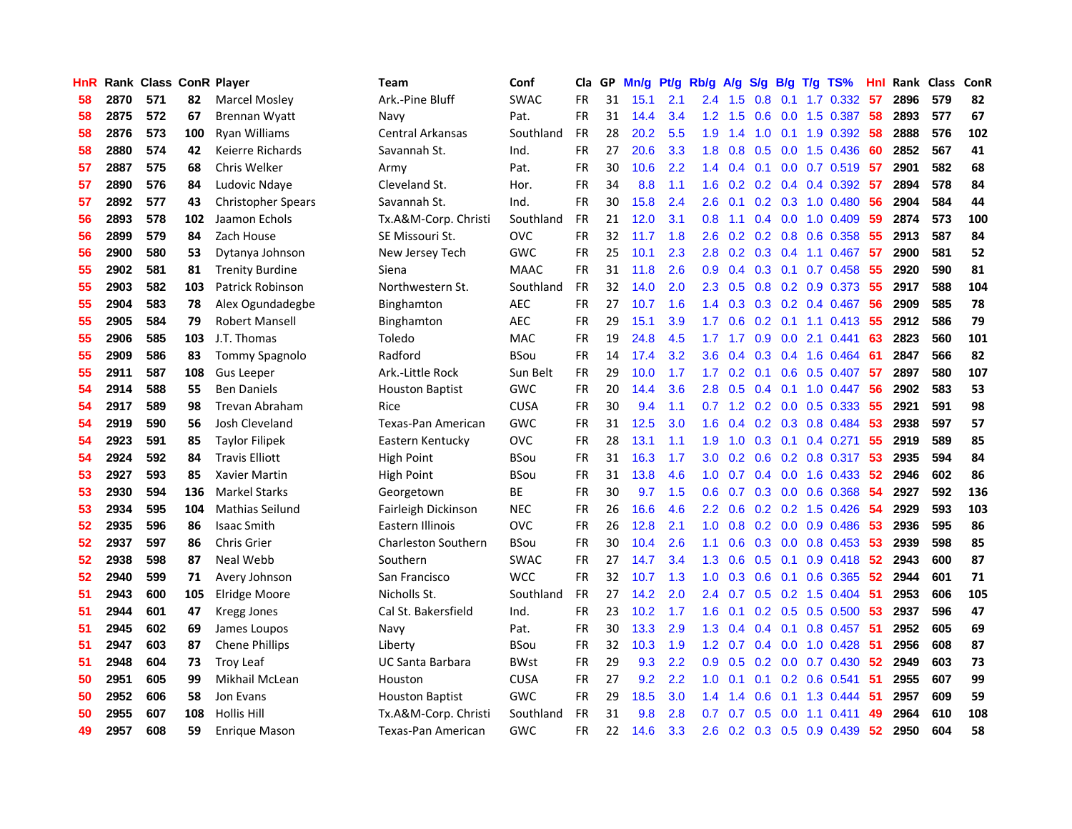| HnR | Rank | Class | ConR | Player | Team | Conf | Cla | GP | Mn/g | Pt/g | Rb/g | A/g | S/g | B/g | T/g | TS% | HnI | Rank | Class | ConR |
|---|---|---|---|---|---|---|---|---|---|---|---|---|---|---|---|---|---|---|---|---|
| 58 | 2870 | 571 | 82 | Marcel Mosley | Ark.-Pine Bluff | SWAC | FR | 31 | 15.1 | 2.1 | 2.4 | 1.5 | 0.8 | 0.1 | 1.7 | 0.332 | 57 | 2896 | 579 | 82 |
| 58 | 2875 | 572 | 67 | Brennan Wyatt | Navy | Pat. | FR | 31 | 14.4 | 3.4 | 1.2 | 1.5 | 0.6 | 0.0 | 1.5 | 0.387 | 58 | 2893 | 577 | 67 |
| 58 | 2876 | 573 | 100 | Ryan Williams | Central Arkansas | Southland | FR | 28 | 20.2 | 5.5 | 1.9 | 1.4 | 1.0 | 0.1 | 1.9 | 0.392 | 58 | 2888 | 576 | 102 |
| 58 | 2880 | 574 | 42 | Keierre Richards | Savannah St. | Ind. | FR | 27 | 20.6 | 3.3 | 1.8 | 0.8 | 0.5 | 0.0 | 1.5 | 0.436 | 60 | 2852 | 567 | 41 |
| 57 | 2887 | 575 | 68 | Chris Welker | Army | Pat. | FR | 30 | 10.6 | 2.2 | 1.4 | 0.4 | 0.1 | 0.0 | 0.7 | 0.519 | 57 | 2901 | 582 | 68 |
| 57 | 2890 | 576 | 84 | Ludovic Ndaye | Cleveland St. | Hor. | FR | 34 | 8.8 | 1.1 | 1.6 | 0.2 | 0.2 | 0.4 | 0.4 | 0.392 | 57 | 2894 | 578 | 84 |
| 57 | 2892 | 577 | 43 | Christopher Spears | Savannah St. | Ind. | FR | 30 | 15.8 | 2.4 | 2.6 | 0.1 | 0.2 | 0.3 | 1.0 | 0.480 | 56 | 2904 | 584 | 44 |
| 56 | 2893 | 578 | 102 | Jaamon Echols | Tx.A&M-Corp. Christi | Southland | FR | 21 | 12.0 | 3.1 | 0.8 | 1.1 | 0.4 | 0.0 | 1.0 | 0.409 | 59 | 2874 | 573 | 100 |
| 56 | 2899 | 579 | 84 | Zach House | SE Missouri St. | OVC | FR | 32 | 11.7 | 1.8 | 2.6 | 0.2 | 0.2 | 0.8 | 0.6 | 0.358 | 55 | 2913 | 587 | 84 |
| 56 | 2900 | 580 | 53 | Dytanya Johnson | New Jersey Tech | GWC | FR | 25 | 10.1 | 2.3 | 2.8 | 0.2 | 0.3 | 0.4 | 1.1 | 0.467 | 57 | 2900 | 581 | 52 |
| 55 | 2902 | 581 | 81 | Trenity Burdine | Siena | MAAC | FR | 31 | 11.8 | 2.6 | 0.9 | 0.4 | 0.3 | 0.1 | 0.7 | 0.458 | 55 | 2920 | 590 | 81 |
| 55 | 2903 | 582 | 103 | Patrick Robinson | Northwestern St. | Southland | FR | 32 | 14.0 | 2.0 | 2.3 | 0.5 | 0.8 | 0.2 | 0.9 | 0.373 | 55 | 2917 | 588 | 104 |
| 55 | 2904 | 583 | 78 | Alex Ogundadegbe | Binghamton | AEC | FR | 27 | 10.7 | 1.6 | 1.4 | 0.3 | 0.3 | 0.2 | 0.4 | 0.467 | 56 | 2909 | 585 | 78 |
| 55 | 2905 | 584 | 79 | Robert Mansell | Binghamton | AEC | FR | 29 | 15.1 | 3.9 | 1.7 | 0.6 | 0.2 | 0.1 | 1.1 | 0.413 | 55 | 2912 | 586 | 79 |
| 55 | 2906 | 585 | 103 | J.T. Thomas | Toledo | MAC | FR | 19 | 24.8 | 4.5 | 1.7 | 1.7 | 0.9 | 0.0 | 2.1 | 0.441 | 63 | 2823 | 560 | 101 |
| 55 | 2909 | 586 | 83 | Tommy Spagnolo | Radford | BSou | FR | 14 | 17.4 | 3.2 | 3.6 | 0.4 | 0.3 | 0.4 | 1.6 | 0.464 | 61 | 2847 | 566 | 82 |
| 55 | 2911 | 587 | 108 | Gus Leeper | Ark.-Little Rock | Sun Belt | FR | 29 | 10.0 | 1.7 | 1.7 | 0.2 | 0.1 | 0.6 | 0.5 | 0.407 | 57 | 2897 | 580 | 107 |
| 54 | 2914 | 588 | 55 | Ben Daniels | Houston Baptist | GWC | FR | 20 | 14.4 | 3.6 | 2.8 | 0.5 | 0.4 | 0.1 | 1.0 | 0.447 | 56 | 2902 | 583 | 53 |
| 54 | 2917 | 589 | 98 | Trevan Abraham | Rice | CUSA | FR | 30 | 9.4 | 1.1 | 0.7 | 1.2 | 0.2 | 0.0 | 0.5 | 0.333 | 55 | 2921 | 591 | 98 |
| 54 | 2919 | 590 | 56 | Josh Cleveland | Texas-Pan American | GWC | FR | 31 | 12.5 | 3.0 | 1.6 | 0.4 | 0.2 | 0.3 | 0.8 | 0.484 | 53 | 2938 | 597 | 57 |
| 54 | 2923 | 591 | 85 | Taylor Filipek | Eastern Kentucky | OVC | FR | 28 | 13.1 | 1.1 | 1.9 | 1.0 | 0.3 | 0.1 | 0.4 | 0.271 | 55 | 2919 | 589 | 85 |
| 54 | 2924 | 592 | 84 | Travis Elliott | High Point | BSou | FR | 31 | 16.3 | 1.7 | 3.0 | 0.2 | 0.6 | 0.2 | 0.8 | 0.317 | 53 | 2935 | 594 | 84 |
| 53 | 2927 | 593 | 85 | Xavier Martin | High Point | BSou | FR | 31 | 13.8 | 4.6 | 1.0 | 0.7 | 0.4 | 0.0 | 1.6 | 0.433 | 52 | 2946 | 602 | 86 |
| 53 | 2930 | 594 | 136 | Markel Starks | Georgetown | BE | FR | 30 | 9.7 | 1.5 | 0.6 | 0.7 | 0.3 | 0.0 | 0.6 | 0.368 | 54 | 2927 | 592 | 136 |
| 53 | 2934 | 595 | 104 | Mathias Seilund | Fairleigh Dickinson | NEC | FR | 26 | 16.6 | 4.6 | 2.2 | 0.6 | 0.2 | 0.2 | 1.5 | 0.426 | 54 | 2929 | 593 | 103 |
| 52 | 2935 | 596 | 86 | Isaac Smith | Eastern Illinois | OVC | FR | 26 | 12.8 | 2.1 | 1.0 | 0.8 | 0.2 | 0.0 | 0.9 | 0.486 | 53 | 2936 | 595 | 86 |
| 52 | 2937 | 597 | 86 | Chris Grier | Charleston Southern | BSou | FR | 30 | 10.4 | 2.6 | 1.1 | 0.6 | 0.3 | 0.0 | 0.8 | 0.453 | 53 | 2939 | 598 | 85 |
| 52 | 2938 | 598 | 87 | Neal Webb | Southern | SWAC | FR | 27 | 14.7 | 3.4 | 1.3 | 0.6 | 0.5 | 0.1 | 0.9 | 0.418 | 52 | 2943 | 600 | 87 |
| 52 | 2940 | 599 | 71 | Avery Johnson | San Francisco | WCC | FR | 32 | 10.7 | 1.3 | 1.0 | 0.3 | 0.6 | 0.1 | 0.6 | 0.365 | 52 | 2944 | 601 | 71 |
| 51 | 2943 | 600 | 105 | Elridge Moore | Nicholls St. | Southland | FR | 27 | 14.2 | 2.0 | 2.4 | 0.7 | 0.5 | 0.2 | 1.5 | 0.404 | 51 | 2953 | 606 | 105 |
| 51 | 2944 | 601 | 47 | Kregg Jones | Cal St. Bakersfield | Ind. | FR | 23 | 10.2 | 1.7 | 1.6 | 0.1 | 0.2 | 0.5 | 0.5 | 0.500 | 53 | 2937 | 596 | 47 |
| 51 | 2945 | 602 | 69 | James Loupos | Navy | Pat. | FR | 30 | 13.3 | 2.9 | 1.3 | 0.4 | 0.4 | 0.1 | 0.8 | 0.457 | 51 | 2952 | 605 | 69 |
| 51 | 2947 | 603 | 87 | Chene Phillips | Liberty | BSou | FR | 32 | 10.3 | 1.9 | 1.2 | 0.7 | 0.4 | 0.0 | 1.0 | 0.428 | 51 | 2956 | 608 | 87 |
| 51 | 2948 | 604 | 73 | Troy Leaf | UC Santa Barbara | BWst | FR | 29 | 9.3 | 2.2 | 0.9 | 0.5 | 0.2 | 0.0 | 0.7 | 0.430 | 52 | 2949 | 603 | 73 |
| 50 | 2951 | 605 | 99 | Mikhail McLean | Houston | CUSA | FR | 27 | 9.2 | 2.2 | 1.0 | 0.1 | 0.1 | 0.2 | 0.6 | 0.541 | 51 | 2955 | 607 | 99 |
| 50 | 2952 | 606 | 58 | Jon Evans | Houston Baptist | GWC | FR | 29 | 18.5 | 3.0 | 1.4 | 1.4 | 0.6 | 0.1 | 1.3 | 0.444 | 51 | 2957 | 609 | 59 |
| 50 | 2955 | 607 | 108 | Hollis Hill | Tx.A&M-Corp. Christi | Southland | FR | 31 | 9.8 | 2.8 | 0.7 | 0.7 | 0.5 | 0.0 | 1.1 | 0.411 | 49 | 2964 | 610 | 108 |
| 49 | 2957 | 608 | 59 | Enrique Mason | Texas-Pan American | GWC | FR | 22 | 14.6 | 3.3 | 2.6 | 0.2 | 0.3 | 0.5 | 0.9 | 0.439 | 52 | 2950 | 604 | 58 |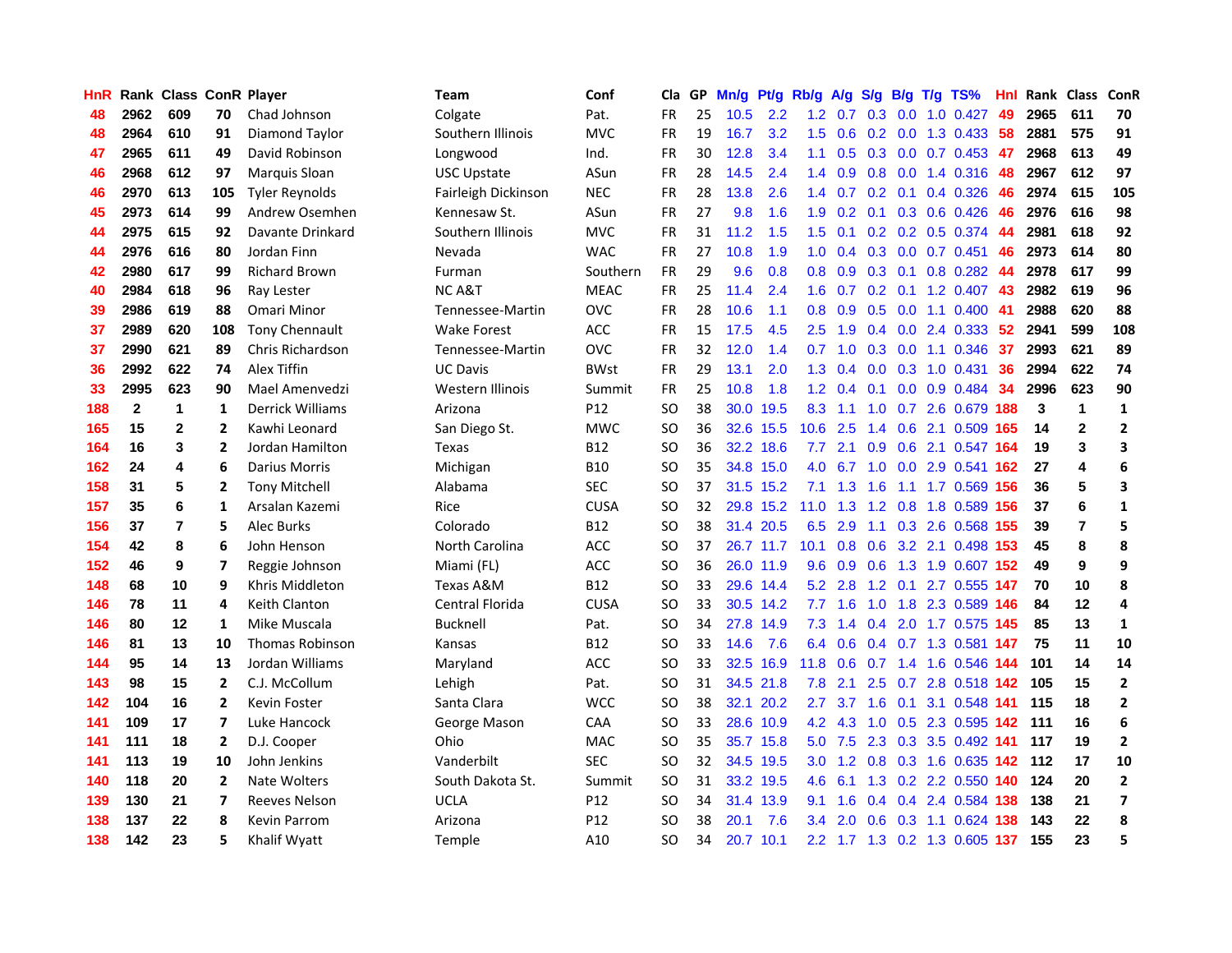| HnR | Rank | Class | ConR | Player | Team | Conf | Cla | GP | Mn/g | Pt/g | Rb/g | A/g | S/g | B/g | T/g | TS% | HnI | Rank | Class | ConR |
|---|---|---|---|---|---|---|---|---|---|---|---|---|---|---|---|---|---|---|---|---|
| 48 | 2962 | 609 | 70 | Chad Johnson | Colgate | Pat. | FR | 25 | 10.5 | 2.2 | 1.2 | 0.7 | 0.3 | 0.0 | 1.0 | 0.427 | 49 | 2965 | 611 | 70 |
| 48 | 2964 | 610 | 91 | Diamond Taylor | Southern Illinois | MVC | FR | 19 | 16.7 | 3.2 | 1.5 | 0.6 | 0.2 | 0.0 | 1.3 | 0.433 | 58 | 2881 | 575 | 91 |
| 47 | 2965 | 611 | 49 | David Robinson | Longwood | Ind. | FR | 30 | 12.8 | 3.4 | 1.1 | 0.5 | 0.3 | 0.0 | 0.7 | 0.453 | 47 | 2968 | 613 | 49 |
| 46 | 2968 | 612 | 97 | Marquis Sloan | USC Upstate | ASun | FR | 28 | 14.5 | 2.4 | 1.4 | 0.9 | 0.8 | 0.0 | 1.4 | 0.316 | 48 | 2967 | 612 | 97 |
| 46 | 2970 | 613 | 105 | Tyler Reynolds | Fairleigh Dickinson | NEC | FR | 28 | 13.8 | 2.6 | 1.4 | 0.7 | 0.2 | 0.1 | 0.4 | 0.326 | 46 | 2974 | 615 | 105 |
| 45 | 2973 | 614 | 99 | Andrew Osemhen | Kennesaw St. | ASun | FR | 27 | 9.8 | 1.6 | 1.9 | 0.2 | 0.1 | 0.3 | 0.6 | 0.426 | 46 | 2976 | 616 | 98 |
| 44 | 2975 | 615 | 92 | Davante Drinkard | Southern Illinois | MVC | FR | 31 | 11.2 | 1.5 | 1.5 | 0.1 | 0.2 | 0.2 | 0.5 | 0.374 | 44 | 2981 | 618 | 92 |
| 44 | 2976 | 616 | 80 | Jordan Finn | Nevada | WAC | FR | 27 | 10.8 | 1.9 | 1.0 | 0.4 | 0.3 | 0.0 | 0.7 | 0.451 | 46 | 2973 | 614 | 80 |
| 42 | 2980 | 617 | 99 | Richard Brown | Furman | Southern | FR | 29 | 9.6 | 0.8 | 0.8 | 0.9 | 0.3 | 0.1 | 0.8 | 0.282 | 44 | 2978 | 617 | 99 |
| 40 | 2984 | 618 | 96 | Ray Lester | NC A&T | MEAC | FR | 25 | 11.4 | 2.4 | 1.6 | 0.7 | 0.2 | 0.1 | 1.2 | 0.407 | 43 | 2982 | 619 | 96 |
| 39 | 2986 | 619 | 88 | Omari Minor | Tennessee-Martin | OVC | FR | 28 | 10.6 | 1.1 | 0.8 | 0.9 | 0.5 | 0.0 | 1.1 | 0.400 | 41 | 2988 | 620 | 88 |
| 37 | 2989 | 620 | 108 | Tony Chennault | Wake Forest | ACC | FR | 15 | 17.5 | 4.5 | 2.5 | 1.9 | 0.4 | 0.0 | 2.4 | 0.333 | 52 | 2941 | 599 | 108 |
| 37 | 2990 | 621 | 89 | Chris Richardson | Tennessee-Martin | OVC | FR | 32 | 12.0 | 1.4 | 0.7 | 1.0 | 0.3 | 0.0 | 1.1 | 0.346 | 37 | 2993 | 621 | 89 |
| 36 | 2992 | 622 | 74 | Alex Tiffin | UC Davis | BWst | FR | 29 | 13.1 | 2.0 | 1.3 | 0.4 | 0.0 | 0.3 | 1.0 | 0.431 | 36 | 2994 | 622 | 74 |
| 33 | 2995 | 623 | 90 | Mael Amenvedzi | Western Illinois | Summit | FR | 25 | 10.8 | 1.8 | 1.2 | 0.4 | 0.1 | 0.0 | 0.9 | 0.484 | 34 | 2996 | 623 | 90 |
| 188 | 2 | 1 | 1 | Derrick Williams | Arizona | P12 | SO | 38 | 30.0 | 19.5 | 8.3 | 1.1 | 1.0 | 0.7 | 2.6 | 0.679 | 188 | 3 | 1 | 1 |
| 165 | 15 | 2 | 2 | Kawhi Leonard | San Diego St. | MWC | SO | 36 | 32.6 | 15.5 | 10.6 | 2.5 | 1.4 | 0.6 | 2.1 | 0.509 | 165 | 14 | 2 | 2 |
| 164 | 16 | 3 | 2 | Jordan Hamilton | Texas | B12 | SO | 36 | 32.2 | 18.6 | 7.7 | 2.1 | 0.9 | 0.6 | 2.1 | 0.547 | 164 | 19 | 3 | 3 |
| 162 | 24 | 4 | 6 | Darius Morris | Michigan | B10 | SO | 35 | 34.8 | 15.0 | 4.0 | 6.7 | 1.0 | 0.0 | 2.9 | 0.541 | 162 | 27 | 4 | 6 |
| 158 | 31 | 5 | 2 | Tony Mitchell | Alabama | SEC | SO | 37 | 31.5 | 15.2 | 7.1 | 1.3 | 1.6 | 1.1 | 1.7 | 0.569 | 156 | 36 | 5 | 3 |
| 157 | 35 | 6 | 1 | Arsalan Kazemi | Rice | CUSA | SO | 32 | 29.8 | 15.2 | 11.0 | 1.3 | 1.2 | 0.8 | 1.8 | 0.589 | 156 | 37 | 6 | 1 |
| 156 | 37 | 7 | 5 | Alec Burks | Colorado | B12 | SO | 38 | 31.4 | 20.5 | 6.5 | 2.9 | 1.1 | 0.3 | 2.6 | 0.568 | 155 | 39 | 7 | 5 |
| 154 | 42 | 8 | 6 | John Henson | North Carolina | ACC | SO | 37 | 26.7 | 11.7 | 10.1 | 0.8 | 0.6 | 3.2 | 2.1 | 0.498 | 153 | 45 | 8 | 8 |
| 152 | 46 | 9 | 7 | Reggie Johnson | Miami (FL) | ACC | SO | 36 | 26.0 | 11.9 | 9.6 | 0.9 | 0.6 | 1.3 | 1.9 | 0.607 | 152 | 49 | 9 | 9 |
| 148 | 68 | 10 | 9 | Khris Middleton | Texas A&M | B12 | SO | 33 | 29.6 | 14.4 | 5.2 | 2.8 | 1.2 | 0.1 | 2.7 | 0.555 | 147 | 70 | 10 | 8 |
| 146 | 78 | 11 | 4 | Keith Clanton | Central Florida | CUSA | SO | 33 | 30.5 | 14.2 | 7.7 | 1.6 | 1.0 | 1.8 | 2.3 | 0.589 | 146 | 84 | 12 | 4 |
| 146 | 80 | 12 | 1 | Mike Muscala | Bucknell | Pat. | SO | 34 | 27.8 | 14.9 | 7.3 | 1.4 | 0.4 | 2.0 | 1.7 | 0.575 | 145 | 85 | 13 | 1 |
| 146 | 81 | 13 | 10 | Thomas Robinson | Kansas | B12 | SO | 33 | 14.6 | 7.6 | 6.4 | 0.6 | 0.4 | 0.7 | 1.3 | 0.581 | 147 | 75 | 11 | 10 |
| 144 | 95 | 14 | 13 | Jordan Williams | Maryland | ACC | SO | 33 | 32.5 | 16.9 | 11.8 | 0.6 | 0.7 | 1.4 | 1.6 | 0.546 | 144 | 101 | 14 | 14 |
| 143 | 98 | 15 | 2 | C.J. McCollum | Lehigh | Pat. | SO | 31 | 34.5 | 21.8 | 7.8 | 2.1 | 2.5 | 0.7 | 2.8 | 0.518 | 142 | 105 | 15 | 2 |
| 142 | 104 | 16 | 2 | Kevin Foster | Santa Clara | WCC | SO | 38 | 32.1 | 20.2 | 2.7 | 3.7 | 1.6 | 0.1 | 3.1 | 0.548 | 141 | 115 | 18 | 2 |
| 141 | 109 | 17 | 7 | Luke Hancock | George Mason | CAA | SO | 33 | 28.6 | 10.9 | 4.2 | 4.3 | 1.0 | 0.5 | 2.3 | 0.595 | 142 | 111 | 16 | 6 |
| 141 | 111 | 18 | 2 | D.J. Cooper | Ohio | MAC | SO | 35 | 35.7 | 15.8 | 5.0 | 7.5 | 2.3 | 0.3 | 3.5 | 0.492 | 141 | 117 | 19 | 2 |
| 141 | 113 | 19 | 10 | John Jenkins | Vanderbilt | SEC | SO | 32 | 34.5 | 19.5 | 3.0 | 1.2 | 0.8 | 0.3 | 1.6 | 0.635 | 142 | 112 | 17 | 10 |
| 140 | 118 | 20 | 2 | Nate Wolters | South Dakota St. | Summit | SO | 31 | 33.2 | 19.5 | 4.6 | 6.1 | 1.3 | 0.2 | 2.2 | 0.550 | 140 | 124 | 20 | 2 |
| 139 | 130 | 21 | 7 | Reeves Nelson | UCLA | P12 | SO | 34 | 31.4 | 13.9 | 9.1 | 1.6 | 0.4 | 0.4 | 2.4 | 0.584 | 138 | 138 | 21 | 7 |
| 138 | 137 | 22 | 8 | Kevin Parrom | Arizona | P12 | SO | 38 | 20.1 | 7.6 | 3.4 | 2.0 | 0.6 | 0.3 | 1.1 | 0.624 | 138 | 143 | 22 | 8 |
| 138 | 142 | 23 | 5 | Khalif Wyatt | Temple | A10 | SO | 34 | 20.7 | 10.1 | 2.2 | 1.7 | 1.3 | 0.2 | 1.3 | 0.605 | 137 | 155 | 23 | 5 |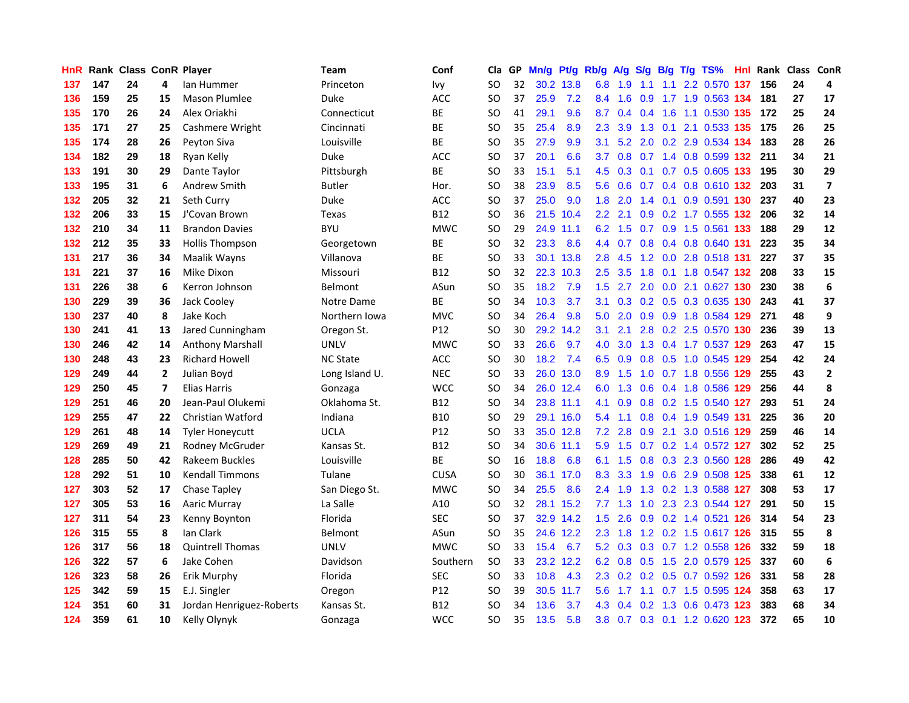| HnR | Rank | Class | ConR | Player | Team | Conf | Cla | GP | Mn/g | Pt/g | Rb/g | A/g | S/g | B/g | T/g | TS% | HnI | Rank | Class | ConR |
|---|---|---|---|---|---|---|---|---|---|---|---|---|---|---|---|---|---|---|---|---|
| 137 | 147 | 24 | 4 | Ian Hummer | Princeton | Ivy | SO | 32 | 30.2 | 13.8 | 6.8 | 1.9 | 1.1 | 1.1 | 2.2 | 0.570 | 137 | 156 | 24 | 4 |
| 136 | 159 | 25 | 15 | Mason Plumlee | Duke | ACC | SO | 37 | 25.9 | 7.2 | 8.4 | 1.6 | 0.9 | 1.7 | 1.9 | 0.563 | 134 | 181 | 27 | 17 |
| 135 | 170 | 26 | 24 | Alex Oriakhi | Connecticut | BE | SO | 41 | 29.1 | 9.6 | 8.7 | 0.4 | 0.4 | 1.6 | 1.1 | 0.530 | 135 | 172 | 25 | 24 |
| 135 | 171 | 27 | 25 | Cashmere Wright | Cincinnati | BE | SO | 35 | 25.4 | 8.9 | 2.3 | 3.9 | 1.3 | 0.1 | 2.1 | 0.533 | 135 | 175 | 26 | 25 |
| 135 | 174 | 28 | 26 | Peyton Siva | Louisville | BE | SO | 35 | 27.9 | 9.9 | 3.1 | 5.2 | 2.0 | 0.2 | 2.9 | 0.534 | 134 | 183 | 28 | 26 |
| 134 | 182 | 29 | 18 | Ryan Kelly | Duke | ACC | SO | 37 | 20.1 | 6.6 | 3.7 | 0.8 | 0.7 | 1.4 | 0.8 | 0.599 | 132 | 211 | 34 | 21 |
| 133 | 191 | 30 | 29 | Dante Taylor | Pittsburgh | BE | SO | 33 | 15.1 | 5.1 | 4.5 | 0.3 | 0.1 | 0.7 | 0.5 | 0.605 | 133 | 195 | 30 | 29 |
| 133 | 195 | 31 | 6 | Andrew Smith | Butler | Hor. | SO | 38 | 23.9 | 8.5 | 5.6 | 0.6 | 0.7 | 0.4 | 0.8 | 0.610 | 132 | 203 | 31 | 7 |
| 132 | 205 | 32 | 21 | Seth Curry | Duke | ACC | SO | 37 | 25.0 | 9.0 | 1.8 | 2.0 | 1.4 | 0.1 | 0.9 | 0.591 | 130 | 237 | 40 | 23 |
| 132 | 206 | 33 | 15 | J'Covan Brown | Texas | B12 | SO | 36 | 21.5 | 10.4 | 2.2 | 2.1 | 0.9 | 0.2 | 1.7 | 0.555 | 132 | 206 | 32 | 14 |
| 132 | 210 | 34 | 11 | Brandon Davies | BYU | MWC | SO | 29 | 24.9 | 11.1 | 6.2 | 1.5 | 0.7 | 0.9 | 1.5 | 0.561 | 133 | 188 | 29 | 12 |
| 132 | 212 | 35 | 33 | Hollis Thompson | Georgetown | BE | SO | 32 | 23.3 | 8.6 | 4.4 | 0.7 | 0.8 | 0.4 | 0.8 | 0.640 | 131 | 223 | 35 | 34 |
| 131 | 217 | 36 | 34 | Maalik Wayns | Villanova | BE | SO | 33 | 30.1 | 13.8 | 2.8 | 4.5 | 1.2 | 0.0 | 2.8 | 0.518 | 131 | 227 | 37 | 35 |
| 131 | 221 | 37 | 16 | Mike Dixon | Missouri | B12 | SO | 32 | 22.3 | 10.3 | 2.5 | 3.5 | 1.8 | 0.1 | 1.8 | 0.547 | 132 | 208 | 33 | 15 |
| 131 | 226 | 38 | 6 | Kerron Johnson | Belmont | ASun | SO | 35 | 18.2 | 7.9 | 1.5 | 2.7 | 2.0 | 0.0 | 2.1 | 0.627 | 130 | 230 | 38 | 6 |
| 130 | 229 | 39 | 36 | Jack Cooley | Notre Dame | BE | SO | 34 | 10.3 | 3.7 | 3.1 | 0.3 | 0.2 | 0.5 | 0.3 | 0.635 | 130 | 243 | 41 | 37 |
| 130 | 237 | 40 | 8 | Jake Koch | Northern Iowa | MVC | SO | 34 | 26.4 | 9.8 | 5.0 | 2.0 | 0.9 | 0.9 | 1.8 | 0.584 | 129 | 271 | 48 | 9 |
| 130 | 241 | 41 | 13 | Jared Cunningham | Oregon St. | P12 | SO | 30 | 29.2 | 14.2 | 3.1 | 2.1 | 2.8 | 0.2 | 2.5 | 0.570 | 130 | 236 | 39 | 13 |
| 130 | 246 | 42 | 14 | Anthony Marshall | UNLV | MWC | SO | 33 | 26.6 | 9.7 | 4.0 | 3.0 | 1.3 | 0.4 | 1.7 | 0.537 | 129 | 263 | 47 | 15 |
| 130 | 248 | 43 | 23 | Richard Howell | NC State | ACC | SO | 30 | 18.2 | 7.4 | 6.5 | 0.9 | 0.8 | 0.5 | 1.0 | 0.545 | 129 | 254 | 42 | 24 |
| 129 | 249 | 44 | 2 | Julian Boyd | Long Island U. | NEC | SO | 33 | 26.0 | 13.0 | 8.9 | 1.5 | 1.0 | 0.7 | 1.8 | 0.556 | 129 | 255 | 43 | 2 |
| 129 | 250 | 45 | 7 | Elias Harris | Gonzaga | WCC | SO | 34 | 26.0 | 12.4 | 6.0 | 1.3 | 0.6 | 0.4 | 1.8 | 0.586 | 129 | 256 | 44 | 8 |
| 129 | 251 | 46 | 20 | Jean-Paul Olukemi | Oklahoma St. | B12 | SO | 34 | 23.8 | 11.1 | 4.1 | 0.9 | 0.8 | 0.2 | 1.5 | 0.540 | 127 | 293 | 51 | 24 |
| 129 | 255 | 47 | 22 | Christian Watford | Indiana | B10 | SO | 29 | 29.1 | 16.0 | 5.4 | 1.1 | 0.8 | 0.4 | 1.9 | 0.549 | 131 | 225 | 36 | 20 |
| 129 | 261 | 48 | 14 | Tyler Honeycutt | UCLA | P12 | SO | 33 | 35.0 | 12.8 | 7.2 | 2.8 | 0.9 | 2.1 | 3.0 | 0.516 | 129 | 259 | 46 | 14 |
| 129 | 269 | 49 | 21 | Rodney McGruder | Kansas St. | B12 | SO | 34 | 30.6 | 11.1 | 5.9 | 1.5 | 0.7 | 0.2 | 1.4 | 0.572 | 127 | 302 | 52 | 25 |
| 128 | 285 | 50 | 42 | Rakeem Buckles | Louisville | BE | SO | 16 | 18.8 | 6.8 | 6.1 | 1.5 | 0.8 | 0.3 | 2.3 | 0.560 | 128 | 286 | 49 | 42 |
| 128 | 292 | 51 | 10 | Kendall Timmons | Tulane | CUSA | SO | 30 | 36.1 | 17.0 | 8.3 | 3.3 | 1.9 | 0.6 | 2.9 | 0.508 | 125 | 338 | 61 | 12 |
| 127 | 303 | 52 | 17 | Chase Tapley | San Diego St. | MWC | SO | 34 | 25.5 | 8.6 | 2.4 | 1.9 | 1.3 | 0.2 | 1.3 | 0.588 | 127 | 308 | 53 | 17 |
| 127 | 305 | 53 | 16 | Aaric Murray | La Salle | A10 | SO | 32 | 28.1 | 15.2 | 7.7 | 1.3 | 1.0 | 2.3 | 2.3 | 0.544 | 127 | 291 | 50 | 15 |
| 127 | 311 | 54 | 23 | Kenny Boynton | Florida | SEC | SO | 37 | 32.9 | 14.2 | 1.5 | 2.6 | 0.9 | 0.2 | 1.4 | 0.521 | 126 | 314 | 54 | 23 |
| 126 | 315 | 55 | 8 | Ian Clark | Belmont | ASun | SO | 35 | 24.6 | 12.2 | 2.3 | 1.8 | 1.2 | 0.2 | 1.5 | 0.617 | 126 | 315 | 55 | 8 |
| 126 | 317 | 56 | 18 | Quintrell Thomas | UNLV | MWC | SO | 33 | 15.4 | 6.7 | 5.2 | 0.3 | 0.3 | 0.7 | 1.2 | 0.558 | 126 | 332 | 59 | 18 |
| 126 | 322 | 57 | 6 | Jake Cohen | Davidson | Southern | SO | 33 | 23.2 | 12.2 | 6.2 | 0.8 | 0.5 | 1.5 | 2.0 | 0.579 | 125 | 337 | 60 | 6 |
| 126 | 323 | 58 | 26 | Erik Murphy | Florida | SEC | SO | 33 | 10.8 | 4.3 | 2.3 | 0.2 | 0.2 | 0.5 | 0.7 | 0.592 | 126 | 331 | 58 | 28 |
| 125 | 342 | 59 | 15 | E.J. Singler | Oregon | P12 | SO | 39 | 30.5 | 11.7 | 5.6 | 1.7 | 1.1 | 0.7 | 1.5 | 0.595 | 124 | 358 | 63 | 17 |
| 124 | 351 | 60 | 31 | Jordan Henriguez-Roberts | Kansas St. | B12 | SO | 34 | 13.6 | 3.7 | 4.3 | 0.4 | 0.2 | 1.3 | 0.6 | 0.473 | 123 | 383 | 68 | 34 |
| 124 | 359 | 61 | 10 | Kelly Olynyk | Gonzaga | WCC | SO | 35 | 13.5 | 5.8 | 3.8 | 0.7 | 0.3 | 0.1 | 1.2 | 0.620 | 123 | 372 | 65 | 10 |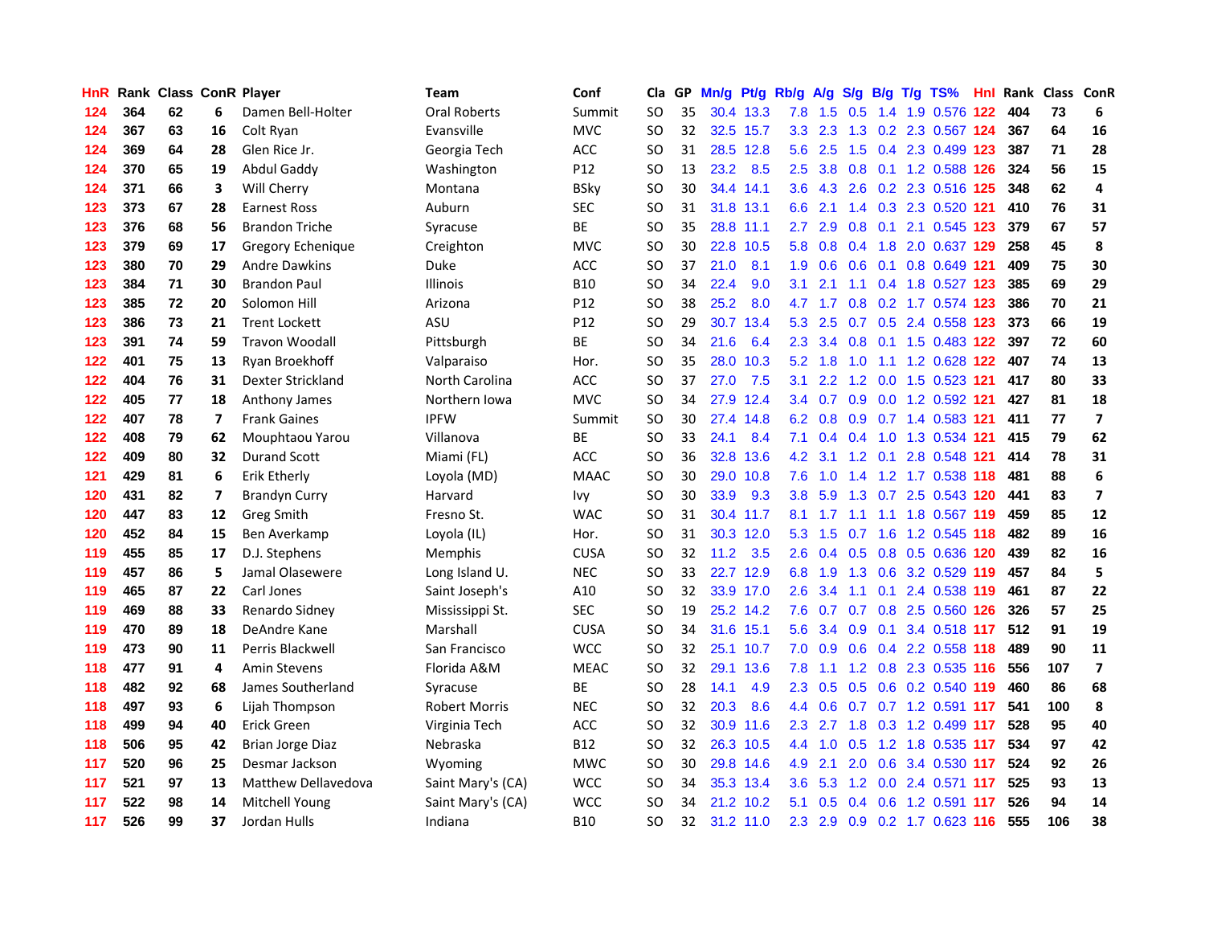| HnR | Rank | Class | ConR | Player | Team | Conf | Cla | GP | Mn/g | Pt/g | Rb/g | A/g | S/g | B/g | T/g | TS% | HnI | Rank | Class | ConR |
|---|---|---|---|---|---|---|---|---|---|---|---|---|---|---|---|---|---|---|---|---|
| 124 | 364 | 62 | 6 | Damen Bell-Holter | Oral Roberts | Summit | SO | 35 | 30.4 | 13.3 | 7.8 | 1.5 | 0.5 | 1.4 | 1.9 | 0.576 | 122 | 404 | 73 | 6 |
| 124 | 367 | 63 | 16 | Colt Ryan | Evansville | MVC | SO | 32 | 32.5 | 15.7 | 3.3 | 2.3 | 1.3 | 0.2 | 2.3 | 0.567 | 124 | 367 | 64 | 16 |
| 124 | 369 | 64 | 28 | Glen Rice Jr. | Georgia Tech | ACC | SO | 31 | 28.5 | 12.8 | 5.6 | 2.5 | 1.5 | 0.4 | 2.3 | 0.499 | 123 | 387 | 71 | 28 |
| 124 | 370 | 65 | 19 | Abdul Gaddy | Washington | P12 | SO | 13 | 23.2 | 8.5 | 2.5 | 3.8 | 0.8 | 0.1 | 1.2 | 0.588 | 126 | 324 | 56 | 15 |
| 124 | 371 | 66 | 3 | Will Cherry | Montana | BSky | SO | 30 | 34.4 | 14.1 | 3.6 | 4.3 | 2.6 | 0.2 | 2.3 | 0.516 | 125 | 348 | 62 | 4 |
| 123 | 373 | 67 | 28 | Earnest Ross | Auburn | SEC | SO | 31 | 31.8 | 13.1 | 6.6 | 2.1 | 1.4 | 0.3 | 2.3 | 0.520 | 121 | 410 | 76 | 31 |
| 123 | 376 | 68 | 56 | Brandon Triche | Syracuse | BE | SO | 35 | 28.8 | 11.1 | 2.7 | 2.9 | 0.8 | 0.1 | 2.1 | 0.545 | 123 | 379 | 67 | 57 |
| 123 | 379 | 69 | 17 | Gregory Echenique | Creighton | MVC | SO | 30 | 22.8 | 10.5 | 5.8 | 0.8 | 0.4 | 1.8 | 2.0 | 0.637 | 129 | 258 | 45 | 8 |
| 123 | 380 | 70 | 29 | Andre Dawkins | Duke | ACC | SO | 37 | 21.0 | 8.1 | 1.9 | 0.6 | 0.6 | 0.1 | 0.8 | 0.649 | 121 | 409 | 75 | 30 |
| 123 | 384 | 71 | 30 | Brandon Paul | Illinois | B10 | SO | 34 | 22.4 | 9.0 | 3.1 | 2.1 | 1.1 | 0.4 | 1.8 | 0.527 | 123 | 385 | 69 | 29 |
| 123 | 385 | 72 | 20 | Solomon Hill | Arizona | P12 | SO | 38 | 25.2 | 8.0 | 4.7 | 1.7 | 0.8 | 0.2 | 1.7 | 0.574 | 123 | 386 | 70 | 21 |
| 123 | 386 | 73 | 21 | Trent Lockett | ASU | P12 | SO | 29 | 30.7 | 13.4 | 5.3 | 2.5 | 0.7 | 0.5 | 2.4 | 0.558 | 123 | 373 | 66 | 19 |
| 123 | 391 | 74 | 59 | Travon Woodall | Pittsburgh | BE | SO | 34 | 21.6 | 6.4 | 2.3 | 3.4 | 0.8 | 0.1 | 1.5 | 0.483 | 122 | 397 | 72 | 60 |
| 122 | 401 | 75 | 13 | Ryan Broekhoff | Valparaiso | Hor. | SO | 35 | 28.0 | 10.3 | 5.2 | 1.8 | 1.0 | 1.1 | 1.2 | 0.628 | 122 | 407 | 74 | 13 |
| 122 | 404 | 76 | 31 | Dexter Strickland | North Carolina | ACC | SO | 37 | 27.0 | 7.5 | 3.1 | 2.2 | 1.2 | 0.0 | 1.5 | 0.523 | 121 | 417 | 80 | 33 |
| 122 | 405 | 77 | 18 | Anthony James | Northern Iowa | MVC | SO | 34 | 27.9 | 12.4 | 3.4 | 0.7 | 0.9 | 0.0 | 1.2 | 0.592 | 121 | 427 | 81 | 18 |
| 122 | 407 | 78 | 7 | Frank Gaines | IPFW | Summit | SO | 30 | 27.4 | 14.8 | 6.2 | 0.8 | 0.9 | 0.7 | 1.4 | 0.583 | 121 | 411 | 77 | 7 |
| 122 | 408 | 79 | 62 | Mouphtaou Yarou | Villanova | BE | SO | 33 | 24.1 | 8.4 | 7.1 | 0.4 | 0.4 | 1.0 | 1.3 | 0.534 | 121 | 415 | 79 | 62 |
| 122 | 409 | 80 | 32 | Durand Scott | Miami (FL) | ACC | SO | 36 | 32.8 | 13.6 | 4.2 | 3.1 | 1.2 | 0.1 | 2.8 | 0.548 | 121 | 414 | 78 | 31 |
| 121 | 429 | 81 | 6 | Erik Etherly | Loyola (MD) | MAAC | SO | 30 | 29.0 | 10.8 | 7.6 | 1.0 | 1.4 | 1.2 | 1.7 | 0.538 | 118 | 481 | 88 | 6 |
| 120 | 431 | 82 | 7 | Brandyn Curry | Harvard | Ivy | SO | 30 | 33.9 | 9.3 | 3.8 | 5.9 | 1.3 | 0.7 | 2.5 | 0.543 | 120 | 441 | 83 | 7 |
| 120 | 447 | 83 | 12 | Greg Smith | Fresno St. | WAC | SO | 31 | 30.4 | 11.7 | 8.1 | 1.7 | 1.1 | 1.1 | 1.8 | 0.567 | 119 | 459 | 85 | 12 |
| 120 | 452 | 84 | 15 | Ben Averkamp | Loyola (IL) | Hor. | SO | 31 | 30.3 | 12.0 | 5.3 | 1.5 | 0.7 | 1.6 | 1.2 | 0.545 | 118 | 482 | 89 | 16 |
| 119 | 455 | 85 | 17 | D.J. Stephens | Memphis | CUSA | SO | 32 | 11.2 | 3.5 | 2.6 | 0.4 | 0.5 | 0.8 | 0.5 | 0.636 | 120 | 439 | 82 | 16 |
| 119 | 457 | 86 | 5 | Jamal Olasewere | Long Island U. | NEC | SO | 33 | 22.7 | 12.9 | 6.8 | 1.9 | 1.3 | 0.6 | 3.2 | 0.529 | 119 | 457 | 84 | 5 |
| 119 | 465 | 87 | 22 | Carl Jones | Saint Joseph's | A10 | SO | 32 | 33.9 | 17.0 | 2.6 | 3.4 | 1.1 | 0.1 | 2.4 | 0.538 | 119 | 461 | 87 | 22 |
| 119 | 469 | 88 | 33 | Renardo Sidney | Mississippi St. | SEC | SO | 19 | 25.2 | 14.2 | 7.6 | 0.7 | 0.7 | 0.8 | 2.5 | 0.560 | 126 | 326 | 57 | 25 |
| 119 | 470 | 89 | 18 | DeAndre Kane | Marshall | CUSA | SO | 34 | 31.6 | 15.1 | 5.6 | 3.4 | 0.9 | 0.1 | 3.4 | 0.518 | 117 | 512 | 91 | 19 |
| 119 | 473 | 90 | 11 | Perris Blackwell | San Francisco | WCC | SO | 32 | 25.1 | 10.7 | 7.0 | 0.9 | 0.6 | 0.4 | 2.2 | 0.558 | 118 | 489 | 90 | 11 |
| 118 | 477 | 91 | 4 | Amin Stevens | Florida A&M | MEAC | SO | 32 | 29.1 | 13.6 | 7.8 | 1.1 | 1.2 | 0.8 | 2.3 | 0.535 | 116 | 556 | 107 | 7 |
| 118 | 482 | 92 | 68 | James Southerland | Syracuse | BE | SO | 28 | 14.1 | 4.9 | 2.3 | 0.5 | 0.5 | 0.6 | 0.2 | 0.540 | 119 | 460 | 86 | 68 |
| 118 | 497 | 93 | 6 | Lijah Thompson | Robert Morris | NEC | SO | 32 | 20.3 | 8.6 | 4.4 | 0.6 | 0.7 | 0.7 | 1.2 | 0.591 | 117 | 541 | 100 | 8 |
| 118 | 499 | 94 | 40 | Erick Green | Virginia Tech | ACC | SO | 32 | 30.9 | 11.6 | 2.3 | 2.7 | 1.8 | 0.3 | 1.2 | 0.499 | 117 | 528 | 95 | 40 |
| 118 | 506 | 95 | 42 | Brian Jorge Diaz | Nebraska | B12 | SO | 32 | 26.3 | 10.5 | 4.4 | 1.0 | 0.5 | 1.2 | 1.8 | 0.535 | 117 | 534 | 97 | 42 |
| 117 | 520 | 96 | 25 | Desmar Jackson | Wyoming | MWC | SO | 30 | 29.8 | 14.6 | 4.9 | 2.1 | 2.0 | 0.6 | 3.4 | 0.530 | 117 | 524 | 92 | 26 |
| 117 | 521 | 97 | 13 | Matthew Dellavedova | Saint Mary's (CA) | WCC | SO | 34 | 35.3 | 13.4 | 3.6 | 5.3 | 1.2 | 0.0 | 2.4 | 0.571 | 117 | 525 | 93 | 13 |
| 117 | 522 | 98 | 14 | Mitchell Young | Saint Mary's (CA) | WCC | SO | 34 | 21.2 | 10.2 | 5.1 | 0.5 | 0.4 | 0.6 | 1.2 | 0.591 | 117 | 526 | 94 | 14 |
| 117 | 526 | 99 | 37 | Jordan Hulls | Indiana | B10 | SO | 32 | 31.2 | 11.0 | 2.3 | 2.9 | 0.9 | 0.2 | 1.7 | 0.623 | 116 | 555 | 106 | 38 |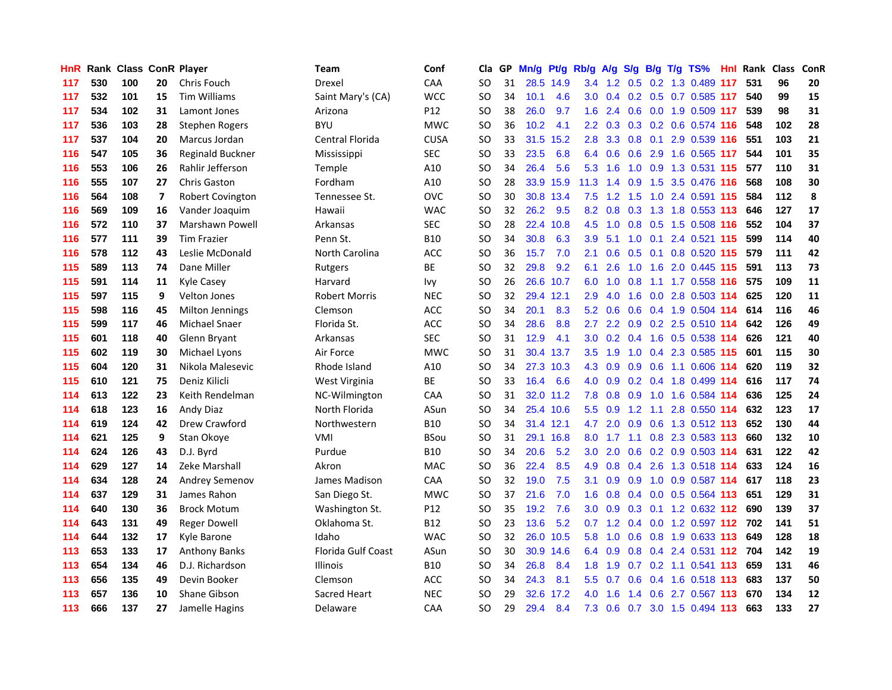| HnR | Rank | Class | ConR | Player | Team | Conf | Cla | GP | Mn/g | Pt/g | Rb/g | A/g | S/g | B/g | T/g | TS% | HnI | Rank | Class | ConR |
|---|---|---|---|---|---|---|---|---|---|---|---|---|---|---|---|---|---|---|---|---|
| 117 | 530 | 100 | 20 | Chris Fouch | Drexel | CAA | SO | 31 | 28.5 | 14.9 | 3.4 | 1.2 | 0.5 | 0.2 | 1.3 | 0.489 | 117 | 531 | 96 | 20 |
| 117 | 532 | 101 | 15 | Tim Williams | Saint Mary's (CA) | WCC | SO | 34 | 10.1 | 4.6 | 3.0 | 0.4 | 0.2 | 0.5 | 0.7 | 0.585 | 117 | 540 | 99 | 15 |
| 117 | 534 | 102 | 31 | Lamont Jones | Arizona | P12 | SO | 38 | 26.0 | 9.7 | 1.6 | 2.4 | 0.6 | 0.0 | 1.9 | 0.509 | 117 | 539 | 98 | 31 |
| 117 | 536 | 103 | 28 | Stephen Rogers | BYU | MWC | SO | 36 | 10.2 | 4.1 | 2.2 | 0.3 | 0.3 | 0.2 | 0.6 | 0.574 | 116 | 548 | 102 | 28 |
| 117 | 537 | 104 | 20 | Marcus Jordan | Central Florida | CUSA | SO | 33 | 31.5 | 15.2 | 2.8 | 3.3 | 0.8 | 0.1 | 2.9 | 0.539 | 116 | 551 | 103 | 21 |
| 116 | 547 | 105 | 36 | Reginald Buckner | Mississippi | SEC | SO | 33 | 23.5 | 6.8 | 6.4 | 0.6 | 0.6 | 2.9 | 1.6 | 0.565 | 117 | 544 | 101 | 35 |
| 116 | 553 | 106 | 26 | Rahlir Jefferson | Temple | A10 | SO | 34 | 26.4 | 5.6 | 5.3 | 1.6 | 1.0 | 0.9 | 1.3 | 0.531 | 115 | 577 | 110 | 31 |
| 116 | 555 | 107 | 27 | Chris Gaston | Fordham | A10 | SO | 28 | 33.9 | 15.9 | 11.3 | 1.4 | 0.9 | 1.5 | 3.5 | 0.476 | 116 | 568 | 108 | 30 |
| 116 | 564 | 108 | 7 | Robert Covington | Tennessee St. | OVC | SO | 30 | 30.8 | 13.4 | 7.5 | 1.2 | 1.5 | 1.0 | 2.4 | 0.591 | 115 | 584 | 112 | 8 |
| 116 | 569 | 109 | 16 | Vander Joaquim | Hawaii | WAC | SO | 32 | 26.2 | 9.5 | 8.2 | 0.8 | 0.3 | 1.3 | 1.8 | 0.553 | 113 | 646 | 127 | 17 |
| 116 | 572 | 110 | 37 | Marshawn Powell | Arkansas | SEC | SO | 28 | 22.4 | 10.8 | 4.5 | 1.0 | 0.8 | 0.5 | 1.5 | 0.508 | 116 | 552 | 104 | 37 |
| 116 | 577 | 111 | 39 | Tim Frazier | Penn St. | B10 | SO | 34 | 30.8 | 6.3 | 3.9 | 5.1 | 1.0 | 0.1 | 2.4 | 0.521 | 115 | 599 | 114 | 40 |
| 116 | 578 | 112 | 43 | Leslie McDonald | North Carolina | ACC | SO | 36 | 15.7 | 7.0 | 2.1 | 0.6 | 0.5 | 0.1 | 0.8 | 0.520 | 115 | 579 | 111 | 42 |
| 115 | 589 | 113 | 74 | Dane Miller | Rutgers | BE | SO | 32 | 29.8 | 9.2 | 6.1 | 2.6 | 1.0 | 1.6 | 2.0 | 0.445 | 115 | 591 | 113 | 73 |
| 115 | 591 | 114 | 11 | Kyle Casey | Harvard | Ivy | SO | 26 | 26.6 | 10.7 | 6.0 | 1.0 | 0.8 | 1.1 | 1.7 | 0.558 | 116 | 575 | 109 | 11 |
| 115 | 597 | 115 | 9 | Velton Jones | Robert Morris | NEC | SO | 32 | 29.4 | 12.1 | 2.9 | 4.0 | 1.6 | 0.0 | 2.8 | 0.503 | 114 | 625 | 120 | 11 |
| 115 | 598 | 116 | 45 | Milton Jennings | Clemson | ACC | SO | 34 | 20.1 | 8.3 | 5.2 | 0.6 | 0.6 | 0.4 | 1.9 | 0.504 | 114 | 614 | 116 | 46 |
| 115 | 599 | 117 | 46 | Michael Snaer | Florida St. | ACC | SO | 34 | 28.6 | 8.8 | 2.7 | 2.2 | 0.9 | 0.2 | 2.5 | 0.510 | 114 | 642 | 126 | 49 |
| 115 | 601 | 118 | 40 | Glenn Bryant | Arkansas | SEC | SO | 31 | 12.9 | 4.1 | 3.0 | 0.2 | 0.4 | 1.6 | 0.5 | 0.538 | 114 | 626 | 121 | 40 |
| 115 | 602 | 119 | 30 | Michael Lyons | Air Force | MWC | SO | 31 | 30.4 | 13.7 | 3.5 | 1.9 | 1.0 | 0.4 | 2.3 | 0.585 | 115 | 601 | 115 | 30 |
| 115 | 604 | 120 | 31 | Nikola Malesevic | Rhode Island | A10 | SO | 34 | 27.3 | 10.3 | 4.3 | 0.9 | 0.9 | 0.6 | 1.1 | 0.606 | 114 | 620 | 119 | 32 |
| 115 | 610 | 121 | 75 | Deniz Kilicli | West Virginia | BE | SO | 33 | 16.4 | 6.6 | 4.0 | 0.9 | 0.2 | 0.4 | 1.8 | 0.499 | 114 | 616 | 117 | 74 |
| 114 | 613 | 122 | 23 | Keith Rendelman | NC-Wilmington | CAA | SO | 31 | 32.0 | 11.2 | 7.8 | 0.8 | 0.9 | 1.0 | 1.6 | 0.584 | 114 | 636 | 125 | 24 |
| 114 | 618 | 123 | 16 | Andy Diaz | North Florida | ASun | SO | 34 | 25.4 | 10.6 | 5.5 | 0.9 | 1.2 | 1.1 | 2.8 | 0.550 | 114 | 632 | 123 | 17 |
| 114 | 619 | 124 | 42 | Drew Crawford | Northwestern | B10 | SO | 34 | 31.4 | 12.1 | 4.7 | 2.0 | 0.9 | 0.6 | 1.3 | 0.512 | 113 | 652 | 130 | 44 |
| 114 | 621 | 125 | 9 | Stan Okoye | VMI | BSou | SO | 31 | 29.1 | 16.8 | 8.0 | 1.7 | 1.1 | 0.8 | 2.3 | 0.583 | 113 | 660 | 132 | 10 |
| 114 | 624 | 126 | 43 | D.J. Byrd | Purdue | B10 | SO | 34 | 20.6 | 5.2 | 3.0 | 2.0 | 0.6 | 0.2 | 0.9 | 0.503 | 114 | 631 | 122 | 42 |
| 114 | 629 | 127 | 14 | Zeke Marshall | Akron | MAC | SO | 36 | 22.4 | 8.5 | 4.9 | 0.8 | 0.4 | 2.6 | 1.3 | 0.518 | 114 | 633 | 124 | 16 |
| 114 | 634 | 128 | 24 | Andrey Semenov | James Madison | CAA | SO | 32 | 19.0 | 7.5 | 3.1 | 0.9 | 0.9 | 1.0 | 0.9 | 0.587 | 114 | 617 | 118 | 23 |
| 114 | 637 | 129 | 31 | James Rahon | San Diego St. | MWC | SO | 37 | 21.6 | 7.0 | 1.6 | 0.8 | 0.4 | 0.0 | 0.5 | 0.564 | 113 | 651 | 129 | 31 |
| 114 | 640 | 130 | 36 | Brock Motum | Washington St. | P12 | SO | 35 | 19.2 | 7.6 | 3.0 | 0.9 | 0.3 | 0.1 | 1.2 | 0.632 | 112 | 690 | 139 | 37 |
| 114 | 643 | 131 | 49 | Reger Dowell | Oklahoma St. | B12 | SO | 23 | 13.6 | 5.2 | 0.7 | 1.2 | 0.4 | 0.0 | 1.2 | 0.597 | 112 | 702 | 141 | 51 |
| 114 | 644 | 132 | 17 | Kyle Barone | Idaho | WAC | SO | 32 | 26.0 | 10.5 | 5.8 | 1.0 | 0.6 | 0.8 | 1.9 | 0.633 | 113 | 649 | 128 | 18 |
| 113 | 653 | 133 | 17 | Anthony Banks | Florida Gulf Coast | ASun | SO | 30 | 30.9 | 14.6 | 6.4 | 0.9 | 0.8 | 0.4 | 2.4 | 0.531 | 112 | 704 | 142 | 19 |
| 113 | 654 | 134 | 46 | D.J. Richardson | Illinois | B10 | SO | 34 | 26.8 | 8.4 | 1.8 | 1.9 | 0.7 | 0.2 | 1.1 | 0.541 | 113 | 659 | 131 | 46 |
| 113 | 656 | 135 | 49 | Devin Booker | Clemson | ACC | SO | 34 | 24.3 | 8.1 | 5.5 | 0.7 | 0.6 | 0.4 | 1.6 | 0.518 | 113 | 683 | 137 | 50 |
| 113 | 657 | 136 | 10 | Shane Gibson | Sacred Heart | NEC | SO | 29 | 32.6 | 17.2 | 4.0 | 1.6 | 1.4 | 0.6 | 2.7 | 0.567 | 113 | 670 | 134 | 12 |
| 113 | 666 | 137 | 27 | Jamelle Hagins | Delaware | CAA | SO | 29 | 29.4 | 8.4 | 7.3 | 0.6 | 0.7 | 3.0 | 1.5 | 0.494 | 113 | 663 | 133 | 27 |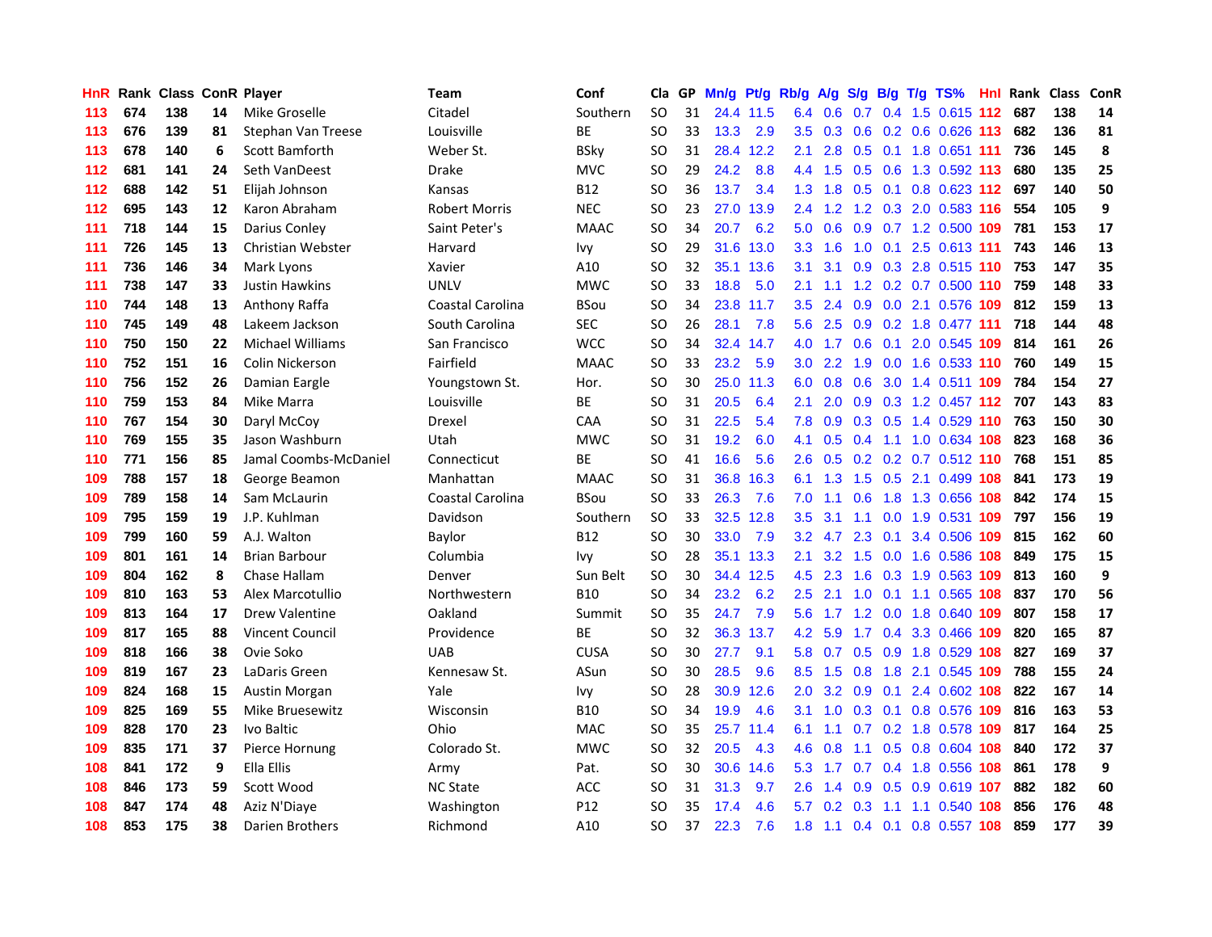| HnR | Rank | Class | ConR | Player | Team | Conf | Cla | GP | Mn/g | Pt/g | Rb/g | A/g | S/g | B/g | T/g | TS% | Hnl | Rank | Class | ConR |
|---|---|---|---|---|---|---|---|---|---|---|---|---|---|---|---|---|---|---|---|---|
| 113 | 674 | 138 | 14 | Mike Groselle | Citadel | Southern | SO | 31 | 24.4 | 11.5 | 6.4 | 0.6 | 0.7 | 0.4 | 1.5 | 0.615 | 112 | 687 | 138 | 14 |
| 113 | 676 | 139 | 81 | Stephan Van Treese | Louisville | BE | SO | 33 | 13.3 | 2.9 | 3.5 | 0.3 | 0.6 | 0.2 | 0.6 | 0.626 | 113 | 682 | 136 | 81 |
| 113 | 678 | 140 | 6 | Scott Bamforth | Weber St. | BSky | SO | 31 | 28.4 | 12.2 | 2.1 | 2.8 | 0.5 | 0.1 | 1.8 | 0.651 | 111 | 736 | 145 | 8 |
| 112 | 681 | 141 | 24 | Seth VanDeest | Drake | MVC | SO | 29 | 24.2 | 8.8 | 4.4 | 1.5 | 0.5 | 0.6 | 1.3 | 0.592 | 113 | 680 | 135 | 25 |
| 112 | 688 | 142 | 51 | Elijah Johnson | Kansas | B12 | SO | 36 | 13.7 | 3.4 | 1.3 | 1.8 | 0.5 | 0.1 | 0.8 | 0.623 | 112 | 697 | 140 | 50 |
| 112 | 695 | 143 | 12 | Karon Abraham | Robert Morris | NEC | SO | 23 | 27.0 | 13.9 | 2.4 | 1.2 | 1.2 | 0.3 | 2.0 | 0.583 | 116 | 554 | 105 | 9 |
| 111 | 718 | 144 | 15 | Darius Conley | Saint Peter's | MAAC | SO | 34 | 20.7 | 6.2 | 5.0 | 0.6 | 0.9 | 0.7 | 1.2 | 0.500 | 109 | 781 | 153 | 17 |
| 111 | 726 | 145 | 13 | Christian Webster | Harvard | Ivy | SO | 29 | 31.6 | 13.0 | 3.3 | 1.6 | 1.0 | 0.1 | 2.5 | 0.613 | 111 | 743 | 146 | 13 |
| 111 | 736 | 146 | 34 | Mark Lyons | Xavier | A10 | SO | 32 | 35.1 | 13.6 | 3.1 | 3.1 | 0.9 | 0.3 | 2.8 | 0.515 | 110 | 753 | 147 | 35 |
| 111 | 738 | 147 | 33 | Justin Hawkins | UNLV | MWC | SO | 33 | 18.8 | 5.0 | 2.1 | 1.1 | 1.2 | 0.2 | 0.7 | 0.500 | 110 | 759 | 148 | 33 |
| 110 | 744 | 148 | 13 | Anthony Raffa | Coastal Carolina | BSou | SO | 34 | 23.8 | 11.7 | 3.5 | 2.4 | 0.9 | 0.0 | 2.1 | 0.576 | 109 | 812 | 159 | 13 |
| 110 | 745 | 149 | 48 | Lakeem Jackson | South Carolina | SEC | SO | 26 | 28.1 | 7.8 | 5.6 | 2.5 | 0.9 | 0.2 | 1.8 | 0.477 | 111 | 718 | 144 | 48 |
| 110 | 750 | 150 | 22 | Michael Williams | San Francisco | WCC | SO | 34 | 32.4 | 14.7 | 4.0 | 1.7 | 0.6 | 0.1 | 2.0 | 0.545 | 109 | 814 | 161 | 26 |
| 110 | 752 | 151 | 16 | Colin Nickerson | Fairfield | MAAC | SO | 33 | 23.2 | 5.9 | 3.0 | 2.2 | 1.9 | 0.0 | 1.6 | 0.533 | 110 | 760 | 149 | 15 |
| 110 | 756 | 152 | 26 | Damian Eargle | Youngstown St. | Hor. | SO | 30 | 25.0 | 11.3 | 6.0 | 0.8 | 0.6 | 3.0 | 1.4 | 0.511 | 109 | 784 | 154 | 27 |
| 110 | 759 | 153 | 84 | Mike Marra | Louisville | BE | SO | 31 | 20.5 | 6.4 | 2.1 | 2.0 | 0.9 | 0.3 | 1.2 | 0.457 | 112 | 707 | 143 | 83 |
| 110 | 767 | 154 | 30 | Daryl McCoy | Drexel | CAA | SO | 31 | 22.5 | 5.4 | 7.8 | 0.9 | 0.3 | 0.5 | 1.4 | 0.529 | 110 | 763 | 150 | 30 |
| 110 | 769 | 155 | 35 | Jason Washburn | Utah | MWC | SO | 31 | 19.2 | 6.0 | 4.1 | 0.5 | 0.4 | 1.1 | 1.0 | 0.634 | 108 | 823 | 168 | 36 |
| 110 | 771 | 156 | 85 | Jamal Coombs-McDaniel | Connecticut | BE | SO | 41 | 16.6 | 5.6 | 2.6 | 0.5 | 0.2 | 0.2 | 0.7 | 0.512 | 110 | 768 | 151 | 85 |
| 109 | 788 | 157 | 18 | George Beamon | Manhattan | MAAC | SO | 31 | 36.8 | 16.3 | 6.1 | 1.3 | 1.5 | 0.5 | 2.1 | 0.499 | 108 | 841 | 173 | 19 |
| 109 | 789 | 158 | 14 | Sam McLaurin | Coastal Carolina | BSou | SO | 33 | 26.3 | 7.6 | 7.0 | 1.1 | 0.6 | 1.8 | 1.3 | 0.656 | 108 | 842 | 174 | 15 |
| 109 | 795 | 159 | 19 | J.P. Kuhlman | Davidson | Southern | SO | 33 | 32.5 | 12.8 | 3.5 | 3.1 | 1.1 | 0.0 | 1.9 | 0.531 | 109 | 797 | 156 | 19 |
| 109 | 799 | 160 | 59 | A.J. Walton | Baylor | B12 | SO | 30 | 33.0 | 7.9 | 3.2 | 4.7 | 2.3 | 0.1 | 3.4 | 0.506 | 109 | 815 | 162 | 60 |
| 109 | 801 | 161 | 14 | Brian Barbour | Columbia | Ivy | SO | 28 | 35.1 | 13.3 | 2.1 | 3.2 | 1.5 | 0.0 | 1.6 | 0.586 | 108 | 849 | 175 | 15 |
| 109 | 804 | 162 | 8 | Chase Hallam | Denver | Sun Belt | SO | 30 | 34.4 | 12.5 | 4.5 | 2.3 | 1.6 | 0.3 | 1.9 | 0.563 | 109 | 813 | 160 | 9 |
| 109 | 810 | 163 | 53 | Alex Marcotullio | Northwestern | B10 | SO | 34 | 23.2 | 6.2 | 2.5 | 2.1 | 1.0 | 0.1 | 1.1 | 0.565 | 108 | 837 | 170 | 56 |
| 109 | 813 | 164 | 17 | Drew Valentine | Oakland | Summit | SO | 35 | 24.7 | 7.9 | 5.6 | 1.7 | 1.2 | 0.0 | 1.8 | 0.640 | 109 | 807 | 158 | 17 |
| 109 | 817 | 165 | 88 | Vincent Council | Providence | BE | SO | 32 | 36.3 | 13.7 | 4.2 | 5.9 | 1.7 | 0.4 | 3.3 | 0.466 | 109 | 820 | 165 | 87 |
| 109 | 818 | 166 | 38 | Ovie Soko | UAB | CUSA | SO | 30 | 27.7 | 9.1 | 5.8 | 0.7 | 0.5 | 0.9 | 1.8 | 0.529 | 108 | 827 | 169 | 37 |
| 109 | 819 | 167 | 23 | LaDaris Green | Kennesaw St. | ASun | SO | 30 | 28.5 | 9.6 | 8.5 | 1.5 | 0.8 | 1.8 | 2.1 | 0.545 | 109 | 788 | 155 | 24 |
| 109 | 824 | 168 | 15 | Austin Morgan | Yale | Ivy | SO | 28 | 30.9 | 12.6 | 2.0 | 3.2 | 0.9 | 0.1 | 2.4 | 0.602 | 108 | 822 | 167 | 14 |
| 109 | 825 | 169 | 55 | Mike Bruesewitz | Wisconsin | B10 | SO | 34 | 19.9 | 4.6 | 3.1 | 1.0 | 0.3 | 0.1 | 0.8 | 0.576 | 109 | 816 | 163 | 53 |
| 109 | 828 | 170 | 23 | Ivo Baltic | Ohio | MAC | SO | 35 | 25.7 | 11.4 | 6.1 | 1.1 | 0.7 | 0.2 | 1.8 | 0.578 | 109 | 817 | 164 | 25 |
| 109 | 835 | 171 | 37 | Pierce Hornung | Colorado St. | MWC | SO | 32 | 20.5 | 4.3 | 4.6 | 0.8 | 1.1 | 0.5 | 0.8 | 0.604 | 108 | 840 | 172 | 37 |
| 108 | 841 | 172 | 9 | Ella Ellis | Army | Pat. | SO | 30 | 30.6 | 14.6 | 5.3 | 1.7 | 0.7 | 0.4 | 1.8 | 0.556 | 108 | 861 | 178 | 9 |
| 108 | 846 | 173 | 59 | Scott Wood | NC State | ACC | SO | 31 | 31.3 | 9.7 | 2.6 | 1.4 | 0.9 | 0.5 | 0.9 | 0.619 | 107 | 882 | 182 | 60 |
| 108 | 847 | 174 | 48 | Aziz N'Diaye | Washington | P12 | SO | 35 | 17.4 | 4.6 | 5.7 | 0.2 | 0.3 | 1.1 | 1.1 | 0.540 | 108 | 856 | 176 | 48 |
| 108 | 853 | 175 | 38 | Darien Brothers | Richmond | A10 | SO | 37 | 22.3 | 7.6 | 1.8 | 1.1 | 0.4 | 0.1 | 0.8 | 0.557 | 108 | 859 | 177 | 39 |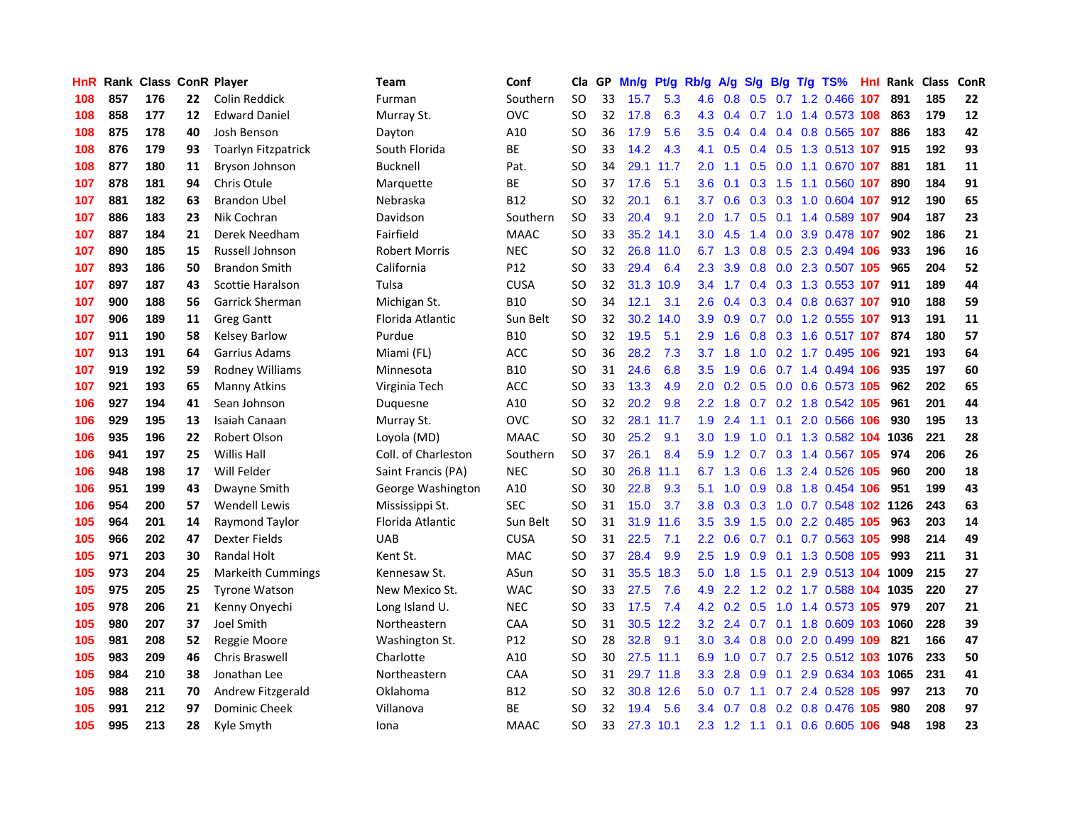| HnR | Rank | Class | ConR | Player | Team | Conf | Cla | GP | Mn/g | Pt/g | Rb/g | A/g | S/g | B/g | T/g | TS% | HnI | Rank | Class | ConR |
|---|---|---|---|---|---|---|---|---|---|---|---|---|---|---|---|---|---|---|---|---|
| 108 | 857 | 176 | 22 | Colin Reddick | Furman | Southern | SO | 33 | 15.7 | 5.3 | 4.6 | 0.8 | 0.5 | 0.7 | 1.2 | 0.466 | 107 | 891 | 185 | 22 |
| 108 | 858 | 177 | 12 | Edward Daniel | Murray St. | OVC | SO | 32 | 17.8 | 6.3 | 4.3 | 0.4 | 0.7 | 1.0 | 1.4 | 0.573 | 108 | 863 | 179 | 12 |
| 108 | 875 | 178 | 40 | Josh Benson | Dayton | A10 | SO | 36 | 17.9 | 5.6 | 3.5 | 0.4 | 0.4 | 0.4 | 0.8 | 0.565 | 107 | 886 | 183 | 42 |
| 108 | 876 | 179 | 93 | Toarlyn Fitzpatrick | South Florida | BE | SO | 33 | 14.2 | 4.3 | 4.1 | 0.5 | 0.4 | 0.5 | 1.3 | 0.513 | 107 | 915 | 192 | 93 |
| 108 | 877 | 180 | 11 | Bryson Johnson | Bucknell | Pat. | SO | 34 | 29.1 | 11.7 | 2.0 | 1.1 | 0.5 | 0.0 | 1.1 | 0.670 | 107 | 881 | 181 | 11 |
| 107 | 878 | 181 | 94 | Chris Otule | Marquette | BE | SO | 37 | 17.6 | 5.1 | 3.6 | 0.1 | 0.3 | 1.5 | 1.1 | 0.560 | 107 | 890 | 184 | 91 |
| 107 | 881 | 182 | 63 | Brandon Ubel | Nebraska | B12 | SO | 32 | 20.1 | 6.1 | 3.7 | 0.6 | 0.3 | 0.3 | 1.0 | 0.604 | 107 | 912 | 190 | 65 |
| 107 | 886 | 183 | 23 | Nik Cochran | Davidson | Southern | SO | 33 | 20.4 | 9.1 | 2.0 | 1.7 | 0.5 | 0.1 | 1.4 | 0.589 | 107 | 904 | 187 | 23 |
| 107 | 887 | 184 | 21 | Derek Needham | Fairfield | MAAC | SO | 33 | 35.2 | 14.1 | 3.0 | 4.5 | 1.4 | 0.0 | 3.9 | 0.478 | 107 | 902 | 186 | 21 |
| 107 | 890 | 185 | 15 | Russell Johnson | Robert Morris | NEC | SO | 32 | 26.8 | 11.0 | 6.7 | 1.3 | 0.8 | 0.5 | 2.3 | 0.494 | 106 | 933 | 196 | 16 |
| 107 | 893 | 186 | 50 | Brandon Smith | California | P12 | SO | 33 | 29.4 | 6.4 | 2.3 | 3.9 | 0.8 | 0.0 | 2.3 | 0.507 | 105 | 965 | 204 | 52 |
| 107 | 897 | 187 | 43 | Scottie Haralson | Tulsa | CUSA | SO | 32 | 31.3 | 10.9 | 3.4 | 1.7 | 0.4 | 0.3 | 1.3 | 0.553 | 107 | 911 | 189 | 44 |
| 107 | 900 | 188 | 56 | Garrick Sherman | Michigan St. | B10 | SO | 34 | 12.1 | 3.1 | 2.6 | 0.4 | 0.3 | 0.4 | 0.8 | 0.637 | 107 | 910 | 188 | 59 |
| 107 | 906 | 189 | 11 | Greg Gantt | Florida Atlantic | Sun Belt | SO | 32 | 30.2 | 14.0 | 3.9 | 0.9 | 0.7 | 0.0 | 1.2 | 0.555 | 107 | 913 | 191 | 11 |
| 107 | 911 | 190 | 58 | Kelsey Barlow | Purdue | B10 | SO | 32 | 19.5 | 5.1 | 2.9 | 1.6 | 0.8 | 0.3 | 1.6 | 0.517 | 107 | 874 | 180 | 57 |
| 107 | 913 | 191 | 64 | Garrius Adams | Miami (FL) | ACC | SO | 36 | 28.2 | 7.3 | 3.7 | 1.8 | 1.0 | 0.2 | 1.7 | 0.495 | 106 | 921 | 193 | 64 |
| 107 | 919 | 192 | 59 | Rodney Williams | Minnesota | B10 | SO | 31 | 24.6 | 6.8 | 3.5 | 1.9 | 0.6 | 0.7 | 1.4 | 0.494 | 106 | 935 | 197 | 60 |
| 107 | 921 | 193 | 65 | Manny Atkins | Virginia Tech | ACC | SO | 33 | 13.3 | 4.9 | 2.0 | 0.2 | 0.5 | 0.0 | 0.6 | 0.573 | 105 | 962 | 202 | 65 |
| 106 | 927 | 194 | 41 | Sean Johnson | Duquesne | A10 | SO | 32 | 20.2 | 9.8 | 2.2 | 1.8 | 0.7 | 0.2 | 1.8 | 0.542 | 105 | 961 | 201 | 44 |
| 106 | 929 | 195 | 13 | Isaiah Canaan | Murray St. | OVC | SO | 32 | 28.1 | 11.7 | 1.9 | 2.4 | 1.1 | 0.1 | 2.0 | 0.566 | 106 | 930 | 195 | 13 |
| 106 | 935 | 196 | 22 | Robert Olson | Loyola (MD) | MAAC | SO | 30 | 25.2 | 9.1 | 3.0 | 1.9 | 1.0 | 0.1 | 1.3 | 0.582 | 104 | 1036 | 221 | 28 |
| 106 | 941 | 197 | 25 | Willis Hall | Coll. of Charleston | Southern | SO | 37 | 26.1 | 8.4 | 5.9 | 1.2 | 0.7 | 0.3 | 1.4 | 0.567 | 105 | 974 | 206 | 26 |
| 106 | 948 | 198 | 17 | Will Felder | Saint Francis (PA) | NEC | SO | 30 | 26.8 | 11.1 | 6.7 | 1.3 | 0.6 | 1.3 | 2.4 | 0.526 | 105 | 960 | 200 | 18 |
| 106 | 951 | 199 | 43 | Dwayne Smith | George Washington | A10 | SO | 30 | 22.8 | 9.3 | 5.1 | 1.0 | 0.9 | 0.8 | 1.8 | 0.454 | 106 | 951 | 199 | 43 |
| 106 | 954 | 200 | 57 | Wendell Lewis | Mississippi St. | SEC | SO | 31 | 15.0 | 3.7 | 3.8 | 0.3 | 0.3 | 1.0 | 0.7 | 0.548 | 102 | 1126 | 243 | 63 |
| 105 | 964 | 201 | 14 | Raymond Taylor | Florida Atlantic | Sun Belt | SO | 31 | 31.9 | 11.6 | 3.5 | 3.9 | 1.5 | 0.0 | 2.2 | 0.485 | 105 | 963 | 203 | 14 |
| 105 | 966 | 202 | 47 | Dexter Fields | UAB | CUSA | SO | 31 | 22.5 | 7.1 | 2.2 | 0.6 | 0.7 | 0.1 | 0.7 | 0.563 | 105 | 998 | 214 | 49 |
| 105 | 971 | 203 | 30 | Randal Holt | Kent St. | MAC | SO | 37 | 28.4 | 9.9 | 2.5 | 1.9 | 0.9 | 0.1 | 1.3 | 0.508 | 105 | 993 | 211 | 31 |
| 105 | 973 | 204 | 25 | Markeith Cummings | Kennesaw St. | ASun | SO | 31 | 35.5 | 18.3 | 5.0 | 1.8 | 1.5 | 0.1 | 2.9 | 0.513 | 104 | 1009 | 215 | 27 |
| 105 | 975 | 205 | 25 | Tyrone Watson | New Mexico St. | WAC | SO | 33 | 27.5 | 7.6 | 4.9 | 2.2 | 1.2 | 0.2 | 1.7 | 0.588 | 104 | 1035 | 220 | 27 |
| 105 | 978 | 206 | 21 | Kenny Onyechi | Long Island U. | NEC | SO | 33 | 17.5 | 7.4 | 4.2 | 0.2 | 0.5 | 1.0 | 1.4 | 0.573 | 105 | 979 | 207 | 21 |
| 105 | 980 | 207 | 37 | Joel Smith | Northeastern | CAA | SO | 31 | 30.5 | 12.2 | 3.2 | 2.4 | 0.7 | 0.1 | 1.8 | 0.609 | 103 | 1060 | 228 | 39 |
| 105 | 981 | 208 | 52 | Reggie Moore | Washington St. | P12 | SO | 28 | 32.8 | 9.1 | 3.0 | 3.4 | 0.8 | 0.0 | 2.0 | 0.499 | 109 | 821 | 166 | 47 |
| 105 | 983 | 209 | 46 | Chris Braswell | Charlotte | A10 | SO | 30 | 27.5 | 11.1 | 6.9 | 1.0 | 0.7 | 0.7 | 2.5 | 0.512 | 103 | 1076 | 233 | 50 |
| 105 | 984 | 210 | 38 | Jonathan Lee | Northeastern | CAA | SO | 31 | 29.7 | 11.8 | 3.3 | 2.8 | 0.9 | 0.1 | 2.9 | 0.634 | 103 | 1065 | 231 | 41 |
| 105 | 988 | 211 | 70 | Andrew Fitzgerald | Oklahoma | B12 | SO | 32 | 30.8 | 12.6 | 5.0 | 0.7 | 1.1 | 0.7 | 2.4 | 0.528 | 105 | 997 | 213 | 70 |
| 105 | 991 | 212 | 97 | Dominic Cheek | Villanova | BE | SO | 32 | 19.4 | 5.6 | 3.4 | 0.7 | 0.8 | 0.2 | 0.8 | 0.476 | 105 | 980 | 208 | 97 |
| 105 | 995 | 213 | 28 | Kyle Smyth | Iona | MAAC | SO | 33 | 27.3 | 10.1 | 2.3 | 1.2 | 1.1 | 0.1 | 0.6 | 0.605 | 106 | 948 | 198 | 23 |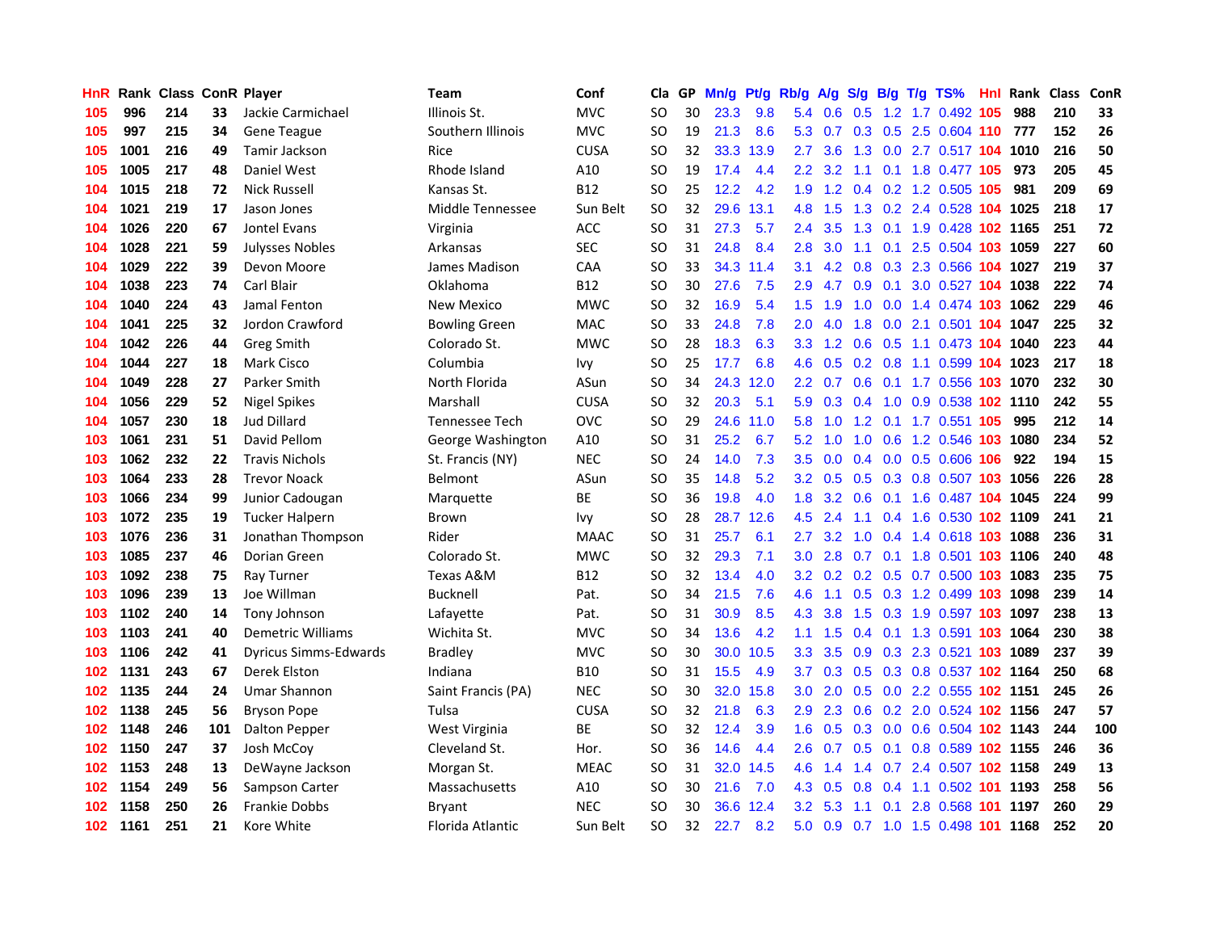| HnR | Rank | Class | ConR | Player | Team | Conf | Cla | GP | Mn/g | Pt/g | Rb/g | A/g | S/g | B/g | T/g | TS% | HnI | Rank | Class | ConR |
|---|---|---|---|---|---|---|---|---|---|---|---|---|---|---|---|---|---|---|---|---|
| 105 | 996 | 214 | 33 | Jackie Carmichael | Illinois St. | MVC | SO | 30 | 23.3 | 9.8 | 5.4 | 0.6 | 0.5 | 1.2 | 1.7 | 0.492 | 105 | 988 | 210 | 33 |
| 105 | 997 | 215 | 34 | Gene Teague | Southern Illinois | MVC | SO | 19 | 21.3 | 8.6 | 5.3 | 0.7 | 0.3 | 0.5 | 2.5 | 0.604 | 110 | 777 | 152 | 26 |
| 105 | 1001 | 216 | 49 | Tamir Jackson | Rice | CUSA | SO | 32 | 33.3 | 13.9 | 2.7 | 3.6 | 1.3 | 0.0 | 2.7 | 0.517 | 104 | 1010 | 216 | 50 |
| 105 | 1005 | 217 | 48 | Daniel West | Rhode Island | A10 | SO | 19 | 17.4 | 4.4 | 2.2 | 3.2 | 1.1 | 0.1 | 1.8 | 0.477 | 105 | 973 | 205 | 45 |
| 104 | 1015 | 218 | 72 | Nick Russell | Kansas St. | B12 | SO | 25 | 12.2 | 4.2 | 1.9 | 1.2 | 0.4 | 0.2 | 1.2 | 0.505 | 105 | 981 | 209 | 69 |
| 104 | 1021 | 219 | 17 | Jason Jones | Middle Tennessee | Sun Belt | SO | 32 | 29.6 | 13.1 | 4.8 | 1.5 | 1.3 | 0.2 | 2.4 | 0.528 | 104 | 1025 | 218 | 17 |
| 104 | 1026 | 220 | 67 | Jontel Evans | Virginia | ACC | SO | 31 | 27.3 | 5.7 | 2.4 | 3.5 | 1.3 | 0.1 | 1.9 | 0.428 | 102 | 1165 | 251 | 72 |
| 104 | 1028 | 221 | 59 | Julysses Nobles | Arkansas | SEC | SO | 31 | 24.8 | 8.4 | 2.8 | 3.0 | 1.1 | 0.1 | 2.5 | 0.504 | 103 | 1059 | 227 | 60 |
| 104 | 1029 | 222 | 39 | Devon Moore | James Madison | CAA | SO | 33 | 34.3 | 11.4 | 3.1 | 4.2 | 0.8 | 0.3 | 2.3 | 0.566 | 104 | 1027 | 219 | 37 |
| 104 | 1038 | 223 | 74 | Carl Blair | Oklahoma | B12 | SO | 30 | 27.6 | 7.5 | 2.9 | 4.7 | 0.9 | 0.1 | 3.0 | 0.527 | 104 | 1038 | 222 | 74 |
| 104 | 1040 | 224 | 43 | Jamal Fenton | New Mexico | MWC | SO | 32 | 16.9 | 5.4 | 1.5 | 1.9 | 1.0 | 0.0 | 1.4 | 0.474 | 103 | 1062 | 229 | 46 |
| 104 | 1041 | 225 | 32 | Jordon Crawford | Bowling Green | MAC | SO | 33 | 24.8 | 7.8 | 2.0 | 4.0 | 1.8 | 0.0 | 2.1 | 0.501 | 104 | 1047 | 225 | 32 |
| 104 | 1042 | 226 | 44 | Greg Smith | Colorado St. | MWC | SO | 28 | 18.3 | 6.3 | 3.3 | 1.2 | 0.6 | 0.5 | 1.1 | 0.473 | 104 | 1040 | 223 | 44 |
| 104 | 1044 | 227 | 18 | Mark Cisco | Columbia | Ivy | SO | 25 | 17.7 | 6.8 | 4.6 | 0.5 | 0.2 | 0.8 | 1.1 | 0.599 | 104 | 1023 | 217 | 18 |
| 104 | 1049 | 228 | 27 | Parker Smith | North Florida | ASun | SO | 34 | 24.3 | 12.0 | 2.2 | 0.7 | 0.6 | 0.1 | 1.7 | 0.556 | 103 | 1070 | 232 | 30 |
| 104 | 1056 | 229 | 52 | Nigel Spikes | Marshall | CUSA | SO | 32 | 20.3 | 5.1 | 5.9 | 0.3 | 0.4 | 1.0 | 0.9 | 0.538 | 102 | 1110 | 242 | 55 |
| 104 | 1057 | 230 | 18 | Jud Dillard | Tennessee Tech | OVC | SO | 29 | 24.6 | 11.0 | 5.8 | 1.0 | 1.2 | 0.1 | 1.7 | 0.551 | 105 | 995 | 212 | 14 |
| 103 | 1061 | 231 | 51 | David Pellom | George Washington | A10 | SO | 31 | 25.2 | 6.7 | 5.2 | 1.0 | 1.0 | 0.6 | 1.2 | 0.546 | 103 | 1080 | 234 | 52 |
| 103 | 1062 | 232 | 22 | Travis Nichols | St. Francis (NY) | NEC | SO | 24 | 14.0 | 7.3 | 3.5 | 0.0 | 0.4 | 0.0 | 0.5 | 0.606 | 106 | 922 | 194 | 15 |
| 103 | 1064 | 233 | 28 | Trevor Noack | Belmont | ASun | SO | 35 | 14.8 | 5.2 | 3.2 | 0.5 | 0.5 | 0.3 | 0.8 | 0.507 | 103 | 1056 | 226 | 28 |
| 103 | 1066 | 234 | 99 | Junior Cadougan | Marquette | BE | SO | 36 | 19.8 | 4.0 | 1.8 | 3.2 | 0.6 | 0.1 | 1.6 | 0.487 | 104 | 1045 | 224 | 99 |
| 103 | 1072 | 235 | 19 | Tucker Halpern | Brown | Ivy | SO | 28 | 28.7 | 12.6 | 4.5 | 2.4 | 1.1 | 0.4 | 1.6 | 0.530 | 102 | 1109 | 241 | 21 |
| 103 | 1076 | 236 | 31 | Jonathan Thompson | Rider | MAAC | SO | 31 | 25.7 | 6.1 | 2.7 | 3.2 | 1.0 | 0.4 | 1.4 | 0.618 | 103 | 1088 | 236 | 31 |
| 103 | 1085 | 237 | 46 | Dorian Green | Colorado St. | MWC | SO | 32 | 29.3 | 7.1 | 3.0 | 2.8 | 0.7 | 0.1 | 1.8 | 0.501 | 103 | 1106 | 240 | 48 |
| 103 | 1092 | 238 | 75 | Ray Turner | Texas A&M | B12 | SO | 32 | 13.4 | 4.0 | 3.2 | 0.2 | 0.2 | 0.5 | 0.7 | 0.500 | 103 | 1083 | 235 | 75 |
| 103 | 1096 | 239 | 13 | Joe Willman | Bucknell | Pat. | SO | 34 | 21.5 | 7.6 | 4.6 | 1.1 | 0.5 | 0.3 | 1.2 | 0.499 | 103 | 1098 | 239 | 14 |
| 103 | 1102 | 240 | 14 | Tony Johnson | Lafayette | Pat. | SO | 31 | 30.9 | 8.5 | 4.3 | 3.8 | 1.5 | 0.3 | 1.9 | 0.597 | 103 | 1097 | 238 | 13 |
| 103 | 1103 | 241 | 40 | Demetric Williams | Wichita St. | MVC | SO | 34 | 13.6 | 4.2 | 1.1 | 1.5 | 0.4 | 0.1 | 1.3 | 0.591 | 103 | 1064 | 230 | 38 |
| 103 | 1106 | 242 | 41 | Dyricus Simms-Edwards | Bradley | MVC | SO | 30 | 30.0 | 10.5 | 3.3 | 3.5 | 0.9 | 0.3 | 2.3 | 0.521 | 103 | 1089 | 237 | 39 |
| 102 | 1131 | 243 | 67 | Derek Elston | Indiana | B10 | SO | 31 | 15.5 | 4.9 | 3.7 | 0.3 | 0.5 | 0.3 | 0.8 | 0.537 | 102 | 1164 | 250 | 68 |
| 102 | 1135 | 244 | 24 | Umar Shannon | Saint Francis (PA) | NEC | SO | 30 | 32.0 | 15.8 | 3.0 | 2.0 | 0.5 | 0.0 | 2.2 | 0.555 | 102 | 1151 | 245 | 26 |
| 102 | 1138 | 245 | 56 | Bryson Pope | Tulsa | CUSA | SO | 32 | 21.8 | 6.3 | 2.9 | 2.3 | 0.6 | 0.2 | 2.0 | 0.524 | 102 | 1156 | 247 | 57 |
| 102 | 1148 | 246 | 101 | Dalton Pepper | West Virginia | BE | SO | 32 | 12.4 | 3.9 | 1.6 | 0.5 | 0.3 | 0.0 | 0.6 | 0.504 | 102 | 1143 | 244 | 100 |
| 102 | 1150 | 247 | 37 | Josh McCoy | Cleveland St. | Hor. | SO | 36 | 14.6 | 4.4 | 2.6 | 0.7 | 0.5 | 0.1 | 0.8 | 0.589 | 102 | 1155 | 246 | 36 |
| 102 | 1153 | 248 | 13 | DeWayne Jackson | Morgan St. | MEAC | SO | 31 | 32.0 | 14.5 | 4.6 | 1.4 | 1.4 | 0.7 | 2.4 | 0.507 | 102 | 1158 | 249 | 13 |
| 102 | 1154 | 249 | 56 | Sampson Carter | Massachusetts | A10 | SO | 30 | 21.6 | 7.0 | 4.3 | 0.5 | 0.8 | 0.4 | 1.1 | 0.502 | 101 | 1193 | 258 | 56 |
| 102 | 1158 | 250 | 26 | Frankie Dobbs | Bryant | NEC | SO | 30 | 36.6 | 12.4 | 3.2 | 5.3 | 1.1 | 0.1 | 2.8 | 0.568 | 101 | 1197 | 260 | 29 |
| 102 | 1161 | 251 | 21 | Kore White | Florida Atlantic | Sun Belt | SO | 32 | 22.7 | 8.2 | 5.0 | 0.9 | 0.7 | 1.0 | 1.5 | 0.498 | 101 | 1168 | 252 | 20 |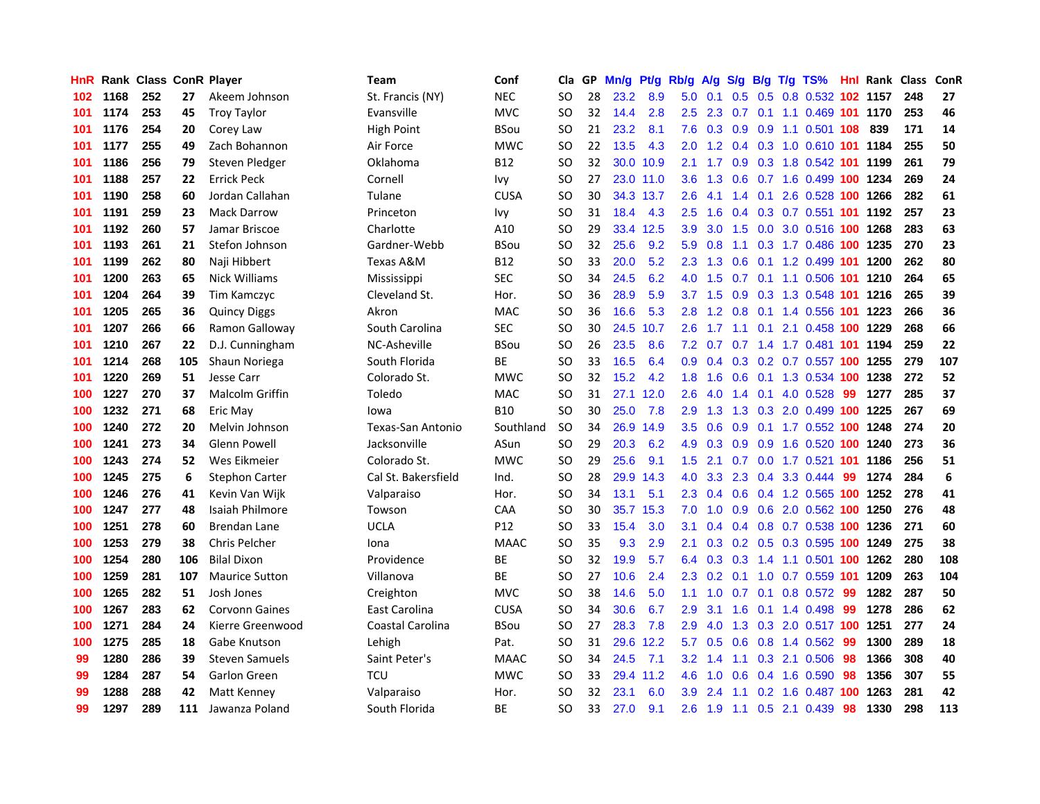| HnR | Rank | Class | ConR | Player | Team | Conf | Cla | GP | Mn/g | Pt/g | Rb/g | A/g | S/g | B/g | T/g | TS% | HnI | Rank | Class | ConR |
|---|---|---|---|---|---|---|---|---|---|---|---|---|---|---|---|---|---|---|---|---|
| 102 | 1168 | 252 | 27 | Akeem Johnson | St. Francis (NY) | NEC | SO | 28 | 23.2 | 8.9 | 5.0 | 0.1 | 0.5 | 0.5 | 0.8 | 0.532 | 102 | 1157 | 248 | 27 |
| 101 | 1174 | 253 | 45 | Troy Taylor | Evansville | MVC | SO | 32 | 14.4 | 2.8 | 2.5 | 2.3 | 0.7 | 0.1 | 1.1 | 0.469 | 101 | 1170 | 253 | 46 |
| 101 | 1176 | 254 | 20 | Corey Law | High Point | BSou | SO | 21 | 23.2 | 8.1 | 7.6 | 0.3 | 0.9 | 0.9 | 1.1 | 0.501 | 108 | 839 | 171 | 14 |
| 101 | 1177 | 255 | 49 | Zach Bohannon | Air Force | MWC | SO | 22 | 13.5 | 4.3 | 2.0 | 1.2 | 0.4 | 0.3 | 1.0 | 0.610 | 101 | 1184 | 255 | 50 |
| 101 | 1186 | 256 | 79 | Steven Pledger | Oklahoma | B12 | SO | 32 | 30.0 | 10.9 | 2.1 | 1.7 | 0.9 | 0.3 | 1.8 | 0.542 | 101 | 1199 | 261 | 79 |
| 101 | 1188 | 257 | 22 | Errick Peck | Cornell | Ivy | SO | 27 | 23.0 | 11.0 | 3.6 | 1.3 | 0.6 | 0.7 | 1.6 | 0.499 | 100 | 1234 | 269 | 24 |
| 101 | 1190 | 258 | 60 | Jordan Callahan | Tulane | CUSA | SO | 30 | 34.3 | 13.7 | 2.6 | 4.1 | 1.4 | 0.1 | 2.6 | 0.528 | 100 | 1266 | 282 | 61 |
| 101 | 1191 | 259 | 23 | Mack Darrow | Princeton | Ivy | SO | 31 | 18.4 | 4.3 | 2.5 | 1.6 | 0.4 | 0.3 | 0.7 | 0.551 | 101 | 1192 | 257 | 23 |
| 101 | 1192 | 260 | 57 | Jamar Briscoe | Charlotte | A10 | SO | 29 | 33.4 | 12.5 | 3.9 | 3.0 | 1.5 | 0.0 | 3.0 | 0.516 | 100 | 1268 | 283 | 63 |
| 101 | 1193 | 261 | 21 | Stefon Johnson | Gardner-Webb | BSou | SO | 32 | 25.6 | 9.2 | 5.9 | 0.8 | 1.1 | 0.3 | 1.7 | 0.486 | 100 | 1235 | 270 | 23 |
| 101 | 1199 | 262 | 80 | Naji Hibbert | Texas A&M | B12 | SO | 33 | 20.0 | 5.2 | 2.3 | 1.3 | 0.6 | 0.1 | 1.2 | 0.499 | 101 | 1200 | 262 | 80 |
| 101 | 1200 | 263 | 65 | Nick Williams | Mississippi | SEC | SO | 34 | 24.5 | 6.2 | 4.0 | 1.5 | 0.7 | 0.1 | 1.1 | 0.506 | 101 | 1210 | 264 | 65 |
| 101 | 1204 | 264 | 39 | Tim Kamczyc | Cleveland St. | Hor. | SO | 36 | 28.9 | 5.9 | 3.7 | 1.5 | 0.9 | 0.3 | 1.3 | 0.548 | 101 | 1216 | 265 | 39 |
| 101 | 1205 | 265 | 36 | Quincy Diggs | Akron | MAC | SO | 36 | 16.6 | 5.3 | 2.8 | 1.2 | 0.8 | 0.1 | 1.4 | 0.556 | 101 | 1223 | 266 | 36 |
| 101 | 1207 | 266 | 66 | Ramon Galloway | South Carolina | SEC | SO | 30 | 24.5 | 10.7 | 2.6 | 1.7 | 1.1 | 0.1 | 2.1 | 0.458 | 100 | 1229 | 268 | 66 |
| 101 | 1210 | 267 | 22 | D.J. Cunningham | NC-Asheville | BSou | SO | 26 | 23.5 | 8.6 | 7.2 | 0.7 | 0.7 | 1.4 | 1.7 | 0.481 | 101 | 1194 | 259 | 22 |
| 101 | 1214 | 268 | 105 | Shaun Noriega | South Florida | BE | SO | 33 | 16.5 | 6.4 | 0.9 | 0.4 | 0.3 | 0.2 | 0.7 | 0.557 | 100 | 1255 | 279 | 107 |
| 101 | 1220 | 269 | 51 | Jesse Carr | Colorado St. | MWC | SO | 32 | 15.2 | 4.2 | 1.8 | 1.6 | 0.6 | 0.1 | 1.3 | 0.534 | 100 | 1238 | 272 | 52 |
| 100 | 1227 | 270 | 37 | Malcolm Griffin | Toledo | MAC | SO | 31 | 27.1 | 12.0 | 2.6 | 4.0 | 1.4 | 0.1 | 4.0 | 0.528 | 99 | 1277 | 285 | 37 |
| 100 | 1232 | 271 | 68 | Eric May | Iowa | B10 | SO | 30 | 25.0 | 7.8 | 2.9 | 1.3 | 1.3 | 0.3 | 2.0 | 0.499 | 100 | 1225 | 267 | 69 |
| 100 | 1240 | 272 | 20 | Melvin Johnson | Texas-San Antonio | Southland | SO | 34 | 26.9 | 14.9 | 3.5 | 0.6 | 0.9 | 0.1 | 1.7 | 0.552 | 100 | 1248 | 274 | 20 |
| 100 | 1241 | 273 | 34 | Glenn Powell | Jacksonville | ASun | SO | 29 | 20.3 | 6.2 | 4.9 | 0.3 | 0.9 | 0.9 | 1.6 | 0.520 | 100 | 1240 | 273 | 36 |
| 100 | 1243 | 274 | 52 | Wes Eikmeier | Colorado St. | MWC | SO | 29 | 25.6 | 9.1 | 1.5 | 2.1 | 0.7 | 0.0 | 1.7 | 0.521 | 101 | 1186 | 256 | 51 |
| 100 | 1245 | 275 | 6 | Stephon Carter | Cal St. Bakersfield | Ind. | SO | 28 | 29.9 | 14.3 | 4.0 | 3.3 | 2.3 | 0.4 | 3.3 | 0.444 | 99 | 1274 | 284 | 6 |
| 100 | 1246 | 276 | 41 | Kevin Van Wijk | Valparaiso | Hor. | SO | 34 | 13.1 | 5.1 | 2.3 | 0.4 | 0.6 | 0.4 | 1.2 | 0.565 | 100 | 1252 | 278 | 41 |
| 100 | 1247 | 277 | 48 | Isaiah Philmore | Towson | CAA | SO | 30 | 35.7 | 15.3 | 7.0 | 1.0 | 0.9 | 0.6 | 2.0 | 0.562 | 100 | 1250 | 276 | 48 |
| 100 | 1251 | 278 | 60 | Brendan Lane | UCLA | P12 | SO | 33 | 15.4 | 3.0 | 3.1 | 0.4 | 0.4 | 0.8 | 0.7 | 0.538 | 100 | 1236 | 271 | 60 |
| 100 | 1253 | 279 | 38 | Chris Pelcher | Iona | MAAC | SO | 35 | 9.3 | 2.9 | 2.1 | 0.3 | 0.2 | 0.5 | 0.3 | 0.595 | 100 | 1249 | 275 | 38 |
| 100 | 1254 | 280 | 106 | Bilal Dixon | Providence | BE | SO | 32 | 19.9 | 5.7 | 6.4 | 0.3 | 0.3 | 1.4 | 1.1 | 0.501 | 100 | 1262 | 280 | 108 |
| 100 | 1259 | 281 | 107 | Maurice Sutton | Villanova | BE | SO | 27 | 10.6 | 2.4 | 2.3 | 0.2 | 0.1 | 1.0 | 0.7 | 0.559 | 101 | 1209 | 263 | 104 |
| 100 | 1265 | 282 | 51 | Josh Jones | Creighton | MVC | SO | 38 | 14.6 | 5.0 | 1.1 | 1.0 | 0.7 | 0.1 | 0.8 | 0.572 | 99 | 1282 | 287 | 50 |
| 100 | 1267 | 283 | 62 | Corvonn Gaines | East Carolina | CUSA | SO | 34 | 30.6 | 6.7 | 2.9 | 3.1 | 1.6 | 0.1 | 1.4 | 0.498 | 99 | 1278 | 286 | 62 |
| 100 | 1271 | 284 | 24 | Kierre Greenwood | Coastal Carolina | BSou | SO | 27 | 28.3 | 7.8 | 2.9 | 4.0 | 1.3 | 0.3 | 2.0 | 0.517 | 100 | 1251 | 277 | 24 |
| 100 | 1275 | 285 | 18 | Gabe Knutson | Lehigh | Pat. | SO | 31 | 29.6 | 12.2 | 5.7 | 0.5 | 0.6 | 0.8 | 1.4 | 0.562 | 99 | 1300 | 289 | 18 |
| 99 | 1280 | 286 | 39 | Steven Samuels | Saint Peter's | MAAC | SO | 34 | 24.5 | 7.1 | 3.2 | 1.4 | 1.1 | 0.3 | 2.1 | 0.506 | 98 | 1366 | 308 | 40 |
| 99 | 1284 | 287 | 54 | Garlon Green | TCU | MWC | SO | 33 | 29.4 | 11.2 | 4.6 | 1.0 | 0.6 | 0.4 | 1.6 | 0.590 | 98 | 1356 | 307 | 55 |
| 99 | 1288 | 288 | 42 | Matt Kenney | Valparaiso | Hor. | SO | 32 | 23.1 | 6.0 | 3.9 | 2.4 | 1.1 | 0.2 | 1.6 | 0.487 | 100 | 1263 | 281 | 42 |
| 99 | 1297 | 289 | 111 | Jawanza Poland | South Florida | BE | SO | 33 | 27.0 | 9.1 | 2.6 | 1.9 | 1.1 | 0.5 | 2.1 | 0.439 | 98 | 1330 | 298 | 113 |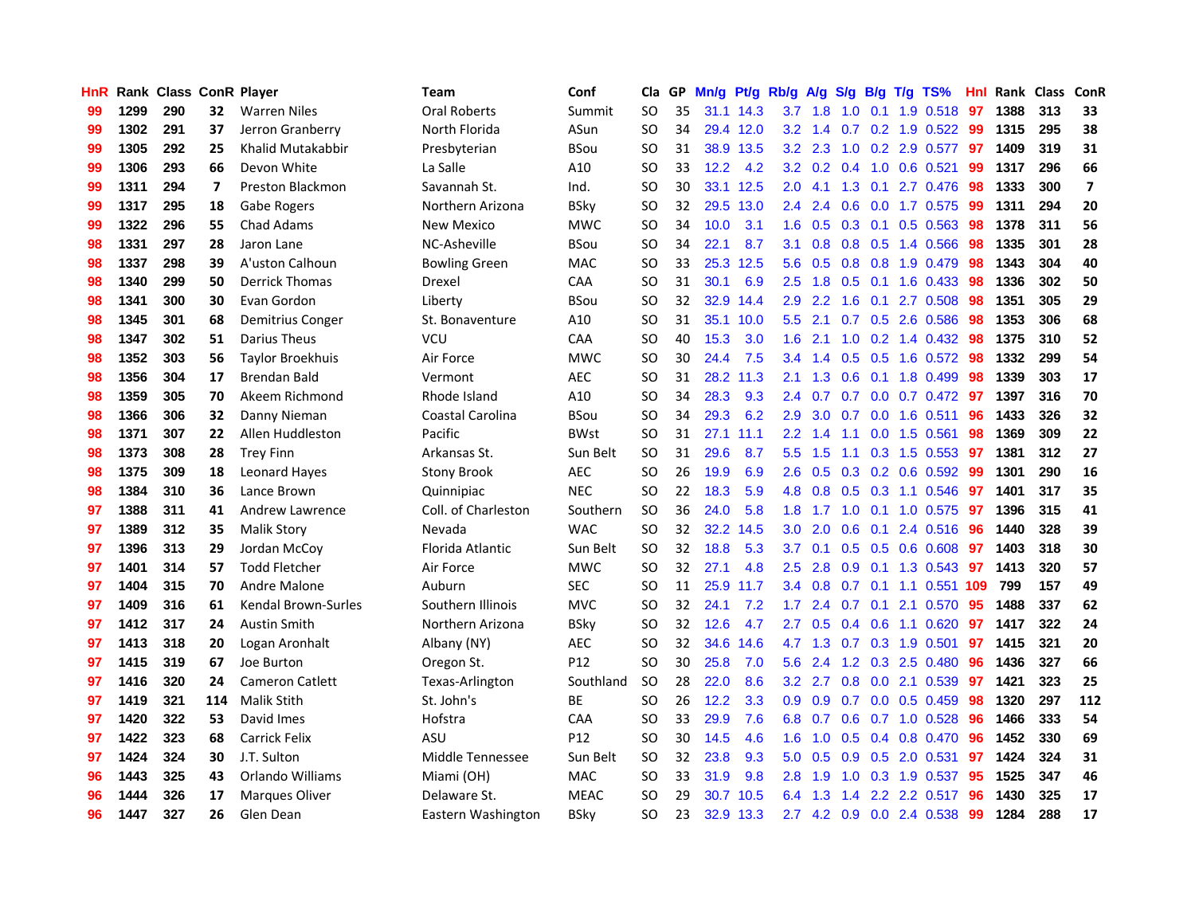| HnR | Rank | Class | ConR | Player | Team | Conf | Cla | GP | Mn/g | Pt/g | Rb/g | A/g | S/g | B/g | T/g | TS% | HnI | Rank | Class | ConR |
|---|---|---|---|---|---|---|---|---|---|---|---|---|---|---|---|---|---|---|---|---|
| 99 | 1299 | 290 | 32 | Warren Niles | Oral Roberts | Summit | SO | 35 | 31.1 | 14.3 | 3.7 | 1.8 | 1.0 | 0.1 | 1.9 | 0.518 | 97 | 1388 | 313 | 33 |
| 99 | 1302 | 291 | 37 | Jerron Granberry | North Florida | ASun | SO | 34 | 29.4 | 12.0 | 3.2 | 1.4 | 0.7 | 0.2 | 1.9 | 0.522 | 99 | 1315 | 295 | 38 |
| 99 | 1305 | 292 | 25 | Khalid Mutakabbir | Presbyterian | BSou | SO | 31 | 38.9 | 13.5 | 3.2 | 2.3 | 1.0 | 0.2 | 2.9 | 0.577 | 97 | 1409 | 319 | 31 |
| 99 | 1306 | 293 | 66 | Devon White | La Salle | A10 | SO | 33 | 12.2 | 4.2 | 3.2 | 0.2 | 0.4 | 1.0 | 0.6 | 0.521 | 99 | 1317 | 296 | 66 |
| 99 | 1311 | 294 | 7 | Preston Blackmon | Savannah St. | Ind. | SO | 30 | 33.1 | 12.5 | 2.0 | 4.1 | 1.3 | 0.1 | 2.7 | 0.476 | 98 | 1333 | 300 | 7 |
| 99 | 1317 | 295 | 18 | Gabe Rogers | Northern Arizona | BSky | SO | 32 | 29.5 | 13.0 | 2.4 | 2.4 | 0.6 | 0.0 | 1.7 | 0.575 | 99 | 1311 | 294 | 20 |
| 99 | 1322 | 296 | 55 | Chad Adams | New Mexico | MWC | SO | 34 | 10.0 | 3.1 | 1.6 | 0.5 | 0.3 | 0.1 | 0.5 | 0.563 | 98 | 1378 | 311 | 56 |
| 98 | 1331 | 297 | 28 | Jaron Lane | NC-Asheville | BSou | SO | 34 | 22.1 | 8.7 | 3.1 | 0.8 | 0.8 | 0.5 | 1.4 | 0.566 | 98 | 1335 | 301 | 28 |
| 98 | 1337 | 298 | 39 | A'uston Calhoun | Bowling Green | MAC | SO | 33 | 25.3 | 12.5 | 5.6 | 0.5 | 0.8 | 0.8 | 1.9 | 0.479 | 98 | 1343 | 304 | 40 |
| 98 | 1340 | 299 | 50 | Derrick Thomas | Drexel | CAA | SO | 31 | 30.1 | 6.9 | 2.5 | 1.8 | 0.5 | 0.1 | 1.6 | 0.433 | 98 | 1336 | 302 | 50 |
| 98 | 1341 | 300 | 30 | Evan Gordon | Liberty | BSou | SO | 32 | 32.9 | 14.4 | 2.9 | 2.2 | 1.6 | 0.1 | 2.7 | 0.508 | 98 | 1351 | 305 | 29 |
| 98 | 1345 | 301 | 68 | Demitrius Conger | St. Bonaventure | A10 | SO | 31 | 35.1 | 10.0 | 5.5 | 2.1 | 0.7 | 0.5 | 2.6 | 0.586 | 98 | 1353 | 306 | 68 |
| 98 | 1347 | 302 | 51 | Darius Theus | VCU | CAA | SO | 40 | 15.3 | 3.0 | 1.6 | 2.1 | 1.0 | 0.2 | 1.4 | 0.432 | 98 | 1375 | 310 | 52 |
| 98 | 1352 | 303 | 56 | Taylor Broekhuis | Air Force | MWC | SO | 30 | 24.4 | 7.5 | 3.4 | 1.4 | 0.5 | 0.5 | 1.6 | 0.572 | 98 | 1332 | 299 | 54 |
| 98 | 1356 | 304 | 17 | Brendan Bald | Vermont | AEC | SO | 31 | 28.2 | 11.3 | 2.1 | 1.3 | 0.6 | 0.1 | 1.8 | 0.499 | 98 | 1339 | 303 | 17 |
| 98 | 1359 | 305 | 70 | Akeem Richmond | Rhode Island | A10 | SO | 34 | 28.3 | 9.3 | 2.4 | 0.7 | 0.7 | 0.0 | 0.7 | 0.472 | 97 | 1397 | 316 | 70 |
| 98 | 1366 | 306 | 32 | Danny Nieman | Coastal Carolina | BSou | SO | 34 | 29.3 | 6.2 | 2.9 | 3.0 | 0.7 | 0.0 | 1.6 | 0.511 | 96 | 1433 | 326 | 32 |
| 98 | 1371 | 307 | 22 | Allen Huddleston | Pacific | BWst | SO | 31 | 27.1 | 11.1 | 2.2 | 1.4 | 1.1 | 0.0 | 1.5 | 0.561 | 98 | 1369 | 309 | 22 |
| 98 | 1373 | 308 | 28 | Trey Finn | Arkansas St. | Sun Belt | SO | 31 | 29.6 | 8.7 | 5.5 | 1.5 | 1.1 | 0.3 | 1.5 | 0.553 | 97 | 1381 | 312 | 27 |
| 98 | 1375 | 309 | 18 | Leonard Hayes | Stony Brook | AEC | SO | 26 | 19.9 | 6.9 | 2.6 | 0.5 | 0.3 | 0.2 | 0.6 | 0.592 | 99 | 1301 | 290 | 16 |
| 98 | 1384 | 310 | 36 | Lance Brown | Quinnipiac | NEC | SO | 22 | 18.3 | 5.9 | 4.8 | 0.8 | 0.5 | 0.3 | 1.1 | 0.546 | 97 | 1401 | 317 | 35 |
| 97 | 1388 | 311 | 41 | Andrew Lawrence | Coll. of Charleston | Southern | SO | 36 | 24.0 | 5.8 | 1.8 | 1.7 | 1.0 | 0.1 | 1.0 | 0.575 | 97 | 1396 | 315 | 41 |
| 97 | 1389 | 312 | 35 | Malik Story | Nevada | WAC | SO | 32 | 32.2 | 14.5 | 3.0 | 2.0 | 0.6 | 0.1 | 2.4 | 0.516 | 96 | 1440 | 328 | 39 |
| 97 | 1396 | 313 | 29 | Jordan McCoy | Florida Atlantic | Sun Belt | SO | 32 | 18.8 | 5.3 | 3.7 | 0.1 | 0.5 | 0.5 | 0.6 | 0.608 | 97 | 1403 | 318 | 30 |
| 97 | 1401 | 314 | 57 | Todd Fletcher | Air Force | MWC | SO | 32 | 27.1 | 4.8 | 2.5 | 2.8 | 0.9 | 0.1 | 1.3 | 0.543 | 97 | 1413 | 320 | 57 |
| 97 | 1404 | 315 | 70 | Andre Malone | Auburn | SEC | SO | 11 | 25.9 | 11.7 | 3.4 | 0.8 | 0.7 | 0.1 | 1.1 | 0.551 | 109 | 799 | 157 | 49 |
| 97 | 1409 | 316 | 61 | Kendal Brown-Surles | Southern Illinois | MVC | SO | 32 | 24.1 | 7.2 | 1.7 | 2.4 | 0.7 | 0.1 | 2.1 | 0.570 | 95 | 1488 | 337 | 62 |
| 97 | 1412 | 317 | 24 | Austin Smith | Northern Arizona | BSky | SO | 32 | 12.6 | 4.7 | 2.7 | 0.5 | 0.4 | 0.6 | 1.1 | 0.620 | 97 | 1417 | 322 | 24 |
| 97 | 1413 | 318 | 20 | Logan Aronhalt | Albany (NY) | AEC | SO | 32 | 34.6 | 14.6 | 4.7 | 1.3 | 0.7 | 0.3 | 1.9 | 0.501 | 97 | 1415 | 321 | 20 |
| 97 | 1415 | 319 | 67 | Joe Burton | Oregon St. | P12 | SO | 30 | 25.8 | 7.0 | 5.6 | 2.4 | 1.2 | 0.3 | 2.5 | 0.480 | 96 | 1436 | 327 | 66 |
| 97 | 1416 | 320 | 24 | Cameron Catlett | Texas-Arlington | Southland | SO | 28 | 22.0 | 8.6 | 3.2 | 2.7 | 0.8 | 0.0 | 2.1 | 0.539 | 97 | 1421 | 323 | 25 |
| 97 | 1419 | 321 | 114 | Malik Stith | St. John's | BE | SO | 26 | 12.2 | 3.3 | 0.9 | 0.9 | 0.7 | 0.0 | 0.5 | 0.459 | 98 | 1320 | 297 | 112 |
| 97 | 1420 | 322 | 53 | David Imes | Hofstra | CAA | SO | 33 | 29.9 | 7.6 | 6.8 | 0.7 | 0.6 | 0.7 | 1.0 | 0.528 | 96 | 1466 | 333 | 54 |
| 97 | 1422 | 323 | 68 | Carrick Felix | ASU | P12 | SO | 30 | 14.5 | 4.6 | 1.6 | 1.0 | 0.5 | 0.4 | 0.8 | 0.470 | 96 | 1452 | 330 | 69 |
| 97 | 1424 | 324 | 30 | J.T. Sulton | Middle Tennessee | Sun Belt | SO | 32 | 23.8 | 9.3 | 5.0 | 0.5 | 0.9 | 0.5 | 2.0 | 0.531 | 97 | 1424 | 324 | 31 |
| 96 | 1443 | 325 | 43 | Orlando Williams | Miami (OH) | MAC | SO | 33 | 31.9 | 9.8 | 2.8 | 1.9 | 1.0 | 0.3 | 1.9 | 0.537 | 95 | 1525 | 347 | 46 |
| 96 | 1444 | 326 | 17 | Marques Oliver | Delaware St. | MEAC | SO | 29 | 30.7 | 10.5 | 6.4 | 1.3 | 1.4 | 2.2 | 2.2 | 0.517 | 96 | 1430 | 325 | 17 |
| 96 | 1447 | 327 | 26 | Glen Dean | Eastern Washington | BSky | SO | 23 | 32.9 | 13.3 | 2.7 | 4.2 | 0.9 | 0.0 | 2.4 | 0.538 | 99 | 1284 | 288 | 17 |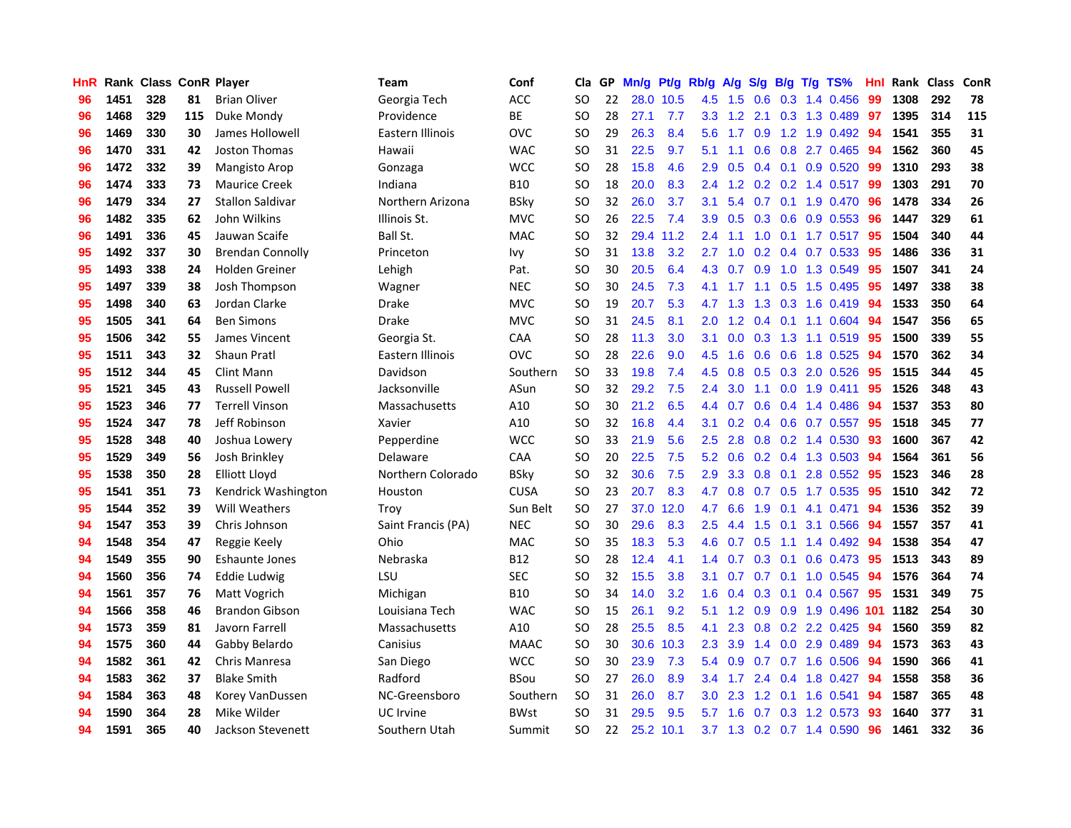| HnR | Rank | Class | ConR | Player | Team | Conf | Cla | GP | Mn/g | Pt/g | Rb/g | A/g | S/g | B/g | T/g | TS% | HnI | Rank | Class | ConR |
|---|---|---|---|---|---|---|---|---|---|---|---|---|---|---|---|---|---|---|---|---|
| 96 | 1451 | 328 | 81 | Brian Oliver | Georgia Tech | ACC | SO | 22 | 28.0 | 10.5 | 4.5 | 1.5 | 0.6 | 0.3 | 1.4 | 0.456 | 99 | 1308 | 292 | 78 |
| 96 | 1468 | 329 | 115 | Duke Mondy | Providence | BE | SO | 28 | 27.1 | 7.7 | 3.3 | 1.2 | 2.1 | 0.3 | 1.3 | 0.489 | 97 | 1395 | 314 | 115 |
| 96 | 1469 | 330 | 30 | James Hollowell | Eastern Illinois | OVC | SO | 29 | 26.3 | 8.4 | 5.6 | 1.7 | 0.9 | 1.2 | 1.9 | 0.492 | 94 | 1541 | 355 | 31 |
| 96 | 1470 | 331 | 42 | Joston Thomas | Hawaii | WAC | SO | 31 | 22.5 | 9.7 | 5.1 | 1.1 | 0.6 | 0.8 | 2.7 | 0.465 | 94 | 1562 | 360 | 45 |
| 96 | 1472 | 332 | 39 | Mangisto Arop | Gonzaga | WCC | SO | 28 | 15.8 | 4.6 | 2.9 | 0.5 | 0.4 | 0.1 | 0.9 | 0.520 | 99 | 1310 | 293 | 38 |
| 96 | 1474 | 333 | 73 | Maurice Creek | Indiana | B10 | SO | 18 | 20.0 | 8.3 | 2.4 | 1.2 | 0.2 | 0.2 | 1.4 | 0.517 | 99 | 1303 | 291 | 70 |
| 96 | 1479 | 334 | 27 | Stallon Saldivar | Northern Arizona | BSky | SO | 32 | 26.0 | 3.7 | 3.1 | 5.4 | 0.7 | 0.1 | 1.9 | 0.470 | 96 | 1478 | 334 | 26 |
| 96 | 1482 | 335 | 62 | John Wilkins | Illinois St. | MVC | SO | 26 | 22.5 | 7.4 | 3.9 | 0.5 | 0.3 | 0.6 | 0.9 | 0.553 | 96 | 1447 | 329 | 61 |
| 96 | 1491 | 336 | 45 | Jauwan Scaife | Ball St. | MAC | SO | 32 | 29.4 | 11.2 | 2.4 | 1.1 | 1.0 | 0.1 | 1.7 | 0.517 | 95 | 1504 | 340 | 44 |
| 95 | 1492 | 337 | 30 | Brendan Connolly | Princeton | Ivy | SO | 31 | 13.8 | 3.2 | 2.7 | 1.0 | 0.2 | 0.4 | 0.7 | 0.533 | 95 | 1486 | 336 | 31 |
| 95 | 1493 | 338 | 24 | Holden Greiner | Lehigh | Pat. | SO | 30 | 20.5 | 6.4 | 4.3 | 0.7 | 0.9 | 1.0 | 1.3 | 0.549 | 95 | 1507 | 341 | 24 |
| 95 | 1497 | 339 | 38 | Josh Thompson | Wagner | NEC | SO | 30 | 24.5 | 7.3 | 4.1 | 1.7 | 1.1 | 0.5 | 1.5 | 0.495 | 95 | 1497 | 338 | 38 |
| 95 | 1498 | 340 | 63 | Jordan Clarke | Drake | MVC | SO | 19 | 20.7 | 5.3 | 4.7 | 1.3 | 1.3 | 0.3 | 1.6 | 0.419 | 94 | 1533 | 350 | 64 |
| 95 | 1505 | 341 | 64 | Ben Simons | Drake | MVC | SO | 31 | 24.5 | 8.1 | 2.0 | 1.2 | 0.4 | 0.1 | 1.1 | 0.604 | 94 | 1547 | 356 | 65 |
| 95 | 1506 | 342 | 55 | James Vincent | Georgia St. | CAA | SO | 28 | 11.3 | 3.0 | 3.1 | 0.0 | 0.3 | 1.3 | 1.1 | 0.519 | 95 | 1500 | 339 | 55 |
| 95 | 1511 | 343 | 32 | Shaun Pratl | Eastern Illinois | OVC | SO | 28 | 22.6 | 9.0 | 4.5 | 1.6 | 0.6 | 0.6 | 1.8 | 0.525 | 94 | 1570 | 362 | 34 |
| 95 | 1512 | 344 | 45 | Clint Mann | Davidson | Southern | SO | 33 | 19.8 | 7.4 | 4.5 | 0.8 | 0.5 | 0.3 | 2.0 | 0.526 | 95 | 1515 | 344 | 45 |
| 95 | 1521 | 345 | 43 | Russell Powell | Jacksonville | ASun | SO | 32 | 29.2 | 7.5 | 2.4 | 3.0 | 1.1 | 0.0 | 1.9 | 0.411 | 95 | 1526 | 348 | 43 |
| 95 | 1523 | 346 | 77 | Terrell Vinson | Massachusetts | A10 | SO | 30 | 21.2 | 6.5 | 4.4 | 0.7 | 0.6 | 0.4 | 1.4 | 0.486 | 94 | 1537 | 353 | 80 |
| 95 | 1524 | 347 | 78 | Jeff Robinson | Xavier | A10 | SO | 32 | 16.8 | 4.4 | 3.1 | 0.2 | 0.4 | 0.6 | 0.7 | 0.557 | 95 | 1518 | 345 | 77 |
| 95 | 1528 | 348 | 40 | Joshua Lowery | Pepperdine | WCC | SO | 33 | 21.9 | 5.6 | 2.5 | 2.8 | 0.8 | 0.2 | 1.4 | 0.530 | 93 | 1600 | 367 | 42 |
| 95 | 1529 | 349 | 56 | Josh Brinkley | Delaware | CAA | SO | 20 | 22.5 | 7.5 | 5.2 | 0.6 | 0.2 | 0.4 | 1.3 | 0.503 | 94 | 1564 | 361 | 56 |
| 95 | 1538 | 350 | 28 | Elliott Lloyd | Northern Colorado | BSky | SO | 32 | 30.6 | 7.5 | 2.9 | 3.3 | 0.8 | 0.1 | 2.8 | 0.552 | 95 | 1523 | 346 | 28 |
| 95 | 1541 | 351 | 73 | Kendrick Washington | Houston | CUSA | SO | 23 | 20.7 | 8.3 | 4.7 | 0.8 | 0.7 | 0.5 | 1.7 | 0.535 | 95 | 1510 | 342 | 72 |
| 95 | 1544 | 352 | 39 | Will Weathers | Troy | Sun Belt | SO | 27 | 37.0 | 12.0 | 4.7 | 6.6 | 1.9 | 0.1 | 4.1 | 0.471 | 94 | 1536 | 352 | 39 |
| 94 | 1547 | 353 | 39 | Chris Johnson | Saint Francis (PA) | NEC | SO | 30 | 29.6 | 8.3 | 2.5 | 4.4 | 1.5 | 0.1 | 3.1 | 0.566 | 94 | 1557 | 357 | 41 |
| 94 | 1548 | 354 | 47 | Reggie Keely | Ohio | MAC | SO | 35 | 18.3 | 5.3 | 4.6 | 0.7 | 0.5 | 1.1 | 1.4 | 0.492 | 94 | 1538 | 354 | 47 |
| 94 | 1549 | 355 | 90 | Eshaunte Jones | Nebraska | B12 | SO | 28 | 12.4 | 4.1 | 1.4 | 0.7 | 0.3 | 0.1 | 0.6 | 0.473 | 95 | 1513 | 343 | 89 |
| 94 | 1560 | 356 | 74 | Eddie Ludwig | LSU | SEC | SO | 32 | 15.5 | 3.8 | 3.1 | 0.7 | 0.7 | 0.1 | 1.0 | 0.545 | 94 | 1576 | 364 | 74 |
| 94 | 1561 | 357 | 76 | Matt Vogrich | Michigan | B10 | SO | 34 | 14.0 | 3.2 | 1.6 | 0.4 | 0.3 | 0.1 | 0.4 | 0.567 | 95 | 1531 | 349 | 75 |
| 94 | 1566 | 358 | 46 | Brandon Gibson | Louisiana Tech | WAC | SO | 15 | 26.1 | 9.2 | 5.1 | 1.2 | 0.9 | 0.9 | 1.9 | 0.496 | 101 | 1182 | 254 | 30 |
| 94 | 1573 | 359 | 81 | Javorn Farrell | Massachusetts | A10 | SO | 28 | 25.5 | 8.5 | 4.1 | 2.3 | 0.8 | 0.2 | 2.2 | 0.425 | 94 | 1560 | 359 | 82 |
| 94 | 1575 | 360 | 44 | Gabby Belardo | Canisius | MAAC | SO | 30 | 30.6 | 10.3 | 2.3 | 3.9 | 1.4 | 0.0 | 2.9 | 0.489 | 94 | 1573 | 363 | 43 |
| 94 | 1582 | 361 | 42 | Chris Manresa | San Diego | WCC | SO | 30 | 23.9 | 7.3 | 5.4 | 0.9 | 0.7 | 0.7 | 1.6 | 0.506 | 94 | 1590 | 366 | 41 |
| 94 | 1583 | 362 | 37 | Blake Smith | Radford | BSou | SO | 27 | 26.0 | 8.9 | 3.4 | 1.7 | 2.4 | 0.4 | 1.8 | 0.427 | 94 | 1558 | 358 | 36 |
| 94 | 1584 | 363 | 48 | Korey VanDussen | NC-Greensboro | Southern | SO | 31 | 26.0 | 8.7 | 3.0 | 2.3 | 1.2 | 0.1 | 1.6 | 0.541 | 94 | 1587 | 365 | 48 |
| 94 | 1590 | 364 | 28 | Mike Wilder | UC Irvine | BWst | SO | 31 | 29.5 | 9.5 | 5.7 | 1.6 | 0.7 | 0.3 | 1.2 | 0.573 | 93 | 1640 | 377 | 31 |
| 94 | 1591 | 365 | 40 | Jackson Stevenett | Southern Utah | Summit | SO | 22 | 25.2 | 10.1 | 3.7 | 1.3 | 0.2 | 0.7 | 1.4 | 0.590 | 96 | 1461 | 332 | 36 |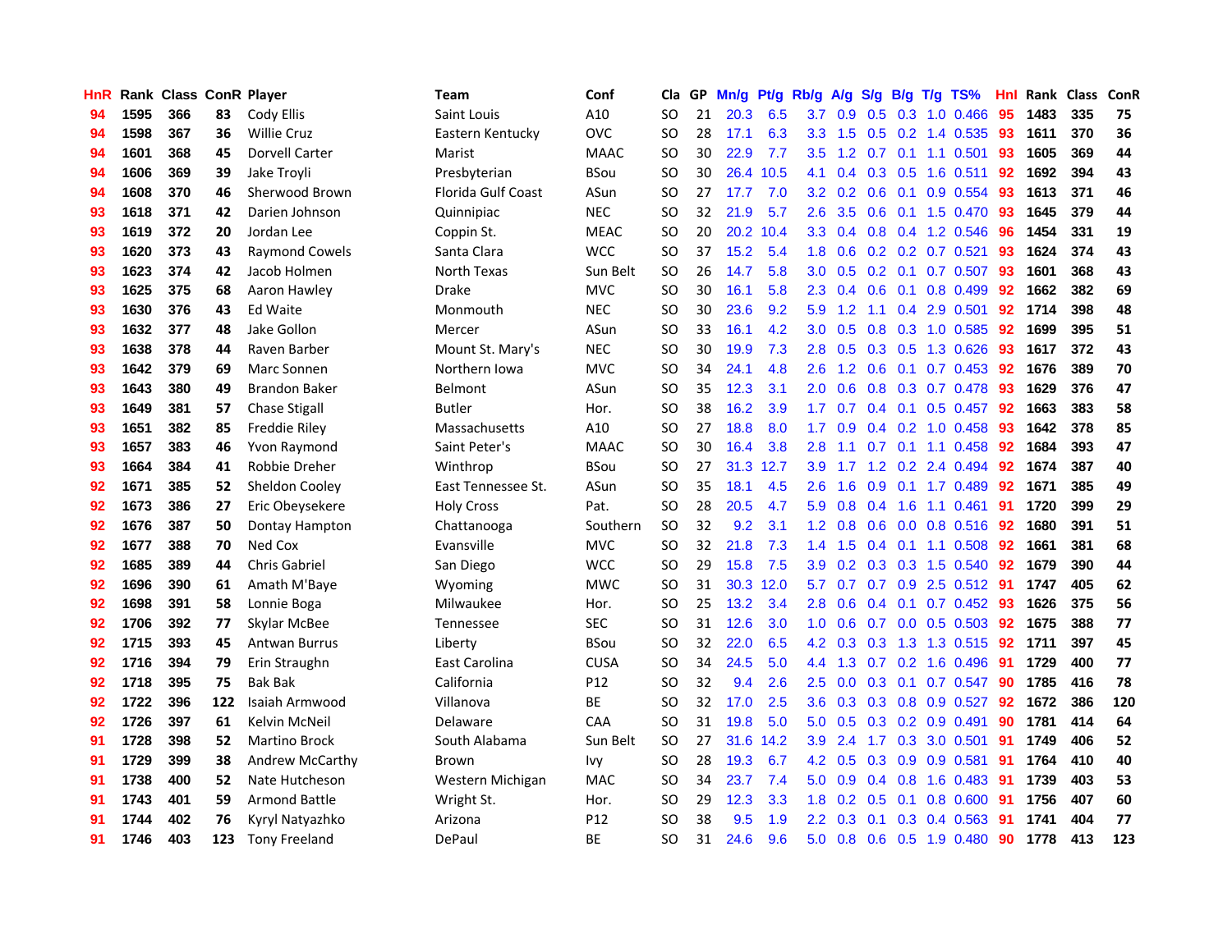| HnR | Rank | Class | ConR | Player | Team | Conf | Cla | GP | Mn/g | Pt/g | Rb/g | A/g | S/g | B/g | T/g | TS% | HnI | Rank | Class | ConR |
|---|---|---|---|---|---|---|---|---|---|---|---|---|---|---|---|---|---|---|---|---|
| 94 | 1595 | 366 | 83 | Cody Ellis | Saint Louis | A10 | SO | 21 | 20.3 | 6.5 | 3.7 | 0.9 | 0.5 | 0.3 | 1.0 | 0.466 | 95 | 1483 | 335 | 75 |
| 94 | 1598 | 367 | 36 | Willie Cruz | Eastern Kentucky | OVC | SO | 28 | 17.1 | 6.3 | 3.3 | 1.5 | 0.5 | 0.2 | 1.4 | 0.535 | 93 | 1611 | 370 | 36 |
| 94 | 1601 | 368 | 45 | Dorvell Carter | Marist | MAAC | SO | 30 | 22.9 | 7.7 | 3.5 | 1.2 | 0.7 | 0.1 | 1.1 | 0.501 | 93 | 1605 | 369 | 44 |
| 94 | 1606 | 369 | 39 | Jake Troyli | Presbyterian | BSou | SO | 30 | 26.4 | 10.5 | 4.1 | 0.4 | 0.3 | 0.5 | 1.6 | 0.511 | 92 | 1692 | 394 | 43 |
| 94 | 1608 | 370 | 46 | Sherwood Brown | Florida Gulf Coast | ASun | SO | 27 | 17.7 | 7.0 | 3.2 | 0.2 | 0.6 | 0.1 | 0.9 | 0.554 | 93 | 1613 | 371 | 46 |
| 93 | 1618 | 371 | 42 | Darien Johnson | Quinnipiac | NEC | SO | 32 | 21.9 | 5.7 | 2.6 | 3.5 | 0.6 | 0.1 | 1.5 | 0.470 | 93 | 1645 | 379 | 44 |
| 93 | 1619 | 372 | 20 | Jordan Lee | Coppin St. | MEAC | SO | 20 | 20.2 | 10.4 | 3.3 | 0.4 | 0.8 | 0.4 | 1.2 | 0.546 | 96 | 1454 | 331 | 19 |
| 93 | 1620 | 373 | 43 | Raymond Cowels | Santa Clara | WCC | SO | 37 | 15.2 | 5.4 | 1.8 | 0.6 | 0.2 | 0.2 | 0.7 | 0.521 | 93 | 1624 | 374 | 43 |
| 93 | 1623 | 374 | 42 | Jacob Holmen | North Texas | Sun Belt | SO | 26 | 14.7 | 5.8 | 3.0 | 0.5 | 0.2 | 0.1 | 0.7 | 0.507 | 93 | 1601 | 368 | 43 |
| 93 | 1625 | 375 | 68 | Aaron Hawley | Drake | MVC | SO | 30 | 16.1 | 5.8 | 2.3 | 0.4 | 0.6 | 0.1 | 0.8 | 0.499 | 92 | 1662 | 382 | 69 |
| 93 | 1630 | 376 | 43 | Ed Waite | Monmouth | NEC | SO | 30 | 23.6 | 9.2 | 5.9 | 1.2 | 1.1 | 0.4 | 2.9 | 0.501 | 92 | 1714 | 398 | 48 |
| 93 | 1632 | 377 | 48 | Jake Gollon | Mercer | ASun | SO | 33 | 16.1 | 4.2 | 3.0 | 0.5 | 0.8 | 0.3 | 1.0 | 0.585 | 92 | 1699 | 395 | 51 |
| 93 | 1638 | 378 | 44 | Raven Barber | Mount St. Mary's | NEC | SO | 30 | 19.9 | 7.3 | 2.8 | 0.5 | 0.3 | 0.5 | 1.3 | 0.626 | 93 | 1617 | 372 | 43 |
| 93 | 1642 | 379 | 69 | Marc Sonnen | Northern Iowa | MVC | SO | 34 | 24.1 | 4.8 | 2.6 | 1.2 | 0.6 | 0.1 | 0.7 | 0.453 | 92 | 1676 | 389 | 70 |
| 93 | 1643 | 380 | 49 | Brandon Baker | Belmont | ASun | SO | 35 | 12.3 | 3.1 | 2.0 | 0.6 | 0.8 | 0.3 | 0.7 | 0.478 | 93 | 1629 | 376 | 47 |
| 93 | 1649 | 381 | 57 | Chase Stigall | Butler | Hor. | SO | 38 | 16.2 | 3.9 | 1.7 | 0.7 | 0.4 | 0.1 | 0.5 | 0.457 | 92 | 1663 | 383 | 58 |
| 93 | 1651 | 382 | 85 | Freddie Riley | Massachusetts | A10 | SO | 27 | 18.8 | 8.0 | 1.7 | 0.9 | 0.4 | 0.2 | 1.0 | 0.458 | 93 | 1642 | 378 | 85 |
| 93 | 1657 | 383 | 46 | Yvon Raymond | Saint Peter's | MAAC | SO | 30 | 16.4 | 3.8 | 2.8 | 1.1 | 0.7 | 0.1 | 1.1 | 0.458 | 92 | 1684 | 393 | 47 |
| 93 | 1664 | 384 | 41 | Robbie Dreher | Winthrop | BSou | SO | 27 | 31.3 | 12.7 | 3.9 | 1.7 | 1.2 | 0.2 | 2.4 | 0.494 | 92 | 1674 | 387 | 40 |
| 92 | 1671 | 385 | 52 | Sheldon Cooley | East Tennessee St. | ASun | SO | 35 | 18.1 | 4.5 | 2.6 | 1.6 | 0.9 | 0.1 | 1.7 | 0.489 | 92 | 1671 | 385 | 49 |
| 92 | 1673 | 386 | 27 | Eric Obeysekere | Holy Cross | Pat. | SO | 28 | 20.5 | 4.7 | 5.9 | 0.8 | 0.4 | 1.6 | 1.1 | 0.461 | 91 | 1720 | 399 | 29 |
| 92 | 1676 | 387 | 50 | Dontay Hampton | Chattanooga | Southern | SO | 32 | 9.2 | 3.1 | 1.2 | 0.8 | 0.6 | 0.0 | 0.8 | 0.516 | 92 | 1680 | 391 | 51 |
| 92 | 1677 | 388 | 70 | Ned Cox | Evansville | MVC | SO | 32 | 21.8 | 7.3 | 1.4 | 1.5 | 0.4 | 0.1 | 1.1 | 0.508 | 92 | 1661 | 381 | 68 |
| 92 | 1685 | 389 | 44 | Chris Gabriel | San Diego | WCC | SO | 29 | 15.8 | 7.5 | 3.9 | 0.2 | 0.3 | 0.3 | 1.5 | 0.540 | 92 | 1679 | 390 | 44 |
| 92 | 1696 | 390 | 61 | Amath M'Baye | Wyoming | MWC | SO | 31 | 30.3 | 12.0 | 5.7 | 0.7 | 0.7 | 0.9 | 2.5 | 0.512 | 91 | 1747 | 405 | 62 |
| 92 | 1698 | 391 | 58 | Lonnie Boga | Milwaukee | Hor. | SO | 25 | 13.2 | 3.4 | 2.8 | 0.6 | 0.4 | 0.1 | 0.7 | 0.452 | 93 | 1626 | 375 | 56 |
| 92 | 1706 | 392 | 77 | Skylar McBee | Tennessee | SEC | SO | 31 | 12.6 | 3.0 | 1.0 | 0.6 | 0.7 | 0.0 | 0.5 | 0.503 | 92 | 1675 | 388 | 77 |
| 92 | 1715 | 393 | 45 | Antwan Burrus | Liberty | BSou | SO | 32 | 22.0 | 6.5 | 4.2 | 0.3 | 0.3 | 1.3 | 1.3 | 0.515 | 92 | 1711 | 397 | 45 |
| 92 | 1716 | 394 | 79 | Erin Straughn | East Carolina | CUSA | SO | 34 | 24.5 | 5.0 | 4.4 | 1.3 | 0.7 | 0.2 | 1.6 | 0.496 | 91 | 1729 | 400 | 77 |
| 92 | 1718 | 395 | 75 | Bak Bak | California | P12 | SO | 32 | 9.4 | 2.6 | 2.5 | 0.0 | 0.3 | 0.1 | 0.7 | 0.547 | 90 | 1785 | 416 | 78 |
| 92 | 1722 | 396 | 122 | Isaiah Armwood | Villanova | BE | SO | 32 | 17.0 | 2.5 | 3.6 | 0.3 | 0.3 | 0.8 | 0.9 | 0.527 | 92 | 1672 | 386 | 120 |
| 92 | 1726 | 397 | 61 | Kelvin McNeil | Delaware | CAA | SO | 31 | 19.8 | 5.0 | 5.0 | 0.5 | 0.3 | 0.2 | 0.9 | 0.491 | 90 | 1781 | 414 | 64 |
| 91 | 1728 | 398 | 52 | Martino Brock | South Alabama | Sun Belt | SO | 27 | 31.6 | 14.2 | 3.9 | 2.4 | 1.7 | 0.3 | 3.0 | 0.501 | 91 | 1749 | 406 | 52 |
| 91 | 1729 | 399 | 38 | Andrew McCarthy | Brown | Ivy | SO | 28 | 19.3 | 6.7 | 4.2 | 0.5 | 0.3 | 0.9 | 0.9 | 0.581 | 91 | 1764 | 410 | 40 |
| 91 | 1738 | 400 | 52 | Nate Hutcheson | Western Michigan | MAC | SO | 34 | 23.7 | 7.4 | 5.0 | 0.9 | 0.4 | 0.8 | 1.6 | 0.483 | 91 | 1739 | 403 | 53 |
| 91 | 1743 | 401 | 59 | Armond Battle | Wright St. | Hor. | SO | 29 | 12.3 | 3.3 | 1.8 | 0.2 | 0.5 | 0.1 | 0.8 | 0.600 | 91 | 1756 | 407 | 60 |
| 91 | 1744 | 402 | 76 | Kyryl Natyazhko | Arizona | P12 | SO | 38 | 9.5 | 1.9 | 2.2 | 0.3 | 0.1 | 0.3 | 0.4 | 0.563 | 91 | 1741 | 404 | 77 |
| 91 | 1746 | 403 | 123 | Tony Freeland | DePaul | BE | SO | 31 | 24.6 | 9.6 | 5.0 | 0.8 | 0.6 | 0.5 | 1.9 | 0.480 | 90 | 1778 | 413 | 123 |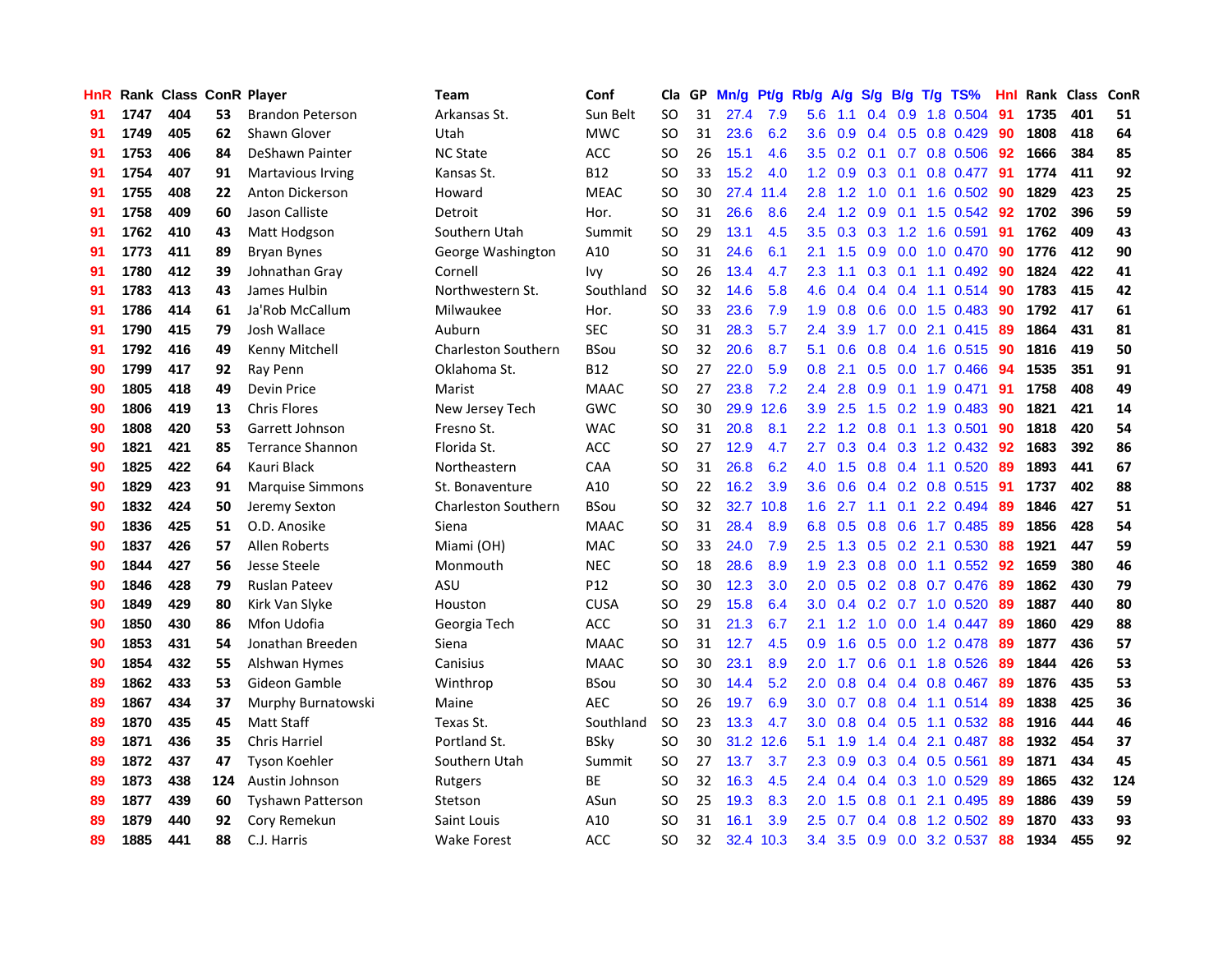| HnR | Rank | Class | ConR | Player | Team | Conf | Cla | GP | Mn/g | Pt/g | Rb/g | A/g | S/g | B/g | T/g | TS% | HnI | Rank | Class | ConR |
|---|---|---|---|---|---|---|---|---|---|---|---|---|---|---|---|---|---|---|---|---|
| 91 | 1747 | 404 | 53 | Brandon Peterson | Arkansas St. | Sun Belt | SO | 31 | 27.4 | 7.9 | 5.6 | 1.1 | 0.4 | 0.9 | 1.8 | 0.504 | 91 | 1735 | 401 | 51 |
| 91 | 1749 | 405 | 62 | Shawn Glover | Utah | MWC | SO | 31 | 23.6 | 6.2 | 3.6 | 0.9 | 0.4 | 0.5 | 0.8 | 0.429 | 90 | 1808 | 418 | 64 |
| 91 | 1753 | 406 | 84 | DeShawn Painter | NC State | ACC | SO | 26 | 15.1 | 4.6 | 3.5 | 0.2 | 0.1 | 0.7 | 0.8 | 0.506 | 92 | 1666 | 384 | 85 |
| 91 | 1754 | 407 | 91 | Martavious Irving | Kansas St. | B12 | SO | 33 | 15.2 | 4.0 | 1.2 | 0.9 | 0.3 | 0.1 | 0.8 | 0.477 | 91 | 1774 | 411 | 92 |
| 91 | 1755 | 408 | 22 | Anton Dickerson | Howard | MEAC | SO | 30 | 27.4 | 11.4 | 2.8 | 1.2 | 1.0 | 0.1 | 1.6 | 0.502 | 90 | 1829 | 423 | 25 |
| 91 | 1758 | 409 | 60 | Jason Calliste | Detroit | Hor. | SO | 31 | 26.6 | 8.6 | 2.4 | 1.2 | 0.9 | 0.1 | 1.5 | 0.542 | 92 | 1702 | 396 | 59 |
| 91 | 1762 | 410 | 43 | Matt Hodgson | Southern Utah | Summit | SO | 29 | 13.1 | 4.5 | 3.5 | 0.3 | 0.3 | 1.2 | 1.6 | 0.591 | 91 | 1762 | 409 | 43 |
| 91 | 1773 | 411 | 89 | Bryan Bynes | George Washington | A10 | SO | 31 | 24.6 | 6.1 | 2.1 | 1.5 | 0.9 | 0.0 | 1.0 | 0.470 | 90 | 1776 | 412 | 90 |
| 91 | 1780 | 412 | 39 | Johnathan Gray | Cornell | Ivy | SO | 26 | 13.4 | 4.7 | 2.3 | 1.1 | 0.3 | 0.1 | 1.1 | 0.492 | 90 | 1824 | 422 | 41 |
| 91 | 1783 | 413 | 43 | James Hulbin | Northwestern St. | Southland | SO | 32 | 14.6 | 5.8 | 4.6 | 0.4 | 0.4 | 0.4 | 1.1 | 0.514 | 90 | 1783 | 415 | 42 |
| 91 | 1786 | 414 | 61 | Ja'Rob McCallum | Milwaukee | Hor. | SO | 33 | 23.6 | 7.9 | 1.9 | 0.8 | 0.6 | 0.0 | 1.5 | 0.483 | 90 | 1792 | 417 | 61 |
| 91 | 1790 | 415 | 79 | Josh Wallace | Auburn | SEC | SO | 31 | 28.3 | 5.7 | 2.4 | 3.9 | 1.7 | 0.0 | 2.1 | 0.415 | 89 | 1864 | 431 | 81 |
| 91 | 1792 | 416 | 49 | Kenny Mitchell | Charleston Southern | BSou | SO | 32 | 20.6 | 8.7 | 5.1 | 0.6 | 0.8 | 0.4 | 1.6 | 0.515 | 90 | 1816 | 419 | 50 |
| 90 | 1799 | 417 | 92 | Ray Penn | Oklahoma St. | B12 | SO | 27 | 22.0 | 5.9 | 0.8 | 2.1 | 0.5 | 0.0 | 1.7 | 0.466 | 94 | 1535 | 351 | 91 |
| 90 | 1805 | 418 | 49 | Devin Price | Marist | MAAC | SO | 27 | 23.8 | 7.2 | 2.4 | 2.8 | 0.9 | 0.1 | 1.9 | 0.471 | 91 | 1758 | 408 | 49 |
| 90 | 1806 | 419 | 13 | Chris Flores | New Jersey Tech | GWC | SO | 30 | 29.9 | 12.6 | 3.9 | 2.5 | 1.5 | 0.2 | 1.9 | 0.483 | 90 | 1821 | 421 | 14 |
| 90 | 1808 | 420 | 53 | Garrett Johnson | Fresno St. | WAC | SO | 31 | 20.8 | 8.1 | 2.2 | 1.2 | 0.8 | 0.1 | 1.3 | 0.501 | 90 | 1818 | 420 | 54 |
| 90 | 1821 | 421 | 85 | Terrance Shannon | Florida St. | ACC | SO | 27 | 12.9 | 4.7 | 2.7 | 0.3 | 0.4 | 0.3 | 1.2 | 0.432 | 92 | 1683 | 392 | 86 |
| 90 | 1825 | 422 | 64 | Kauri Black | Northeastern | CAA | SO | 31 | 26.8 | 6.2 | 4.0 | 1.5 | 0.8 | 0.4 | 1.1 | 0.520 | 89 | 1893 | 441 | 67 |
| 90 | 1829 | 423 | 91 | Marquise Simmons | St. Bonaventure | A10 | SO | 22 | 16.2 | 3.9 | 3.6 | 0.6 | 0.4 | 0.2 | 0.8 | 0.515 | 91 | 1737 | 402 | 88 |
| 90 | 1832 | 424 | 50 | Jeremy Sexton | Charleston Southern | BSou | SO | 32 | 32.7 | 10.8 | 1.6 | 2.7 | 1.1 | 0.1 | 2.2 | 0.494 | 89 | 1846 | 427 | 51 |
| 90 | 1836 | 425 | 51 | O.D. Anosike | Siena | MAAC | SO | 31 | 28.4 | 8.9 | 6.8 | 0.5 | 0.8 | 0.6 | 1.7 | 0.485 | 89 | 1856 | 428 | 54 |
| 90 | 1837 | 426 | 57 | Allen Roberts | Miami (OH) | MAC | SO | 33 | 24.0 | 7.9 | 2.5 | 1.3 | 0.5 | 0.2 | 2.1 | 0.530 | 88 | 1921 | 447 | 59 |
| 90 | 1844 | 427 | 56 | Jesse Steele | Monmouth | NEC | SO | 18 | 28.6 | 8.9 | 1.9 | 2.3 | 0.8 | 0.0 | 1.1 | 0.552 | 92 | 1659 | 380 | 46 |
| 90 | 1846 | 428 | 79 | Ruslan Pateev | ASU | P12 | SO | 30 | 12.3 | 3.0 | 2.0 | 0.5 | 0.2 | 0.8 | 0.7 | 0.476 | 89 | 1862 | 430 | 79 |
| 90 | 1849 | 429 | 80 | Kirk Van Slyke | Houston | CUSA | SO | 29 | 15.8 | 6.4 | 3.0 | 0.4 | 0.2 | 0.7 | 1.0 | 0.520 | 89 | 1887 | 440 | 80 |
| 90 | 1850 | 430 | 86 | Mfon Udofia | Georgia Tech | ACC | SO | 31 | 21.3 | 6.7 | 2.1 | 1.2 | 1.0 | 0.0 | 1.4 | 0.447 | 89 | 1860 | 429 | 88 |
| 90 | 1853 | 431 | 54 | Jonathan Breeden | Siena | MAAC | SO | 31 | 12.7 | 4.5 | 0.9 | 1.6 | 0.5 | 0.0 | 1.2 | 0.478 | 89 | 1877 | 436 | 57 |
| 90 | 1854 | 432 | 55 | Alshwan Hymes | Canisius | MAAC | SO | 30 | 23.1 | 8.9 | 2.0 | 1.7 | 0.6 | 0.1 | 1.8 | 0.526 | 89 | 1844 | 426 | 53 |
| 89 | 1862 | 433 | 53 | Gideon Gamble | Winthrop | BSou | SO | 30 | 14.4 | 5.2 | 2.0 | 0.8 | 0.4 | 0.4 | 0.8 | 0.467 | 89 | 1876 | 435 | 53 |
| 89 | 1867 | 434 | 37 | Murphy Burnatowski | Maine | AEC | SO | 26 | 19.7 | 6.9 | 3.0 | 0.7 | 0.8 | 0.4 | 1.1 | 0.514 | 89 | 1838 | 425 | 36 |
| 89 | 1870 | 435 | 45 | Matt Staff | Texas St. | Southland | SO | 23 | 13.3 | 4.7 | 3.0 | 0.8 | 0.4 | 0.5 | 1.1 | 0.532 | 88 | 1916 | 444 | 46 |
| 89 | 1871 | 436 | 35 | Chris Harriel | Portland St. | BSky | SO | 30 | 31.2 | 12.6 | 5.1 | 1.9 | 1.4 | 0.4 | 2.1 | 0.487 | 88 | 1932 | 454 | 37 |
| 89 | 1872 | 437 | 47 | Tyson Koehler | Southern Utah | Summit | SO | 27 | 13.7 | 3.7 | 2.3 | 0.9 | 0.3 | 0.4 | 0.5 | 0.561 | 89 | 1871 | 434 | 45 |
| 89 | 1873 | 438 | 124 | Austin Johnson | Rutgers | BE | SO | 32 | 16.3 | 4.5 | 2.4 | 0.4 | 0.4 | 0.3 | 1.0 | 0.529 | 89 | 1865 | 432 | 124 |
| 89 | 1877 | 439 | 60 | Tyshawn Patterson | Stetson | ASun | SO | 25 | 19.3 | 8.3 | 2.0 | 1.5 | 0.8 | 0.1 | 2.1 | 0.495 | 89 | 1886 | 439 | 59 |
| 89 | 1879 | 440 | 92 | Cory Remekun | Saint Louis | A10 | SO | 31 | 16.1 | 3.9 | 2.5 | 0.7 | 0.4 | 0.8 | 1.2 | 0.502 | 89 | 1870 | 433 | 93 |
| 89 | 1885 | 441 | 88 | C.J. Harris | Wake Forest | ACC | SO | 32 | 32.4 | 10.3 | 3.4 | 3.5 | 0.9 | 0.0 | 3.2 | 0.537 | 88 | 1934 | 455 | 92 |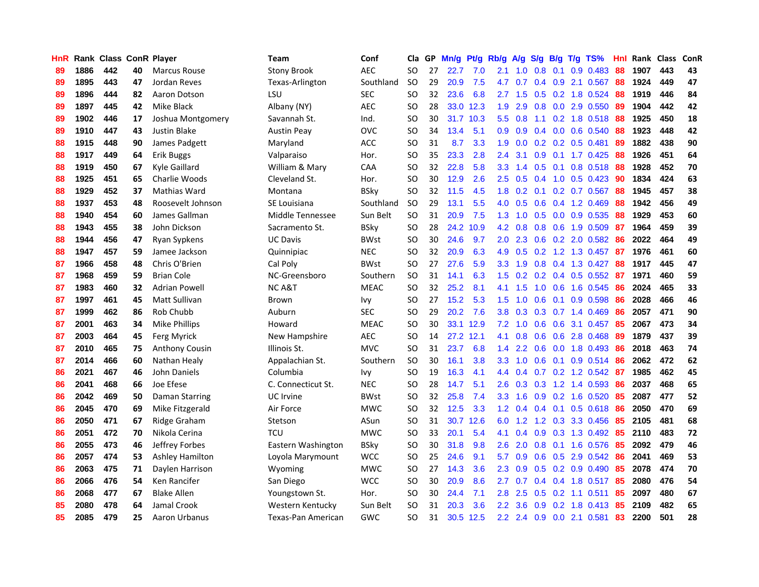| HnR | Rank | Class | ConR | Player | Team | Conf | Cla | GP | Mn/g | Pt/g | Rb/g | A/g | S/g | B/g | T/g | TS% | HnI | Rank | Class | ConR |
|---|---|---|---|---|---|---|---|---|---|---|---|---|---|---|---|---|---|---|---|---|
| 89 | 1886 | 442 | 40 | Marcus Rouse | Stony Brook | AEC | SO | 27 | 22.7 | 7.0 | 2.1 | 1.0 | 0.8 | 0.1 | 0.9 | 0.483 | 88 | 1907 | 443 | 43 |
| 89 | 1895 | 443 | 47 | Jordan Reves | Texas-Arlington | Southland | SO | 29 | 20.9 | 7.5 | 4.7 | 0.7 | 0.4 | 0.9 | 2.1 | 0.567 | 88 | 1924 | 449 | 47 |
| 89 | 1896 | 444 | 82 | Aaron Dotson | LSU | SEC | SO | 32 | 23.6 | 6.8 | 2.7 | 1.5 | 0.5 | 0.2 | 1.8 | 0.524 | 88 | 1919 | 446 | 84 |
| 89 | 1897 | 445 | 42 | Mike Black | Albany (NY) | AEC | SO | 28 | 33.0 | 12.3 | 1.9 | 2.9 | 0.8 | 0.0 | 2.9 | 0.550 | 89 | 1904 | 442 | 42 |
| 89 | 1902 | 446 | 17 | Joshua Montgomery | Savannah St. | Ind. | SO | 30 | 31.7 | 10.3 | 5.5 | 0.8 | 1.1 | 0.2 | 1.8 | 0.518 | 88 | 1925 | 450 | 18 |
| 89 | 1910 | 447 | 43 | Justin Blake | Austin Peay | OVC | SO | 34 | 13.4 | 5.1 | 0.9 | 0.9 | 0.4 | 0.0 | 0.6 | 0.540 | 88 | 1923 | 448 | 42 |
| 88 | 1915 | 448 | 90 | James Padgett | Maryland | ACC | SO | 31 | 8.7 | 3.3 | 1.9 | 0.0 | 0.2 | 0.2 | 0.5 | 0.481 | 89 | 1882 | 438 | 90 |
| 88 | 1917 | 449 | 64 | Erik Buggs | Valparaiso | Hor. | SO | 35 | 23.3 | 2.8 | 2.4 | 3.1 | 0.9 | 0.1 | 1.7 | 0.425 | 88 | 1926 | 451 | 64 |
| 88 | 1919 | 450 | 67 | Kyle Gaillard | William & Mary | CAA | SO | 32 | 22.8 | 5.8 | 3.3 | 1.4 | 0.5 | 0.1 | 0.8 | 0.518 | 88 | 1928 | 452 | 70 |
| 88 | 1925 | 451 | 65 | Charlie Woods | Cleveland St. | Hor. | SO | 30 | 12.9 | 2.6 | 2.5 | 0.5 | 0.4 | 1.0 | 0.5 | 0.423 | 90 | 1834 | 424 | 63 |
| 88 | 1929 | 452 | 37 | Mathias Ward | Montana | BSky | SO | 32 | 11.5 | 4.5 | 1.8 | 0.2 | 0.1 | 0.2 | 0.7 | 0.567 | 88 | 1945 | 457 | 38 |
| 88 | 1937 | 453 | 48 | Roosevelt Johnson | SE Louisiana | Southland | SO | 29 | 13.1 | 5.5 | 4.0 | 0.5 | 0.6 | 0.4 | 1.2 | 0.469 | 88 | 1942 | 456 | 49 |
| 88 | 1940 | 454 | 60 | James Gallman | Middle Tennessee | Sun Belt | SO | 31 | 20.9 | 7.5 | 1.3 | 1.0 | 0.5 | 0.0 | 0.9 | 0.535 | 88 | 1929 | 453 | 60 |
| 88 | 1943 | 455 | 38 | John Dickson | Sacramento St. | BSky | SO | 28 | 24.2 | 10.9 | 4.2 | 0.8 | 0.8 | 0.6 | 1.9 | 0.509 | 87 | 1964 | 459 | 39 |
| 88 | 1944 | 456 | 47 | Ryan Sypkens | UC Davis | BWst | SO | 30 | 24.6 | 9.7 | 2.0 | 2.3 | 0.6 | 0.2 | 2.0 | 0.582 | 86 | 2022 | 464 | 49 |
| 88 | 1947 | 457 | 59 | Jamee Jackson | Quinnipiac | NEC | SO | 32 | 20.9 | 6.3 | 4.9 | 0.5 | 0.2 | 1.2 | 1.3 | 0.457 | 87 | 1976 | 461 | 60 |
| 87 | 1966 | 458 | 48 | Chris O'Brien | Cal Poly | BWst | SO | 27 | 27.6 | 5.9 | 3.3 | 1.9 | 0.8 | 0.4 | 1.3 | 0.427 | 88 | 1917 | 445 | 47 |
| 87 | 1968 | 459 | 59 | Brian Cole | NC-Greensboro | Southern | SO | 31 | 14.1 | 6.3 | 1.5 | 0.2 | 0.2 | 0.4 | 0.5 | 0.552 | 87 | 1971 | 460 | 59 |
| 87 | 1983 | 460 | 32 | Adrian Powell | NC A&T | MEAC | SO | 32 | 25.2 | 8.1 | 4.1 | 1.5 | 1.0 | 0.6 | 1.6 | 0.545 | 86 | 2024 | 465 | 33 |
| 87 | 1997 | 461 | 45 | Matt Sullivan | Brown | Ivy | SO | 27 | 15.2 | 5.3 | 1.5 | 1.0 | 0.6 | 0.1 | 0.9 | 0.598 | 86 | 2028 | 466 | 46 |
| 87 | 1999 | 462 | 86 | Rob Chubb | Auburn | SEC | SO | 29 | 20.2 | 7.6 | 3.8 | 0.3 | 0.3 | 0.7 | 1.4 | 0.469 | 86 | 2057 | 471 | 90 |
| 87 | 2001 | 463 | 34 | Mike Phillips | Howard | MEAC | SO | 30 | 33.1 | 12.9 | 7.2 | 1.0 | 0.6 | 0.6 | 3.1 | 0.457 | 85 | 2067 | 473 | 34 |
| 87 | 2003 | 464 | 45 | Ferg Myrick | New Hampshire | AEC | SO | 14 | 27.2 | 12.1 | 4.1 | 0.8 | 0.6 | 0.6 | 2.8 | 0.468 | 89 | 1879 | 437 | 39 |
| 87 | 2010 | 465 | 75 | Anthony Cousin | Illinois St. | MVC | SO | 31 | 23.7 | 6.8 | 1.4 | 2.2 | 0.6 | 0.0 | 1.8 | 0.493 | 86 | 2018 | 463 | 74 |
| 87 | 2014 | 466 | 60 | Nathan Healy | Appalachian St. | Southern | SO | 30 | 16.1 | 3.8 | 3.3 | 1.0 | 0.6 | 0.1 | 0.9 | 0.514 | 86 | 2062 | 472 | 62 |
| 86 | 2021 | 467 | 46 | John Daniels | Columbia | Ivy | SO | 19 | 16.3 | 4.1 | 4.4 | 0.4 | 0.7 | 0.2 | 1.2 | 0.542 | 87 | 1985 | 462 | 45 |
| 86 | 2041 | 468 | 66 | Joe Efese | C. Connecticut St. | NEC | SO | 28 | 14.7 | 5.1 | 2.6 | 0.3 | 0.3 | 1.2 | 1.4 | 0.593 | 86 | 2037 | 468 | 65 |
| 86 | 2042 | 469 | 50 | Daman Starring | UC Irvine | BWst | SO | 32 | 25.8 | 7.4 | 3.3 | 1.6 | 0.9 | 0.2 | 1.6 | 0.520 | 85 | 2087 | 477 | 52 |
| 86 | 2045 | 470 | 69 | Mike Fitzgerald | Air Force | MWC | SO | 32 | 12.5 | 3.3 | 1.2 | 0.4 | 0.4 | 0.1 | 0.5 | 0.618 | 86 | 2050 | 470 | 69 |
| 86 | 2050 | 471 | 67 | Ridge Graham | Stetson | ASun | SO | 31 | 30.7 | 12.6 | 6.0 | 1.2 | 1.2 | 0.3 | 3.3 | 0.456 | 85 | 2105 | 481 | 68 |
| 86 | 2051 | 472 | 70 | Nikola Cerina | TCU | MWC | SO | 33 | 20.1 | 5.4 | 4.1 | 0.4 | 0.9 | 0.3 | 1.3 | 0.492 | 85 | 2110 | 483 | 72 |
| 86 | 2055 | 473 | 46 | Jeffrey Forbes | Eastern Washington | BSky | SO | 30 | 31.8 | 9.8 | 2.6 | 2.0 | 0.8 | 0.1 | 1.6 | 0.576 | 85 | 2092 | 479 | 46 |
| 86 | 2057 | 474 | 53 | Ashley Hamilton | Loyola Marymount | WCC | SO | 25 | 24.6 | 9.1 | 5.7 | 0.9 | 0.6 | 0.5 | 2.9 | 0.542 | 86 | 2041 | 469 | 53 |
| 86 | 2063 | 475 | 71 | Daylen Harrison | Wyoming | MWC | SO | 27 | 14.3 | 3.6 | 2.3 | 0.9 | 0.5 | 0.2 | 0.9 | 0.490 | 85 | 2078 | 474 | 70 |
| 86 | 2066 | 476 | 54 | Ken Rancifer | San Diego | WCC | SO | 30 | 20.9 | 8.6 | 2.7 | 0.7 | 0.4 | 0.4 | 1.8 | 0.517 | 85 | 2080 | 476 | 54 |
| 86 | 2068 | 477 | 67 | Blake Allen | Youngstown St. | Hor. | SO | 30 | 24.4 | 7.1 | 2.8 | 2.5 | 0.5 | 0.2 | 1.1 | 0.511 | 85 | 2097 | 480 | 67 |
| 85 | 2080 | 478 | 64 | Jamal Crook | Western Kentucky | Sun Belt | SO | 31 | 20.3 | 3.6 | 2.2 | 3.6 | 0.9 | 0.2 | 1.8 | 0.413 | 85 | 2109 | 482 | 65 |
| 85 | 2085 | 479 | 25 | Aaron Urbanus | Texas-Pan American | GWC | SO | 31 | 30.5 | 12.5 | 2.2 | 2.4 | 0.9 | 0.0 | 2.1 | 0.581 | 83 | 2200 | 501 | 28 |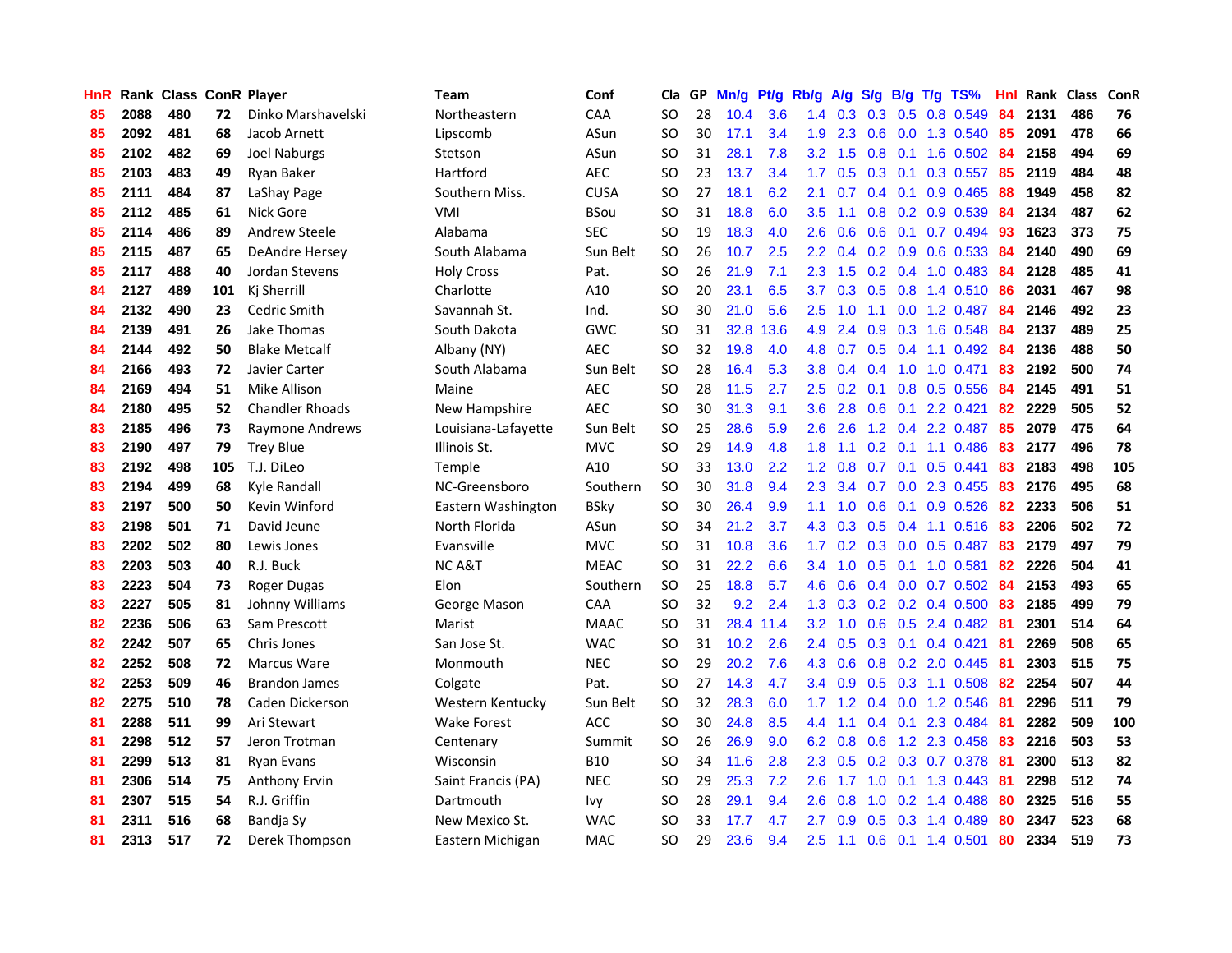| HnR | Rank | Class | ConR | Player | Team | Conf | Cla | GP | Mn/g | Pt/g | Rb/g | A/g | S/g | B/g | T/g | TS% | HnI | Rank | Class | ConR |
|---|---|---|---|---|---|---|---|---|---|---|---|---|---|---|---|---|---|---|---|---|
| 85 | 2088 | 480 | 72 | Dinko Marshavelski | Northeastern | CAA | SO | 28 | 10.4 | 3.6 | 1.4 | 0.3 | 0.3 | 0.5 | 0.8 | 0.549 | 84 | 2131 | 486 | 76 |
| 85 | 2092 | 481 | 68 | Jacob Arnett | Lipscomb | ASun | SO | 30 | 17.1 | 3.4 | 1.9 | 2.3 | 0.6 | 0.0 | 1.3 | 0.540 | 85 | 2091 | 478 | 66 |
| 85 | 2102 | 482 | 69 | Joel Naburgs | Stetson | ASun | SO | 31 | 28.1 | 7.8 | 3.2 | 1.5 | 0.8 | 0.1 | 1.6 | 0.502 | 84 | 2158 | 494 | 69 |
| 85 | 2103 | 483 | 49 | Ryan Baker | Hartford | AEC | SO | 23 | 13.7 | 3.4 | 1.7 | 0.5 | 0.3 | 0.1 | 0.3 | 0.557 | 85 | 2119 | 484 | 48 |
| 85 | 2111 | 484 | 87 | LaShay Page | Southern Miss. | CUSA | SO | 27 | 18.1 | 6.2 | 2.1 | 0.7 | 0.4 | 0.1 | 0.9 | 0.465 | 88 | 1949 | 458 | 82 |
| 85 | 2112 | 485 | 61 | Nick Gore | VMI | BSou | SO | 31 | 18.8 | 6.0 | 3.5 | 1.1 | 0.8 | 0.2 | 0.9 | 0.539 | 84 | 2134 | 487 | 62 |
| 85 | 2114 | 486 | 89 | Andrew Steele | Alabama | SEC | SO | 19 | 18.3 | 4.0 | 2.6 | 0.6 | 0.6 | 0.1 | 0.7 | 0.494 | 93 | 1623 | 373 | 75 |
| 85 | 2115 | 487 | 65 | DeAndre Hersey | South Alabama | Sun Belt | SO | 26 | 10.7 | 2.5 | 2.2 | 0.4 | 0.2 | 0.9 | 0.6 | 0.533 | 84 | 2140 | 490 | 69 |
| 85 | 2117 | 488 | 40 | Jordan Stevens | Holy Cross | Pat. | SO | 26 | 21.9 | 7.1 | 2.3 | 1.5 | 0.2 | 0.4 | 1.0 | 0.483 | 84 | 2128 | 485 | 41 |
| 84 | 2127 | 489 | 101 | Kj Sherrill | Charlotte | A10 | SO | 20 | 23.1 | 6.5 | 3.7 | 0.3 | 0.5 | 0.8 | 1.4 | 0.510 | 86 | 2031 | 467 | 98 |
| 84 | 2132 | 490 | 23 | Cedric Smith | Savannah St. | Ind. | SO | 30 | 21.0 | 5.6 | 2.5 | 1.0 | 1.1 | 0.0 | 1.2 | 0.487 | 84 | 2146 | 492 | 23 |
| 84 | 2139 | 491 | 26 | Jake Thomas | South Dakota | GWC | SO | 31 | 32.8 | 13.6 | 4.9 | 2.4 | 0.9 | 0.3 | 1.6 | 0.548 | 84 | 2137 | 489 | 25 |
| 84 | 2144 | 492 | 50 | Blake Metcalf | Albany (NY) | AEC | SO | 32 | 19.8 | 4.0 | 4.8 | 0.7 | 0.5 | 0.4 | 1.1 | 0.492 | 84 | 2136 | 488 | 50 |
| 84 | 2166 | 493 | 72 | Javier Carter | South Alabama | Sun Belt | SO | 28 | 16.4 | 5.3 | 3.8 | 0.4 | 0.4 | 1.0 | 1.0 | 0.471 | 83 | 2192 | 500 | 74 |
| 84 | 2169 | 494 | 51 | Mike Allison | Maine | AEC | SO | 28 | 11.5 | 2.7 | 2.5 | 0.2 | 0.1 | 0.8 | 0.5 | 0.556 | 84 | 2145 | 491 | 51 |
| 84 | 2180 | 495 | 52 | Chandler Rhoads | New Hampshire | AEC | SO | 30 | 31.3 | 9.1 | 3.6 | 2.8 | 0.6 | 0.1 | 2.2 | 0.421 | 82 | 2229 | 505 | 52 |
| 83 | 2185 | 496 | 73 | Raymone Andrews | Louisiana-Lafayette | Sun Belt | SO | 25 | 28.6 | 5.9 | 2.6 | 2.6 | 1.2 | 0.4 | 2.2 | 0.487 | 85 | 2079 | 475 | 64 |
| 83 | 2190 | 497 | 79 | Trey Blue | Illinois St. | MVC | SO | 29 | 14.9 | 4.8 | 1.8 | 1.1 | 0.2 | 0.1 | 1.1 | 0.486 | 83 | 2177 | 496 | 78 |
| 83 | 2192 | 498 | 105 | T.J. DiLeo | Temple | A10 | SO | 33 | 13.0 | 2.2 | 1.2 | 0.8 | 0.7 | 0.1 | 0.5 | 0.441 | 83 | 2183 | 498 | 105 |
| 83 | 2194 | 499 | 68 | Kyle Randall | NC-Greensboro | Southern | SO | 30 | 31.8 | 9.4 | 2.3 | 3.4 | 0.7 | 0.0 | 2.3 | 0.455 | 83 | 2176 | 495 | 68 |
| 83 | 2197 | 500 | 50 | Kevin Winford | Eastern Washington | BSky | SO | 30 | 26.4 | 9.9 | 1.1 | 1.0 | 0.6 | 0.1 | 0.9 | 0.526 | 82 | 2233 | 506 | 51 |
| 83 | 2198 | 501 | 71 | David Jeune | North Florida | ASun | SO | 34 | 21.2 | 3.7 | 4.3 | 0.3 | 0.5 | 0.4 | 1.1 | 0.516 | 83 | 2206 | 502 | 72 |
| 83 | 2202 | 502 | 80 | Lewis Jones | Evansville | MVC | SO | 31 | 10.8 | 3.6 | 1.7 | 0.2 | 0.3 | 0.0 | 0.5 | 0.487 | 83 | 2179 | 497 | 79 |
| 83 | 2203 | 503 | 40 | R.J. Buck | NC A&T | MEAC | SO | 31 | 22.2 | 6.6 | 3.4 | 1.0 | 0.5 | 0.1 | 1.0 | 0.581 | 82 | 2226 | 504 | 41 |
| 83 | 2223 | 504 | 73 | Roger Dugas | Elon | Southern | SO | 25 | 18.8 | 5.7 | 4.6 | 0.6 | 0.4 | 0.0 | 0.7 | 0.502 | 84 | 2153 | 493 | 65 |
| 83 | 2227 | 505 | 81 | Johnny Williams | George Mason | CAA | SO | 32 | 9.2 | 2.4 | 1.3 | 0.3 | 0.2 | 0.2 | 0.4 | 0.500 | 83 | 2185 | 499 | 79 |
| 82 | 2236 | 506 | 63 | Sam Prescott | Marist | MAAC | SO | 31 | 28.4 | 11.4 | 3.2 | 1.0 | 0.6 | 0.5 | 2.4 | 0.482 | 81 | 2301 | 514 | 64 |
| 82 | 2242 | 507 | 65 | Chris Jones | San Jose St. | WAC | SO | 31 | 10.2 | 2.6 | 2.4 | 0.5 | 0.3 | 0.1 | 0.4 | 0.421 | 81 | 2269 | 508 | 65 |
| 82 | 2252 | 508 | 72 | Marcus Ware | Monmouth | NEC | SO | 29 | 20.2 | 7.6 | 4.3 | 0.6 | 0.8 | 0.2 | 2.0 | 0.445 | 81 | 2303 | 515 | 75 |
| 82 | 2253 | 509 | 46 | Brandon James | Colgate | Pat. | SO | 27 | 14.3 | 4.7 | 3.4 | 0.9 | 0.5 | 0.3 | 1.1 | 0.508 | 82 | 2254 | 507 | 44 |
| 82 | 2275 | 510 | 78 | Caden Dickerson | Western Kentucky | Sun Belt | SO | 32 | 28.3 | 6.0 | 1.7 | 1.2 | 0.4 | 0.0 | 1.2 | 0.546 | 81 | 2296 | 511 | 79 |
| 81 | 2288 | 511 | 99 | Ari Stewart | Wake Forest | ACC | SO | 30 | 24.8 | 8.5 | 4.4 | 1.1 | 0.4 | 0.1 | 2.3 | 0.484 | 81 | 2282 | 509 | 100 |
| 81 | 2298 | 512 | 57 | Jeron Trotman | Centenary | Summit | SO | 26 | 26.9 | 9.0 | 6.2 | 0.8 | 0.6 | 1.2 | 2.3 | 0.458 | 83 | 2216 | 503 | 53 |
| 81 | 2299 | 513 | 81 | Ryan Evans | Wisconsin | B10 | SO | 34 | 11.6 | 2.8 | 2.3 | 0.5 | 0.2 | 0.3 | 0.7 | 0.378 | 81 | 2300 | 513 | 82 |
| 81 | 2306 | 514 | 75 | Anthony Ervin | Saint Francis (PA) | NEC | SO | 29 | 25.3 | 7.2 | 2.6 | 1.7 | 1.0 | 0.1 | 1.3 | 0.443 | 81 | 2298 | 512 | 74 |
| 81 | 2307 | 515 | 54 | R.J. Griffin | Dartmouth | Ivy | SO | 28 | 29.1 | 9.4 | 2.6 | 0.8 | 1.0 | 0.2 | 1.4 | 0.488 | 80 | 2325 | 516 | 55 |
| 81 | 2311 | 516 | 68 | Bandja Sy | New Mexico St. | WAC | SO | 33 | 17.7 | 4.7 | 2.7 | 0.9 | 0.5 | 0.3 | 1.4 | 0.489 | 80 | 2347 | 523 | 68 |
| 81 | 2313 | 517 | 72 | Derek Thompson | Eastern Michigan | MAC | SO | 29 | 23.6 | 9.4 | 2.5 | 1.1 | 0.6 | 0.1 | 1.4 | 0.501 | 80 | 2334 | 519 | 73 |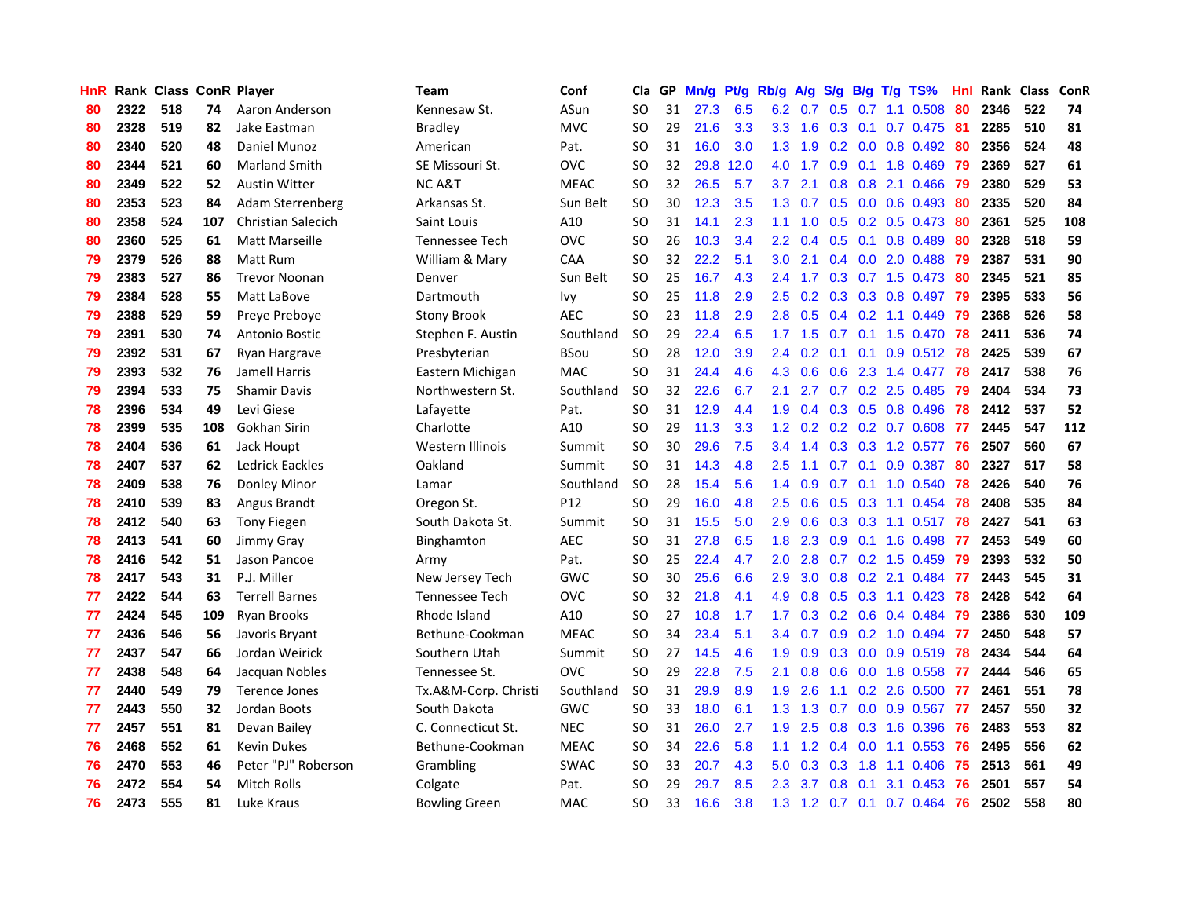| HnR | Rank | Class | ConR | Player | Team | Conf | Cla | GP | Mn/g | Pt/g | Rb/g | A/g | S/g | B/g | T/g | TS% | HnI | Rank | Class | ConR |
|---|---|---|---|---|---|---|---|---|---|---|---|---|---|---|---|---|---|---|---|---|
| 80 | 2322 | 518 | 74 | Aaron Anderson | Kennesaw St. | ASun | SO | 31 | 27.3 | 6.5 | 6.2 | 0.7 | 0.5 | 0.7 | 1.1 | 0.508 | 80 | 2346 | 522 | 74 |
| 80 | 2328 | 519 | 82 | Jake Eastman | Bradley | MVC | SO | 29 | 21.6 | 3.3 | 3.3 | 1.6 | 0.3 | 0.1 | 0.7 | 0.475 | 81 | 2285 | 510 | 81 |
| 80 | 2340 | 520 | 48 | Daniel Munoz | American | Pat. | SO | 31 | 16.0 | 3.0 | 1.3 | 1.9 | 0.2 | 0.0 | 0.8 | 0.492 | 80 | 2356 | 524 | 48 |
| 80 | 2344 | 521 | 60 | Marland Smith | SE Missouri St. | OVC | SO | 32 | 29.8 | 12.0 | 4.0 | 1.7 | 0.9 | 0.1 | 1.8 | 0.469 | 79 | 2369 | 527 | 61 |
| 80 | 2349 | 522 | 52 | Austin Witter | NC A&T | MEAC | SO | 32 | 26.5 | 5.7 | 3.7 | 2.1 | 0.8 | 0.8 | 2.1 | 0.466 | 79 | 2380 | 529 | 53 |
| 80 | 2353 | 523 | 84 | Adam Sterrenberg | Arkansas St. | Sun Belt | SO | 30 | 12.3 | 3.5 | 1.3 | 0.7 | 0.5 | 0.0 | 0.6 | 0.493 | 80 | 2335 | 520 | 84 |
| 80 | 2358 | 524 | 107 | Christian Salecich | Saint Louis | A10 | SO | 31 | 14.1 | 2.3 | 1.1 | 1.0 | 0.5 | 0.2 | 0.5 | 0.473 | 80 | 2361 | 525 | 108 |
| 80 | 2360 | 525 | 61 | Matt Marseille | Tennessee Tech | OVC | SO | 26 | 10.3 | 3.4 | 2.2 | 0.4 | 0.5 | 0.1 | 0.8 | 0.489 | 80 | 2328 | 518 | 59 |
| 79 | 2379 | 526 | 88 | Matt Rum | William & Mary | CAA | SO | 32 | 22.2 | 5.1 | 3.0 | 2.1 | 0.4 | 0.0 | 2.0 | 0.488 | 79 | 2387 | 531 | 90 |
| 79 | 2383 | 527 | 86 | Trevor Noonan | Denver | Sun Belt | SO | 25 | 16.7 | 4.3 | 2.4 | 1.7 | 0.3 | 0.7 | 1.5 | 0.473 | 80 | 2345 | 521 | 85 |
| 79 | 2384 | 528 | 55 | Matt LaBove | Dartmouth | Ivy | SO | 25 | 11.8 | 2.9 | 2.5 | 0.2 | 0.3 | 0.3 | 0.8 | 0.497 | 79 | 2395 | 533 | 56 |
| 79 | 2388 | 529 | 59 | Preye Preboye | Stony Brook | AEC | SO | 23 | 11.8 | 2.9 | 2.8 | 0.5 | 0.4 | 0.2 | 1.1 | 0.449 | 79 | 2368 | 526 | 58 |
| 79 | 2391 | 530 | 74 | Antonio Bostic | Stephen F. Austin | Southland | SO | 29 | 22.4 | 6.5 | 1.7 | 1.5 | 0.7 | 0.1 | 1.5 | 0.470 | 78 | 2411 | 536 | 74 |
| 79 | 2392 | 531 | 67 | Ryan Hargrave | Presbyterian | BSou | SO | 28 | 12.0 | 3.9 | 2.4 | 0.2 | 0.1 | 0.1 | 0.9 | 0.512 | 78 | 2425 | 539 | 67 |
| 79 | 2393 | 532 | 76 | Jamell Harris | Eastern Michigan | MAC | SO | 31 | 24.4 | 4.6 | 4.3 | 0.6 | 0.6 | 2.3 | 1.4 | 0.477 | 78 | 2417 | 538 | 76 |
| 79 | 2394 | 533 | 75 | Shamir Davis | Northwestern St. | Southland | SO | 32 | 22.6 | 6.7 | 2.1 | 2.7 | 0.7 | 0.2 | 2.5 | 0.485 | 79 | 2404 | 534 | 73 |
| 78 | 2396 | 534 | 49 | Levi Giese | Lafayette | Pat. | SO | 31 | 12.9 | 4.4 | 1.9 | 0.4 | 0.3 | 0.5 | 0.8 | 0.496 | 78 | 2412 | 537 | 52 |
| 78 | 2399 | 535 | 108 | Gokhan Sirin | Charlotte | A10 | SO | 29 | 11.3 | 3.3 | 1.2 | 0.2 | 0.2 | 0.2 | 0.7 | 0.608 | 77 | 2445 | 547 | 112 |
| 78 | 2404 | 536 | 61 | Jack Houpt | Western Illinois | Summit | SO | 30 | 29.6 | 7.5 | 3.4 | 1.4 | 0.3 | 0.3 | 1.2 | 0.577 | 76 | 2507 | 560 | 67 |
| 78 | 2407 | 537 | 62 | Ledrick Eackles | Oakland | Summit | SO | 31 | 14.3 | 4.8 | 2.5 | 1.1 | 0.7 | 0.1 | 0.9 | 0.387 | 80 | 2327 | 517 | 58 |
| 78 | 2409 | 538 | 76 | Donley Minor | Lamar | Southland | SO | 28 | 15.4 | 5.6 | 1.4 | 0.9 | 0.7 | 0.1 | 1.0 | 0.540 | 78 | 2426 | 540 | 76 |
| 78 | 2410 | 539 | 83 | Angus Brandt | Oregon St. | P12 | SO | 29 | 16.0 | 4.8 | 2.5 | 0.6 | 0.5 | 0.3 | 1.1 | 0.454 | 78 | 2408 | 535 | 84 |
| 78 | 2412 | 540 | 63 | Tony Fiegen | South Dakota St. | Summit | SO | 31 | 15.5 | 5.0 | 2.9 | 0.6 | 0.3 | 0.3 | 1.1 | 0.517 | 78 | 2427 | 541 | 63 |
| 78 | 2413 | 541 | 60 | Jimmy Gray | Binghamton | AEC | SO | 31 | 27.8 | 6.5 | 1.8 | 2.3 | 0.9 | 0.1 | 1.6 | 0.498 | 77 | 2453 | 549 | 60 |
| 78 | 2416 | 542 | 51 | Jason Pancoe | Army | Pat. | SO | 25 | 22.4 | 4.7 | 2.0 | 2.8 | 0.7 | 0.2 | 1.5 | 0.459 | 79 | 2393 | 532 | 50 |
| 78 | 2417 | 543 | 31 | P.J. Miller | New Jersey Tech | GWC | SO | 30 | 25.6 | 6.6 | 2.9 | 3.0 | 0.8 | 0.2 | 2.1 | 0.484 | 77 | 2443 | 545 | 31 |
| 77 | 2422 | 544 | 63 | Terrell Barnes | Tennessee Tech | OVC | SO | 32 | 21.8 | 4.1 | 4.9 | 0.8 | 0.5 | 0.3 | 1.1 | 0.423 | 78 | 2428 | 542 | 64 |
| 77 | 2424 | 545 | 109 | Ryan Brooks | Rhode Island | A10 | SO | 27 | 10.8 | 1.7 | 1.7 | 0.3 | 0.2 | 0.6 | 0.4 | 0.484 | 79 | 2386 | 530 | 109 |
| 77 | 2436 | 546 | 56 | Javoris Bryant | Bethune-Cookman | MEAC | SO | 34 | 23.4 | 5.1 | 3.4 | 0.7 | 0.9 | 0.2 | 1.0 | 0.494 | 77 | 2450 | 548 | 57 |
| 77 | 2437 | 547 | 66 | Jordan Weirick | Southern Utah | Summit | SO | 27 | 14.5 | 4.6 | 1.9 | 0.9 | 0.3 | 0.0 | 0.9 | 0.519 | 78 | 2434 | 544 | 64 |
| 77 | 2438 | 548 | 64 | Jacquan Nobles | Tennessee St. | OVC | SO | 29 | 22.8 | 7.5 | 2.1 | 0.8 | 0.6 | 0.0 | 1.8 | 0.558 | 77 | 2444 | 546 | 65 |
| 77 | 2440 | 549 | 79 | Terence Jones | Tx.A&M-Corp. Christi | Southland | SO | 31 | 29.9 | 8.9 | 1.9 | 2.6 | 1.1 | 0.2 | 2.6 | 0.500 | 77 | 2461 | 551 | 78 |
| 77 | 2443 | 550 | 32 | Jordan Boots | South Dakota | GWC | SO | 33 | 18.0 | 6.1 | 1.3 | 1.3 | 0.7 | 0.0 | 0.9 | 0.567 | 77 | 2457 | 550 | 32 |
| 77 | 2457 | 551 | 81 | Devan Bailey | C. Connecticut St. | NEC | SO | 31 | 26.0 | 2.7 | 1.9 | 2.5 | 0.8 | 0.3 | 1.6 | 0.396 | 76 | 2483 | 553 | 82 |
| 76 | 2468 | 552 | 61 | Kevin Dukes | Bethune-Cookman | MEAC | SO | 34 | 22.6 | 5.8 | 1.1 | 1.2 | 0.4 | 0.0 | 1.1 | 0.553 | 76 | 2495 | 556 | 62 |
| 76 | 2470 | 553 | 46 | Peter "PJ" Roberson | Grambling | SWAC | SO | 33 | 20.7 | 4.3 | 5.0 | 0.3 | 0.3 | 1.8 | 1.1 | 0.406 | 75 | 2513 | 561 | 49 |
| 76 | 2472 | 554 | 54 | Mitch Rolls | Colgate | Pat. | SO | 29 | 29.7 | 8.5 | 2.3 | 3.7 | 0.8 | 0.1 | 3.1 | 0.453 | 76 | 2501 | 557 | 54 |
| 76 | 2473 | 555 | 81 | Luke Kraus | Bowling Green | MAC | SO | 33 | 16.6 | 3.8 | 1.3 | 1.2 | 0.7 | 0.1 | 0.7 | 0.464 | 76 | 2502 | 558 | 80 |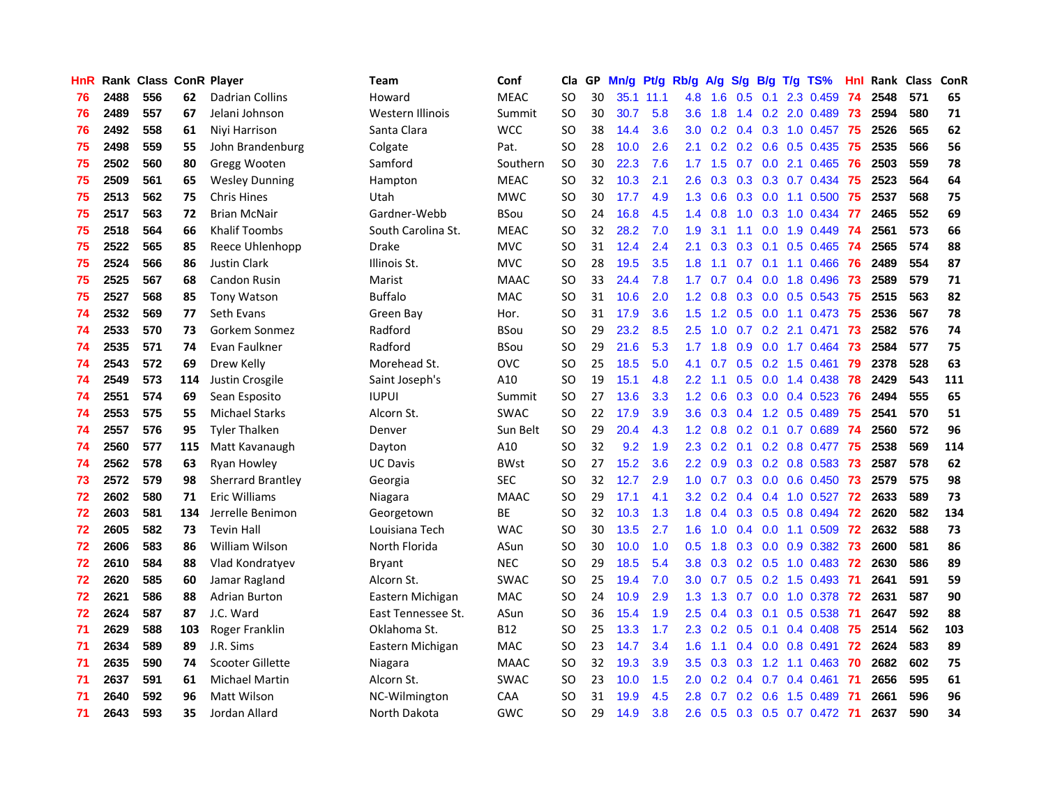| HnR | Rank | Class | ConR | Player | Team | Conf | Cla | GP | Mn/g | Pt/g | Rb/g | A/g | S/g | B/g | T/g | TS% | HnI | Rank | Class | ConR |
|---|---|---|---|---|---|---|---|---|---|---|---|---|---|---|---|---|---|---|---|---|
| 76 | 2488 | 556 | 62 | Dadrian Collins | Howard | MEAC | SO | 30 | 35.1 | 11.1 | 4.8 | 1.6 | 0.5 | 0.1 | 2.3 | 0.459 | 74 | 2548 | 571 | 65 |
| 76 | 2489 | 557 | 67 | Jelani Johnson | Western Illinois | Summit | SO | 30 | 30.7 | 5.8 | 3.6 | 1.8 | 1.4 | 0.2 | 2.0 | 0.489 | 73 | 2594 | 580 | 71 |
| 76 | 2492 | 558 | 61 | Niyi Harrison | Santa Clara | WCC | SO | 38 | 14.4 | 3.6 | 3.0 | 0.2 | 0.4 | 0.3 | 1.0 | 0.457 | 75 | 2526 | 565 | 62 |
| 75 | 2498 | 559 | 55 | John Brandenburg | Colgate | Pat. | SO | 28 | 10.0 | 2.6 | 2.1 | 0.2 | 0.2 | 0.6 | 0.5 | 0.435 | 75 | 2535 | 566 | 56 |
| 75 | 2502 | 560 | 80 | Gregg Wooten | Samford | Southern | SO | 30 | 22.3 | 7.6 | 1.7 | 1.5 | 0.7 | 0.0 | 2.1 | 0.465 | 76 | 2503 | 559 | 78 |
| 75 | 2509 | 561 | 65 | Wesley Dunning | Hampton | MEAC | SO | 32 | 10.3 | 2.1 | 2.6 | 0.3 | 0.3 | 0.3 | 0.7 | 0.434 | 75 | 2523 | 564 | 64 |
| 75 | 2513 | 562 | 75 | Chris Hines | Utah | MWC | SO | 30 | 17.7 | 4.9 | 1.3 | 0.6 | 0.3 | 0.0 | 1.1 | 0.500 | 75 | 2537 | 568 | 75 |
| 75 | 2517 | 563 | 72 | Brian McNair | Gardner-Webb | BSou | SO | 24 | 16.8 | 4.5 | 1.4 | 0.8 | 1.0 | 0.3 | 1.0 | 0.434 | 77 | 2465 | 552 | 69 |
| 75 | 2518 | 564 | 66 | Khalif Toombs | South Carolina St. | MEAC | SO | 32 | 28.2 | 7.0 | 1.9 | 3.1 | 1.1 | 0.0 | 1.9 | 0.449 | 74 | 2561 | 573 | 66 |
| 75 | 2522 | 565 | 85 | Reece Uhlenhopp | Drake | MVC | SO | 31 | 12.4 | 2.4 | 2.1 | 0.3 | 0.3 | 0.1 | 0.5 | 0.465 | 74 | 2565 | 574 | 88 |
| 75 | 2524 | 566 | 86 | Justin Clark | Illinois St. | MVC | SO | 28 | 19.5 | 3.5 | 1.8 | 1.1 | 0.7 | 0.1 | 1.1 | 0.466 | 76 | 2489 | 554 | 87 |
| 75 | 2525 | 567 | 68 | Candon Rusin | Marist | MAAC | SO | 33 | 24.4 | 7.8 | 1.7 | 0.7 | 0.4 | 0.0 | 1.8 | 0.496 | 73 | 2589 | 579 | 71 |
| 75 | 2527 | 568 | 85 | Tony Watson | Buffalo | MAC | SO | 31 | 10.6 | 2.0 | 1.2 | 0.8 | 0.3 | 0.0 | 0.5 | 0.543 | 75 | 2515 | 563 | 82 |
| 74 | 2532 | 569 | 77 | Seth Evans | Green Bay | Hor. | SO | 31 | 17.9 | 3.6 | 1.5 | 1.2 | 0.5 | 0.0 | 1.1 | 0.473 | 75 | 2536 | 567 | 78 |
| 74 | 2533 | 570 | 73 | Gorkem Sonmez | Radford | BSou | SO | 29 | 23.2 | 8.5 | 2.5 | 1.0 | 0.7 | 0.2 | 2.1 | 0.471 | 73 | 2582 | 576 | 74 |
| 74 | 2535 | 571 | 74 | Evan Faulkner | Radford | BSou | SO | 29 | 21.6 | 5.3 | 1.7 | 1.8 | 0.9 | 0.0 | 1.7 | 0.464 | 73 | 2584 | 577 | 75 |
| 74 | 2543 | 572 | 69 | Drew Kelly | Morehead St. | OVC | SO | 25 | 18.5 | 5.0 | 4.1 | 0.7 | 0.5 | 0.2 | 1.5 | 0.461 | 79 | 2378 | 528 | 63 |
| 74 | 2549 | 573 | 114 | Justin Crosgile | Saint Joseph's | A10 | SO | 19 | 15.1 | 4.8 | 2.2 | 1.1 | 0.5 | 0.0 | 1.4 | 0.438 | 78 | 2429 | 543 | 111 |
| 74 | 2551 | 574 | 69 | Sean Esposito | IUPUI | Summit | SO | 27 | 13.6 | 3.3 | 1.2 | 0.6 | 0.3 | 0.0 | 0.4 | 0.523 | 76 | 2494 | 555 | 65 |
| 74 | 2553 | 575 | 55 | Michael Starks | Alcorn St. | SWAC | SO | 22 | 17.9 | 3.9 | 3.6 | 0.3 | 0.4 | 1.2 | 0.5 | 0.489 | 75 | 2541 | 570 | 51 |
| 74 | 2557 | 576 | 95 | Tyler Thalken | Denver | Sun Belt | SO | 29 | 20.4 | 4.3 | 1.2 | 0.8 | 0.2 | 0.1 | 0.7 | 0.689 | 74 | 2560 | 572 | 96 |
| 74 | 2560 | 577 | 115 | Matt Kavanaugh | Dayton | A10 | SO | 32 | 9.2 | 1.9 | 2.3 | 0.2 | 0.1 | 0.2 | 0.8 | 0.477 | 75 | 2538 | 569 | 114 |
| 74 | 2562 | 578 | 63 | Ryan Howley | UC Davis | BWst | SO | 27 | 15.2 | 3.6 | 2.2 | 0.9 | 0.3 | 0.2 | 0.8 | 0.583 | 73 | 2587 | 578 | 62 |
| 73 | 2572 | 579 | 98 | Sherrard Brantley | Georgia | SEC | SO | 32 | 12.7 | 2.9 | 1.0 | 0.7 | 0.3 | 0.0 | 0.6 | 0.450 | 73 | 2579 | 575 | 98 |
| 72 | 2602 | 580 | 71 | Eric Williams | Niagara | MAAC | SO | 29 | 17.1 | 4.1 | 3.2 | 0.2 | 0.4 | 0.4 | 1.0 | 0.527 | 72 | 2633 | 589 | 73 |
| 72 | 2603 | 581 | 134 | Jerrelle Benimon | Georgetown | BE | SO | 32 | 10.3 | 1.3 | 1.8 | 0.4 | 0.3 | 0.5 | 0.8 | 0.494 | 72 | 2620 | 582 | 134 |
| 72 | 2605 | 582 | 73 | Tevin Hall | Louisiana Tech | WAC | SO | 30 | 13.5 | 2.7 | 1.6 | 1.0 | 0.4 | 0.0 | 1.1 | 0.509 | 72 | 2632 | 588 | 73 |
| 72 | 2606 | 583 | 86 | William Wilson | North Florida | ASun | SO | 30 | 10.0 | 1.0 | 0.5 | 1.8 | 0.3 | 0.0 | 0.9 | 0.382 | 73 | 2600 | 581 | 86 |
| 72 | 2610 | 584 | 88 | Vlad Kondratyev | Bryant | NEC | SO | 29 | 18.5 | 5.4 | 3.8 | 0.3 | 0.2 | 0.5 | 1.0 | 0.483 | 72 | 2630 | 586 | 89 |
| 72 | 2620 | 585 | 60 | Jamar Ragland | Alcorn St. | SWAC | SO | 25 | 19.4 | 7.0 | 3.0 | 0.7 | 0.5 | 0.2 | 1.5 | 0.493 | 71 | 2641 | 591 | 59 |
| 72 | 2621 | 586 | 88 | Adrian Burton | Eastern Michigan | MAC | SO | 24 | 10.9 | 2.9 | 1.3 | 1.3 | 0.7 | 0.0 | 1.0 | 0.378 | 72 | 2631 | 587 | 90 |
| 72 | 2624 | 587 | 87 | J.C. Ward | East Tennessee St. | ASun | SO | 36 | 15.4 | 1.9 | 2.5 | 0.4 | 0.3 | 0.1 | 0.5 | 0.538 | 71 | 2647 | 592 | 88 |
| 71 | 2629 | 588 | 103 | Roger Franklin | Oklahoma St. | B12 | SO | 25 | 13.3 | 1.7 | 2.3 | 0.2 | 0.5 | 0.1 | 0.4 | 0.408 | 75 | 2514 | 562 | 103 |
| 71 | 2634 | 589 | 89 | J.R. Sims | Eastern Michigan | MAC | SO | 23 | 14.7 | 3.4 | 1.6 | 1.1 | 0.4 | 0.0 | 0.8 | 0.491 | 72 | 2624 | 583 | 89 |
| 71 | 2635 | 590 | 74 | Scooter Gillette | Niagara | MAAC | SO | 32 | 19.3 | 3.9 | 3.5 | 0.3 | 0.3 | 1.2 | 1.1 | 0.463 | 70 | 2682 | 602 | 75 |
| 71 | 2637 | 591 | 61 | Michael Martin | Alcorn St. | SWAC | SO | 23 | 10.0 | 1.5 | 2.0 | 0.2 | 0.4 | 0.7 | 0.4 | 0.461 | 71 | 2656 | 595 | 61 |
| 71 | 2640 | 592 | 96 | Matt Wilson | NC-Wilmington | CAA | SO | 31 | 19.9 | 4.5 | 2.8 | 0.7 | 0.2 | 0.6 | 1.5 | 0.489 | 71 | 2661 | 596 | 96 |
| 71 | 2643 | 593 | 35 | Jordan Allard | North Dakota | GWC | SO | 29 | 14.9 | 3.8 | 2.6 | 0.5 | 0.3 | 0.5 | 0.7 | 0.472 | 71 | 2637 | 590 | 34 |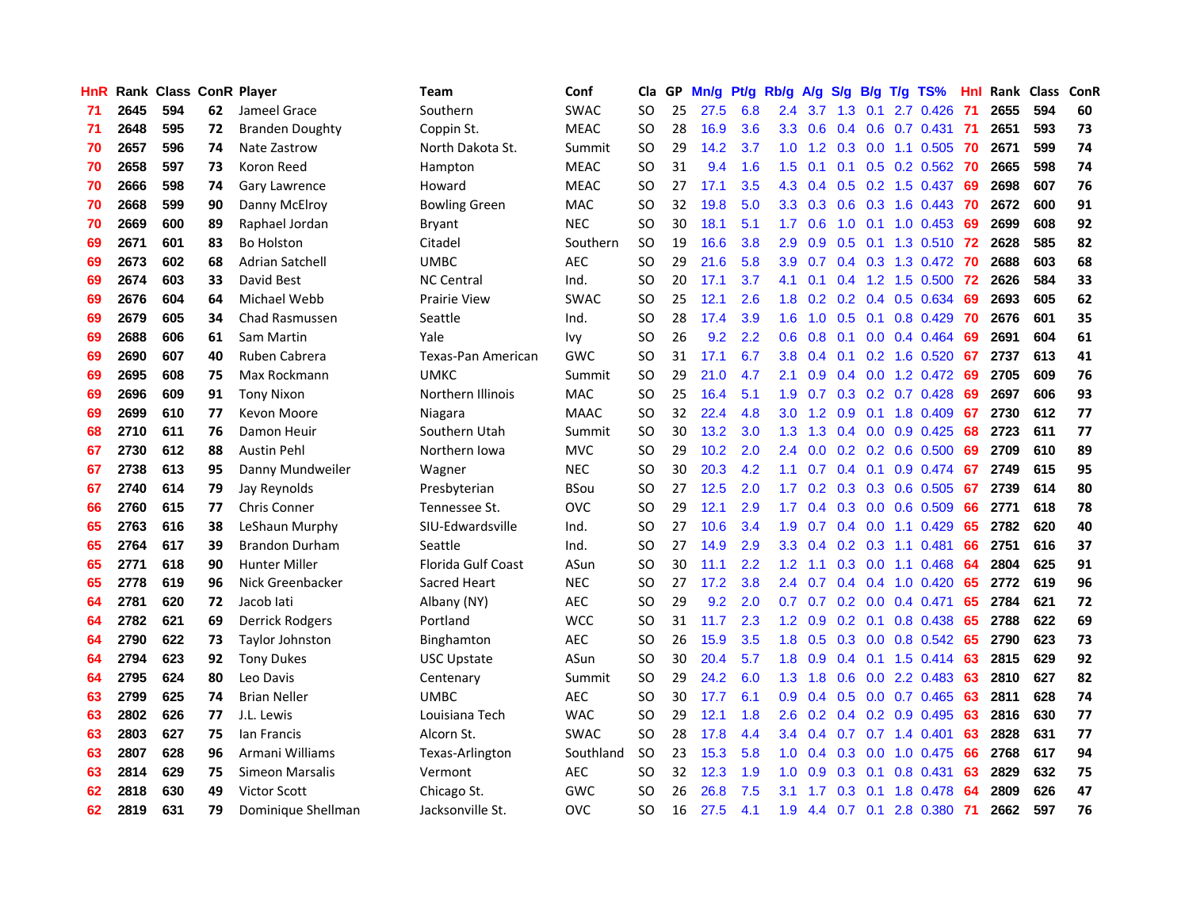| HnR | Rank | Class | ConR | Player | Team | Conf | Cla | GP | Mn/g | Pt/g | Rb/g | A/g | S/g | B/g | T/g | TS% | HnI | Rank | Class | ConR |
|---|---|---|---|---|---|---|---|---|---|---|---|---|---|---|---|---|---|---|---|---|
| 71 | 2645 | 594 | 62 | Jameel Grace | Southern | SWAC | SO | 25 | 27.5 | 6.8 | 2.4 | 3.7 | 1.3 | 0.1 | 2.7 | 0.426 | 71 | 2655 | 594 | 60 |
| 71 | 2648 | 595 | 72 | Branden Doughty | Coppin St. | MEAC | SO | 28 | 16.9 | 3.6 | 3.3 | 0.6 | 0.4 | 0.6 | 0.7 | 0.431 | 71 | 2651 | 593 | 73 |
| 70 | 2657 | 596 | 74 | Nate Zastrow | North Dakota St. | Summit | SO | 29 | 14.2 | 3.7 | 1.0 | 1.2 | 0.3 | 0.0 | 1.1 | 0.505 | 70 | 2671 | 599 | 74 |
| 70 | 2658 | 597 | 73 | Koron Reed | Hampton | MEAC | SO | 31 | 9.4 | 1.6 | 1.5 | 0.1 | 0.1 | 0.5 | 0.2 | 0.562 | 70 | 2665 | 598 | 74 |
| 70 | 2666 | 598 | 74 | Gary Lawrence | Howard | MEAC | SO | 27 | 17.1 | 3.5 | 4.3 | 0.4 | 0.5 | 0.2 | 1.5 | 0.437 | 69 | 2698 | 607 | 76 |
| 70 | 2668 | 599 | 90 | Danny McElroy | Bowling Green | MAC | SO | 32 | 19.8 | 5.0 | 3.3 | 0.3 | 0.6 | 0.3 | 1.6 | 0.443 | 70 | 2672 | 600 | 91 |
| 70 | 2669 | 600 | 89 | Raphael Jordan | Bryant | NEC | SO | 30 | 18.1 | 5.1 | 1.7 | 0.6 | 1.0 | 0.1 | 1.0 | 0.453 | 69 | 2699 | 608 | 92 |
| 69 | 2671 | 601 | 83 | Bo Holston | Citadel | Southern | SO | 19 | 16.6 | 3.8 | 2.9 | 0.9 | 0.5 | 0.1 | 1.3 | 0.510 | 72 | 2628 | 585 | 82 |
| 69 | 2673 | 602 | 68 | Adrian Satchell | UMBC | AEC | SO | 29 | 21.6 | 5.8 | 3.9 | 0.7 | 0.4 | 0.3 | 1.3 | 0.472 | 70 | 2688 | 603 | 68 |
| 69 | 2674 | 603 | 33 | David Best | NC Central | Ind. | SO | 20 | 17.1 | 3.7 | 4.1 | 0.1 | 0.4 | 1.2 | 1.5 | 0.500 | 72 | 2626 | 584 | 33 |
| 69 | 2676 | 604 | 64 | Michael Webb | Prairie View | SWAC | SO | 25 | 12.1 | 2.6 | 1.8 | 0.2 | 0.2 | 0.4 | 0.5 | 0.634 | 69 | 2693 | 605 | 62 |
| 69 | 2679 | 605 | 34 | Chad Rasmussen | Seattle | Ind. | SO | 28 | 17.4 | 3.9 | 1.6 | 1.0 | 0.5 | 0.1 | 0.8 | 0.429 | 70 | 2676 | 601 | 35 |
| 69 | 2688 | 606 | 61 | Sam Martin | Yale | Ivy | SO | 26 | 9.2 | 2.2 | 0.6 | 0.8 | 0.1 | 0.0 | 0.4 | 0.464 | 69 | 2691 | 604 | 61 |
| 69 | 2690 | 607 | 40 | Ruben Cabrera | Texas-Pan American | GWC | SO | 31 | 17.1 | 6.7 | 3.8 | 0.4 | 0.1 | 0.2 | 1.6 | 0.520 | 67 | 2737 | 613 | 41 |
| 69 | 2695 | 608 | 75 | Max Rockmann | UMKC | Summit | SO | 29 | 21.0 | 4.7 | 2.1 | 0.9 | 0.4 | 0.0 | 1.2 | 0.472 | 69 | 2705 | 609 | 76 |
| 69 | 2696 | 609 | 91 | Tony Nixon | Northern Illinois | MAC | SO | 25 | 16.4 | 5.1 | 1.9 | 0.7 | 0.3 | 0.2 | 0.7 | 0.428 | 69 | 2697 | 606 | 93 |
| 69 | 2699 | 610 | 77 | Kevon Moore | Niagara | MAAC | SO | 32 | 22.4 | 4.8 | 3.0 | 1.2 | 0.9 | 0.1 | 1.8 | 0.409 | 67 | 2730 | 612 | 77 |
| 68 | 2710 | 611 | 76 | Damon Heuir | Southern Utah | Summit | SO | 30 | 13.2 | 3.0 | 1.3 | 1.3 | 0.4 | 0.0 | 0.9 | 0.425 | 68 | 2723 | 611 | 77 |
| 67 | 2730 | 612 | 88 | Austin Pehl | Northern Iowa | MVC | SO | 29 | 10.2 | 2.0 | 2.4 | 0.0 | 0.2 | 0.2 | 0.6 | 0.500 | 69 | 2709 | 610 | 89 |
| 67 | 2738 | 613 | 95 | Danny Mundweiler | Wagner | NEC | SO | 30 | 20.3 | 4.2 | 1.1 | 0.7 | 0.4 | 0.1 | 0.9 | 0.474 | 67 | 2749 | 615 | 95 |
| 67 | 2740 | 614 | 79 | Jay Reynolds | Presbyterian | BSou | SO | 27 | 12.5 | 2.0 | 1.7 | 0.2 | 0.3 | 0.3 | 0.6 | 0.505 | 67 | 2739 | 614 | 80 |
| 66 | 2760 | 615 | 77 | Chris Conner | Tennessee St. | OVC | SO | 29 | 12.1 | 2.9 | 1.7 | 0.4 | 0.3 | 0.0 | 0.6 | 0.509 | 66 | 2771 | 618 | 78 |
| 65 | 2763 | 616 | 38 | LeShaun Murphy | SIU-Edwardsville | Ind. | SO | 27 | 10.6 | 3.4 | 1.9 | 0.7 | 0.4 | 0.0 | 1.1 | 0.429 | 65 | 2782 | 620 | 40 |
| 65 | 2764 | 617 | 39 | Brandon Durham | Seattle | Ind. | SO | 27 | 14.9 | 2.9 | 3.3 | 0.4 | 0.2 | 0.3 | 1.1 | 0.481 | 66 | 2751 | 616 | 37 |
| 65 | 2771 | 618 | 90 | Hunter Miller | Florida Gulf Coast | ASun | SO | 30 | 11.1 | 2.2 | 1.2 | 1.1 | 0.3 | 0.0 | 1.1 | 0.468 | 64 | 2804 | 625 | 91 |
| 65 | 2778 | 619 | 96 | Nick Greenbacker | Sacred Heart | NEC | SO | 27 | 17.2 | 3.8 | 2.4 | 0.7 | 0.4 | 0.4 | 1.0 | 0.420 | 65 | 2772 | 619 | 96 |
| 64 | 2781 | 620 | 72 | Jacob Iati | Albany (NY) | AEC | SO | 29 | 9.2 | 2.0 | 0.7 | 0.7 | 0.2 | 0.0 | 0.4 | 0.471 | 65 | 2784 | 621 | 72 |
| 64 | 2782 | 621 | 69 | Derrick Rodgers | Portland | WCC | SO | 31 | 11.7 | 2.3 | 1.2 | 0.9 | 0.2 | 0.1 | 0.8 | 0.438 | 65 | 2788 | 622 | 69 |
| 64 | 2790 | 622 | 73 | Taylor Johnston | Binghamton | AEC | SO | 26 | 15.9 | 3.5 | 1.8 | 0.5 | 0.3 | 0.0 | 0.8 | 0.542 | 65 | 2790 | 623 | 73 |
| 64 | 2794 | 623 | 92 | Tony Dukes | USC Upstate | ASun | SO | 30 | 20.4 | 5.7 | 1.8 | 0.9 | 0.4 | 0.1 | 1.5 | 0.414 | 63 | 2815 | 629 | 92 |
| 64 | 2795 | 624 | 80 | Leo Davis | Centenary | Summit | SO | 29 | 24.2 | 6.0 | 1.3 | 1.8 | 0.6 | 0.0 | 2.2 | 0.483 | 63 | 2810 | 627 | 82 |
| 63 | 2799 | 625 | 74 | Brian Neller | UMBC | AEC | SO | 30 | 17.7 | 6.1 | 0.9 | 0.4 | 0.5 | 0.0 | 0.7 | 0.465 | 63 | 2811 | 628 | 74 |
| 63 | 2802 | 626 | 77 | J.L. Lewis | Louisiana Tech | WAC | SO | 29 | 12.1 | 1.8 | 2.6 | 0.2 | 0.4 | 0.2 | 0.9 | 0.495 | 63 | 2816 | 630 | 77 |
| 63 | 2803 | 627 | 75 | Ian Francis | Alcorn St. | SWAC | SO | 28 | 17.8 | 4.4 | 3.4 | 0.4 | 0.7 | 0.7 | 1.4 | 0.401 | 63 | 2828 | 631 | 77 |
| 63 | 2807 | 628 | 96 | Armani Williams | Texas-Arlington | Southland | SO | 23 | 15.3 | 5.8 | 1.0 | 0.4 | 0.3 | 0.0 | 1.0 | 0.475 | 66 | 2768 | 617 | 94 |
| 63 | 2814 | 629 | 75 | Simeon Marsalis | Vermont | AEC | SO | 32 | 12.3 | 1.9 | 1.0 | 0.9 | 0.3 | 0.1 | 0.8 | 0.431 | 63 | 2829 | 632 | 75 |
| 62 | 2818 | 630 | 49 | Victor Scott | Chicago St. | GWC | SO | 26 | 26.8 | 7.5 | 3.1 | 1.7 | 0.3 | 0.1 | 1.8 | 0.478 | 64 | 2809 | 626 | 47 |
| 62 | 2819 | 631 | 79 | Dominique Shellman | Jacksonville St. | OVC | SO | 16 | 27.5 | 4.1 | 1.9 | 4.4 | 0.7 | 0.1 | 2.8 | 0.380 | 71 | 2662 | 597 | 76 |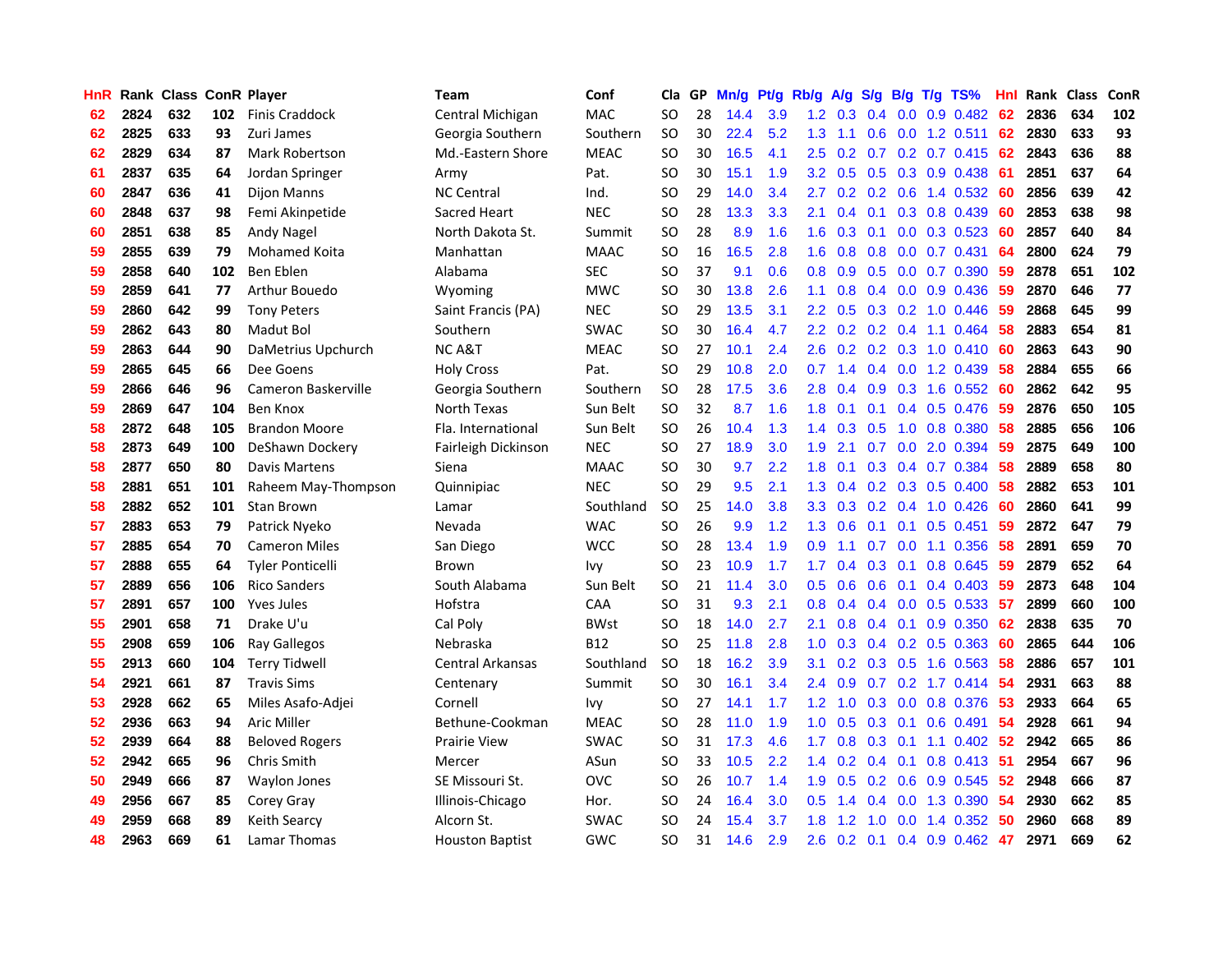| HnR | Rank | Class | ConR | Player | Team | Conf | Cla | GP | Mn/g | Pt/g | Rb/g | A/g | S/g | B/g | T/g | TS% | HnI | Rank | Class | ConR |
|---|---|---|---|---|---|---|---|---|---|---|---|---|---|---|---|---|---|---|---|---|
| 62 | 2824 | 632 | 102 | Finis Craddock | Central Michigan | MAC | SO | 28 | 14.4 | 3.9 | 1.2 | 0.3 | 0.4 | 0.0 | 0.9 | 0.482 | 62 | 2836 | 634 | 102 |
| 62 | 2825 | 633 | 93 | Zuri James | Georgia Southern | Southern | SO | 30 | 22.4 | 5.2 | 1.3 | 1.1 | 0.6 | 0.0 | 1.2 | 0.511 | 62 | 2830 | 633 | 93 |
| 62 | 2829 | 634 | 87 | Mark Robertson | Md.-Eastern Shore | MEAC | SO | 30 | 16.5 | 4.1 | 2.5 | 0.2 | 0.7 | 0.2 | 0.7 | 0.415 | 62 | 2843 | 636 | 88 |
| 61 | 2837 | 635 | 64 | Jordan Springer | Army | Pat. | SO | 30 | 15.1 | 1.9 | 3.2 | 0.5 | 0.5 | 0.3 | 0.9 | 0.438 | 61 | 2851 | 637 | 64 |
| 60 | 2847 | 636 | 41 | Dijon Manns | NC Central | Ind. | SO | 29 | 14.0 | 3.4 | 2.7 | 0.2 | 0.2 | 0.6 | 1.4 | 0.532 | 60 | 2856 | 639 | 42 |
| 60 | 2848 | 637 | 98 | Femi Akinpetide | Sacred Heart | NEC | SO | 28 | 13.3 | 3.3 | 2.1 | 0.4 | 0.1 | 0.3 | 0.8 | 0.439 | 60 | 2853 | 638 | 98 |
| 60 | 2851 | 638 | 85 | Andy Nagel | North Dakota St. | Summit | SO | 28 | 8.9 | 1.6 | 1.6 | 0.3 | 0.1 | 0.0 | 0.3 | 0.523 | 60 | 2857 | 640 | 84 |
| 59 | 2855 | 639 | 79 | Mohamed Koita | Manhattan | MAAC | SO | 16 | 16.5 | 2.8 | 1.6 | 0.8 | 0.8 | 0.0 | 0.7 | 0.431 | 64 | 2800 | 624 | 79 |
| 59 | 2858 | 640 | 102 | Ben Eblen | Alabama | SEC | SO | 37 | 9.1 | 0.6 | 0.8 | 0.9 | 0.5 | 0.0 | 0.7 | 0.390 | 59 | 2878 | 651 | 102 |
| 59 | 2859 | 641 | 77 | Arthur Bouedo | Wyoming | MWC | SO | 30 | 13.8 | 2.6 | 1.1 | 0.8 | 0.4 | 0.0 | 0.9 | 0.436 | 59 | 2870 | 646 | 77 |
| 59 | 2860 | 642 | 99 | Tony Peters | Saint Francis (PA) | NEC | SO | 29 | 13.5 | 3.1 | 2.2 | 0.5 | 0.3 | 0.2 | 1.0 | 0.446 | 59 | 2868 | 645 | 99 |
| 59 | 2862 | 643 | 80 | Madut Bol | Southern | SWAC | SO | 30 | 16.4 | 4.7 | 2.2 | 0.2 | 0.2 | 0.4 | 1.1 | 0.464 | 58 | 2883 | 654 | 81 |
| 59 | 2863 | 644 | 90 | DaMetrius Upchurch | NC A&T | MEAC | SO | 27 | 10.1 | 2.4 | 2.6 | 0.2 | 0.2 | 0.3 | 1.0 | 0.410 | 60 | 2863 | 643 | 90 |
| 59 | 2865 | 645 | 66 | Dee Goens | Holy Cross | Pat. | SO | 29 | 10.8 | 2.0 | 0.7 | 1.4 | 0.4 | 0.0 | 1.2 | 0.439 | 58 | 2884 | 655 | 66 |
| 59 | 2866 | 646 | 96 | Cameron Baskerville | Georgia Southern | Southern | SO | 28 | 17.5 | 3.6 | 2.8 | 0.4 | 0.9 | 0.3 | 1.6 | 0.552 | 60 | 2862 | 642 | 95 |
| 59 | 2869 | 647 | 104 | Ben Knox | North Texas | Sun Belt | SO | 32 | 8.7 | 1.6 | 1.8 | 0.1 | 0.1 | 0.4 | 0.5 | 0.476 | 59 | 2876 | 650 | 105 |
| 58 | 2872 | 648 | 105 | Brandon Moore | Fla. International | Sun Belt | SO | 26 | 10.4 | 1.3 | 1.4 | 0.3 | 0.5 | 1.0 | 0.8 | 0.380 | 58 | 2885 | 656 | 106 |
| 58 | 2873 | 649 | 100 | DeShawn Dockery | Fairleigh Dickinson | NEC | SO | 27 | 18.9 | 3.0 | 1.9 | 2.1 | 0.7 | 0.0 | 2.0 | 0.394 | 59 | 2875 | 649 | 100 |
| 58 | 2877 | 650 | 80 | Davis Martens | Siena | MAAC | SO | 30 | 9.7 | 2.2 | 1.8 | 0.1 | 0.3 | 0.4 | 0.7 | 0.384 | 58 | 2889 | 658 | 80 |
| 58 | 2881 | 651 | 101 | Raheem May-Thompson | Quinnipiac | NEC | SO | 29 | 9.5 | 2.1 | 1.3 | 0.4 | 0.2 | 0.3 | 0.5 | 0.400 | 58 | 2882 | 653 | 101 |
| 58 | 2882 | 652 | 101 | Stan Brown | Lamar | Southland | SO | 25 | 14.0 | 3.8 | 3.3 | 0.3 | 0.2 | 0.4 | 1.0 | 0.426 | 60 | 2860 | 641 | 99 |
| 57 | 2883 | 653 | 79 | Patrick Nyeko | Nevada | WAC | SO | 26 | 9.9 | 1.2 | 1.3 | 0.6 | 0.1 | 0.1 | 0.5 | 0.451 | 59 | 2872 | 647 | 79 |
| 57 | 2885 | 654 | 70 | Cameron Miles | San Diego | WCC | SO | 28 | 13.4 | 1.9 | 0.9 | 1.1 | 0.7 | 0.0 | 1.1 | 0.356 | 58 | 2891 | 659 | 70 |
| 57 | 2888 | 655 | 64 | Tyler Ponticelli | Brown | Ivy | SO | 23 | 10.9 | 1.7 | 1.7 | 0.4 | 0.3 | 0.1 | 0.8 | 0.645 | 59 | 2879 | 652 | 64 |
| 57 | 2889 | 656 | 106 | Rico Sanders | South Alabama | Sun Belt | SO | 21 | 11.4 | 3.0 | 0.5 | 0.6 | 0.6 | 0.1 | 0.4 | 0.403 | 59 | 2873 | 648 | 104 |
| 57 | 2891 | 657 | 100 | Yves Jules | Hofstra | CAA | SO | 31 | 9.3 | 2.1 | 0.8 | 0.4 | 0.4 | 0.0 | 0.5 | 0.533 | 57 | 2899 | 660 | 100 |
| 55 | 2901 | 658 | 71 | Drake U'u | Cal Poly | BWst | SO | 18 | 14.0 | 2.7 | 2.1 | 0.8 | 0.4 | 0.1 | 0.9 | 0.350 | 62 | 2838 | 635 | 70 |
| 55 | 2908 | 659 | 106 | Ray Gallegos | Nebraska | B12 | SO | 25 | 11.8 | 2.8 | 1.0 | 0.3 | 0.4 | 0.2 | 0.5 | 0.363 | 60 | 2865 | 644 | 106 |
| 55 | 2913 | 660 | 104 | Terry Tidwell | Central Arkansas | Southland | SO | 18 | 16.2 | 3.9 | 3.1 | 0.2 | 0.3 | 0.5 | 1.6 | 0.563 | 58 | 2886 | 657 | 101 |
| 54 | 2921 | 661 | 87 | Travis Sims | Centenary | Summit | SO | 30 | 16.1 | 3.4 | 2.4 | 0.9 | 0.7 | 0.2 | 1.7 | 0.414 | 54 | 2931 | 663 | 88 |
| 53 | 2928 | 662 | 65 | Miles Asafo-Adjei | Cornell | Ivy | SO | 27 | 14.1 | 1.7 | 1.2 | 1.0 | 0.3 | 0.0 | 0.8 | 0.376 | 53 | 2933 | 664 | 65 |
| 52 | 2936 | 663 | 94 | Aric Miller | Bethune-Cookman | MEAC | SO | 28 | 11.0 | 1.9 | 1.0 | 0.5 | 0.3 | 0.1 | 0.6 | 0.491 | 54 | 2928 | 661 | 94 |
| 52 | 2939 | 664 | 88 | Beloved Rogers | Prairie View | SWAC | SO | 31 | 17.3 | 4.6 | 1.7 | 0.8 | 0.3 | 0.1 | 1.1 | 0.402 | 52 | 2942 | 665 | 86 |
| 52 | 2942 | 665 | 96 | Chris Smith | Mercer | ASun | SO | 33 | 10.5 | 2.2 | 1.4 | 0.2 | 0.4 | 0.1 | 0.8 | 0.413 | 51 | 2954 | 667 | 96 |
| 50 | 2949 | 666 | 87 | Waylon Jones | SE Missouri St. | OVC | SO | 26 | 10.7 | 1.4 | 1.9 | 0.5 | 0.2 | 0.6 | 0.9 | 0.545 | 52 | 2948 | 666 | 87 |
| 49 | 2956 | 667 | 85 | Corey Gray | Illinois-Chicago | Hor. | SO | 24 | 16.4 | 3.0 | 0.5 | 1.4 | 0.4 | 0.0 | 1.3 | 0.390 | 54 | 2930 | 662 | 85 |
| 49 | 2959 | 668 | 89 | Keith Searcy | Alcorn St. | SWAC | SO | 24 | 15.4 | 3.7 | 1.8 | 1.2 | 1.0 | 0.0 | 1.4 | 0.352 | 50 | 2960 | 668 | 89 |
| 48 | 2963 | 669 | 61 | Lamar Thomas | Houston Baptist | GWC | SO | 31 | 14.6 | 2.9 | 2.6 | 0.2 | 0.1 | 0.4 | 0.9 | 0.462 | 47 | 2971 | 669 | 62 |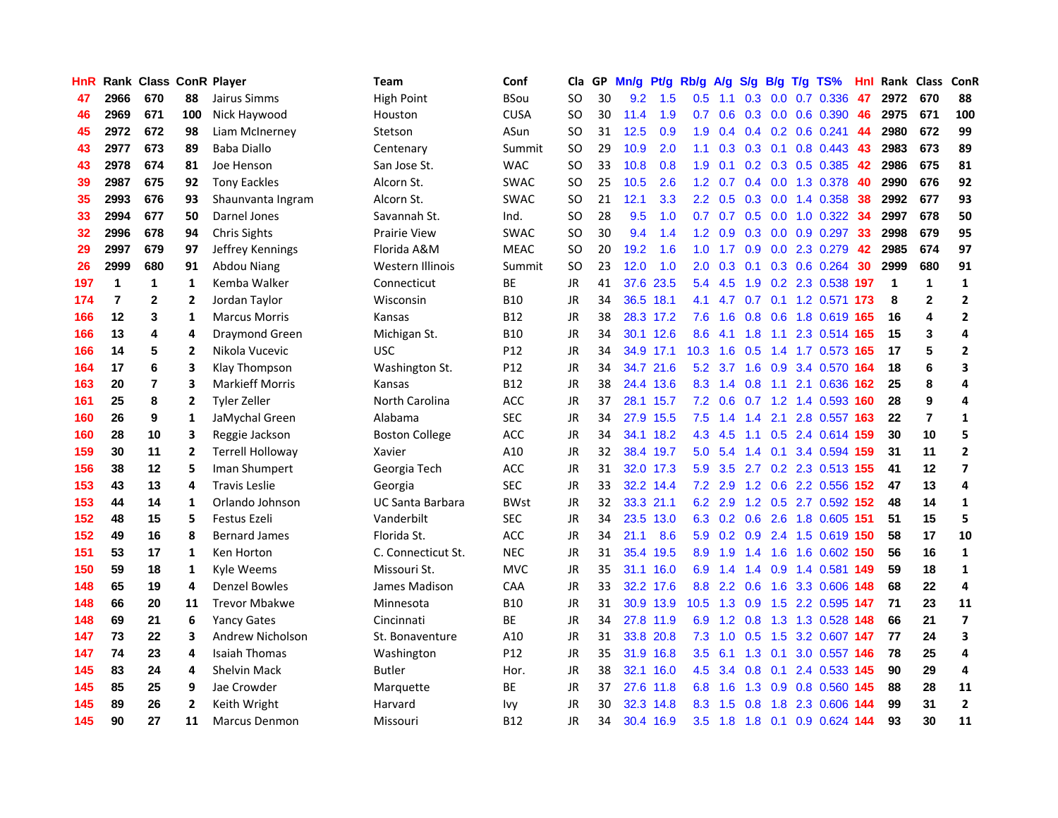| HnR | Rank | Class | ConR | Player | Team | Conf | Cla | GP | Mn/g | Pt/g | Rb/g | A/g | S/g | B/g | T/g | TS% | HnI | Rank | Class | ConR |
|---|---|---|---|---|---|---|---|---|---|---|---|---|---|---|---|---|---|---|---|---|
| 47 | 2966 | 670 | 88 | Jairus Simms | High Point | BSou | SO | 30 | 9.2 | 1.5 | 0.5 | 1.1 | 0.3 | 0.0 | 0.7 | 0.336 | 47 | 2972 | 670 | 88 |
| 46 | 2969 | 671 | 100 | Nick Haywood | Houston | CUSA | SO | 30 | 11.4 | 1.9 | 0.7 | 0.6 | 0.3 | 0.0 | 0.6 | 0.390 | 46 | 2975 | 671 | 100 |
| 45 | 2972 | 672 | 98 | Liam McInerney | Stetson | ASun | SO | 31 | 12.5 | 0.9 | 1.9 | 0.4 | 0.4 | 0.2 | 0.6 | 0.241 | 44 | 2980 | 672 | 99 |
| 43 | 2977 | 673 | 89 | Baba Diallo | Centenary | Summit | SO | 29 | 10.9 | 2.0 | 1.1 | 0.3 | 0.3 | 0.1 | 0.8 | 0.443 | 43 | 2983 | 673 | 89 |
| 43 | 2978 | 674 | 81 | Joe Henson | San Jose St. | WAC | SO | 33 | 10.8 | 0.8 | 1.9 | 0.1 | 0.2 | 0.3 | 0.5 | 0.385 | 42 | 2986 | 675 | 81 |
| 39 | 2987 | 675 | 92 | Tony Eackles | Alcorn St. | SWAC | SO | 25 | 10.5 | 2.6 | 1.2 | 0.7 | 0.4 | 0.0 | 1.3 | 0.378 | 40 | 2990 | 676 | 92 |
| 35 | 2993 | 676 | 93 | Shaunvanta Ingram | Alcorn St. | SWAC | SO | 21 | 12.1 | 3.3 | 2.2 | 0.5 | 0.3 | 0.0 | 1.4 | 0.358 | 38 | 2992 | 677 | 93 |
| 33 | 2994 | 677 | 50 | Darnel Jones | Savannah St. | Ind. | SO | 28 | 9.5 | 1.0 | 0.7 | 0.7 | 0.5 | 0.0 | 1.0 | 0.322 | 34 | 2997 | 678 | 50 |
| 32 | 2996 | 678 | 94 | Chris Sights | Prairie View | SWAC | SO | 30 | 9.4 | 1.4 | 1.2 | 0.9 | 0.3 | 0.0 | 0.9 | 0.297 | 33 | 2998 | 679 | 95 |
| 29 | 2997 | 679 | 97 | Jeffrey Kennings | Florida A&M | MEAC | SO | 20 | 19.2 | 1.6 | 1.0 | 1.7 | 0.9 | 0.0 | 2.3 | 0.279 | 42 | 2985 | 674 | 97 |
| 26 | 2999 | 680 | 91 | Abdou Niang | Western Illinois | Summit | SO | 23 | 12.0 | 1.0 | 2.0 | 0.3 | 0.1 | 0.3 | 0.6 | 0.264 | 30 | 2999 | 680 | 91 |
| 197 | 1 | 1 | 1 | Kemba Walker | Connecticut | BE | JR | 41 | 37.6 | 23.5 | 5.4 | 4.5 | 1.9 | 0.2 | 2.3 | 0.538 | 197 | 1 | 1 | 1 |
| 174 | 7 | 2 | 2 | Jordan Taylor | Wisconsin | B10 | JR | 34 | 36.5 | 18.1 | 4.1 | 4.7 | 0.7 | 0.1 | 1.2 | 0.571 | 173 | 8 | 2 | 2 |
| 166 | 12 | 3 | 1 | Marcus Morris | Kansas | B12 | JR | 38 | 28.3 | 17.2 | 7.6 | 1.6 | 0.8 | 0.6 | 1.8 | 0.619 | 165 | 16 | 4 | 2 |
| 166 | 13 | 4 | 4 | Draymond Green | Michigan St. | B10 | JR | 34 | 30.1 | 12.6 | 8.6 | 4.1 | 1.8 | 1.1 | 2.3 | 0.514 | 165 | 15 | 3 | 4 |
| 166 | 14 | 5 | 2 | Nikola Vucevic | USC | P12 | JR | 34 | 34.9 | 17.1 | 10.3 | 1.6 | 0.5 | 1.4 | 1.7 | 0.573 | 165 | 17 | 5 | 2 |
| 164 | 17 | 6 | 3 | Klay Thompson | Washington St. | P12 | JR | 34 | 34.7 | 21.6 | 5.2 | 3.7 | 1.6 | 0.9 | 3.4 | 0.570 | 164 | 18 | 6 | 3 |
| 163 | 20 | 7 | 3 | Markieff Morris | Kansas | B12 | JR | 38 | 24.4 | 13.6 | 8.3 | 1.4 | 0.8 | 1.1 | 2.1 | 0.636 | 162 | 25 | 8 | 4 |
| 161 | 25 | 8 | 2 | Tyler Zeller | North Carolina | ACC | JR | 37 | 28.1 | 15.7 | 7.2 | 0.6 | 0.7 | 1.2 | 1.4 | 0.593 | 160 | 28 | 9 | 4 |
| 160 | 26 | 9 | 1 | JaMychal Green | Alabama | SEC | JR | 34 | 27.9 | 15.5 | 7.5 | 1.4 | 1.4 | 2.1 | 2.8 | 0.557 | 163 | 22 | 7 | 1 |
| 160 | 28 | 10 | 3 | Reggie Jackson | Boston College | ACC | JR | 34 | 34.1 | 18.2 | 4.3 | 4.5 | 1.1 | 0.5 | 2.4 | 0.614 | 159 | 30 | 10 | 5 |
| 159 | 30 | 11 | 2 | Terrell Holloway | Xavier | A10 | JR | 32 | 38.4 | 19.7 | 5.0 | 5.4 | 1.4 | 0.1 | 3.4 | 0.594 | 159 | 31 | 11 | 2 |
| 156 | 38 | 12 | 5 | Iman Shumpert | Georgia Tech | ACC | JR | 31 | 32.0 | 17.3 | 5.9 | 3.5 | 2.7 | 0.2 | 2.3 | 0.513 | 155 | 41 | 12 | 7 |
| 153 | 43 | 13 | 4 | Travis Leslie | Georgia | SEC | JR | 33 | 32.2 | 14.4 | 7.2 | 2.9 | 1.2 | 0.6 | 2.2 | 0.556 | 152 | 47 | 13 | 4 |
| 153 | 44 | 14 | 1 | Orlando Johnson | UC Santa Barbara | BWst | JR | 32 | 33.3 | 21.1 | 6.2 | 2.9 | 1.2 | 0.5 | 2.7 | 0.592 | 152 | 48 | 14 | 1 |
| 152 | 48 | 15 | 5 | Festus Ezeli | Vanderbilt | SEC | JR | 34 | 23.5 | 13.0 | 6.3 | 0.2 | 0.6 | 2.6 | 1.8 | 0.605 | 151 | 51 | 15 | 5 |
| 152 | 49 | 16 | 8 | Bernard James | Florida St. | ACC | JR | 34 | 21.1 | 8.6 | 5.9 | 0.2 | 0.9 | 2.4 | 1.5 | 0.619 | 150 | 58 | 17 | 10 |
| 151 | 53 | 17 | 1 | Ken Horton | C. Connecticut St. | NEC | JR | 31 | 35.4 | 19.5 | 8.9 | 1.9 | 1.4 | 1.6 | 1.6 | 0.602 | 150 | 56 | 16 | 1 |
| 150 | 59 | 18 | 1 | Kyle Weems | Missouri St. | MVC | JR | 35 | 31.1 | 16.0 | 6.9 | 1.4 | 1.4 | 0.9 | 1.4 | 0.581 | 149 | 59 | 18 | 1 |
| 148 | 65 | 19 | 4 | Denzel Bowles | James Madison | CAA | JR | 33 | 32.2 | 17.6 | 8.8 | 2.2 | 0.6 | 1.6 | 3.3 | 0.606 | 148 | 68 | 22 | 4 |
| 148 | 66 | 20 | 11 | Trevor Mbakwe | Minnesota | B10 | JR | 31 | 30.9 | 13.9 | 10.5 | 1.3 | 0.9 | 1.5 | 2.2 | 0.595 | 147 | 71 | 23 | 11 |
| 148 | 69 | 21 | 6 | Yancy Gates | Cincinnati | BE | JR | 34 | 27.8 | 11.9 | 6.9 | 1.2 | 0.8 | 1.3 | 1.3 | 0.528 | 148 | 66 | 21 | 7 |
| 147 | 73 | 22 | 3 | Andrew Nicholson | St. Bonaventure | A10 | JR | 31 | 33.8 | 20.8 | 7.3 | 1.0 | 0.5 | 1.5 | 3.2 | 0.607 | 147 | 77 | 24 | 3 |
| 147 | 74 | 23 | 4 | Isaiah Thomas | Washington | P12 | JR | 35 | 31.9 | 16.8 | 3.5 | 6.1 | 1.3 | 0.1 | 3.0 | 0.557 | 146 | 78 | 25 | 4 |
| 145 | 83 | 24 | 4 | Shelvin Mack | Butler | Hor. | JR | 38 | 32.1 | 16.0 | 4.5 | 3.4 | 0.8 | 0.1 | 2.4 | 0.533 | 145 | 90 | 29 | 4 |
| 145 | 85 | 25 | 9 | Jae Crowder | Marquette | BE | JR | 37 | 27.6 | 11.8 | 6.8 | 1.6 | 1.3 | 0.9 | 0.8 | 0.560 | 145 | 88 | 28 | 11 |
| 145 | 89 | 26 | 2 | Keith Wright | Harvard | Ivy | JR | 30 | 32.3 | 14.8 | 8.3 | 1.5 | 0.8 | 1.8 | 2.3 | 0.606 | 144 | 99 | 31 | 2 |
| 145 | 90 | 27 | 11 | Marcus Denmon | Missouri | B12 | JR | 34 | 30.4 | 16.9 | 3.5 | 1.8 | 1.8 | 0.1 | 0.9 | 0.624 | 144 | 93 | 30 | 11 |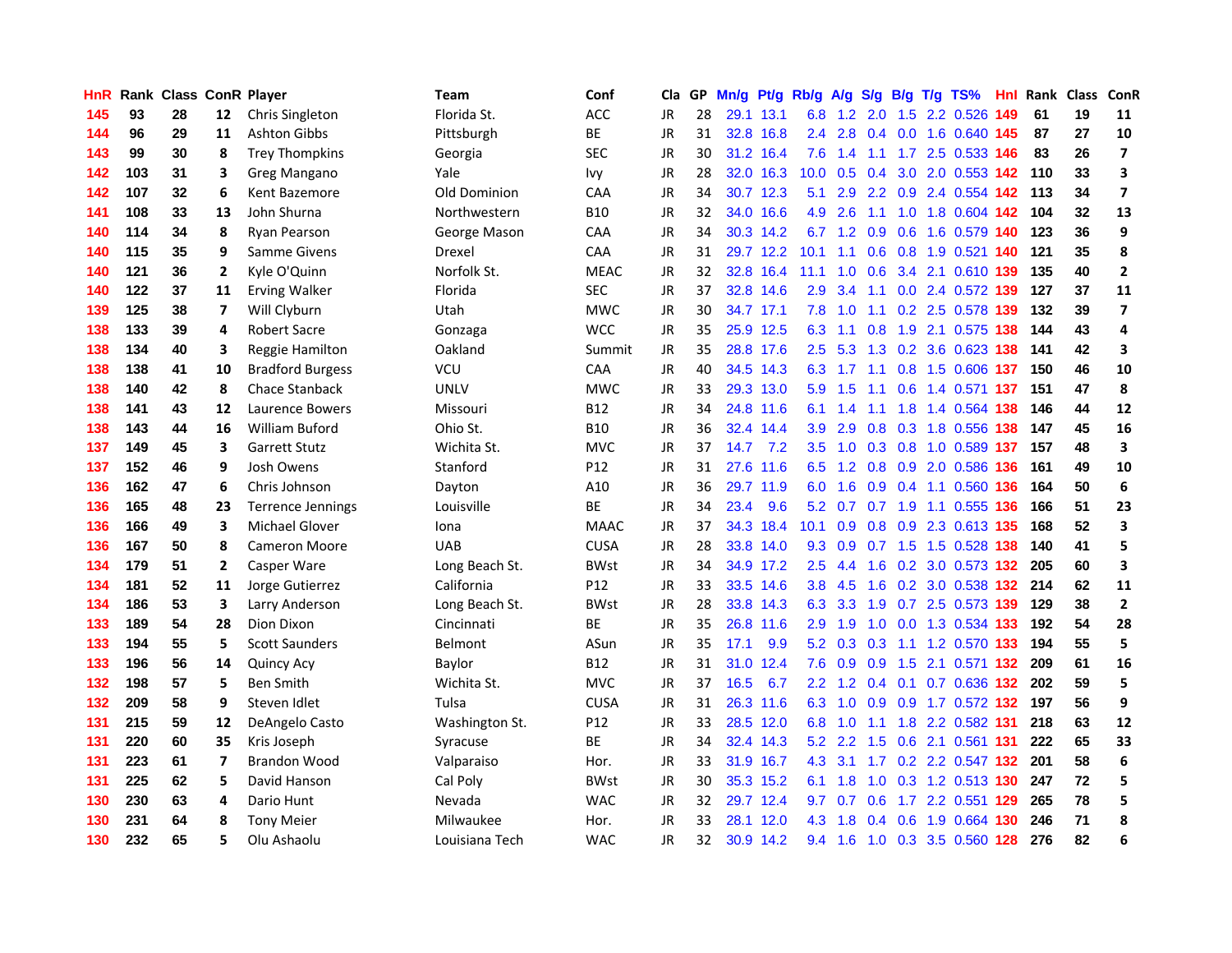| HnR | Rank | Class | ConR | Player | Team | Conf | Cla | GP | Mn/g | Pt/g | Rb/g | A/g | S/g | B/g | T/g | TS% | Hnl | Rank | Class | ConR |
|---|---|---|---|---|---|---|---|---|---|---|---|---|---|---|---|---|---|---|---|---|
| 145 | 93 | 28 | 12 | Chris Singleton | Florida St. | ACC | JR | 28 | 29.1 | 13.1 | 6.8 | 1.2 | 2.0 | 1.5 | 2.2 | 0.526 | 149 | 61 | 19 | 11 |
| 144 | 96 | 29 | 11 | Ashton Gibbs | Pittsburgh | BE | JR | 31 | 32.8 | 16.8 | 2.4 | 2.8 | 0.4 | 0.0 | 1.6 | 0.640 | 145 | 87 | 27 | 10 |
| 143 | 99 | 30 | 8 | Trey Thompkins | Georgia | SEC | JR | 30 | 31.2 | 16.4 | 7.6 | 1.4 | 1.1 | 1.7 | 2.5 | 0.533 | 146 | 83 | 26 | 7 |
| 142 | 103 | 31 | 3 | Greg Mangano | Yale | Ivy | JR | 28 | 32.0 | 16.3 | 10.0 | 0.5 | 0.4 | 3.0 | 2.0 | 0.553 | 142 | 110 | 33 | 3 |
| 142 | 107 | 32 | 6 | Kent Bazemore | Old Dominion | CAA | JR | 34 | 30.7 | 12.3 | 5.1 | 2.9 | 2.2 | 0.9 | 2.4 | 0.554 | 142 | 113 | 34 | 7 |
| 141 | 108 | 33 | 13 | John Shurna | Northwestern | B10 | JR | 32 | 34.0 | 16.6 | 4.9 | 2.6 | 1.1 | 1.0 | 1.8 | 0.604 | 142 | 104 | 32 | 13 |
| 140 | 114 | 34 | 8 | Ryan Pearson | George Mason | CAA | JR | 34 | 30.3 | 14.2 | 6.7 | 1.2 | 0.9 | 0.6 | 1.6 | 0.579 | 140 | 123 | 36 | 9 |
| 140 | 115 | 35 | 9 | Samme Givens | Drexel | CAA | JR | 31 | 29.7 | 12.2 | 10.1 | 1.1 | 0.6 | 0.8 | 1.9 | 0.521 | 140 | 121 | 35 | 8 |
| 140 | 121 | 36 | 2 | Kyle O'Quinn | Norfolk St. | MEAC | JR | 32 | 32.8 | 16.4 | 11.1 | 1.0 | 0.6 | 3.4 | 2.1 | 0.610 | 139 | 135 | 40 | 2 |
| 140 | 122 | 37 | 11 | Erving Walker | Florida | SEC | JR | 37 | 32.8 | 14.6 | 2.9 | 3.4 | 1.1 | 0.0 | 2.4 | 0.572 | 139 | 127 | 37 | 11 |
| 139 | 125 | 38 | 7 | Will Clyburn | Utah | MWC | JR | 30 | 34.7 | 17.1 | 7.8 | 1.0 | 1.1 | 0.2 | 2.5 | 0.578 | 139 | 132 | 39 | 7 |
| 138 | 133 | 39 | 4 | Robert Sacre | Gonzaga | WCC | JR | 35 | 25.9 | 12.5 | 6.3 | 1.1 | 0.8 | 1.9 | 2.1 | 0.575 | 138 | 144 | 43 | 4 |
| 138 | 134 | 40 | 3 | Reggie Hamilton | Oakland | Summit | JR | 35 | 28.8 | 17.6 | 2.5 | 5.3 | 1.3 | 0.2 | 3.6 | 0.623 | 138 | 141 | 42 | 3 |
| 138 | 138 | 41 | 10 | Bradford Burgess | VCU | CAA | JR | 40 | 34.5 | 14.3 | 6.3 | 1.7 | 1.1 | 0.8 | 1.5 | 0.606 | 137 | 150 | 46 | 10 |
| 138 | 140 | 42 | 8 | Chace Stanback | UNLV | MWC | JR | 33 | 29.3 | 13.0 | 5.9 | 1.5 | 1.1 | 0.6 | 1.4 | 0.571 | 137 | 151 | 47 | 8 |
| 138 | 141 | 43 | 12 | Laurence Bowers | Missouri | B12 | JR | 34 | 24.8 | 11.6 | 6.1 | 1.4 | 1.1 | 1.8 | 1.4 | 0.564 | 138 | 146 | 44 | 12 |
| 138 | 143 | 44 | 16 | William Buford | Ohio St. | B10 | JR | 36 | 32.4 | 14.4 | 3.9 | 2.9 | 0.8 | 0.3 | 1.8 | 0.556 | 138 | 147 | 45 | 16 |
| 137 | 149 | 45 | 3 | Garrett Stutz | Wichita St. | MVC | JR | 37 | 14.7 | 7.2 | 3.5 | 1.0 | 0.3 | 0.8 | 1.0 | 0.589 | 137 | 157 | 48 | 3 |
| 137 | 152 | 46 | 9 | Josh Owens | Stanford | P12 | JR | 31 | 27.6 | 11.6 | 6.5 | 1.2 | 0.8 | 0.9 | 2.0 | 0.586 | 136 | 161 | 49 | 10 |
| 136 | 162 | 47 | 6 | Chris Johnson | Dayton | A10 | JR | 36 | 29.7 | 11.9 | 6.0 | 1.6 | 0.9 | 0.4 | 1.1 | 0.560 | 136 | 164 | 50 | 6 |
| 136 | 165 | 48 | 23 | Terrence Jennings | Louisville | BE | JR | 34 | 23.4 | 9.6 | 5.2 | 0.7 | 0.7 | 1.9 | 1.1 | 0.555 | 136 | 166 | 51 | 23 |
| 136 | 166 | 49 | 3 | Michael Glover | Iona | MAAC | JR | 37 | 34.3 | 18.4 | 10.1 | 0.9 | 0.8 | 0.9 | 2.3 | 0.613 | 135 | 168 | 52 | 3 |
| 136 | 167 | 50 | 8 | Cameron Moore | UAB | CUSA | JR | 28 | 33.8 | 14.0 | 9.3 | 0.9 | 0.7 | 1.5 | 1.5 | 0.528 | 138 | 140 | 41 | 5 |
| 134 | 179 | 51 | 2 | Casper Ware | Long Beach St. | BWst | JR | 34 | 34.9 | 17.2 | 2.5 | 4.4 | 1.6 | 0.2 | 3.0 | 0.573 | 132 | 205 | 60 | 3 |
| 134 | 181 | 52 | 11 | Jorge Gutierrez | California | P12 | JR | 33 | 33.5 | 14.6 | 3.8 | 4.5 | 1.6 | 0.2 | 3.0 | 0.538 | 132 | 214 | 62 | 11 |
| 134 | 186 | 53 | 3 | Larry Anderson | Long Beach St. | BWst | JR | 28 | 33.8 | 14.3 | 6.3 | 3.3 | 1.9 | 0.7 | 2.5 | 0.573 | 139 | 129 | 38 | 2 |
| 133 | 189 | 54 | 28 | Dion Dixon | Cincinnati | BE | JR | 35 | 26.8 | 11.6 | 2.9 | 1.9 | 1.0 | 0.0 | 1.3 | 0.534 | 133 | 192 | 54 | 28 |
| 133 | 194 | 55 | 5 | Scott Saunders | Belmont | ASun | JR | 35 | 17.1 | 9.9 | 5.2 | 0.3 | 0.3 | 1.1 | 1.2 | 0.570 | 133 | 194 | 55 | 5 |
| 133 | 196 | 56 | 14 | Quincy Acy | Baylor | B12 | JR | 31 | 31.0 | 12.4 | 7.6 | 0.9 | 0.9 | 1.5 | 2.1 | 0.571 | 132 | 209 | 61 | 16 |
| 132 | 198 | 57 | 5 | Ben Smith | Wichita St. | MVC | JR | 37 | 16.5 | 6.7 | 2.2 | 1.2 | 0.4 | 0.1 | 0.7 | 0.636 | 132 | 202 | 59 | 5 |
| 132 | 209 | 58 | 9 | Steven Idlet | Tulsa | CUSA | JR | 31 | 26.3 | 11.6 | 6.3 | 1.0 | 0.9 | 0.9 | 1.7 | 0.572 | 132 | 197 | 56 | 9 |
| 131 | 215 | 59 | 12 | DeAngelo Casto | Washington St. | P12 | JR | 33 | 28.5 | 12.0 | 6.8 | 1.0 | 1.1 | 1.8 | 2.2 | 0.582 | 131 | 218 | 63 | 12 |
| 131 | 220 | 60 | 35 | Kris Joseph | Syracuse | BE | JR | 34 | 32.4 | 14.3 | 5.2 | 2.2 | 1.5 | 0.6 | 2.1 | 0.561 | 131 | 222 | 65 | 33 |
| 131 | 223 | 61 | 7 | Brandon Wood | Valparaiso | Hor. | JR | 33 | 31.9 | 16.7 | 4.3 | 3.1 | 1.7 | 0.2 | 2.2 | 0.547 | 132 | 201 | 58 | 6 |
| 131 | 225 | 62 | 5 | David Hanson | Cal Poly | BWst | JR | 30 | 35.3 | 15.2 | 6.1 | 1.8 | 1.0 | 0.3 | 1.2 | 0.513 | 130 | 247 | 72 | 5 |
| 130 | 230 | 63 | 4 | Dario Hunt | Nevada | WAC | JR | 32 | 29.7 | 12.4 | 9.7 | 0.7 | 0.6 | 1.7 | 2.2 | 0.551 | 129 | 265 | 78 | 5 |
| 130 | 231 | 64 | 8 | Tony Meier | Milwaukee | Hor. | JR | 33 | 28.1 | 12.0 | 4.3 | 1.8 | 0.4 | 0.6 | 1.9 | 0.664 | 130 | 246 | 71 | 8 |
| 130 | 232 | 65 | 5 | Olu Ashaolu | Louisiana Tech | WAC | JR | 32 | 30.9 | 14.2 | 9.4 | 1.6 | 1.0 | 0.3 | 3.5 | 0.560 | 128 | 276 | 82 | 6 |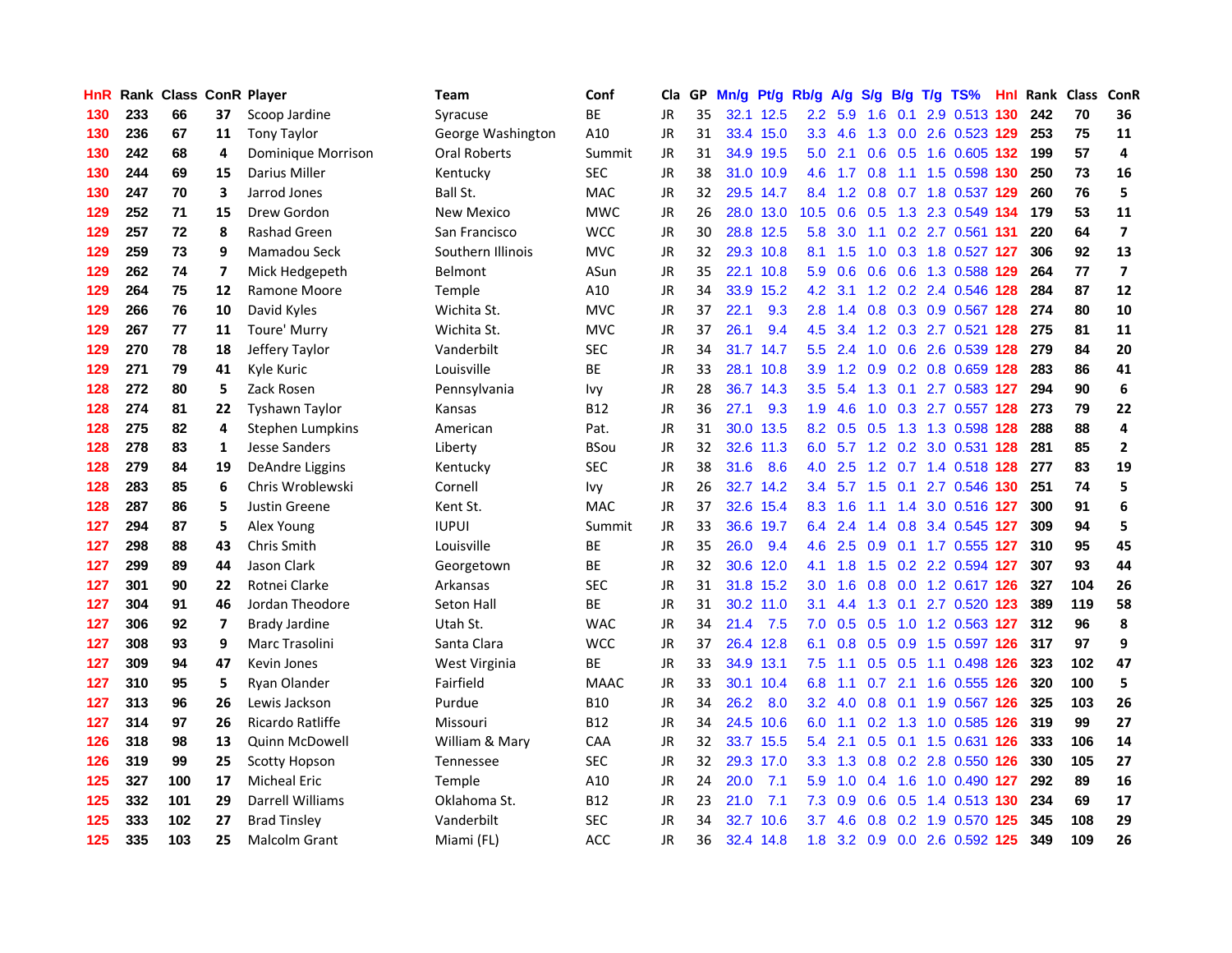| HnR | Rank | Class | ConR | Player | Team | Conf | Cla | GP | Mn/g | Pt/g | Rb/g | A/g | S/g | B/g | T/g | TS% | HnI | Rank | Class | ConR |
|---|---|---|---|---|---|---|---|---|---|---|---|---|---|---|---|---|---|---|---|---|
| 130 | 233 | 66 | 37 | Scoop Jardine | Syracuse | BE | JR | 35 | 32.1 | 12.5 | 2.2 | 5.9 | 1.6 | 0.1 | 2.9 | 0.513 | 130 | 242 | 70 | 36 |
| 130 | 236 | 67 | 11 | Tony Taylor | George Washington | A10 | JR | 31 | 33.4 | 15.0 | 3.3 | 4.6 | 1.3 | 0.0 | 2.6 | 0.523 | 129 | 253 | 75 | 11 |
| 130 | 242 | 68 | 4 | Dominique Morrison | Oral Roberts | Summit | JR | 31 | 34.9 | 19.5 | 5.0 | 2.1 | 0.6 | 0.5 | 1.6 | 0.605 | 132 | 199 | 57 | 4 |
| 130 | 244 | 69 | 15 | Darius Miller | Kentucky | SEC | JR | 38 | 31.0 | 10.9 | 4.6 | 1.7 | 0.8 | 1.1 | 1.5 | 0.598 | 130 | 250 | 73 | 16 |
| 130 | 247 | 70 | 3 | Jarrod Jones | Ball St. | MAC | JR | 32 | 29.5 | 14.7 | 8.4 | 1.2 | 0.8 | 0.7 | 1.8 | 0.537 | 129 | 260 | 76 | 5 |
| 129 | 252 | 71 | 15 | Drew Gordon | New Mexico | MWC | JR | 26 | 28.0 | 13.0 | 10.5 | 0.6 | 0.5 | 1.3 | 2.3 | 0.549 | 134 | 179 | 53 | 11 |
| 129 | 257 | 72 | 8 | Rashad Green | San Francisco | WCC | JR | 30 | 28.8 | 12.5 | 5.8 | 3.0 | 1.1 | 0.2 | 2.7 | 0.561 | 131 | 220 | 64 | 7 |
| 129 | 259 | 73 | 9 | Mamadou Seck | Southern Illinois | MVC | JR | 32 | 29.3 | 10.8 | 8.1 | 1.5 | 1.0 | 0.3 | 1.8 | 0.527 | 127 | 306 | 92 | 13 |
| 129 | 262 | 74 | 7 | Mick Hedgepeth | Belmont | ASun | JR | 35 | 22.1 | 10.8 | 5.9 | 0.6 | 0.6 | 0.6 | 1.3 | 0.588 | 129 | 264 | 77 | 7 |
| 129 | 264 | 75 | 12 | Ramone Moore | Temple | A10 | JR | 34 | 33.9 | 15.2 | 4.2 | 3.1 | 1.2 | 0.2 | 2.4 | 0.546 | 128 | 284 | 87 | 12 |
| 129 | 266 | 76 | 10 | David Kyles | Wichita St. | MVC | JR | 37 | 22.1 | 9.3 | 2.8 | 1.4 | 0.8 | 0.3 | 0.9 | 0.567 | 128 | 274 | 80 | 10 |
| 129 | 267 | 77 | 11 | Toure' Murry | Wichita St. | MVC | JR | 37 | 26.1 | 9.4 | 4.5 | 3.4 | 1.2 | 0.3 | 2.7 | 0.521 | 128 | 275 | 81 | 11 |
| 129 | 270 | 78 | 18 | Jeffery Taylor | Vanderbilt | SEC | JR | 34 | 31.7 | 14.7 | 5.5 | 2.4 | 1.0 | 0.6 | 2.6 | 0.539 | 128 | 279 | 84 | 20 |
| 129 | 271 | 79 | 41 | Kyle Kuric | Louisville | BE | JR | 33 | 28.1 | 10.8 | 3.9 | 1.2 | 0.9 | 0.2 | 0.8 | 0.659 | 128 | 283 | 86 | 41 |
| 128 | 272 | 80 | 5 | Zack Rosen | Pennsylvania | Ivy | JR | 28 | 36.7 | 14.3 | 3.5 | 5.4 | 1.3 | 0.1 | 2.7 | 0.583 | 127 | 294 | 90 | 6 |
| 128 | 274 | 81 | 22 | Tyshawn Taylor | Kansas | B12 | JR | 36 | 27.1 | 9.3 | 1.9 | 4.6 | 1.0 | 0.3 | 2.7 | 0.557 | 128 | 273 | 79 | 22 |
| 128 | 275 | 82 | 4 | Stephen Lumpkins | American | Pat. | JR | 31 | 30.0 | 13.5 | 8.2 | 0.5 | 0.5 | 1.3 | 1.3 | 0.598 | 128 | 288 | 88 | 4 |
| 128 | 278 | 83 | 1 | Jesse Sanders | Liberty | BSou | JR | 32 | 32.6 | 11.3 | 6.0 | 5.7 | 1.2 | 0.2 | 3.0 | 0.531 | 128 | 281 | 85 | 2 |
| 128 | 279 | 84 | 19 | DeAndre Liggins | Kentucky | SEC | JR | 38 | 31.6 | 8.6 | 4.0 | 2.5 | 1.2 | 0.7 | 1.4 | 0.518 | 128 | 277 | 83 | 19 |
| 128 | 283 | 85 | 6 | Chris Wroblewski | Cornell | Ivy | JR | 26 | 32.7 | 14.2 | 3.4 | 5.7 | 1.5 | 0.1 | 2.7 | 0.546 | 130 | 251 | 74 | 5 |
| 128 | 287 | 86 | 5 | Justin Greene | Kent St. | MAC | JR | 37 | 32.6 | 15.4 | 8.3 | 1.6 | 1.1 | 1.4 | 3.0 | 0.516 | 127 | 300 | 91 | 6 |
| 127 | 294 | 87 | 5 | Alex Young | IUPUI | Summit | JR | 33 | 36.6 | 19.7 | 6.4 | 2.4 | 1.4 | 0.8 | 3.4 | 0.545 | 127 | 309 | 94 | 5 |
| 127 | 298 | 88 | 43 | Chris Smith | Louisville | BE | JR | 35 | 26.0 | 9.4 | 4.6 | 2.5 | 0.9 | 0.1 | 1.7 | 0.555 | 127 | 310 | 95 | 45 |
| 127 | 299 | 89 | 44 | Jason Clark | Georgetown | BE | JR | 32 | 30.6 | 12.0 | 4.1 | 1.8 | 1.5 | 0.2 | 2.2 | 0.594 | 127 | 307 | 93 | 44 |
| 127 | 301 | 90 | 22 | Rotnei Clarke | Arkansas | SEC | JR | 31 | 31.8 | 15.2 | 3.0 | 1.6 | 0.8 | 0.0 | 1.2 | 0.617 | 126 | 327 | 104 | 26 |
| 127 | 304 | 91 | 46 | Jordan Theodore | Seton Hall | BE | JR | 31 | 30.2 | 11.0 | 3.1 | 4.4 | 1.3 | 0.1 | 2.7 | 0.520 | 123 | 389 | 119 | 58 |
| 127 | 306 | 92 | 7 | Brady Jardine | Utah St. | WAC | JR | 34 | 21.4 | 7.5 | 7.0 | 0.5 | 0.5 | 1.0 | 1.2 | 0.563 | 127 | 312 | 96 | 8 |
| 127 | 308 | 93 | 9 | Marc Trasolini | Santa Clara | WCC | JR | 37 | 26.4 | 12.8 | 6.1 | 0.8 | 0.5 | 0.9 | 1.5 | 0.597 | 126 | 317 | 97 | 9 |
| 127 | 309 | 94 | 47 | Kevin Jones | West Virginia | BE | JR | 33 | 34.9 | 13.1 | 7.5 | 1.1 | 0.5 | 0.5 | 1.1 | 0.498 | 126 | 323 | 102 | 47 |
| 127 | 310 | 95 | 5 | Ryan Olander | Fairfield | MAAC | JR | 33 | 30.1 | 10.4 | 6.8 | 1.1 | 0.7 | 2.1 | 1.6 | 0.555 | 126 | 320 | 100 | 5 |
| 127 | 313 | 96 | 26 | Lewis Jackson | Purdue | B10 | JR | 34 | 26.2 | 8.0 | 3.2 | 4.0 | 0.8 | 0.1 | 1.9 | 0.567 | 126 | 325 | 103 | 26 |
| 127 | 314 | 97 | 26 | Ricardo Ratliffe | Missouri | B12 | JR | 34 | 24.5 | 10.6 | 6.0 | 1.1 | 0.2 | 1.3 | 1.0 | 0.585 | 126 | 319 | 99 | 27 |
| 126 | 318 | 98 | 13 | Quinn McDowell | William & Mary | CAA | JR | 32 | 33.7 | 15.5 | 5.4 | 2.1 | 0.5 | 0.1 | 1.5 | 0.631 | 126 | 333 | 106 | 14 |
| 126 | 319 | 99 | 25 | Scotty Hopson | Tennessee | SEC | JR | 32 | 29.3 | 17.0 | 3.3 | 1.3 | 0.8 | 0.2 | 2.8 | 0.550 | 126 | 330 | 105 | 27 |
| 125 | 327 | 100 | 17 | Micheal Eric | Temple | A10 | JR | 24 | 20.0 | 7.1 | 5.9 | 1.0 | 0.4 | 1.6 | 1.0 | 0.490 | 127 | 292 | 89 | 16 |
| 125 | 332 | 101 | 29 | Darrell Williams | Oklahoma St. | B12 | JR | 23 | 21.0 | 7.1 | 7.3 | 0.9 | 0.6 | 0.5 | 1.4 | 0.513 | 130 | 234 | 69 | 17 |
| 125 | 333 | 102 | 27 | Brad Tinsley | Vanderbilt | SEC | JR | 34 | 32.7 | 10.6 | 3.7 | 4.6 | 0.8 | 0.2 | 1.9 | 0.570 | 125 | 345 | 108 | 29 |
| 125 | 335 | 103 | 25 | Malcolm Grant | Miami (FL) | ACC | JR | 36 | 32.4 | 14.8 | 1.8 | 3.2 | 0.9 | 0.0 | 2.6 | 0.592 | 125 | 349 | 109 | 26 |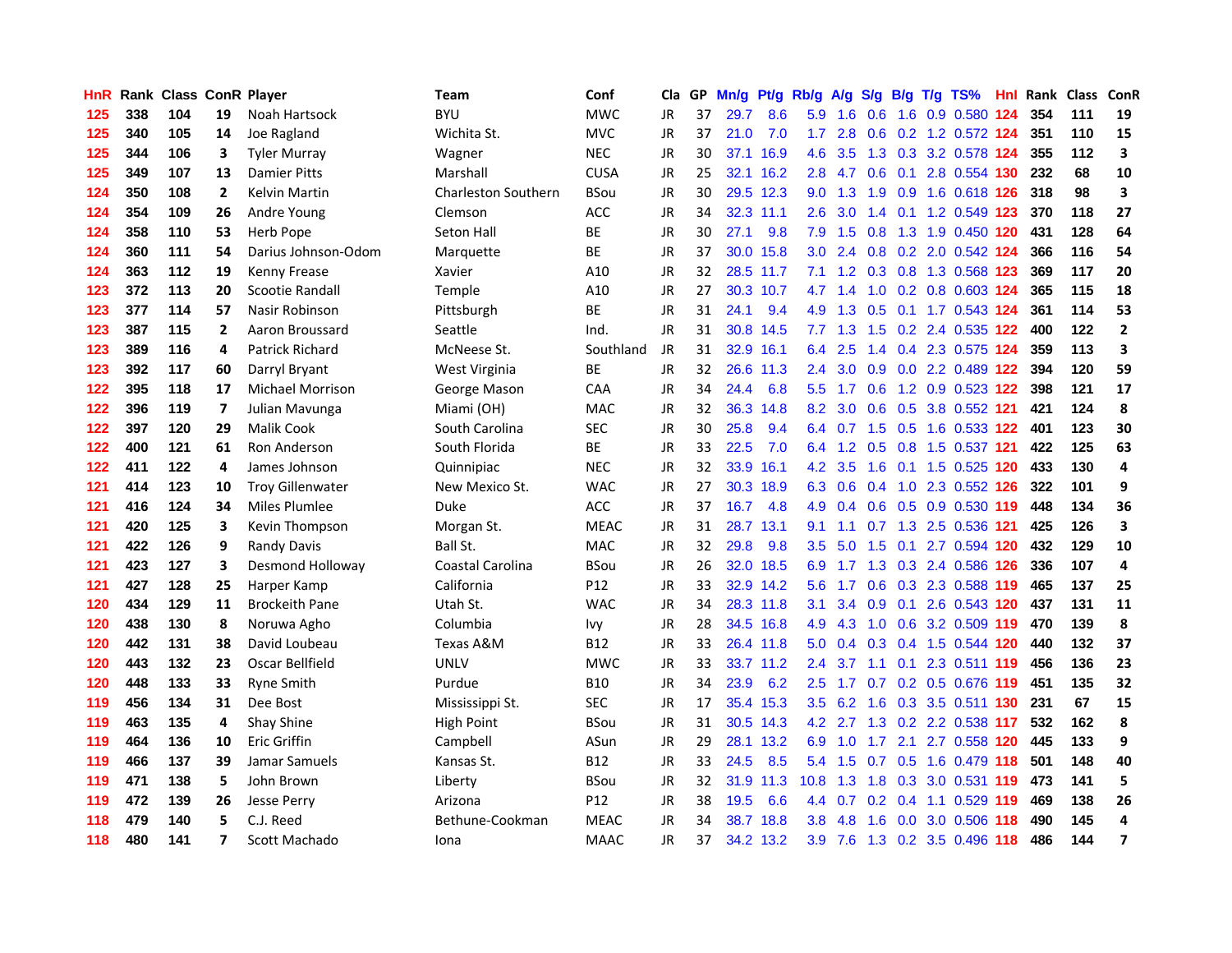| HnR | Rank | Class | ConR | Player | Team | Conf | Cla | GP | Mn/g | Pt/g | Rb/g | A/g | S/g | B/g | T/g | TS% | HnI | Rank | Class | ConR |
|---|---|---|---|---|---|---|---|---|---|---|---|---|---|---|---|---|---|---|---|---|
| 125 | 338 | 104 | 19 | Noah Hartsock | BYU | MWC | JR | 37 | 29.7 | 8.6 | 5.9 | 1.6 | 0.6 | 1.6 | 0.9 | 0.580 | 124 | 354 | 111 | 19 |
| 125 | 340 | 105 | 14 | Joe Ragland | Wichita St. | MVC | JR | 37 | 21.0 | 7.0 | 1.7 | 2.8 | 0.6 | 0.2 | 1.2 | 0.572 | 124 | 351 | 110 | 15 |
| 125 | 344 | 106 | 3 | Tyler Murray | Wagner | NEC | JR | 30 | 37.1 | 16.9 | 4.6 | 3.5 | 1.3 | 0.3 | 3.2 | 0.578 | 124 | 355 | 112 | 3 |
| 125 | 349 | 107 | 13 | Damier Pitts | Marshall | CUSA | JR | 25 | 32.1 | 16.2 | 2.8 | 4.7 | 0.6 | 0.1 | 2.8 | 0.554 | 130 | 232 | 68 | 10 |
| 124 | 350 | 108 | 2 | Kelvin Martin | Charleston Southern | BSou | JR | 30 | 29.5 | 12.3 | 9.0 | 1.3 | 1.9 | 0.9 | 1.6 | 0.618 | 126 | 318 | 98 | 3 |
| 124 | 354 | 109 | 26 | Andre Young | Clemson | ACC | JR | 34 | 32.3 | 11.1 | 2.6 | 3.0 | 1.4 | 0.1 | 1.2 | 0.549 | 123 | 370 | 118 | 27 |
| 124 | 358 | 110 | 53 | Herb Pope | Seton Hall | BE | JR | 30 | 27.1 | 9.8 | 7.9 | 1.5 | 0.8 | 1.3 | 1.9 | 0.450 | 120 | 431 | 128 | 64 |
| 124 | 360 | 111 | 54 | Darius Johnson-Odom | Marquette | BE | JR | 37 | 30.0 | 15.8 | 3.0 | 2.4 | 0.8 | 0.2 | 2.0 | 0.542 | 124 | 366 | 116 | 54 |
| 124 | 363 | 112 | 19 | Kenny Frease | Xavier | A10 | JR | 32 | 28.5 | 11.7 | 7.1 | 1.2 | 0.3 | 0.8 | 1.3 | 0.568 | 123 | 369 | 117 | 20 |
| 123 | 372 | 113 | 20 | Scootie Randall | Temple | A10 | JR | 27 | 30.3 | 10.7 | 4.7 | 1.4 | 1.0 | 0.2 | 0.8 | 0.603 | 124 | 365 | 115 | 18 |
| 123 | 377 | 114 | 57 | Nasir Robinson | Pittsburgh | BE | JR | 31 | 24.1 | 9.4 | 4.9 | 1.3 | 0.5 | 0.1 | 1.7 | 0.543 | 124 | 361 | 114 | 53 |
| 123 | 387 | 115 | 2 | Aaron Broussard | Seattle | Ind. | JR | 31 | 30.8 | 14.5 | 7.7 | 1.3 | 1.5 | 0.2 | 2.4 | 0.535 | 122 | 400 | 122 | 2 |
| 123 | 389 | 116 | 4 | Patrick Richard | McNeese St. | Southland | JR | 31 | 32.9 | 16.1 | 6.4 | 2.5 | 1.4 | 0.4 | 2.3 | 0.575 | 124 | 359 | 113 | 3 |
| 123 | 392 | 117 | 60 | Darryl Bryant | West Virginia | BE | JR | 32 | 26.6 | 11.3 | 2.4 | 3.0 | 0.9 | 0.0 | 2.2 | 0.489 | 122 | 394 | 120 | 59 |
| 122 | 395 | 118 | 17 | Michael Morrison | George Mason | CAA | JR | 34 | 24.4 | 6.8 | 5.5 | 1.7 | 0.6 | 1.2 | 0.9 | 0.523 | 122 | 398 | 121 | 17 |
| 122 | 396 | 119 | 7 | Julian Mavunga | Miami (OH) | MAC | JR | 32 | 36.3 | 14.8 | 8.2 | 3.0 | 0.6 | 0.5 | 3.8 | 0.552 | 121 | 421 | 124 | 8 |
| 122 | 397 | 120 | 29 | Malik Cook | South Carolina | SEC | JR | 30 | 25.8 | 9.4 | 6.4 | 0.7 | 1.5 | 0.5 | 1.6 | 0.533 | 122 | 401 | 123 | 30 |
| 122 | 400 | 121 | 61 | Ron Anderson | South Florida | BE | JR | 33 | 22.5 | 7.0 | 6.4 | 1.2 | 0.5 | 0.8 | 1.5 | 0.537 | 121 | 422 | 125 | 63 |
| 122 | 411 | 122 | 4 | James Johnson | Quinnipiac | NEC | JR | 32 | 33.9 | 16.1 | 4.2 | 3.5 | 1.6 | 0.1 | 1.5 | 0.525 | 120 | 433 | 130 | 4 |
| 121 | 414 | 123 | 10 | Troy Gillenwater | New Mexico St. | WAC | JR | 27 | 30.3 | 18.9 | 6.3 | 0.6 | 0.4 | 1.0 | 2.3 | 0.552 | 126 | 322 | 101 | 9 |
| 121 | 416 | 124 | 34 | Miles Plumlee | Duke | ACC | JR | 37 | 16.7 | 4.8 | 4.9 | 0.4 | 0.6 | 0.5 | 0.9 | 0.530 | 119 | 448 | 134 | 36 |
| 121 | 420 | 125 | 3 | Kevin Thompson | Morgan St. | MEAC | JR | 31 | 28.7 | 13.1 | 9.1 | 1.1 | 0.7 | 1.3 | 2.5 | 0.536 | 121 | 425 | 126 | 3 |
| 121 | 422 | 126 | 9 | Randy Davis | Ball St. | MAC | JR | 32 | 29.8 | 9.8 | 3.5 | 5.0 | 1.5 | 0.1 | 2.7 | 0.594 | 120 | 432 | 129 | 10 |
| 121 | 423 | 127 | 3 | Desmond Holloway | Coastal Carolina | BSou | JR | 26 | 32.0 | 18.5 | 6.9 | 1.7 | 1.3 | 0.3 | 2.4 | 0.586 | 126 | 336 | 107 | 4 |
| 121 | 427 | 128 | 25 | Harper Kamp | California | P12 | JR | 33 | 32.9 | 14.2 | 5.6 | 1.7 | 0.6 | 0.3 | 2.3 | 0.588 | 119 | 465 | 137 | 25 |
| 120 | 434 | 129 | 11 | Brockeith Pane | Utah St. | WAC | JR | 34 | 28.3 | 11.8 | 3.1 | 3.4 | 0.9 | 0.1 | 2.6 | 0.543 | 120 | 437 | 131 | 11 |
| 120 | 438 | 130 | 8 | Noruwa Agho | Columbia | Ivy | JR | 28 | 34.5 | 16.8 | 4.9 | 4.3 | 1.0 | 0.6 | 3.2 | 0.509 | 119 | 470 | 139 | 8 |
| 120 | 442 | 131 | 38 | David Loubeau | Texas A&M | B12 | JR | 33 | 26.4 | 11.8 | 5.0 | 0.4 | 0.3 | 0.4 | 1.5 | 0.544 | 120 | 440 | 132 | 37 |
| 120 | 443 | 132 | 23 | Oscar Bellfield | UNLV | MWC | JR | 33 | 33.7 | 11.2 | 2.4 | 3.7 | 1.1 | 0.1 | 2.3 | 0.511 | 119 | 456 | 136 | 23 |
| 120 | 448 | 133 | 33 | Ryne Smith | Purdue | B10 | JR | 34 | 23.9 | 6.2 | 2.5 | 1.7 | 0.7 | 0.2 | 0.5 | 0.676 | 119 | 451 | 135 | 32 |
| 119 | 456 | 134 | 31 | Dee Bost | Mississippi St. | SEC | JR | 17 | 35.4 | 15.3 | 3.5 | 6.2 | 1.6 | 0.3 | 3.5 | 0.511 | 130 | 231 | 67 | 15 |
| 119 | 463 | 135 | 4 | Shay Shine | High Point | BSou | JR | 31 | 30.5 | 14.3 | 4.2 | 2.7 | 1.3 | 0.2 | 2.2 | 0.538 | 117 | 532 | 162 | 8 |
| 119 | 464 | 136 | 10 | Eric Griffin | Campbell | ASun | JR | 29 | 28.1 | 13.2 | 6.9 | 1.0 | 1.7 | 2.1 | 2.7 | 0.558 | 120 | 445 | 133 | 9 |
| 119 | 466 | 137 | 39 | Jamar Samuels | Kansas St. | B12 | JR | 33 | 24.5 | 8.5 | 5.4 | 1.5 | 0.7 | 0.5 | 1.6 | 0.479 | 118 | 501 | 148 | 40 |
| 119 | 471 | 138 | 5 | John Brown | Liberty | BSou | JR | 32 | 31.9 | 11.3 | 10.8 | 1.3 | 1.8 | 0.3 | 3.0 | 0.531 | 119 | 473 | 141 | 5 |
| 119 | 472 | 139 | 26 | Jesse Perry | Arizona | P12 | JR | 38 | 19.5 | 6.6 | 4.4 | 0.7 | 0.2 | 0.4 | 1.1 | 0.529 | 119 | 469 | 138 | 26 |
| 118 | 479 | 140 | 5 | C.J. Reed | Bethune-Cookman | MEAC | JR | 34 | 38.7 | 18.8 | 3.8 | 4.8 | 1.6 | 0.0 | 3.0 | 0.506 | 118 | 490 | 145 | 4 |
| 118 | 480 | 141 | 7 | Scott Machado | Iona | MAAC | JR | 37 | 34.2 | 13.2 | 3.9 | 7.6 | 1.3 | 0.2 | 3.5 | 0.496 | 118 | 486 | 144 | 7 |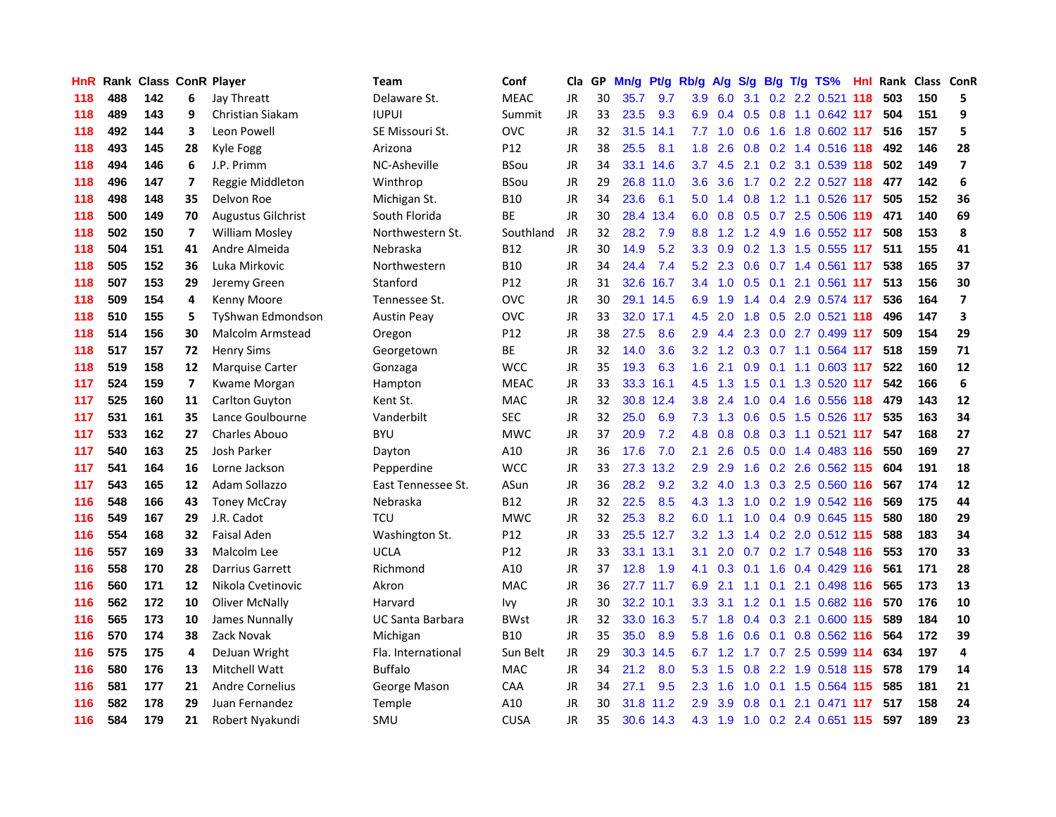| HnR | Rank | Class | ConR | Player | Team | Conf | Cla | GP | Mn/g | Pt/g | Rb/g | A/g | S/g | B/g | T/g | TS% | HnI | Rank | Class | ConR |
|---|---|---|---|---|---|---|---|---|---|---|---|---|---|---|---|---|---|---|---|---|
| 118 | 488 | 142 | 6 | Jay Threatt | Delaware St. | MEAC | JR | 30 | 35.7 | 9.7 | 3.9 | 6.0 | 3.1 | 0.2 | 2.2 | 0.521 | 118 | 503 | 150 | 5 |
| 118 | 489 | 143 | 9 | Christian Siakam | IUPUI | Summit | JR | 33 | 23.5 | 9.3 | 6.9 | 0.4 | 0.5 | 0.8 | 1.1 | 0.642 | 117 | 504 | 151 | 9 |
| 118 | 492 | 144 | 3 | Leon Powell | SE Missouri St. | OVC | JR | 32 | 31.5 | 14.1 | 7.7 | 1.0 | 0.6 | 1.6 | 1.8 | 0.602 | 117 | 516 | 157 | 5 |
| 118 | 493 | 145 | 28 | Kyle Fogg | Arizona | P12 | JR | 38 | 25.5 | 8.1 | 1.8 | 2.6 | 0.8 | 0.2 | 1.4 | 0.516 | 118 | 492 | 146 | 28 |
| 118 | 494 | 146 | 6 | J.P. Primm | NC-Asheville | BSou | JR | 34 | 33.1 | 14.6 | 3.7 | 4.5 | 2.1 | 0.2 | 3.1 | 0.539 | 118 | 502 | 149 | 7 |
| 118 | 496 | 147 | 7 | Reggie Middleton | Winthrop | BSou | JR | 29 | 26.8 | 11.0 | 3.6 | 3.6 | 1.7 | 0.2 | 2.2 | 0.527 | 118 | 477 | 142 | 6 |
| 118 | 498 | 148 | 35 | Delvon Roe | Michigan St. | B10 | JR | 34 | 23.6 | 6.1 | 5.0 | 1.4 | 0.8 | 1.2 | 1.1 | 0.526 | 117 | 505 | 152 | 36 |
| 118 | 500 | 149 | 70 | Augustus Gilchrist | South Florida | BE | JR | 30 | 28.4 | 13.4 | 6.0 | 0.8 | 0.5 | 0.7 | 2.5 | 0.506 | 119 | 471 | 140 | 69 |
| 118 | 502 | 150 | 7 | William Mosley | Northwestern St. | Southland | JR | 32 | 28.2 | 7.9 | 8.8 | 1.2 | 1.2 | 4.9 | 1.6 | 0.552 | 117 | 508 | 153 | 8 |
| 118 | 504 | 151 | 41 | Andre Almeida | Nebraska | B12 | JR | 30 | 14.9 | 5.2 | 3.3 | 0.9 | 0.2 | 1.3 | 1.5 | 0.555 | 117 | 511 | 155 | 41 |
| 118 | 505 | 152 | 36 | Luka Mirkovic | Northwestern | B10 | JR | 34 | 24.4 | 7.4 | 5.2 | 2.3 | 0.6 | 0.7 | 1.4 | 0.561 | 117 | 538 | 165 | 37 |
| 118 | 507 | 153 | 29 | Jeremy Green | Stanford | P12 | JR | 31 | 32.6 | 16.7 | 3.4 | 1.0 | 0.5 | 0.1 | 2.1 | 0.561 | 117 | 513 | 156 | 30 |
| 118 | 509 | 154 | 4 | Kenny Moore | Tennessee St. | OVC | JR | 30 | 29.1 | 14.5 | 6.9 | 1.9 | 1.4 | 0.4 | 2.9 | 0.574 | 117 | 536 | 164 | 7 |
| 118 | 510 | 155 | 5 | TyShwan Edmondson | Austin Peay | OVC | JR | 33 | 32.0 | 17.1 | 4.5 | 2.0 | 1.8 | 0.5 | 2.0 | 0.521 | 118 | 496 | 147 | 3 |
| 118 | 514 | 156 | 30 | Malcolm Armstead | Oregon | P12 | JR | 38 | 27.5 | 8.6 | 2.9 | 4.4 | 2.3 | 0.0 | 2.7 | 0.499 | 117 | 509 | 154 | 29 |
| 118 | 517 | 157 | 72 | Henry Sims | Georgetown | BE | JR | 32 | 14.0 | 3.6 | 3.2 | 1.2 | 0.3 | 0.7 | 1.1 | 0.564 | 117 | 518 | 159 | 71 |
| 118 | 519 | 158 | 12 | Marquise Carter | Gonzaga | WCC | JR | 35 | 19.3 | 6.3 | 1.6 | 2.1 | 0.9 | 0.1 | 1.1 | 0.603 | 117 | 522 | 160 | 12 |
| 117 | 524 | 159 | 7 | Kwame Morgan | Hampton | MEAC | JR | 33 | 33.3 | 16.1 | 4.5 | 1.3 | 1.5 | 0.1 | 1.3 | 0.520 | 117 | 542 | 166 | 6 |
| 117 | 525 | 160 | 11 | Carlton Guyton | Kent St. | MAC | JR | 32 | 30.8 | 12.4 | 3.8 | 2.4 | 1.0 | 0.4 | 1.6 | 0.556 | 118 | 479 | 143 | 12 |
| 117 | 531 | 161 | 35 | Lance Goulbourne | Vanderbilt | SEC | JR | 32 | 25.0 | 6.9 | 7.3 | 1.3 | 0.6 | 0.5 | 1.5 | 0.526 | 117 | 535 | 163 | 34 |
| 117 | 533 | 162 | 27 | Charles Abouo | BYU | MWC | JR | 37 | 20.9 | 7.2 | 4.8 | 0.8 | 0.8 | 0.3 | 1.1 | 0.521 | 117 | 547 | 168 | 27 |
| 117 | 540 | 163 | 25 | Josh Parker | Dayton | A10 | JR | 36 | 17.6 | 7.0 | 2.1 | 2.6 | 0.5 | 0.0 | 1.4 | 0.483 | 116 | 550 | 169 | 27 |
| 117 | 541 | 164 | 16 | Lorne Jackson | Pepperdine | WCC | JR | 33 | 27.3 | 13.2 | 2.9 | 2.9 | 1.6 | 0.2 | 2.6 | 0.562 | 115 | 604 | 191 | 18 |
| 117 | 543 | 165 | 12 | Adam Sollazzo | East Tennessee St. | ASun | JR | 36 | 28.2 | 9.2 | 3.2 | 4.0 | 1.3 | 0.3 | 2.5 | 0.560 | 116 | 567 | 174 | 12 |
| 116 | 548 | 166 | 43 | Toney McCray | Nebraska | B12 | JR | 32 | 22.5 | 8.5 | 4.3 | 1.3 | 1.0 | 0.2 | 1.9 | 0.542 | 116 | 569 | 175 | 44 |
| 116 | 549 | 167 | 29 | J.R. Cadot | TCU | MWC | JR | 32 | 25.3 | 8.2 | 6.0 | 1.1 | 1.0 | 0.4 | 0.9 | 0.645 | 115 | 580 | 180 | 29 |
| 116 | 554 | 168 | 32 | Faisal Aden | Washington St. | P12 | JR | 33 | 25.5 | 12.7 | 3.2 | 1.3 | 1.4 | 0.2 | 2.0 | 0.512 | 115 | 588 | 183 | 34 |
| 116 | 557 | 169 | 33 | Malcolm Lee | UCLA | P12 | JR | 33 | 33.1 | 13.1 | 3.1 | 2.0 | 0.7 | 0.2 | 1.7 | 0.548 | 116 | 553 | 170 | 33 |
| 116 | 558 | 170 | 28 | Darrius Garrett | Richmond | A10 | JR | 37 | 12.8 | 1.9 | 4.1 | 0.3 | 0.1 | 1.6 | 0.4 | 0.429 | 116 | 561 | 171 | 28 |
| 116 | 560 | 171 | 12 | Nikola Cvetinovic | Akron | MAC | JR | 36 | 27.7 | 11.7 | 6.9 | 2.1 | 1.1 | 0.1 | 2.1 | 0.498 | 116 | 565 | 173 | 13 |
| 116 | 562 | 172 | 10 | Oliver McNally | Harvard | Ivy | JR | 30 | 32.2 | 10.1 | 3.3 | 3.1 | 1.2 | 0.1 | 1.5 | 0.682 | 116 | 570 | 176 | 10 |
| 116 | 565 | 173 | 10 | James Nunnally | UC Santa Barbara | BWst | JR | 32 | 33.0 | 16.3 | 5.7 | 1.8 | 0.4 | 0.3 | 2.1 | 0.600 | 115 | 589 | 184 | 10 |
| 116 | 570 | 174 | 38 | Zack Novak | Michigan | B10 | JR | 35 | 35.0 | 8.9 | 5.8 | 1.6 | 0.6 | 0.1 | 0.8 | 0.562 | 116 | 564 | 172 | 39 |
| 116 | 575 | 175 | 4 | DeJuan Wright | Fla. International | Sun Belt | JR | 29 | 30.3 | 14.5 | 6.7 | 1.2 | 1.7 | 0.7 | 2.5 | 0.599 | 114 | 634 | 197 | 4 |
| 116 | 580 | 176 | 13 | Mitchell Watt | Buffalo | MAC | JR | 34 | 21.2 | 8.0 | 5.3 | 1.5 | 0.8 | 2.2 | 1.9 | 0.518 | 115 | 578 | 179 | 14 |
| 116 | 581 | 177 | 21 | Andre Cornelius | George Mason | CAA | JR | 34 | 27.1 | 9.5 | 2.3 | 1.6 | 1.0 | 0.1 | 1.5 | 0.564 | 115 | 585 | 181 | 21 |
| 116 | 582 | 178 | 29 | Juan Fernandez | Temple | A10 | JR | 30 | 31.8 | 11.2 | 2.9 | 3.9 | 0.8 | 0.1 | 2.1 | 0.471 | 117 | 517 | 158 | 24 |
| 116 | 584 | 179 | 21 | Robert Nyakundi | SMU | CUSA | JR | 35 | 30.6 | 14.3 | 4.3 | 1.9 | 1.0 | 0.2 | 2.4 | 0.651 | 115 | 597 | 189 | 23 |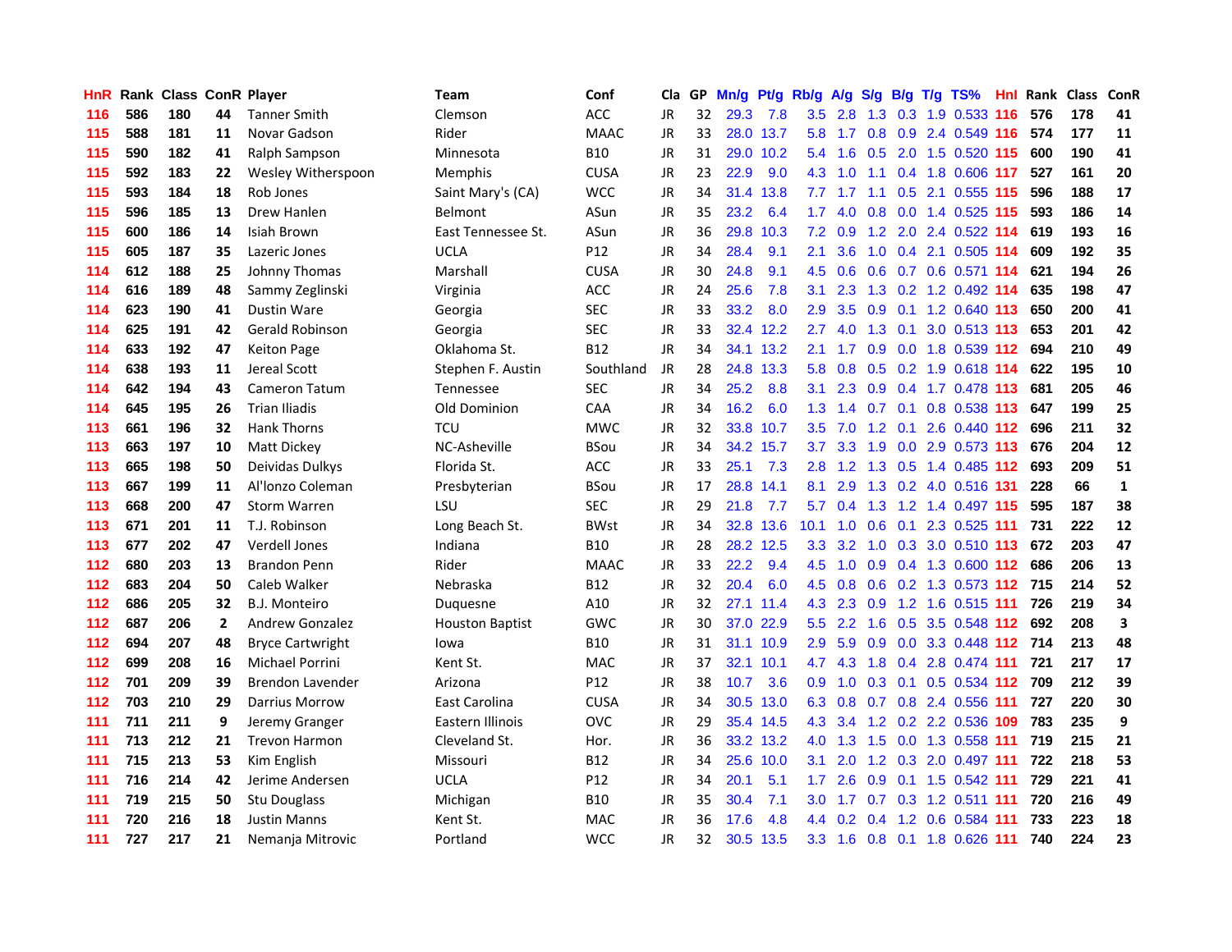| HnR | Rank | Class | ConR | Player | Team | Conf | Cla | GP | Mn/g | Pt/g | Rb/g | A/g | S/g | B/g | T/g | TS% | HnI | Rank | Class | ConR |
|---|---|---|---|---|---|---|---|---|---|---|---|---|---|---|---|---|---|---|---|---|
| 116 | 586 | 180 | 44 | Tanner Smith | Clemson | ACC | JR | 32 | 29.3 | 7.8 | 3.5 | 2.8 | 1.3 | 0.3 | 1.9 | 0.533 | 116 | 576 | 178 | 41 |
| 115 | 588 | 181 | 11 | Novar Gadson | Rider | MAAC | JR | 33 | 28.0 | 13.7 | 5.8 | 1.7 | 0.8 | 0.9 | 2.4 | 0.549 | 116 | 574 | 177 | 11 |
| 115 | 590 | 182 | 41 | Ralph Sampson | Minnesota | B10 | JR | 31 | 29.0 | 10.2 | 5.4 | 1.6 | 0.5 | 2.0 | 1.5 | 0.520 | 115 | 600 | 190 | 41 |
| 115 | 592 | 183 | 22 | Wesley Witherspoon | Memphis | CUSA | JR | 23 | 22.9 | 9.0 | 4.3 | 1.0 | 1.1 | 0.4 | 1.8 | 0.606 | 117 | 527 | 161 | 20 |
| 115 | 593 | 184 | 18 | Rob Jones | Saint Mary's (CA) | WCC | JR | 34 | 31.4 | 13.8 | 7.7 | 1.7 | 1.1 | 0.5 | 2.1 | 0.555 | 115 | 596 | 188 | 17 |
| 115 | 596 | 185 | 13 | Drew Hanlen | Belmont | ASun | JR | 35 | 23.2 | 6.4 | 1.7 | 4.0 | 0.8 | 0.0 | 1.4 | 0.525 | 115 | 593 | 186 | 14 |
| 115 | 600 | 186 | 14 | Isiah Brown | East Tennessee St. | ASun | JR | 36 | 29.8 | 10.3 | 7.2 | 0.9 | 1.2 | 2.0 | 2.4 | 0.522 | 114 | 619 | 193 | 16 |
| 115 | 605 | 187 | 35 | Lazeric Jones | UCLA | P12 | JR | 34 | 28.4 | 9.1 | 2.1 | 3.6 | 1.0 | 0.4 | 2.1 | 0.505 | 114 | 609 | 192 | 35 |
| 114 | 612 | 188 | 25 | Johnny Thomas | Marshall | CUSA | JR | 30 | 24.8 | 9.1 | 4.5 | 0.6 | 0.6 | 0.7 | 0.6 | 0.571 | 114 | 621 | 194 | 26 |
| 114 | 616 | 189 | 48 | Sammy Zeglinski | Virginia | ACC | JR | 24 | 25.6 | 7.8 | 3.1 | 2.3 | 1.3 | 0.2 | 1.2 | 0.492 | 114 | 635 | 198 | 47 |
| 114 | 623 | 190 | 41 | Dustin Ware | Georgia | SEC | JR | 33 | 33.2 | 8.0 | 2.9 | 3.5 | 0.9 | 0.1 | 1.2 | 0.640 | 113 | 650 | 200 | 41 |
| 114 | 625 | 191 | 42 | Gerald Robinson | Georgia | SEC | JR | 33 | 32.4 | 12.2 | 2.7 | 4.0 | 1.3 | 0.1 | 3.0 | 0.513 | 113 | 653 | 201 | 42 |
| 114 | 633 | 192 | 47 | Keiton Page | Oklahoma St. | B12 | JR | 34 | 34.1 | 13.2 | 2.1 | 1.7 | 0.9 | 0.0 | 1.8 | 0.539 | 112 | 694 | 210 | 49 |
| 114 | 638 | 193 | 11 | Jereal Scott | Stephen F. Austin | Southland | JR | 28 | 24.8 | 13.3 | 5.8 | 0.8 | 0.5 | 0.2 | 1.9 | 0.618 | 114 | 622 | 195 | 10 |
| 114 | 642 | 194 | 43 | Cameron Tatum | Tennessee | SEC | JR | 34 | 25.2 | 8.8 | 3.1 | 2.3 | 0.9 | 0.4 | 1.7 | 0.478 | 113 | 681 | 205 | 46 |
| 114 | 645 | 195 | 26 | Trian Iliadis | Old Dominion | CAA | JR | 34 | 16.2 | 6.0 | 1.3 | 1.4 | 0.7 | 0.1 | 0.8 | 0.538 | 113 | 647 | 199 | 25 |
| 113 | 661 | 196 | 32 | Hank Thorns | TCU | MWC | JR | 32 | 33.8 | 10.7 | 3.5 | 7.0 | 1.2 | 0.1 | 2.6 | 0.440 | 112 | 696 | 211 | 32 |
| 113 | 663 | 197 | 10 | Matt Dickey | NC-Asheville | BSou | JR | 34 | 34.2 | 15.7 | 3.7 | 3.3 | 1.9 | 0.0 | 2.9 | 0.573 | 113 | 676 | 204 | 12 |
| 113 | 665 | 198 | 50 | Deividas Dulkys | Florida St. | ACC | JR | 33 | 25.1 | 7.3 | 2.8 | 1.2 | 1.3 | 0.5 | 1.4 | 0.485 | 112 | 693 | 209 | 51 |
| 113 | 667 | 199 | 11 | Al'lonzo Coleman | Presbyterian | BSou | JR | 17 | 28.8 | 14.1 | 8.1 | 2.9 | 1.3 | 0.2 | 4.0 | 0.516 | 131 | 228 | 66 | 1 |
| 113 | 668 | 200 | 47 | Storm Warren | LSU | SEC | JR | 29 | 21.8 | 7.7 | 5.7 | 0.4 | 1.3 | 1.2 | 1.4 | 0.497 | 115 | 595 | 187 | 38 |
| 113 | 671 | 201 | 11 | T.J. Robinson | Long Beach St. | BWst | JR | 34 | 32.8 | 13.6 | 10.1 | 1.0 | 0.6 | 0.1 | 2.3 | 0.525 | 111 | 731 | 222 | 12 |
| 113 | 677 | 202 | 47 | Verdell Jones | Indiana | B10 | JR | 28 | 28.2 | 12.5 | 3.3 | 3.2 | 1.0 | 0.3 | 3.0 | 0.510 | 113 | 672 | 203 | 47 |
| 112 | 680 | 203 | 13 | Brandon Penn | Rider | MAAC | JR | 33 | 22.2 | 9.4 | 4.5 | 1.0 | 0.9 | 0.4 | 1.3 | 0.600 | 112 | 686 | 206 | 13 |
| 112 | 683 | 204 | 50 | Caleb Walker | Nebraska | B12 | JR | 32 | 20.4 | 6.0 | 4.5 | 0.8 | 0.6 | 0.2 | 1.3 | 0.573 | 112 | 715 | 214 | 52 |
| 112 | 686 | 205 | 32 | B.J. Monteiro | Duquesne | A10 | JR | 32 | 27.1 | 11.4 | 4.3 | 2.3 | 0.9 | 1.2 | 1.6 | 0.515 | 111 | 726 | 219 | 34 |
| 112 | 687 | 206 | 2 | Andrew Gonzalez | Houston Baptist | GWC | JR | 30 | 37.0 | 22.9 | 5.5 | 2.2 | 1.6 | 0.5 | 3.5 | 0.548 | 112 | 692 | 208 | 3 |
| 112 | 694 | 207 | 48 | Bryce Cartwright | Iowa | B10 | JR | 31 | 31.1 | 10.9 | 2.9 | 5.9 | 0.9 | 0.0 | 3.3 | 0.448 | 112 | 714 | 213 | 48 |
| 112 | 699 | 208 | 16 | Michael Porrini | Kent St. | MAC | JR | 37 | 32.1 | 10.1 | 4.7 | 4.3 | 1.8 | 0.4 | 2.8 | 0.474 | 111 | 721 | 217 | 17 |
| 112 | 701 | 209 | 39 | Brendon Lavender | Arizona | P12 | JR | 38 | 10.7 | 3.6 | 0.9 | 1.0 | 0.3 | 0.1 | 0.5 | 0.534 | 112 | 709 | 212 | 39 |
| 112 | 703 | 210 | 29 | Darrius Morrow | East Carolina | CUSA | JR | 34 | 30.5 | 13.0 | 6.3 | 0.8 | 0.7 | 0.8 | 2.4 | 0.556 | 111 | 727 | 220 | 30 |
| 111 | 711 | 211 | 9 | Jeremy Granger | Eastern Illinois | OVC | JR | 29 | 35.4 | 14.5 | 4.3 | 3.4 | 1.2 | 0.2 | 2.2 | 0.536 | 109 | 783 | 235 | 9 |
| 111 | 713 | 212 | 21 | Trevon Harmon | Cleveland St. | Hor. | JR | 36 | 33.2 | 13.2 | 4.0 | 1.3 | 1.5 | 0.0 | 1.3 | 0.558 | 111 | 719 | 215 | 21 |
| 111 | 715 | 213 | 53 | Kim English | Missouri | B12 | JR | 34 | 25.6 | 10.0 | 3.1 | 2.0 | 1.2 | 0.3 | 2.0 | 0.497 | 111 | 722 | 218 | 53 |
| 111 | 716 | 214 | 42 | Jerime Andersen | UCLA | P12 | JR | 34 | 20.1 | 5.1 | 1.7 | 2.6 | 0.9 | 0.1 | 1.5 | 0.542 | 111 | 729 | 221 | 41 |
| 111 | 719 | 215 | 50 | Stu Douglass | Michigan | B10 | JR | 35 | 30.4 | 7.1 | 3.0 | 1.7 | 0.7 | 0.3 | 1.2 | 0.511 | 111 | 720 | 216 | 49 |
| 111 | 720 | 216 | 18 | Justin Manns | Kent St. | MAC | JR | 36 | 17.6 | 4.8 | 4.4 | 0.2 | 0.4 | 1.2 | 0.6 | 0.584 | 111 | 733 | 223 | 18 |
| 111 | 727 | 217 | 21 | Nemanja Mitrovic | Portland | WCC | JR | 32 | 30.5 | 13.5 | 3.3 | 1.6 | 0.8 | 0.1 | 1.8 | 0.626 | 111 | 740 | 224 | 23 |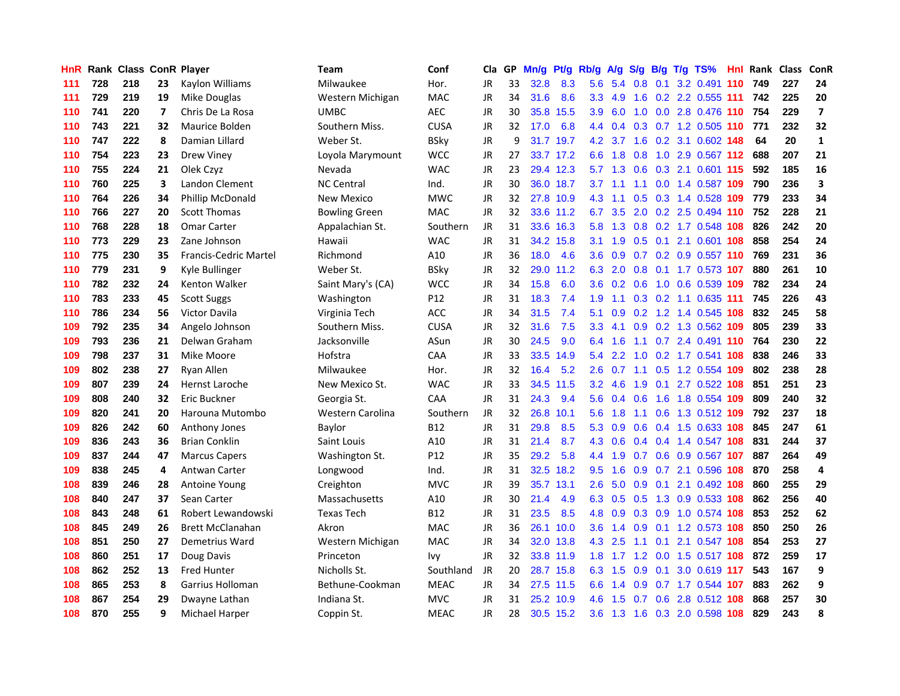| HnR | Rank | Class | ConR | Player | Team | Conf | Cla | GP | Mn/g | Pt/g | Rb/g | A/g | S/g | B/g | T/g | TS% | HnI | Rank | Class | ConR |
|---|---|---|---|---|---|---|---|---|---|---|---|---|---|---|---|---|---|---|---|---|
| 111 | 728 | 218 | 23 | Kaylon Williams | Milwaukee | Hor. | JR | 33 | 32.8 | 8.3 | 5.6 | 5.4 | 0.8 | 0.1 | 3.2 | 0.491 | 110 | 749 | 227 | 24 |
| 111 | 729 | 219 | 19 | Mike Douglas | Western Michigan | MAC | JR | 34 | 31.6 | 8.6 | 3.3 | 4.9 | 1.6 | 0.2 | 2.2 | 0.555 | 111 | 742 | 225 | 20 |
| 110 | 741 | 220 | 7 | Chris De La Rosa | UMBC | AEC | JR | 30 | 35.8 | 15.5 | 3.9 | 6.0 | 1.0 | 0.0 | 2.8 | 0.476 | 110 | 754 | 229 | 7 |
| 110 | 743 | 221 | 32 | Maurice Bolden | Southern Miss. | CUSA | JR | 32 | 17.0 | 6.8 | 4.4 | 0.4 | 0.3 | 0.7 | 1.2 | 0.505 | 110 | 771 | 232 | 32 |
| 110 | 747 | 222 | 8 | Damian Lillard | Weber St. | BSky | JR | 9 | 31.7 | 19.7 | 4.2 | 3.7 | 1.6 | 0.2 | 3.1 | 0.602 | 148 | 64 | 20 | 1 |
| 110 | 754 | 223 | 23 | Drew Viney | Loyola Marymount | WCC | JR | 27 | 33.7 | 17.2 | 6.6 | 1.8 | 0.8 | 1.0 | 2.9 | 0.567 | 112 | 688 | 207 | 21 |
| 110 | 755 | 224 | 21 | Olek Czyz | Nevada | WAC | JR | 23 | 29.4 | 12.3 | 5.7 | 1.3 | 0.6 | 0.3 | 2.1 | 0.601 | 115 | 592 | 185 | 16 |
| 110 | 760 | 225 | 3 | Landon Clement | NC Central | Ind. | JR | 30 | 36.0 | 18.7 | 3.7 | 1.1 | 1.1 | 0.0 | 1.4 | 0.587 | 109 | 790 | 236 | 3 |
| 110 | 764 | 226 | 34 | Phillip McDonald | New Mexico | MWC | JR | 32 | 27.8 | 10.9 | 4.3 | 1.1 | 0.5 | 0.3 | 1.4 | 0.528 | 109 | 779 | 233 | 34 |
| 110 | 766 | 227 | 20 | Scott Thomas | Bowling Green | MAC | JR | 32 | 33.6 | 11.2 | 6.7 | 3.5 | 2.0 | 0.2 | 2.5 | 0.494 | 110 | 752 | 228 | 21 |
| 110 | 768 | 228 | 18 | Omar Carter | Appalachian St. | Southern | JR | 31 | 33.6 | 16.3 | 5.8 | 1.3 | 0.8 | 0.2 | 1.7 | 0.548 | 108 | 826 | 242 | 20 |
| 110 | 773 | 229 | 23 | Zane Johnson | Hawaii | WAC | JR | 31 | 34.2 | 15.8 | 3.1 | 1.9 | 0.5 | 0.1 | 2.1 | 0.601 | 108 | 858 | 254 | 24 |
| 110 | 775 | 230 | 35 | Francis-Cedric Martel | Richmond | A10 | JR | 36 | 18.0 | 4.6 | 3.6 | 0.9 | 0.7 | 0.2 | 0.9 | 0.557 | 110 | 769 | 231 | 36 |
| 110 | 779 | 231 | 9 | Kyle Bullinger | Weber St. | BSky | JR | 32 | 29.0 | 11.2 | 6.3 | 2.0 | 0.8 | 0.1 | 1.7 | 0.573 | 107 | 880 | 261 | 10 |
| 110 | 782 | 232 | 24 | Kenton Walker | Saint Mary's (CA) | WCC | JR | 34 | 15.8 | 6.0 | 3.6 | 0.2 | 0.6 | 1.0 | 0.6 | 0.539 | 109 | 782 | 234 | 24 |
| 110 | 783 | 233 | 45 | Scott Suggs | Washington | P12 | JR | 31 | 18.3 | 7.4 | 1.9 | 1.1 | 0.3 | 0.2 | 1.1 | 0.635 | 111 | 745 | 226 | 43 |
| 110 | 786 | 234 | 56 | Victor Davila | Virginia Tech | ACC | JR | 34 | 31.5 | 7.4 | 5.1 | 0.9 | 0.2 | 1.2 | 1.4 | 0.545 | 108 | 832 | 245 | 58 |
| 109 | 792 | 235 | 34 | Angelo Johnson | Southern Miss. | CUSA | JR | 32 | 31.6 | 7.5 | 3.3 | 4.1 | 0.9 | 0.2 | 1.3 | 0.562 | 109 | 805 | 239 | 33 |
| 109 | 793 | 236 | 21 | Delwan Graham | Jacksonville | ASun | JR | 30 | 24.5 | 9.0 | 6.4 | 1.6 | 1.1 | 0.7 | 2.4 | 0.491 | 110 | 764 | 230 | 22 |
| 109 | 798 | 237 | 31 | Mike Moore | Hofstra | CAA | JR | 33 | 33.5 | 14.9 | 5.4 | 2.2 | 1.0 | 0.2 | 1.7 | 0.541 | 108 | 838 | 246 | 33 |
| 109 | 802 | 238 | 27 | Ryan Allen | Milwaukee | Hor. | JR | 32 | 16.4 | 5.2 | 2.6 | 0.7 | 1.1 | 0.5 | 1.2 | 0.554 | 109 | 802 | 238 | 28 |
| 109 | 807 | 239 | 24 | Hernst Laroche | New Mexico St. | WAC | JR | 33 | 34.5 | 11.5 | 3.2 | 4.6 | 1.9 | 0.1 | 2.7 | 0.522 | 108 | 851 | 251 | 23 |
| 109 | 808 | 240 | 32 | Eric Buckner | Georgia St. | CAA | JR | 31 | 24.3 | 9.4 | 5.6 | 0.4 | 0.6 | 1.6 | 1.8 | 0.554 | 109 | 809 | 240 | 32 |
| 109 | 820 | 241 | 20 | Harouna Mutombo | Western Carolina | Southern | JR | 32 | 26.8 | 10.1 | 5.6 | 1.8 | 1.1 | 0.6 | 1.3 | 0.512 | 109 | 792 | 237 | 18 |
| 109 | 826 | 242 | 60 | Anthony Jones | Baylor | B12 | JR | 31 | 29.8 | 8.5 | 5.3 | 0.9 | 0.6 | 0.4 | 1.5 | 0.633 | 108 | 845 | 247 | 61 |
| 109 | 836 | 243 | 36 | Brian Conklin | Saint Louis | A10 | JR | 31 | 21.4 | 8.7 | 4.3 | 0.6 | 0.4 | 0.4 | 1.4 | 0.547 | 108 | 831 | 244 | 37 |
| 109 | 837 | 244 | 47 | Marcus Capers | Washington St. | P12 | JR | 35 | 29.2 | 5.8 | 4.4 | 1.9 | 0.7 | 0.6 | 0.9 | 0.567 | 107 | 887 | 264 | 49 |
| 109 | 838 | 245 | 4 | Antwan Carter | Longwood | Ind. | JR | 31 | 32.5 | 18.2 | 9.5 | 1.6 | 0.9 | 0.7 | 2.1 | 0.596 | 108 | 870 | 258 | 4 |
| 108 | 839 | 246 | 28 | Antoine Young | Creighton | MVC | JR | 39 | 35.7 | 13.1 | 2.6 | 5.0 | 0.9 | 0.1 | 2.1 | 0.492 | 108 | 860 | 255 | 29 |
| 108 | 840 | 247 | 37 | Sean Carter | Massachusetts | A10 | JR | 30 | 21.4 | 4.9 | 6.3 | 0.5 | 0.5 | 1.3 | 0.9 | 0.533 | 108 | 862 | 256 | 40 |
| 108 | 843 | 248 | 61 | Robert Lewandowski | Texas Tech | B12 | JR | 31 | 23.5 | 8.5 | 4.8 | 0.9 | 0.3 | 0.9 | 1.0 | 0.574 | 108 | 853 | 252 | 62 |
| 108 | 845 | 249 | 26 | Brett McClanahan | Akron | MAC | JR | 36 | 26.1 | 10.0 | 3.6 | 1.4 | 0.9 | 0.1 | 1.2 | 0.573 | 108 | 850 | 250 | 26 |
| 108 | 851 | 250 | 27 | Demetrius Ward | Western Michigan | MAC | JR | 34 | 32.0 | 13.8 | 4.3 | 2.5 | 1.1 | 0.1 | 2.1 | 0.547 | 108 | 854 | 253 | 27 |
| 108 | 860 | 251 | 17 | Doug Davis | Princeton | Ivy | JR | 32 | 33.8 | 11.9 | 1.8 | 1.7 | 1.2 | 0.0 | 1.5 | 0.517 | 108 | 872 | 259 | 17 |
| 108 | 862 | 252 | 13 | Fred Hunter | Nicholls St. | Southland | JR | 20 | 28.7 | 15.8 | 6.3 | 1.5 | 0.9 | 0.1 | 3.0 | 0.619 | 117 | 543 | 167 | 9 |
| 108 | 865 | 253 | 8 | Garrius Holloman | Bethune-Cookman | MEAC | JR | 34 | 27.5 | 11.5 | 6.6 | 1.4 | 0.9 | 0.7 | 1.7 | 0.544 | 107 | 883 | 262 | 9 |
| 108 | 867 | 254 | 29 | Dwayne Lathan | Indiana St. | MVC | JR | 31 | 25.2 | 10.9 | 4.6 | 1.5 | 0.7 | 0.6 | 2.8 | 0.512 | 108 | 868 | 257 | 30 |
| 108 | 870 | 255 | 9 | Michael Harper | Coppin St. | MEAC | JR | 28 | 30.5 | 15.2 | 3.6 | 1.3 | 1.6 | 0.3 | 2.0 | 0.598 | 108 | 829 | 243 | 8 |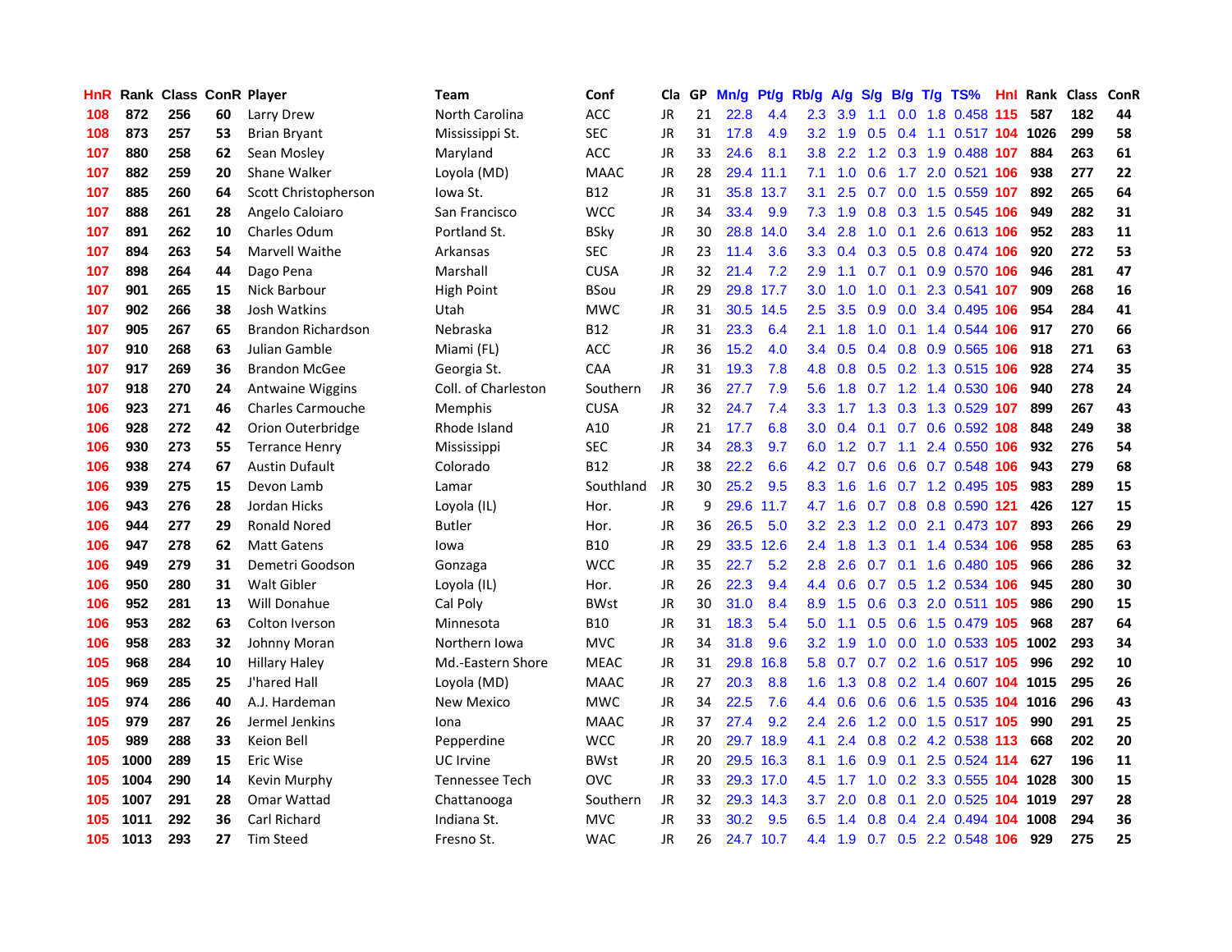| HnR | Rank | Class | ConR | Player | Team | Conf | Cla | GP | Mn/g | Pt/g | Rb/g | A/g | S/g | B/g | T/g | TS% | HnI | Rank | Class | ConR |
|---|---|---|---|---|---|---|---|---|---|---|---|---|---|---|---|---|---|---|---|---|
| 108 | 872 | 256 | 60 | Larry Drew | North Carolina | ACC | JR | 21 | 22.8 | 4.4 | 2.3 | 3.9 | 1.1 | 0.0 | 1.8 | 0.458 | 115 | 587 | 182 | 44 |
| 108 | 873 | 257 | 53 | Brian Bryant | Mississippi St. | SEC | JR | 31 | 17.8 | 4.9 | 3.2 | 1.9 | 0.5 | 0.4 | 1.1 | 0.517 | 104 | 1026 | 299 | 58 |
| 107 | 880 | 258 | 62 | Sean Mosley | Maryland | ACC | JR | 33 | 24.6 | 8.1 | 3.8 | 2.2 | 1.2 | 0.3 | 1.9 | 0.488 | 107 | 884 | 263 | 61 |
| 107 | 882 | 259 | 20 | Shane Walker | Loyola (MD) | MAAC | JR | 28 | 29.4 | 11.1 | 7.1 | 1.0 | 0.6 | 1.7 | 2.0 | 0.521 | 106 | 938 | 277 | 22 |
| 107 | 885 | 260 | 64 | Scott Christopherson | Iowa St. | B12 | JR | 31 | 35.8 | 13.7 | 3.1 | 2.5 | 0.7 | 0.0 | 1.5 | 0.559 | 107 | 892 | 265 | 64 |
| 107 | 888 | 261 | 28 | Angelo Caloiaro | San Francisco | WCC | JR | 34 | 33.4 | 9.9 | 7.3 | 1.9 | 0.8 | 0.3 | 1.5 | 0.545 | 106 | 949 | 282 | 31 |
| 107 | 891 | 262 | 10 | Charles Odum | Portland St. | BSky | JR | 30 | 28.8 | 14.0 | 3.4 | 2.8 | 1.0 | 0.1 | 2.6 | 0.613 | 106 | 952 | 283 | 11 |
| 107 | 894 | 263 | 54 | Marvell Waithe | Arkansas | SEC | JR | 23 | 11.4 | 3.6 | 3.3 | 0.4 | 0.3 | 0.5 | 0.8 | 0.474 | 106 | 920 | 272 | 53 |
| 107 | 898 | 264 | 44 | Dago Pena | Marshall | CUSA | JR | 32 | 21.4 | 7.2 | 2.9 | 1.1 | 0.7 | 0.1 | 0.9 | 0.570 | 106 | 946 | 281 | 47 |
| 107 | 901 | 265 | 15 | Nick Barbour | High Point | BSou | JR | 29 | 29.8 | 17.7 | 3.0 | 1.0 | 1.0 | 0.1 | 2.3 | 0.541 | 107 | 909 | 268 | 16 |
| 107 | 902 | 266 | 38 | Josh Watkins | Utah | MWC | JR | 31 | 30.5 | 14.5 | 2.5 | 3.5 | 0.9 | 0.0 | 3.4 | 0.495 | 106 | 954 | 284 | 41 |
| 107 | 905 | 267 | 65 | Brandon Richardson | Nebraska | B12 | JR | 31 | 23.3 | 6.4 | 2.1 | 1.8 | 1.0 | 0.1 | 1.4 | 0.544 | 106 | 917 | 270 | 66 |
| 107 | 910 | 268 | 63 | Julian Gamble | Miami (FL) | ACC | JR | 36 | 15.2 | 4.0 | 3.4 | 0.5 | 0.4 | 0.8 | 0.9 | 0.565 | 106 | 918 | 271 | 63 |
| 107 | 917 | 269 | 36 | Brandon McGee | Georgia St. | CAA | JR | 31 | 19.3 | 7.8 | 4.8 | 0.8 | 0.5 | 0.2 | 1.3 | 0.515 | 106 | 928 | 274 | 35 |
| 107 | 918 | 270 | 24 | Antwaine Wiggins | Coll. of Charleston | Southern | JR | 36 | 27.7 | 7.9 | 5.6 | 1.8 | 0.7 | 1.2 | 1.4 | 0.530 | 106 | 940 | 278 | 24 |
| 106 | 923 | 271 | 46 | Charles Carmouche | Memphis | CUSA | JR | 32 | 24.7 | 7.4 | 3.3 | 1.7 | 1.3 | 0.3 | 1.3 | 0.529 | 107 | 899 | 267 | 43 |
| 106 | 928 | 272 | 42 | Orion Outerbridge | Rhode Island | A10 | JR | 21 | 17.7 | 6.8 | 3.0 | 0.4 | 0.1 | 0.7 | 0.6 | 0.592 | 108 | 848 | 249 | 38 |
| 106 | 930 | 273 | 55 | Terrance Henry | Mississippi | SEC | JR | 34 | 28.3 | 9.7 | 6.0 | 1.2 | 0.7 | 1.1 | 2.4 | 0.550 | 106 | 932 | 276 | 54 |
| 106 | 938 | 274 | 67 | Austin Dufault | Colorado | B12 | JR | 38 | 22.2 | 6.6 | 4.2 | 0.7 | 0.6 | 0.6 | 0.7 | 0.548 | 106 | 943 | 279 | 68 |
| 106 | 939 | 275 | 15 | Devon Lamb | Lamar | Southland | JR | 30 | 25.2 | 9.5 | 8.3 | 1.6 | 1.6 | 0.7 | 1.2 | 0.495 | 105 | 983 | 289 | 15 |
| 106 | 943 | 276 | 28 | Jordan Hicks | Loyola (IL) | Hor. | JR | 9 | 29.6 | 11.7 | 4.7 | 1.6 | 0.7 | 0.8 | 0.8 | 0.590 | 121 | 426 | 127 | 15 |
| 106 | 944 | 277 | 29 | Ronald Nored | Butler | Hor. | JR | 36 | 26.5 | 5.0 | 3.2 | 2.3 | 1.2 | 0.0 | 2.1 | 0.473 | 107 | 893 | 266 | 29 |
| 106 | 947 | 278 | 62 | Matt Gatens | Iowa | B10 | JR | 29 | 33.5 | 12.6 | 2.4 | 1.8 | 1.3 | 0.1 | 1.4 | 0.534 | 106 | 958 | 285 | 63 |
| 106 | 949 | 279 | 31 | Demetri Goodson | Gonzaga | WCC | JR | 35 | 22.7 | 5.2 | 2.8 | 2.6 | 0.7 | 0.1 | 1.6 | 0.480 | 105 | 966 | 286 | 32 |
| 106 | 950 | 280 | 31 | Walt Gibler | Loyola (IL) | Hor. | JR | 26 | 22.3 | 9.4 | 4.4 | 0.6 | 0.7 | 0.5 | 1.2 | 0.534 | 106 | 945 | 280 | 30 |
| 106 | 952 | 281 | 13 | Will Donahue | Cal Poly | BWst | JR | 30 | 31.0 | 8.4 | 8.9 | 1.5 | 0.6 | 0.3 | 2.0 | 0.511 | 105 | 986 | 290 | 15 |
| 106 | 953 | 282 | 63 | Colton Iverson | Minnesota | B10 | JR | 31 | 18.3 | 5.4 | 5.0 | 1.1 | 0.5 | 0.6 | 1.5 | 0.479 | 105 | 968 | 287 | 64 |
| 106 | 958 | 283 | 32 | Johnny Moran | Northern Iowa | MVC | JR | 34 | 31.8 | 9.6 | 3.2 | 1.9 | 1.0 | 0.0 | 1.0 | 0.533 | 105 | 1002 | 293 | 34 |
| 105 | 968 | 284 | 10 | Hillary Haley | Md.-Eastern Shore | MEAC | JR | 31 | 29.8 | 16.8 | 5.8 | 0.7 | 0.7 | 0.2 | 1.6 | 0.517 | 105 | 996 | 292 | 10 |
| 105 | 969 | 285 | 25 | J'hared Hall | Loyola (MD) | MAAC | JR | 27 | 20.3 | 8.8 | 1.6 | 1.3 | 0.8 | 0.2 | 1.4 | 0.607 | 104 | 1015 | 295 | 26 |
| 105 | 974 | 286 | 40 | A.J. Hardeman | New Mexico | MWC | JR | 34 | 22.5 | 7.6 | 4.4 | 0.6 | 0.6 | 0.6 | 1.5 | 0.535 | 104 | 1016 | 296 | 43 |
| 105 | 979 | 287 | 26 | Jermel Jenkins | Iona | MAAC | JR | 37 | 27.4 | 9.2 | 2.4 | 2.6 | 1.2 | 0.0 | 1.5 | 0.517 | 105 | 990 | 291 | 25 |
| 105 | 989 | 288 | 33 | Keion Bell | Pepperdine | WCC | JR | 20 | 29.7 | 18.9 | 4.1 | 2.4 | 0.8 | 0.2 | 4.2 | 0.538 | 113 | 668 | 202 | 20 |
| 105 | 1000 | 289 | 15 | Eric Wise | UC Irvine | BWst | JR | 20 | 29.5 | 16.3 | 8.1 | 1.6 | 0.9 | 0.1 | 2.5 | 0.524 | 114 | 627 | 196 | 11 |
| 105 | 1004 | 290 | 14 | Kevin Murphy | Tennessee Tech | OVC | JR | 33 | 29.3 | 17.0 | 4.5 | 1.7 | 1.0 | 0.2 | 3.3 | 0.555 | 104 | 1028 | 300 | 15 |
| 105 | 1007 | 291 | 28 | Omar Wattad | Chattanooga | Southern | JR | 32 | 29.3 | 14.3 | 3.7 | 2.0 | 0.8 | 0.1 | 2.0 | 0.525 | 104 | 1019 | 297 | 28 |
| 105 | 1011 | 292 | 36 | Carl Richard | Indiana St. | MVC | JR | 33 | 30.2 | 9.5 | 6.5 | 1.4 | 0.8 | 0.4 | 2.4 | 0.494 | 104 | 1008 | 294 | 36 |
| 105 | 1013 | 293 | 27 | Tim Steed | Fresno St. | WAC | JR | 26 | 24.7 | 10.7 | 4.4 | 1.9 | 0.7 | 0.5 | 2.2 | 0.548 | 106 | 929 | 275 | 25 |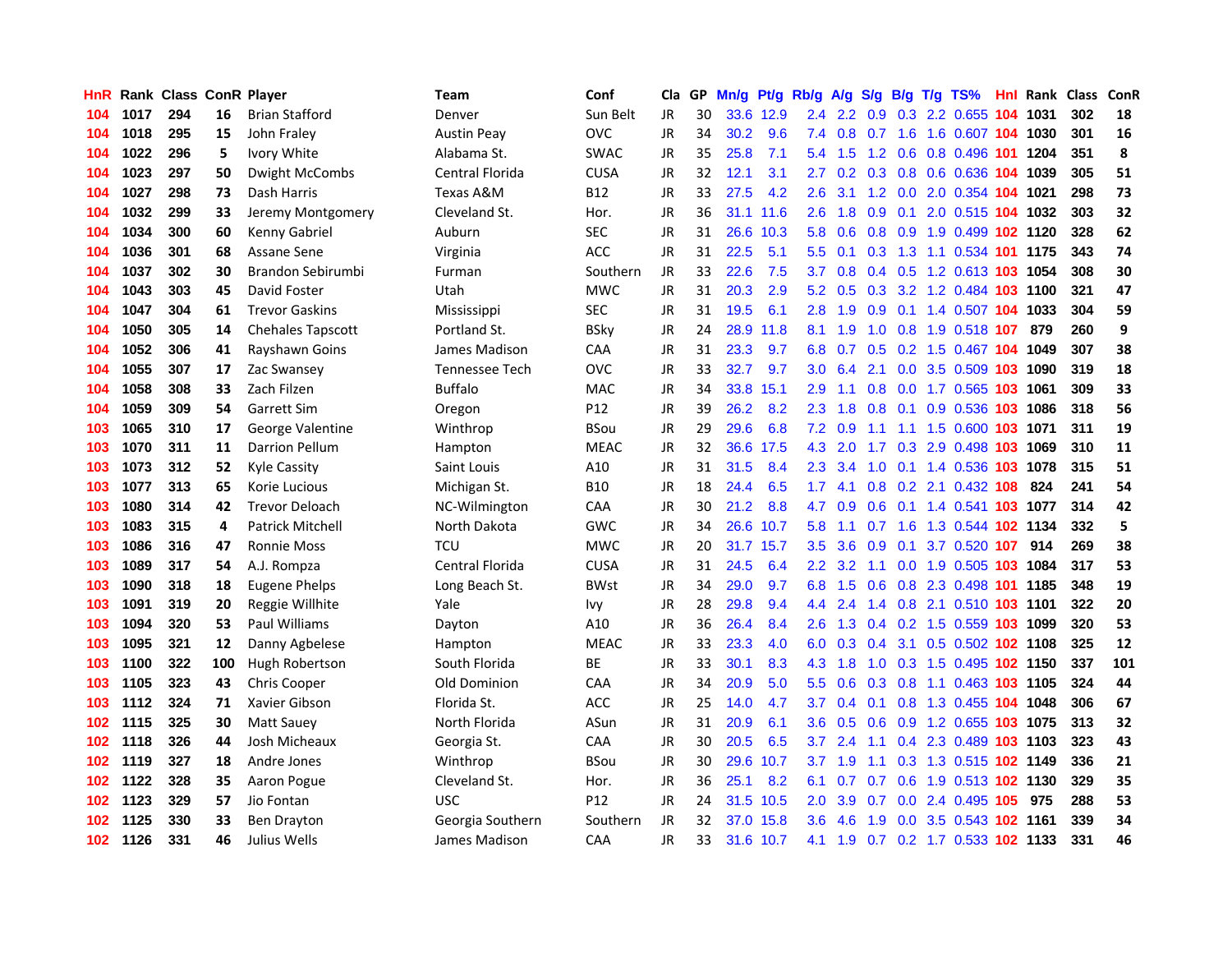| HnR | Rank | Class | ConR | Player | Team | Conf | Cla | GP | Mn/g | Pt/g | Rb/g | A/g | S/g | B/g | T/g | TS% | Hnl | Rank | Class | ConR |
|---|---|---|---|---|---|---|---|---|---|---|---|---|---|---|---|---|---|---|---|---|
| 104 | 1017 | 294 | 16 | Brian Stafford | Denver | Sun Belt | JR | 30 | 33.6 | 12.9 | 2.4 | 2.2 | 0.9 | 0.3 | 2.2 | 0.655 | 104 | 1031 | 302 | 18 |
| 104 | 1018 | 295 | 15 | John Fraley | Austin Peay | OVC | JR | 34 | 30.2 | 9.6 | 7.4 | 0.8 | 0.7 | 1.6 | 1.6 | 0.607 | 104 | 1030 | 301 | 16 |
| 104 | 1022 | 296 | 5 | Ivory White | Alabama St. | SWAC | JR | 35 | 25.8 | 7.1 | 5.4 | 1.5 | 1.2 | 0.6 | 0.8 | 0.496 | 101 | 1204 | 351 | 8 |
| 104 | 1023 | 297 | 50 | Dwight McCombs | Central Florida | CUSA | JR | 32 | 12.1 | 3.1 | 2.7 | 0.2 | 0.3 | 0.8 | 0.6 | 0.636 | 104 | 1039 | 305 | 51 |
| 104 | 1027 | 298 | 73 | Dash Harris | Texas A&M | B12 | JR | 33 | 27.5 | 4.2 | 2.6 | 3.1 | 1.2 | 0.0 | 2.0 | 0.354 | 104 | 1021 | 298 | 73 |
| 104 | 1032 | 299 | 33 | Jeremy Montgomery | Cleveland St. | Hor. | JR | 36 | 31.1 | 11.6 | 2.6 | 1.8 | 0.9 | 0.1 | 2.0 | 0.515 | 104 | 1032 | 303 | 32 |
| 104 | 1034 | 300 | 60 | Kenny Gabriel | Auburn | SEC | JR | 31 | 26.6 | 10.3 | 5.8 | 0.6 | 0.8 | 0.9 | 1.9 | 0.499 | 102 | 1120 | 328 | 62 |
| 104 | 1036 | 301 | 68 | Assane Sene | Virginia | ACC | JR | 31 | 22.5 | 5.1 | 5.5 | 0.1 | 0.3 | 1.3 | 1.1 | 0.534 | 101 | 1175 | 343 | 74 |
| 104 | 1037 | 302 | 30 | Brandon Sebirumbi | Furman | Southern | JR | 33 | 22.6 | 7.5 | 3.7 | 0.8 | 0.4 | 0.5 | 1.2 | 0.613 | 103 | 1054 | 308 | 30 |
| 104 | 1043 | 303 | 45 | David Foster | Utah | MWC | JR | 31 | 20.3 | 2.9 | 5.2 | 0.5 | 0.3 | 3.2 | 1.2 | 0.484 | 103 | 1100 | 321 | 47 |
| 104 | 1047 | 304 | 61 | Trevor Gaskins | Mississippi | SEC | JR | 31 | 19.5 | 6.1 | 2.8 | 1.9 | 0.9 | 0.1 | 1.4 | 0.507 | 104 | 1033 | 304 | 59 |
| 104 | 1050 | 305 | 14 | Chehales Tapscott | Portland St. | BSky | JR | 24 | 28.9 | 11.8 | 8.1 | 1.9 | 1.0 | 0.8 | 1.9 | 0.518 | 107 | 879 | 260 | 9 |
| 104 | 1052 | 306 | 41 | Rayshawn Goins | James Madison | CAA | JR | 31 | 23.3 | 9.7 | 6.8 | 0.7 | 0.5 | 0.2 | 1.5 | 0.467 | 104 | 1049 | 307 | 38 |
| 104 | 1055 | 307 | 17 | Zac Swansey | Tennessee Tech | OVC | JR | 33 | 32.7 | 9.7 | 3.0 | 6.4 | 2.1 | 0.0 | 3.5 | 0.509 | 103 | 1090 | 319 | 18 |
| 104 | 1058 | 308 | 33 | Zach Filzen | Buffalo | MAC | JR | 34 | 33.8 | 15.1 | 2.9 | 1.1 | 0.8 | 0.0 | 1.7 | 0.565 | 103 | 1061 | 309 | 33 |
| 104 | 1059 | 309 | 54 | Garrett Sim | Oregon | P12 | JR | 39 | 26.2 | 8.2 | 2.3 | 1.8 | 0.8 | 0.1 | 0.9 | 0.536 | 103 | 1086 | 318 | 56 |
| 103 | 1065 | 310 | 17 | George Valentine | Winthrop | BSou | JR | 29 | 29.6 | 6.8 | 7.2 | 0.9 | 1.1 | 1.1 | 1.5 | 0.600 | 103 | 1071 | 311 | 19 |
| 103 | 1070 | 311 | 11 | Darrion Pellum | Hampton | MEAC | JR | 32 | 36.6 | 17.5 | 4.3 | 2.0 | 1.7 | 0.3 | 2.9 | 0.498 | 103 | 1069 | 310 | 11 |
| 103 | 1073 | 312 | 52 | Kyle Cassity | Saint Louis | A10 | JR | 31 | 31.5 | 8.4 | 2.3 | 3.4 | 1.0 | 0.1 | 1.4 | 0.536 | 103 | 1078 | 315 | 51 |
| 103 | 1077 | 313 | 65 | Korie Lucious | Michigan St. | B10 | JR | 18 | 24.4 | 6.5 | 1.7 | 4.1 | 0.8 | 0.2 | 2.1 | 0.432 | 108 | 824 | 241 | 54 |
| 103 | 1080 | 314 | 42 | Trevor Deloach | NC-Wilmington | CAA | JR | 30 | 21.2 | 8.8 | 4.7 | 0.9 | 0.6 | 0.1 | 1.4 | 0.541 | 103 | 1077 | 314 | 42 |
| 103 | 1083 | 315 | 4 | Patrick Mitchell | North Dakota | GWC | JR | 34 | 26.6 | 10.7 | 5.8 | 1.1 | 0.7 | 1.6 | 1.3 | 0.544 | 102 | 1134 | 332 | 5 |
| 103 | 1086 | 316 | 47 | Ronnie Moss | TCU | MWC | JR | 20 | 31.7 | 15.7 | 3.5 | 3.6 | 0.9 | 0.1 | 3.7 | 0.520 | 107 | 914 | 269 | 38 |
| 103 | 1089 | 317 | 54 | A.J. Rompza | Central Florida | CUSA | JR | 31 | 24.5 | 6.4 | 2.2 | 3.2 | 1.1 | 0.0 | 1.9 | 0.505 | 103 | 1084 | 317 | 53 |
| 103 | 1090 | 318 | 18 | Eugene Phelps | Long Beach St. | BWst | JR | 34 | 29.0 | 9.7 | 6.8 | 1.5 | 0.6 | 0.8 | 2.3 | 0.498 | 101 | 1185 | 348 | 19 |
| 103 | 1091 | 319 | 20 | Reggie Willhite | Yale | Ivy | JR | 28 | 29.8 | 9.4 | 4.4 | 2.4 | 1.4 | 0.8 | 2.1 | 0.510 | 103 | 1101 | 322 | 20 |
| 103 | 1094 | 320 | 53 | Paul Williams | Dayton | A10 | JR | 36 | 26.4 | 8.4 | 2.6 | 1.3 | 0.4 | 0.2 | 1.5 | 0.559 | 103 | 1099 | 320 | 53 |
| 103 | 1095 | 321 | 12 | Danny Agbelese | Hampton | MEAC | JR | 33 | 23.3 | 4.0 | 6.0 | 0.3 | 0.4 | 3.1 | 0.5 | 0.502 | 102 | 1108 | 325 | 12 |
| 103 | 1100 | 322 | 100 | Hugh Robertson | South Florida | BE | JR | 33 | 30.1 | 8.3 | 4.3 | 1.8 | 1.0 | 0.3 | 1.5 | 0.495 | 102 | 1150 | 337 | 101 |
| 103 | 1105 | 323 | 43 | Chris Cooper | Old Dominion | CAA | JR | 34 | 20.9 | 5.0 | 5.5 | 0.6 | 0.3 | 0.8 | 1.1 | 0.463 | 103 | 1105 | 324 | 44 |
| 103 | 1112 | 324 | 71 | Xavier Gibson | Florida St. | ACC | JR | 25 | 14.0 | 4.7 | 3.7 | 0.4 | 0.1 | 0.8 | 1.3 | 0.455 | 104 | 1048 | 306 | 67 |
| 102 | 1115 | 325 | 30 | Matt Sauey | North Florida | ASun | JR | 31 | 20.9 | 6.1 | 3.6 | 0.5 | 0.6 | 0.9 | 1.2 | 0.655 | 103 | 1075 | 313 | 32 |
| 102 | 1118 | 326 | 44 | Josh Micheaux | Georgia St. | CAA | JR | 30 | 20.5 | 6.5 | 3.7 | 2.4 | 1.1 | 0.4 | 2.3 | 0.489 | 103 | 1103 | 323 | 43 |
| 102 | 1119 | 327 | 18 | Andre Jones | Winthrop | BSou | JR | 30 | 29.6 | 10.7 | 3.7 | 1.9 | 1.1 | 0.3 | 1.3 | 0.515 | 102 | 1149 | 336 | 21 |
| 102 | 1122 | 328 | 35 | Aaron Pogue | Cleveland St. | Hor. | JR | 36 | 25.1 | 8.2 | 6.1 | 0.7 | 0.7 | 0.6 | 1.9 | 0.513 | 102 | 1130 | 329 | 35 |
| 102 | 1123 | 329 | 57 | Jio Fontan | USC | P12 | JR | 24 | 31.5 | 10.5 | 2.0 | 3.9 | 0.7 | 0.0 | 2.4 | 0.495 | 105 | 975 | 288 | 53 |
| 102 | 1125 | 330 | 33 | Ben Drayton | Georgia Southern | Southern | JR | 32 | 37.0 | 15.8 | 3.6 | 4.6 | 1.9 | 0.0 | 3.5 | 0.543 | 102 | 1161 | 339 | 34 |
| 102 | 1126 | 331 | 46 | Julius Wells | James Madison | CAA | JR | 33 | 31.6 | 10.7 | 4.1 | 1.9 | 0.7 | 0.2 | 1.7 | 0.533 | 102 | 1133 | 331 | 46 |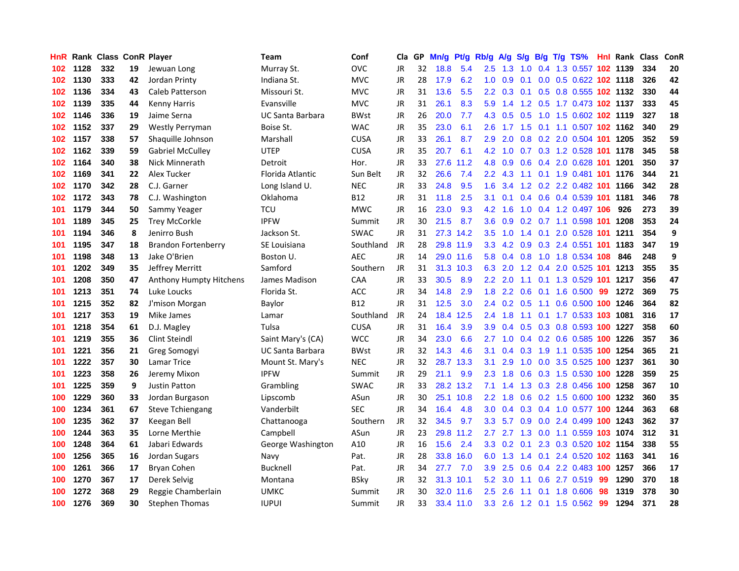| HnR | Rank | Class | ConR | Player | Team | Conf | Cla | GP | Mn/g | Pt/g | Rb/g | A/g | S/g | B/g | T/g | TS% | HnI | Rank | Class | ConR |
|---|---|---|---|---|---|---|---|---|---|---|---|---|---|---|---|---|---|---|---|---|
| 102 | 1128 | 332 | 19 | Jewuan Long | Murray St. | OVC | JR | 32 | 18.8 | 5.4 | 2.5 | 1.3 | 1.0 | 0.4 | 1.3 | 0.557 | 102 | 1139 | 334 | 20 |
| 102 | 1130 | 333 | 42 | Jordan Printy | Indiana St. | MVC | JR | 28 | 17.9 | 6.2 | 1.0 | 0.9 | 0.1 | 0.0 | 0.5 | 0.622 | 102 | 1118 | 326 | 42 |
| 102 | 1136 | 334 | 43 | Caleb Patterson | Missouri St. | MVC | JR | 31 | 13.6 | 5.5 | 2.2 | 0.3 | 0.1 | 0.5 | 0.8 | 0.555 | 102 | 1132 | 330 | 44 |
| 102 | 1139 | 335 | 44 | Kenny Harris | Evansville | MVC | JR | 31 | 26.1 | 8.3 | 5.9 | 1.4 | 1.2 | 0.5 | 1.7 | 0.473 | 102 | 1137 | 333 | 45 |
| 102 | 1146 | 336 | 19 | Jaime Serna | UC Santa Barbara | BWst | JR | 26 | 20.0 | 7.7 | 4.3 | 0.5 | 0.5 | 1.0 | 1.5 | 0.602 | 102 | 1119 | 327 | 18 |
| 102 | 1152 | 337 | 29 | Westly Perryman | Boise St. | WAC | JR | 35 | 23.0 | 6.1 | 2.6 | 1.7 | 1.5 | 0.1 | 1.1 | 0.507 | 102 | 1162 | 340 | 29 |
| 102 | 1157 | 338 | 57 | Shaquille Johnson | Marshall | CUSA | JR | 33 | 26.1 | 8.7 | 2.9 | 2.0 | 0.8 | 0.2 | 2.0 | 0.504 | 101 | 1205 | 352 | 59 |
| 102 | 1162 | 339 | 59 | Gabriel McCulley | UTEP | CUSA | JR | 35 | 20.7 | 6.1 | 4.2 | 1.0 | 0.7 | 0.3 | 1.2 | 0.528 | 101 | 1178 | 345 | 58 |
| 102 | 1164 | 340 | 38 | Nick Minnerath | Detroit | Hor. | JR | 33 | 27.6 | 11.2 | 4.8 | 0.9 | 0.6 | 0.4 | 2.0 | 0.628 | 101 | 1201 | 350 | 37 |
| 102 | 1169 | 341 | 22 | Alex Tucker | Florida Atlantic | Sun Belt | JR | 32 | 26.6 | 7.4 | 2.2 | 4.3 | 1.1 | 0.1 | 1.9 | 0.481 | 101 | 1176 | 344 | 21 |
| 102 | 1170 | 342 | 28 | C.J. Garner | Long Island U. | NEC | JR | 33 | 24.8 | 9.5 | 1.6 | 3.4 | 1.2 | 0.2 | 2.2 | 0.482 | 101 | 1166 | 342 | 28 |
| 102 | 1172 | 343 | 78 | C.J. Washington | Oklahoma | B12 | JR | 31 | 11.8 | 2.5 | 3.1 | 0.1 | 0.4 | 0.6 | 0.4 | 0.539 | 101 | 1181 | 346 | 78 |
| 101 | 1179 | 344 | 50 | Sammy Yeager | TCU | MWC | JR | 16 | 23.0 | 9.3 | 4.2 | 1.6 | 1.0 | 0.4 | 1.2 | 0.497 | 106 | 926 | 273 | 39 |
| 101 | 1189 | 345 | 25 | Trey McCorkle | IPFW | Summit | JR | 30 | 21.5 | 8.7 | 3.6 | 0.9 | 0.2 | 0.7 | 1.1 | 0.598 | 101 | 1208 | 353 | 24 |
| 101 | 1194 | 346 | 8 | Jenirro Bush | Jackson St. | SWAC | JR | 31 | 27.3 | 14.2 | 3.5 | 1.0 | 1.4 | 0.1 | 2.0 | 0.528 | 101 | 1211 | 354 | 9 |
| 101 | 1195 | 347 | 18 | Brandon Fortenberry | SE Louisiana | Southland | JR | 28 | 29.8 | 11.9 | 3.3 | 4.2 | 0.9 | 0.3 | 2.4 | 0.551 | 101 | 1183 | 347 | 19 |
| 101 | 1198 | 348 | 13 | Jake O'Brien | Boston U. | AEC | JR | 14 | 29.0 | 11.6 | 5.8 | 0.4 | 0.8 | 1.0 | 1.8 | 0.534 | 108 | 846 | 248 | 9 |
| 101 | 1202 | 349 | 35 | Jeffrey Merritt | Samford | Southern | JR | 31 | 31.3 | 10.3 | 6.3 | 2.0 | 1.2 | 0.4 | 2.0 | 0.525 | 101 | 1213 | 355 | 35 |
| 101 | 1208 | 350 | 47 | Anthony Humpty Hitchens | James Madison | CAA | JR | 33 | 30.5 | 8.9 | 2.2 | 2.0 | 1.1 | 0.1 | 1.3 | 0.529 | 101 | 1217 | 356 | 47 |
| 101 | 1213 | 351 | 74 | Luke Loucks | Florida St. | ACC | JR | 34 | 14.8 | 2.9 | 1.8 | 2.2 | 0.6 | 0.1 | 1.6 | 0.500 | 99 | 1272 | 369 | 75 |
| 101 | 1215 | 352 | 82 | J'mison Morgan | Baylor | B12 | JR | 31 | 12.5 | 3.0 | 2.4 | 0.2 | 0.5 | 1.1 | 0.6 | 0.500 | 100 | 1246 | 364 | 82 |
| 101 | 1217 | 353 | 19 | Mike James | Lamar | Southland | JR | 24 | 18.4 | 12.5 | 2.4 | 1.8 | 1.1 | 0.1 | 1.7 | 0.533 | 103 | 1081 | 316 | 17 |
| 101 | 1218 | 354 | 61 | D.J. Magley | Tulsa | CUSA | JR | 31 | 16.4 | 3.9 | 3.9 | 0.4 | 0.5 | 0.3 | 0.8 | 0.593 | 100 | 1227 | 358 | 60 |
| 101 | 1219 | 355 | 36 | Clint Steindl | Saint Mary's (CA) | WCC | JR | 34 | 23.0 | 6.6 | 2.7 | 1.0 | 0.4 | 0.2 | 0.6 | 0.585 | 100 | 1226 | 357 | 36 |
| 101 | 1221 | 356 | 21 | Greg Somogyi | UC Santa Barbara | BWst | JR | 32 | 14.3 | 4.6 | 3.1 | 0.4 | 0.3 | 1.9 | 1.1 | 0.535 | 100 | 1254 | 365 | 21 |
| 101 | 1222 | 357 | 30 | Lamar Trice | Mount St. Mary's | NEC | JR | 32 | 28.7 | 13.3 | 3.1 | 2.9 | 1.0 | 0.0 | 3.5 | 0.525 | 100 | 1237 | 361 | 30 |
| 101 | 1223 | 358 | 26 | Jeremy Mixon | IPFW | Summit | JR | 29 | 21.1 | 9.9 | 2.3 | 1.8 | 0.6 | 0.3 | 1.5 | 0.530 | 100 | 1228 | 359 | 25 |
| 101 | 1225 | 359 | 9 | Justin Patton | Grambling | SWAC | JR | 33 | 28.2 | 13.2 | 7.1 | 1.4 | 1.3 | 0.3 | 2.8 | 0.456 | 100 | 1258 | 367 | 10 |
| 100 | 1229 | 360 | 33 | Jordan Burgason | Lipscomb | ASun | JR | 30 | 25.1 | 10.8 | 2.2 | 1.8 | 0.6 | 0.2 | 1.5 | 0.600 | 100 | 1232 | 360 | 35 |
| 100 | 1234 | 361 | 67 | Steve Tchiengang | Vanderbilt | SEC | JR | 34 | 16.4 | 4.8 | 3.0 | 0.4 | 0.3 | 0.4 | 1.0 | 0.577 | 100 | 1244 | 363 | 68 |
| 100 | 1235 | 362 | 37 | Keegan Bell | Chattanooga | Southern | JR | 32 | 34.5 | 9.7 | 3.3 | 5.7 | 0.9 | 0.0 | 2.4 | 0.499 | 100 | 1243 | 362 | 37 |
| 100 | 1244 | 363 | 35 | Lorne Merthie | Campbell | ASun | JR | 23 | 29.8 | 11.2 | 2.7 | 2.7 | 1.3 | 0.0 | 1.1 | 0.559 | 103 | 1074 | 312 | 31 |
| 100 | 1248 | 364 | 61 | Jabari Edwards | George Washington | A10 | JR | 16 | 15.6 | 2.4 | 3.3 | 0.2 | 0.1 | 2.3 | 0.3 | 0.520 | 102 | 1154 | 338 | 55 |
| 100 | 1256 | 365 | 16 | Jordan Sugars | Navy | Pat. | JR | 28 | 33.8 | 16.0 | 6.0 | 1.3 | 1.4 | 0.1 | 2.4 | 0.520 | 102 | 1163 | 341 | 16 |
| 100 | 1261 | 366 | 17 | Bryan Cohen | Bucknell | Pat. | JR | 34 | 27.7 | 7.0 | 3.9 | 2.5 | 0.6 | 0.4 | 2.2 | 0.483 | 100 | 1257 | 366 | 17 |
| 100 | 1270 | 367 | 17 | Derek Selvig | Montana | BSky | JR | 32 | 31.3 | 10.1 | 5.2 | 3.0 | 1.1 | 0.6 | 2.7 | 0.519 | 99 | 1290 | 370 | 18 |
| 100 | 1272 | 368 | 29 | Reggie Chamberlain | UMKC | Summit | JR | 30 | 32.0 | 11.6 | 2.5 | 2.6 | 1.1 | 0.1 | 1.8 | 0.606 | 98 | 1319 | 378 | 30 |
| 100 | 1276 | 369 | 30 | Stephen Thomas | IUPUI | Summit | JR | 33 | 33.4 | 11.0 | 3.3 | 2.6 | 1.2 | 0.1 | 1.5 | 0.562 | 99 | 1294 | 371 | 28 |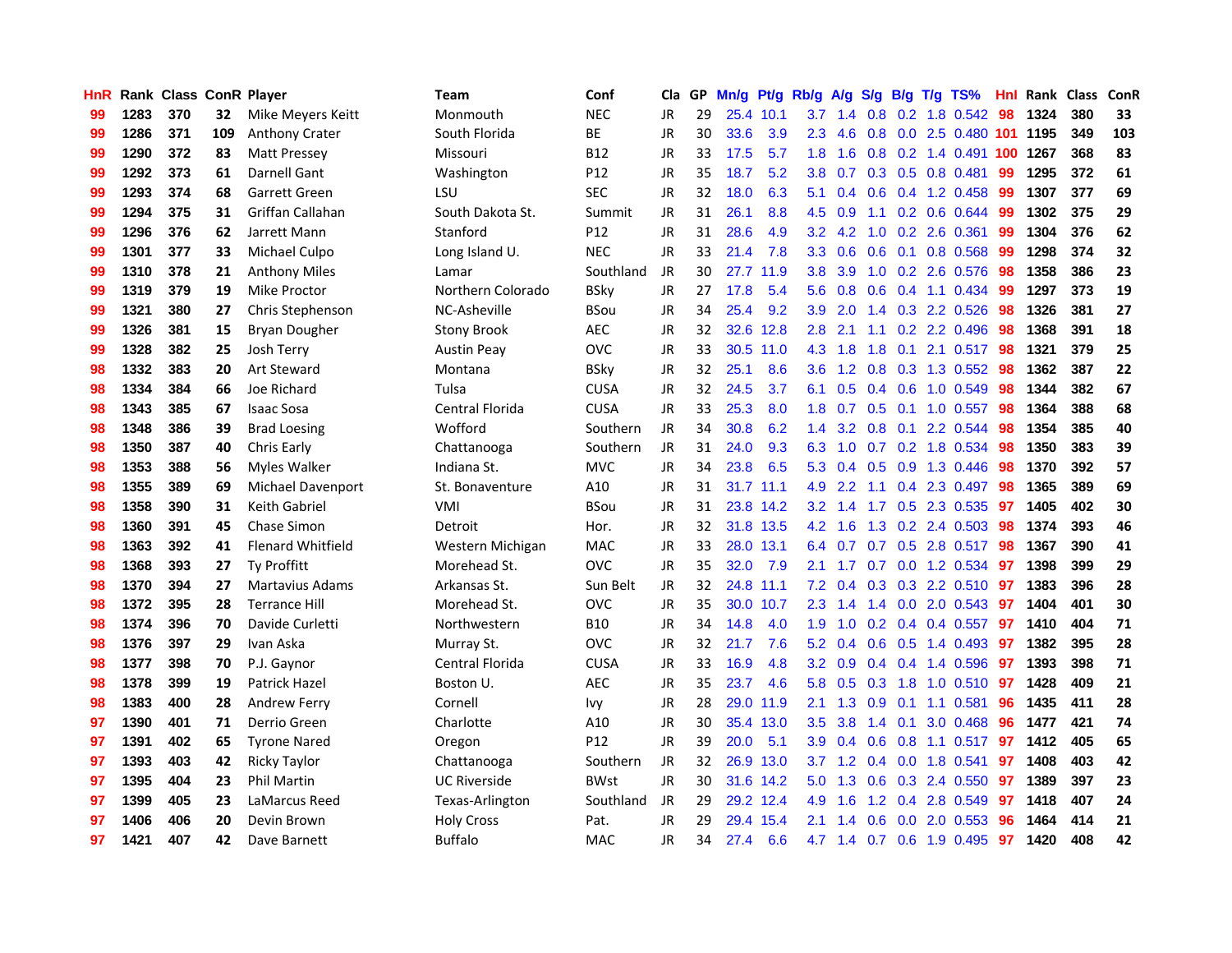| HnR | Rank | Class | ConR | Player | Team | Conf | Cla | GP | Mn/g | Pt/g | Rb/g | A/g | S/g | B/g | T/g | TS% | HnI | Rank | Class | ConR |
|---|---|---|---|---|---|---|---|---|---|---|---|---|---|---|---|---|---|---|---|---|
| 99 | 1283 | 370 | 32 | Mike Meyers Keitt | Monmouth | NEC | JR | 29 | 25.4 | 10.1 | 3.7 | 1.4 | 0.8 | 0.2 | 1.8 | 0.542 | 98 | 1324 | 380 | 33 |
| 99 | 1286 | 371 | 109 | Anthony Crater | South Florida | BE | JR | 30 | 33.6 | 3.9 | 2.3 | 4.6 | 0.8 | 0.0 | 2.5 | 0.480 | 101 | 1195 | 349 | 103 |
| 99 | 1290 | 372 | 83 | Matt Pressey | Missouri | B12 | JR | 33 | 17.5 | 5.7 | 1.8 | 1.6 | 0.8 | 0.2 | 1.4 | 0.491 | 100 | 1267 | 368 | 83 |
| 99 | 1292 | 373 | 61 | Darnell Gant | Washington | P12 | JR | 35 | 18.7 | 5.2 | 3.8 | 0.7 | 0.3 | 0.5 | 0.8 | 0.481 | 99 | 1295 | 372 | 61 |
| 99 | 1293 | 374 | 68 | Garrett Green | LSU | SEC | JR | 32 | 18.0 | 6.3 | 5.1 | 0.4 | 0.6 | 0.4 | 1.2 | 0.458 | 99 | 1307 | 377 | 69 |
| 99 | 1294 | 375 | 31 | Griffan Callahan | South Dakota St. | Summit | JR | 31 | 26.1 | 8.8 | 4.5 | 0.9 | 1.1 | 0.2 | 0.6 | 0.644 | 99 | 1302 | 375 | 29 |
| 99 | 1296 | 376 | 62 | Jarrett Mann | Stanford | P12 | JR | 31 | 28.6 | 4.9 | 3.2 | 4.2 | 1.0 | 0.2 | 2.6 | 0.361 | 99 | 1304 | 376 | 62 |
| 99 | 1301 | 377 | 33 | Michael Culpo | Long Island U. | NEC | JR | 33 | 21.4 | 7.8 | 3.3 | 0.6 | 0.6 | 0.1 | 0.8 | 0.568 | 99 | 1298 | 374 | 32 |
| 99 | 1310 | 378 | 21 | Anthony Miles | Lamar | Southland | JR | 30 | 27.7 | 11.9 | 3.8 | 3.9 | 1.0 | 0.2 | 2.6 | 0.576 | 98 | 1358 | 386 | 23 |
| 99 | 1319 | 379 | 19 | Mike Proctor | Northern Colorado | BSky | JR | 27 | 17.8 | 5.4 | 5.6 | 0.8 | 0.6 | 0.4 | 1.1 | 0.434 | 99 | 1297 | 373 | 19 |
| 99 | 1321 | 380 | 27 | Chris Stephenson | NC-Asheville | BSou | JR | 34 | 25.4 | 9.2 | 3.9 | 2.0 | 1.4 | 0.3 | 2.2 | 0.526 | 98 | 1326 | 381 | 27 |
| 99 | 1326 | 381 | 15 | Bryan Dougher | Stony Brook | AEC | JR | 32 | 32.6 | 12.8 | 2.8 | 2.1 | 1.1 | 0.2 | 2.2 | 0.496 | 98 | 1368 | 391 | 18 |
| 99 | 1328 | 382 | 25 | Josh Terry | Austin Peay | OVC | JR | 33 | 30.5 | 11.0 | 4.3 | 1.8 | 1.8 | 0.1 | 2.1 | 0.517 | 98 | 1321 | 379 | 25 |
| 98 | 1332 | 383 | 20 | Art Steward | Montana | BSky | JR | 32 | 25.1 | 8.6 | 3.6 | 1.2 | 0.8 | 0.3 | 1.3 | 0.552 | 98 | 1362 | 387 | 22 |
| 98 | 1334 | 384 | 66 | Joe Richard | Tulsa | CUSA | JR | 32 | 24.5 | 3.7 | 6.1 | 0.5 | 0.4 | 0.6 | 1.0 | 0.549 | 98 | 1344 | 382 | 67 |
| 98 | 1343 | 385 | 67 | Isaac Sosa | Central Florida | CUSA | JR | 33 | 25.3 | 8.0 | 1.8 | 0.7 | 0.5 | 0.1 | 1.0 | 0.557 | 98 | 1364 | 388 | 68 |
| 98 | 1348 | 386 | 39 | Brad Loesing | Wofford | Southern | JR | 34 | 30.8 | 6.2 | 1.4 | 3.2 | 0.8 | 0.1 | 2.2 | 0.544 | 98 | 1354 | 385 | 40 |
| 98 | 1350 | 387 | 40 | Chris Early | Chattanooga | Southern | JR | 31 | 24.0 | 9.3 | 6.3 | 1.0 | 0.7 | 0.2 | 1.8 | 0.534 | 98 | 1350 | 383 | 39 |
| 98 | 1353 | 388 | 56 | Myles Walker | Indiana St. | MVC | JR | 34 | 23.8 | 6.5 | 5.3 | 0.4 | 0.5 | 0.9 | 1.3 | 0.446 | 98 | 1370 | 392 | 57 |
| 98 | 1355 | 389 | 69 | Michael Davenport | St. Bonaventure | A10 | JR | 31 | 31.7 | 11.1 | 4.9 | 2.2 | 1.1 | 0.4 | 2.3 | 0.497 | 98 | 1365 | 389 | 69 |
| 98 | 1358 | 390 | 31 | Keith Gabriel | VMI | BSou | JR | 31 | 23.8 | 14.2 | 3.2 | 1.4 | 1.7 | 0.5 | 2.3 | 0.535 | 97 | 1405 | 402 | 30 |
| 98 | 1360 | 391 | 45 | Chase Simon | Detroit | Hor. | JR | 32 | 31.8 | 13.5 | 4.2 | 1.6 | 1.3 | 0.2 | 2.4 | 0.503 | 98 | 1374 | 393 | 46 |
| 98 | 1363 | 392 | 41 | Flenard Whitfield | Western Michigan | MAC | JR | 33 | 28.0 | 13.1 | 6.4 | 0.7 | 0.7 | 0.5 | 2.8 | 0.517 | 98 | 1367 | 390 | 41 |
| 98 | 1368 | 393 | 27 | Ty Proffitt | Morehead St. | OVC | JR | 35 | 32.0 | 7.9 | 2.1 | 1.7 | 0.7 | 0.0 | 1.2 | 0.534 | 97 | 1398 | 399 | 29 |
| 98 | 1370 | 394 | 27 | Martavius Adams | Arkansas St. | Sun Belt | JR | 32 | 24.8 | 11.1 | 7.2 | 0.4 | 0.3 | 0.3 | 2.2 | 0.510 | 97 | 1383 | 396 | 28 |
| 98 | 1372 | 395 | 28 | Terrance Hill | Morehead St. | OVC | JR | 35 | 30.0 | 10.7 | 2.3 | 1.4 | 1.4 | 0.0 | 2.0 | 0.543 | 97 | 1404 | 401 | 30 |
| 98 | 1374 | 396 | 70 | Davide Curletti | Northwestern | B10 | JR | 34 | 14.8 | 4.0 | 1.9 | 1.0 | 0.2 | 0.4 | 0.4 | 0.557 | 97 | 1410 | 404 | 71 |
| 98 | 1376 | 397 | 29 | Ivan Aska | Murray St. | OVC | JR | 32 | 21.7 | 7.6 | 5.2 | 0.4 | 0.6 | 0.5 | 1.4 | 0.493 | 97 | 1382 | 395 | 28 |
| 98 | 1377 | 398 | 70 | P.J. Gaynor | Central Florida | CUSA | JR | 33 | 16.9 | 4.8 | 3.2 | 0.9 | 0.4 | 0.4 | 1.4 | 0.596 | 97 | 1393 | 398 | 71 |
| 98 | 1378 | 399 | 19 | Patrick Hazel | Boston U. | AEC | JR | 35 | 23.7 | 4.6 | 5.8 | 0.5 | 0.3 | 1.8 | 1.0 | 0.510 | 97 | 1428 | 409 | 21 |
| 98 | 1383 | 400 | 28 | Andrew Ferry | Cornell | Ivy | JR | 28 | 29.0 | 11.9 | 2.1 | 1.3 | 0.9 | 0.1 | 1.1 | 0.581 | 96 | 1435 | 411 | 28 |
| 97 | 1390 | 401 | 71 | Derrio Green | Charlotte | A10 | JR | 30 | 35.4 | 13.0 | 3.5 | 3.8 | 1.4 | 0.1 | 3.0 | 0.468 | 96 | 1477 | 421 | 74 |
| 97 | 1391 | 402 | 65 | Tyrone Nared | Oregon | P12 | JR | 39 | 20.0 | 5.1 | 3.9 | 0.4 | 0.6 | 0.8 | 1.1 | 0.517 | 97 | 1412 | 405 | 65 |
| 97 | 1393 | 403 | 42 | Ricky Taylor | Chattanooga | Southern | JR | 32 | 26.9 | 13.0 | 3.7 | 1.2 | 0.4 | 0.0 | 1.8 | 0.541 | 97 | 1408 | 403 | 42 |
| 97 | 1395 | 404 | 23 | Phil Martin | UC Riverside | BWst | JR | 30 | 31.6 | 14.2 | 5.0 | 1.3 | 0.6 | 0.3 | 2.4 | 0.550 | 97 | 1389 | 397 | 23 |
| 97 | 1399 | 405 | 23 | LaMarcus Reed | Texas-Arlington | Southland | JR | 29 | 29.2 | 12.4 | 4.9 | 1.6 | 1.2 | 0.4 | 2.8 | 0.549 | 97 | 1418 | 407 | 24 |
| 97 | 1406 | 406 | 20 | Devin Brown | Holy Cross | Pat. | JR | 29 | 29.4 | 15.4 | 2.1 | 1.4 | 0.6 | 0.0 | 2.0 | 0.553 | 96 | 1464 | 414 | 21 |
| 97 | 1421 | 407 | 42 | Dave Barnett | Buffalo | MAC | JR | 34 | 27.4 | 6.6 | 4.7 | 1.4 | 0.7 | 0.6 | 1.9 | 0.495 | 97 | 1420 | 408 | 42 |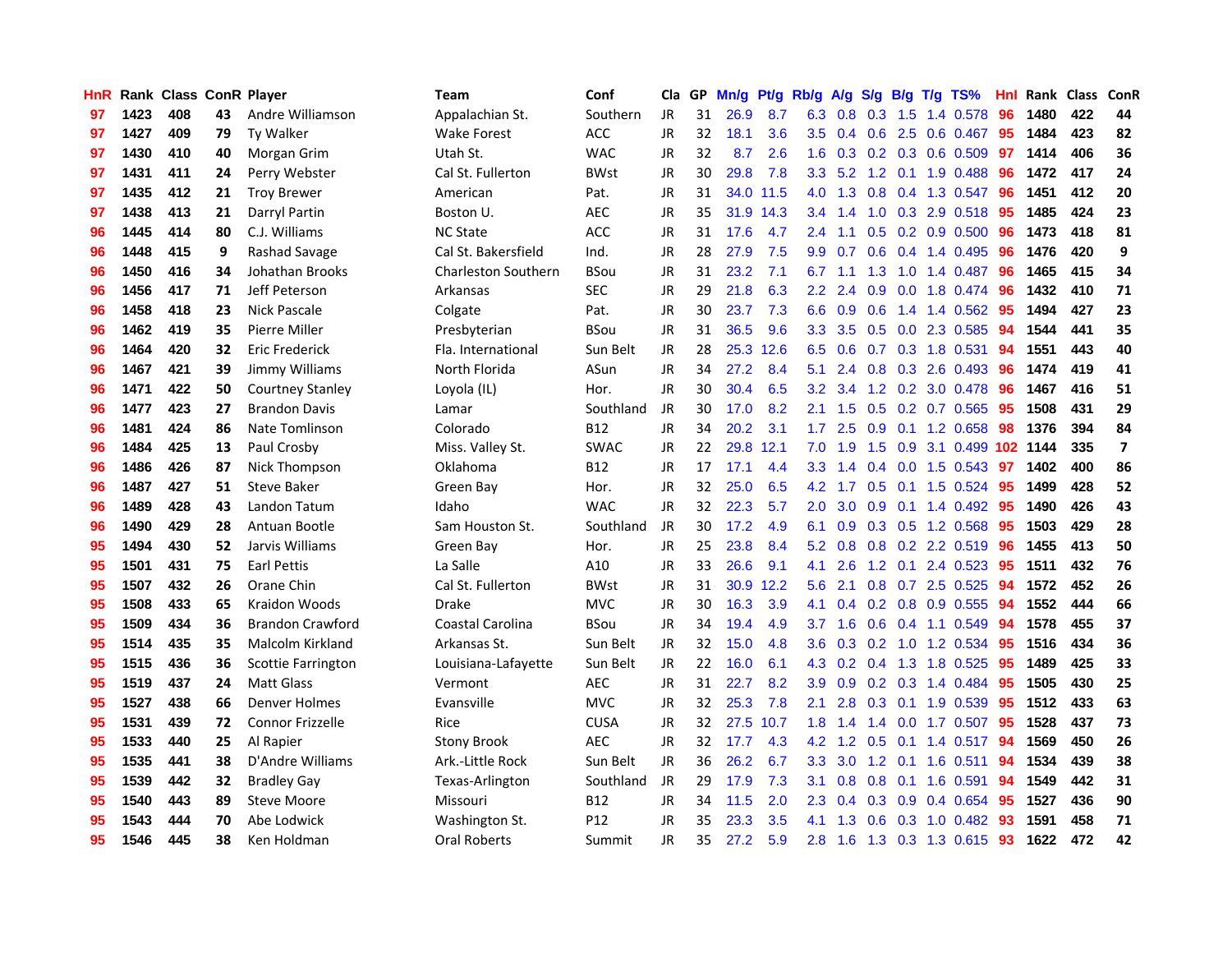| HnR | Rank | Class | ConR | Player | Team | Conf | Cla | GP | Mn/g | Pt/g | Rb/g | A/g | S/g | B/g | T/g | TS% | HnI | Rank | Class | ConR |
|---|---|---|---|---|---|---|---|---|---|---|---|---|---|---|---|---|---|---|---|---|
| 97 | 1423 | 408 | 43 | Andre Williamson | Appalachian St. | Southern | JR | 31 | 26.9 | 8.7 | 6.3 | 0.8 | 0.3 | 1.5 | 1.4 | 0.578 | 96 | 1480 | 422 | 44 |
| 97 | 1427 | 409 | 79 | Ty Walker | Wake Forest | ACC | JR | 32 | 18.1 | 3.6 | 3.5 | 0.4 | 0.6 | 2.5 | 0.6 | 0.467 | 95 | 1484 | 423 | 82 |
| 97 | 1430 | 410 | 40 | Morgan Grim | Utah St. | WAC | JR | 32 | 8.7 | 2.6 | 1.6 | 0.3 | 0.2 | 0.3 | 0.6 | 0.509 | 97 | 1414 | 406 | 36 |
| 97 | 1431 | 411 | 24 | Perry Webster | Cal St. Fullerton | BWst | JR | 30 | 29.8 | 7.8 | 3.3 | 5.2 | 1.2 | 0.1 | 1.9 | 0.488 | 96 | 1472 | 417 | 24 |
| 97 | 1435 | 412 | 21 | Troy Brewer | American | Pat. | JR | 31 | 34.0 | 11.5 | 4.0 | 1.3 | 0.8 | 0.4 | 1.3 | 0.547 | 96 | 1451 | 412 | 20 |
| 97 | 1438 | 413 | 21 | Darryl Partin | Boston U. | AEC | JR | 35 | 31.9 | 14.3 | 3.4 | 1.4 | 1.0 | 0.3 | 2.9 | 0.518 | 95 | 1485 | 424 | 23 |
| 96 | 1445 | 414 | 80 | C.J. Williams | NC State | ACC | JR | 31 | 17.6 | 4.7 | 2.4 | 1.1 | 0.5 | 0.2 | 0.9 | 0.500 | 96 | 1473 | 418 | 81 |
| 96 | 1448 | 415 | 9 | Rashad Savage | Cal St. Bakersfield | Ind. | JR | 28 | 27.9 | 7.5 | 9.9 | 0.7 | 0.6 | 0.4 | 1.4 | 0.495 | 96 | 1476 | 420 | 9 |
| 96 | 1450 | 416 | 34 | Johathan Brooks | Charleston Southern | BSou | JR | 31 | 23.2 | 7.1 | 6.7 | 1.1 | 1.3 | 1.0 | 1.4 | 0.487 | 96 | 1465 | 415 | 34 |
| 96 | 1456 | 417 | 71 | Jeff Peterson | Arkansas | SEC | JR | 29 | 21.8 | 6.3 | 2.2 | 2.4 | 0.9 | 0.0 | 1.8 | 0.474 | 96 | 1432 | 410 | 71 |
| 96 | 1458 | 418 | 23 | Nick Pascale | Colgate | Pat. | JR | 30 | 23.7 | 7.3 | 6.6 | 0.9 | 0.6 | 1.4 | 1.4 | 0.562 | 95 | 1494 | 427 | 23 |
| 96 | 1462 | 419 | 35 | Pierre Miller | Presbyterian | BSou | JR | 31 | 36.5 | 9.6 | 3.3 | 3.5 | 0.5 | 0.0 | 2.3 | 0.585 | 94 | 1544 | 441 | 35 |
| 96 | 1464 | 420 | 32 | Eric Frederick | Fla. International | Sun Belt | JR | 28 | 25.3 | 12.6 | 6.5 | 0.6 | 0.7 | 0.3 | 1.8 | 0.531 | 94 | 1551 | 443 | 40 |
| 96 | 1467 | 421 | 39 | Jimmy Williams | North Florida | ASun | JR | 34 | 27.2 | 8.4 | 5.1 | 2.4 | 0.8 | 0.3 | 2.6 | 0.493 | 96 | 1474 | 419 | 41 |
| 96 | 1471 | 422 | 50 | Courtney Stanley | Loyola (IL) | Hor. | JR | 30 | 30.4 | 6.5 | 3.2 | 3.4 | 1.2 | 0.2 | 3.0 | 0.478 | 96 | 1467 | 416 | 51 |
| 96 | 1477 | 423 | 27 | Brandon Davis | Lamar | Southland | JR | 30 | 17.0 | 8.2 | 2.1 | 1.5 | 0.5 | 0.2 | 0.7 | 0.565 | 95 | 1508 | 431 | 29 |
| 96 | 1481 | 424 | 86 | Nate Tomlinson | Colorado | B12 | JR | 34 | 20.2 | 3.1 | 1.7 | 2.5 | 0.9 | 0.1 | 1.2 | 0.658 | 98 | 1376 | 394 | 84 |
| 96 | 1484 | 425 | 13 | Paul Crosby | Miss. Valley St. | SWAC | JR | 22 | 29.8 | 12.1 | 7.0 | 1.9 | 1.5 | 0.9 | 3.1 | 0.499 | 102 | 1144 | 335 | 7 |
| 96 | 1486 | 426 | 87 | Nick Thompson | Oklahoma | B12 | JR | 17 | 17.1 | 4.4 | 3.3 | 1.4 | 0.4 | 0.0 | 1.5 | 0.543 | 97 | 1402 | 400 | 86 |
| 96 | 1487 | 427 | 51 | Steve Baker | Green Bay | Hor. | JR | 32 | 25.0 | 6.5 | 4.2 | 1.7 | 0.5 | 0.1 | 1.5 | 0.524 | 95 | 1499 | 428 | 52 |
| 96 | 1489 | 428 | 43 | Landon Tatum | Idaho | WAC | JR | 32 | 22.3 | 5.7 | 2.0 | 3.0 | 0.9 | 0.1 | 1.4 | 0.492 | 95 | 1490 | 426 | 43 |
| 96 | 1490 | 429 | 28 | Antuan Bootle | Sam Houston St. | Southland | JR | 30 | 17.2 | 4.9 | 6.1 | 0.9 | 0.3 | 0.5 | 1.2 | 0.568 | 95 | 1503 | 429 | 28 |
| 95 | 1494 | 430 | 52 | Jarvis Williams | Green Bay | Hor. | JR | 25 | 23.8 | 8.4 | 5.2 | 0.8 | 0.8 | 0.2 | 2.2 | 0.519 | 96 | 1455 | 413 | 50 |
| 95 | 1501 | 431 | 75 | Earl Pettis | La Salle | A10 | JR | 33 | 26.6 | 9.1 | 4.1 | 2.6 | 1.2 | 0.1 | 2.4 | 0.523 | 95 | 1511 | 432 | 76 |
| 95 | 1507 | 432 | 26 | Orane Chin | Cal St. Fullerton | BWst | JR | 31 | 30.9 | 12.2 | 5.6 | 2.1 | 0.8 | 0.7 | 2.5 | 0.525 | 94 | 1572 | 452 | 26 |
| 95 | 1508 | 433 | 65 | Kraidon Woods | Drake | MVC | JR | 30 | 16.3 | 3.9 | 4.1 | 0.4 | 0.2 | 0.8 | 0.9 | 0.555 | 94 | 1552 | 444 | 66 |
| 95 | 1509 | 434 | 36 | Brandon Crawford | Coastal Carolina | BSou | JR | 34 | 19.4 | 4.9 | 3.7 | 1.6 | 0.6 | 0.4 | 1.1 | 0.549 | 94 | 1578 | 455 | 37 |
| 95 | 1514 | 435 | 35 | Malcolm Kirkland | Arkansas St. | Sun Belt | JR | 32 | 15.0 | 4.8 | 3.6 | 0.3 | 0.2 | 1.0 | 1.2 | 0.534 | 95 | 1516 | 434 | 36 |
| 95 | 1515 | 436 | 36 | Scottie Farrington | Louisiana-Lafayette | Sun Belt | JR | 22 | 16.0 | 6.1 | 4.3 | 0.2 | 0.4 | 1.3 | 1.8 | 0.525 | 95 | 1489 | 425 | 33 |
| 95 | 1519 | 437 | 24 | Matt Glass | Vermont | AEC | JR | 31 | 22.7 | 8.2 | 3.9 | 0.9 | 0.2 | 0.3 | 1.4 | 0.484 | 95 | 1505 | 430 | 25 |
| 95 | 1527 | 438 | 66 | Denver Holmes | Evansville | MVC | JR | 32 | 25.3 | 7.8 | 2.1 | 2.8 | 0.3 | 0.1 | 1.9 | 0.539 | 95 | 1512 | 433 | 63 |
| 95 | 1531 | 439 | 72 | Connor Frizzelle | Rice | CUSA | JR | 32 | 27.5 | 10.7 | 1.8 | 1.4 | 1.4 | 0.0 | 1.7 | 0.507 | 95 | 1528 | 437 | 73 |
| 95 | 1533 | 440 | 25 | Al Rapier | Stony Brook | AEC | JR | 32 | 17.7 | 4.3 | 4.2 | 1.2 | 0.5 | 0.1 | 1.4 | 0.517 | 94 | 1569 | 450 | 26 |
| 95 | 1535 | 441 | 38 | D'Andre Williams | Ark.-Little Rock | Sun Belt | JR | 36 | 26.2 | 6.7 | 3.3 | 3.0 | 1.2 | 0.1 | 1.6 | 0.511 | 94 | 1534 | 439 | 38 |
| 95 | 1539 | 442 | 32 | Bradley Gay | Texas-Arlington | Southland | JR | 29 | 17.9 | 7.3 | 3.1 | 0.8 | 0.8 | 0.1 | 1.6 | 0.591 | 94 | 1549 | 442 | 31 |
| 95 | 1540 | 443 | 89 | Steve Moore | Missouri | B12 | JR | 34 | 11.5 | 2.0 | 2.3 | 0.4 | 0.3 | 0.9 | 0.4 | 0.654 | 95 | 1527 | 436 | 90 |
| 95 | 1543 | 444 | 70 | Abe Lodwick | Washington St. | P12 | JR | 35 | 23.3 | 3.5 | 4.1 | 1.3 | 0.6 | 0.3 | 1.0 | 0.482 | 93 | 1591 | 458 | 71 |
| 95 | 1546 | 445 | 38 | Ken Holdman | Oral Roberts | Summit | JR | 35 | 27.2 | 5.9 | 2.8 | 1.6 | 1.3 | 0.3 | 1.3 | 0.615 | 93 | 1622 | 472 | 42 |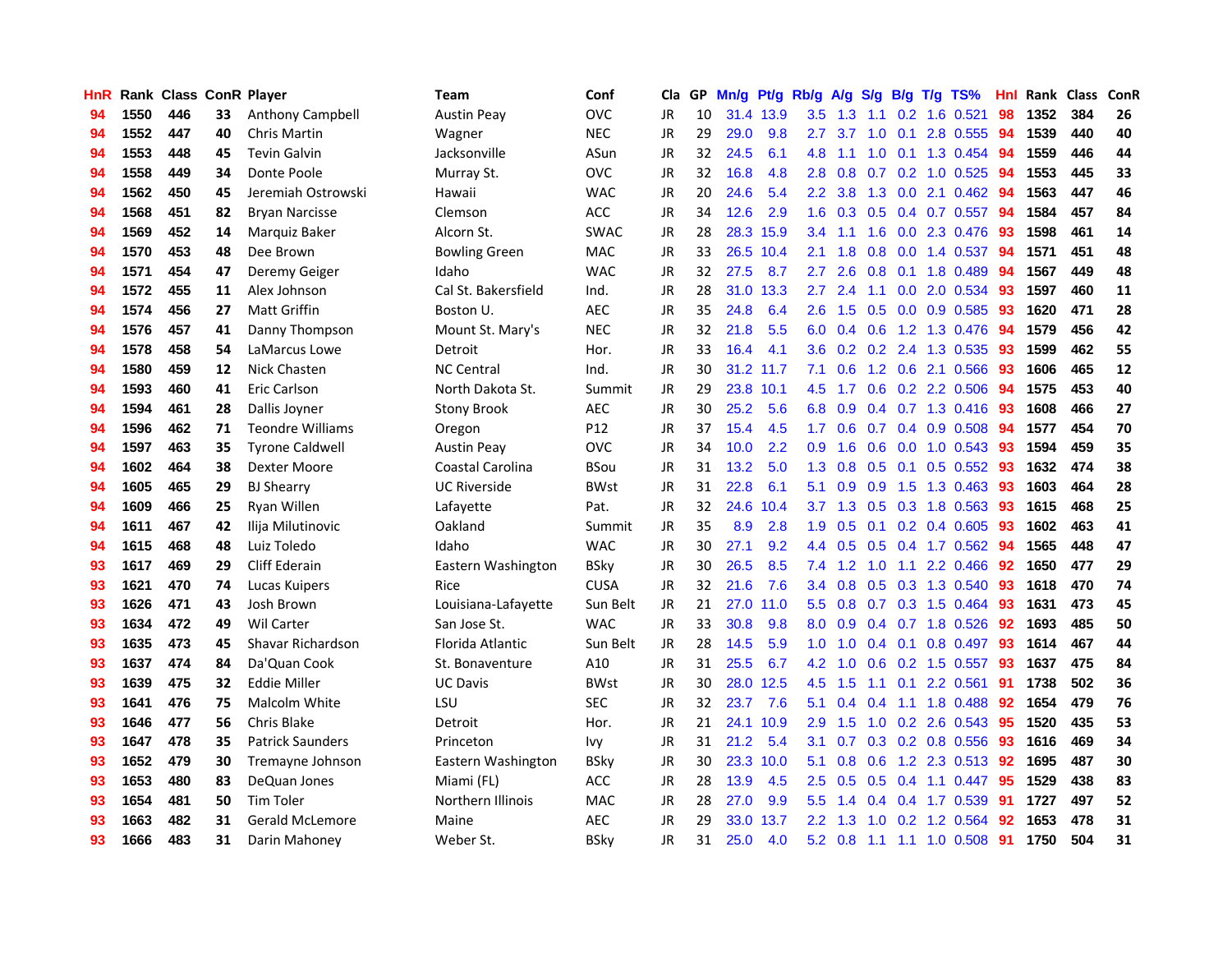| HnR | Rank | Class | ConR | Player | Team | Conf | Cla | GP | Mn/g | Pt/g | Rb/g | A/g | S/g | B/g | T/g | TS% | HnI | Rank | Class | ConR |
|---|---|---|---|---|---|---|---|---|---|---|---|---|---|---|---|---|---|---|---|---|
| 94 | 1550 | 446 | 33 | Anthony Campbell | Austin Peay | OVC | JR | 10 | 31.4 | 13.9 | 3.5 | 1.3 | 1.1 | 0.2 | 1.6 | 0.521 | 98 | 1352 | 384 | 26 |
| 94 | 1552 | 447 | 40 | Chris Martin | Wagner | NEC | JR | 29 | 29.0 | 9.8 | 2.7 | 3.7 | 1.0 | 0.1 | 2.8 | 0.555 | 94 | 1539 | 440 | 40 |
| 94 | 1553 | 448 | 45 | Tevin Galvin | Jacksonville | ASun | JR | 32 | 24.5 | 6.1 | 4.8 | 1.1 | 1.0 | 0.1 | 1.3 | 0.454 | 94 | 1559 | 446 | 44 |
| 94 | 1558 | 449 | 34 | Donte Poole | Murray St. | OVC | JR | 32 | 16.8 | 4.8 | 2.8 | 0.8 | 0.7 | 0.2 | 1.0 | 0.525 | 94 | 1553 | 445 | 33 |
| 94 | 1562 | 450 | 45 | Jeremiah Ostrowski | Hawaii | WAC | JR | 20 | 24.6 | 5.4 | 2.2 | 3.8 | 1.3 | 0.0 | 2.1 | 0.462 | 94 | 1563 | 447 | 46 |
| 94 | 1568 | 451 | 82 | Bryan Narcisse | Clemson | ACC | JR | 34 | 12.6 | 2.9 | 1.6 | 0.3 | 0.5 | 0.4 | 0.7 | 0.557 | 94 | 1584 | 457 | 84 |
| 94 | 1569 | 452 | 14 | Marquiz Baker | Alcorn St. | SWAC | JR | 28 | 28.3 | 15.9 | 3.4 | 1.1 | 1.6 | 0.0 | 2.3 | 0.476 | 93 | 1598 | 461 | 14 |
| 94 | 1570 | 453 | 48 | Dee Brown | Bowling Green | MAC | JR | 33 | 26.5 | 10.4 | 2.1 | 1.8 | 0.8 | 0.0 | 1.4 | 0.537 | 94 | 1571 | 451 | 48 |
| 94 | 1571 | 454 | 47 | Deremy Geiger | Idaho | WAC | JR | 32 | 27.5 | 8.7 | 2.7 | 2.6 | 0.8 | 0.1 | 1.8 | 0.489 | 94 | 1567 | 449 | 48 |
| 94 | 1572 | 455 | 11 | Alex Johnson | Cal St. Bakersfield | Ind. | JR | 28 | 31.0 | 13.3 | 2.7 | 2.4 | 1.1 | 0.0 | 2.0 | 0.534 | 93 | 1597 | 460 | 11 |
| 94 | 1574 | 456 | 27 | Matt Griffin | Boston U. | AEC | JR | 35 | 24.8 | 6.4 | 2.6 | 1.5 | 0.5 | 0.0 | 0.9 | 0.585 | 93 | 1620 | 471 | 28 |
| 94 | 1576 | 457 | 41 | Danny Thompson | Mount St. Mary's | NEC | JR | 32 | 21.8 | 5.5 | 6.0 | 0.4 | 0.6 | 1.2 | 1.3 | 0.476 | 94 | 1579 | 456 | 42 |
| 94 | 1578 | 458 | 54 | LaMarcus Lowe | Detroit | Hor. | JR | 33 | 16.4 | 4.1 | 3.6 | 0.2 | 0.2 | 2.4 | 1.3 | 0.535 | 93 | 1599 | 462 | 55 |
| 94 | 1580 | 459 | 12 | Nick Chasten | NC Central | Ind. | JR | 30 | 31.2 | 11.7 | 7.1 | 0.6 | 1.2 | 0.6 | 2.1 | 0.566 | 93 | 1606 | 465 | 12 |
| 94 | 1593 | 460 | 41 | Eric Carlson | North Dakota St. | Summit | JR | 29 | 23.8 | 10.1 | 4.5 | 1.7 | 0.6 | 0.2 | 2.2 | 0.506 | 94 | 1575 | 453 | 40 |
| 94 | 1594 | 461 | 28 | Dallis Joyner | Stony Brook | AEC | JR | 30 | 25.2 | 5.6 | 6.8 | 0.9 | 0.4 | 0.7 | 1.3 | 0.416 | 93 | 1608 | 466 | 27 |
| 94 | 1596 | 462 | 71 | Teondre Williams | Oregon | P12 | JR | 37 | 15.4 | 4.5 | 1.7 | 0.6 | 0.7 | 0.4 | 0.9 | 0.508 | 94 | 1577 | 454 | 70 |
| 94 | 1597 | 463 | 35 | Tyrone Caldwell | Austin Peay | OVC | JR | 34 | 10.0 | 2.2 | 0.9 | 1.6 | 0.6 | 0.0 | 1.0 | 0.543 | 93 | 1594 | 459 | 35 |
| 94 | 1602 | 464 | 38 | Dexter Moore | Coastal Carolina | BSou | JR | 31 | 13.2 | 5.0 | 1.3 | 0.8 | 0.5 | 0.1 | 0.5 | 0.552 | 93 | 1632 | 474 | 38 |
| 94 | 1605 | 465 | 29 | BJ Shearry | UC Riverside | BWst | JR | 31 | 22.8 | 6.1 | 5.1 | 0.9 | 0.9 | 1.5 | 1.3 | 0.463 | 93 | 1603 | 464 | 28 |
| 94 | 1609 | 466 | 25 | Ryan Willen | Lafayette | Pat. | JR | 32 | 24.6 | 10.4 | 3.7 | 1.3 | 0.5 | 0.3 | 1.8 | 0.563 | 93 | 1615 | 468 | 25 |
| 94 | 1611 | 467 | 42 | Ilija Milutinovic | Oakland | Summit | JR | 35 | 8.9 | 2.8 | 1.9 | 0.5 | 0.1 | 0.2 | 0.4 | 0.605 | 93 | 1602 | 463 | 41 |
| 94 | 1615 | 468 | 48 | Luiz Toledo | Idaho | WAC | JR | 30 | 27.1 | 9.2 | 4.4 | 0.5 | 0.5 | 0.4 | 1.7 | 0.562 | 94 | 1565 | 448 | 47 |
| 93 | 1617 | 469 | 29 | Cliff Ederain | Eastern Washington | BSky | JR | 30 | 26.5 | 8.5 | 7.4 | 1.2 | 1.0 | 1.1 | 2.2 | 0.466 | 92 | 1650 | 477 | 29 |
| 93 | 1621 | 470 | 74 | Lucas Kuipers | Rice | CUSA | JR | 32 | 21.6 | 7.6 | 3.4 | 0.8 | 0.5 | 0.3 | 1.3 | 0.540 | 93 | 1618 | 470 | 74 |
| 93 | 1626 | 471 | 43 | Josh Brown | Louisiana-Lafayette | Sun Belt | JR | 21 | 27.0 | 11.0 | 5.5 | 0.8 | 0.7 | 0.3 | 1.5 | 0.464 | 93 | 1631 | 473 | 45 |
| 93 | 1634 | 472 | 49 | Wil Carter | San Jose St. | WAC | JR | 33 | 30.8 | 9.8 | 8.0 | 0.9 | 0.4 | 0.7 | 1.8 | 0.526 | 92 | 1693 | 485 | 50 |
| 93 | 1635 | 473 | 45 | Shavar Richardson | Florida Atlantic | Sun Belt | JR | 28 | 14.5 | 5.9 | 1.0 | 1.0 | 0.4 | 0.1 | 0.8 | 0.497 | 93 | 1614 | 467 | 44 |
| 93 | 1637 | 474 | 84 | Da'Quan Cook | St. Bonaventure | A10 | JR | 31 | 25.5 | 6.7 | 4.2 | 1.0 | 0.6 | 0.2 | 1.5 | 0.557 | 93 | 1637 | 475 | 84 |
| 93 | 1639 | 475 | 32 | Eddie Miller | UC Davis | BWst | JR | 30 | 28.0 | 12.5 | 4.5 | 1.5 | 1.1 | 0.1 | 2.2 | 0.561 | 91 | 1738 | 502 | 36 |
| 93 | 1641 | 476 | 75 | Malcolm White | LSU | SEC | JR | 32 | 23.7 | 7.6 | 5.1 | 0.4 | 0.4 | 1.1 | 1.8 | 0.488 | 92 | 1654 | 479 | 76 |
| 93 | 1646 | 477 | 56 | Chris Blake | Detroit | Hor. | JR | 21 | 24.1 | 10.9 | 2.9 | 1.5 | 1.0 | 0.2 | 2.6 | 0.543 | 95 | 1520 | 435 | 53 |
| 93 | 1647 | 478 | 35 | Patrick Saunders | Princeton | Ivy | JR | 31 | 21.2 | 5.4 | 3.1 | 0.7 | 0.3 | 0.2 | 0.8 | 0.556 | 93 | 1616 | 469 | 34 |
| 93 | 1652 | 479 | 30 | Tremayne Johnson | Eastern Washington | BSky | JR | 30 | 23.3 | 10.0 | 5.1 | 0.8 | 0.6 | 1.2 | 2.3 | 0.513 | 92 | 1695 | 487 | 30 |
| 93 | 1653 | 480 | 83 | DeQuan Jones | Miami (FL) | ACC | JR | 28 | 13.9 | 4.5 | 2.5 | 0.5 | 0.5 | 0.4 | 1.1 | 0.447 | 95 | 1529 | 438 | 83 |
| 93 | 1654 | 481 | 50 | Tim Toler | Northern Illinois | MAC | JR | 28 | 27.0 | 9.9 | 5.5 | 1.4 | 0.4 | 0.4 | 1.7 | 0.539 | 91 | 1727 | 497 | 52 |
| 93 | 1663 | 482 | 31 | Gerald McLemore | Maine | AEC | JR | 29 | 33.0 | 13.7 | 2.2 | 1.3 | 1.0 | 0.2 | 1.2 | 0.564 | 92 | 1653 | 478 | 31 |
| 93 | 1666 | 483 | 31 | Darin Mahoney | Weber St. | BSky | JR | 31 | 25.0 | 4.0 | 5.2 | 0.8 | 1.1 | 1.1 | 1.0 | 0.508 | 91 | 1750 | 504 | 31 |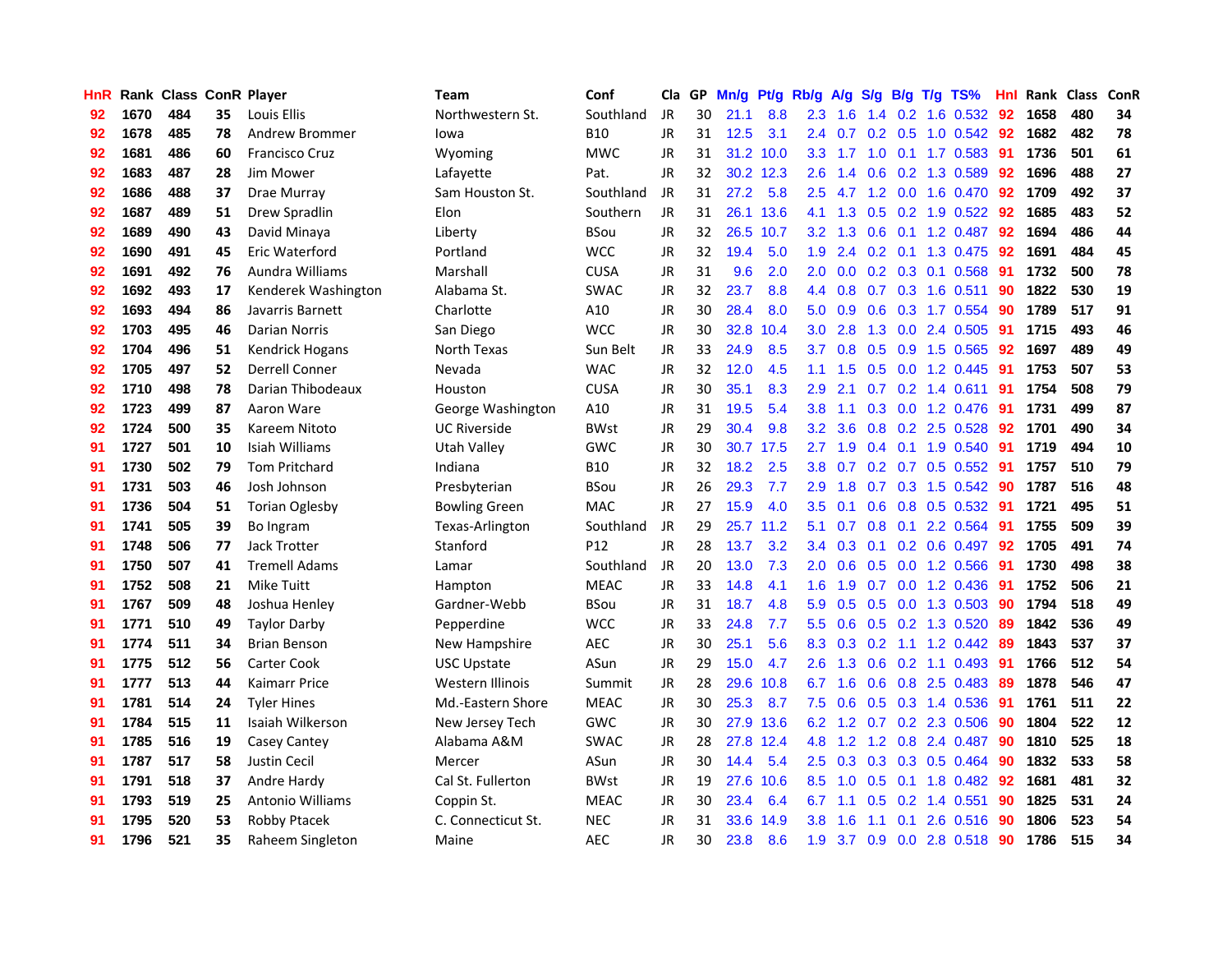| HnR | Rank | Class | ConR | Player | Team | Conf | Cla | GP | Mn/g | Pt/g | Rb/g | A/g | S/g | B/g | T/g | TS% | HnI | Rank | Class | ConR |
|---|---|---|---|---|---|---|---|---|---|---|---|---|---|---|---|---|---|---|---|---|
| 92 | 1670 | 484 | 35 | Louis Ellis | Northwestern St. | Southland | JR | 30 | 21.1 | 8.8 | 2.3 | 1.6 | 1.4 | 0.2 | 1.6 | 0.532 | 92 | 1658 | 480 | 34 |
| 92 | 1678 | 485 | 78 | Andrew Brommer | Iowa | B10 | JR | 31 | 12.5 | 3.1 | 2.4 | 0.7 | 0.2 | 0.5 | 1.0 | 0.542 | 92 | 1682 | 482 | 78 |
| 92 | 1681 | 486 | 60 | Francisco Cruz | Wyoming | MWC | JR | 31 | 31.2 | 10.0 | 3.3 | 1.7 | 1.0 | 0.1 | 1.7 | 0.583 | 91 | 1736 | 501 | 61 |
| 92 | 1683 | 487 | 28 | Jim Mower | Lafayette | Pat. | JR | 32 | 30.2 | 12.3 | 2.6 | 1.4 | 0.6 | 0.2 | 1.3 | 0.589 | 92 | 1696 | 488 | 27 |
| 92 | 1686 | 488 | 37 | Drae Murray | Sam Houston St. | Southland | JR | 31 | 27.2 | 5.8 | 2.5 | 4.7 | 1.2 | 0.0 | 1.6 | 0.470 | 92 | 1709 | 492 | 37 |
| 92 | 1687 | 489 | 51 | Drew Spradlin | Elon | Southern | JR | 31 | 26.1 | 13.6 | 4.1 | 1.3 | 0.5 | 0.2 | 1.9 | 0.522 | 92 | 1685 | 483 | 52 |
| 92 | 1689 | 490 | 43 | David Minaya | Liberty | BSou | JR | 32 | 26.5 | 10.7 | 3.2 | 1.3 | 0.6 | 0.1 | 1.2 | 0.487 | 92 | 1694 | 486 | 44 |
| 92 | 1690 | 491 | 45 | Eric Waterford | Portland | WCC | JR | 32 | 19.4 | 5.0 | 1.9 | 2.4 | 0.2 | 0.1 | 1.3 | 0.475 | 92 | 1691 | 484 | 45 |
| 92 | 1691 | 492 | 76 | Aundra Williams | Marshall | CUSA | JR | 31 | 9.6 | 2.0 | 2.0 | 0.0 | 0.2 | 0.3 | 0.1 | 0.568 | 91 | 1732 | 500 | 78 |
| 92 | 1692 | 493 | 17 | Kenderek Washington | Alabama St. | SWAC | JR | 32 | 23.7 | 8.8 | 4.4 | 0.8 | 0.7 | 0.3 | 1.6 | 0.511 | 90 | 1822 | 530 | 19 |
| 92 | 1693 | 494 | 86 | Javarris Barnett | Charlotte | A10 | JR | 30 | 28.4 | 8.0 | 5.0 | 0.9 | 0.6 | 0.3 | 1.7 | 0.554 | 90 | 1789 | 517 | 91 |
| 92 | 1703 | 495 | 46 | Darian Norris | San Diego | WCC | JR | 30 | 32.8 | 10.4 | 3.0 | 2.8 | 1.3 | 0.0 | 2.4 | 0.505 | 91 | 1715 | 493 | 46 |
| 92 | 1704 | 496 | 51 | Kendrick Hogans | North Texas | Sun Belt | JR | 33 | 24.9 | 8.5 | 3.7 | 0.8 | 0.5 | 0.9 | 1.5 | 0.565 | 92 | 1697 | 489 | 49 |
| 92 | 1705 | 497 | 52 | Derrell Conner | Nevada | WAC | JR | 32 | 12.0 | 4.5 | 1.1 | 1.5 | 0.5 | 0.0 | 1.2 | 0.445 | 91 | 1753 | 507 | 53 |
| 92 | 1710 | 498 | 78 | Darian Thibodeaux | Houston | CUSA | JR | 30 | 35.1 | 8.3 | 2.9 | 2.1 | 0.7 | 0.2 | 1.4 | 0.611 | 91 | 1754 | 508 | 79 |
| 92 | 1723 | 499 | 87 | Aaron Ware | George Washington | A10 | JR | 31 | 19.5 | 5.4 | 3.8 | 1.1 | 0.3 | 0.0 | 1.2 | 0.476 | 91 | 1731 | 499 | 87 |
| 92 | 1724 | 500 | 35 | Kareem Nitoto | UC Riverside | BWst | JR | 29 | 30.4 | 9.8 | 3.2 | 3.6 | 0.8 | 0.2 | 2.5 | 0.528 | 92 | 1701 | 490 | 34 |
| 91 | 1727 | 501 | 10 | Isiah Williams | Utah Valley | GWC | JR | 30 | 30.7 | 17.5 | 2.7 | 1.9 | 0.4 | 0.1 | 1.9 | 0.540 | 91 | 1719 | 494 | 10 |
| 91 | 1730 | 502 | 79 | Tom Pritchard | Indiana | B10 | JR | 32 | 18.2 | 2.5 | 3.8 | 0.7 | 0.2 | 0.7 | 0.5 | 0.552 | 91 | 1757 | 510 | 79 |
| 91 | 1731 | 503 | 46 | Josh Johnson | Presbyterian | BSou | JR | 26 | 29.3 | 7.7 | 2.9 | 1.8 | 0.7 | 0.3 | 1.5 | 0.542 | 90 | 1787 | 516 | 48 |
| 91 | 1736 | 504 | 51 | Torian Oglesby | Bowling Green | MAC | JR | 27 | 15.9 | 4.0 | 3.5 | 0.1 | 0.6 | 0.8 | 0.5 | 0.532 | 91 | 1721 | 495 | 51 |
| 91 | 1741 | 505 | 39 | Bo Ingram | Texas-Arlington | Southland | JR | 29 | 25.7 | 11.2 | 5.1 | 0.7 | 0.8 | 0.1 | 2.2 | 0.564 | 91 | 1755 | 509 | 39 |
| 91 | 1748 | 506 | 77 | Jack Trotter | Stanford | P12 | JR | 28 | 13.7 | 3.2 | 3.4 | 0.3 | 0.1 | 0.2 | 0.6 | 0.497 | 92 | 1705 | 491 | 74 |
| 91 | 1750 | 507 | 41 | Tremell Adams | Lamar | Southland | JR | 20 | 13.0 | 7.3 | 2.0 | 0.6 | 0.5 | 0.0 | 1.2 | 0.566 | 91 | 1730 | 498 | 38 |
| 91 | 1752 | 508 | 21 | Mike Tuitt | Hampton | MEAC | JR | 33 | 14.8 | 4.1 | 1.6 | 1.9 | 0.7 | 0.0 | 1.2 | 0.436 | 91 | 1752 | 506 | 21 |
| 91 | 1767 | 509 | 48 | Joshua Henley | Gardner-Webb | BSou | JR | 31 | 18.7 | 4.8 | 5.9 | 0.5 | 0.5 | 0.0 | 1.3 | 0.503 | 90 | 1794 | 518 | 49 |
| 91 | 1771 | 510 | 49 | Taylor Darby | Pepperdine | WCC | JR | 33 | 24.8 | 7.7 | 5.5 | 0.6 | 0.5 | 0.2 | 1.3 | 0.520 | 89 | 1842 | 536 | 49 |
| 91 | 1774 | 511 | 34 | Brian Benson | New Hampshire | AEC | JR | 30 | 25.1 | 5.6 | 8.3 | 0.3 | 0.2 | 1.1 | 1.2 | 0.442 | 89 | 1843 | 537 | 37 |
| 91 | 1775 | 512 | 56 | Carter Cook | USC Upstate | ASun | JR | 29 | 15.0 | 4.7 | 2.6 | 1.3 | 0.6 | 0.2 | 1.1 | 0.493 | 91 | 1766 | 512 | 54 |
| 91 | 1777 | 513 | 44 | Kaimarr Price | Western Illinois | Summit | JR | 28 | 29.6 | 10.8 | 6.7 | 1.6 | 0.6 | 0.8 | 2.5 | 0.483 | 89 | 1878 | 546 | 47 |
| 91 | 1781 | 514 | 24 | Tyler Hines | Md.-Eastern Shore | MEAC | JR | 30 | 25.3 | 8.7 | 7.5 | 0.6 | 0.5 | 0.3 | 1.4 | 0.536 | 91 | 1761 | 511 | 22 |
| 91 | 1784 | 515 | 11 | Isaiah Wilkerson | New Jersey Tech | GWC | JR | 30 | 27.9 | 13.6 | 6.2 | 1.2 | 0.7 | 0.2 | 2.3 | 0.506 | 90 | 1804 | 522 | 12 |
| 91 | 1785 | 516 | 19 | Casey Cantey | Alabama A&M | SWAC | JR | 28 | 27.8 | 12.4 | 4.8 | 1.2 | 1.2 | 0.8 | 2.4 | 0.487 | 90 | 1810 | 525 | 18 |
| 91 | 1787 | 517 | 58 | Justin Cecil | Mercer | ASun | JR | 30 | 14.4 | 5.4 | 2.5 | 0.3 | 0.3 | 0.3 | 0.5 | 0.464 | 90 | 1832 | 533 | 58 |
| 91 | 1791 | 518 | 37 | Andre Hardy | Cal St. Fullerton | BWst | JR | 19 | 27.6 | 10.6 | 8.5 | 1.0 | 0.5 | 0.1 | 1.8 | 0.482 | 92 | 1681 | 481 | 32 |
| 91 | 1793 | 519 | 25 | Antonio Williams | Coppin St. | MEAC | JR | 30 | 23.4 | 6.4 | 6.7 | 1.1 | 0.5 | 0.2 | 1.4 | 0.551 | 90 | 1825 | 531 | 24 |
| 91 | 1795 | 520 | 53 | Robby Ptacek | C. Connecticut St. | NEC | JR | 31 | 33.6 | 14.9 | 3.8 | 1.6 | 1.1 | 0.1 | 2.6 | 0.516 | 90 | 1806 | 523 | 54 |
| 91 | 1796 | 521 | 35 | Raheem Singleton | Maine | AEC | JR | 30 | 23.8 | 8.6 | 1.9 | 3.7 | 0.9 | 0.0 | 2.8 | 0.518 | 90 | 1786 | 515 | 34 |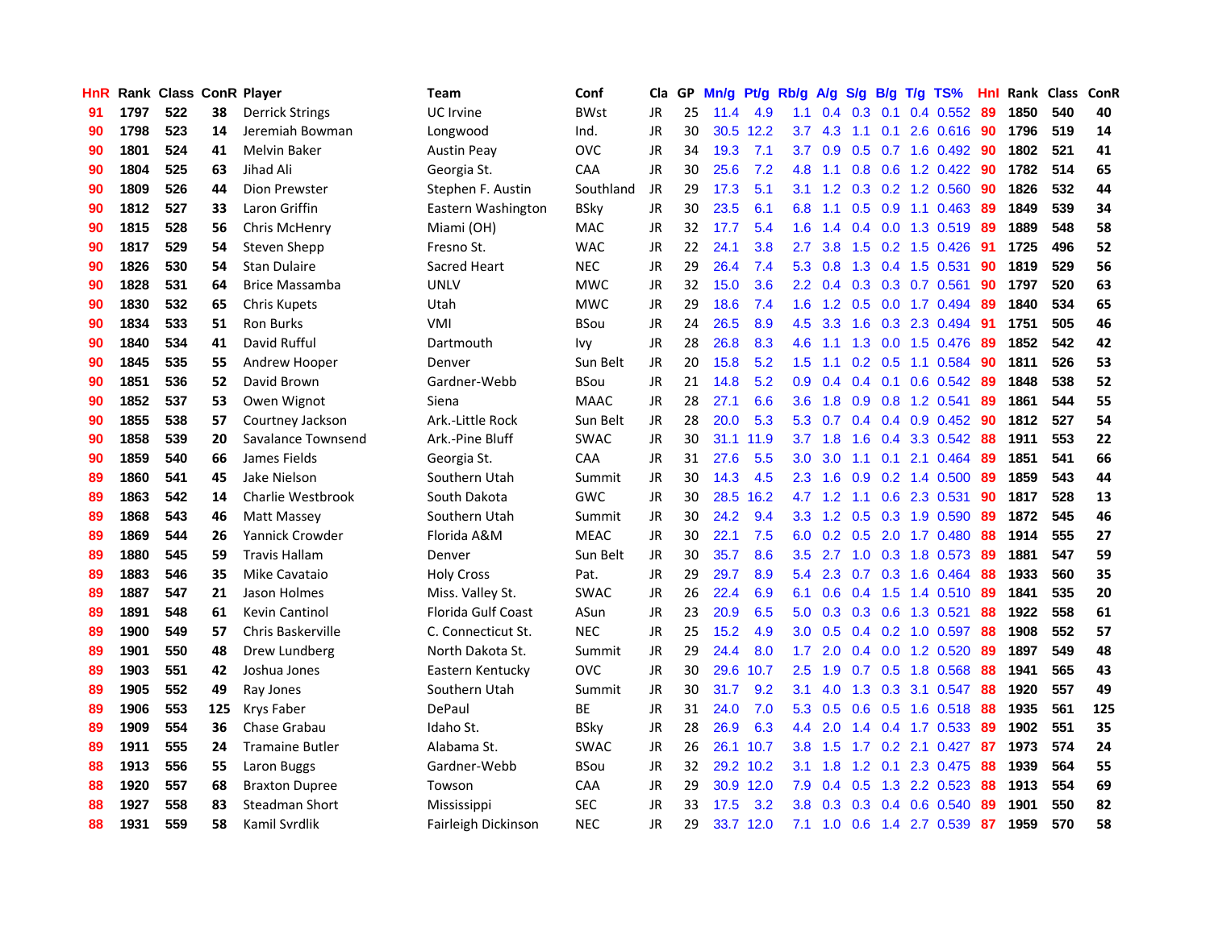| HnR | Rank | Class | ConR | Player | Team | Conf | Cla | GP | Mn/g | Pt/g | Rb/g | A/g | S/g | B/g | T/g | TS% | HnI | Rank | Class | ConR |
|---|---|---|---|---|---|---|---|---|---|---|---|---|---|---|---|---|---|---|---|---|
| 91 | 1797 | 522 | 38 | Derrick Strings | UC Irvine | BWst | JR | 25 | 11.4 | 4.9 | 1.1 | 0.4 | 0.3 | 0.1 | 0.4 | 0.552 | 89 | 1850 | 540 | 40 |
| 90 | 1798 | 523 | 14 | Jeremiah Bowman | Longwood | Ind. | JR | 30 | 30.5 | 12.2 | 3.7 | 4.3 | 1.1 | 0.1 | 2.6 | 0.616 | 90 | 1796 | 519 | 14 |
| 90 | 1801 | 524 | 41 | Melvin Baker | Austin Peay | OVC | JR | 34 | 19.3 | 7.1 | 3.7 | 0.9 | 0.5 | 0.7 | 1.6 | 0.492 | 90 | 1802 | 521 | 41 |
| 90 | 1804 | 525 | 63 | Jihad Ali | Georgia St. | CAA | JR | 30 | 25.6 | 7.2 | 4.8 | 1.1 | 0.8 | 0.6 | 1.2 | 0.422 | 90 | 1782 | 514 | 65 |
| 90 | 1809 | 526 | 44 | Dion Prewster | Stephen F. Austin | Southland | JR | 29 | 17.3 | 5.1 | 3.1 | 1.2 | 0.3 | 0.2 | 1.2 | 0.560 | 90 | 1826 | 532 | 44 |
| 90 | 1812 | 527 | 33 | Laron Griffin | Eastern Washington | BSky | JR | 30 | 23.5 | 6.1 | 6.8 | 1.1 | 0.5 | 0.9 | 1.1 | 0.463 | 89 | 1849 | 539 | 34 |
| 90 | 1815 | 528 | 56 | Chris McHenry | Miami (OH) | MAC | JR | 32 | 17.7 | 5.4 | 1.6 | 1.4 | 0.4 | 0.0 | 1.3 | 0.519 | 89 | 1889 | 548 | 58 |
| 90 | 1817 | 529 | 54 | Steven Shepp | Fresno St. | WAC | JR | 22 | 24.1 | 3.8 | 2.7 | 3.8 | 1.5 | 0.2 | 1.5 | 0.426 | 91 | 1725 | 496 | 52 |
| 90 | 1826 | 530 | 54 | Stan Dulaire | Sacred Heart | NEC | JR | 29 | 26.4 | 7.4 | 5.3 | 0.8 | 1.3 | 0.4 | 1.5 | 0.531 | 90 | 1819 | 529 | 56 |
| 90 | 1828 | 531 | 64 | Brice Massamba | UNLV | MWC | JR | 32 | 15.0 | 3.6 | 2.2 | 0.4 | 0.3 | 0.3 | 0.7 | 0.561 | 90 | 1797 | 520 | 63 |
| 90 | 1830 | 532 | 65 | Chris Kupets | Utah | MWC | JR | 29 | 18.6 | 7.4 | 1.6 | 1.2 | 0.5 | 0.0 | 1.7 | 0.494 | 89 | 1840 | 534 | 65 |
| 90 | 1834 | 533 | 51 | Ron Burks | VMI | BSou | JR | 24 | 26.5 | 8.9 | 4.5 | 3.3 | 1.6 | 0.3 | 2.3 | 0.494 | 91 | 1751 | 505 | 46 |
| 90 | 1840 | 534 | 41 | David Rufful | Dartmouth | Ivy | JR | 28 | 26.8 | 8.3 | 4.6 | 1.1 | 1.3 | 0.0 | 1.5 | 0.476 | 89 | 1852 | 542 | 42 |
| 90 | 1845 | 535 | 55 | Andrew Hooper | Denver | Sun Belt | JR | 20 | 15.8 | 5.2 | 1.5 | 1.1 | 0.2 | 0.5 | 1.1 | 0.584 | 90 | 1811 | 526 | 53 |
| 90 | 1851 | 536 | 52 | David Brown | Gardner-Webb | BSou | JR | 21 | 14.8 | 5.2 | 0.9 | 0.4 | 0.4 | 0.1 | 0.6 | 0.542 | 89 | 1848 | 538 | 52 |
| 90 | 1852 | 537 | 53 | Owen Wignot | Siena | MAAC | JR | 28 | 27.1 | 6.6 | 3.6 | 1.8 | 0.9 | 0.8 | 1.2 | 0.541 | 89 | 1861 | 544 | 55 |
| 90 | 1855 | 538 | 57 | Courtney Jackson | Ark.-Little Rock | Sun Belt | JR | 28 | 20.0 | 5.3 | 5.3 | 0.7 | 0.4 | 0.4 | 0.9 | 0.452 | 90 | 1812 | 527 | 54 |
| 90 | 1858 | 539 | 20 | Savalance Townsend | Ark.-Pine Bluff | SWAC | JR | 30 | 31.1 | 11.9 | 3.7 | 1.8 | 1.6 | 0.4 | 3.3 | 0.542 | 88 | 1911 | 553 | 22 |
| 90 | 1859 | 540 | 66 | James Fields | Georgia St. | CAA | JR | 31 | 27.6 | 5.5 | 3.0 | 3.0 | 1.1 | 0.1 | 2.1 | 0.464 | 89 | 1851 | 541 | 66 |
| 89 | 1860 | 541 | 45 | Jake Nielson | Southern Utah | Summit | JR | 30 | 14.3 | 4.5 | 2.3 | 1.6 | 0.9 | 0.2 | 1.4 | 0.500 | 89 | 1859 | 543 | 44 |
| 89 | 1863 | 542 | 14 | Charlie Westbrook | South Dakota | GWC | JR | 30 | 28.5 | 16.2 | 4.7 | 1.2 | 1.1 | 0.6 | 2.3 | 0.531 | 90 | 1817 | 528 | 13 |
| 89 | 1868 | 543 | 46 | Matt Massey | Southern Utah | Summit | JR | 30 | 24.2 | 9.4 | 3.3 | 1.2 | 0.5 | 0.3 | 1.9 | 0.590 | 89 | 1872 | 545 | 46 |
| 89 | 1869 | 544 | 26 | Yannick Crowder | Florida A&M | MEAC | JR | 30 | 22.1 | 7.5 | 6.0 | 0.2 | 0.5 | 2.0 | 1.7 | 0.480 | 88 | 1914 | 555 | 27 |
| 89 | 1880 | 545 | 59 | Travis Hallam | Denver | Sun Belt | JR | 30 | 35.7 | 8.6 | 3.5 | 2.7 | 1.0 | 0.3 | 1.8 | 0.573 | 89 | 1881 | 547 | 59 |
| 89 | 1883 | 546 | 35 | Mike Cavataio | Holy Cross | Pat. | JR | 29 | 29.7 | 8.9 | 5.4 | 2.3 | 0.7 | 0.3 | 1.6 | 0.464 | 88 | 1933 | 560 | 35 |
| 89 | 1887 | 547 | 21 | Jason Holmes | Miss. Valley St. | SWAC | JR | 26 | 22.4 | 6.9 | 6.1 | 0.6 | 0.4 | 1.5 | 1.4 | 0.510 | 89 | 1841 | 535 | 20 |
| 89 | 1891 | 548 | 61 | Kevin Cantinol | Florida Gulf Coast | ASun | JR | 23 | 20.9 | 6.5 | 5.0 | 0.3 | 0.3 | 0.6 | 1.3 | 0.521 | 88 | 1922 | 558 | 61 |
| 89 | 1900 | 549 | 57 | Chris Baskerville | C. Connecticut St. | NEC | JR | 25 | 15.2 | 4.9 | 3.0 | 0.5 | 0.4 | 0.2 | 1.0 | 0.597 | 88 | 1908 | 552 | 57 |
| 89 | 1901 | 550 | 48 | Drew Lundberg | North Dakota St. | Summit | JR | 29 | 24.4 | 8.0 | 1.7 | 2.0 | 0.4 | 0.0 | 1.2 | 0.520 | 89 | 1897 | 549 | 48 |
| 89 | 1903 | 551 | 42 | Joshua Jones | Eastern Kentucky | OVC | JR | 30 | 29.6 | 10.7 | 2.5 | 1.9 | 0.7 | 0.5 | 1.8 | 0.568 | 88 | 1941 | 565 | 43 |
| 89 | 1905 | 552 | 49 | Ray Jones | Southern Utah | Summit | JR | 30 | 31.7 | 9.2 | 3.1 | 4.0 | 1.3 | 0.3 | 3.1 | 0.547 | 88 | 1920 | 557 | 49 |
| 89 | 1906 | 553 | 125 | Krys Faber | DePaul | BE | JR | 31 | 24.0 | 7.0 | 5.3 | 0.5 | 0.6 | 0.5 | 1.6 | 0.518 | 88 | 1935 | 561 | 125 |
| 89 | 1909 | 554 | 36 | Chase Grabau | Idaho St. | BSky | JR | 28 | 26.9 | 6.3 | 4.4 | 2.0 | 1.4 | 0.4 | 1.7 | 0.533 | 89 | 1902 | 551 | 35 |
| 89 | 1911 | 555 | 24 | Tramaine Butler | Alabama St. | SWAC | JR | 26 | 26.1 | 10.7 | 3.8 | 1.5 | 1.7 | 0.2 | 2.1 | 0.427 | 87 | 1973 | 574 | 24 |
| 88 | 1913 | 556 | 55 | Laron Buggs | Gardner-Webb | BSou | JR | 32 | 29.2 | 10.2 | 3.1 | 1.8 | 1.2 | 0.1 | 2.3 | 0.475 | 88 | 1939 | 564 | 55 |
| 88 | 1920 | 557 | 68 | Braxton Dupree | Towson | CAA | JR | 29 | 30.9 | 12.0 | 7.9 | 0.4 | 0.5 | 1.3 | 2.2 | 0.523 | 88 | 1913 | 554 | 69 |
| 88 | 1927 | 558 | 83 | Steadman Short | Mississippi | SEC | JR | 33 | 17.5 | 3.2 | 3.8 | 0.3 | 0.3 | 0.4 | 0.6 | 0.540 | 89 | 1901 | 550 | 82 |
| 88 | 1931 | 559 | 58 | Kamil Svrdlik | Fairleigh Dickinson | NEC | JR | 29 | 33.7 | 12.0 | 7.1 | 1.0 | 0.6 | 1.4 | 2.7 | 0.539 | 87 | 1959 | 570 | 58 |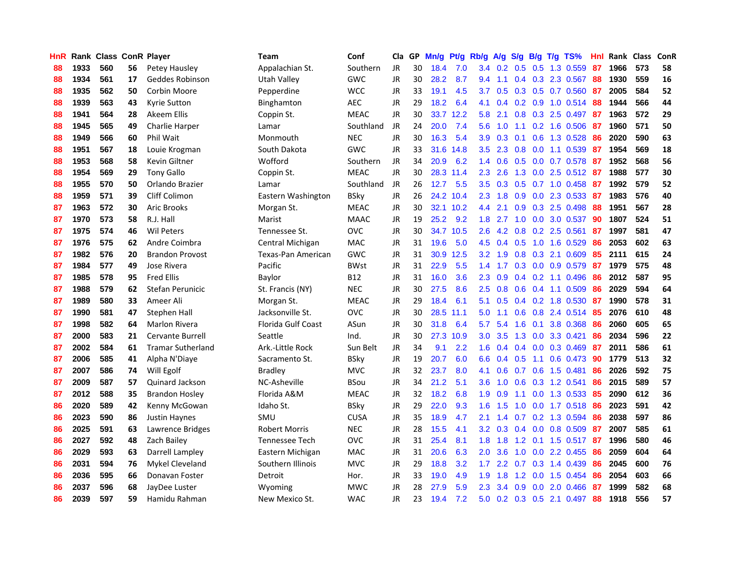| HnR | Rank | Class | ConR | Player | Team | Conf | Cla | GP | Mn/g | Pt/g | Rb/g | A/g | S/g | B/g | T/g | TS% | HnI | Rank | Class | ConR |
|---|---|---|---|---|---|---|---|---|---|---|---|---|---|---|---|---|---|---|---|---|
| 88 | 1933 | 560 | 56 | Petey Hausley | Appalachian St. | Southern | JR | 30 | 18.4 | 7.0 | 3.4 | 0.2 | 0.5 | 0.5 | 1.3 | 0.559 | 87 | 1966 | 573 | 58 |
| 88 | 1934 | 561 | 17 | Geddes Robinson | Utah Valley | GWC | JR | 30 | 28.2 | 8.7 | 9.4 | 1.1 | 0.4 | 0.3 | 2.3 | 0.567 | 88 | 1930 | 559 | 16 |
| 88 | 1935 | 562 | 50 | Corbin Moore | Pepperdine | WCC | JR | 33 | 19.1 | 4.5 | 3.7 | 0.5 | 0.3 | 0.5 | 0.7 | 0.560 | 87 | 2005 | 584 | 52 |
| 88 | 1939 | 563 | 43 | Kyrie Sutton | Binghamton | AEC | JR | 29 | 18.2 | 6.4 | 4.1 | 0.4 | 0.2 | 0.9 | 1.0 | 0.514 | 88 | 1944 | 566 | 44 |
| 88 | 1941 | 564 | 28 | Akeem Ellis | Coppin St. | MEAC | JR | 30 | 33.7 | 12.2 | 5.8 | 2.1 | 0.8 | 0.3 | 2.5 | 0.497 | 87 | 1963 | 572 | 29 |
| 88 | 1945 | 565 | 49 | Charlie Harper | Lamar | Southland | JR | 24 | 20.0 | 7.4 | 5.6 | 1.0 | 1.1 | 0.2 | 1.6 | 0.506 | 87 | 1960 | 571 | 50 |
| 88 | 1949 | 566 | 60 | Phil Wait | Monmouth | NEC | JR | 30 | 16.3 | 5.4 | 3.9 | 0.3 | 0.1 | 0.6 | 1.3 | 0.528 | 86 | 2020 | 590 | 63 |
| 88 | 1951 | 567 | 18 | Louie Krogman | South Dakota | GWC | JR | 33 | 31.6 | 14.8 | 3.5 | 2.3 | 0.8 | 0.0 | 1.1 | 0.539 | 87 | 1954 | 569 | 18 |
| 88 | 1953 | 568 | 58 | Kevin Giltner | Wofford | Southern | JR | 34 | 20.9 | 6.2 | 1.4 | 0.6 | 0.5 | 0.0 | 0.7 | 0.578 | 87 | 1952 | 568 | 56 |
| 88 | 1954 | 569 | 29 | Tony Gallo | Coppin St. | MEAC | JR | 30 | 28.3 | 11.4 | 2.3 | 2.6 | 1.3 | 0.0 | 2.5 | 0.512 | 87 | 1988 | 577 | 30 |
| 88 | 1955 | 570 | 50 | Orlando Brazier | Lamar | Southland | JR | 26 | 12.7 | 5.5 | 3.5 | 0.3 | 0.5 | 0.7 | 1.0 | 0.458 | 87 | 1992 | 579 | 52 |
| 88 | 1959 | 571 | 39 | Cliff Colimon | Eastern Washington | BSky | JR | 26 | 24.2 | 10.4 | 2.3 | 1.8 | 0.9 | 0.0 | 2.3 | 0.533 | 87 | 1983 | 576 | 40 |
| 87 | 1963 | 572 | 30 | Aric Brooks | Morgan St. | MEAC | JR | 30 | 32.1 | 10.2 | 4.4 | 2.1 | 0.9 | 0.3 | 2.5 | 0.498 | 88 | 1951 | 567 | 28 |
| 87 | 1970 | 573 | 58 | R.J. Hall | Marist | MAAC | JR | 19 | 25.2 | 9.2 | 1.8 | 2.7 | 1.0 | 0.0 | 3.0 | 0.537 | 90 | 1807 | 524 | 51 |
| 87 | 1975 | 574 | 46 | Wil Peters | Tennessee St. | OVC | JR | 30 | 34.7 | 10.5 | 2.6 | 4.2 | 0.8 | 0.2 | 2.5 | 0.561 | 87 | 1997 | 581 | 47 |
| 87 | 1976 | 575 | 62 | Andre Coimbra | Central Michigan | MAC | JR | 31 | 19.6 | 5.0 | 4.5 | 0.4 | 0.5 | 1.0 | 1.6 | 0.529 | 86 | 2053 | 602 | 63 |
| 87 | 1982 | 576 | 20 | Brandon Provost | Texas-Pan American | GWC | JR | 31 | 30.9 | 12.5 | 3.2 | 1.9 | 0.8 | 0.3 | 2.1 | 0.609 | 85 | 2111 | 615 | 24 |
| 87 | 1984 | 577 | 49 | Jose Rivera | Pacific | BWst | JR | 31 | 22.9 | 5.5 | 1.4 | 1.7 | 0.3 | 0.0 | 0.9 | 0.579 | 87 | 1979 | 575 | 48 |
| 87 | 1985 | 578 | 95 | Fred Ellis | Baylor | B12 | JR | 31 | 16.0 | 3.6 | 2.3 | 0.9 | 0.4 | 0.2 | 1.1 | 0.496 | 86 | 2012 | 587 | 95 |
| 87 | 1988 | 579 | 62 | Stefan Perunicic | St. Francis (NY) | NEC | JR | 30 | 27.5 | 8.6 | 2.5 | 0.8 | 0.6 | 0.4 | 1.1 | 0.509 | 86 | 2029 | 594 | 64 |
| 87 | 1989 | 580 | 33 | Ameer Ali | Morgan St. | MEAC | JR | 29 | 18.4 | 6.1 | 5.1 | 0.5 | 0.4 | 0.2 | 1.8 | 0.530 | 87 | 1990 | 578 | 31 |
| 87 | 1990 | 581 | 47 | Stephen Hall | Jacksonville St. | OVC | JR | 30 | 28.5 | 11.1 | 5.0 | 1.1 | 0.6 | 0.8 | 2.4 | 0.514 | 85 | 2076 | 610 | 48 |
| 87 | 1998 | 582 | 64 | Marlon Rivera | Florida Gulf Coast | ASun | JR | 30 | 31.8 | 6.4 | 5.7 | 5.4 | 1.6 | 0.1 | 3.8 | 0.368 | 86 | 2060 | 605 | 65 |
| 87 | 2000 | 583 | 21 | Cervante Burrell | Seattle | Ind. | JR | 30 | 27.3 | 10.9 | 3.0 | 3.5 | 1.3 | 0.0 | 3.3 | 0.421 | 86 | 2034 | 596 | 22 |
| 87 | 2002 | 584 | 61 | Tramar Sutherland | Ark.-Little Rock | Sun Belt | JR | 34 | 9.1 | 2.2 | 1.6 | 0.4 | 0.4 | 0.0 | 0.3 | 0.469 | 87 | 2011 | 586 | 61 |
| 87 | 2006 | 585 | 41 | Alpha N'Diaye | Sacramento St. | BSky | JR | 19 | 20.7 | 6.0 | 6.6 | 0.4 | 0.5 | 1.1 | 0.6 | 0.473 | 90 | 1779 | 513 | 32 |
| 87 | 2007 | 586 | 74 | Will Egolf | Bradley | MVC | JR | 32 | 23.7 | 8.0 | 4.1 | 0.6 | 0.7 | 0.6 | 1.5 | 0.481 | 86 | 2026 | 592 | 75 |
| 87 | 2009 | 587 | 57 | Quinard Jackson | NC-Asheville | BSou | JR | 34 | 21.2 | 5.1 | 3.6 | 1.0 | 0.6 | 0.3 | 1.2 | 0.541 | 86 | 2015 | 589 | 57 |
| 87 | 2012 | 588 | 35 | Brandon Hosley | Florida A&M | MEAC | JR | 32 | 18.2 | 6.8 | 1.9 | 0.9 | 1.1 | 0.0 | 1.3 | 0.533 | 85 | 2090 | 612 | 36 |
| 86 | 2020 | 589 | 42 | Kenny McGowan | Idaho St. | BSky | JR | 29 | 22.0 | 9.3 | 1.6 | 1.5 | 1.0 | 0.0 | 1.7 | 0.518 | 86 | 2023 | 591 | 42 |
| 86 | 2023 | 590 | 86 | Justin Haynes | SMU | CUSA | JR | 35 | 18.9 | 4.7 | 2.1 | 1.4 | 0.7 | 0.2 | 1.3 | 0.594 | 86 | 2038 | 597 | 86 |
| 86 | 2025 | 591 | 63 | Lawrence Bridges | Robert Morris | NEC | JR | 28 | 15.5 | 4.1 | 3.2 | 0.3 | 0.4 | 0.0 | 0.8 | 0.509 | 87 | 2007 | 585 | 61 |
| 86 | 2027 | 592 | 48 | Zach Bailey | Tennessee Tech | OVC | JR | 31 | 25.4 | 8.1 | 1.8 | 1.8 | 1.2 | 0.1 | 1.5 | 0.517 | 87 | 1996 | 580 | 46 |
| 86 | 2029 | 593 | 63 | Darrell Lampley | Eastern Michigan | MAC | JR | 31 | 20.6 | 6.3 | 2.0 | 3.6 | 1.0 | 0.0 | 2.2 | 0.455 | 86 | 2059 | 604 | 64 |
| 86 | 2031 | 594 | 76 | Mykel Cleveland | Southern Illinois | MVC | JR | 29 | 18.8 | 3.2 | 1.7 | 2.2 | 0.7 | 0.3 | 1.4 | 0.439 | 86 | 2045 | 600 | 76 |
| 86 | 2036 | 595 | 66 | Donavan Foster | Detroit | Hor. | JR | 33 | 19.0 | 4.9 | 1.9 | 1.8 | 1.2 | 0.0 | 1.5 | 0.454 | 86 | 2054 | 603 | 66 |
| 86 | 2037 | 596 | 68 | JayDee Luster | Wyoming | MWC | JR | 28 | 27.9 | 5.9 | 2.3 | 3.4 | 0.9 | 0.0 | 2.0 | 0.466 | 87 | 1999 | 582 | 68 |
| 86 | 2039 | 597 | 59 | Hamidu Rahman | New Mexico St. | WAC | JR | 23 | 19.4 | 7.2 | 5.0 | 0.2 | 0.3 | 0.5 | 2.1 | 0.497 | 88 | 1918 | 556 | 57 |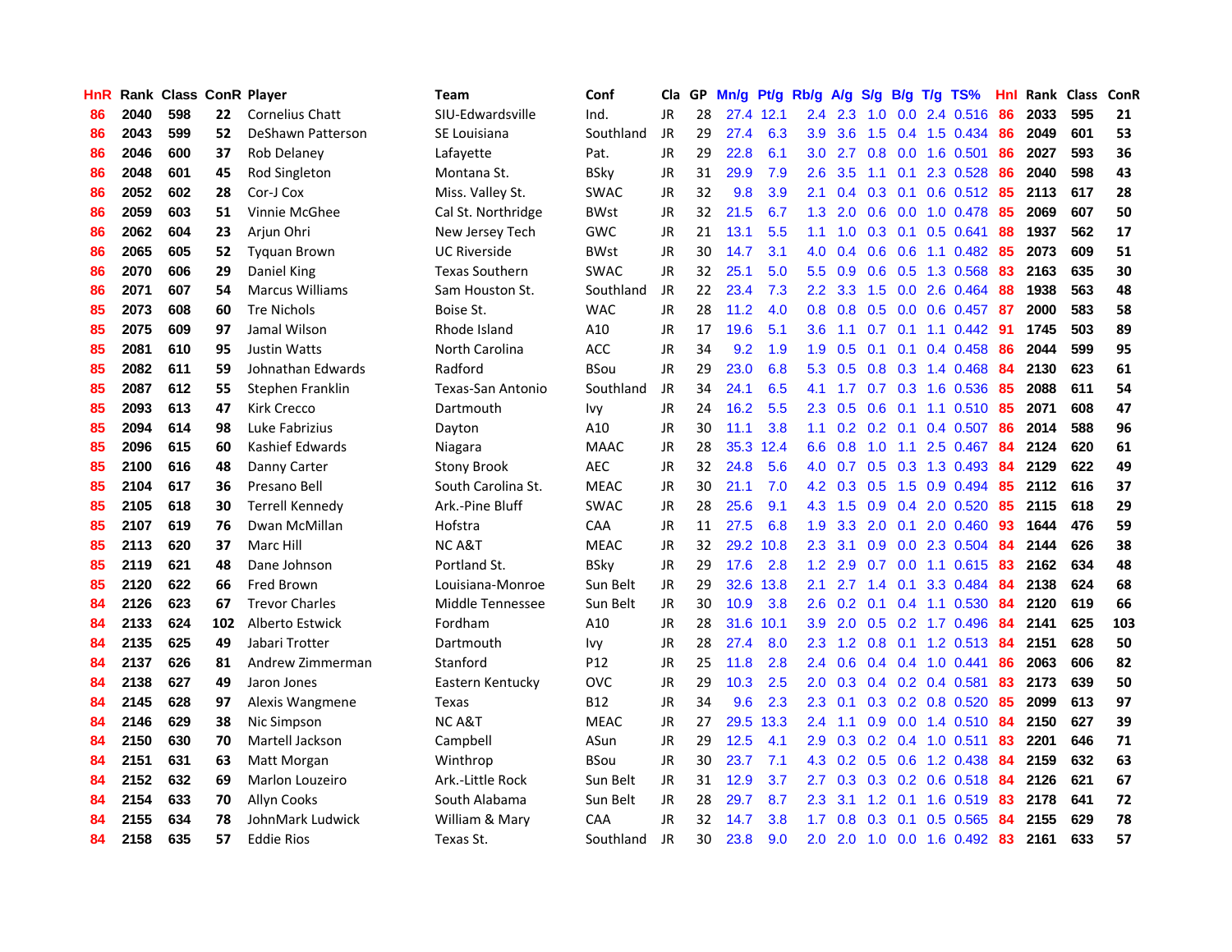| HnR | Rank | Class | ConR | Player | Team | Conf | Cla | GP | Mn/g | Pt/g | Rb/g | A/g | S/g | B/g | T/g | TS% | HnI | Rank | Class | ConR |
|---|---|---|---|---|---|---|---|---|---|---|---|---|---|---|---|---|---|---|---|---|
| 86 | 2040 | 598 | 22 | Cornelius Chatt | SIU-Edwardsville | Ind. | JR | 28 | 27.4 | 12.1 | 2.4 | 2.3 | 1.0 | 0.0 | 2.4 | 0.516 | 86 | 2033 | 595 | 21 |
| 86 | 2043 | 599 | 52 | DeShawn Patterson | SE Louisiana | Southland | JR | 29 | 27.4 | 6.3 | 3.9 | 3.6 | 1.5 | 0.4 | 1.5 | 0.434 | 86 | 2049 | 601 | 53 |
| 86 | 2046 | 600 | 37 | Rob Delaney | Lafayette | Pat. | JR | 29 | 22.8 | 6.1 | 3.0 | 2.7 | 0.8 | 0.0 | 1.6 | 0.501 | 86 | 2027 | 593 | 36 |
| 86 | 2048 | 601 | 45 | Rod Singleton | Montana St. | BSky | JR | 31 | 29.9 | 7.9 | 2.6 | 3.5 | 1.1 | 0.1 | 2.3 | 0.528 | 86 | 2040 | 598 | 43 |
| 86 | 2052 | 602 | 28 | Cor-J Cox | Miss. Valley St. | SWAC | JR | 32 | 9.8 | 3.9 | 2.1 | 0.4 | 0.3 | 0.1 | 0.6 | 0.512 | 85 | 2113 | 617 | 28 |
| 86 | 2059 | 603 | 51 | Vinnie McGhee | Cal St. Northridge | BWst | JR | 32 | 21.5 | 6.7 | 1.3 | 2.0 | 0.6 | 0.0 | 1.0 | 0.478 | 85 | 2069 | 607 | 50 |
| 86 | 2062 | 604 | 23 | Arjun Ohri | New Jersey Tech | GWC | JR | 21 | 13.1 | 5.5 | 1.1 | 1.0 | 0.3 | 0.1 | 0.5 | 0.641 | 88 | 1937 | 562 | 17 |
| 86 | 2065 | 605 | 52 | Tyquan Brown | UC Riverside | BWst | JR | 30 | 14.7 | 3.1 | 4.0 | 0.4 | 0.6 | 0.6 | 1.1 | 0.482 | 85 | 2073 | 609 | 51 |
| 86 | 2070 | 606 | 29 | Daniel King | Texas Southern | SWAC | JR | 32 | 25.1 | 5.0 | 5.5 | 0.9 | 0.6 | 0.5 | 1.3 | 0.568 | 83 | 2163 | 635 | 30 |
| 86 | 2071 | 607 | 54 | Marcus Williams | Sam Houston St. | Southland | JR | 22 | 23.4 | 7.3 | 2.2 | 3.3 | 1.5 | 0.0 | 2.6 | 0.464 | 88 | 1938 | 563 | 48 |
| 85 | 2073 | 608 | 60 | Tre Nichols | Boise St. | WAC | JR | 28 | 11.2 | 4.0 | 0.8 | 0.8 | 0.5 | 0.0 | 0.6 | 0.457 | 87 | 2000 | 583 | 58 |
| 85 | 2075 | 609 | 97 | Jamal Wilson | Rhode Island | A10 | JR | 17 | 19.6 | 5.1 | 3.6 | 1.1 | 0.7 | 0.1 | 1.1 | 0.442 | 91 | 1745 | 503 | 89 |
| 85 | 2081 | 610 | 95 | Justin Watts | North Carolina | ACC | JR | 34 | 9.2 | 1.9 | 1.9 | 0.5 | 0.1 | 0.1 | 0.4 | 0.458 | 86 | 2044 | 599 | 95 |
| 85 | 2082 | 611 | 59 | Johnathan Edwards | Radford | BSou | JR | 29 | 23.0 | 6.8 | 5.3 | 0.5 | 0.8 | 0.3 | 1.4 | 0.468 | 84 | 2130 | 623 | 61 |
| 85 | 2087 | 612 | 55 | Stephen Franklin | Texas-San Antonio | Southland | JR | 34 | 24.1 | 6.5 | 4.1 | 1.7 | 0.7 | 0.3 | 1.6 | 0.536 | 85 | 2088 | 611 | 54 |
| 85 | 2093 | 613 | 47 | Kirk Crecco | Dartmouth | Ivy | JR | 24 | 16.2 | 5.5 | 2.3 | 0.5 | 0.6 | 0.1 | 1.1 | 0.510 | 85 | 2071 | 608 | 47 |
| 85 | 2094 | 614 | 98 | Luke Fabrizius | Dayton | A10 | JR | 30 | 11.1 | 3.8 | 1.1 | 0.2 | 0.2 | 0.1 | 0.4 | 0.507 | 86 | 2014 | 588 | 96 |
| 85 | 2096 | 615 | 60 | Kashief Edwards | Niagara | MAAC | JR | 28 | 35.3 | 12.4 | 6.6 | 0.8 | 1.0 | 1.1 | 2.5 | 0.467 | 84 | 2124 | 620 | 61 |
| 85 | 2100 | 616 | 48 | Danny Carter | Stony Brook | AEC | JR | 32 | 24.8 | 5.6 | 4.0 | 0.7 | 0.5 | 0.3 | 1.3 | 0.493 | 84 | 2129 | 622 | 49 |
| 85 | 2104 | 617 | 36 | Presano Bell | South Carolina St. | MEAC | JR | 30 | 21.1 | 7.0 | 4.2 | 0.3 | 0.5 | 1.5 | 0.9 | 0.494 | 85 | 2112 | 616 | 37 |
| 85 | 2105 | 618 | 30 | Terrell Kennedy | Ark.-Pine Bluff | SWAC | JR | 28 | 25.6 | 9.1 | 4.3 | 1.5 | 0.9 | 0.4 | 2.0 | 0.520 | 85 | 2115 | 618 | 29 |
| 85 | 2107 | 619 | 76 | Dwan McMillan | Hofstra | CAA | JR | 11 | 27.5 | 6.8 | 1.9 | 3.3 | 2.0 | 0.1 | 2.0 | 0.460 | 93 | 1644 | 476 | 59 |
| 85 | 2113 | 620 | 37 | Marc Hill | NC A&T | MEAC | JR | 32 | 29.2 | 10.8 | 2.3 | 3.1 | 0.9 | 0.0 | 2.3 | 0.504 | 84 | 2144 | 626 | 38 |
| 85 | 2119 | 621 | 48 | Dane Johnson | Portland St. | BSky | JR | 29 | 17.6 | 2.8 | 1.2 | 2.9 | 0.7 | 0.0 | 1.1 | 0.615 | 83 | 2162 | 634 | 48 |
| 85 | 2120 | 622 | 66 | Fred Brown | Louisiana-Monroe | Sun Belt | JR | 29 | 32.6 | 13.8 | 2.1 | 2.7 | 1.4 | 0.1 | 3.3 | 0.484 | 84 | 2138 | 624 | 68 |
| 84 | 2126 | 623 | 67 | Trevor Charles | Middle Tennessee | Sun Belt | JR | 30 | 10.9 | 3.8 | 2.6 | 0.2 | 0.1 | 0.4 | 1.1 | 0.530 | 84 | 2120 | 619 | 66 |
| 84 | 2133 | 624 | 102 | Alberto Estwick | Fordham | A10 | JR | 28 | 31.6 | 10.1 | 3.9 | 2.0 | 0.5 | 0.2 | 1.7 | 0.496 | 84 | 2141 | 625 | 103 |
| 84 | 2135 | 625 | 49 | Jabari Trotter | Dartmouth | Ivy | JR | 28 | 27.4 | 8.0 | 2.3 | 1.2 | 0.8 | 0.1 | 1.2 | 0.513 | 84 | 2151 | 628 | 50 |
| 84 | 2137 | 626 | 81 | Andrew Zimmerman | Stanford | P12 | JR | 25 | 11.8 | 2.8 | 2.4 | 0.6 | 0.4 | 0.4 | 1.0 | 0.441 | 86 | 2063 | 606 | 82 |
| 84 | 2138 | 627 | 49 | Jaron Jones | Eastern Kentucky | OVC | JR | 29 | 10.3 | 2.5 | 2.0 | 0.3 | 0.4 | 0.2 | 0.4 | 0.581 | 83 | 2173 | 639 | 50 |
| 84 | 2145 | 628 | 97 | Alexis Wangmene | Texas | B12 | JR | 34 | 9.6 | 2.3 | 2.3 | 0.1 | 0.3 | 0.2 | 0.8 | 0.520 | 85 | 2099 | 613 | 97 |
| 84 | 2146 | 629 | 38 | Nic Simpson | NC A&T | MEAC | JR | 27 | 29.5 | 13.3 | 2.4 | 1.1 | 0.9 | 0.0 | 1.4 | 0.510 | 84 | 2150 | 627 | 39 |
| 84 | 2150 | 630 | 70 | Martell Jackson | Campbell | ASun | JR | 29 | 12.5 | 4.1 | 2.9 | 0.3 | 0.2 | 0.4 | 1.0 | 0.511 | 83 | 2201 | 646 | 71 |
| 84 | 2151 | 631 | 63 | Matt Morgan | Winthrop | BSou | JR | 30 | 23.7 | 7.1 | 4.3 | 0.2 | 0.5 | 0.6 | 1.2 | 0.438 | 84 | 2159 | 632 | 63 |
| 84 | 2152 | 632 | 69 | Marlon Louzeiro | Ark.-Little Rock | Sun Belt | JR | 31 | 12.9 | 3.7 | 2.7 | 0.3 | 0.3 | 0.2 | 0.6 | 0.518 | 84 | 2126 | 621 | 67 |
| 84 | 2154 | 633 | 70 | Allyn Cooks | South Alabama | Sun Belt | JR | 28 | 29.7 | 8.7 | 2.3 | 3.1 | 1.2 | 0.1 | 1.6 | 0.519 | 83 | 2178 | 641 | 72 |
| 84 | 2155 | 634 | 78 | JohnMark Ludwick | William & Mary | CAA | JR | 32 | 14.7 | 3.8 | 1.7 | 0.8 | 0.3 | 0.1 | 0.5 | 0.565 | 84 | 2155 | 629 | 78 |
| 84 | 2158 | 635 | 57 | Eddie Rios | Texas St. | Southland | JR | 30 | 23.8 | 9.0 | 2.0 | 2.0 | 1.0 | 0.0 | 1.6 | 0.492 | 83 | 2161 | 633 | 57 |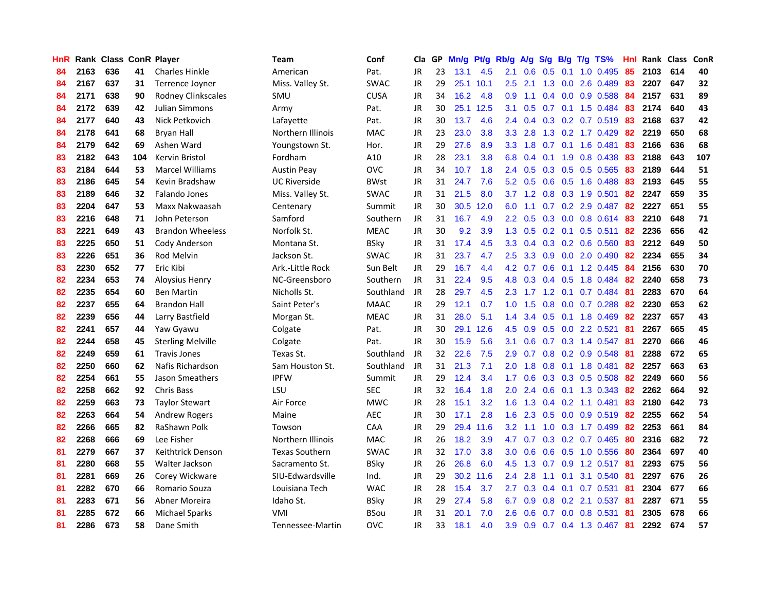| HnR | Rank | Class | ConR | Player | Team | Conf | Cla | GP | Mn/g | Pt/g | Rb/g | A/g | S/g | B/g | T/g | TS% | HnI | Rank | Class | ConR |
|---|---|---|---|---|---|---|---|---|---|---|---|---|---|---|---|---|---|---|---|---|
| 84 | 2163 | 636 | 41 | Charles Hinkle | American | Pat. | JR | 23 | 13.1 | 4.5 | 2.1 | 0.6 | 0.5 | 0.1 | 1.0 | 0.495 | 85 | 2103 | 614 | 40 |
| 84 | 2167 | 637 | 31 | Terrence Joyner | Miss. Valley St. | SWAC | JR | 29 | 25.1 | 10.1 | 2.5 | 2.1 | 1.3 | 0.0 | 2.6 | 0.489 | 83 | 2207 | 647 | 32 |
| 84 | 2171 | 638 | 90 | Rodney Clinkscales | SMU | CUSA | JR | 34 | 16.2 | 4.8 | 0.9 | 1.1 | 0.4 | 0.0 | 0.9 | 0.588 | 84 | 2157 | 631 | 89 |
| 84 | 2172 | 639 | 42 | Julian Simmons | Army | Pat. | JR | 30 | 25.1 | 12.5 | 3.1 | 0.5 | 0.7 | 0.1 | 1.5 | 0.484 | 83 | 2174 | 640 | 43 |
| 84 | 2177 | 640 | 43 | Nick Petkovich | Lafayette | Pat. | JR | 30 | 13.7 | 4.6 | 2.4 | 0.4 | 0.3 | 0.2 | 0.7 | 0.519 | 83 | 2168 | 637 | 42 |
| 84 | 2178 | 641 | 68 | Bryan Hall | Northern Illinois | MAC | JR | 23 | 23.0 | 3.8 | 3.3 | 2.8 | 1.3 | 0.2 | 1.7 | 0.429 | 82 | 2219 | 650 | 68 |
| 84 | 2179 | 642 | 69 | Ashen Ward | Youngstown St. | Hor. | JR | 29 | 27.6 | 8.9 | 3.3 | 1.8 | 0.7 | 0.1 | 1.6 | 0.481 | 83 | 2166 | 636 | 68 |
| 83 | 2182 | 643 | 104 | Kervin Bristol | Fordham | A10 | JR | 28 | 23.1 | 3.8 | 6.8 | 0.4 | 0.1 | 1.9 | 0.8 | 0.438 | 83 | 2188 | 643 | 107 |
| 83 | 2184 | 644 | 53 | Marcel Williams | Austin Peay | OVC | JR | 34 | 10.7 | 1.8 | 2.4 | 0.5 | 0.3 | 0.5 | 0.5 | 0.565 | 83 | 2189 | 644 | 51 |
| 83 | 2186 | 645 | 54 | Kevin Bradshaw | UC Riverside | BWst | JR | 31 | 24.7 | 7.6 | 5.2 | 0.5 | 0.6 | 0.5 | 1.6 | 0.488 | 83 | 2193 | 645 | 55 |
| 83 | 2189 | 646 | 32 | Falando Jones | Miss. Valley St. | SWAC | JR | 31 | 21.5 | 8.0 | 3.7 | 1.2 | 0.8 | 0.3 | 1.9 | 0.501 | 82 | 2247 | 659 | 35 |
| 83 | 2204 | 647 | 53 | Maxx Nakwaasah | Centenary | Summit | JR | 30 | 30.5 | 12.0 | 6.0 | 1.1 | 0.7 | 0.2 | 2.9 | 0.487 | 82 | 2227 | 651 | 55 |
| 83 | 2216 | 648 | 71 | John Peterson | Samford | Southern | JR | 31 | 16.7 | 4.9 | 2.2 | 0.5 | 0.3 | 0.0 | 0.8 | 0.614 | 83 | 2210 | 648 | 71 |
| 83 | 2221 | 649 | 43 | Brandon Wheeless | Norfolk St. | MEAC | JR | 30 | 9.2 | 3.9 | 1.3 | 0.5 | 0.2 | 0.1 | 0.5 | 0.511 | 82 | 2236 | 656 | 42 |
| 83 | 2225 | 650 | 51 | Cody Anderson | Montana St. | BSky | JR | 31 | 17.4 | 4.5 | 3.3 | 0.4 | 0.3 | 0.2 | 0.6 | 0.560 | 83 | 2212 | 649 | 50 |
| 83 | 2226 | 651 | 36 | Rod Melvin | Jackson St. | SWAC | JR | 31 | 23.7 | 4.7 | 2.5 | 3.3 | 0.9 | 0.0 | 2.0 | 0.490 | 82 | 2234 | 655 | 34 |
| 83 | 2230 | 652 | 77 | Eric Kibi | Ark.-Little Rock | Sun Belt | JR | 29 | 16.7 | 4.4 | 4.2 | 0.7 | 0.6 | 0.1 | 1.2 | 0.445 | 84 | 2156 | 630 | 70 |
| 82 | 2234 | 653 | 74 | Aloysius Henry | NC-Greensboro | Southern | JR | 31 | 22.4 | 9.5 | 4.8 | 0.3 | 0.4 | 0.5 | 1.8 | 0.484 | 82 | 2240 | 658 | 73 |
| 82 | 2235 | 654 | 60 | Ben Martin | Nicholls St. | Southland | JR | 28 | 29.7 | 4.5 | 2.3 | 1.7 | 1.2 | 0.1 | 0.7 | 0.484 | 81 | 2283 | 670 | 64 |
| 82 | 2237 | 655 | 64 | Brandon Hall | Saint Peter's | MAAC | JR | 29 | 12.1 | 0.7 | 1.0 | 1.5 | 0.8 | 0.0 | 0.7 | 0.288 | 82 | 2230 | 653 | 62 |
| 82 | 2239 | 656 | 44 | Larry Bastfield | Morgan St. | MEAC | JR | 31 | 28.0 | 5.1 | 1.4 | 3.4 | 0.5 | 0.1 | 1.8 | 0.469 | 82 | 2237 | 657 | 43 |
| 82 | 2241 | 657 | 44 | Yaw Gyawu | Colgate | Pat. | JR | 30 | 29.1 | 12.6 | 4.5 | 0.9 | 0.5 | 0.0 | 2.2 | 0.521 | 81 | 2267 | 665 | 45 |
| 82 | 2244 | 658 | 45 | Sterling Melville | Colgate | Pat. | JR | 30 | 15.9 | 5.6 | 3.1 | 0.6 | 0.7 | 0.3 | 1.4 | 0.547 | 81 | 2270 | 666 | 46 |
| 82 | 2249 | 659 | 61 | Travis Jones | Texas St. | Southland | JR | 32 | 22.6 | 7.5 | 2.9 | 0.7 | 0.8 | 0.2 | 0.9 | 0.548 | 81 | 2288 | 672 | 65 |
| 82 | 2250 | 660 | 62 | Nafis Richardson | Sam Houston St. | Southland | JR | 31 | 21.3 | 7.1 | 2.0 | 1.8 | 0.8 | 0.1 | 1.8 | 0.481 | 82 | 2257 | 663 | 63 |
| 82 | 2254 | 661 | 55 | Jason Smeathers | IPFW | Summit | JR | 29 | 12.4 | 3.4 | 1.7 | 0.6 | 0.3 | 0.3 | 0.5 | 0.508 | 82 | 2249 | 660 | 56 |
| 82 | 2258 | 662 | 92 | Chris Bass | LSU | SEC | JR | 32 | 16.4 | 1.8 | 2.0 | 2.4 | 0.6 | 0.1 | 1.3 | 0.343 | 82 | 2262 | 664 | 92 |
| 82 | 2259 | 663 | 73 | Taylor Stewart | Air Force | MWC | JR | 28 | 15.1 | 3.2 | 1.6 | 1.3 | 0.4 | 0.2 | 1.1 | 0.481 | 83 | 2180 | 642 | 73 |
| 82 | 2263 | 664 | 54 | Andrew Rogers | Maine | AEC | JR | 30 | 17.1 | 2.8 | 1.6 | 2.3 | 0.5 | 0.0 | 0.9 | 0.519 | 82 | 2255 | 662 | 54 |
| 82 | 2266 | 665 | 82 | RaShawn Polk | Towson | CAA | JR | 29 | 29.4 | 11.6 | 3.2 | 1.1 | 1.0 | 0.3 | 1.7 | 0.499 | 82 | 2253 | 661 | 84 |
| 82 | 2268 | 666 | 69 | Lee Fisher | Northern Illinois | MAC | JR | 26 | 18.2 | 3.9 | 4.7 | 0.7 | 0.3 | 0.2 | 0.7 | 0.465 | 80 | 2316 | 682 | 72 |
| 81 | 2279 | 667 | 37 | Keithtrick Denson | Texas Southern | SWAC | JR | 32 | 17.0 | 3.8 | 3.0 | 0.6 | 0.6 | 0.5 | 1.0 | 0.556 | 80 | 2364 | 697 | 40 |
| 81 | 2280 | 668 | 55 | Walter Jackson | Sacramento St. | BSky | JR | 26 | 26.8 | 6.0 | 4.5 | 1.3 | 0.7 | 0.9 | 1.2 | 0.517 | 81 | 2293 | 675 | 56 |
| 81 | 2281 | 669 | 26 | Corey Wickware | SIU-Edwardsville | Ind. | JR | 29 | 30.2 | 11.6 | 2.4 | 2.8 | 1.1 | 0.1 | 3.1 | 0.540 | 81 | 2297 | 676 | 26 |
| 81 | 2282 | 670 | 66 | Romario Souza | Louisiana Tech | WAC | JR | 28 | 15.4 | 3.7 | 2.7 | 0.3 | 0.4 | 0.1 | 0.7 | 0.531 | 81 | 2304 | 677 | 66 |
| 81 | 2283 | 671 | 56 | Abner Moreira | Idaho St. | BSky | JR | 29 | 27.4 | 5.8 | 6.7 | 0.9 | 0.8 | 0.2 | 2.1 | 0.537 | 81 | 2287 | 671 | 55 |
| 81 | 2285 | 672 | 66 | Michael Sparks | VMI | BSou | JR | 31 | 20.1 | 7.0 | 2.6 | 0.6 | 0.7 | 0.0 | 0.8 | 0.531 | 81 | 2305 | 678 | 66 |
| 81 | 2286 | 673 | 58 | Dane Smith | Tennessee-Martin | OVC | JR | 33 | 18.1 | 4.0 | 3.9 | 0.9 | 0.7 | 0.4 | 1.3 | 0.467 | 81 | 2292 | 674 | 57 |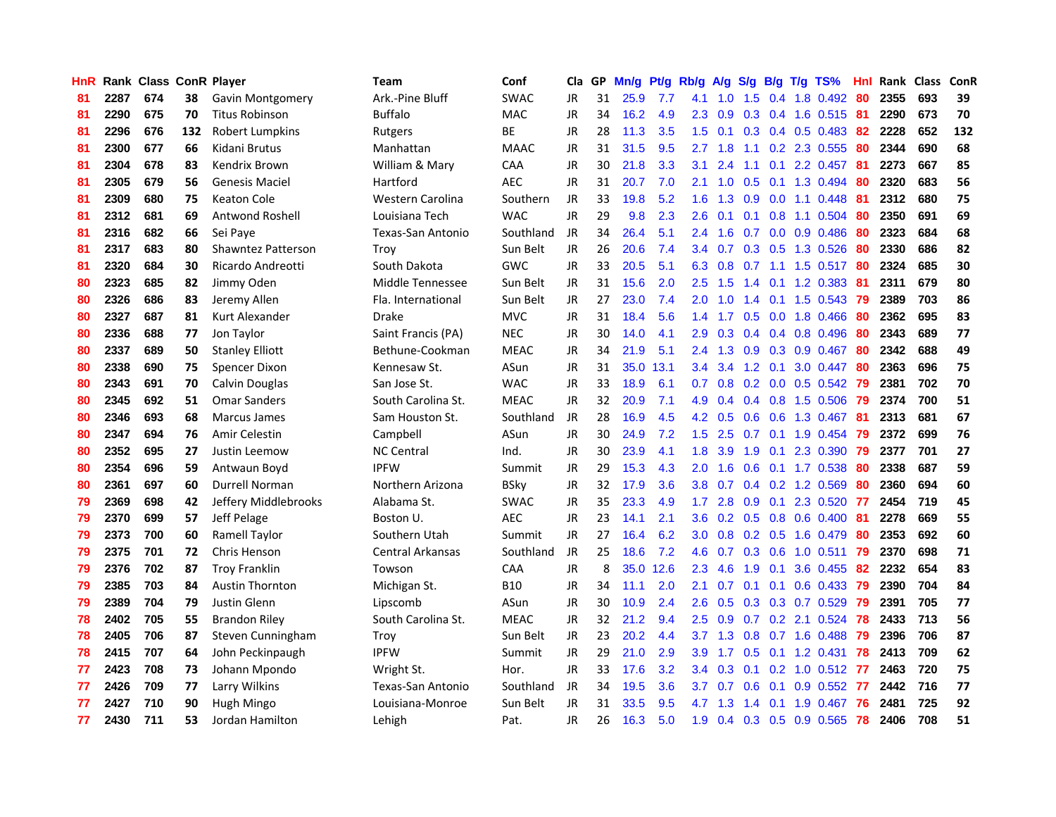| HnR | Rank | Class | ConR | Player | Team | Conf | Cla | GP | Mn/g | Pt/g | Rb/g | A/g | S/g | B/g | T/g | TS% | HnI | Rank | Class | ConR |
|---|---|---|---|---|---|---|---|---|---|---|---|---|---|---|---|---|---|---|---|---|
| 81 | 2287 | 674 | 38 | Gavin Montgomery | Ark.-Pine Bluff | SWAC | JR | 31 | 25.9 | 7.7 | 4.1 | 1.0 | 1.5 | 0.4 | 1.8 | 0.492 | 80 | 2355 | 693 | 39 |
| 81 | 2290 | 675 | 70 | Titus Robinson | Buffalo | MAC | JR | 34 | 16.2 | 4.9 | 2.3 | 0.9 | 0.3 | 0.4 | 1.6 | 0.515 | 81 | 2290 | 673 | 70 |
| 81 | 2296 | 676 | 132 | Robert Lumpkins | Rutgers | BE | JR | 28 | 11.3 | 3.5 | 1.5 | 0.1 | 0.3 | 0.4 | 0.5 | 0.483 | 82 | 2228 | 652 | 132 |
| 81 | 2300 | 677 | 66 | Kidani Brutus | Manhattan | MAAC | JR | 31 | 31.5 | 9.5 | 2.7 | 1.8 | 1.1 | 0.2 | 2.3 | 0.555 | 80 | 2344 | 690 | 68 |
| 81 | 2304 | 678 | 83 | Kendrix Brown | William & Mary | CAA | JR | 30 | 21.8 | 3.3 | 3.1 | 2.4 | 1.1 | 0.1 | 2.2 | 0.457 | 81 | 2273 | 667 | 85 |
| 81 | 2305 | 679 | 56 | Genesis Maciel | Hartford | AEC | JR | 31 | 20.7 | 7.0 | 2.1 | 1.0 | 0.5 | 0.1 | 1.3 | 0.494 | 80 | 2320 | 683 | 56 |
| 81 | 2309 | 680 | 75 | Keaton Cole | Western Carolina | Southern | JR | 33 | 19.8 | 5.2 | 1.6 | 1.3 | 0.9 | 0.0 | 1.1 | 0.448 | 81 | 2312 | 680 | 75 |
| 81 | 2312 | 681 | 69 | Antwond Roshell | Louisiana Tech | WAC | JR | 29 | 9.8 | 2.3 | 2.6 | 0.1 | 0.1 | 0.8 | 1.1 | 0.504 | 80 | 2350 | 691 | 69 |
| 81 | 2316 | 682 | 66 | Sei Paye | Texas-San Antonio | Southland | JR | 34 | 26.4 | 5.1 | 2.4 | 1.6 | 0.7 | 0.0 | 0.9 | 0.486 | 80 | 2323 | 684 | 68 |
| 81 | 2317 | 683 | 80 | Shawntez Patterson | Troy | Sun Belt | JR | 26 | 20.6 | 7.4 | 3.4 | 0.7 | 0.3 | 0.5 | 1.3 | 0.526 | 80 | 2330 | 686 | 82 |
| 81 | 2320 | 684 | 30 | Ricardo Andreotti | South Dakota | GWC | JR | 33 | 20.5 | 5.1 | 6.3 | 0.8 | 0.7 | 1.1 | 1.5 | 0.517 | 80 | 2324 | 685 | 30 |
| 80 | 2323 | 685 | 82 | Jimmy Oden | Middle Tennessee | Sun Belt | JR | 31 | 15.6 | 2.0 | 2.5 | 1.5 | 1.4 | 0.1 | 1.2 | 0.383 | 81 | 2311 | 679 | 80 |
| 80 | 2326 | 686 | 83 | Jeremy Allen | Fla. International | Sun Belt | JR | 27 | 23.0 | 7.4 | 2.0 | 1.0 | 1.4 | 0.1 | 1.5 | 0.543 | 79 | 2389 | 703 | 86 |
| 80 | 2327 | 687 | 81 | Kurt Alexander | Drake | MVC | JR | 31 | 18.4 | 5.6 | 1.4 | 1.7 | 0.5 | 0.0 | 1.8 | 0.466 | 80 | 2362 | 695 | 83 |
| 80 | 2336 | 688 | 77 | Jon Taylor | Saint Francis (PA) | NEC | JR | 30 | 14.0 | 4.1 | 2.9 | 0.3 | 0.4 | 0.4 | 0.8 | 0.496 | 80 | 2343 | 689 | 77 |
| 80 | 2337 | 689 | 50 | Stanley Elliott | Bethune-Cookman | MEAC | JR | 34 | 21.9 | 5.1 | 2.4 | 1.3 | 0.9 | 0.3 | 0.9 | 0.467 | 80 | 2342 | 688 | 49 |
| 80 | 2338 | 690 | 75 | Spencer Dixon | Kennesaw St. | ASun | JR | 31 | 35.0 | 13.1 | 3.4 | 3.4 | 1.2 | 0.1 | 3.0 | 0.447 | 80 | 2363 | 696 | 75 |
| 80 | 2343 | 691 | 70 | Calvin Douglas | San Jose St. | WAC | JR | 33 | 18.9 | 6.1 | 0.7 | 0.8 | 0.2 | 0.0 | 0.5 | 0.542 | 79 | 2381 | 702 | 70 |
| 80 | 2345 | 692 | 51 | Omar Sanders | South Carolina St. | MEAC | JR | 32 | 20.9 | 7.1 | 4.9 | 0.4 | 0.4 | 0.8 | 1.5 | 0.506 | 79 | 2374 | 700 | 51 |
| 80 | 2346 | 693 | 68 | Marcus James | Sam Houston St. | Southland | JR | 28 | 16.9 | 4.5 | 4.2 | 0.5 | 0.6 | 0.6 | 1.3 | 0.467 | 81 | 2313 | 681 | 67 |
| 80 | 2347 | 694 | 76 | Amir Celestin | Campbell | ASun | JR | 30 | 24.9 | 7.2 | 1.5 | 2.5 | 0.7 | 0.1 | 1.9 | 0.454 | 79 | 2372 | 699 | 76 |
| 80 | 2352 | 695 | 27 | Justin Leemow | NC Central | Ind. | JR | 30 | 23.9 | 4.1 | 1.8 | 3.9 | 1.9 | 0.1 | 2.3 | 0.390 | 79 | 2377 | 701 | 27 |
| 80 | 2354 | 696 | 59 | Antwaun Boyd | IPFW | Summit | JR | 29 | 15.3 | 4.3 | 2.0 | 1.6 | 0.6 | 0.1 | 1.7 | 0.538 | 80 | 2338 | 687 | 59 |
| 80 | 2361 | 697 | 60 | Durrell Norman | Northern Arizona | BSky | JR | 32 | 17.9 | 3.6 | 3.8 | 0.7 | 0.4 | 0.2 | 1.2 | 0.569 | 80 | 2360 | 694 | 60 |
| 79 | 2369 | 698 | 42 | Jeffery Middlebrooks | Alabama St. | SWAC | JR | 35 | 23.3 | 4.9 | 1.7 | 2.8 | 0.9 | 0.1 | 2.3 | 0.520 | 77 | 2454 | 719 | 45 |
| 79 | 2370 | 699 | 57 | Jeff Pelage | Boston U. | AEC | JR | 23 | 14.1 | 2.1 | 3.6 | 0.2 | 0.5 | 0.8 | 0.6 | 0.400 | 81 | 2278 | 669 | 55 |
| 79 | 2373 | 700 | 60 | Ramell Taylor | Southern Utah | Summit | JR | 27 | 16.4 | 6.2 | 3.0 | 0.8 | 0.2 | 0.5 | 1.6 | 0.479 | 80 | 2353 | 692 | 60 |
| 79 | 2375 | 701 | 72 | Chris Henson | Central Arkansas | Southland | JR | 25 | 18.6 | 7.2 | 4.6 | 0.7 | 0.3 | 0.6 | 1.0 | 0.511 | 79 | 2370 | 698 | 71 |
| 79 | 2376 | 702 | 87 | Troy Franklin | Towson | CAA | JR | 8 | 35.0 | 12.6 | 2.3 | 4.6 | 1.9 | 0.1 | 3.6 | 0.455 | 82 | 2232 | 654 | 83 |
| 79 | 2385 | 703 | 84 | Austin Thornton | Michigan St. | B10 | JR | 34 | 11.1 | 2.0 | 2.1 | 0.7 | 0.1 | 0.1 | 0.6 | 0.433 | 79 | 2390 | 704 | 84 |
| 79 | 2389 | 704 | 79 | Justin Glenn | Lipscomb | ASun | JR | 30 | 10.9 | 2.4 | 2.6 | 0.5 | 0.3 | 0.3 | 0.7 | 0.529 | 79 | 2391 | 705 | 77 |
| 78 | 2402 | 705 | 55 | Brandon Riley | South Carolina St. | MEAC | JR | 32 | 21.2 | 9.4 | 2.5 | 0.9 | 0.7 | 0.2 | 2.1 | 0.524 | 78 | 2433 | 713 | 56 |
| 78 | 2405 | 706 | 87 | Steven Cunningham | Troy | Sun Belt | JR | 23 | 20.2 | 4.4 | 3.7 | 1.3 | 0.8 | 0.7 | 1.6 | 0.488 | 79 | 2396 | 706 | 87 |
| 78 | 2415 | 707 | 64 | John Peckinpaugh | IPFW | Summit | JR | 29 | 21.0 | 2.9 | 3.9 | 1.7 | 0.5 | 0.1 | 1.2 | 0.431 | 78 | 2413 | 709 | 62 |
| 77 | 2423 | 708 | 73 | Johann Mpondo | Wright St. | Hor. | JR | 33 | 17.6 | 3.2 | 3.4 | 0.3 | 0.1 | 0.2 | 1.0 | 0.512 | 77 | 2463 | 720 | 75 |
| 77 | 2426 | 709 | 77 | Larry Wilkins | Texas-San Antonio | Southland | JR | 34 | 19.5 | 3.6 | 3.7 | 0.7 | 0.6 | 0.1 | 0.9 | 0.552 | 77 | 2442 | 716 | 77 |
| 77 | 2427 | 710 | 90 | Hugh Mingo | Louisiana-Monroe | Sun Belt | JR | 31 | 33.5 | 9.5 | 4.7 | 1.3 | 1.4 | 0.1 | 1.9 | 0.467 | 76 | 2481 | 725 | 92 |
| 77 | 2430 | 711 | 53 | Jordan Hamilton | Lehigh | Pat. | JR | 26 | 16.3 | 5.0 | 1.9 | 0.4 | 0.3 | 0.5 | 0.9 | 0.565 | 78 | 2406 | 708 | 51 |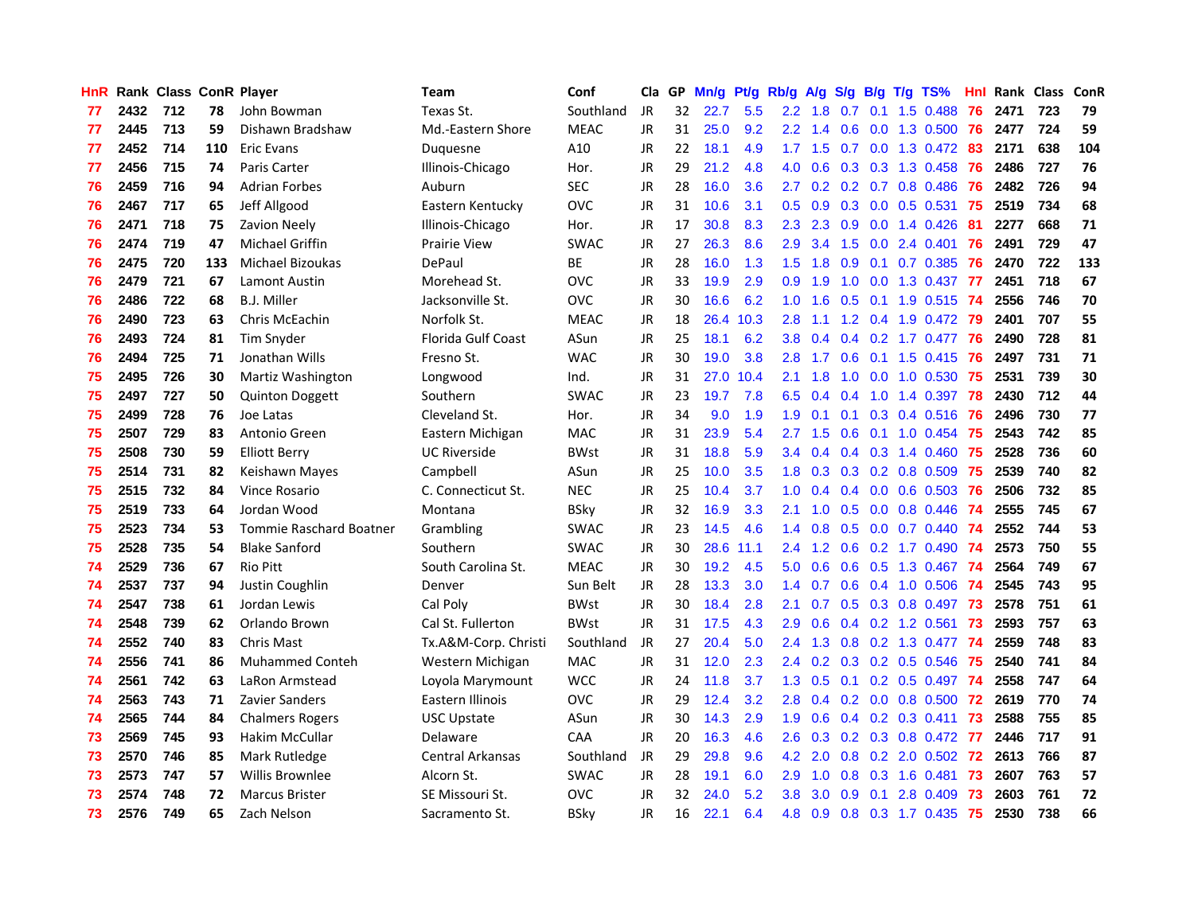| HnR | Rank | Class | ConR | Player | Team | Conf | Cla | GP | Mn/g | Pt/g | Rb/g | A/g | S/g | B/g | T/g | TS% | HnI | Rank | Class | ConR |
|---|---|---|---|---|---|---|---|---|---|---|---|---|---|---|---|---|---|---|---|---|
| 77 | 2432 | 712 | 78 | John Bowman | Texas St. | Southland | JR | 32 | 22.7 | 5.5 | 2.2 | 1.8 | 0.7 | 0.1 | 1.5 | 0.488 | 76 | 2471 | 723 | 79 |
| 77 | 2445 | 713 | 59 | Dishawn Bradshaw | Md.-Eastern Shore | MEAC | JR | 31 | 25.0 | 9.2 | 2.2 | 1.4 | 0.6 | 0.0 | 1.3 | 0.500 | 76 | 2477 | 724 | 59 |
| 77 | 2452 | 714 | 110 | Eric Evans | Duquesne | A10 | JR | 22 | 18.1 | 4.9 | 1.7 | 1.5 | 0.7 | 0.0 | 1.3 | 0.472 | 83 | 2171 | 638 | 104 |
| 77 | 2456 | 715 | 74 | Paris Carter | Illinois-Chicago | Hor. | JR | 29 | 21.2 | 4.8 | 4.0 | 0.6 | 0.3 | 0.3 | 1.3 | 0.458 | 76 | 2486 | 727 | 76 |
| 76 | 2459 | 716 | 94 | Adrian Forbes | Auburn | SEC | JR | 28 | 16.0 | 3.6 | 2.7 | 0.2 | 0.2 | 0.7 | 0.8 | 0.486 | 76 | 2482 | 726 | 94 |
| 76 | 2467 | 717 | 65 | Jeff Allgood | Eastern Kentucky | OVC | JR | 31 | 10.6 | 3.1 | 0.5 | 0.9 | 0.3 | 0.0 | 0.5 | 0.531 | 75 | 2519 | 734 | 68 |
| 76 | 2471 | 718 | 75 | Zavion Neely | Illinois-Chicago | Hor. | JR | 17 | 30.8 | 8.3 | 2.3 | 2.3 | 0.9 | 0.0 | 1.4 | 0.426 | 81 | 2277 | 668 | 71 |
| 76 | 2474 | 719 | 47 | Michael Griffin | Prairie View | SWAC | JR | 27 | 26.3 | 8.6 | 2.9 | 3.4 | 1.5 | 0.0 | 2.4 | 0.401 | 76 | 2491 | 729 | 47 |
| 76 | 2475 | 720 | 133 | Michael Bizoukas | DePaul | BE | JR | 28 | 16.0 | 1.3 | 1.5 | 1.8 | 0.9 | 0.1 | 0.7 | 0.385 | 76 | 2470 | 722 | 133 |
| 76 | 2479 | 721 | 67 | Lamont Austin | Morehead St. | OVC | JR | 33 | 19.9 | 2.9 | 0.9 | 1.9 | 1.0 | 0.0 | 1.3 | 0.437 | 77 | 2451 | 718 | 67 |
| 76 | 2486 | 722 | 68 | B.J. Miller | Jacksonville St. | OVC | JR | 30 | 16.6 | 6.2 | 1.0 | 1.6 | 0.5 | 0.1 | 1.9 | 0.515 | 74 | 2556 | 746 | 70 |
| 76 | 2490 | 723 | 63 | Chris McEachin | Norfolk St. | MEAC | JR | 18 | 26.4 | 10.3 | 2.8 | 1.1 | 1.2 | 0.4 | 1.9 | 0.472 | 79 | 2401 | 707 | 55 |
| 76 | 2493 | 724 | 81 | Tim Snyder | Florida Gulf Coast | ASun | JR | 25 | 18.1 | 6.2 | 3.8 | 0.4 | 0.4 | 0.2 | 1.7 | 0.477 | 76 | 2490 | 728 | 81 |
| 76 | 2494 | 725 | 71 | Jonathan Wills | Fresno St. | WAC | JR | 30 | 19.0 | 3.8 | 2.8 | 1.7 | 0.6 | 0.1 | 1.5 | 0.415 | 76 | 2497 | 731 | 71 |
| 75 | 2495 | 726 | 30 | Martiz Washington | Longwood | Ind. | JR | 31 | 27.0 | 10.4 | 2.1 | 1.8 | 1.0 | 0.0 | 1.0 | 0.530 | 75 | 2531 | 739 | 30 |
| 75 | 2497 | 727 | 50 | Quinton Doggett | Southern | SWAC | JR | 23 | 19.7 | 7.8 | 6.5 | 0.4 | 0.4 | 1.0 | 1.4 | 0.397 | 78 | 2430 | 712 | 44 |
| 75 | 2499 | 728 | 76 | Joe Latas | Cleveland St. | Hor. | JR | 34 | 9.0 | 1.9 | 1.9 | 0.1 | 0.1 | 0.3 | 0.4 | 0.516 | 76 | 2496 | 730 | 77 |
| 75 | 2507 | 729 | 83 | Antonio Green | Eastern Michigan | MAC | JR | 31 | 23.9 | 5.4 | 2.7 | 1.5 | 0.6 | 0.1 | 1.0 | 0.454 | 75 | 2543 | 742 | 85 |
| 75 | 2508 | 730 | 59 | Elliott Berry | UC Riverside | BWst | JR | 31 | 18.8 | 5.9 | 3.4 | 0.4 | 0.4 | 0.3 | 1.4 | 0.460 | 75 | 2528 | 736 | 60 |
| 75 | 2514 | 731 | 82 | Keishawn Mayes | Campbell | ASun | JR | 25 | 10.0 | 3.5 | 1.8 | 0.3 | 0.3 | 0.2 | 0.8 | 0.509 | 75 | 2539 | 740 | 82 |
| 75 | 2515 | 732 | 84 | Vince Rosario | C. Connecticut St. | NEC | JR | 25 | 10.4 | 3.7 | 1.0 | 0.4 | 0.4 | 0.0 | 0.6 | 0.503 | 76 | 2506 | 732 | 85 |
| 75 | 2519 | 733 | 64 | Jordan Wood | Montana | BSky | JR | 32 | 16.9 | 3.3 | 2.1 | 1.0 | 0.5 | 0.0 | 0.8 | 0.446 | 74 | 2555 | 745 | 67 |
| 75 | 2523 | 734 | 53 | Tommie Raschard Boatner | Grambling | SWAC | JR | 23 | 14.5 | 4.6 | 1.4 | 0.8 | 0.5 | 0.0 | 0.7 | 0.440 | 74 | 2552 | 744 | 53 |
| 75 | 2528 | 735 | 54 | Blake Sanford | Southern | SWAC | JR | 30 | 28.6 | 11.1 | 2.4 | 1.2 | 0.6 | 0.2 | 1.7 | 0.490 | 74 | 2573 | 750 | 55 |
| 74 | 2529 | 736 | 67 | Rio Pitt | South Carolina St. | MEAC | JR | 30 | 19.2 | 4.5 | 5.0 | 0.6 | 0.6 | 0.5 | 1.3 | 0.467 | 74 | 2564 | 749 | 67 |
| 74 | 2537 | 737 | 94 | Justin Coughlin | Denver | Sun Belt | JR | 28 | 13.3 | 3.0 | 1.4 | 0.7 | 0.6 | 0.4 | 1.0 | 0.506 | 74 | 2545 | 743 | 95 |
| 74 | 2547 | 738 | 61 | Jordan Lewis | Cal Poly | BWst | JR | 30 | 18.4 | 2.8 | 2.1 | 0.7 | 0.5 | 0.3 | 0.8 | 0.497 | 73 | 2578 | 751 | 61 |
| 74 | 2548 | 739 | 62 | Orlando Brown | Cal St. Fullerton | BWst | JR | 31 | 17.5 | 4.3 | 2.9 | 0.6 | 0.4 | 0.2 | 1.2 | 0.561 | 73 | 2593 | 757 | 63 |
| 74 | 2552 | 740 | 83 | Chris Mast | Tx.A&M-Corp. Christi | Southland | JR | 27 | 20.4 | 5.0 | 2.4 | 1.3 | 0.8 | 0.2 | 1.3 | 0.477 | 74 | 2559 | 748 | 83 |
| 74 | 2556 | 741 | 86 | Muhammed Conteh | Western Michigan | MAC | JR | 31 | 12.0 | 2.3 | 2.4 | 0.2 | 0.3 | 0.2 | 0.5 | 0.546 | 75 | 2540 | 741 | 84 |
| 74 | 2561 | 742 | 63 | LaRon Armstead | Loyola Marymount | WCC | JR | 24 | 11.8 | 3.7 | 1.3 | 0.5 | 0.1 | 0.2 | 0.5 | 0.497 | 74 | 2558 | 747 | 64 |
| 74 | 2563 | 743 | 71 | Zavier Sanders | Eastern Illinois | OVC | JR | 29 | 12.4 | 3.2 | 2.8 | 0.4 | 0.2 | 0.0 | 0.8 | 0.500 | 72 | 2619 | 770 | 74 |
| 74 | 2565 | 744 | 84 | Chalmers Rogers | USC Upstate | ASun | JR | 30 | 14.3 | 2.9 | 1.9 | 0.6 | 0.4 | 0.2 | 0.3 | 0.411 | 73 | 2588 | 755 | 85 |
| 73 | 2569 | 745 | 93 | Hakim McCullar | Delaware | CAA | JR | 20 | 16.3 | 4.6 | 2.6 | 0.3 | 0.2 | 0.3 | 0.8 | 0.472 | 77 | 2446 | 717 | 91 |
| 73 | 2570 | 746 | 85 | Mark Rutledge | Central Arkansas | Southland | JR | 29 | 29.8 | 9.6 | 4.2 | 2.0 | 0.8 | 0.2 | 2.0 | 0.502 | 72 | 2613 | 766 | 87 |
| 73 | 2573 | 747 | 57 | Willis Brownlee | Alcorn St. | SWAC | JR | 28 | 19.1 | 6.0 | 2.9 | 1.0 | 0.8 | 0.3 | 1.6 | 0.481 | 73 | 2607 | 763 | 57 |
| 73 | 2574 | 748 | 72 | Marcus Brister | SE Missouri St. | OVC | JR | 32 | 24.0 | 5.2 | 3.8 | 3.0 | 0.9 | 0.1 | 2.8 | 0.409 | 73 | 2603 | 761 | 72 |
| 73 | 2576 | 749 | 65 | Zach Nelson | Sacramento St. | BSky | JR | 16 | 22.1 | 6.4 | 4.8 | 0.9 | 0.8 | 0.3 | 1.7 | 0.435 | 75 | 2530 | 738 | 66 |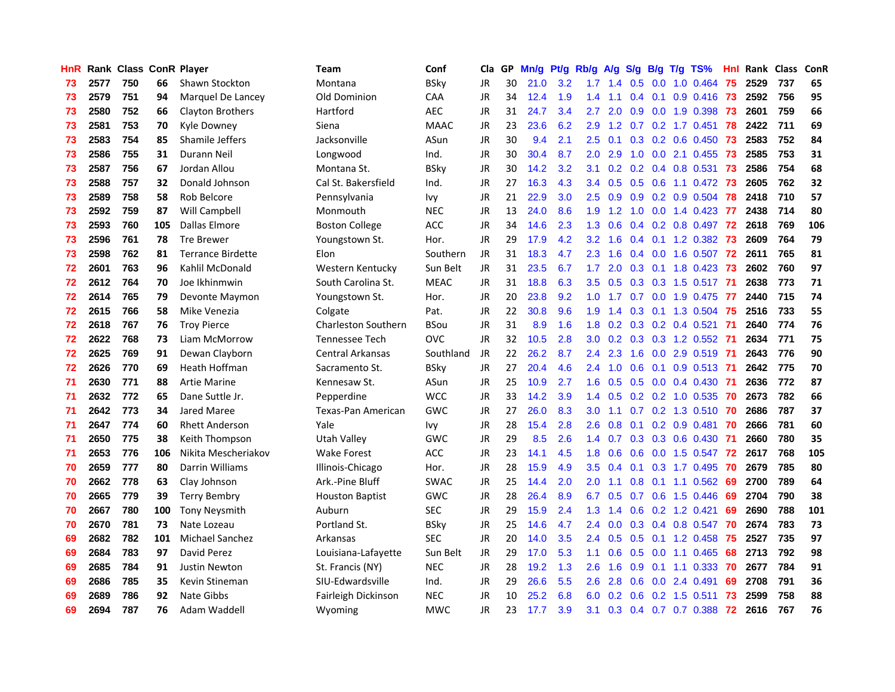| HnR | Rank | Class | ConR | Player | Team | Conf | Cla | GP | Mn/g | Pt/g | Rb/g | A/g | S/g | B/g | T/g | TS% | HnI | Rank | Class | ConR |
|---|---|---|---|---|---|---|---|---|---|---|---|---|---|---|---|---|---|---|---|---|
| 73 | 2577 | 750 | 66 | Shawn Stockton | Montana | BSky | JR | 30 | 21.0 | 3.2 | 1.7 | 1.4 | 0.5 | 0.0 | 1.0 | 0.464 | 75 | 2529 | 737 | 65 |
| 73 | 2579 | 751 | 94 | Marquel De Lancey | Old Dominion | CAA | JR | 34 | 12.4 | 1.9 | 1.4 | 1.1 | 0.4 | 0.1 | 0.9 | 0.416 | 73 | 2592 | 756 | 95 |
| 73 | 2580 | 752 | 66 | Clayton Brothers | Hartford | AEC | JR | 31 | 24.7 | 3.4 | 2.7 | 2.0 | 0.9 | 0.0 | 1.9 | 0.398 | 73 | 2601 | 759 | 66 |
| 73 | 2581 | 753 | 70 | Kyle Downey | Siena | MAAC | JR | 23 | 23.6 | 6.2 | 2.9 | 1.2 | 0.7 | 0.2 | 1.7 | 0.451 | 78 | 2422 | 711 | 69 |
| 73 | 2583 | 754 | 85 | Shamile Jeffers | Jacksonville | ASun | JR | 30 | 9.4 | 2.1 | 2.5 | 0.1 | 0.3 | 0.2 | 0.6 | 0.450 | 73 | 2583 | 752 | 84 |
| 73 | 2586 | 755 | 31 | Durann Neil | Longwood | Ind. | JR | 30 | 30.4 | 8.7 | 2.0 | 2.9 | 1.0 | 0.0 | 2.1 | 0.455 | 73 | 2585 | 753 | 31 |
| 73 | 2587 | 756 | 67 | Jordan Allou | Montana St. | BSky | JR | 30 | 14.2 | 3.2 | 3.1 | 0.2 | 0.2 | 0.4 | 0.8 | 0.531 | 73 | 2586 | 754 | 68 |
| 73 | 2588 | 757 | 32 | Donald Johnson | Cal St. Bakersfield | Ind. | JR | 27 | 16.3 | 4.3 | 3.4 | 0.5 | 0.5 | 0.6 | 1.1 | 0.472 | 73 | 2605 | 762 | 32 |
| 73 | 2589 | 758 | 58 | Rob Belcore | Pennsylvania | Ivy | JR | 21 | 22.9 | 3.0 | 2.5 | 0.9 | 0.9 | 0.2 | 0.9 | 0.504 | 78 | 2418 | 710 | 57 |
| 73 | 2592 | 759 | 87 | Will Campbell | Monmouth | NEC | JR | 13 | 24.0 | 8.6 | 1.9 | 1.2 | 1.0 | 0.0 | 1.4 | 0.423 | 77 | 2438 | 714 | 80 |
| 73 | 2593 | 760 | 105 | Dallas Elmore | Boston College | ACC | JR | 34 | 14.6 | 2.3 | 1.3 | 0.6 | 0.4 | 0.2 | 0.8 | 0.497 | 72 | 2618 | 769 | 106 |
| 73 | 2596 | 761 | 78 | Tre Brewer | Youngstown St. | Hor. | JR | 29 | 17.9 | 4.2 | 3.2 | 1.6 | 0.4 | 0.1 | 1.2 | 0.382 | 73 | 2609 | 764 | 79 |
| 73 | 2598 | 762 | 81 | Terrance Birdette | Elon | Southern | JR | 31 | 18.3 | 4.7 | 2.3 | 1.6 | 0.4 | 0.0 | 1.6 | 0.507 | 72 | 2611 | 765 | 81 |
| 72 | 2601 | 763 | 96 | Kahlil McDonald | Western Kentucky | Sun Belt | JR | 31 | 23.5 | 6.7 | 1.7 | 2.0 | 0.3 | 0.1 | 1.8 | 0.423 | 73 | 2602 | 760 | 97 |
| 72 | 2612 | 764 | 70 | Joe Ikhinmwin | South Carolina St. | MEAC | JR | 31 | 18.8 | 6.3 | 3.5 | 0.5 | 0.3 | 0.3 | 1.5 | 0.517 | 71 | 2638 | 773 | 71 |
| 72 | 2614 | 765 | 79 | Devonte Maymon | Youngstown St. | Hor. | JR | 20 | 23.8 | 9.2 | 1.0 | 1.7 | 0.7 | 0.0 | 1.9 | 0.475 | 77 | 2440 | 715 | 74 |
| 72 | 2615 | 766 | 58 | Mike Venezia | Colgate | Pat. | JR | 22 | 30.8 | 9.6 | 1.9 | 1.4 | 0.3 | 0.1 | 1.3 | 0.504 | 75 | 2516 | 733 | 55 |
| 72 | 2618 | 767 | 76 | Troy Pierce | Charleston Southern | BSou | JR | 31 | 8.9 | 1.6 | 1.8 | 0.2 | 0.3 | 0.2 | 0.4 | 0.521 | 71 | 2640 | 774 | 76 |
| 72 | 2622 | 768 | 73 | Liam McMorrow | Tennessee Tech | OVC | JR | 32 | 10.5 | 2.8 | 3.0 | 0.2 | 0.3 | 0.3 | 1.2 | 0.552 | 71 | 2634 | 771 | 75 |
| 72 | 2625 | 769 | 91 | Dewan Clayborn | Central Arkansas | Southland | JR | 22 | 26.2 | 8.7 | 2.4 | 2.3 | 1.6 | 0.0 | 2.9 | 0.519 | 71 | 2643 | 776 | 90 |
| 72 | 2626 | 770 | 69 | Heath Hoffman | Sacramento St. | BSky | JR | 27 | 20.4 | 4.6 | 2.4 | 1.0 | 0.6 | 0.1 | 0.9 | 0.513 | 71 | 2642 | 775 | 70 |
| 71 | 2630 | 771 | 88 | Artie Marine | Kennesaw St. | ASun | JR | 25 | 10.9 | 2.7 | 1.6 | 0.5 | 0.5 | 0.0 | 0.4 | 0.430 | 71 | 2636 | 772 | 87 |
| 71 | 2632 | 772 | 65 | Dane Suttle Jr. | Pepperdine | WCC | JR | 33 | 14.2 | 3.9 | 1.4 | 0.5 | 0.2 | 0.2 | 1.0 | 0.535 | 70 | 2673 | 782 | 66 |
| 71 | 2642 | 773 | 34 | Jared Maree | Texas-Pan American | GWC | JR | 27 | 26.0 | 8.3 | 3.0 | 1.1 | 0.7 | 0.2 | 1.3 | 0.510 | 70 | 2686 | 787 | 37 |
| 71 | 2647 | 774 | 60 | Rhett Anderson | Yale | Ivy | JR | 28 | 15.4 | 2.8 | 2.6 | 0.8 | 0.1 | 0.2 | 0.9 | 0.481 | 70 | 2666 | 781 | 60 |
| 71 | 2650 | 775 | 38 | Keith Thompson | Utah Valley | GWC | JR | 29 | 8.5 | 2.6 | 1.4 | 0.7 | 0.3 | 0.3 | 0.6 | 0.430 | 71 | 2660 | 780 | 35 |
| 71 | 2653 | 776 | 106 | Nikita Mescheriakov | Wake Forest | ACC | JR | 23 | 14.1 | 4.5 | 1.8 | 0.6 | 0.6 | 0.0 | 1.5 | 0.547 | 72 | 2617 | 768 | 105 |
| 70 | 2659 | 777 | 80 | Darrin Williams | Illinois-Chicago | Hor. | JR | 28 | 15.9 | 4.9 | 3.5 | 0.4 | 0.1 | 0.3 | 1.7 | 0.495 | 70 | 2679 | 785 | 80 |
| 70 | 2662 | 778 | 63 | Clay Johnson | Ark.-Pine Bluff | SWAC | JR | 25 | 14.4 | 2.0 | 2.0 | 1.1 | 0.8 | 0.1 | 1.1 | 0.562 | 69 | 2700 | 789 | 64 |
| 70 | 2665 | 779 | 39 | Terry Bembry | Houston Baptist | GWC | JR | 28 | 26.4 | 8.9 | 6.7 | 0.5 | 0.7 | 0.6 | 1.5 | 0.446 | 69 | 2704 | 790 | 38 |
| 70 | 2667 | 780 | 100 | Tony Neysmith | Auburn | SEC | JR | 29 | 15.9 | 2.4 | 1.3 | 1.4 | 0.6 | 0.2 | 1.2 | 0.421 | 69 | 2690 | 788 | 101 |
| 70 | 2670 | 781 | 73 | Nate Lozeau | Portland St. | BSky | JR | 25 | 14.6 | 4.7 | 2.4 | 0.0 | 0.3 | 0.4 | 0.8 | 0.547 | 70 | 2674 | 783 | 73 |
| 69 | 2682 | 782 | 101 | Michael Sanchez | Arkansas | SEC | JR | 20 | 14.0 | 3.5 | 2.4 | 0.5 | 0.5 | 0.1 | 1.2 | 0.458 | 75 | 2527 | 735 | 97 |
| 69 | 2684 | 783 | 97 | David Perez | Louisiana-Lafayette | Sun Belt | JR | 29 | 17.0 | 5.3 | 1.1 | 0.6 | 0.5 | 0.0 | 1.1 | 0.465 | 68 | 2713 | 792 | 98 |
| 69 | 2685 | 784 | 91 | Justin Newton | St. Francis (NY) | NEC | JR | 28 | 19.2 | 1.3 | 2.6 | 1.6 | 0.9 | 0.1 | 1.1 | 0.333 | 70 | 2677 | 784 | 91 |
| 69 | 2686 | 785 | 35 | Kevin Stineman | SIU-Edwardsville | Ind. | JR | 29 | 26.6 | 5.5 | 2.6 | 2.8 | 0.6 | 0.0 | 2.4 | 0.491 | 69 | 2708 | 791 | 36 |
| 69 | 2689 | 786 | 92 | Nate Gibbs | Fairleigh Dickinson | NEC | JR | 10 | 25.2 | 6.8 | 6.0 | 0.2 | 0.6 | 0.2 | 1.5 | 0.511 | 73 | 2599 | 758 | 88 |
| 69 | 2694 | 787 | 76 | Adam Waddell | Wyoming | MWC | JR | 23 | 17.7 | 3.9 | 3.1 | 0.3 | 0.4 | 0.7 | 0.7 | 0.388 | 72 | 2616 | 767 | 76 |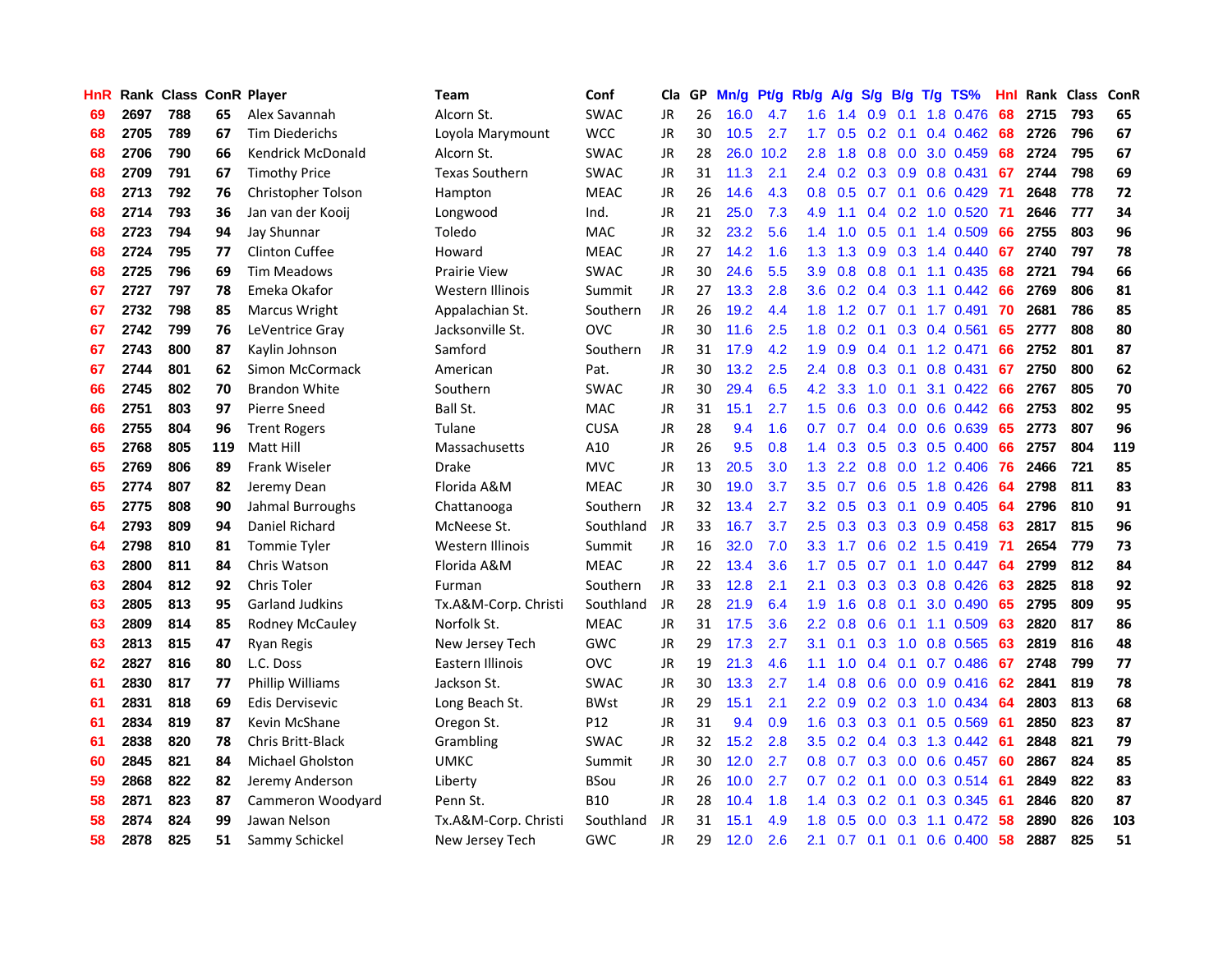| HnR | Rank | Class | ConR | Player | Team | Conf | Cla | GP | Mn/g | Pt/g | Rb/g | A/g | S/g | B/g | T/g | TS% | HnI | Rank | Class | ConR |
|---|---|---|---|---|---|---|---|---|---|---|---|---|---|---|---|---|---|---|---|---|
| 69 | 2697 | 788 | 65 | Alex Savannah | Alcorn St. | SWAC | JR | 26 | 16.0 | 4.7 | 1.6 | 1.4 | 0.9 | 0.1 | 1.8 | 0.476 | 68 | 2715 | 793 | 65 |
| 68 | 2705 | 789 | 67 | Tim Diederichs | Loyola Marymount | WCC | JR | 30 | 10.5 | 2.7 | 1.7 | 0.5 | 0.2 | 0.1 | 0.4 | 0.462 | 68 | 2726 | 796 | 67 |
| 68 | 2706 | 790 | 66 | Kendrick McDonald | Alcorn St. | SWAC | JR | 28 | 26.0 | 10.2 | 2.8 | 1.8 | 0.8 | 0.0 | 3.0 | 0.459 | 68 | 2724 | 795 | 67 |
| 68 | 2709 | 791 | 67 | Timothy Price | Texas Southern | SWAC | JR | 31 | 11.3 | 2.1 | 2.4 | 0.2 | 0.3 | 0.9 | 0.8 | 0.431 | 67 | 2744 | 798 | 69 |
| 68 | 2713 | 792 | 76 | Christopher Tolson | Hampton | MEAC | JR | 26 | 14.6 | 4.3 | 0.8 | 0.5 | 0.7 | 0.1 | 0.6 | 0.429 | 71 | 2648 | 778 | 72 |
| 68 | 2714 | 793 | 36 | Jan van der Kooij | Longwood | Ind. | JR | 21 | 25.0 | 7.3 | 4.9 | 1.1 | 0.4 | 0.2 | 1.0 | 0.520 | 71 | 2646 | 777 | 34 |
| 68 | 2723 | 794 | 94 | Jay Shunnar | Toledo | MAC | JR | 32 | 23.2 | 5.6 | 1.4 | 1.0 | 0.5 | 0.1 | 1.4 | 0.509 | 66 | 2755 | 803 | 96 |
| 68 | 2724 | 795 | 77 | Clinton Cuffee | Howard | MEAC | JR | 27 | 14.2 | 1.6 | 1.3 | 1.3 | 0.9 | 0.3 | 1.4 | 0.440 | 67 | 2740 | 797 | 78 |
| 68 | 2725 | 796 | 69 | Tim Meadows | Prairie View | SWAC | JR | 30 | 24.6 | 5.5 | 3.9 | 0.8 | 0.8 | 0.1 | 1.1 | 0.435 | 68 | 2721 | 794 | 66 |
| 67 | 2727 | 797 | 78 | Emeka Okafor | Western Illinois | Summit | JR | 27 | 13.3 | 2.8 | 3.6 | 0.2 | 0.4 | 0.3 | 1.1 | 0.442 | 66 | 2769 | 806 | 81 |
| 67 | 2732 | 798 | 85 | Marcus Wright | Appalachian St. | Southern | JR | 26 | 19.2 | 4.4 | 1.8 | 1.2 | 0.7 | 0.1 | 1.7 | 0.491 | 70 | 2681 | 786 | 85 |
| 67 | 2742 | 799 | 76 | LeVentrice Gray | Jacksonville St. | OVC | JR | 30 | 11.6 | 2.5 | 1.8 | 0.2 | 0.1 | 0.3 | 0.4 | 0.561 | 65 | 2777 | 808 | 80 |
| 67 | 2743 | 800 | 87 | Kaylin Johnson | Samford | Southern | JR | 31 | 17.9 | 4.2 | 1.9 | 0.9 | 0.4 | 0.1 | 1.2 | 0.471 | 66 | 2752 | 801 | 87 |
| 67 | 2744 | 801 | 62 | Simon McCormack | American | Pat. | JR | 30 | 13.2 | 2.5 | 2.4 | 0.8 | 0.3 | 0.1 | 0.8 | 0.431 | 67 | 2750 | 800 | 62 |
| 66 | 2745 | 802 | 70 | Brandon White | Southern | SWAC | JR | 30 | 29.4 | 6.5 | 4.2 | 3.3 | 1.0 | 0.1 | 3.1 | 0.422 | 66 | 2767 | 805 | 70 |
| 66 | 2751 | 803 | 97 | Pierre Sneed | Ball St. | MAC | JR | 31 | 15.1 | 2.7 | 1.5 | 0.6 | 0.3 | 0.0 | 0.6 | 0.442 | 66 | 2753 | 802 | 95 |
| 66 | 2755 | 804 | 96 | Trent Rogers | Tulane | CUSA | JR | 28 | 9.4 | 1.6 | 0.7 | 0.7 | 0.4 | 0.0 | 0.6 | 0.639 | 65 | 2773 | 807 | 96 |
| 65 | 2768 | 805 | 119 | Matt Hill | Massachusetts | A10 | JR | 26 | 9.5 | 0.8 | 1.4 | 0.3 | 0.5 | 0.3 | 0.5 | 0.400 | 66 | 2757 | 804 | 119 |
| 65 | 2769 | 806 | 89 | Frank Wiseler | Drake | MVC | JR | 13 | 20.5 | 3.0 | 1.3 | 2.2 | 0.8 | 0.0 | 1.2 | 0.406 | 76 | 2466 | 721 | 85 |
| 65 | 2774 | 807 | 82 | Jeremy Dean | Florida A&M | MEAC | JR | 30 | 19.0 | 3.7 | 3.5 | 0.7 | 0.6 | 0.5 | 1.8 | 0.426 | 64 | 2798 | 811 | 83 |
| 65 | 2775 | 808 | 90 | Jahmal Burroughs | Chattanooga | Southern | JR | 32 | 13.4 | 2.7 | 3.2 | 0.5 | 0.3 | 0.1 | 0.9 | 0.405 | 64 | 2796 | 810 | 91 |
| 64 | 2793 | 809 | 94 | Daniel Richard | McNeese St. | Southland | JR | 33 | 16.7 | 3.7 | 2.5 | 0.3 | 0.3 | 0.3 | 0.9 | 0.458 | 63 | 2817 | 815 | 96 |
| 64 | 2798 | 810 | 81 | Tommie Tyler | Western Illinois | Summit | JR | 16 | 32.0 | 7.0 | 3.3 | 1.7 | 0.6 | 0.2 | 1.5 | 0.419 | 71 | 2654 | 779 | 73 |
| 63 | 2800 | 811 | 84 | Chris Watson | Florida A&M | MEAC | JR | 22 | 13.4 | 3.6 | 1.7 | 0.5 | 0.7 | 0.1 | 1.0 | 0.447 | 64 | 2799 | 812 | 84 |
| 63 | 2804 | 812 | 92 | Chris Toler | Furman | Southern | JR | 33 | 12.8 | 2.1 | 2.1 | 0.3 | 0.3 | 0.3 | 0.8 | 0.426 | 63 | 2825 | 818 | 92 |
| 63 | 2805 | 813 | 95 | Garland Judkins | Tx.A&M-Corp. Christi | Southland | JR | 28 | 21.9 | 6.4 | 1.9 | 1.6 | 0.8 | 0.1 | 3.0 | 0.490 | 65 | 2795 | 809 | 95 |
| 63 | 2809 | 814 | 85 | Rodney McCauley | Norfolk St. | MEAC | JR | 31 | 17.5 | 3.6 | 2.2 | 0.8 | 0.6 | 0.1 | 1.1 | 0.509 | 63 | 2820 | 817 | 86 |
| 63 | 2813 | 815 | 47 | Ryan Regis | New Jersey Tech | GWC | JR | 29 | 17.3 | 2.7 | 3.1 | 0.1 | 0.3 | 1.0 | 0.8 | 0.565 | 63 | 2819 | 816 | 48 |
| 62 | 2827 | 816 | 80 | L.C. Doss | Eastern Illinois | OVC | JR | 19 | 21.3 | 4.6 | 1.1 | 1.0 | 0.4 | 0.1 | 0.7 | 0.486 | 67 | 2748 | 799 | 77 |
| 61 | 2830 | 817 | 77 | Phillip Williams | Jackson St. | SWAC | JR | 30 | 13.3 | 2.7 | 1.4 | 0.8 | 0.6 | 0.0 | 0.9 | 0.416 | 62 | 2841 | 819 | 78 |
| 61 | 2831 | 818 | 69 | Edis Dervisevic | Long Beach St. | BWst | JR | 29 | 15.1 | 2.1 | 2.2 | 0.9 | 0.2 | 0.3 | 1.0 | 0.434 | 64 | 2803 | 813 | 68 |
| 61 | 2834 | 819 | 87 | Kevin McShane | Oregon St. | P12 | JR | 31 | 9.4 | 0.9 | 1.6 | 0.3 | 0.3 | 0.1 | 0.5 | 0.569 | 61 | 2850 | 823 | 87 |
| 61 | 2838 | 820 | 78 | Chris Britt-Black | Grambling | SWAC | JR | 32 | 15.2 | 2.8 | 3.5 | 0.2 | 0.4 | 0.3 | 1.3 | 0.442 | 61 | 2848 | 821 | 79 |
| 60 | 2845 | 821 | 84 | Michael Gholston | UMKC | Summit | JR | 30 | 12.0 | 2.7 | 0.8 | 0.7 | 0.3 | 0.0 | 0.6 | 0.457 | 60 | 2867 | 824 | 85 |
| 59 | 2868 | 822 | 82 | Jeremy Anderson | Liberty | BSou | JR | 26 | 10.0 | 2.7 | 0.7 | 0.2 | 0.1 | 0.0 | 0.3 | 0.514 | 61 | 2849 | 822 | 83 |
| 58 | 2871 | 823 | 87 | Cammeron Woodyard | Penn St. | B10 | JR | 28 | 10.4 | 1.8 | 1.4 | 0.3 | 0.2 | 0.1 | 0.3 | 0.345 | 61 | 2846 | 820 | 87 |
| 58 | 2874 | 824 | 99 | Jawan Nelson | Tx.A&M-Corp. Christi | Southland | JR | 31 | 15.1 | 4.9 | 1.8 | 0.5 | 0.0 | 0.3 | 1.1 | 0.472 | 58 | 2890 | 826 | 103 |
| 58 | 2878 | 825 | 51 | Sammy Schickel | New Jersey Tech | GWC | JR | 29 | 12.0 | 2.6 | 2.1 | 0.7 | 0.1 | 0.1 | 0.6 | 0.400 | 58 | 2887 | 825 | 51 |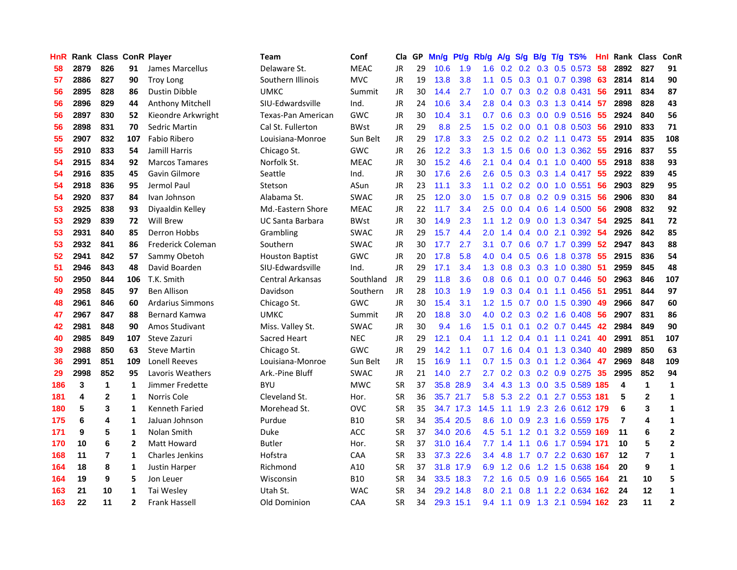| HnR | Rank | Class | ConR | Player | Team | Conf | Cla | GP | Mn/g | Pt/g | Rb/g | A/g | S/g | B/g | T/g | TS% | HnI | Rank | Class | ConR |
|---|---|---|---|---|---|---|---|---|---|---|---|---|---|---|---|---|---|---|---|---|
| 58 | 2879 | 826 | 91 | James Marcellus | Delaware St. | MEAC | JR | 29 | 10.6 | 1.9 | 1.6 | 0.2 | 0.2 | 0.3 | 0.5 | 0.573 | 58 | 2892 | 827 | 91 |
| 57 | 2886 | 827 | 90 | Troy Long | Southern Illinois | MVC | JR | 19 | 13.8 | 3.8 | 1.1 | 0.5 | 0.3 | 0.1 | 0.7 | 0.398 | 63 | 2814 | 814 | 90 |
| 56 | 2895 | 828 | 86 | Dustin Dibble | UMKC | Summit | JR | 30 | 14.4 | 2.7 | 1.0 | 0.7 | 0.3 | 0.2 | 0.8 | 0.431 | 56 | 2911 | 834 | 87 |
| 56 | 2896 | 829 | 44 | Anthony Mitchell | SIU-Edwardsville | Ind. | JR | 24 | 10.6 | 3.4 | 2.8 | 0.4 | 0.3 | 0.3 | 1.3 | 0.414 | 57 | 2898 | 828 | 43 |
| 56 | 2897 | 830 | 52 | Kieondre Arkwright | Texas-Pan American | GWC | JR | 30 | 10.4 | 3.1 | 0.7 | 0.6 | 0.3 | 0.0 | 0.9 | 0.516 | 55 | 2924 | 840 | 56 |
| 56 | 2898 | 831 | 70 | Sedric Martin | Cal St. Fullerton | BWst | JR | 29 | 8.8 | 2.5 | 1.5 | 0.2 | 0.0 | 0.1 | 0.8 | 0.503 | 56 | 2910 | 833 | 71 |
| 55 | 2907 | 832 | 107 | Fabio Ribero | Louisiana-Monroe | Sun Belt | JR | 29 | 17.8 | 3.3 | 2.5 | 0.2 | 0.2 | 0.2 | 1.1 | 0.473 | 55 | 2914 | 835 | 108 |
| 55 | 2910 | 833 | 54 | Jamill Harris | Chicago St. | GWC | JR | 26 | 12.2 | 3.3 | 1.3 | 1.5 | 0.6 | 0.0 | 1.3 | 0.362 | 55 | 2916 | 837 | 55 |
| 54 | 2915 | 834 | 92 | Marcos Tamares | Norfolk St. | MEAC | JR | 30 | 15.2 | 4.6 | 2.1 | 0.4 | 0.4 | 0.1 | 1.0 | 0.400 | 55 | 2918 | 838 | 93 |
| 54 | 2916 | 835 | 45 | Gavin Gilmore | Seattle | Ind. | JR | 30 | 17.6 | 2.6 | 2.6 | 0.5 | 0.3 | 0.3 | 1.4 | 0.417 | 55 | 2922 | 839 | 45 |
| 54 | 2918 | 836 | 95 | Jermol Paul | Stetson | ASun | JR | 23 | 11.1 | 3.3 | 1.1 | 0.2 | 0.2 | 0.0 | 1.0 | 0.551 | 56 | 2903 | 829 | 95 |
| 54 | 2920 | 837 | 84 | Ivan Johnson | Alabama St. | SWAC | JR | 25 | 12.0 | 3.0 | 1.5 | 0.7 | 0.8 | 0.2 | 0.9 | 0.315 | 56 | 2906 | 830 | 84 |
| 53 | 2925 | 838 | 93 | Diyaaldin Kelley | Md.-Eastern Shore | MEAC | JR | 22 | 11.7 | 3.4 | 2.5 | 0.0 | 0.4 | 0.6 | 1.4 | 0.500 | 56 | 2908 | 832 | 92 |
| 53 | 2929 | 839 | 72 | Will Brew | UC Santa Barbara | BWst | JR | 30 | 14.9 | 2.3 | 1.1 | 1.2 | 0.9 | 0.0 | 1.3 | 0.347 | 54 | 2925 | 841 | 72 |
| 53 | 2931 | 840 | 85 | Derron Hobbs | Grambling | SWAC | JR | 29 | 15.7 | 4.4 | 2.0 | 1.4 | 0.4 | 0.0 | 2.1 | 0.392 | 54 | 2926 | 842 | 85 |
| 53 | 2932 | 841 | 86 | Frederick Coleman | Southern | SWAC | JR | 30 | 17.7 | 2.7 | 3.1 | 0.7 | 0.6 | 0.7 | 1.7 | 0.399 | 52 | 2947 | 843 | 88 |
| 52 | 2941 | 842 | 57 | Sammy Obetoh | Houston Baptist | GWC | JR | 20 | 17.8 | 5.8 | 4.0 | 0.4 | 0.5 | 0.6 | 1.8 | 0.378 | 55 | 2915 | 836 | 54 |
| 51 | 2946 | 843 | 48 | David Boarden | SIU-Edwardsville | Ind. | JR | 29 | 17.1 | 3.4 | 1.3 | 0.8 | 0.3 | 0.3 | 1.0 | 0.380 | 51 | 2959 | 845 | 48 |
| 50 | 2950 | 844 | 106 | T.K. Smith | Central Arkansas | Southland | JR | 29 | 11.8 | 3.6 | 0.8 | 0.6 | 0.1 | 0.0 | 0.7 | 0.446 | 50 | 2963 | 846 | 107 |
| 49 | 2958 | 845 | 97 | Ben Allison | Davidson | Southern | JR | 28 | 10.3 | 1.9 | 1.9 | 0.3 | 0.4 | 0.1 | 1.1 | 0.456 | 51 | 2951 | 844 | 97 |
| 48 | 2961 | 846 | 60 | Ardarius Simmons | Chicago St. | GWC | JR | 30 | 15.4 | 3.1 | 1.2 | 1.5 | 0.7 | 0.0 | 1.5 | 0.390 | 49 | 2966 | 847 | 60 |
| 47 | 2967 | 847 | 88 | Bernard Kamwa | UMKC | Summit | JR | 20 | 18.8 | 3.0 | 4.0 | 0.2 | 0.3 | 0.2 | 1.6 | 0.408 | 56 | 2907 | 831 | 86 |
| 42 | 2981 | 848 | 90 | Amos Studivant | Miss. Valley St. | SWAC | JR | 30 | 9.4 | 1.6 | 1.5 | 0.1 | 0.1 | 0.2 | 0.7 | 0.445 | 42 | 2984 | 849 | 90 |
| 40 | 2985 | 849 | 107 | Steve Zazuri | Sacred Heart | NEC | JR | 29 | 12.1 | 0.4 | 1.1 | 1.2 | 0.4 | 0.1 | 1.1 | 0.241 | 40 | 2991 | 851 | 107 |
| 39 | 2988 | 850 | 63 | Steve Martin | Chicago St. | GWC | JR | 29 | 14.2 | 1.1 | 0.7 | 1.6 | 0.4 | 0.1 | 1.3 | 0.340 | 40 | 2989 | 850 | 63 |
| 36 | 2991 | 851 | 109 | Lonell Reeves | Louisiana-Monroe | Sun Belt | JR | 15 | 16.9 | 1.1 | 0.7 | 1.5 | 0.3 | 0.1 | 1.2 | 0.364 | 47 | 2969 | 848 | 109 |
| 29 | 2998 | 852 | 95 | Lavoris Weathers | Ark.-Pine Bluff | SWAC | JR | 21 | 14.0 | 2.7 | 2.7 | 0.2 | 0.3 | 0.2 | 0.9 | 0.275 | 35 | 2995 | 852 | 94 |
| 186 | 3 | 1 | 1 | Jimmer Fredette | BYU | MWC | SR | 37 | 35.8 | 28.9 | 3.4 | 4.3 | 1.3 | 0.0 | 3.5 | 0.589 | 185 | 4 | 1 | 1 |
| 181 | 4 | 2 | 1 | Norris Cole | Cleveland St. | Hor. | SR | 36 | 35.7 | 21.7 | 5.8 | 5.3 | 2.2 | 0.1 | 2.7 | 0.553 | 181 | 5 | 2 | 1 |
| 180 | 5 | 3 | 1 | Kenneth Faried | Morehead St. | OVC | SR | 35 | 34.7 | 17.3 | 14.5 | 1.1 | 1.9 | 2.3 | 2.6 | 0.612 | 179 | 6 | 3 | 1 |
| 175 | 6 | 4 | 1 | JaJuan Johnson | Purdue | B10 | SR | 34 | 35.4 | 20.5 | 8.6 | 1.0 | 0.9 | 2.3 | 1.6 | 0.559 | 175 | 7 | 4 | 1 |
| 171 | 9 | 5 | 1 | Nolan Smith | Duke | ACC | SR | 37 | 34.0 | 20.6 | 4.5 | 5.1 | 1.2 | 0.1 | 3.2 | 0.559 | 169 | 11 | 6 | 2 |
| 170 | 10 | 6 | 2 | Matt Howard | Butler | Hor. | SR | 37 | 31.0 | 16.4 | 7.7 | 1.4 | 1.1 | 0.6 | 1.7 | 0.594 | 171 | 10 | 5 | 2 |
| 168 | 11 | 7 | 1 | Charles Jenkins | Hofstra | CAA | SR | 33 | 37.3 | 22.6 | 3.4 | 4.8 | 1.7 | 0.7 | 2.2 | 0.630 | 167 | 12 | 7 | 1 |
| 164 | 18 | 8 | 1 | Justin Harper | Richmond | A10 | SR | 37 | 31.8 | 17.9 | 6.9 | 1.2 | 0.6 | 1.2 | 1.5 | 0.638 | 164 | 20 | 9 | 1 |
| 164 | 19 | 9 | 5 | Jon Leuer | Wisconsin | B10 | SR | 34 | 33.5 | 18.3 | 7.2 | 1.6 | 0.5 | 0.9 | 1.6 | 0.565 | 164 | 21 | 10 | 5 |
| 163 | 21 | 10 | 1 | Tai Wesley | Utah St. | WAC | SR | 34 | 29.2 | 14.8 | 8.0 | 2.1 | 0.8 | 1.1 | 2.2 | 0.634 | 162 | 24 | 12 | 1 |
| 163 | 22 | 11 | 2 | Frank Hassell | Old Dominion | CAA | SR | 34 | 29.3 | 15.1 | 9.4 | 1.1 | 0.9 | 1.3 | 2.1 | 0.594 | 162 | 23 | 11 | 2 |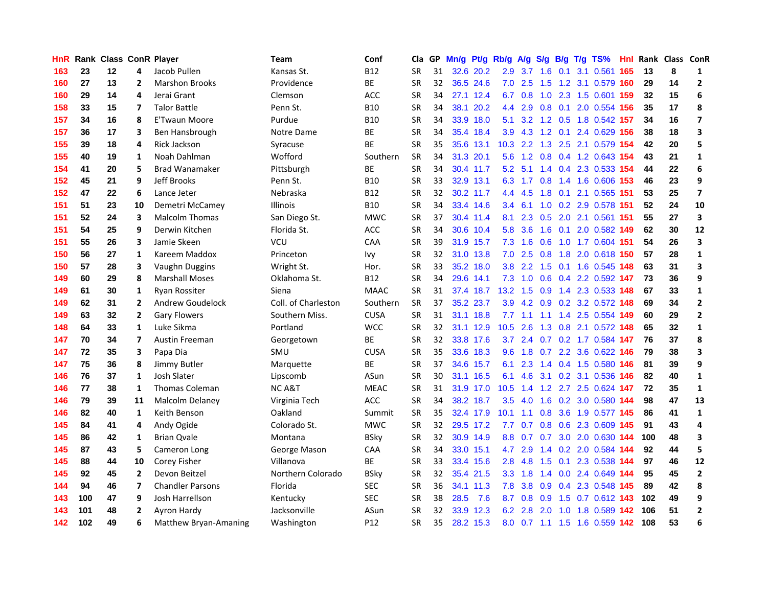| HnR | Rank | Class | ConR | Player | Team | Conf | Cla | GP | Mn/g | Pt/g | Rb/g | A/g | S/g | B/g | T/g | TS% | Hnl | Rank | Class | ConR |
|---|---|---|---|---|---|---|---|---|---|---|---|---|---|---|---|---|---|---|---|---|
| 163 | 23 | 12 | 4 | Jacob Pullen | Kansas St. | B12 | SR | 31 | 32.6 | 20.2 | 2.9 | 3.7 | 1.6 | 0.1 | 3.1 | 0.561 | 165 | 13 | 8 | 1 |
| 160 | 27 | 13 | 2 | Marshon Brooks | Providence | BE | SR | 32 | 36.5 | 24.6 | 7.0 | 2.5 | 1.5 | 1.2 | 3.1 | 0.579 | 160 | 29 | 14 | 2 |
| 160 | 29 | 14 | 4 | Jerai Grant | Clemson | ACC | SR | 34 | 27.1 | 12.4 | 6.7 | 0.8 | 1.0 | 2.3 | 1.5 | 0.601 | 159 | 32 | 15 | 6 |
| 158 | 33 | 15 | 7 | Talor Battle | Penn St. | B10 | SR | 34 | 38.1 | 20.2 | 4.4 | 2.9 | 0.8 | 0.1 | 2.0 | 0.554 | 156 | 35 | 17 | 8 |
| 157 | 34 | 16 | 8 | E'Twaun Moore | Purdue | B10 | SR | 34 | 33.9 | 18.0 | 5.1 | 3.2 | 1.2 | 0.5 | 1.8 | 0.542 | 157 | 34 | 16 | 7 |
| 157 | 36 | 17 | 3 | Ben Hansbrough | Notre Dame | BE | SR | 34 | 35.4 | 18.4 | 3.9 | 4.3 | 1.2 | 0.1 | 2.4 | 0.629 | 156 | 38 | 18 | 3 |
| 155 | 39 | 18 | 4 | Rick Jackson | Syracuse | BE | SR | 35 | 35.6 | 13.1 | 10.3 | 2.2 | 1.3 | 2.5 | 2.1 | 0.579 | 154 | 42 | 20 | 5 |
| 155 | 40 | 19 | 1 | Noah Dahlman | Wofford | Southern | SR | 34 | 31.3 | 20.1 | 5.6 | 1.2 | 0.8 | 0.4 | 1.2 | 0.643 | 154 | 43 | 21 | 1 |
| 154 | 41 | 20 | 5 | Brad Wanamaker | Pittsburgh | BE | SR | 34 | 30.4 | 11.7 | 5.2 | 5.1 | 1.4 | 0.4 | 2.3 | 0.533 | 154 | 44 | 22 | 6 |
| 152 | 45 | 21 | 9 | Jeff Brooks | Penn St. | B10 | SR | 33 | 32.9 | 13.1 | 6.3 | 1.7 | 0.8 | 1.4 | 1.6 | 0.606 | 153 | 46 | 23 | 9 |
| 152 | 47 | 22 | 6 | Lance Jeter | Nebraska | B12 | SR | 32 | 30.2 | 11.7 | 4.4 | 4.5 | 1.8 | 0.1 | 2.1 | 0.565 | 151 | 53 | 25 | 7 |
| 151 | 51 | 23 | 10 | Demetri McCamey | Illinois | B10 | SR | 34 | 33.4 | 14.6 | 3.4 | 6.1 | 1.0 | 0.2 | 2.9 | 0.578 | 151 | 52 | 24 | 10 |
| 151 | 52 | 24 | 3 | Malcolm Thomas | San Diego St. | MWC | SR | 37 | 30.4 | 11.4 | 8.1 | 2.3 | 0.5 | 2.0 | 2.1 | 0.561 | 151 | 55 | 27 | 3 |
| 151 | 54 | 25 | 9 | Derwin Kitchen | Florida St. | ACC | SR | 34 | 30.6 | 10.4 | 5.8 | 3.6 | 1.6 | 0.1 | 2.0 | 0.582 | 149 | 62 | 30 | 12 |
| 151 | 55 | 26 | 3 | Jamie Skeen | VCU | CAA | SR | 39 | 31.9 | 15.7 | 7.3 | 1.6 | 0.6 | 1.0 | 1.7 | 0.604 | 151 | 54 | 26 | 3 |
| 150 | 56 | 27 | 1 | Kareem Maddox | Princeton | Ivy | SR | 32 | 31.0 | 13.8 | 7.0 | 2.5 | 0.8 | 1.8 | 2.0 | 0.618 | 150 | 57 | 28 | 1 |
| 150 | 57 | 28 | 3 | Vaughn Duggins | Wright St. | Hor. | SR | 33 | 35.2 | 18.0 | 3.8 | 2.2 | 1.5 | 0.1 | 1.6 | 0.545 | 148 | 63 | 31 | 3 |
| 149 | 60 | 29 | 8 | Marshall Moses | Oklahoma St. | B12 | SR | 34 | 29.6 | 14.1 | 7.3 | 1.0 | 0.6 | 0.4 | 2.2 | 0.592 | 147 | 73 | 36 | 9 |
| 149 | 61 | 30 | 1 | Ryan Rossiter | Siena | MAAC | SR | 31 | 37.4 | 18.7 | 13.2 | 1.5 | 0.9 | 1.4 | 2.3 | 0.533 | 148 | 67 | 33 | 1 |
| 149 | 62 | 31 | 2 | Andrew Goudelock | Coll. of Charleston | Southern | SR | 37 | 35.2 | 23.7 | 3.9 | 4.2 | 0.9 | 0.2 | 3.2 | 0.572 | 148 | 69 | 34 | 2 |
| 149 | 63 | 32 | 2 | Gary Flowers | Southern Miss. | CUSA | SR | 31 | 31.1 | 18.8 | 7.7 | 1.1 | 1.1 | 1.4 | 2.5 | 0.554 | 149 | 60 | 29 | 2 |
| 148 | 64 | 33 | 1 | Luke Sikma | Portland | WCC | SR | 32 | 31.1 | 12.9 | 10.5 | 2.6 | 1.3 | 0.8 | 2.1 | 0.572 | 148 | 65 | 32 | 1 |
| 147 | 70 | 34 | 7 | Austin Freeman | Georgetown | BE | SR | 32 | 33.8 | 17.6 | 3.7 | 2.4 | 0.7 | 0.2 | 1.7 | 0.584 | 147 | 76 | 37 | 8 |
| 147 | 72 | 35 | 3 | Papa Dia | SMU | CUSA | SR | 35 | 33.6 | 18.3 | 9.6 | 1.8 | 0.7 | 2.2 | 3.6 | 0.622 | 146 | 79 | 38 | 3 |
| 147 | 75 | 36 | 8 | Jimmy Butler | Marquette | BE | SR | 37 | 34.6 | 15.7 | 6.1 | 2.3 | 1.4 | 0.4 | 1.5 | 0.580 | 146 | 81 | 39 | 9 |
| 146 | 76 | 37 | 1 | Josh Slater | Lipscomb | ASun | SR | 30 | 31.1 | 16.5 | 6.1 | 4.6 | 3.1 | 0.2 | 3.1 | 0.536 | 146 | 82 | 40 | 1 |
| 146 | 77 | 38 | 1 | Thomas Coleman | NC A&T | MEAC | SR | 31 | 31.9 | 17.0 | 10.5 | 1.4 | 1.2 | 2.7 | 2.5 | 0.624 | 147 | 72 | 35 | 1 |
| 146 | 79 | 39 | 11 | Malcolm Delaney | Virginia Tech | ACC | SR | 34 | 38.2 | 18.7 | 3.5 | 4.0 | 1.6 | 0.2 | 3.0 | 0.580 | 144 | 98 | 47 | 13 |
| 146 | 82 | 40 | 1 | Keith Benson | Oakland | Summit | SR | 35 | 32.4 | 17.9 | 10.1 | 1.1 | 0.8 | 3.6 | 1.9 | 0.577 | 145 | 86 | 41 | 1 |
| 145 | 84 | 41 | 4 | Andy Ogide | Colorado St. | MWC | SR | 32 | 29.5 | 17.2 | 7.7 | 0.7 | 0.8 | 0.6 | 2.3 | 0.609 | 145 | 91 | 43 | 4 |
| 145 | 86 | 42 | 1 | Brian Qvale | Montana | BSky | SR | 32 | 30.9 | 14.9 | 8.8 | 0.7 | 0.7 | 3.0 | 2.0 | 0.630 | 144 | 100 | 48 | 3 |
| 145 | 87 | 43 | 5 | Cameron Long | George Mason | CAA | SR | 34 | 33.0 | 15.1 | 4.7 | 2.9 | 1.4 | 0.2 | 2.0 | 0.584 | 144 | 92 | 44 | 5 |
| 145 | 88 | 44 | 10 | Corey Fisher | Villanova | BE | SR | 33 | 33.4 | 15.6 | 2.8 | 4.8 | 1.5 | 0.1 | 2.3 | 0.538 | 144 | 97 | 46 | 12 |
| 145 | 92 | 45 | 2 | Devon Beitzel | Northern Colorado | BSky | SR | 32 | 35.4 | 21.5 | 3.3 | 1.8 | 1.4 | 0.0 | 2.4 | 0.649 | 144 | 95 | 45 | 2 |
| 144 | 94 | 46 | 7 | Chandler Parsons | Florida | SEC | SR | 36 | 34.1 | 11.3 | 7.8 | 3.8 | 0.9 | 0.4 | 2.3 | 0.548 | 145 | 89 | 42 | 8 |
| 143 | 100 | 47 | 9 | Josh Harrellson | Kentucky | SEC | SR | 38 | 28.5 | 7.6 | 8.7 | 0.8 | 0.9 | 1.5 | 0.7 | 0.612 | 143 | 102 | 49 | 9 |
| 143 | 101 | 48 | 2 | Ayron Hardy | Jacksonville | ASun | SR | 32 | 33.9 | 12.3 | 6.2 | 2.8 | 2.0 | 1.0 | 1.8 | 0.589 | 142 | 106 | 51 | 2 |
| 142 | 102 | 49 | 6 | Matthew Bryan-Amaning | Washington | P12 | SR | 35 | 28.2 | 15.3 | 8.0 | 0.7 | 1.1 | 1.5 | 1.6 | 0.559 | 142 | 108 | 53 | 6 |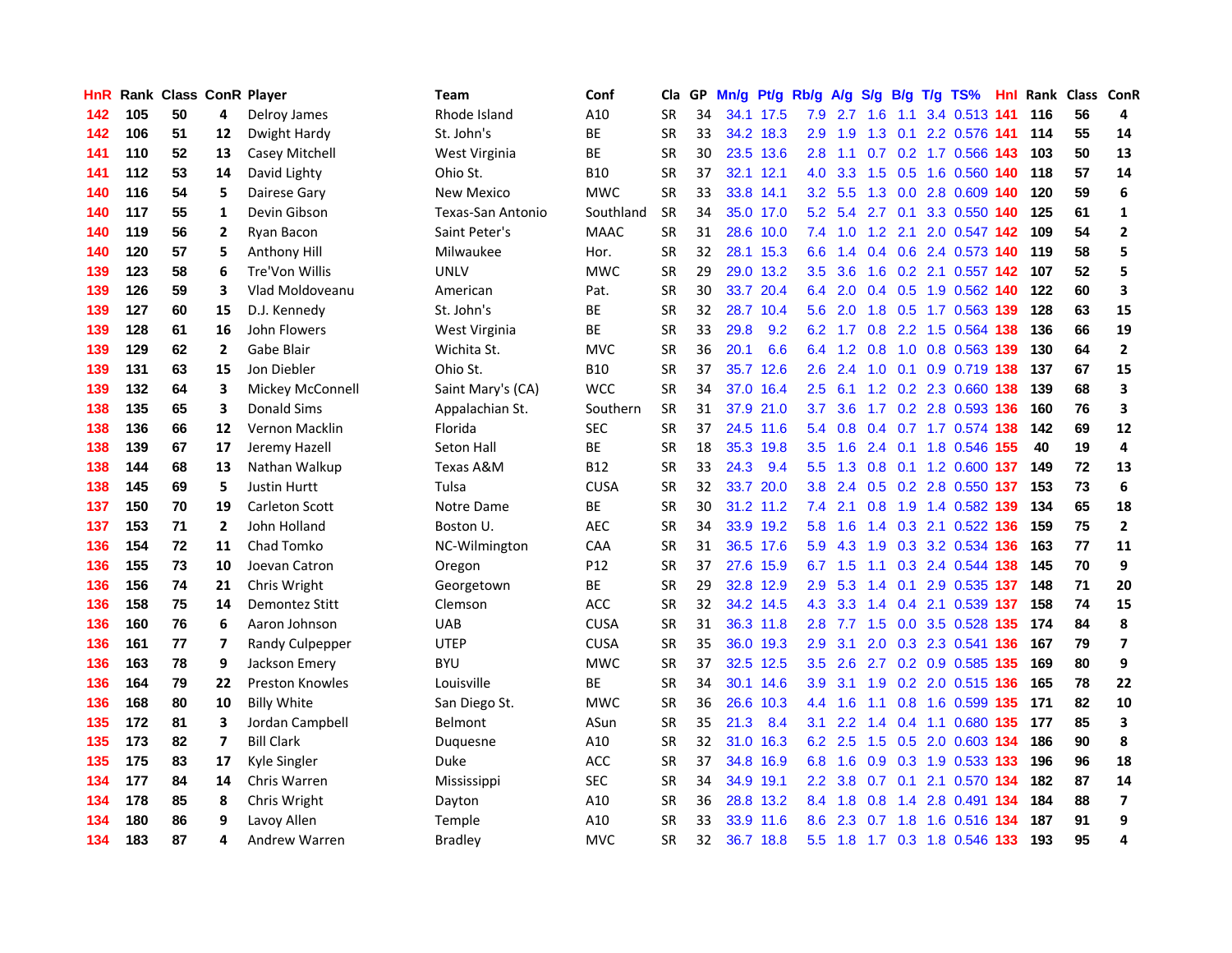| HnR | Rank | Class | ConR | Player | Team | Conf | Cla | GP | Mn/g | Pt/g | Rb/g | A/g | S/g | B/g | T/g | TS% | HnI | Rank | Class | ConR |
|---|---|---|---|---|---|---|---|---|---|---|---|---|---|---|---|---|---|---|---|---|
| 142 | 105 | 50 | 4 | Delroy James | Rhode Island | A10 | SR | 34 | 34.1 | 17.5 | 7.9 | 2.7 | 1.6 | 1.1 | 3.4 | 0.513 | 141 | 116 | 56 | 4 |
| 142 | 106 | 51 | 12 | Dwight Hardy | St. John's | BE | SR | 33 | 34.2 | 18.3 | 2.9 | 1.9 | 1.3 | 0.1 | 2.2 | 0.576 | 141 | 114 | 55 | 14 |
| 141 | 110 | 52 | 13 | Casey Mitchell | West Virginia | BE | SR | 30 | 23.5 | 13.6 | 2.8 | 1.1 | 0.7 | 0.2 | 1.7 | 0.566 | 143 | 103 | 50 | 13 |
| 141 | 112 | 53 | 14 | David Lighty | Ohio St. | B10 | SR | 37 | 32.1 | 12.1 | 4.0 | 3.3 | 1.5 | 0.5 | 1.6 | 0.560 | 140 | 118 | 57 | 14 |
| 140 | 116 | 54 | 5 | Dairese Gary | New Mexico | MWC | SR | 33 | 33.8 | 14.1 | 3.2 | 5.5 | 1.3 | 0.0 | 2.8 | 0.609 | 140 | 120 | 59 | 6 |
| 140 | 117 | 55 | 1 | Devin Gibson | Texas-San Antonio | Southland | SR | 34 | 35.0 | 17.0 | 5.2 | 5.4 | 2.7 | 0.1 | 3.3 | 0.550 | 140 | 125 | 61 | 1 |
| 140 | 119 | 56 | 2 | Ryan Bacon | Saint Peter's | MAAC | SR | 31 | 28.6 | 10.0 | 7.4 | 1.0 | 1.2 | 2.1 | 2.0 | 0.547 | 142 | 109 | 54 | 2 |
| 140 | 120 | 57 | 5 | Anthony Hill | Milwaukee | Hor. | SR | 32 | 28.1 | 15.3 | 6.6 | 1.4 | 0.4 | 0.6 | 2.4 | 0.573 | 140 | 119 | 58 | 5 |
| 139 | 123 | 58 | 6 | Tre'Von Willis | UNLV | MWC | SR | 29 | 29.0 | 13.2 | 3.5 | 3.6 | 1.6 | 0.2 | 2.1 | 0.557 | 142 | 107 | 52 | 5 |
| 139 | 126 | 59 | 3 | Vlad Moldoveanu | American | Pat. | SR | 30 | 33.7 | 20.4 | 6.4 | 2.0 | 0.4 | 0.5 | 1.9 | 0.562 | 140 | 122 | 60 | 3 |
| 139 | 127 | 60 | 15 | D.J. Kennedy | St. John's | BE | SR | 32 | 28.7 | 10.4 | 5.6 | 2.0 | 1.8 | 0.5 | 1.7 | 0.563 | 139 | 128 | 63 | 15 |
| 139 | 128 | 61 | 16 | John Flowers | West Virginia | BE | SR | 33 | 29.8 | 9.2 | 6.2 | 1.7 | 0.8 | 2.2 | 1.5 | 0.564 | 138 | 136 | 66 | 19 |
| 139 | 129 | 62 | 2 | Gabe Blair | Wichita St. | MVC | SR | 36 | 20.1 | 6.6 | 6.4 | 1.2 | 0.8 | 1.0 | 0.8 | 0.563 | 139 | 130 | 64 | 2 |
| 139 | 131 | 63 | 15 | Jon Diebler | Ohio St. | B10 | SR | 37 | 35.7 | 12.6 | 2.6 | 2.4 | 1.0 | 0.1 | 0.9 | 0.719 | 138 | 137 | 67 | 15 |
| 139 | 132 | 64 | 3 | Mickey McConnell | Saint Mary's (CA) | WCC | SR | 34 | 37.0 | 16.4 | 2.5 | 6.1 | 1.2 | 0.2 | 2.3 | 0.660 | 138 | 139 | 68 | 3 |
| 138 | 135 | 65 | 3 | Donald Sims | Appalachian St. | Southern | SR | 31 | 37.9 | 21.0 | 3.7 | 3.6 | 1.7 | 0.2 | 2.8 | 0.593 | 136 | 160 | 76 | 3 |
| 138 | 136 | 66 | 12 | Vernon Macklin | Florida | SEC | SR | 37 | 24.5 | 11.6 | 5.4 | 0.8 | 0.4 | 0.7 | 1.7 | 0.574 | 138 | 142 | 69 | 12 |
| 138 | 139 | 67 | 17 | Jeremy Hazell | Seton Hall | BE | SR | 18 | 35.3 | 19.8 | 3.5 | 1.6 | 2.4 | 0.1 | 1.8 | 0.546 | 155 | 40 | 19 | 4 |
| 138 | 144 | 68 | 13 | Nathan Walkup | Texas A&M | B12 | SR | 33 | 24.3 | 9.4 | 5.5 | 1.3 | 0.8 | 0.1 | 1.2 | 0.600 | 137 | 149 | 72 | 13 |
| 138 | 145 | 69 | 5 | Justin Hurtt | Tulsa | CUSA | SR | 32 | 33.7 | 20.0 | 3.8 | 2.4 | 0.5 | 0.2 | 2.8 | 0.550 | 137 | 153 | 73 | 6 |
| 137 | 150 | 70 | 19 | Carleton Scott | Notre Dame | BE | SR | 30 | 31.2 | 11.2 | 7.4 | 2.1 | 0.8 | 1.9 | 1.4 | 0.582 | 139 | 134 | 65 | 18 |
| 137 | 153 | 71 | 2 | John Holland | Boston U. | AEC | SR | 34 | 33.9 | 19.2 | 5.8 | 1.6 | 1.4 | 0.3 | 2.1 | 0.522 | 136 | 159 | 75 | 2 |
| 136 | 154 | 72 | 11 | Chad Tomko | NC-Wilmington | CAA | SR | 31 | 36.5 | 17.6 | 5.9 | 4.3 | 1.9 | 0.3 | 3.2 | 0.534 | 136 | 163 | 77 | 11 |
| 136 | 155 | 73 | 10 | Joevan Catron | Oregon | P12 | SR | 37 | 27.6 | 15.9 | 6.7 | 1.5 | 1.1 | 0.3 | 2.4 | 0.544 | 138 | 145 | 70 | 9 |
| 136 | 156 | 74 | 21 | Chris Wright | Georgetown | BE | SR | 29 | 32.8 | 12.9 | 2.9 | 5.3 | 1.4 | 0.1 | 2.9 | 0.535 | 137 | 148 | 71 | 20 |
| 136 | 158 | 75 | 14 | Demontez Stitt | Clemson | ACC | SR | 32 | 34.2 | 14.5 | 4.3 | 3.3 | 1.4 | 0.4 | 2.1 | 0.539 | 137 | 158 | 74 | 15 |
| 136 | 160 | 76 | 6 | Aaron Johnson | UAB | CUSA | SR | 31 | 36.3 | 11.8 | 2.8 | 7.7 | 1.5 | 0.0 | 3.5 | 0.528 | 135 | 174 | 84 | 8 |
| 136 | 161 | 77 | 7 | Randy Culpepper | UTEP | CUSA | SR | 35 | 36.0 | 19.3 | 2.9 | 3.1 | 2.0 | 0.3 | 2.3 | 0.541 | 136 | 167 | 79 | 7 |
| 136 | 163 | 78 | 9 | Jackson Emery | BYU | MWC | SR | 37 | 32.5 | 12.5 | 3.5 | 2.6 | 2.7 | 0.2 | 0.9 | 0.585 | 135 | 169 | 80 | 9 |
| 136 | 164 | 79 | 22 | Preston Knowles | Louisville | BE | SR | 34 | 30.1 | 14.6 | 3.9 | 3.1 | 1.9 | 0.2 | 2.0 | 0.515 | 136 | 165 | 78 | 22 |
| 136 | 168 | 80 | 10 | Billy White | San Diego St. | MWC | SR | 36 | 26.6 | 10.3 | 4.4 | 1.6 | 1.1 | 0.8 | 1.6 | 0.599 | 135 | 171 | 82 | 10 |
| 135 | 172 | 81 | 3 | Jordan Campbell | Belmont | ASun | SR | 35 | 21.3 | 8.4 | 3.1 | 2.2 | 1.4 | 0.4 | 1.1 | 0.680 | 135 | 177 | 85 | 3 |
| 135 | 173 | 82 | 7 | Bill Clark | Duquesne | A10 | SR | 32 | 31.0 | 16.3 | 6.2 | 2.5 | 1.5 | 0.5 | 2.0 | 0.603 | 134 | 186 | 90 | 8 |
| 135 | 175 | 83 | 17 | Kyle Singler | Duke | ACC | SR | 37 | 34.8 | 16.9 | 6.8 | 1.6 | 0.9 | 0.3 | 1.9 | 0.533 | 133 | 196 | 96 | 18 |
| 134 | 177 | 84 | 14 | Chris Warren | Mississippi | SEC | SR | 34 | 34.9 | 19.1 | 2.2 | 3.8 | 0.7 | 0.1 | 2.1 | 0.570 | 134 | 182 | 87 | 14 |
| 134 | 178 | 85 | 8 | Chris Wright | Dayton | A10 | SR | 36 | 28.8 | 13.2 | 8.4 | 1.8 | 0.8 | 1.4 | 2.8 | 0.491 | 134 | 184 | 88 | 7 |
| 134 | 180 | 86 | 9 | Lavoy Allen | Temple | A10 | SR | 33 | 33.9 | 11.6 | 8.6 | 2.3 | 0.7 | 1.8 | 1.6 | 0.516 | 134 | 187 | 91 | 9 |
| 134 | 183 | 87 | 4 | Andrew Warren | Bradley | MVC | SR | 32 | 36.7 | 18.8 | 5.5 | 1.8 | 1.7 | 0.3 | 1.8 | 0.546 | 133 | 193 | 95 | 4 |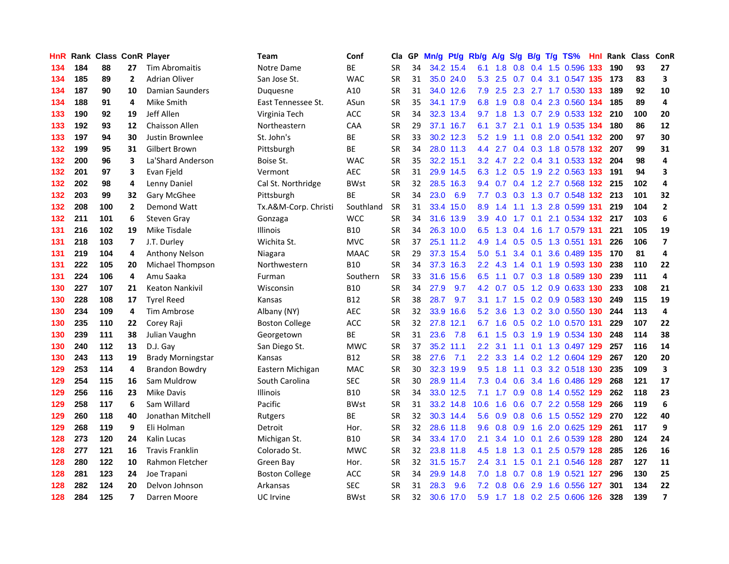| HnR | Rank | Class | ConR | Player | Team | Conf | Cla | GP | Mn/g | Pt/g | Rb/g | A/g | S/g | B/g | T/g | TS% | HnI | Rank | Class | ConR |
|---|---|---|---|---|---|---|---|---|---|---|---|---|---|---|---|---|---|---|---|---|
| 134 | 184 | 88 | 27 | Tim Abromaitis | Notre Dame | BE | SR | 34 | 34.2 | 15.4 | 6.1 | 1.8 | 0.8 | 0.4 | 1.5 | 0.596 | 133 | 190 | 93 | 27 |
| 134 | 185 | 89 | 2 | Adrian Oliver | San Jose St. | WAC | SR | 31 | 35.0 | 24.0 | 5.3 | 2.5 | 0.7 | 0.4 | 3.1 | 0.547 | 135 | 173 | 83 | 3 |
| 134 | 187 | 90 | 10 | Damian Saunders | Duquesne | A10 | SR | 31 | 34.0 | 12.6 | 7.9 | 2.5 | 2.3 | 2.7 | 1.7 | 0.530 | 133 | 189 | 92 | 10 |
| 134 | 188 | 91 | 4 | Mike Smith | East Tennessee St. | ASun | SR | 35 | 34.1 | 17.9 | 6.8 | 1.9 | 0.8 | 0.4 | 2.3 | 0.560 | 134 | 185 | 89 | 4 |
| 133 | 190 | 92 | 19 | Jeff Allen | Virginia Tech | ACC | SR | 34 | 32.3 | 13.4 | 9.7 | 1.8 | 1.3 | 0.7 | 2.9 | 0.533 | 132 | 210 | 100 | 20 |
| 133 | 192 | 93 | 12 | Chaisson Allen | Northeastern | CAA | SR | 29 | 37.1 | 16.7 | 6.1 | 3.7 | 2.1 | 0.1 | 1.9 | 0.535 | 134 | 180 | 86 | 12 |
| 133 | 197 | 94 | 30 | Justin Brownlee | St. John's | BE | SR | 33 | 30.2 | 12.3 | 5.2 | 1.9 | 1.1 | 0.8 | 2.0 | 0.541 | 132 | 200 | 97 | 30 |
| 132 | 199 | 95 | 31 | Gilbert Brown | Pittsburgh | BE | SR | 34 | 28.0 | 11.3 | 4.4 | 2.7 | 0.4 | 0.3 | 1.8 | 0.578 | 132 | 207 | 99 | 31 |
| 132 | 200 | 96 | 3 | La'Shard Anderson | Boise St. | WAC | SR | 35 | 32.2 | 15.1 | 3.2 | 4.7 | 2.2 | 0.4 | 3.1 | 0.533 | 132 | 204 | 98 | 4 |
| 132 | 201 | 97 | 3 | Evan Fjeld | Vermont | AEC | SR | 31 | 29.9 | 14.5 | 6.3 | 1.2 | 0.5 | 1.9 | 2.2 | 0.563 | 133 | 191 | 94 | 3 |
| 132 | 202 | 98 | 4 | Lenny Daniel | Cal St. Northridge | BWst | SR | 32 | 28.5 | 16.3 | 9.4 | 0.7 | 0.4 | 1.2 | 2.7 | 0.568 | 132 | 215 | 102 | 4 |
| 132 | 203 | 99 | 32 | Gary McGhee | Pittsburgh | BE | SR | 34 | 23.0 | 6.9 | 7.7 | 0.3 | 0.3 | 1.3 | 0.7 | 0.548 | 132 | 213 | 101 | 32 |
| 132 | 208 | 100 | 2 | Demond Watt | Tx.A&M-Corp. Christi | Southland | SR | 31 | 33.4 | 15.0 | 8.9 | 1.4 | 1.1 | 1.3 | 2.8 | 0.599 | 131 | 219 | 104 | 2 |
| 132 | 211 | 101 | 6 | Steven Gray | Gonzaga | WCC | SR | 34 | 31.6 | 13.9 | 3.9 | 4.0 | 1.7 | 0.1 | 2.1 | 0.534 | 132 | 217 | 103 | 6 |
| 131 | 216 | 102 | 19 | Mike Tisdale | Illinois | B10 | SR | 34 | 26.3 | 10.0 | 6.5 | 1.3 | 0.4 | 1.6 | 1.7 | 0.579 | 131 | 221 | 105 | 19 |
| 131 | 218 | 103 | 7 | J.T. Durley | Wichita St. | MVC | SR | 37 | 25.1 | 11.2 | 4.9 | 1.4 | 0.5 | 0.5 | 1.3 | 0.551 | 131 | 226 | 106 | 7 |
| 131 | 219 | 104 | 4 | Anthony Nelson | Niagara | MAAC | SR | 29 | 37.3 | 15.4 | 5.0 | 5.1 | 3.4 | 0.1 | 3.6 | 0.489 | 135 | 170 | 81 | 4 |
| 131 | 222 | 105 | 20 | Michael Thompson | Northwestern | B10 | SR | 34 | 37.3 | 16.3 | 2.2 | 4.3 | 1.4 | 0.1 | 1.9 | 0.593 | 130 | 238 | 110 | 22 |
| 131 | 224 | 106 | 4 | Amu Saaka | Furman | Southern | SR | 33 | 31.6 | 15.6 | 6.5 | 1.1 | 0.7 | 0.3 | 1.8 | 0.589 | 130 | 239 | 111 | 4 |
| 130 | 227 | 107 | 21 | Keaton Nankivil | Wisconsin | B10 | SR | 34 | 27.9 | 9.7 | 4.2 | 0.7 | 0.5 | 1.2 | 0.9 | 0.633 | 130 | 233 | 108 | 21 |
| 130 | 228 | 108 | 17 | Tyrel Reed | Kansas | B12 | SR | 38 | 28.7 | 9.7 | 3.1 | 1.7 | 1.5 | 0.2 | 0.9 | 0.583 | 130 | 249 | 115 | 19 |
| 130 | 234 | 109 | 4 | Tim Ambrose | Albany (NY) | AEC | SR | 32 | 33.9 | 16.6 | 5.2 | 3.6 | 1.3 | 0.2 | 3.0 | 0.550 | 130 | 244 | 113 | 4 |
| 130 | 235 | 110 | 22 | Corey Raji | Boston College | ACC | SR | 32 | 27.8 | 12.1 | 6.7 | 1.6 | 0.5 | 0.2 | 1.0 | 0.570 | 131 | 229 | 107 | 22 |
| 130 | 239 | 111 | 38 | Julian Vaughn | Georgetown | BE | SR | 31 | 23.6 | 7.8 | 6.1 | 1.5 | 0.3 | 1.9 | 1.9 | 0.534 | 130 | 248 | 114 | 38 |
| 130 | 240 | 112 | 13 | D.J. Gay | San Diego St. | MWC | SR | 37 | 35.2 | 11.1 | 2.2 | 3.1 | 1.1 | 0.1 | 1.3 | 0.497 | 129 | 257 | 116 | 14 |
| 130 | 243 | 113 | 19 | Brady Morningstar | Kansas | B12 | SR | 38 | 27.6 | 7.1 | 2.2 | 3.3 | 1.4 | 0.2 | 1.2 | 0.604 | 129 | 267 | 120 | 20 |
| 129 | 253 | 114 | 4 | Brandon Bowdry | Eastern Michigan | MAC | SR | 30 | 32.3 | 19.9 | 9.5 | 1.8 | 1.1 | 0.3 | 3.2 | 0.518 | 130 | 235 | 109 | 3 |
| 129 | 254 | 115 | 16 | Sam Muldrow | South Carolina | SEC | SR | 30 | 28.9 | 11.4 | 7.3 | 0.4 | 0.6 | 3.4 | 1.6 | 0.486 | 129 | 268 | 121 | 17 |
| 129 | 256 | 116 | 23 | Mike Davis | Illinois | B10 | SR | 34 | 33.0 | 12.5 | 7.1 | 1.7 | 0.9 | 0.8 | 1.4 | 0.552 | 129 | 262 | 118 | 23 |
| 129 | 258 | 117 | 6 | Sam Willard | Pacific | BWst | SR | 31 | 33.2 | 14.8 | 10.6 | 1.6 | 0.6 | 0.7 | 2.2 | 0.558 | 129 | 266 | 119 | 6 |
| 129 | 260 | 118 | 40 | Jonathan Mitchell | Rutgers | BE | SR | 32 | 30.3 | 14.4 | 5.6 | 0.9 | 0.8 | 0.6 | 1.5 | 0.552 | 129 | 270 | 122 | 40 |
| 129 | 268 | 119 | 9 | Eli Holman | Detroit | Hor. | SR | 32 | 28.6 | 11.8 | 9.6 | 0.8 | 0.9 | 1.6 | 2.0 | 0.625 | 129 | 261 | 117 | 9 |
| 128 | 273 | 120 | 24 | Kalin Lucas | Michigan St. | B10 | SR | 34 | 33.4 | 17.0 | 2.1 | 3.4 | 1.0 | 0.1 | 2.6 | 0.539 | 128 | 280 | 124 | 24 |
| 128 | 277 | 121 | 16 | Travis Franklin | Colorado St. | MWC | SR | 32 | 23.8 | 11.8 | 4.5 | 1.8 | 1.3 | 0.1 | 2.5 | 0.579 | 128 | 285 | 126 | 16 |
| 128 | 280 | 122 | 10 | Rahmon Fletcher | Green Bay | Hor. | SR | 32 | 31.5 | 15.7 | 2.4 | 3.1 | 1.5 | 0.1 | 2.1 | 0.546 | 128 | 287 | 127 | 11 |
| 128 | 281 | 123 | 24 | Joe Trapani | Boston College | ACC | SR | 34 | 29.9 | 14.8 | 7.0 | 1.8 | 0.7 | 0.8 | 1.9 | 0.521 | 127 | 296 | 130 | 25 |
| 128 | 282 | 124 | 20 | Delvon Johnson | Arkansas | SEC | SR | 31 | 28.3 | 9.6 | 7.2 | 0.8 | 0.6 | 2.9 | 1.6 | 0.556 | 127 | 301 | 134 | 22 |
| 128 | 284 | 125 | 7 | Darren Moore | UC Irvine | BWst | SR | 32 | 30.6 | 17.0 | 5.9 | 1.7 | 1.8 | 0.2 | 2.5 | 0.606 | 126 | 328 | 139 | 7 |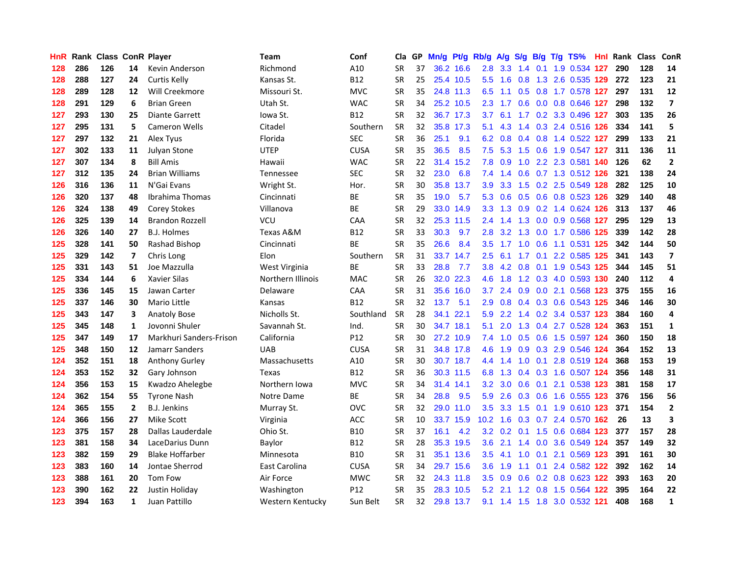| HnR | Rank | Class | ConR | Player | Team | Conf | Cla | GP | Mn/g | Pt/g | Rb/g | A/g | S/g | B/g | T/g | TS% | HnI | Rank | Class | ConR |
|---|---|---|---|---|---|---|---|---|---|---|---|---|---|---|---|---|---|---|---|---|
| 128 | 286 | 126 | 14 | Kevin Anderson | Richmond | A10 | SR | 37 | 36.2 | 16.6 | 2.8 | 3.3 | 1.4 | 0.1 | 1.9 | 0.534 | 127 | 290 | 128 | 14 |
| 128 | 288 | 127 | 24 | Curtis Kelly | Kansas St. | B12 | SR | 25 | 25.4 | 10.5 | 5.5 | 1.6 | 0.8 | 1.3 | 2.6 | 0.535 | 129 | 272 | 123 | 21 |
| 128 | 289 | 128 | 12 | Will Creekmore | Missouri St. | MVC | SR | 35 | 24.8 | 11.3 | 6.5 | 1.1 | 0.5 | 0.8 | 1.7 | 0.578 | 127 | 297 | 131 | 12 |
| 128 | 291 | 129 | 6 | Brian Green | Utah St. | WAC | SR | 34 | 25.2 | 10.5 | 2.3 | 1.7 | 0.6 | 0.0 | 0.8 | 0.646 | 127 | 298 | 132 | 7 |
| 127 | 293 | 130 | 25 | Diante Garrett | Iowa St. | B12 | SR | 32 | 36.7 | 17.3 | 3.7 | 6.1 | 1.7 | 0.2 | 3.3 | 0.496 | 127 | 303 | 135 | 26 |
| 127 | 295 | 131 | 5 | Cameron Wells | Citadel | Southern | SR | 32 | 35.8 | 17.3 | 5.1 | 4.3 | 1.4 | 0.3 | 2.4 | 0.516 | 126 | 334 | 141 | 5 |
| 127 | 297 | 132 | 21 | Alex Tyus | Florida | SEC | SR | 36 | 25.1 | 9.1 | 6.2 | 0.8 | 0.4 | 0.8 | 1.4 | 0.522 | 127 | 299 | 133 | 21 |
| 127 | 302 | 133 | 11 | Julyan Stone | UTEP | CUSA | SR | 35 | 36.5 | 8.5 | 7.5 | 5.3 | 1.5 | 0.6 | 1.9 | 0.547 | 127 | 311 | 136 | 11 |
| 127 | 307 | 134 | 8 | Bill Amis | Hawaii | WAC | SR | 22 | 31.4 | 15.2 | 7.8 | 0.9 | 1.0 | 2.2 | 2.3 | 0.581 | 140 | 126 | 62 | 2 |
| 127 | 312 | 135 | 24 | Brian Williams | Tennessee | SEC | SR | 32 | 23.0 | 6.8 | 7.4 | 1.4 | 0.6 | 0.7 | 1.3 | 0.512 | 126 | 321 | 138 | 24 |
| 126 | 316 | 136 | 11 | N'Gai Evans | Wright St. | Hor. | SR | 30 | 35.8 | 13.7 | 3.9 | 3.3 | 1.5 | 0.2 | 2.5 | 0.549 | 128 | 282 | 125 | 10 |
| 126 | 320 | 137 | 48 | Ibrahima Thomas | Cincinnati | BE | SR | 35 | 19.0 | 5.7 | 5.3 | 0.6 | 0.5 | 0.6 | 0.8 | 0.523 | 126 | 329 | 140 | 48 |
| 126 | 324 | 138 | 49 | Corey Stokes | Villanova | BE | SR | 29 | 33.0 | 14.9 | 3.3 | 1.3 | 0.9 | 0.2 | 1.4 | 0.624 | 126 | 313 | 137 | 46 |
| 126 | 325 | 139 | 14 | Brandon Rozzell | VCU | CAA | SR | 32 | 25.3 | 11.5 | 2.4 | 1.4 | 1.3 | 0.0 | 0.9 | 0.568 | 127 | 295 | 129 | 13 |
| 126 | 326 | 140 | 27 | B.J. Holmes | Texas A&M | B12 | SR | 33 | 30.3 | 9.7 | 2.8 | 3.2 | 1.3 | 0.0 | 1.7 | 0.586 | 125 | 339 | 142 | 28 |
| 125 | 328 | 141 | 50 | Rashad Bishop | Cincinnati | BE | SR | 35 | 26.6 | 8.4 | 3.5 | 1.7 | 1.0 | 0.6 | 1.1 | 0.531 | 125 | 342 | 144 | 50 |
| 125 | 329 | 142 | 7 | Chris Long | Elon | Southern | SR | 31 | 33.7 | 14.7 | 2.5 | 6.1 | 1.7 | 0.1 | 2.2 | 0.585 | 125 | 341 | 143 | 7 |
| 125 | 331 | 143 | 51 | Joe Mazzulla | West Virginia | BE | SR | 33 | 28.8 | 7.7 | 3.8 | 4.2 | 0.8 | 0.1 | 1.9 | 0.543 | 125 | 344 | 145 | 51 |
| 125 | 334 | 144 | 6 | Xavier Silas | Northern Illinois | MAC | SR | 26 | 32.0 | 22.3 | 4.6 | 1.8 | 1.2 | 0.3 | 4.0 | 0.593 | 130 | 240 | 112 | 4 |
| 125 | 336 | 145 | 15 | Jawan Carter | Delaware | CAA | SR | 31 | 35.6 | 16.0 | 3.7 | 2.4 | 0.9 | 0.0 | 2.1 | 0.568 | 123 | 375 | 155 | 16 |
| 125 | 337 | 146 | 30 | Mario Little | Kansas | B12 | SR | 32 | 13.7 | 5.1 | 2.9 | 0.8 | 0.4 | 0.3 | 0.6 | 0.543 | 125 | 346 | 146 | 30 |
| 125 | 343 | 147 | 3 | Anatoly Bose | Nicholls St. | Southland | SR | 28 | 34.1 | 22.1 | 5.9 | 2.2 | 1.4 | 0.2 | 3.4 | 0.537 | 123 | 384 | 160 | 4 |
| 125 | 345 | 148 | 1 | Jovonni Shuler | Savannah St. | Ind. | SR | 30 | 34.7 | 18.1 | 5.1 | 2.0 | 1.3 | 0.4 | 2.7 | 0.528 | 124 | 363 | 151 | 1 |
| 125 | 347 | 149 | 17 | Markhuri Sanders-Frison | California | P12 | SR | 30 | 27.2 | 10.9 | 7.4 | 1.0 | 0.5 | 0.6 | 1.5 | 0.597 | 124 | 360 | 150 | 18 |
| 125 | 348 | 150 | 12 | Jamarr Sanders | UAB | CUSA | SR | 31 | 34.8 | 17.8 | 4.6 | 1.9 | 0.9 | 0.3 | 2.9 | 0.546 | 124 | 364 | 152 | 13 |
| 124 | 352 | 151 | 18 | Anthony Gurley | Massachusetts | A10 | SR | 30 | 30.7 | 18.7 | 4.4 | 1.4 | 1.0 | 0.1 | 2.8 | 0.519 | 124 | 368 | 153 | 19 |
| 124 | 353 | 152 | 32 | Gary Johnson | Texas | B12 | SR | 36 | 30.3 | 11.5 | 6.8 | 1.3 | 0.4 | 0.3 | 1.6 | 0.507 | 124 | 356 | 148 | 31 |
| 124 | 356 | 153 | 15 | Kwadzo Ahelegbe | Northern Iowa | MVC | SR | 34 | 31.4 | 14.1 | 3.2 | 3.0 | 0.6 | 0.1 | 2.1 | 0.538 | 123 | 381 | 158 | 17 |
| 124 | 362 | 154 | 55 | Tyrone Nash | Notre Dame | BE | SR | 34 | 28.8 | 9.5 | 5.9 | 2.6 | 0.3 | 0.6 | 1.6 | 0.555 | 123 | 376 | 156 | 56 |
| 124 | 365 | 155 | 2 | B.J. Jenkins | Murray St. | OVC | SR | 32 | 29.0 | 11.0 | 3.5 | 3.3 | 1.5 | 0.1 | 1.9 | 0.610 | 123 | 371 | 154 | 2 |
| 124 | 366 | 156 | 27 | Mike Scott | Virginia | ACC | SR | 10 | 33.7 | 15.9 | 10.2 | 1.6 | 0.3 | 0.7 | 2.4 | 0.570 | 162 | 26 | 13 | 3 |
| 123 | 375 | 157 | 28 | Dallas Lauderdale | Ohio St. | B10 | SR | 37 | 16.1 | 4.2 | 3.2 | 0.2 | 0.1 | 1.5 | 0.6 | 0.684 | 123 | 377 | 157 | 28 |
| 123 | 381 | 158 | 34 | LaceDarius Dunn | Baylor | B12 | SR | 28 | 35.3 | 19.5 | 3.6 | 2.1 | 1.4 | 0.0 | 3.6 | 0.549 | 124 | 357 | 149 | 32 |
| 123 | 382 | 159 | 29 | Blake Hoffarber | Minnesota | B10 | SR | 31 | 35.1 | 13.6 | 3.5 | 4.1 | 1.0 | 0.1 | 2.1 | 0.569 | 123 | 391 | 161 | 30 |
| 123 | 383 | 160 | 14 | Jontae Sherrod | East Carolina | CUSA | SR | 34 | 29.7 | 15.6 | 3.6 | 1.9 | 1.1 | 0.1 | 2.4 | 0.582 | 122 | 392 | 162 | 14 |
| 123 | 388 | 161 | 20 | Tom Fow | Air Force | MWC | SR | 32 | 24.3 | 11.8 | 3.5 | 0.9 | 0.6 | 0.2 | 0.8 | 0.623 | 122 | 393 | 163 | 20 |
| 123 | 390 | 162 | 22 | Justin Holiday | Washington | P12 | SR | 35 | 28.3 | 10.5 | 5.2 | 2.1 | 1.2 | 0.8 | 1.5 | 0.564 | 122 | 395 | 164 | 22 |
| 123 | 394 | 163 | 1 | Juan Pattillo | Western Kentucky | Sun Belt | SR | 32 | 29.8 | 13.7 | 9.1 | 1.4 | 1.5 | 1.8 | 3.0 | 0.532 | 121 | 408 | 168 | 1 |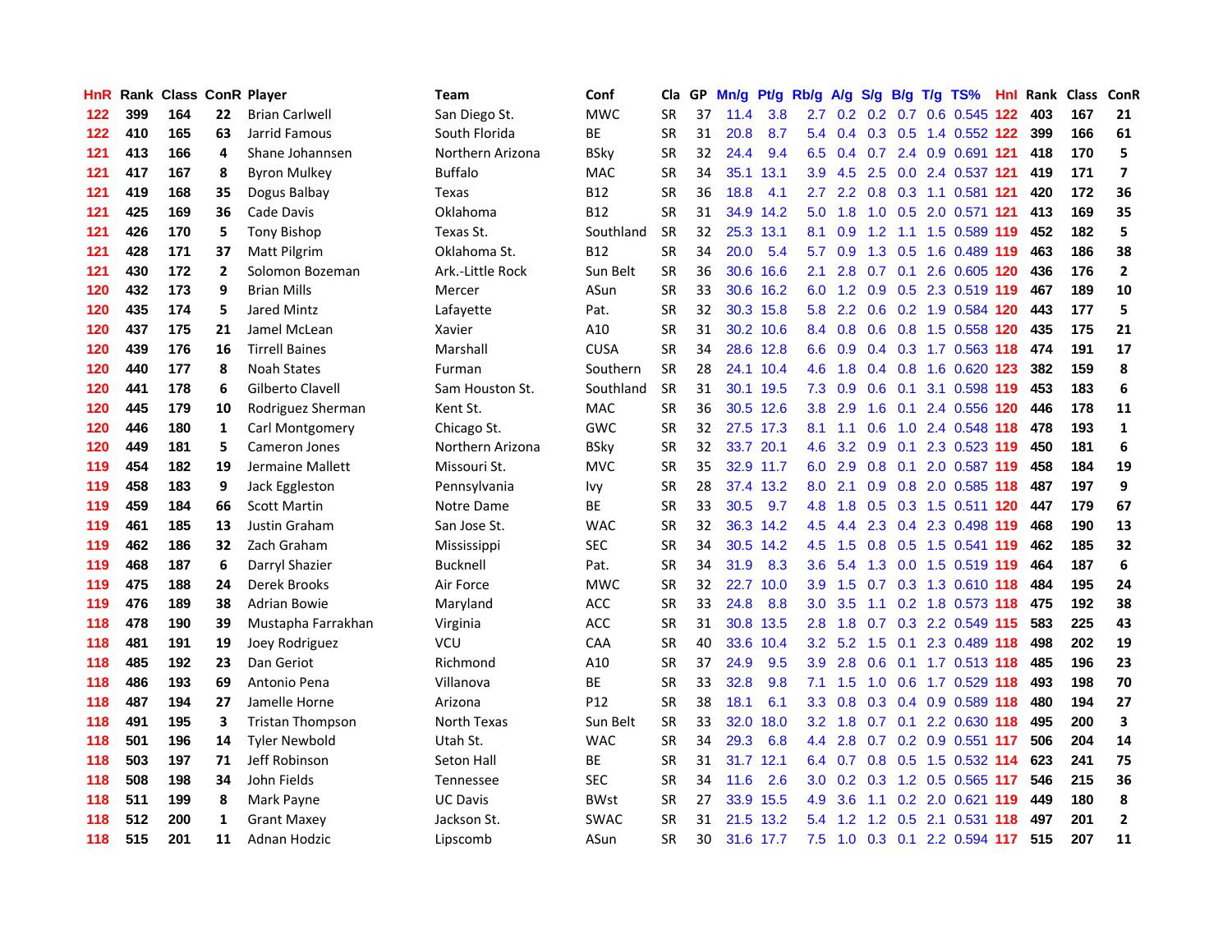| HnR | Rank | Class | ConR | Player | Team | Conf | Cla | GP | Mn/g | Pt/g | Rb/g | A/g | S/g | B/g | T/g | TS% | Hnl | Rank | Class | ConR |
|---|---|---|---|---|---|---|---|---|---|---|---|---|---|---|---|---|---|---|---|---|
| 122 | 399 | 164 | 22 | Brian Carlwell | San Diego St. | MWC | SR | 37 | 11.4 | 3.8 | 2.7 | 0.2 | 0.2 | 0.7 | 0.6 | 0.545 | 122 | 403 | 167 | 21 |
| 122 | 410 | 165 | 63 | Jarrid Famous | South Florida | BE | SR | 31 | 20.8 | 8.7 | 5.4 | 0.4 | 0.3 | 0.5 | 1.4 | 0.552 | 122 | 399 | 166 | 61 |
| 121 | 413 | 166 | 4 | Shane Johannsen | Northern Arizona | BSky | SR | 32 | 24.4 | 9.4 | 6.5 | 0.4 | 0.7 | 2.4 | 0.9 | 0.691 | 121 | 418 | 170 | 5 |
| 121 | 417 | 167 | 8 | Byron Mulkey | Buffalo | MAC | SR | 34 | 35.1 | 13.1 | 3.9 | 4.5 | 2.5 | 0.0 | 2.4 | 0.537 | 121 | 419 | 171 | 7 |
| 121 | 419 | 168 | 35 | Dogus Balbay | Texas | B12 | SR | 36 | 18.8 | 4.1 | 2.7 | 2.2 | 0.8 | 0.3 | 1.1 | 0.581 | 121 | 420 | 172 | 36 |
| 121 | 425 | 169 | 36 | Cade Davis | Oklahoma | B12 | SR | 31 | 34.9 | 14.2 | 5.0 | 1.8 | 1.0 | 0.5 | 2.0 | 0.571 | 121 | 413 | 169 | 35 |
| 121 | 426 | 170 | 5 | Tony Bishop | Texas St. | Southland | SR | 32 | 25.3 | 13.1 | 8.1 | 0.9 | 1.2 | 1.1 | 1.5 | 0.589 | 119 | 452 | 182 | 5 |
| 121 | 428 | 171 | 37 | Matt Pilgrim | Oklahoma St. | B12 | SR | 34 | 20.0 | 5.4 | 5.7 | 0.9 | 1.3 | 0.5 | 1.6 | 0.489 | 119 | 463 | 186 | 38 |
| 121 | 430 | 172 | 2 | Solomon Bozeman | Ark.-Little Rock | Sun Belt | SR | 36 | 30.6 | 16.6 | 2.1 | 2.8 | 0.7 | 0.1 | 2.6 | 0.605 | 120 | 436 | 176 | 2 |
| 120 | 432 | 173 | 9 | Brian Mills | Mercer | ASun | SR | 33 | 30.6 | 16.2 | 6.0 | 1.2 | 0.9 | 0.5 | 2.3 | 0.519 | 119 | 467 | 189 | 10 |
| 120 | 435 | 174 | 5 | Jared Mintz | Lafayette | Pat. | SR | 32 | 30.3 | 15.8 | 5.8 | 2.2 | 0.6 | 0.2 | 1.9 | 0.584 | 120 | 443 | 177 | 5 |
| 120 | 437 | 175 | 21 | Jamel McLean | Xavier | A10 | SR | 31 | 30.2 | 10.6 | 8.4 | 0.8 | 0.6 | 0.8 | 1.5 | 0.558 | 120 | 435 | 175 | 21 |
| 120 | 439 | 176 | 16 | Tirrell Baines | Marshall | CUSA | SR | 34 | 28.6 | 12.8 | 6.6 | 0.9 | 0.4 | 0.3 | 1.7 | 0.563 | 118 | 474 | 191 | 17 |
| 120 | 440 | 177 | 8 | Noah States | Furman | Southern | SR | 28 | 24.1 | 10.4 | 4.6 | 1.8 | 0.4 | 0.8 | 1.6 | 0.620 | 123 | 382 | 159 | 8 |
| 120 | 441 | 178 | 6 | Gilberto Clavell | Sam Houston St. | Southland | SR | 31 | 30.1 | 19.5 | 7.3 | 0.9 | 0.6 | 0.1 | 3.1 | 0.598 | 119 | 453 | 183 | 6 |
| 120 | 445 | 179 | 10 | Rodriguez Sherman | Kent St. | MAC | SR | 36 | 30.5 | 12.6 | 3.8 | 2.9 | 1.6 | 0.1 | 2.4 | 0.556 | 120 | 446 | 178 | 11 |
| 120 | 446 | 180 | 1 | Carl Montgomery | Chicago St. | GWC | SR | 32 | 27.5 | 17.3 | 8.1 | 1.1 | 0.6 | 1.0 | 2.4 | 0.548 | 118 | 478 | 193 | 1 |
| 120 | 449 | 181 | 5 | Cameron Jones | Northern Arizona | BSky | SR | 32 | 33.7 | 20.1 | 4.6 | 3.2 | 0.9 | 0.1 | 2.3 | 0.523 | 119 | 450 | 181 | 6 |
| 119 | 454 | 182 | 19 | Jermaine Mallett | Missouri St. | MVC | SR | 35 | 32.9 | 11.7 | 6.0 | 2.9 | 0.8 | 0.1 | 2.0 | 0.587 | 119 | 458 | 184 | 19 |
| 119 | 458 | 183 | 9 | Jack Eggleston | Pennsylvania | Ivy | SR | 28 | 37.4 | 13.2 | 8.0 | 2.1 | 0.9 | 0.8 | 2.0 | 0.585 | 118 | 487 | 197 | 9 |
| 119 | 459 | 184 | 66 | Scott Martin | Notre Dame | BE | SR | 33 | 30.5 | 9.7 | 4.8 | 1.8 | 0.5 | 0.3 | 1.5 | 0.511 | 120 | 447 | 179 | 67 |
| 119 | 461 | 185 | 13 | Justin Graham | San Jose St. | WAC | SR | 32 | 36.3 | 14.2 | 4.5 | 4.4 | 2.3 | 0.4 | 2.3 | 0.498 | 119 | 468 | 190 | 13 |
| 119 | 462 | 186 | 32 | Zach Graham | Mississippi | SEC | SR | 34 | 30.5 | 14.2 | 4.5 | 1.5 | 0.8 | 0.5 | 1.5 | 0.541 | 119 | 462 | 185 | 32 |
| 119 | 468 | 187 | 6 | Darryl Shazier | Bucknell | Pat. | SR | 34 | 31.9 | 8.3 | 3.6 | 5.4 | 1.3 | 0.0 | 1.5 | 0.519 | 119 | 464 | 187 | 6 |
| 119 | 475 | 188 | 24 | Derek Brooks | Air Force | MWC | SR | 32 | 22.7 | 10.0 | 3.9 | 1.5 | 0.7 | 0.3 | 1.3 | 0.610 | 118 | 484 | 195 | 24 |
| 119 | 476 | 189 | 38 | Adrian Bowie | Maryland | ACC | SR | 33 | 24.8 | 8.8 | 3.0 | 3.5 | 1.1 | 0.2 | 1.8 | 0.573 | 118 | 475 | 192 | 38 |
| 118 | 478 | 190 | 39 | Mustapha Farrakhan | Virginia | ACC | SR | 31 | 30.8 | 13.5 | 2.8 | 1.8 | 0.7 | 0.3 | 2.2 | 0.549 | 115 | 583 | 225 | 43 |
| 118 | 481 | 191 | 19 | Joey Rodriguez | VCU | CAA | SR | 40 | 33.6 | 10.4 | 3.2 | 5.2 | 1.5 | 0.1 | 2.3 | 0.489 | 118 | 498 | 202 | 19 |
| 118 | 485 | 192 | 23 | Dan Geriot | Richmond | A10 | SR | 37 | 24.9 | 9.5 | 3.9 | 2.8 | 0.6 | 0.1 | 1.7 | 0.513 | 118 | 485 | 196 | 23 |
| 118 | 486 | 193 | 69 | Antonio Pena | Villanova | BE | SR | 33 | 32.8 | 9.8 | 7.1 | 1.5 | 1.0 | 0.6 | 1.7 | 0.529 | 118 | 493 | 198 | 70 |
| 118 | 487 | 194 | 27 | Jamelle Horne | Arizona | P12 | SR | 38 | 18.1 | 6.1 | 3.3 | 0.8 | 0.3 | 0.4 | 0.9 | 0.589 | 118 | 480 | 194 | 27 |
| 118 | 491 | 195 | 3 | Tristan Thompson | North Texas | Sun Belt | SR | 33 | 32.0 | 18.0 | 3.2 | 1.8 | 0.7 | 0.1 | 2.2 | 0.630 | 118 | 495 | 200 | 3 |
| 118 | 501 | 196 | 14 | Tyler Newbold | Utah St. | WAC | SR | 34 | 29.3 | 6.8 | 4.4 | 2.8 | 0.7 | 0.2 | 0.9 | 0.551 | 117 | 506 | 204 | 14 |
| 118 | 503 | 197 | 71 | Jeff Robinson | Seton Hall | BE | SR | 31 | 31.7 | 12.1 | 6.4 | 0.7 | 0.8 | 0.5 | 1.5 | 0.532 | 114 | 623 | 241 | 75 |
| 118 | 508 | 198 | 34 | John Fields | Tennessee | SEC | SR | 34 | 11.6 | 2.6 | 3.0 | 0.2 | 0.3 | 1.2 | 0.5 | 0.565 | 117 | 546 | 215 | 36 |
| 118 | 511 | 199 | 8 | Mark Payne | UC Davis | BWst | SR | 27 | 33.9 | 15.5 | 4.9 | 3.6 | 1.1 | 0.2 | 2.0 | 0.621 | 119 | 449 | 180 | 8 |
| 118 | 512 | 200 | 1 | Grant Maxey | Jackson St. | SWAC | SR | 31 | 21.5 | 13.2 | 5.4 | 1.2 | 1.2 | 0.5 | 2.1 | 0.531 | 118 | 497 | 201 | 2 |
| 118 | 515 | 201 | 11 | Adnan Hodzic | Lipscomb | ASun | SR | 30 | 31.6 | 17.7 | 7.5 | 1.0 | 0.3 | 0.1 | 2.2 | 0.594 | 117 | 515 | 207 | 11 |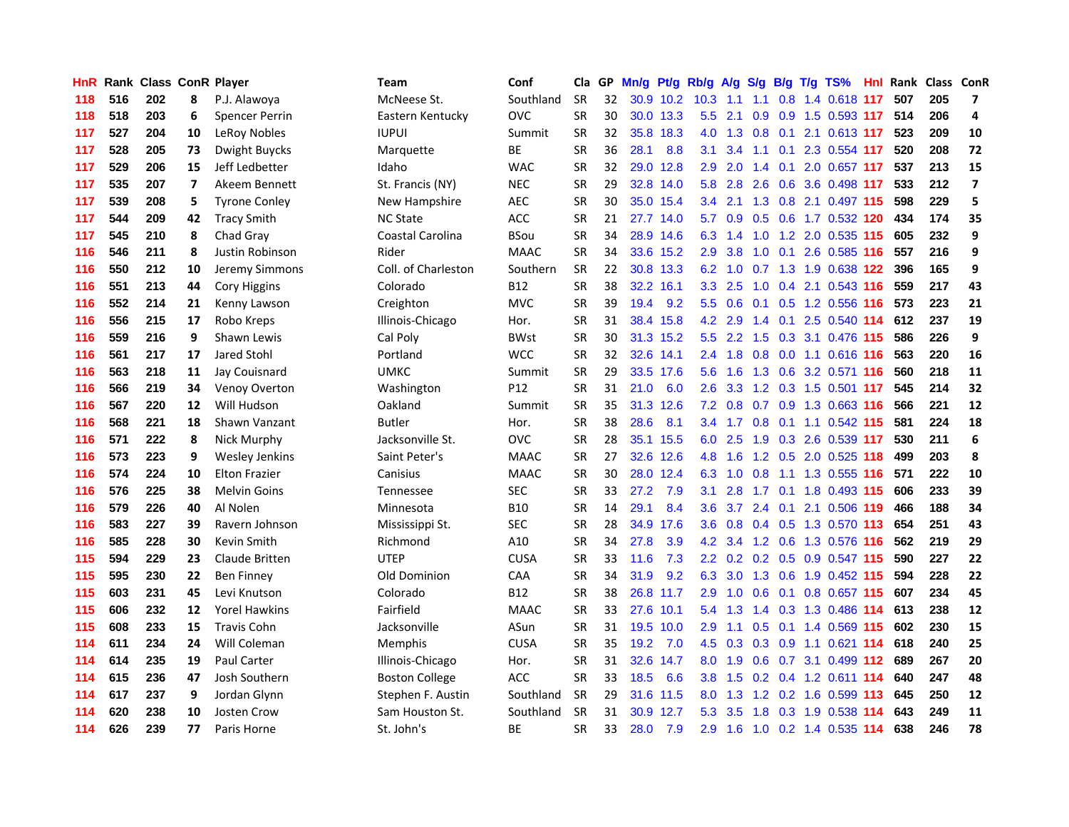| HnR | Rank | Class | ConR | Player | Team | Conf | Cla | GP | Mn/g | Pt/g | Rb/g | A/g | S/g | B/g | T/g | TS% | HnI | Rank | Class | ConR |
|---|---|---|---|---|---|---|---|---|---|---|---|---|---|---|---|---|---|---|---|---|
| 118 | 516 | 202 | 8 | P.J. Alawoya | McNeese St. | Southland | SR | 32 | 30.9 | 10.2 | 10.3 | 1.1 | 1.1 | 0.8 | 1.4 | 0.618 | 117 | 507 | 205 | 7 |
| 118 | 518 | 203 | 6 | Spencer Perrin | Eastern Kentucky | OVC | SR | 30 | 30.0 | 13.3 | 5.5 | 2.1 | 0.9 | 0.9 | 1.5 | 0.593 | 117 | 514 | 206 | 4 |
| 117 | 527 | 204 | 10 | LeRoy Nobles | IUPUI | Summit | SR | 32 | 35.8 | 18.3 | 4.0 | 1.3 | 0.8 | 0.1 | 2.1 | 0.613 | 117 | 523 | 209 | 10 |
| 117 | 528 | 205 | 73 | Dwight Buycks | Marquette | BE | SR | 36 | 28.1 | 8.8 | 3.1 | 3.4 | 1.1 | 0.1 | 2.3 | 0.554 | 117 | 520 | 208 | 72 |
| 117 | 529 | 206 | 15 | Jeff Ledbetter | Idaho | WAC | SR | 32 | 29.0 | 12.8 | 2.9 | 2.0 | 1.4 | 0.1 | 2.0 | 0.657 | 117 | 537 | 213 | 15 |
| 117 | 535 | 207 | 7 | Akeem Bennett | St. Francis (NY) | NEC | SR | 29 | 32.8 | 14.0 | 5.8 | 2.8 | 2.6 | 0.6 | 3.6 | 0.498 | 117 | 533 | 212 | 7 |
| 117 | 539 | 208 | 5 | Tyrone Conley | New Hampshire | AEC | SR | 30 | 35.0 | 15.4 | 3.4 | 2.1 | 1.3 | 0.8 | 2.1 | 0.497 | 115 | 598 | 229 | 5 |
| 117 | 544 | 209 | 42 | Tracy Smith | NC State | ACC | SR | 21 | 27.7 | 14.0 | 5.7 | 0.9 | 0.5 | 0.6 | 1.7 | 0.532 | 120 | 434 | 174 | 35 |
| 117 | 545 | 210 | 8 | Chad Gray | Coastal Carolina | BSou | SR | 34 | 28.9 | 14.6 | 6.3 | 1.4 | 1.0 | 1.2 | 2.0 | 0.535 | 115 | 605 | 232 | 9 |
| 116 | 546 | 211 | 8 | Justin Robinson | Rider | MAAC | SR | 34 | 33.6 | 15.2 | 2.9 | 3.8 | 1.0 | 0.1 | 2.6 | 0.585 | 116 | 557 | 216 | 9 |
| 116 | 550 | 212 | 10 | Jeremy Simmons | Coll. of Charleston | Southern | SR | 22 | 30.8 | 13.3 | 6.2 | 1.0 | 0.7 | 1.3 | 1.9 | 0.638 | 122 | 396 | 165 | 9 |
| 116 | 551 | 213 | 44 | Cory Higgins | Colorado | B12 | SR | 38 | 32.2 | 16.1 | 3.3 | 2.5 | 1.0 | 0.4 | 2.1 | 0.543 | 116 | 559 | 217 | 43 |
| 116 | 552 | 214 | 21 | Kenny Lawson | Creighton | MVC | SR | 39 | 19.4 | 9.2 | 5.5 | 0.6 | 0.1 | 0.5 | 1.2 | 0.556 | 116 | 573 | 223 | 21 |
| 116 | 556 | 215 | 17 | Robo Kreps | Illinois-Chicago | Hor. | SR | 31 | 38.4 | 15.8 | 4.2 | 2.9 | 1.4 | 0.1 | 2.5 | 0.540 | 114 | 612 | 237 | 19 |
| 116 | 559 | 216 | 9 | Shawn Lewis | Cal Poly | BWst | SR | 30 | 31.3 | 15.2 | 5.5 | 2.2 | 1.5 | 0.3 | 3.1 | 0.476 | 115 | 586 | 226 | 9 |
| 116 | 561 | 217 | 17 | Jared Stohl | Portland | WCC | SR | 32 | 32.6 | 14.1 | 2.4 | 1.8 | 0.8 | 0.0 | 1.1 | 0.616 | 116 | 563 | 220 | 16 |
| 116 | 563 | 218 | 11 | Jay Couisnard | UMKC | Summit | SR | 29 | 33.5 | 17.6 | 5.6 | 1.6 | 1.3 | 0.6 | 3.2 | 0.571 | 116 | 560 | 218 | 11 |
| 116 | 566 | 219 | 34 | Venoy Overton | Washington | P12 | SR | 31 | 21.0 | 6.0 | 2.6 | 3.3 | 1.2 | 0.3 | 1.5 | 0.501 | 117 | 545 | 214 | 32 |
| 116 | 567 | 220 | 12 | Will Hudson | Oakland | Summit | SR | 35 | 31.3 | 12.6 | 7.2 | 0.8 | 0.7 | 0.9 | 1.3 | 0.663 | 116 | 566 | 221 | 12 |
| 116 | 568 | 221 | 18 | Shawn Vanzant | Butler | Hor. | SR | 38 | 28.6 | 8.1 | 3.4 | 1.7 | 0.8 | 0.1 | 1.1 | 0.542 | 115 | 581 | 224 | 18 |
| 116 | 571 | 222 | 8 | Nick Murphy | Jacksonville St. | OVC | SR | 28 | 35.1 | 15.5 | 6.0 | 2.5 | 1.9 | 0.3 | 2.6 | 0.539 | 117 | 530 | 211 | 6 |
| 116 | 573 | 223 | 9 | Wesley Jenkins | Saint Peter's | MAAC | SR | 27 | 32.6 | 12.6 | 4.8 | 1.6 | 1.2 | 0.5 | 2.0 | 0.525 | 118 | 499 | 203 | 8 |
| 116 | 574 | 224 | 10 | Elton Frazier | Canisius | MAAC | SR | 30 | 28.0 | 12.4 | 6.3 | 1.0 | 0.8 | 1.1 | 1.3 | 0.555 | 116 | 571 | 222 | 10 |
| 116 | 576 | 225 | 38 | Melvin Goins | Tennessee | SEC | SR | 33 | 27.2 | 7.9 | 3.1 | 2.8 | 1.7 | 0.1 | 1.8 | 0.493 | 115 | 606 | 233 | 39 |
| 116 | 579 | 226 | 40 | Al Nolen | Minnesota | B10 | SR | 14 | 29.1 | 8.4 | 3.6 | 3.7 | 2.4 | 0.1 | 2.1 | 0.506 | 119 | 466 | 188 | 34 |
| 116 | 583 | 227 | 39 | Ravern Johnson | Mississippi St. | SEC | SR | 28 | 34.9 | 17.6 | 3.6 | 0.8 | 0.4 | 0.5 | 1.3 | 0.570 | 113 | 654 | 251 | 43 |
| 116 | 585 | 228 | 30 | Kevin Smith | Richmond | A10 | SR | 34 | 27.8 | 3.9 | 4.2 | 3.4 | 1.2 | 0.6 | 1.3 | 0.576 | 116 | 562 | 219 | 29 |
| 115 | 594 | 229 | 23 | Claude Britten | UTEP | CUSA | SR | 33 | 11.6 | 7.3 | 2.2 | 0.2 | 0.2 | 0.5 | 0.9 | 0.547 | 115 | 590 | 227 | 22 |
| 115 | 595 | 230 | 22 | Ben Finney | Old Dominion | CAA | SR | 34 | 31.9 | 9.2 | 6.3 | 3.0 | 1.3 | 0.6 | 1.9 | 0.452 | 115 | 594 | 228 | 22 |
| 115 | 603 | 231 | 45 | Levi Knutson | Colorado | B12 | SR | 38 | 26.8 | 11.7 | 2.9 | 1.0 | 0.6 | 0.1 | 0.8 | 0.657 | 115 | 607 | 234 | 45 |
| 115 | 606 | 232 | 12 | Yorel Hawkins | Fairfield | MAAC | SR | 33 | 27.6 | 10.1 | 5.4 | 1.3 | 1.4 | 0.3 | 1.3 | 0.486 | 114 | 613 | 238 | 12 |
| 115 | 608 | 233 | 15 | Travis Cohn | Jacksonville | ASun | SR | 31 | 19.5 | 10.0 | 2.9 | 1.1 | 0.5 | 0.1 | 1.4 | 0.569 | 115 | 602 | 230 | 15 |
| 114 | 611 | 234 | 24 | Will Coleman | Memphis | CUSA | SR | 35 | 19.2 | 7.0 | 4.5 | 0.3 | 0.3 | 0.9 | 1.1 | 0.621 | 114 | 618 | 240 | 25 |
| 114 | 614 | 235 | 19 | Paul Carter | Illinois-Chicago | Hor. | SR | 31 | 32.6 | 14.7 | 8.0 | 1.9 | 0.6 | 0.7 | 3.1 | 0.499 | 112 | 689 | 267 | 20 |
| 114 | 615 | 236 | 47 | Josh Southern | Boston College | ACC | SR | 33 | 18.5 | 6.6 | 3.8 | 1.5 | 0.2 | 0.4 | 1.2 | 0.611 | 114 | 640 | 247 | 48 |
| 114 | 617 | 237 | 9 | Jordan Glynn | Stephen F. Austin | Southland | SR | 29 | 31.6 | 11.5 | 8.0 | 1.3 | 1.2 | 0.2 | 1.6 | 0.599 | 113 | 645 | 250 | 12 |
| 114 | 620 | 238 | 10 | Josten Crow | Sam Houston St. | Southland | SR | 31 | 30.9 | 12.7 | 5.3 | 3.5 | 1.8 | 0.3 | 1.9 | 0.538 | 114 | 643 | 249 | 11 |
| 114 | 626 | 239 | 77 | Paris Horne | St. John's | BE | SR | 33 | 28.0 | 7.9 | 2.9 | 1.6 | 1.0 | 0.2 | 1.4 | 0.535 | 114 | 638 | 246 | 78 |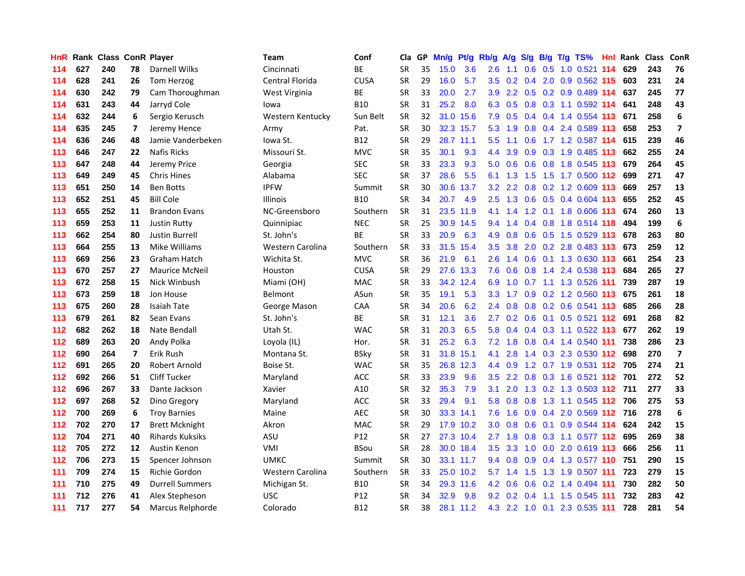| HnR | Rank | Class | ConR | Player | Team | Conf | Cla | GP | Mn/g | Pt/g | Rb/g | A/g | S/g | B/g | T/g | TS% | HnI | Rank | Class | ConR |
|---|---|---|---|---|---|---|---|---|---|---|---|---|---|---|---|---|---|---|---|---|
| 114 | 627 | 240 | 78 | Darnell Wilks | Cincinnati | BE | SR | 35 | 15.0 | 3.6 | 2.6 | 1.1 | 0.6 | 0.5 | 1.0 | 0.521 | 114 | 629 | 243 | 76 |
| 114 | 628 | 241 | 26 | Tom Herzog | Central Florida | CUSA | SR | 29 | 16.0 | 5.7 | 3.5 | 0.2 | 0.4 | 2.0 | 0.9 | 0.562 | 115 | 603 | 231 | 24 |
| 114 | 630 | 242 | 79 | Cam Thoroughman | West Virginia | BE | SR | 33 | 20.0 | 2.7 | 3.9 | 2.2 | 0.5 | 0.2 | 0.9 | 0.489 | 114 | 637 | 245 | 77 |
| 114 | 631 | 243 | 44 | Jarryd Cole | Iowa | B10 | SR | 31 | 25.2 | 8.0 | 6.3 | 0.5 | 0.8 | 0.3 | 1.1 | 0.592 | 114 | 641 | 248 | 43 |
| 114 | 632 | 244 | 6 | Sergio Kerusch | Western Kentucky | Sun Belt | SR | 32 | 31.0 | 15.6 | 7.9 | 0.5 | 0.4 | 0.4 | 1.4 | 0.554 | 113 | 671 | 258 | 6 |
| 114 | 635 | 245 | 7 | Jeremy Hence | Army | Pat. | SR | 30 | 32.3 | 15.7 | 5.3 | 1.9 | 0.8 | 0.4 | 2.4 | 0.589 | 113 | 658 | 253 | 7 |
| 114 | 636 | 246 | 48 | Jamie Vanderbeken | Iowa St. | B12 | SR | 29 | 28.7 | 11.1 | 5.5 | 1.1 | 0.6 | 1.7 | 1.2 | 0.587 | 114 | 615 | 239 | 46 |
| 113 | 646 | 247 | 22 | Nafis Ricks | Missouri St. | MVC | SR | 35 | 30.1 | 9.3 | 4.4 | 3.9 | 0.9 | 0.3 | 1.9 | 0.485 | 113 | 662 | 255 | 24 |
| 113 | 647 | 248 | 44 | Jeremy Price | Georgia | SEC | SR | 33 | 23.3 | 9.3 | 5.0 | 0.6 | 0.6 | 0.8 | 1.8 | 0.545 | 113 | 679 | 264 | 45 |
| 113 | 649 | 249 | 45 | Chris Hines | Alabama | SEC | SR | 37 | 28.6 | 5.5 | 6.1 | 1.3 | 1.5 | 1.5 | 1.7 | 0.500 | 112 | 699 | 271 | 47 |
| 113 | 651 | 250 | 14 | Ben Botts | IPFW | Summit | SR | 30 | 30.6 | 13.7 | 3.2 | 2.2 | 0.8 | 0.2 | 1.2 | 0.609 | 113 | 669 | 257 | 13 |
| 113 | 652 | 251 | 45 | Bill Cole | Illinois | B10 | SR | 34 | 20.7 | 4.9 | 2.5 | 1.3 | 0.6 | 0.5 | 0.4 | 0.604 | 113 | 655 | 252 | 45 |
| 113 | 655 | 252 | 11 | Brandon Evans | NC-Greensboro | Southern | SR | 31 | 23.5 | 11.9 | 4.1 | 1.4 | 1.2 | 0.1 | 1.8 | 0.606 | 113 | 674 | 260 | 13 |
| 113 | 659 | 253 | 11 | Justin Rutty | Quinnipiac | NEC | SR | 25 | 30.9 | 14.5 | 9.4 | 1.4 | 0.4 | 0.8 | 1.8 | 0.514 | 118 | 494 | 199 | 6 |
| 113 | 662 | 254 | 80 | Justin Burrell | St. John's | BE | SR | 33 | 20.9 | 6.3 | 4.9 | 0.8 | 0.6 | 0.5 | 1.5 | 0.529 | 113 | 678 | 263 | 80 |
| 113 | 664 | 255 | 13 | Mike Williams | Western Carolina | Southern | SR | 33 | 31.5 | 15.4 | 3.5 | 3.8 | 2.0 | 0.2 | 2.8 | 0.483 | 113 | 673 | 259 | 12 |
| 113 | 669 | 256 | 23 | Graham Hatch | Wichita St. | MVC | SR | 36 | 21.9 | 6.1 | 2.6 | 1.4 | 0.6 | 0.1 | 1.3 | 0.630 | 113 | 661 | 254 | 23 |
| 113 | 670 | 257 | 27 | Maurice McNeil | Houston | CUSA | SR | 29 | 27.6 | 13.3 | 7.6 | 0.6 | 0.8 | 1.4 | 2.4 | 0.538 | 113 | 684 | 265 | 27 |
| 113 | 672 | 258 | 15 | Nick Winbush | Miami (OH) | MAC | SR | 33 | 34.2 | 12.4 | 6.9 | 1.0 | 0.7 | 1.1 | 1.3 | 0.526 | 111 | 739 | 287 | 19 |
| 113 | 673 | 259 | 18 | Jon House | Belmont | ASun | SR | 35 | 19.1 | 5.3 | 3.3 | 1.7 | 0.9 | 0.2 | 1.2 | 0.560 | 113 | 675 | 261 | 18 |
| 113 | 675 | 260 | 28 | Isaiah Tate | George Mason | CAA | SR | 34 | 20.6 | 6.2 | 2.4 | 0.8 | 0.8 | 0.2 | 0.6 | 0.541 | 113 | 685 | 266 | 28 |
| 113 | 679 | 261 | 82 | Sean Evans | St. John's | BE | SR | 31 | 12.1 | 3.6 | 2.7 | 0.2 | 0.6 | 0.1 | 0.5 | 0.521 | 112 | 691 | 268 | 82 |
| 112 | 682 | 262 | 18 | Nate Bendall | Utah St. | WAC | SR | 31 | 20.3 | 6.5 | 5.8 | 0.4 | 0.4 | 0.3 | 1.1 | 0.522 | 113 | 677 | 262 | 19 |
| 112 | 689 | 263 | 20 | Andy Polka | Loyola (IL) | Hor. | SR | 31 | 25.2 | 6.3 | 7.2 | 1.8 | 0.8 | 0.4 | 1.4 | 0.540 | 111 | 738 | 286 | 23 |
| 112 | 690 | 264 | 7 | Erik Rush | Montana St. | BSky | SR | 31 | 31.8 | 15.1 | 4.1 | 2.8 | 1.4 | 0.3 | 2.3 | 0.530 | 112 | 698 | 270 | 7 |
| 112 | 691 | 265 | 20 | Robert Arnold | Boise St. | WAC | SR | 35 | 26.8 | 12.3 | 4.4 | 0.9 | 1.2 | 0.7 | 1.9 | 0.531 | 112 | 705 | 274 | 21 |
| 112 | 692 | 266 | 51 | Cliff Tucker | Maryland | ACC | SR | 33 | 23.9 | 9.6 | 3.5 | 2.2 | 0.8 | 0.3 | 1.6 | 0.521 | 112 | 701 | 272 | 52 |
| 112 | 696 | 267 | 33 | Dante Jackson | Xavier | A10 | SR | 32 | 35.3 | 7.9 | 3.1 | 2.0 | 1.3 | 0.2 | 1.3 | 0.503 | 112 | 711 | 277 | 33 |
| 112 | 697 | 268 | 52 | Dino Gregory | Maryland | ACC | SR | 33 | 29.4 | 9.1 | 5.8 | 0.8 | 0.8 | 1.3 | 1.1 | 0.545 | 112 | 706 | 275 | 53 |
| 112 | 700 | 269 | 6 | Troy Barnies | Maine | AEC | SR | 30 | 33.3 | 14.1 | 7.6 | 1.6 | 0.9 | 0.4 | 2.0 | 0.569 | 112 | 716 | 278 | 6 |
| 112 | 702 | 270 | 17 | Brett Mcknight | Akron | MAC | SR | 29 | 17.9 | 10.2 | 3.0 | 0.8 | 0.6 | 0.1 | 0.9 | 0.544 | 114 | 624 | 242 | 15 |
| 112 | 704 | 271 | 40 | Rihards Kuksiks | ASU | P12 | SR | 27 | 27.3 | 10.4 | 2.7 | 1.8 | 0.8 | 0.3 | 1.1 | 0.577 | 112 | 695 | 269 | 38 |
| 112 | 705 | 272 | 12 | Austin Kenon | VMI | BSou | SR | 28 | 30.0 | 18.4 | 3.5 | 3.3 | 1.0 | 0.0 | 2.0 | 0.619 | 113 | 666 | 256 | 11 |
| 112 | 706 | 273 | 15 | Spencer Johnson | UMKC | Summit | SR | 30 | 33.1 | 11.7 | 9.4 | 0.8 | 0.9 | 0.4 | 1.3 | 0.577 | 110 | 751 | 290 | 15 |
| 111 | 709 | 274 | 15 | Richie Gordon | Western Carolina | Southern | SR | 33 | 25.0 | 10.2 | 5.7 | 1.4 | 1.5 | 1.3 | 1.9 | 0.507 | 111 | 723 | 279 | 15 |
| 111 | 710 | 275 | 49 | Durrell Summers | Michigan St. | B10 | SR | 34 | 29.3 | 11.6 | 4.2 | 0.6 | 0.6 | 0.2 | 1.4 | 0.494 | 111 | 730 | 282 | 50 |
| 111 | 712 | 276 | 41 | Alex Stepheson | USC | P12 | SR | 34 | 32.9 | 9.8 | 9.2 | 0.2 | 0.4 | 1.1 | 1.5 | 0.545 | 111 | 732 | 283 | 42 |
| 111 | 717 | 277 | 54 | Marcus Relphorde | Colorado | B12 | SR | 38 | 28.1 | 11.2 | 4.3 | 2.2 | 1.0 | 0.1 | 2.3 | 0.535 | 111 | 728 | 281 | 54 |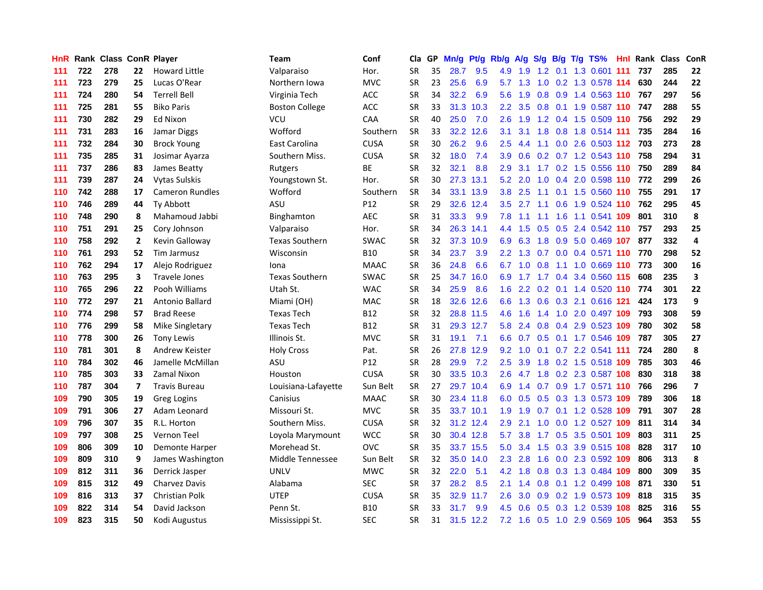| HnR | Rank | Class | ConR | Player | Team | Conf | Cla | GP | Mn/g | Pt/g | Rb/g | A/g | S/g | B/g | T/g | TS% | HnI | Rank | Class | ConR |
|---|---|---|---|---|---|---|---|---|---|---|---|---|---|---|---|---|---|---|---|---|
| 111 | 722 | 278 | 22 | Howard Little | Valparaiso | Hor. | SR | 35 | 28.7 | 9.5 | 4.9 | 1.9 | 1.2 | 0.1 | 1.3 | 0.601 | 111 | 737 | 285 | 22 |
| 111 | 723 | 279 | 25 | Lucas O'Rear | Northern Iowa | MVC | SR | 23 | 25.6 | 6.9 | 5.7 | 1.3 | 1.0 | 0.2 | 1.3 | 0.578 | 114 | 630 | 244 | 22 |
| 111 | 724 | 280 | 54 | Terrell Bell | Virginia Tech | ACC | SR | 34 | 32.2 | 6.9 | 5.6 | 1.9 | 0.8 | 0.9 | 1.4 | 0.563 | 110 | 767 | 297 | 56 |
| 111 | 725 | 281 | 55 | Biko Paris | Boston College | ACC | SR | 33 | 31.3 | 10.3 | 2.2 | 3.5 | 0.8 | 0.1 | 1.9 | 0.587 | 110 | 747 | 288 | 55 |
| 111 | 730 | 282 | 29 | Ed Nixon | VCU | CAA | SR | 40 | 25.0 | 7.0 | 2.6 | 1.9 | 1.2 | 0.4 | 1.5 | 0.509 | 110 | 756 | 292 | 29 |
| 111 | 731 | 283 | 16 | Jamar Diggs | Wofford | Southern | SR | 33 | 32.2 | 12.6 | 3.1 | 3.1 | 1.8 | 0.8 | 1.8 | 0.514 | 111 | 735 | 284 | 16 |
| 111 | 732 | 284 | 30 | Brock Young | East Carolina | CUSA | SR | 30 | 26.2 | 9.6 | 2.5 | 4.4 | 1.1 | 0.0 | 2.6 | 0.503 | 112 | 703 | 273 | 28 |
| 111 | 735 | 285 | 31 | Josimar Ayarza | Southern Miss. | CUSA | SR | 32 | 18.0 | 7.4 | 3.9 | 0.6 | 0.2 | 0.7 | 1.2 | 0.543 | 110 | 758 | 294 | 31 |
| 111 | 737 | 286 | 83 | James Beatty | Rutgers | BE | SR | 32 | 32.1 | 8.8 | 2.9 | 3.1 | 1.7 | 0.2 | 1.5 | 0.556 | 110 | 750 | 289 | 84 |
| 111 | 739 | 287 | 24 | Vytas Sulskis | Youngstown St. | Hor. | SR | 30 | 27.3 | 13.1 | 5.2 | 2.0 | 1.0 | 0.4 | 2.0 | 0.598 | 110 | 772 | 299 | 26 |
| 110 | 742 | 288 | 17 | Cameron Rundles | Wofford | Southern | SR | 34 | 33.1 | 13.9 | 3.8 | 2.5 | 1.1 | 0.1 | 1.5 | 0.560 | 110 | 755 | 291 | 17 |
| 110 | 746 | 289 | 44 | Ty Abbott | ASU | P12 | SR | 29 | 32.6 | 12.4 | 3.5 | 2.7 | 1.1 | 0.6 | 1.9 | 0.524 | 110 | 762 | 295 | 45 |
| 110 | 748 | 290 | 8 | Mahamoud Jabbi | Binghamton | AEC | SR | 31 | 33.3 | 9.9 | 7.8 | 1.1 | 1.1 | 1.6 | 1.1 | 0.541 | 109 | 801 | 310 | 8 |
| 110 | 751 | 291 | 25 | Cory Johnson | Valparaiso | Hor. | SR | 34 | 26.3 | 14.1 | 4.4 | 1.5 | 0.5 | 0.5 | 2.4 | 0.542 | 110 | 757 | 293 | 25 |
| 110 | 758 | 292 | 2 | Kevin Galloway | Texas Southern | SWAC | SR | 32 | 37.3 | 10.9 | 6.9 | 6.3 | 1.8 | 0.9 | 5.0 | 0.469 | 107 | 877 | 332 | 4 |
| 110 | 761 | 293 | 52 | Tim Jarmusz | Wisconsin | B10 | SR | 34 | 23.7 | 3.9 | 2.2 | 1.3 | 0.7 | 0.0 | 0.4 | 0.571 | 110 | 770 | 298 | 52 |
| 110 | 762 | 294 | 17 | Alejo Rodriguez | Iona | MAAC | SR | 36 | 24.8 | 6.6 | 6.7 | 1.0 | 0.8 | 1.1 | 1.0 | 0.669 | 110 | 773 | 300 | 16 |
| 110 | 763 | 295 | 3 | Travele Jones | Texas Southern | SWAC | SR | 25 | 34.7 | 16.0 | 6.9 | 1.7 | 1.7 | 0.4 | 3.4 | 0.560 | 115 | 608 | 235 | 3 |
| 110 | 765 | 296 | 22 | Pooh Williams | Utah St. | WAC | SR | 34 | 25.9 | 8.6 | 1.6 | 2.2 | 0.2 | 0.1 | 1.4 | 0.520 | 110 | 774 | 301 | 22 |
| 110 | 772 | 297 | 21 | Antonio Ballard | Miami (OH) | MAC | SR | 18 | 32.6 | 12.6 | 6.6 | 1.3 | 0.6 | 0.3 | 2.1 | 0.616 | 121 | 424 | 173 | 9 |
| 110 | 774 | 298 | 57 | Brad Reese | Texas Tech | B12 | SR | 32 | 28.8 | 11.5 | 4.6 | 1.6 | 1.4 | 1.0 | 2.0 | 0.497 | 109 | 793 | 308 | 59 |
| 110 | 776 | 299 | 58 | Mike Singletary | Texas Tech | B12 | SR | 31 | 29.3 | 12.7 | 5.8 | 2.4 | 0.8 | 0.4 | 2.9 | 0.523 | 109 | 780 | 302 | 58 |
| 110 | 778 | 300 | 26 | Tony Lewis | Illinois St. | MVC | SR | 31 | 19.1 | 7.1 | 6.6 | 0.7 | 0.5 | 0.1 | 1.7 | 0.546 | 109 | 787 | 305 | 27 |
| 110 | 781 | 301 | 8 | Andrew Keister | Holy Cross | Pat. | SR | 26 | 27.8 | 12.9 | 9.2 | 1.0 | 0.1 | 0.7 | 2.2 | 0.541 | 111 | 724 | 280 | 8 |
| 110 | 784 | 302 | 46 | Jamelle McMillan | ASU | P12 | SR | 28 | 29.9 | 7.2 | 2.5 | 3.9 | 1.8 | 0.2 | 1.5 | 0.518 | 109 | 785 | 303 | 46 |
| 110 | 785 | 303 | 33 | Zamal Nixon | Houston | CUSA | SR | 30 | 33.5 | 10.3 | 2.6 | 4.7 | 1.8 | 0.2 | 2.3 | 0.587 | 108 | 830 | 318 | 38 |
| 110 | 787 | 304 | 7 | Travis Bureau | Louisiana-Lafayette | Sun Belt | SR | 27 | 29.7 | 10.4 | 6.9 | 1.4 | 0.7 | 0.9 | 1.7 | 0.571 | 110 | 766 | 296 | 7 |
| 109 | 790 | 305 | 19 | Greg Logins | Canisius | MAAC | SR | 30 | 23.4 | 11.8 | 6.0 | 0.5 | 0.5 | 0.3 | 1.3 | 0.573 | 109 | 789 | 306 | 18 |
| 109 | 791 | 306 | 27 | Adam Leonard | Missouri St. | MVC | SR | 35 | 33.7 | 10.1 | 1.9 | 1.9 | 0.7 | 0.1 | 1.2 | 0.528 | 109 | 791 | 307 | 28 |
| 109 | 796 | 307 | 35 | R.L. Horton | Southern Miss. | CUSA | SR | 32 | 31.2 | 12.4 | 2.9 | 2.1 | 1.0 | 0.0 | 1.2 | 0.527 | 109 | 811 | 314 | 34 |
| 109 | 797 | 308 | 25 | Vernon Teel | Loyola Marymount | WCC | SR | 30 | 30.4 | 12.8 | 5.7 | 3.8 | 1.7 | 0.5 | 3.5 | 0.501 | 109 | 803 | 311 | 25 |
| 109 | 806 | 309 | 10 | Demonte Harper | Morehead St. | OVC | SR | 35 | 33.7 | 15.5 | 5.0 | 3.4 | 1.5 | 0.3 | 3.9 | 0.515 | 108 | 828 | 317 | 10 |
| 109 | 809 | 310 | 9 | James Washington | Middle Tennessee | Sun Belt | SR | 32 | 35.0 | 14.0 | 2.3 | 2.8 | 1.6 | 0.0 | 2.3 | 0.592 | 109 | 806 | 313 | 8 |
| 109 | 812 | 311 | 36 | Derrick Jasper | UNLV | MWC | SR | 32 | 22.0 | 5.1 | 4.2 | 1.8 | 0.8 | 0.3 | 1.3 | 0.484 | 109 | 800 | 309 | 35 |
| 109 | 815 | 312 | 49 | Charvez Davis | Alabama | SEC | SR | 37 | 28.2 | 8.5 | 2.1 | 1.4 | 0.8 | 0.1 | 1.2 | 0.499 | 108 | 871 | 330 | 51 |
| 109 | 816 | 313 | 37 | Christian Polk | UTEP | CUSA | SR | 35 | 32.9 | 11.7 | 2.6 | 3.0 | 0.9 | 0.2 | 1.9 | 0.573 | 109 | 818 | 315 | 35 |
| 109 | 822 | 314 | 54 | David Jackson | Penn St. | B10 | SR | 33 | 31.7 | 9.9 | 4.5 | 0.6 | 0.5 | 0.3 | 1.2 | 0.539 | 108 | 825 | 316 | 55 |
| 109 | 823 | 315 | 50 | Kodi Augustus | Mississippi St. | SEC | SR | 31 | 31.5 | 12.2 | 7.2 | 1.6 | 0.5 | 1.0 | 2.9 | 0.569 | 105 | 964 | 353 | 55 |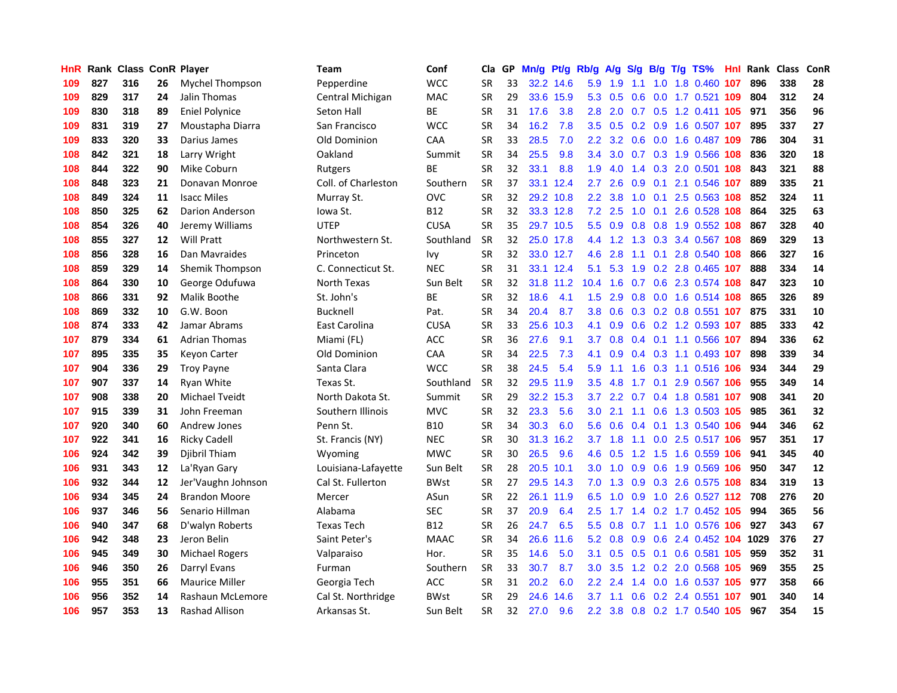| HnR | Rank | Class | ConR | Player | Team | Conf | Cla | GP | Mn/g | Pt/g | Rb/g | A/g | S/g | B/g | T/g | TS% | HnI | Rank | Class | ConR |
|---|---|---|---|---|---|---|---|---|---|---|---|---|---|---|---|---|---|---|---|---|
| 109 | 827 | 316 | 26 | Mychel Thompson | Pepperdine | WCC | SR | 33 | 32.2 | 14.6 | 5.9 | 1.9 | 1.1 | 1.0 | 1.8 | 0.460 | 107 | 896 | 338 | 28 |
| 109 | 829 | 317 | 24 | Jalin Thomas | Central Michigan | MAC | SR | 29 | 33.6 | 15.9 | 5.3 | 0.5 | 0.6 | 0.0 | 1.7 | 0.521 | 109 | 804 | 312 | 24 |
| 109 | 830 | 318 | 89 | Eniel Polynice | Seton Hall | BE | SR | 31 | 17.6 | 3.8 | 2.8 | 2.0 | 0.7 | 0.5 | 1.2 | 0.411 | 105 | 971 | 356 | 96 |
| 109 | 831 | 319 | 27 | Moustapha Diarra | San Francisco | WCC | SR | 34 | 16.2 | 7.8 | 3.5 | 0.5 | 0.2 | 0.9 | 1.6 | 0.507 | 107 | 895 | 337 | 27 |
| 109 | 833 | 320 | 33 | Darius James | Old Dominion | CAA | SR | 33 | 28.5 | 7.0 | 2.2 | 3.2 | 0.6 | 0.0 | 1.6 | 0.487 | 109 | 786 | 304 | 31 |
| 108 | 842 | 321 | 18 | Larry Wright | Oakland | Summit | SR | 34 | 25.5 | 9.8 | 3.4 | 3.0 | 0.7 | 0.3 | 1.9 | 0.566 | 108 | 836 | 320 | 18 |
| 108 | 844 | 322 | 90 | Mike Coburn | Rutgers | BE | SR | 32 | 33.1 | 8.8 | 1.9 | 4.0 | 1.4 | 0.3 | 2.0 | 0.501 | 108 | 843 | 321 | 88 |
| 108 | 848 | 323 | 21 | Donavan Monroe | Coll. of Charleston | Southern | SR | 37 | 33.1 | 12.4 | 2.7 | 2.6 | 0.9 | 0.1 | 2.1 | 0.546 | 107 | 889 | 335 | 21 |
| 108 | 849 | 324 | 11 | Isacc Miles | Murray St. | OVC | SR | 32 | 29.2 | 10.8 | 2.2 | 3.8 | 1.0 | 0.1 | 2.5 | 0.563 | 108 | 852 | 324 | 11 |
| 108 | 850 | 325 | 62 | Darion Anderson | Iowa St. | B12 | SR | 32 | 33.3 | 12.8 | 7.2 | 2.5 | 1.0 | 0.1 | 2.6 | 0.528 | 108 | 864 | 325 | 63 |
| 108 | 854 | 326 | 40 | Jeremy Williams | UTEP | CUSA | SR | 35 | 29.7 | 10.5 | 5.5 | 0.9 | 0.8 | 0.8 | 1.9 | 0.552 | 108 | 867 | 328 | 40 |
| 108 | 855 | 327 | 12 | Will Pratt | Northwestern St. | Southland | SR | 32 | 25.0 | 17.8 | 4.4 | 1.2 | 1.3 | 0.3 | 3.4 | 0.567 | 108 | 869 | 329 | 13 |
| 108 | 856 | 328 | 16 | Dan Mavraides | Princeton | Ivy | SR | 32 | 33.0 | 12.7 | 4.6 | 2.8 | 1.1 | 0.1 | 2.8 | 0.540 | 108 | 866 | 327 | 16 |
| 108 | 859 | 329 | 14 | Shemik Thompson | C. Connecticut St. | NEC | SR | 31 | 33.1 | 12.4 | 5.1 | 5.3 | 1.9 | 0.2 | 2.8 | 0.465 | 107 | 888 | 334 | 14 |
| 108 | 864 | 330 | 10 | George Odufuwa | North Texas | Sun Belt | SR | 32 | 31.8 | 11.2 | 10.4 | 1.6 | 0.7 | 0.6 | 2.3 | 0.574 | 108 | 847 | 323 | 10 |
| 108 | 866 | 331 | 92 | Malik Boothe | St. John's | BE | SR | 32 | 18.6 | 4.1 | 1.5 | 2.9 | 0.8 | 0.0 | 1.6 | 0.514 | 108 | 865 | 326 | 89 |
| 108 | 869 | 332 | 10 | G.W. Boon | Bucknell | Pat. | SR | 34 | 20.4 | 8.7 | 3.8 | 0.6 | 0.3 | 0.2 | 0.8 | 0.551 | 107 | 875 | 331 | 10 |
| 108 | 874 | 333 | 42 | Jamar Abrams | East Carolina | CUSA | SR | 33 | 25.6 | 10.3 | 4.1 | 0.9 | 0.6 | 0.2 | 1.2 | 0.593 | 107 | 885 | 333 | 42 |
| 107 | 879 | 334 | 61 | Adrian Thomas | Miami (FL) | ACC | SR | 36 | 27.6 | 9.1 | 3.7 | 0.8 | 0.4 | 0.1 | 1.1 | 0.566 | 107 | 894 | 336 | 62 |
| 107 | 895 | 335 | 35 | Keyon Carter | Old Dominion | CAA | SR | 34 | 22.5 | 7.3 | 4.1 | 0.9 | 0.4 | 0.3 | 1.1 | 0.493 | 107 | 898 | 339 | 34 |
| 107 | 904 | 336 | 29 | Troy Payne | Santa Clara | WCC | SR | 38 | 24.5 | 5.4 | 5.9 | 1.1 | 1.6 | 0.3 | 1.1 | 0.516 | 106 | 934 | 344 | 29 |
| 107 | 907 | 337 | 14 | Ryan White | Texas St. | Southland | SR | 32 | 29.5 | 11.9 | 3.5 | 4.8 | 1.7 | 0.1 | 2.9 | 0.567 | 106 | 955 | 349 | 14 |
| 107 | 908 | 338 | 20 | Michael Tveidt | North Dakota St. | Summit | SR | 29 | 32.2 | 15.3 | 3.7 | 2.2 | 0.7 | 0.4 | 1.8 | 0.581 | 107 | 908 | 341 | 20 |
| 107 | 915 | 339 | 31 | John Freeman | Southern Illinois | MVC | SR | 32 | 23.3 | 5.6 | 3.0 | 2.1 | 1.1 | 0.6 | 1.3 | 0.503 | 105 | 985 | 361 | 32 |
| 107 | 920 | 340 | 60 | Andrew Jones | Penn St. | B10 | SR | 34 | 30.3 | 6.0 | 5.6 | 0.6 | 0.4 | 0.1 | 1.3 | 0.540 | 106 | 944 | 346 | 62 |
| 107 | 922 | 341 | 16 | Ricky Cadell | St. Francis (NY) | NEC | SR | 30 | 31.3 | 16.2 | 3.7 | 1.8 | 1.1 | 0.0 | 2.5 | 0.517 | 106 | 957 | 351 | 17 |
| 106 | 924 | 342 | 39 | Djibril Thiam | Wyoming | MWC | SR | 30 | 26.5 | 9.6 | 4.6 | 0.5 | 1.2 | 1.5 | 1.6 | 0.559 | 106 | 941 | 345 | 40 |
| 106 | 931 | 343 | 12 | La'Ryan Gary | Louisiana-Lafayette | Sun Belt | SR | 28 | 20.5 | 10.1 | 3.0 | 1.0 | 0.9 | 0.6 | 1.9 | 0.569 | 106 | 950 | 347 | 12 |
| 106 | 932 | 344 | 12 | Jer'Vaughn Johnson | Cal St. Fullerton | BWst | SR | 27 | 29.5 | 14.3 | 7.0 | 1.3 | 0.9 | 0.3 | 2.6 | 0.575 | 108 | 834 | 319 | 13 |
| 106 | 934 | 345 | 24 | Brandon Moore | Mercer | ASun | SR | 22 | 26.1 | 11.9 | 6.5 | 1.0 | 0.9 | 1.0 | 2.6 | 0.527 | 112 | 708 | 276 | 20 |
| 106 | 937 | 346 | 56 | Senario Hillman | Alabama | SEC | SR | 37 | 20.9 | 6.4 | 2.5 | 1.7 | 1.4 | 0.2 | 1.7 | 0.452 | 105 | 994 | 365 | 56 |
| 106 | 940 | 347 | 68 | D'walyn Roberts | Texas Tech | B12 | SR | 26 | 24.7 | 6.5 | 5.5 | 0.8 | 0.7 | 1.1 | 1.0 | 0.576 | 106 | 927 | 343 | 67 |
| 106 | 942 | 348 | 23 | Jeron Belin | Saint Peter's | MAAC | SR | 34 | 26.6 | 11.6 | 5.2 | 0.8 | 0.9 | 0.6 | 2.4 | 0.452 | 104 | 1029 | 376 | 27 |
| 106 | 945 | 349 | 30 | Michael Rogers | Valparaiso | Hor. | SR | 35 | 14.6 | 5.0 | 3.1 | 0.5 | 0.5 | 0.1 | 0.6 | 0.581 | 105 | 959 | 352 | 31 |
| 106 | 946 | 350 | 26 | Darryl Evans | Furman | Southern | SR | 33 | 30.7 | 8.7 | 3.0 | 3.5 | 1.2 | 0.2 | 2.0 | 0.568 | 105 | 969 | 355 | 25 |
| 106 | 955 | 351 | 66 | Maurice Miller | Georgia Tech | ACC | SR | 31 | 20.2 | 6.0 | 2.2 | 2.4 | 1.4 | 0.0 | 1.6 | 0.537 | 105 | 977 | 358 | 66 |
| 106 | 956 | 352 | 14 | Rashaun McLemore | Cal St. Northridge | BWst | SR | 29 | 24.6 | 14.6 | 3.7 | 1.1 | 0.6 | 0.2 | 2.4 | 0.551 | 107 | 901 | 340 | 14 |
| 106 | 957 | 353 | 13 | Rashad Allison | Arkansas St. | Sun Belt | SR | 32 | 27.0 | 9.6 | 2.2 | 3.8 | 0.8 | 0.2 | 1.7 | 0.540 | 105 | 967 | 354 | 15 |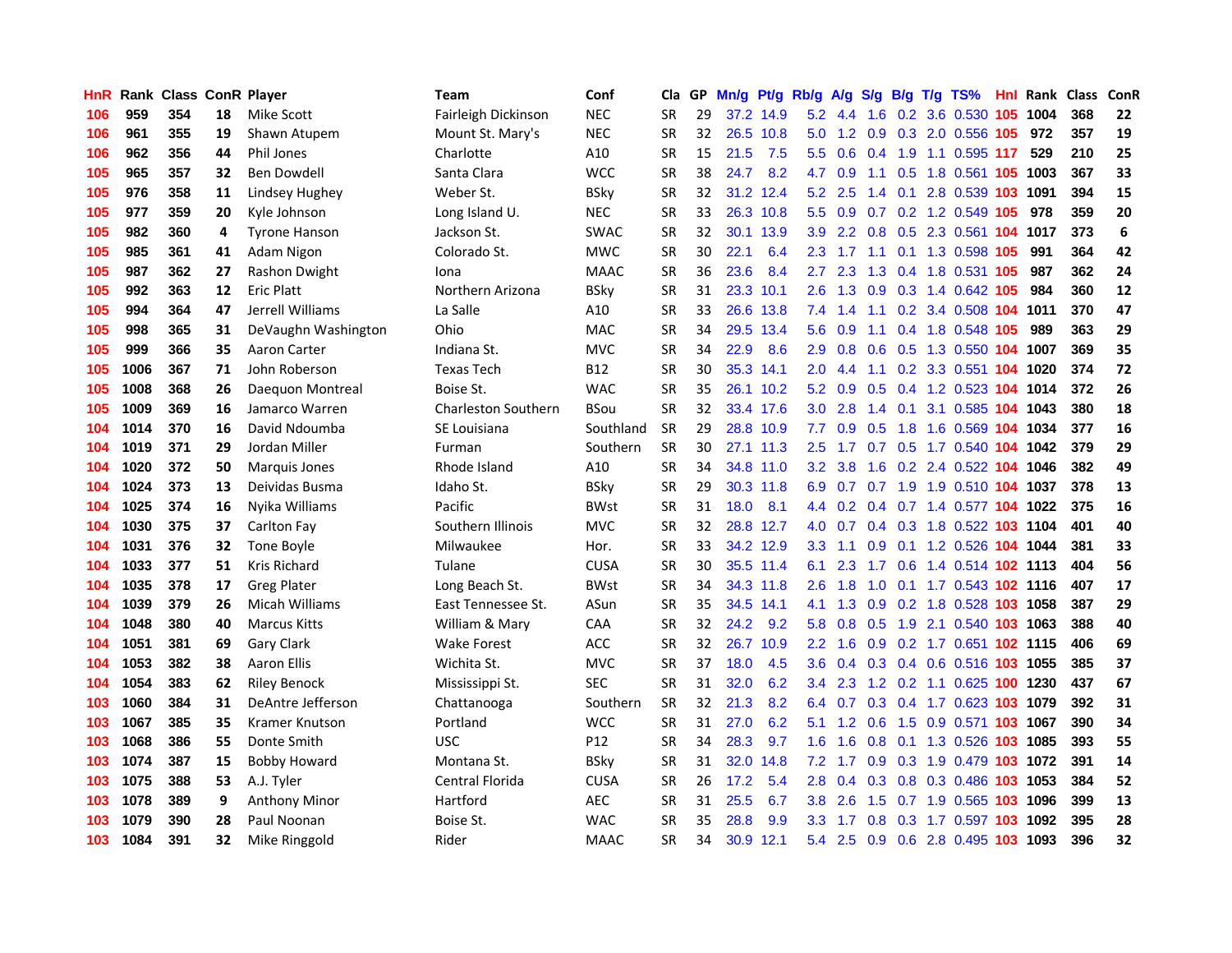| HnR | Rank | Class | ConR | Player | Team | Conf | Cla | GP | Mn/g | Pt/g | Rb/g | A/g | S/g | B/g | T/g | TS% | HnI | Rank | Class | ConR |
|---|---|---|---|---|---|---|---|---|---|---|---|---|---|---|---|---|---|---|---|---|
| 106 | 959 | 354 | 18 | Mike Scott | Fairleigh Dickinson | NEC | SR | 29 | 37.2 | 14.9 | 5.2 | 4.4 | 1.6 | 0.2 | 3.6 | 0.530 | 105 | 1004 | 368 | 22 |
| 106 | 961 | 355 | 19 | Shawn Atupem | Mount St. Mary's | NEC | SR | 32 | 26.5 | 10.8 | 5.0 | 1.2 | 0.9 | 0.3 | 2.0 | 0.556 | 105 | 972 | 357 | 19 |
| 106 | 962 | 356 | 44 | Phil Jones | Charlotte | A10 | SR | 15 | 21.5 | 7.5 | 5.5 | 0.6 | 0.4 | 1.9 | 1.1 | 0.595 | 117 | 529 | 210 | 25 |
| 105 | 965 | 357 | 32 | Ben Dowdell | Santa Clara | WCC | SR | 38 | 24.7 | 8.2 | 4.7 | 0.9 | 1.1 | 0.5 | 1.8 | 0.561 | 105 | 1003 | 367 | 33 |
| 105 | 976 | 358 | 11 | Lindsey Hughey | Weber St. | BSky | SR | 32 | 31.2 | 12.4 | 5.2 | 2.5 | 1.4 | 0.1 | 2.8 | 0.539 | 103 | 1091 | 394 | 15 |
| 105 | 977 | 359 | 20 | Kyle Johnson | Long Island U. | NEC | SR | 33 | 26.3 | 10.8 | 5.5 | 0.9 | 0.7 | 0.2 | 1.2 | 0.549 | 105 | 978 | 359 | 20 |
| 105 | 982 | 360 | 4 | Tyrone Hanson | Jackson St. | SWAC | SR | 32 | 30.1 | 13.9 | 3.9 | 2.2 | 0.8 | 0.5 | 2.3 | 0.561 | 104 | 1017 | 373 | 6 |
| 105 | 985 | 361 | 41 | Adam Nigon | Colorado St. | MWC | SR | 30 | 22.1 | 6.4 | 2.3 | 1.7 | 1.1 | 0.1 | 1.3 | 0.598 | 105 | 991 | 364 | 42 |
| 105 | 987 | 362 | 27 | Rashon Dwight | Iona | MAAC | SR | 36 | 23.6 | 8.4 | 2.7 | 2.3 | 1.3 | 0.4 | 1.8 | 0.531 | 105 | 987 | 362 | 24 |
| 105 | 992 | 363 | 12 | Eric Platt | Northern Arizona | BSky | SR | 31 | 23.3 | 10.1 | 2.6 | 1.3 | 0.9 | 0.3 | 1.4 | 0.642 | 105 | 984 | 360 | 12 |
| 105 | 994 | 364 | 47 | Jerrell Williams | La Salle | A10 | SR | 33 | 26.6 | 13.8 | 7.4 | 1.4 | 1.1 | 0.2 | 3.4 | 0.508 | 104 | 1011 | 370 | 47 |
| 105 | 998 | 365 | 31 | DeVaughn Washington | Ohio | MAC | SR | 34 | 29.5 | 13.4 | 5.6 | 0.9 | 1.1 | 0.4 | 1.8 | 0.548 | 105 | 989 | 363 | 29 |
| 105 | 999 | 366 | 35 | Aaron Carter | Indiana St. | MVC | SR | 34 | 22.9 | 8.6 | 2.9 | 0.8 | 0.6 | 0.5 | 1.3 | 0.550 | 104 | 1007 | 369 | 35 |
| 105 | 1006 | 367 | 71 | John Roberson | Texas Tech | B12 | SR | 30 | 35.3 | 14.1 | 2.0 | 4.4 | 1.1 | 0.2 | 3.3 | 0.551 | 104 | 1020 | 374 | 72 |
| 105 | 1008 | 368 | 26 | Daequon Montreal | Boise St. | WAC | SR | 35 | 26.1 | 10.2 | 5.2 | 0.9 | 0.5 | 0.4 | 1.2 | 0.523 | 104 | 1014 | 372 | 26 |
| 105 | 1009 | 369 | 16 | Jamarco Warren | Charleston Southern | BSou | SR | 32 | 33.4 | 17.6 | 3.0 | 2.8 | 1.4 | 0.1 | 3.1 | 0.585 | 104 | 1043 | 380 | 18 |
| 104 | 1014 | 370 | 16 | David Ndoumba | SE Louisiana | Southland | SR | 29 | 28.8 | 10.9 | 7.7 | 0.9 | 0.5 | 1.8 | 1.6 | 0.569 | 104 | 1034 | 377 | 16 |
| 104 | 1019 | 371 | 29 | Jordan Miller | Furman | Southern | SR | 30 | 27.1 | 11.3 | 2.5 | 1.7 | 0.7 | 0.5 | 1.7 | 0.540 | 104 | 1042 | 379 | 29 |
| 104 | 1020 | 372 | 50 | Marquis Jones | Rhode Island | A10 | SR | 34 | 34.8 | 11.0 | 3.2 | 3.8 | 1.6 | 0.2 | 2.4 | 0.522 | 104 | 1046 | 382 | 49 |
| 104 | 1024 | 373 | 13 | Deividas Busma | Idaho St. | BSky | SR | 29 | 30.3 | 11.8 | 6.9 | 0.7 | 0.7 | 1.9 | 1.9 | 0.510 | 104 | 1037 | 378 | 13 |
| 104 | 1025 | 374 | 16 | Nyika Williams | Pacific | BWst | SR | 31 | 18.0 | 8.1 | 4.4 | 0.2 | 0.4 | 0.7 | 1.4 | 0.577 | 104 | 1022 | 375 | 16 |
| 104 | 1030 | 375 | 37 | Carlton Fay | Southern Illinois | MVC | SR | 32 | 28.8 | 12.7 | 4.0 | 0.7 | 0.4 | 0.3 | 1.8 | 0.522 | 103 | 1104 | 401 | 40 |
| 104 | 1031 | 376 | 32 | Tone Boyle | Milwaukee | Hor. | SR | 33 | 34.2 | 12.9 | 3.3 | 1.1 | 0.9 | 0.1 | 1.2 | 0.526 | 104 | 1044 | 381 | 33 |
| 104 | 1033 | 377 | 51 | Kris Richard | Tulane | CUSA | SR | 30 | 35.5 | 11.4 | 6.1 | 2.3 | 1.7 | 0.6 | 1.4 | 0.514 | 102 | 1113 | 404 | 56 |
| 104 | 1035 | 378 | 17 | Greg Plater | Long Beach St. | BWst | SR | 34 | 34.3 | 11.8 | 2.6 | 1.8 | 1.0 | 0.1 | 1.7 | 0.543 | 102 | 1116 | 407 | 17 |
| 104 | 1039 | 379 | 26 | Micah Williams | East Tennessee St. | ASun | SR | 35 | 34.5 | 14.1 | 4.1 | 1.3 | 0.9 | 0.2 | 1.8 | 0.528 | 103 | 1058 | 387 | 29 |
| 104 | 1048 | 380 | 40 | Marcus Kitts | William & Mary | CAA | SR | 32 | 24.2 | 9.2 | 5.8 | 0.8 | 0.5 | 1.9 | 2.1 | 0.540 | 103 | 1063 | 388 | 40 |
| 104 | 1051 | 381 | 69 | Gary Clark | Wake Forest | ACC | SR | 32 | 26.7 | 10.9 | 2.2 | 1.6 | 0.9 | 0.2 | 1.7 | 0.651 | 102 | 1115 | 406 | 69 |
| 104 | 1053 | 382 | 38 | Aaron Ellis | Wichita St. | MVC | SR | 37 | 18.0 | 4.5 | 3.6 | 0.4 | 0.3 | 0.4 | 0.6 | 0.516 | 103 | 1055 | 385 | 37 |
| 104 | 1054 | 383 | 62 | Riley Benock | Mississippi St. | SEC | SR | 31 | 32.0 | 6.2 | 3.4 | 2.3 | 1.2 | 0.2 | 1.1 | 0.625 | 100 | 1230 | 437 | 67 |
| 103 | 1060 | 384 | 31 | DeAntre Jefferson | Chattanooga | Southern | SR | 32 | 21.3 | 8.2 | 6.4 | 0.7 | 0.3 | 0.4 | 1.7 | 0.623 | 103 | 1079 | 392 | 31 |
| 103 | 1067 | 385 | 35 | Kramer Knutson | Portland | WCC | SR | 31 | 27.0 | 6.2 | 5.1 | 1.2 | 0.6 | 1.5 | 0.9 | 0.571 | 103 | 1067 | 390 | 34 |
| 103 | 1068 | 386 | 55 | Donte Smith | USC | P12 | SR | 34 | 28.3 | 9.7 | 1.6 | 1.6 | 0.8 | 0.1 | 1.3 | 0.526 | 103 | 1085 | 393 | 55 |
| 103 | 1074 | 387 | 15 | Bobby Howard | Montana St. | BSky | SR | 31 | 32.0 | 14.8 | 7.2 | 1.7 | 0.9 | 0.3 | 1.9 | 0.479 | 103 | 1072 | 391 | 14 |
| 103 | 1075 | 388 | 53 | A.J. Tyler | Central Florida | CUSA | SR | 26 | 17.2 | 5.4 | 2.8 | 0.4 | 0.3 | 0.8 | 0.3 | 0.486 | 103 | 1053 | 384 | 52 |
| 103 | 1078 | 389 | 9 | Anthony Minor | Hartford | AEC | SR | 31 | 25.5 | 6.7 | 3.8 | 2.6 | 1.5 | 0.7 | 1.9 | 0.565 | 103 | 1096 | 399 | 13 |
| 103 | 1079 | 390 | 28 | Paul Noonan | Boise St. | WAC | SR | 35 | 28.8 | 9.9 | 3.3 | 1.7 | 0.8 | 0.3 | 1.7 | 0.597 | 103 | 1092 | 395 | 28 |
| 103 | 1084 | 391 | 32 | Mike Ringgold | Rider | MAAC | SR | 34 | 30.9 | 12.1 | 5.4 | 2.5 | 0.9 | 0.6 | 2.8 | 0.495 | 103 | 1093 | 396 | 32 |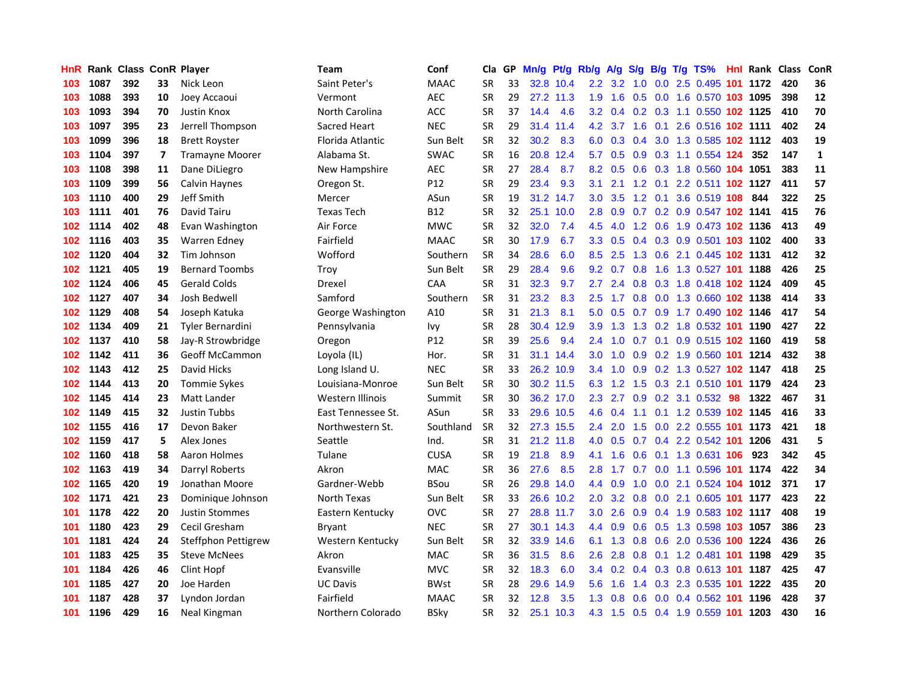| HnR | Rank | Class | ConR | Player | Team | Conf | Cla | GP | Mn/g | Pt/g | Rb/g | A/g | S/g | B/g | T/g | TS% | Hnl | Rank | Class | ConR |
|---|---|---|---|---|---|---|---|---|---|---|---|---|---|---|---|---|---|---|---|---|
| 103 | 1087 | 392 | 33 | Nick Leon | Saint Peter's | MAAC | SR | 33 | 32.8 | 10.4 | 2.2 | 3.2 | 1.0 | 0.0 | 2.5 | 0.495 | 101 | 1172 | 420 | 36 |
| 103 | 1088 | 393 | 10 | Joey Accaoui | Vermont | AEC | SR | 29 | 27.2 | 11.3 | 1.9 | 1.6 | 0.5 | 0.0 | 1.6 | 0.570 | 103 | 1095 | 398 | 12 |
| 103 | 1093 | 394 | 70 | Justin Knox | North Carolina | ACC | SR | 37 | 14.4 | 4.6 | 3.2 | 0.4 | 0.2 | 0.3 | 1.1 | 0.550 | 102 | 1125 | 410 | 70 |
| 103 | 1097 | 395 | 23 | Jerrell Thompson | Sacred Heart | NEC | SR | 29 | 31.4 | 11.4 | 4.2 | 3.7 | 1.6 | 0.1 | 2.6 | 0.516 | 102 | 1111 | 402 | 24 |
| 103 | 1099 | 396 | 18 | Brett Royster | Florida Atlantic | Sun Belt | SR | 32 | 30.2 | 8.3 | 6.0 | 0.3 | 0.4 | 3.0 | 1.3 | 0.585 | 102 | 1112 | 403 | 19 |
| 103 | 1104 | 397 | 7 | Tramayne Moorer | Alabama St. | SWAC | SR | 16 | 20.8 | 12.4 | 5.7 | 0.5 | 0.9 | 0.3 | 1.1 | 0.554 | 124 | 352 | 147 | 1 |
| 103 | 1108 | 398 | 11 | Dane DiLiegro | New Hampshire | AEC | SR | 27 | 28.4 | 8.7 | 8.2 | 0.5 | 0.6 | 0.3 | 1.8 | 0.560 | 104 | 1051 | 383 | 11 |
| 103 | 1109 | 399 | 56 | Calvin Haynes | Oregon St. | P12 | SR | 29 | 23.4 | 9.3 | 3.1 | 2.1 | 1.2 | 0.1 | 2.2 | 0.511 | 102 | 1127 | 411 | 57 |
| 103 | 1110 | 400 | 29 | Jeff Smith | Mercer | ASun | SR | 19 | 31.2 | 14.7 | 3.0 | 3.5 | 1.2 | 0.1 | 3.6 | 0.519 | 108 | 844 | 322 | 25 |
| 103 | 1111 | 401 | 76 | David Tairu | Texas Tech | B12 | SR | 32 | 25.1 | 10.0 | 2.8 | 0.9 | 0.7 | 0.2 | 0.9 | 0.547 | 102 | 1141 | 415 | 76 |
| 102 | 1114 | 402 | 48 | Evan Washington | Air Force | MWC | SR | 32 | 32.0 | 7.4 | 4.5 | 4.0 | 1.2 | 0.6 | 1.9 | 0.473 | 102 | 1136 | 413 | 49 |
| 102 | 1116 | 403 | 35 | Warren Edney | Fairfield | MAAC | SR | 30 | 17.9 | 6.7 | 3.3 | 0.5 | 0.4 | 0.3 | 0.9 | 0.501 | 103 | 1102 | 400 | 33 |
| 102 | 1120 | 404 | 32 | Tim Johnson | Wofford | Southern | SR | 34 | 28.6 | 6.0 | 8.5 | 2.5 | 1.3 | 0.6 | 2.1 | 0.445 | 102 | 1131 | 412 | 32 |
| 102 | 1121 | 405 | 19 | Bernard Toombs | Troy | Sun Belt | SR | 29 | 28.4 | 9.6 | 9.2 | 0.7 | 0.8 | 1.6 | 1.3 | 0.527 | 101 | 1188 | 426 | 25 |
| 102 | 1124 | 406 | 45 | Gerald Colds | Drexel | CAA | SR | 31 | 32.3 | 9.7 | 2.7 | 2.4 | 0.8 | 0.3 | 1.8 | 0.418 | 102 | 1124 | 409 | 45 |
| 102 | 1127 | 407 | 34 | Josh Bedwell | Samford | Southern | SR | 31 | 23.2 | 8.3 | 2.5 | 1.7 | 0.8 | 0.0 | 1.3 | 0.660 | 102 | 1138 | 414 | 33 |
| 102 | 1129 | 408 | 54 | Joseph Katuka | George Washington | A10 | SR | 31 | 21.3 | 8.1 | 5.0 | 0.5 | 0.7 | 0.9 | 1.7 | 0.490 | 102 | 1146 | 417 | 54 |
| 102 | 1134 | 409 | 21 | Tyler Bernardini | Pennsylvania | Ivy | SR | 28 | 30.4 | 12.9 | 3.9 | 1.3 | 1.3 | 0.2 | 1.8 | 0.532 | 101 | 1190 | 427 | 22 |
| 102 | 1137 | 410 | 58 | Jay-R Strowbridge | Oregon | P12 | SR | 39 | 25.6 | 9.4 | 2.4 | 1.0 | 0.7 | 0.1 | 0.9 | 0.515 | 102 | 1160 | 419 | 58 |
| 102 | 1142 | 411 | 36 | Geoff McCammon | Loyola (IL) | Hor. | SR | 31 | 31.1 | 14.4 | 3.0 | 1.0 | 0.9 | 0.2 | 1.9 | 0.560 | 101 | 1214 | 432 | 38 |
| 102 | 1143 | 412 | 25 | David Hicks | Long Island U. | NEC | SR | 33 | 26.2 | 10.9 | 3.4 | 1.0 | 0.9 | 0.2 | 1.3 | 0.527 | 102 | 1147 | 418 | 25 |
| 102 | 1144 | 413 | 20 | Tommie Sykes | Louisiana-Monroe | Sun Belt | SR | 30 | 30.2 | 11.5 | 6.3 | 1.2 | 1.5 | 0.3 | 2.1 | 0.510 | 101 | 1179 | 424 | 23 |
| 102 | 1145 | 414 | 23 | Matt Lander | Western Illinois | Summit | SR | 30 | 36.2 | 17.0 | 2.3 | 2.7 | 0.9 | 0.2 | 3.1 | 0.532 | 98 | 1322 | 467 | 31 |
| 102 | 1149 | 415 | 32 | Justin Tubbs | East Tennessee St. | ASun | SR | 33 | 29.6 | 10.5 | 4.6 | 0.4 | 1.1 | 0.1 | 1.2 | 0.539 | 102 | 1145 | 416 | 33 |
| 102 | 1155 | 416 | 17 | Devon Baker | Northwestern St. | Southland | SR | 32 | 27.3 | 15.5 | 2.4 | 2.0 | 1.5 | 0.0 | 2.2 | 0.555 | 101 | 1173 | 421 | 18 |
| 102 | 1159 | 417 | 5 | Alex Jones | Seattle | Ind. | SR | 31 | 21.2 | 11.8 | 4.0 | 0.5 | 0.7 | 0.4 | 2.2 | 0.542 | 101 | 1206 | 431 | 5 |
| 102 | 1160 | 418 | 58 | Aaron Holmes | Tulane | CUSA | SR | 19 | 21.8 | 8.9 | 4.1 | 1.6 | 0.6 | 0.1 | 1.3 | 0.631 | 106 | 923 | 342 | 45 |
| 102 | 1163 | 419 | 34 | Darryl Roberts | Akron | MAC | SR | 36 | 27.6 | 8.5 | 2.8 | 1.7 | 0.7 | 0.0 | 1.1 | 0.596 | 101 | 1174 | 422 | 34 |
| 102 | 1165 | 420 | 19 | Jonathan Moore | Gardner-Webb | BSou | SR | 26 | 29.8 | 14.0 | 4.4 | 0.9 | 1.0 | 0.0 | 2.1 | 0.524 | 104 | 1012 | 371 | 17 |
| 102 | 1171 | 421 | 23 | Dominique Johnson | North Texas | Sun Belt | SR | 33 | 26.6 | 10.2 | 2.0 | 3.2 | 0.8 | 0.0 | 2.1 | 0.605 | 101 | 1177 | 423 | 22 |
| 101 | 1178 | 422 | 20 | Justin Stommes | Eastern Kentucky | OVC | SR | 27 | 28.8 | 11.7 | 3.0 | 2.6 | 0.9 | 0.4 | 1.9 | 0.583 | 102 | 1117 | 408 | 19 |
| 101 | 1180 | 423 | 29 | Cecil Gresham | Bryant | NEC | SR | 27 | 30.1 | 14.3 | 4.4 | 0.9 | 0.6 | 0.5 | 1.3 | 0.598 | 103 | 1057 | 386 | 23 |
| 101 | 1181 | 424 | 24 | Steffphon Pettigrew | Western Kentucky | Sun Belt | SR | 32 | 33.9 | 14.6 | 6.1 | 1.3 | 0.8 | 0.6 | 2.0 | 0.536 | 100 | 1224 | 436 | 26 |
| 101 | 1183 | 425 | 35 | Steve McNees | Akron | MAC | SR | 36 | 31.5 | 8.6 | 2.6 | 2.8 | 0.8 | 0.1 | 1.2 | 0.481 | 101 | 1198 | 429 | 35 |
| 101 | 1184 | 426 | 46 | Clint Hopf | Evansville | MVC | SR | 32 | 18.3 | 6.0 | 3.4 | 0.2 | 0.4 | 0.3 | 0.8 | 0.613 | 101 | 1187 | 425 | 47 |
| 101 | 1185 | 427 | 20 | Joe Harden | UC Davis | BWst | SR | 28 | 29.6 | 14.9 | 5.6 | 1.6 | 1.4 | 0.3 | 2.3 | 0.535 | 101 | 1222 | 435 | 20 |
| 101 | 1187 | 428 | 37 | Lyndon Jordan | Fairfield | MAAC | SR | 32 | 12.8 | 3.5 | 1.3 | 0.8 | 0.6 | 0.0 | 0.4 | 0.562 | 101 | 1196 | 428 | 37 |
| 101 | 1196 | 429 | 16 | Neal Kingman | Northern Colorado | BSky | SR | 32 | 25.1 | 10.3 | 4.3 | 1.5 | 0.5 | 0.4 | 1.9 | 0.559 | 101 | 1203 | 430 | 16 |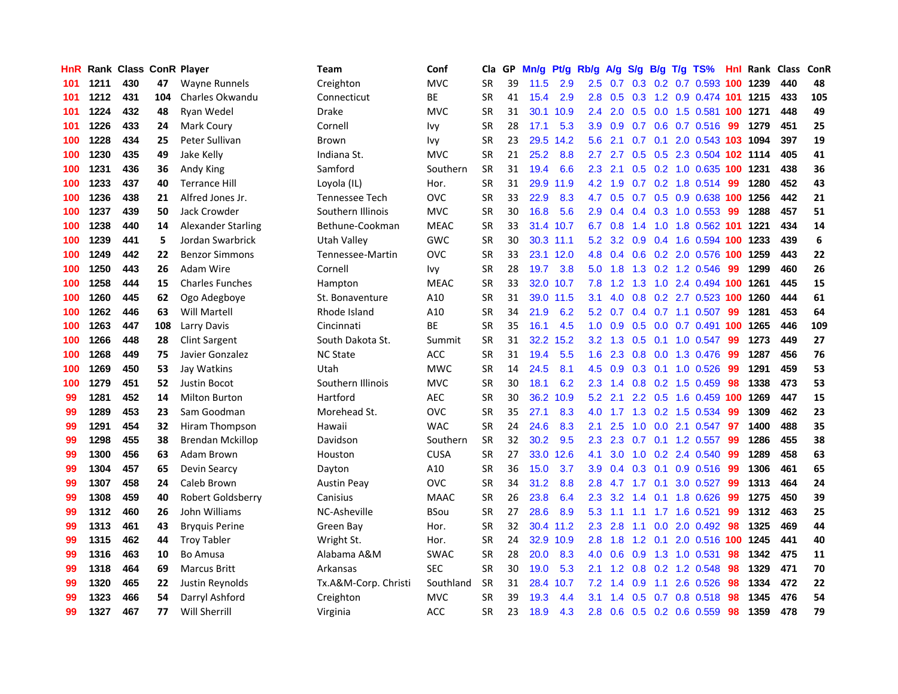| HnR | Rank | Class | ConR | Player | Team | Conf | Cla | GP | Mn/g | Pt/g | Rb/g | A/g | S/g | B/g | T/g | TS% | HnI | Rank | Class | ConR |
|---|---|---|---|---|---|---|---|---|---|---|---|---|---|---|---|---|---|---|---|---|
| 101 | 1211 | 430 | 47 | Wayne Runnels | Creighton | MVC | SR | 39 | 11.5 | 2.9 | 2.5 | 0.7 | 0.3 | 0.2 | 0.7 | 0.593 | 100 | 1239 | 440 | 48 |
| 101 | 1212 | 431 | 104 | Charles Okwandu | Connecticut | BE | SR | 41 | 15.4 | 2.9 | 2.8 | 0.5 | 0.3 | 1.2 | 0.9 | 0.474 | 101 | 1215 | 433 | 105 |
| 101 | 1224 | 432 | 48 | Ryan Wedel | Drake | MVC | SR | 31 | 30.1 | 10.9 | 2.4 | 2.0 | 0.5 | 0.0 | 1.5 | 0.581 | 100 | 1271 | 448 | 49 |
| 101 | 1226 | 433 | 24 | Mark Coury | Cornell | Ivy | SR | 28 | 17.1 | 5.3 | 3.9 | 0.9 | 0.7 | 0.6 | 0.7 | 0.516 | 99 | 1279 | 451 | 25 |
| 100 | 1228 | 434 | 25 | Peter Sullivan | Brown | Ivy | SR | 23 | 29.5 | 14.2 | 5.6 | 2.1 | 0.7 | 0.1 | 2.0 | 0.543 | 103 | 1094 | 397 | 19 |
| 100 | 1230 | 435 | 49 | Jake Kelly | Indiana St. | MVC | SR | 21 | 25.2 | 8.8 | 2.7 | 2.7 | 0.5 | 0.5 | 2.3 | 0.504 | 102 | 1114 | 405 | 41 |
| 100 | 1231 | 436 | 36 | Andy King | Samford | Southern | SR | 31 | 19.4 | 6.6 | 2.3 | 2.1 | 0.5 | 0.2 | 1.0 | 0.635 | 100 | 1231 | 438 | 36 |
| 100 | 1233 | 437 | 40 | Terrance Hill | Loyola (IL) | Hor. | SR | 31 | 29.9 | 11.9 | 4.2 | 1.9 | 0.7 | 0.2 | 1.8 | 0.514 | 99 | 1280 | 452 | 43 |
| 100 | 1236 | 438 | 21 | Alfred Jones Jr. | Tennessee Tech | OVC | SR | 33 | 22.9 | 8.3 | 4.7 | 0.5 | 0.7 | 0.5 | 0.9 | 0.638 | 100 | 1256 | 442 | 21 |
| 100 | 1237 | 439 | 50 | Jack Crowder | Southern Illinois | MVC | SR | 30 | 16.8 | 5.6 | 2.9 | 0.4 | 0.4 | 0.3 | 1.0 | 0.553 | 99 | 1288 | 457 | 51 |
| 100 | 1238 | 440 | 14 | Alexander Starling | Bethune-Cookman | MEAC | SR | 33 | 31.4 | 10.7 | 6.7 | 0.8 | 1.4 | 1.0 | 1.8 | 0.562 | 101 | 1221 | 434 | 14 |
| 100 | 1239 | 441 | 5 | Jordan Swarbrick | Utah Valley | GWC | SR | 30 | 30.3 | 11.1 | 5.2 | 3.2 | 0.9 | 0.4 | 1.6 | 0.594 | 100 | 1233 | 439 | 6 |
| 100 | 1249 | 442 | 22 | Benzor Simmons | Tennessee-Martin | OVC | SR | 33 | 23.1 | 12.0 | 4.8 | 0.4 | 0.6 | 0.2 | 2.0 | 0.576 | 100 | 1259 | 443 | 22 |
| 100 | 1250 | 443 | 26 | Adam Wire | Cornell | Ivy | SR | 28 | 19.7 | 3.8 | 5.0 | 1.8 | 1.3 | 0.2 | 1.2 | 0.546 | 99 | 1299 | 460 | 26 |
| 100 | 1258 | 444 | 15 | Charles Funches | Hampton | MEAC | SR | 33 | 32.0 | 10.7 | 7.8 | 1.2 | 1.3 | 1.0 | 2.4 | 0.494 | 100 | 1261 | 445 | 15 |
| 100 | 1260 | 445 | 62 | Ogo Adegboye | St. Bonaventure | A10 | SR | 31 | 39.0 | 11.5 | 3.1 | 4.0 | 0.8 | 0.2 | 2.7 | 0.523 | 100 | 1260 | 444 | 61 |
| 100 | 1262 | 446 | 63 | Will Martell | Rhode Island | A10 | SR | 34 | 21.9 | 6.2 | 5.2 | 0.7 | 0.4 | 0.7 | 1.1 | 0.507 | 99 | 1281 | 453 | 64 |
| 100 | 1263 | 447 | 108 | Larry Davis | Cincinnati | BE | SR | 35 | 16.1 | 4.5 | 1.0 | 0.9 | 0.5 | 0.0 | 0.7 | 0.491 | 100 | 1265 | 446 | 109 |
| 100 | 1266 | 448 | 28 | Clint Sargent | South Dakota St. | Summit | SR | 31 | 32.2 | 15.2 | 3.2 | 1.3 | 0.5 | 0.1 | 1.0 | 0.547 | 99 | 1273 | 449 | 27 |
| 100 | 1268 | 449 | 75 | Javier Gonzalez | NC State | ACC | SR | 31 | 19.4 | 5.5 | 1.6 | 2.3 | 0.8 | 0.0 | 1.3 | 0.476 | 99 | 1287 | 456 | 76 |
| 100 | 1269 | 450 | 53 | Jay Watkins | Utah | MWC | SR | 14 | 24.5 | 8.1 | 4.5 | 0.9 | 0.3 | 0.1 | 1.0 | 0.526 | 99 | 1291 | 459 | 53 |
| 100 | 1279 | 451 | 52 | Justin Bocot | Southern Illinois | MVC | SR | 30 | 18.1 | 6.2 | 2.3 | 1.4 | 0.8 | 0.2 | 1.5 | 0.459 | 98 | 1338 | 473 | 53 |
| 99 | 1281 | 452 | 14 | Milton Burton | Hartford | AEC | SR | 30 | 36.2 | 10.9 | 5.2 | 2.1 | 2.2 | 0.5 | 1.6 | 0.459 | 100 | 1269 | 447 | 15 |
| 99 | 1289 | 453 | 23 | Sam Goodman | Morehead St. | OVC | SR | 35 | 27.1 | 8.3 | 4.0 | 1.7 | 1.3 | 0.2 | 1.5 | 0.534 | 99 | 1309 | 462 | 23 |
| 99 | 1291 | 454 | 32 | Hiram Thompson | Hawaii | WAC | SR | 24 | 24.6 | 8.3 | 2.1 | 2.5 | 1.0 | 0.0 | 2.1 | 0.547 | 97 | 1400 | 488 | 35 |
| 99 | 1298 | 455 | 38 | Brendan Mckillop | Davidson | Southern | SR | 32 | 30.2 | 9.5 | 2.3 | 2.3 | 0.7 | 0.1 | 1.2 | 0.557 | 99 | 1286 | 455 | 38 |
| 99 | 1300 | 456 | 63 | Adam Brown | Houston | CUSA | SR | 27 | 33.0 | 12.6 | 4.1 | 3.0 | 1.0 | 0.2 | 2.4 | 0.540 | 99 | 1289 | 458 | 63 |
| 99 | 1304 | 457 | 65 | Devin Searcy | Dayton | A10 | SR | 36 | 15.0 | 3.7 | 3.9 | 0.4 | 0.3 | 0.1 | 0.9 | 0.516 | 99 | 1306 | 461 | 65 |
| 99 | 1307 | 458 | 24 | Caleb Brown | Austin Peay | OVC | SR | 34 | 31.2 | 8.8 | 2.8 | 4.7 | 1.7 | 0.1 | 3.0 | 0.527 | 99 | 1313 | 464 | 24 |
| 99 | 1308 | 459 | 40 | Robert Goldsberry | Canisius | MAAC | SR | 26 | 23.8 | 6.4 | 2.3 | 3.2 | 1.4 | 0.1 | 1.8 | 0.626 | 99 | 1275 | 450 | 39 |
| 99 | 1312 | 460 | 26 | John Williams | NC-Asheville | BSou | SR | 27 | 28.6 | 8.9 | 5.3 | 1.1 | 1.1 | 1.7 | 1.6 | 0.521 | 99 | 1312 | 463 | 25 |
| 99 | 1313 | 461 | 43 | Bryquis Perine | Green Bay | Hor. | SR | 32 | 30.4 | 11.2 | 2.3 | 2.8 | 1.1 | 0.0 | 2.0 | 0.492 | 98 | 1325 | 469 | 44 |
| 99 | 1315 | 462 | 44 | Troy Tabler | Wright St. | Hor. | SR | 24 | 32.9 | 10.9 | 2.8 | 1.8 | 1.2 | 0.1 | 2.0 | 0.516 | 100 | 1245 | 441 | 40 |
| 99 | 1316 | 463 | 10 | Bo Amusa | Alabama A&M | SWAC | SR | 28 | 20.0 | 8.3 | 4.0 | 0.6 | 0.9 | 1.3 | 1.0 | 0.531 | 98 | 1342 | 475 | 11 |
| 99 | 1318 | 464 | 69 | Marcus Britt | Arkansas | SEC | SR | 30 | 19.0 | 5.3 | 2.1 | 1.2 | 0.8 | 0.2 | 1.2 | 0.548 | 98 | 1329 | 471 | 70 |
| 99 | 1320 | 465 | 22 | Justin Reynolds | Tx.A&M-Corp. Christi | Southland | SR | 31 | 28.4 | 10.7 | 7.2 | 1.4 | 0.9 | 1.1 | 2.6 | 0.526 | 98 | 1334 | 472 | 22 |
| 99 | 1323 | 466 | 54 | Darryl Ashford | Creighton | MVC | SR | 39 | 19.3 | 4.4 | 3.1 | 1.4 | 0.5 | 0.7 | 0.8 | 0.518 | 98 | 1345 | 476 | 54 |
| 99 | 1327 | 467 | 77 | Will Sherrill | Virginia | ACC | SR | 23 | 18.9 | 4.3 | 2.8 | 0.6 | 0.5 | 0.2 | 0.6 | 0.559 | 98 | 1359 | 478 | 79 |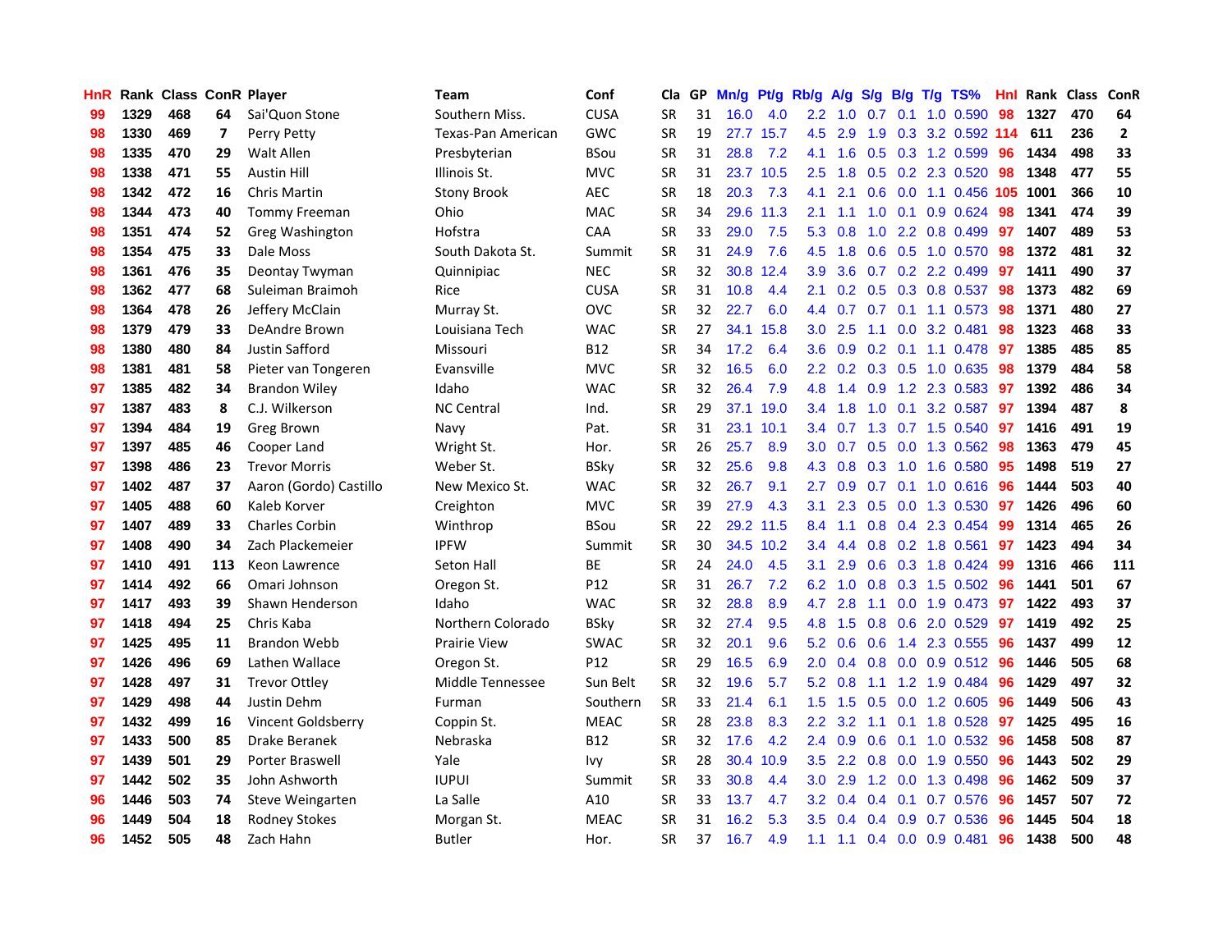| HnR | Rank | Class | ConR | Player | Team | Conf | Cla | GP | Mn/g | Pt/g | Rb/g | A/g | S/g | B/g | T/g | TS% | HnI | Rank | Class | ConR |
|---|---|---|---|---|---|---|---|---|---|---|---|---|---|---|---|---|---|---|---|---|
| 99 | 1329 | 468 | 64 | Sai'Quon Stone | Southern Miss. | CUSA | SR | 31 | 16.0 | 4.0 | 2.2 | 1.0 | 0.7 | 0.1 | 1.0 | 0.590 | 98 | 1327 | 470 | 64 |
| 98 | 1330 | 469 | 7 | Perry Petty | Texas-Pan American | GWC | SR | 19 | 27.7 | 15.7 | 4.5 | 2.9 | 1.9 | 0.3 | 3.2 | 0.592 | 114 | 611 | 236 | 2 |
| 98 | 1335 | 470 | 29 | Walt Allen | Presbyterian | BSou | SR | 31 | 28.8 | 7.2 | 4.1 | 1.6 | 0.5 | 0.3 | 1.2 | 0.599 | 96 | 1434 | 498 | 33 |
| 98 | 1338 | 471 | 55 | Austin Hill | Illinois St. | MVC | SR | 31 | 23.7 | 10.5 | 2.5 | 1.8 | 0.5 | 0.2 | 2.3 | 0.520 | 98 | 1348 | 477 | 55 |
| 98 | 1342 | 472 | 16 | Chris Martin | Stony Brook | AEC | SR | 18 | 20.3 | 7.3 | 4.1 | 2.1 | 0.6 | 0.0 | 1.1 | 0.456 | 105 | 1001 | 366 | 10 |
| 98 | 1344 | 473 | 40 | Tommy Freeman | Ohio | MAC | SR | 34 | 29.6 | 11.3 | 2.1 | 1.1 | 1.0 | 0.1 | 0.9 | 0.624 | 98 | 1341 | 474 | 39 |
| 98 | 1351 | 474 | 52 | Greg Washington | Hofstra | CAA | SR | 33 | 29.0 | 7.5 | 5.3 | 0.8 | 1.0 | 2.2 | 0.8 | 0.499 | 97 | 1407 | 489 | 53 |
| 98 | 1354 | 475 | 33 | Dale Moss | South Dakota St. | Summit | SR | 31 | 24.9 | 7.6 | 4.5 | 1.8 | 0.6 | 0.5 | 1.0 | 0.570 | 98 | 1372 | 481 | 32 |
| 98 | 1361 | 476 | 35 | Deontay Twyman | Quinnipiac | NEC | SR | 32 | 30.8 | 12.4 | 3.9 | 3.6 | 0.7 | 0.2 | 2.2 | 0.499 | 97 | 1411 | 490 | 37 |
| 98 | 1362 | 477 | 68 | Suleiman Braimoh | Rice | CUSA | SR | 31 | 10.8 | 4.4 | 2.1 | 0.2 | 0.5 | 0.3 | 0.8 | 0.537 | 98 | 1373 | 482 | 69 |
| 98 | 1364 | 478 | 26 | Jeffery McClain | Murray St. | OVC | SR | 32 | 22.7 | 6.0 | 4.4 | 0.7 | 0.7 | 0.1 | 1.1 | 0.573 | 98 | 1371 | 480 | 27 |
| 98 | 1379 | 479 | 33 | DeAndre Brown | Louisiana Tech | WAC | SR | 27 | 34.1 | 15.8 | 3.0 | 2.5 | 1.1 | 0.0 | 3.2 | 0.481 | 98 | 1323 | 468 | 33 |
| 98 | 1380 | 480 | 84 | Justin Safford | Missouri | B12 | SR | 34 | 17.2 | 6.4 | 3.6 | 0.9 | 0.2 | 0.1 | 1.1 | 0.478 | 97 | 1385 | 485 | 85 |
| 98 | 1381 | 481 | 58 | Pieter van Tongeren | Evansville | MVC | SR | 31 | 16.5 | 6.0 | 2.2 | 0.2 | 0.3 | 0.5 | 1.0 | 0.635 | 98 | 1379 | 484 | 58 |
| 97 | 1385 | 482 | 34 | Brandon Wiley | Idaho | WAC | SR | 32 | 26.4 | 7.9 | 4.8 | 1.4 | 0.9 | 1.2 | 2.3 | 0.583 | 97 | 1392 | 486 | 34 |
| 97 | 1387 | 483 | 8 | C.J. Wilkerson | NC Central | Ind. | SR | 29 | 37.1 | 19.0 | 3.4 | 1.8 | 1.0 | 0.1 | 3.2 | 0.587 | 97 | 1394 | 487 | 8 |
| 97 | 1394 | 484 | 19 | Greg Brown | Navy | Pat. | SR | 31 | 23.1 | 10.1 | 3.4 | 0.7 | 1.3 | 0.7 | 1.5 | 0.540 | 97 | 1416 | 491 | 19 |
| 97 | 1397 | 485 | 46 | Cooper Land | Wright St. | Hor. | SR | 26 | 25.7 | 8.9 | 3.0 | 0.7 | 0.5 | 0.0 | 1.3 | 0.562 | 98 | 1363 | 479 | 45 |
| 97 | 1398 | 486 | 23 | Trevor Morris | Weber St. | BSky | SR | 32 | 25.6 | 9.8 | 4.3 | 0.8 | 0.3 | 1.0 | 1.6 | 0.580 | 95 | 1498 | 519 | 27 |
| 97 | 1402 | 487 | 37 | Aaron (Gordo) Castillo | New Mexico St. | WAC | SR | 32 | 26.7 | 9.1 | 2.7 | 0.9 | 0.7 | 0.1 | 1.0 | 0.616 | 96 | 1444 | 503 | 40 |
| 97 | 1405 | 488 | 60 | Kaleb Korver | Creighton | MVC | SR | 39 | 27.9 | 4.3 | 3.1 | 2.3 | 0.5 | 0.0 | 1.3 | 0.530 | 97 | 1426 | 496 | 60 |
| 97 | 1407 | 489 | 33 | Charles Corbin | Winthrop | BSou | SR | 22 | 29.2 | 11.5 | 8.4 | 1.1 | 0.8 | 0.4 | 2.3 | 0.454 | 99 | 1314 | 465 | 26 |
| 97 | 1408 | 490 | 34 | Zach Plackemeier | IPFW | Summit | SR | 30 | 34.5 | 10.2 | 3.4 | 4.4 | 0.8 | 0.2 | 1.8 | 0.561 | 97 | 1423 | 494 | 34 |
| 97 | 1410 | 491 | 113 | Keon Lawrence | Seton Hall | BE | SR | 24 | 24.0 | 4.5 | 3.1 | 2.9 | 0.6 | 0.3 | 1.8 | 0.424 | 99 | 1316 | 466 | 111 |
| 97 | 1414 | 492 | 66 | Omari Johnson | Oregon St. | P12 | SR | 31 | 26.7 | 7.2 | 6.2 | 1.0 | 0.8 | 0.3 | 1.5 | 0.502 | 96 | 1441 | 501 | 67 |
| 97 | 1417 | 493 | 39 | Shawn Henderson | Idaho | WAC | SR | 32 | 28.8 | 8.9 | 4.7 | 2.8 | 1.1 | 0.0 | 1.9 | 0.473 | 97 | 1422 | 493 | 37 |
| 97 | 1418 | 494 | 25 | Chris Kaba | Northern Colorado | BSky | SR | 32 | 27.4 | 9.5 | 4.8 | 1.5 | 0.8 | 0.6 | 2.0 | 0.529 | 97 | 1419 | 492 | 25 |
| 97 | 1425 | 495 | 11 | Brandon Webb | Prairie View | SWAC | SR | 32 | 20.1 | 9.6 | 5.2 | 0.6 | 0.6 | 1.4 | 2.3 | 0.555 | 96 | 1437 | 499 | 12 |
| 97 | 1426 | 496 | 69 | Lathen Wallace | Oregon St. | P12 | SR | 29 | 16.5 | 6.9 | 2.0 | 0.4 | 0.8 | 0.0 | 0.9 | 0.512 | 96 | 1446 | 505 | 68 |
| 97 | 1428 | 497 | 31 | Trevor Ottley | Middle Tennessee | Sun Belt | SR | 32 | 19.6 | 5.7 | 5.2 | 0.8 | 1.1 | 1.2 | 1.9 | 0.484 | 96 | 1429 | 497 | 32 |
| 97 | 1429 | 498 | 44 | Justin Dehm | Furman | Southern | SR | 33 | 21.4 | 6.1 | 1.5 | 1.5 | 0.5 | 0.0 | 1.2 | 0.605 | 96 | 1449 | 506 | 43 |
| 97 | 1432 | 499 | 16 | Vincent Goldsberry | Coppin St. | MEAC | SR | 28 | 23.8 | 8.3 | 2.2 | 3.2 | 1.1 | 0.1 | 1.8 | 0.528 | 97 | 1425 | 495 | 16 |
| 97 | 1433 | 500 | 85 | Drake Beranek | Nebraska | B12 | SR | 32 | 17.6 | 4.2 | 2.4 | 0.9 | 0.6 | 0.1 | 1.0 | 0.532 | 96 | 1458 | 508 | 87 |
| 97 | 1439 | 501 | 29 | Porter Braswell | Yale | Ivy | SR | 28 | 30.4 | 10.9 | 3.5 | 2.2 | 0.8 | 0.0 | 1.9 | 0.550 | 96 | 1443 | 502 | 29 |
| 97 | 1442 | 502 | 35 | John Ashworth | IUPUI | Summit | SR | 33 | 30.8 | 4.4 | 3.0 | 2.9 | 1.2 | 0.0 | 1.3 | 0.498 | 96 | 1462 | 509 | 37 |
| 96 | 1446 | 503 | 74 | Steve Weingarten | La Salle | A10 | SR | 33 | 13.7 | 4.7 | 3.2 | 0.4 | 0.4 | 0.1 | 0.7 | 0.576 | 96 | 1457 | 507 | 72 |
| 96 | 1449 | 504 | 18 | Rodney Stokes | Morgan St. | MEAC | SR | 31 | 16.2 | 5.3 | 3.5 | 0.4 | 0.4 | 0.9 | 0.7 | 0.536 | 96 | 1445 | 504 | 18 |
| 96 | 1452 | 505 | 48 | Zach Hahn | Butler | Hor. | SR | 37 | 16.7 | 4.9 | 1.1 | 1.1 | 0.4 | 0.0 | 0.9 | 0.481 | 96 | 1438 | 500 | 48 |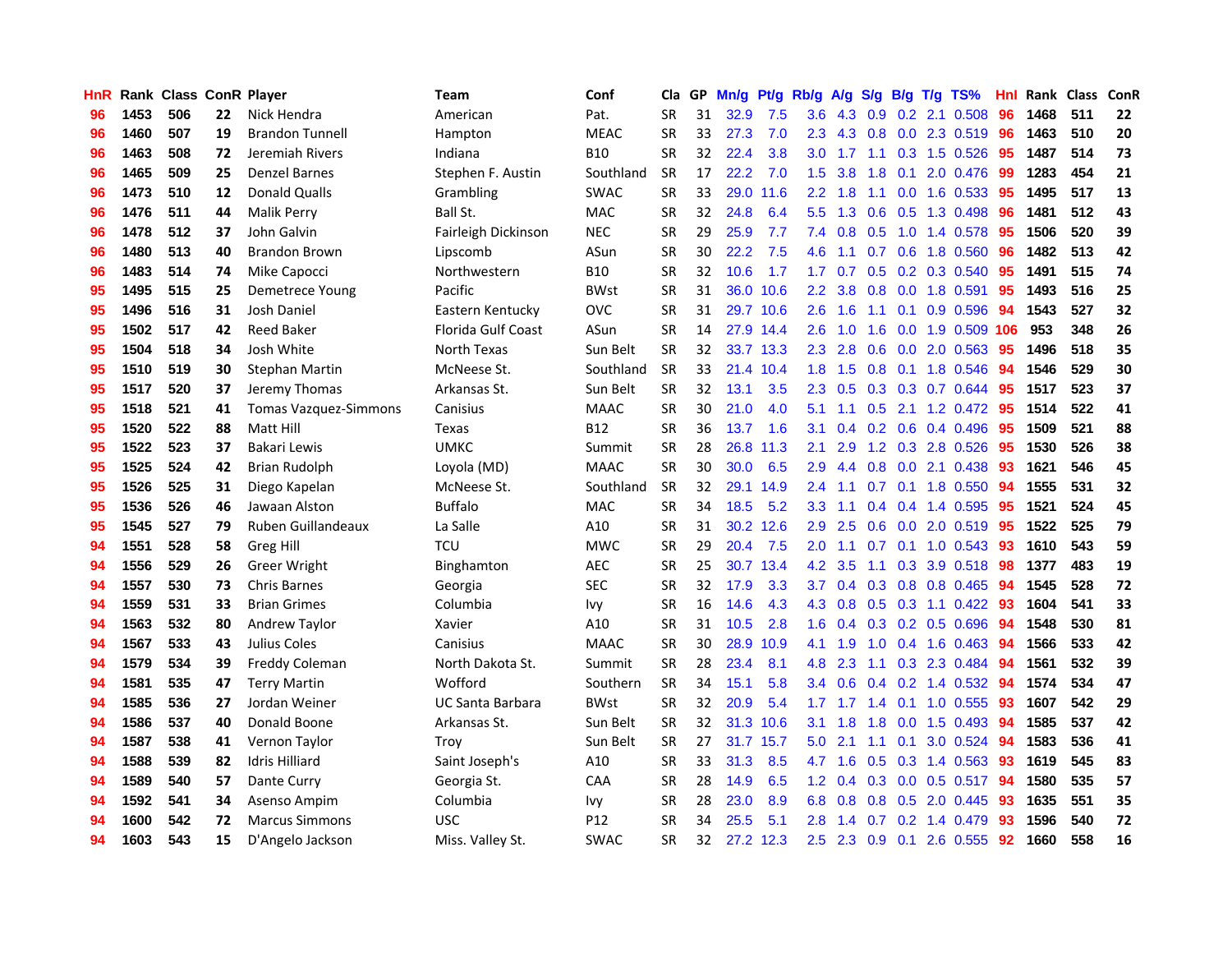| HnR | Rank | Class | ConR | Player | Team | Conf | Cla | GP | Mn/g | Pt/g | Rb/g | A/g | S/g | B/g | T/g | TS% | HnI | Rank | Class | ConR |
|---|---|---|---|---|---|---|---|---|---|---|---|---|---|---|---|---|---|---|---|---|
| 96 | 1453 | 506 | 22 | Nick Hendra | American | Pat. | SR | 31 | 32.9 | 7.5 | 3.6 | 4.3 | 0.9 | 0.2 | 2.1 | 0.508 | 96 | 1468 | 511 | 22 |
| 96 | 1460 | 507 | 19 | Brandon Tunnell | Hampton | MEAC | SR | 33 | 27.3 | 7.0 | 2.3 | 4.3 | 0.8 | 0.0 | 2.3 | 0.519 | 96 | 1463 | 510 | 20 |
| 96 | 1463 | 508 | 72 | Jeremiah Rivers | Indiana | B10 | SR | 32 | 22.4 | 3.8 | 3.0 | 1.7 | 1.1 | 0.3 | 1.5 | 0.526 | 95 | 1487 | 514 | 73 |
| 96 | 1465 | 509 | 25 | Denzel Barnes | Stephen F. Austin | Southland | SR | 17 | 22.2 | 7.0 | 1.5 | 3.8 | 1.8 | 0.1 | 2.0 | 0.476 | 99 | 1283 | 454 | 21 |
| 96 | 1473 | 510 | 12 | Donald Qualls | Grambling | SWAC | SR | 33 | 29.0 | 11.6 | 2.2 | 1.8 | 1.1 | 0.0 | 1.6 | 0.533 | 95 | 1495 | 517 | 13 |
| 96 | 1476 | 511 | 44 | Malik Perry | Ball St. | MAC | SR | 32 | 24.8 | 6.4 | 5.5 | 1.3 | 0.6 | 0.5 | 1.3 | 0.498 | 96 | 1481 | 512 | 43 |
| 96 | 1478 | 512 | 37 | John Galvin | Fairleigh Dickinson | NEC | SR | 29 | 25.9 | 7.7 | 7.4 | 0.8 | 0.5 | 1.0 | 1.4 | 0.578 | 95 | 1506 | 520 | 39 |
| 96 | 1480 | 513 | 40 | Brandon Brown | Lipscomb | ASun | SR | 30 | 22.2 | 7.5 | 4.6 | 1.1 | 0.7 | 0.6 | 1.8 | 0.560 | 96 | 1482 | 513 | 42 |
| 96 | 1483 | 514 | 74 | Mike Capocci | Northwestern | B10 | SR | 32 | 10.6 | 1.7 | 1.7 | 0.7 | 0.5 | 0.2 | 0.3 | 0.540 | 95 | 1491 | 515 | 74 |
| 95 | 1495 | 515 | 25 | Demetrece Young | Pacific | BWst | SR | 31 | 36.0 | 10.6 | 2.2 | 3.8 | 0.8 | 0.0 | 1.8 | 0.591 | 95 | 1493 | 516 | 25 |
| 95 | 1496 | 516 | 31 | Josh Daniel | Eastern Kentucky | OVC | SR | 31 | 29.7 | 10.6 | 2.6 | 1.6 | 1.1 | 0.1 | 0.9 | 0.596 | 94 | 1543 | 527 | 32 |
| 95 | 1502 | 517 | 42 | Reed Baker | Florida Gulf Coast | ASun | SR | 14 | 27.9 | 14.4 | 2.6 | 1.0 | 1.6 | 0.0 | 1.9 | 0.509 | 106 | 953 | 348 | 26 |
| 95 | 1504 | 518 | 34 | Josh White | North Texas | Sun Belt | SR | 32 | 33.7 | 13.3 | 2.3 | 2.8 | 0.6 | 0.0 | 2.0 | 0.563 | 95 | 1496 | 518 | 35 |
| 95 | 1510 | 519 | 30 | Stephan Martin | McNeese St. | Southland | SR | 33 | 21.4 | 10.4 | 1.8 | 1.5 | 0.8 | 0.1 | 1.8 | 0.546 | 94 | 1546 | 529 | 30 |
| 95 | 1517 | 520 | 37 | Jeremy Thomas | Arkansas St. | Sun Belt | SR | 32 | 13.1 | 3.5 | 2.3 | 0.5 | 0.3 | 0.3 | 0.7 | 0.644 | 95 | 1517 | 523 | 37 |
| 95 | 1518 | 521 | 41 | Tomas Vazquez-Simmons | Canisius | MAAC | SR | 30 | 21.0 | 4.0 | 5.1 | 1.1 | 0.5 | 2.1 | 1.2 | 0.472 | 95 | 1514 | 522 | 41 |
| 95 | 1520 | 522 | 88 | Matt Hill | Texas | B12 | SR | 36 | 13.7 | 1.6 | 3.1 | 0.4 | 0.2 | 0.6 | 0.4 | 0.496 | 95 | 1509 | 521 | 88 |
| 95 | 1522 | 523 | 37 | Bakari Lewis | UMKC | Summit | SR | 28 | 26.8 | 11.3 | 2.1 | 2.9 | 1.2 | 0.3 | 2.8 | 0.526 | 95 | 1530 | 526 | 38 |
| 95 | 1525 | 524 | 42 | Brian Rudolph | Loyola (MD) | MAAC | SR | 30 | 30.0 | 6.5 | 2.9 | 4.4 | 0.8 | 0.0 | 2.1 | 0.438 | 93 | 1621 | 546 | 45 |
| 95 | 1526 | 525 | 31 | Diego Kapelan | McNeese St. | Southland | SR | 32 | 29.1 | 14.9 | 2.4 | 1.1 | 0.7 | 0.1 | 1.8 | 0.550 | 94 | 1555 | 531 | 32 |
| 95 | 1536 | 526 | 46 | Jawaan Alston | Buffalo | MAC | SR | 34 | 18.5 | 5.2 | 3.3 | 1.1 | 0.4 | 0.4 | 1.4 | 0.595 | 95 | 1521 | 524 | 45 |
| 95 | 1545 | 527 | 79 | Ruben Guillandeaux | La Salle | A10 | SR | 31 | 30.2 | 12.6 | 2.9 | 2.5 | 0.6 | 0.0 | 2.0 | 0.519 | 95 | 1522 | 525 | 79 |
| 94 | 1551 | 528 | 58 | Greg Hill | TCU | MWC | SR | 29 | 20.4 | 7.5 | 2.0 | 1.1 | 0.7 | 0.1 | 1.0 | 0.543 | 93 | 1610 | 543 | 59 |
| 94 | 1556 | 529 | 26 | Greer Wright | Binghamton | AEC | SR | 25 | 30.7 | 13.4 | 4.2 | 3.5 | 1.1 | 0.3 | 3.9 | 0.518 | 98 | 1377 | 483 | 19 |
| 94 | 1557 | 530 | 73 | Chris Barnes | Georgia | SEC | SR | 32 | 17.9 | 3.3 | 3.7 | 0.4 | 0.3 | 0.8 | 0.8 | 0.465 | 94 | 1545 | 528 | 72 |
| 94 | 1559 | 531 | 33 | Brian Grimes | Columbia | Ivy | SR | 16 | 14.6 | 4.3 | 4.3 | 0.8 | 0.5 | 0.3 | 1.1 | 0.422 | 93 | 1604 | 541 | 33 |
| 94 | 1563 | 532 | 80 | Andrew Taylor | Xavier | A10 | SR | 31 | 10.5 | 2.8 | 1.6 | 0.4 | 0.3 | 0.2 | 0.5 | 0.696 | 94 | 1548 | 530 | 81 |
| 94 | 1567 | 533 | 43 | Julius Coles | Canisius | MAAC | SR | 30 | 28.9 | 10.9 | 4.1 | 1.9 | 1.0 | 0.4 | 1.6 | 0.463 | 94 | 1566 | 533 | 42 |
| 94 | 1579 | 534 | 39 | Freddy Coleman | North Dakota St. | Summit | SR | 28 | 23.4 | 8.1 | 4.8 | 2.3 | 1.1 | 0.3 | 2.3 | 0.484 | 94 | 1561 | 532 | 39 |
| 94 | 1581 | 535 | 47 | Terry Martin | Wofford | Southern | SR | 34 | 15.1 | 5.8 | 3.4 | 0.6 | 0.4 | 0.2 | 1.4 | 0.532 | 94 | 1574 | 534 | 47 |
| 94 | 1585 | 536 | 27 | Jordan Weiner | UC Santa Barbara | BWst | SR | 32 | 20.9 | 5.4 | 1.7 | 1.7 | 1.4 | 0.1 | 1.0 | 0.555 | 93 | 1607 | 542 | 29 |
| 94 | 1586 | 537 | 40 | Donald Boone | Arkansas St. | Sun Belt | SR | 32 | 31.3 | 10.6 | 3.1 | 1.8 | 1.8 | 0.0 | 1.5 | 0.493 | 94 | 1585 | 537 | 42 |
| 94 | 1587 | 538 | 41 | Vernon Taylor | Troy | Sun Belt | SR | 27 | 31.7 | 15.7 | 5.0 | 2.1 | 1.1 | 0.1 | 3.0 | 0.524 | 94 | 1583 | 536 | 41 |
| 94 | 1588 | 539 | 82 | Idris Hilliard | Saint Joseph's | A10 | SR | 33 | 31.3 | 8.5 | 4.7 | 1.6 | 0.5 | 0.3 | 1.4 | 0.563 | 93 | 1619 | 545 | 83 |
| 94 | 1589 | 540 | 57 | Dante Curry | Georgia St. | CAA | SR | 28 | 14.9 | 6.5 | 1.2 | 0.4 | 0.3 | 0.0 | 0.5 | 0.517 | 94 | 1580 | 535 | 57 |
| 94 | 1592 | 541 | 34 | Asenso Ampim | Columbia | Ivy | SR | 28 | 23.0 | 8.9 | 6.8 | 0.8 | 0.8 | 0.5 | 2.0 | 0.445 | 93 | 1635 | 551 | 35 |
| 94 | 1600 | 542 | 72 | Marcus Simmons | USC | P12 | SR | 34 | 25.5 | 5.1 | 2.8 | 1.4 | 0.7 | 0.2 | 1.4 | 0.479 | 93 | 1596 | 540 | 72 |
| 94 | 1603 | 543 | 15 | D'Angelo Jackson | Miss. Valley St. | SWAC | SR | 32 | 27.2 | 12.3 | 2.5 | 2.3 | 0.9 | 0.1 | 2.6 | 0.555 | 92 | 1660 | 558 | 16 |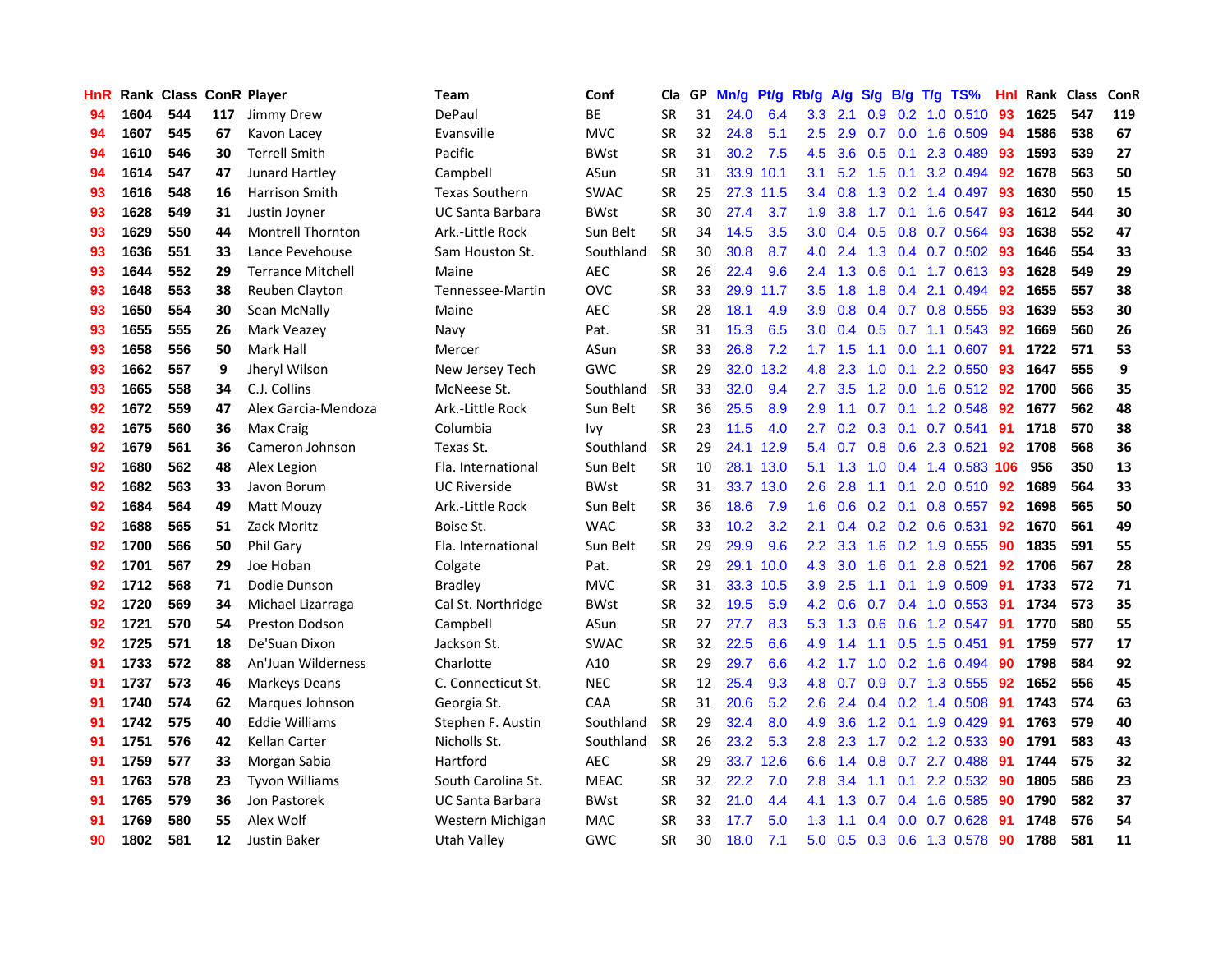| HnR | Rank | Class | ConR | Player | Team | Conf | Cla | GP | Mn/g | Pt/g | Rb/g | A/g | S/g | B/g | T/g | TS% | HnI | Rank | Class | ConR |
|---|---|---|---|---|---|---|---|---|---|---|---|---|---|---|---|---|---|---|---|---|
| 94 | 1604 | 544 | 117 | Jimmy Drew | DePaul | BE | SR | 31 | 24.0 | 6.4 | 3.3 | 2.1 | 0.9 | 0.2 | 1.0 | 0.510 | 93 | 1625 | 547 | 119 |
| 94 | 1607 | 545 | 67 | Kavon Lacey | Evansville | MVC | SR | 32 | 24.8 | 5.1 | 2.5 | 2.9 | 0.7 | 0.0 | 1.6 | 0.509 | 94 | 1586 | 538 | 67 |
| 94 | 1610 | 546 | 30 | Terrell Smith | Pacific | BWst | SR | 31 | 30.2 | 7.5 | 4.5 | 3.6 | 0.5 | 0.1 | 2.3 | 0.489 | 93 | 1593 | 539 | 27 |
| 94 | 1614 | 547 | 47 | Junard Hartley | Campbell | ASun | SR | 31 | 33.9 | 10.1 | 3.1 | 5.2 | 1.5 | 0.1 | 3.2 | 0.494 | 92 | 1678 | 563 | 50 |
| 93 | 1616 | 548 | 16 | Harrison Smith | Texas Southern | SWAC | SR | 25 | 27.3 | 11.5 | 3.4 | 0.8 | 1.3 | 0.2 | 1.4 | 0.497 | 93 | 1630 | 550 | 15 |
| 93 | 1628 | 549 | 31 | Justin Joyner | UC Santa Barbara | BWst | SR | 30 | 27.4 | 3.7 | 1.9 | 3.8 | 1.7 | 0.1 | 1.6 | 0.547 | 93 | 1612 | 544 | 30 |
| 93 | 1629 | 550 | 44 | Montrell Thornton | Ark.-Little Rock | Sun Belt | SR | 34 | 14.5 | 3.5 | 3.0 | 0.4 | 0.5 | 0.8 | 0.7 | 0.564 | 93 | 1638 | 552 | 47 |
| 93 | 1636 | 551 | 33 | Lance Pevehouse | Sam Houston St. | Southland | SR | 30 | 30.8 | 8.7 | 4.0 | 2.4 | 1.3 | 0.4 | 0.7 | 0.502 | 93 | 1646 | 554 | 33 |
| 93 | 1644 | 552 | 29 | Terrance Mitchell | Maine | AEC | SR | 26 | 22.4 | 9.6 | 2.4 | 1.3 | 0.6 | 0.1 | 1.7 | 0.613 | 93 | 1628 | 549 | 29 |
| 93 | 1648 | 553 | 38 | Reuben Clayton | Tennessee-Martin | OVC | SR | 33 | 29.9 | 11.7 | 3.5 | 1.8 | 1.8 | 0.4 | 2.1 | 0.494 | 92 | 1655 | 557 | 38 |
| 93 | 1650 | 554 | 30 | Sean McNally | Maine | AEC | SR | 28 | 18.1 | 4.9 | 3.9 | 0.8 | 0.4 | 0.7 | 0.8 | 0.555 | 93 | 1639 | 553 | 30 |
| 93 | 1655 | 555 | 26 | Mark Veazey | Navy | Pat. | SR | 31 | 15.3 | 6.5 | 3.0 | 0.4 | 0.5 | 0.7 | 1.1 | 0.543 | 92 | 1669 | 560 | 26 |
| 93 | 1658 | 556 | 50 | Mark Hall | Mercer | ASun | SR | 33 | 26.8 | 7.2 | 1.7 | 1.5 | 1.1 | 0.0 | 1.1 | 0.607 | 91 | 1722 | 571 | 53 |
| 93 | 1662 | 557 | 9 | Jheryl Wilson | New Jersey Tech | GWC | SR | 29 | 32.0 | 13.2 | 4.8 | 2.3 | 1.0 | 0.1 | 2.2 | 0.550 | 93 | 1647 | 555 | 9 |
| 93 | 1665 | 558 | 34 | C.J. Collins | McNeese St. | Southland | SR | 33 | 32.0 | 9.4 | 2.7 | 3.5 | 1.2 | 0.0 | 1.6 | 0.512 | 92 | 1700 | 566 | 35 |
| 92 | 1672 | 559 | 47 | Alex Garcia-Mendoza | Ark.-Little Rock | Sun Belt | SR | 36 | 25.5 | 8.9 | 2.9 | 1.1 | 0.7 | 0.1 | 1.2 | 0.548 | 92 | 1677 | 562 | 48 |
| 92 | 1675 | 560 | 36 | Max Craig | Columbia | Ivy | SR | 23 | 11.5 | 4.0 | 2.7 | 0.2 | 0.3 | 0.1 | 0.7 | 0.541 | 91 | 1718 | 570 | 38 |
| 92 | 1679 | 561 | 36 | Cameron Johnson | Texas St. | Southland | SR | 29 | 24.1 | 12.9 | 5.4 | 0.7 | 0.8 | 0.6 | 2.3 | 0.521 | 92 | 1708 | 568 | 36 |
| 92 | 1680 | 562 | 48 | Alex Legion | Fla. International | Sun Belt | SR | 10 | 28.1 | 13.0 | 5.1 | 1.3 | 1.0 | 0.4 | 1.4 | 0.583 | 106 | 956 | 350 | 13 |
| 92 | 1682 | 563 | 33 | Javon Borum | UC Riverside | BWst | SR | 31 | 33.7 | 13.0 | 2.6 | 2.8 | 1.1 | 0.1 | 2.0 | 0.510 | 92 | 1689 | 564 | 33 |
| 92 | 1684 | 564 | 49 | Matt Mouzy | Ark.-Little Rock | Sun Belt | SR | 36 | 18.6 | 7.9 | 1.6 | 0.6 | 0.2 | 0.1 | 0.8 | 0.557 | 92 | 1698 | 565 | 50 |
| 92 | 1688 | 565 | 51 | Zack Moritz | Boise St. | WAC | SR | 33 | 10.2 | 3.2 | 2.1 | 0.4 | 0.2 | 0.2 | 0.6 | 0.531 | 92 | 1670 | 561 | 49 |
| 92 | 1700 | 566 | 50 | Phil Gary | Fla. International | Sun Belt | SR | 29 | 29.9 | 9.6 | 2.2 | 3.3 | 1.6 | 0.2 | 1.9 | 0.555 | 90 | 1835 | 591 | 55 |
| 92 | 1701 | 567 | 29 | Joe Hoban | Colgate | Pat. | SR | 29 | 29.1 | 10.0 | 4.3 | 3.0 | 1.6 | 0.1 | 2.8 | 0.521 | 92 | 1706 | 567 | 28 |
| 92 | 1712 | 568 | 71 | Dodie Dunson | Bradley | MVC | SR | 31 | 33.3 | 10.5 | 3.9 | 2.5 | 1.1 | 0.1 | 1.9 | 0.509 | 91 | 1733 | 572 | 71 |
| 92 | 1720 | 569 | 34 | Michael Lizarraga | Cal St. Northridge | BWst | SR | 32 | 19.5 | 5.9 | 4.2 | 0.6 | 0.7 | 0.4 | 1.0 | 0.553 | 91 | 1734 | 573 | 35 |
| 92 | 1721 | 570 | 54 | Preston Dodson | Campbell | ASun | SR | 27 | 27.7 | 8.3 | 5.3 | 1.3 | 0.6 | 0.6 | 1.2 | 0.547 | 91 | 1770 | 580 | 55 |
| 92 | 1725 | 571 | 18 | De'Suan Dixon | Jackson St. | SWAC | SR | 32 | 22.5 | 6.6 | 4.9 | 1.4 | 1.1 | 0.5 | 1.5 | 0.451 | 91 | 1759 | 577 | 17 |
| 91 | 1733 | 572 | 88 | An'Juan Wilderness | Charlotte | A10 | SR | 29 | 29.7 | 6.6 | 4.2 | 1.7 | 1.0 | 0.2 | 1.6 | 0.494 | 90 | 1798 | 584 | 92 |
| 91 | 1737 | 573 | 46 | Markeys Deans | C. Connecticut St. | NEC | SR | 12 | 25.4 | 9.3 | 4.8 | 0.7 | 0.9 | 0.7 | 1.3 | 0.555 | 92 | 1652 | 556 | 45 |
| 91 | 1740 | 574 | 62 | Marques Johnson | Georgia St. | CAA | SR | 31 | 20.6 | 5.2 | 2.6 | 2.4 | 0.4 | 0.2 | 1.4 | 0.508 | 91 | 1743 | 574 | 63 |
| 91 | 1742 | 575 | 40 | Eddie Williams | Stephen F. Austin | Southland | SR | 29 | 32.4 | 8.0 | 4.9 | 3.6 | 1.2 | 0.1 | 1.9 | 0.429 | 91 | 1763 | 579 | 40 |
| 91 | 1751 | 576 | 42 | Kellan Carter | Nicholls St. | Southland | SR | 26 | 23.2 | 5.3 | 2.8 | 2.3 | 1.7 | 0.2 | 1.2 | 0.533 | 90 | 1791 | 583 | 43 |
| 91 | 1759 | 577 | 33 | Morgan Sabia | Hartford | AEC | SR | 29 | 33.7 | 12.6 | 6.6 | 1.4 | 0.8 | 0.7 | 2.7 | 0.488 | 91 | 1744 | 575 | 32 |
| 91 | 1763 | 578 | 23 | Tyvon Williams | South Carolina St. | MEAC | SR | 32 | 22.2 | 7.0 | 2.8 | 3.4 | 1.1 | 0.1 | 2.2 | 0.532 | 90 | 1805 | 586 | 23 |
| 91 | 1765 | 579 | 36 | Jon Pastorek | UC Santa Barbara | BWst | SR | 32 | 21.0 | 4.4 | 4.1 | 1.3 | 0.7 | 0.4 | 1.6 | 0.585 | 90 | 1790 | 582 | 37 |
| 91 | 1769 | 580 | 55 | Alex Wolf | Western Michigan | MAC | SR | 33 | 17.7 | 5.0 | 1.3 | 1.1 | 0.4 | 0.0 | 0.7 | 0.628 | 91 | 1748 | 576 | 54 |
| 90 | 1802 | 581 | 12 | Justin Baker | Utah Valley | GWC | SR | 30 | 18.0 | 7.1 | 5.0 | 0.5 | 0.3 | 0.6 | 1.3 | 0.578 | 90 | 1788 | 581 | 11 |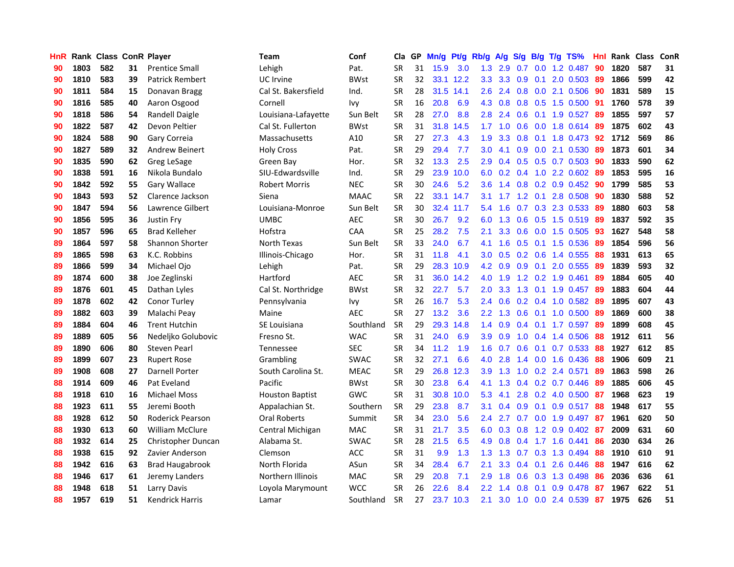| HnR | Rank | Class | ConR | Player | Team | Conf | Cla | GP | Mn/g | Pt/g | Rb/g | A/g | S/g | B/g | T/g | TS% | HnI | Rank | Class | ConR |
|---|---|---|---|---|---|---|---|---|---|---|---|---|---|---|---|---|---|---|---|---|
| 90 | 1803 | 582 | 31 | Prentice Small | Lehigh | Pat. | SR | 31 | 15.9 | 3.0 | 1.3 | 2.9 | 0.7 | 0.0 | 1.2 | 0.487 | 90 | 1820 | 587 | 31 |
| 90 | 1810 | 583 | 39 | Patrick Rembert | UC Irvine | BWst | SR | 32 | 33.1 | 12.2 | 3.3 | 3.3 | 0.9 | 0.1 | 2.0 | 0.503 | 89 | 1866 | 599 | 42 |
| 90 | 1811 | 584 | 15 | Donavan Bragg | Cal St. Bakersfield | Ind. | SR | 28 | 31.5 | 14.1 | 2.6 | 2.4 | 0.8 | 0.0 | 2.1 | 0.506 | 90 | 1831 | 589 | 15 |
| 90 | 1816 | 585 | 40 | Aaron Osgood | Cornell | Ivy | SR | 16 | 20.8 | 6.9 | 4.3 | 0.8 | 0.8 | 0.5 | 1.5 | 0.500 | 91 | 1760 | 578 | 39 |
| 90 | 1818 | 586 | 54 | Randell Daigle | Louisiana-Lafayette | Sun Belt | SR | 28 | 27.0 | 8.8 | 2.8 | 2.4 | 0.6 | 0.1 | 1.9 | 0.527 | 89 | 1855 | 597 | 57 |
| 90 | 1822 | 587 | 42 | Devon Peltier | Cal St. Fullerton | BWst | SR | 31 | 31.8 | 14.5 | 1.7 | 1.0 | 0.6 | 0.0 | 1.8 | 0.614 | 89 | 1875 | 602 | 43 |
| 90 | 1824 | 588 | 90 | Gary Correia | Massachusetts | A10 | SR | 27 | 27.3 | 4.3 | 1.9 | 3.3 | 0.8 | 0.1 | 1.8 | 0.473 | 92 | 1712 | 569 | 86 |
| 90 | 1827 | 589 | 32 | Andrew Beinert | Holy Cross | Pat. | SR | 29 | 29.4 | 7.7 | 3.0 | 4.1 | 0.9 | 0.0 | 2.1 | 0.530 | 89 | 1873 | 601 | 34 |
| 90 | 1835 | 590 | 62 | Greg LeSage | Green Bay | Hor. | SR | 32 | 13.3 | 2.5 | 2.9 | 0.4 | 0.5 | 0.5 | 0.7 | 0.503 | 90 | 1833 | 590 | 62 |
| 90 | 1838 | 591 | 16 | Nikola Bundalo | SIU-Edwardsville | Ind. | SR | 29 | 23.9 | 10.0 | 6.0 | 0.2 | 0.4 | 1.0 | 2.2 | 0.602 | 89 | 1853 | 595 | 16 |
| 90 | 1842 | 592 | 55 | Gary Wallace | Robert Morris | NEC | SR | 30 | 24.6 | 5.2 | 3.6 | 1.4 | 0.8 | 0.2 | 0.9 | 0.452 | 90 | 1799 | 585 | 53 |
| 90 | 1843 | 593 | 52 | Clarence Jackson | Siena | MAAC | SR | 22 | 33.1 | 14.7 | 3.1 | 1.7 | 1.2 | 0.1 | 2.8 | 0.508 | 90 | 1830 | 588 | 52 |
| 90 | 1847 | 594 | 56 | Lawrence Gilbert | Louisiana-Monroe | Sun Belt | SR | 30 | 32.4 | 11.7 | 5.4 | 1.6 | 0.7 | 0.3 | 2.3 | 0.533 | 89 | 1880 | 603 | 58 |
| 90 | 1856 | 595 | 36 | Justin Fry | UMBC | AEC | SR | 30 | 26.7 | 9.2 | 6.0 | 1.3 | 0.6 | 0.5 | 1.5 | 0.519 | 89 | 1837 | 592 | 35 |
| 90 | 1857 | 596 | 65 | Brad Kelleher | Hofstra | CAA | SR | 25 | 28.2 | 7.5 | 2.1 | 3.3 | 0.6 | 0.0 | 1.5 | 0.505 | 93 | 1627 | 548 | 58 |
| 89 | 1864 | 597 | 58 | Shannon Shorter | North Texas | Sun Belt | SR | 33 | 24.0 | 6.7 | 4.1 | 1.6 | 0.5 | 0.1 | 1.5 | 0.536 | 89 | 1854 | 596 | 56 |
| 89 | 1865 | 598 | 63 | K.C. Robbins | Illinois-Chicago | Hor. | SR | 31 | 11.8 | 4.1 | 3.0 | 0.5 | 0.2 | 0.6 | 1.4 | 0.555 | 88 | 1931 | 613 | 65 |
| 89 | 1866 | 599 | 34 | Michael Ojo | Lehigh | Pat. | SR | 29 | 28.3 | 10.9 | 4.2 | 0.9 | 0.9 | 0.1 | 2.0 | 0.555 | 89 | 1839 | 593 | 32 |
| 89 | 1874 | 600 | 38 | Joe Zeglinski | Hartford | AEC | SR | 31 | 36.0 | 14.2 | 4.0 | 1.9 | 1.2 | 0.2 | 1.9 | 0.461 | 89 | 1884 | 605 | 40 |
| 89 | 1876 | 601 | 45 | Dathan Lyles | Cal St. Northridge | BWst | SR | 32 | 22.7 | 5.7 | 2.0 | 3.3 | 1.3 | 0.1 | 1.9 | 0.457 | 89 | 1883 | 604 | 44 |
| 89 | 1878 | 602 | 42 | Conor Turley | Pennsylvania | Ivy | SR | 26 | 16.7 | 5.3 | 2.4 | 0.6 | 0.2 | 0.4 | 1.0 | 0.582 | 89 | 1895 | 607 | 43 |
| 89 | 1882 | 603 | 39 | Malachi Peay | Maine | AEC | SR | 27 | 13.2 | 3.6 | 2.2 | 1.3 | 0.6 | 0.1 | 1.0 | 0.500 | 89 | 1869 | 600 | 38 |
| 89 | 1884 | 604 | 46 | Trent Hutchin | SE Louisiana | Southland | SR | 29 | 29.3 | 14.8 | 1.4 | 0.9 | 0.4 | 0.1 | 1.7 | 0.597 | 89 | 1899 | 608 | 45 |
| 89 | 1889 | 605 | 56 | Nedeljko Golubovic | Fresno St. | WAC | SR | 31 | 24.0 | 6.9 | 3.9 | 0.9 | 1.0 | 0.4 | 1.4 | 0.506 | 88 | 1912 | 611 | 56 |
| 89 | 1890 | 606 | 80 | Steven Pearl | Tennessee | SEC | SR | 34 | 11.2 | 1.9 | 1.6 | 0.7 | 0.6 | 0.1 | 0.7 | 0.533 | 88 | 1927 | 612 | 85 |
| 89 | 1899 | 607 | 23 | Rupert Rose | Grambling | SWAC | SR | 32 | 27.1 | 6.6 | 4.0 | 2.8 | 1.4 | 0.0 | 1.6 | 0.436 | 88 | 1906 | 609 | 21 |
| 89 | 1908 | 608 | 27 | Darnell Porter | South Carolina St. | MEAC | SR | 29 | 26.8 | 12.3 | 3.9 | 1.3 | 1.0 | 0.2 | 2.4 | 0.571 | 89 | 1863 | 598 | 26 |
| 88 | 1914 | 609 | 46 | Pat Eveland | Pacific | BWst | SR | 30 | 23.8 | 6.4 | 4.1 | 1.3 | 0.4 | 0.2 | 0.7 | 0.446 | 89 | 1885 | 606 | 45 |
| 88 | 1918 | 610 | 16 | Michael Moss | Houston Baptist | GWC | SR | 31 | 30.8 | 10.0 | 5.3 | 4.1 | 2.8 | 0.2 | 4.0 | 0.500 | 87 | 1968 | 623 | 19 |
| 88 | 1923 | 611 | 55 | Jeremi Booth | Appalachian St. | Southern | SR | 29 | 23.8 | 8.7 | 3.1 | 0.4 | 0.9 | 0.1 | 0.9 | 0.517 | 88 | 1948 | 617 | 55 |
| 88 | 1928 | 612 | 50 | Roderick Pearson | Oral Roberts | Summit | SR | 34 | 23.0 | 5.6 | 2.4 | 2.7 | 0.7 | 0.0 | 1.9 | 0.497 | 87 | 1961 | 620 | 50 |
| 88 | 1930 | 613 | 60 | William McClure | Central Michigan | MAC | SR | 31 | 21.7 | 3.5 | 6.0 | 0.3 | 0.8 | 1.2 | 0.9 | 0.402 | 87 | 2009 | 631 | 60 |
| 88 | 1932 | 614 | 25 | Christopher Duncan | Alabama St. | SWAC | SR | 28 | 21.5 | 6.5 | 4.9 | 0.8 | 0.4 | 1.7 | 1.6 | 0.441 | 86 | 2030 | 634 | 26 |
| 88 | 1938 | 615 | 92 | Zavier Anderson | Clemson | ACC | SR | 31 | 9.9 | 1.3 | 1.3 | 1.3 | 0.7 | 0.3 | 1.3 | 0.494 | 88 | 1910 | 610 | 91 |
| 88 | 1942 | 616 | 63 | Brad Haugabrook | North Florida | ASun | SR | 34 | 28.4 | 6.7 | 2.1 | 3.3 | 0.4 | 0.1 | 2.6 | 0.446 | 88 | 1947 | 616 | 62 |
| 88 | 1946 | 617 | 61 | Jeremy Landers | Northern Illinois | MAC | SR | 29 | 20.8 | 7.1 | 2.9 | 1.8 | 0.6 | 0.3 | 1.3 | 0.498 | 86 | 2036 | 636 | 61 |
| 88 | 1948 | 618 | 51 | Larry Davis | Loyola Marymount | WCC | SR | 26 | 22.6 | 8.4 | 2.2 | 1.4 | 0.8 | 0.1 | 0.9 | 0.478 | 87 | 1967 | 622 | 51 |
| 88 | 1957 | 619 | 51 | Kendrick Harris | Lamar | Southland | SR | 27 | 23.7 | 10.3 | 2.1 | 3.0 | 1.0 | 0.0 | 2.4 | 0.539 | 87 | 1975 | 626 | 51 |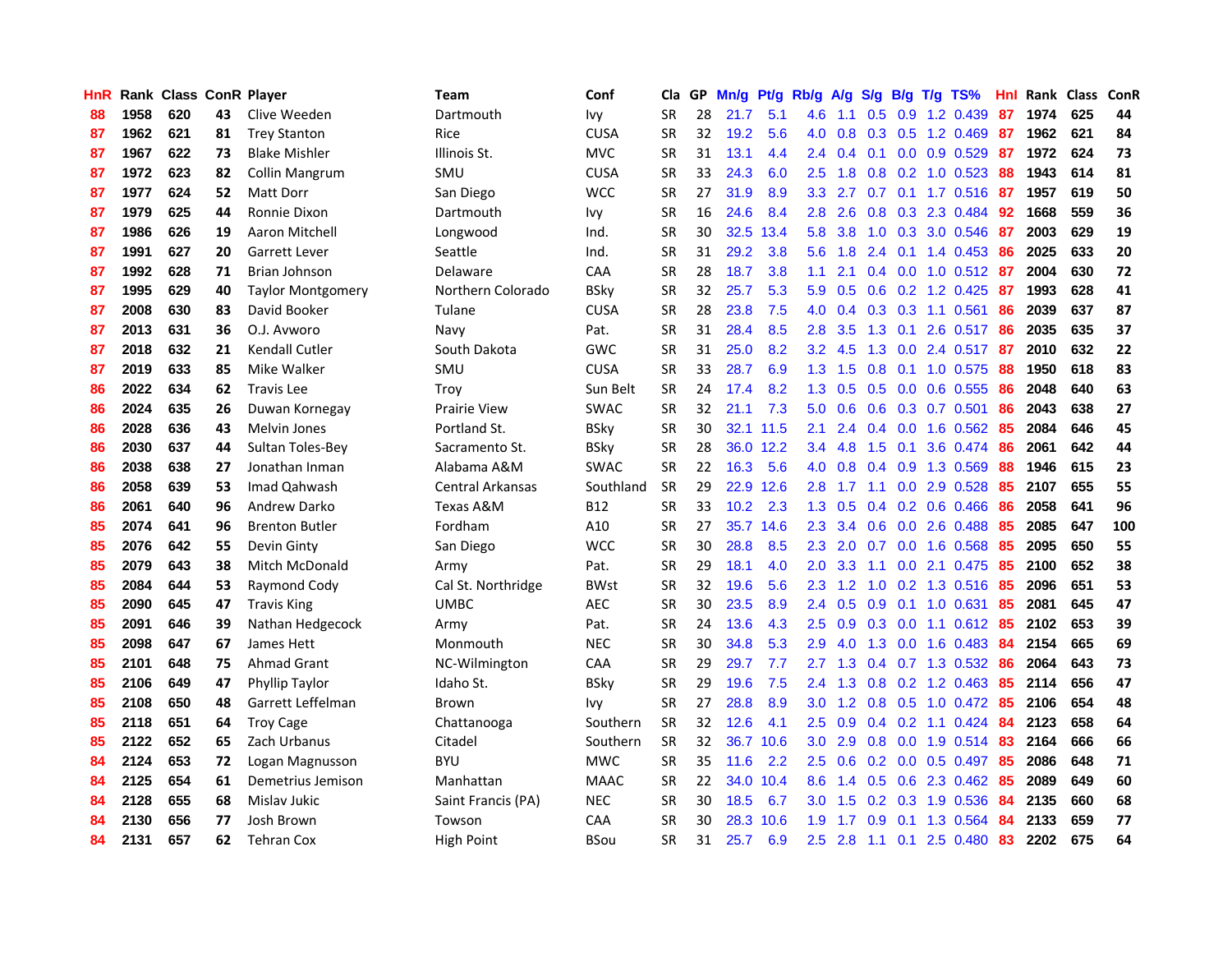| HnR | Rank | Class | ConR | Player | Team | Conf | Cla | GP | Mn/g | Pt/g | Rb/g | A/g | S/g | B/g | T/g | TS% | HnI | Rank | Class | ConR |
|---|---|---|---|---|---|---|---|---|---|---|---|---|---|---|---|---|---|---|---|---|
| 88 | 1958 | 620 | 43 | Clive Weeden | Dartmouth | Ivy | SR | 28 | 21.7 | 5.1 | 4.6 | 1.1 | 0.5 | 0.9 | 1.2 | 0.439 | 87 | 1974 | 625 | 44 |
| 87 | 1962 | 621 | 81 | Trey Stanton | Rice | CUSA | SR | 32 | 19.2 | 5.6 | 4.0 | 0.8 | 0.3 | 0.5 | 1.2 | 0.469 | 87 | 1962 | 621 | 84 |
| 87 | 1967 | 622 | 73 | Blake Mishler | Illinois St. | MVC | SR | 31 | 13.1 | 4.4 | 2.4 | 0.4 | 0.1 | 0.0 | 0.9 | 0.529 | 87 | 1972 | 624 | 73 |
| 87 | 1972 | 623 | 82 | Collin Mangrum | SMU | CUSA | SR | 33 | 24.3 | 6.0 | 2.5 | 1.8 | 0.8 | 0.2 | 1.0 | 0.523 | 88 | 1943 | 614 | 81 |
| 87 | 1977 | 624 | 52 | Matt Dorr | San Diego | WCC | SR | 27 | 31.9 | 8.9 | 3.3 | 2.7 | 0.7 | 0.1 | 1.7 | 0.516 | 87 | 1957 | 619 | 50 |
| 87 | 1979 | 625 | 44 | Ronnie Dixon | Dartmouth | Ivy | SR | 16 | 24.6 | 8.4 | 2.8 | 2.6 | 0.8 | 0.3 | 2.3 | 0.484 | 92 | 1668 | 559 | 36 |
| 87 | 1986 | 626 | 19 | Aaron Mitchell | Longwood | Ind. | SR | 30 | 32.5 | 13.4 | 5.8 | 3.8 | 1.0 | 0.3 | 3.0 | 0.546 | 87 | 2003 | 629 | 19 |
| 87 | 1991 | 627 | 20 | Garrett Lever | Seattle | Ind. | SR | 31 | 29.2 | 3.8 | 5.6 | 1.8 | 2.4 | 0.1 | 1.4 | 0.453 | 86 | 2025 | 633 | 20 |
| 87 | 1992 | 628 | 71 | Brian Johnson | Delaware | CAA | SR | 28 | 18.7 | 3.8 | 1.1 | 2.1 | 0.4 | 0.0 | 1.0 | 0.512 | 87 | 2004 | 630 | 72 |
| 87 | 1995 | 629 | 40 | Taylor Montgomery | Northern Colorado | BSky | SR | 32 | 25.7 | 5.3 | 5.9 | 0.5 | 0.6 | 0.2 | 1.2 | 0.425 | 87 | 1993 | 628 | 41 |
| 87 | 2008 | 630 | 83 | David Booker | Tulane | CUSA | SR | 28 | 23.8 | 7.5 | 4.0 | 0.4 | 0.3 | 0.3 | 1.1 | 0.561 | 86 | 2039 | 637 | 87 |
| 87 | 2013 | 631 | 36 | O.J. Avworo | Navy | Pat. | SR | 31 | 28.4 | 8.5 | 2.8 | 3.5 | 1.3 | 0.1 | 2.6 | 0.517 | 86 | 2035 | 635 | 37 |
| 87 | 2018 | 632 | 21 | Kendall Cutler | South Dakota | GWC | SR | 31 | 25.0 | 8.2 | 3.2 | 4.5 | 1.3 | 0.0 | 2.4 | 0.517 | 87 | 2010 | 632 | 22 |
| 87 | 2019 | 633 | 85 | Mike Walker | SMU | CUSA | SR | 33 | 28.7 | 6.9 | 1.3 | 1.5 | 0.8 | 0.1 | 1.0 | 0.575 | 88 | 1950 | 618 | 83 |
| 86 | 2022 | 634 | 62 | Travis Lee | Troy | Sun Belt | SR | 24 | 17.4 | 8.2 | 1.3 | 0.5 | 0.5 | 0.0 | 0.6 | 0.555 | 86 | 2048 | 640 | 63 |
| 86 | 2024 | 635 | 26 | Duwan Kornegay | Prairie View | SWAC | SR | 32 | 21.1 | 7.3 | 5.0 | 0.6 | 0.6 | 0.3 | 0.7 | 0.501 | 86 | 2043 | 638 | 27 |
| 86 | 2028 | 636 | 43 | Melvin Jones | Portland St. | BSky | SR | 30 | 32.1 | 11.5 | 2.1 | 2.4 | 0.4 | 0.0 | 1.6 | 0.562 | 85 | 2084 | 646 | 45 |
| 86 | 2030 | 637 | 44 | Sultan Toles-Bey | Sacramento St. | BSky | SR | 28 | 36.0 | 12.2 | 3.4 | 4.8 | 1.5 | 0.1 | 3.6 | 0.474 | 86 | 2061 | 642 | 44 |
| 86 | 2038 | 638 | 27 | Jonathan Inman | Alabama A&M | SWAC | SR | 22 | 16.3 | 5.6 | 4.0 | 0.8 | 0.4 | 0.9 | 1.3 | 0.569 | 88 | 1946 | 615 | 23 |
| 86 | 2058 | 639 | 53 | Imad Qahwash | Central Arkansas | Southland | SR | 29 | 22.9 | 12.6 | 2.8 | 1.7 | 1.1 | 0.0 | 2.9 | 0.528 | 85 | 2107 | 655 | 55 |
| 86 | 2061 | 640 | 96 | Andrew Darko | Texas A&M | B12 | SR | 33 | 10.2 | 2.3 | 1.3 | 0.5 | 0.4 | 0.2 | 0.6 | 0.466 | 86 | 2058 | 641 | 96 |
| 85 | 2074 | 641 | 96 | Brenton Butler | Fordham | A10 | SR | 27 | 35.7 | 14.6 | 2.3 | 3.4 | 0.6 | 0.0 | 2.6 | 0.488 | 85 | 2085 | 647 | 100 |
| 85 | 2076 | 642 | 55 | Devin Ginty | San Diego | WCC | SR | 30 | 28.8 | 8.5 | 2.3 | 2.0 | 0.7 | 0.0 | 1.6 | 0.568 | 85 | 2095 | 650 | 55 |
| 85 | 2079 | 643 | 38 | Mitch McDonald | Army | Pat. | SR | 29 | 18.1 | 4.0 | 2.0 | 3.3 | 1.1 | 0.0 | 2.1 | 0.475 | 85 | 2100 | 652 | 38 |
| 85 | 2084 | 644 | 53 | Raymond Cody | Cal St. Northridge | BWst | SR | 32 | 19.6 | 5.6 | 2.3 | 1.2 | 1.0 | 0.2 | 1.3 | 0.516 | 85 | 2096 | 651 | 53 |
| 85 | 2090 | 645 | 47 | Travis King | UMBC | AEC | SR | 30 | 23.5 | 8.9 | 2.4 | 0.5 | 0.9 | 0.1 | 1.0 | 0.631 | 85 | 2081 | 645 | 47 |
| 85 | 2091 | 646 | 39 | Nathan Hedgecock | Army | Pat. | SR | 24 | 13.6 | 4.3 | 2.5 | 0.9 | 0.3 | 0.0 | 1.1 | 0.612 | 85 | 2102 | 653 | 39 |
| 85 | 2098 | 647 | 67 | James Hett | Monmouth | NEC | SR | 30 | 34.8 | 5.3 | 2.9 | 4.0 | 1.3 | 0.0 | 1.6 | 0.483 | 84 | 2154 | 665 | 69 |
| 85 | 2101 | 648 | 75 | Ahmad Grant | NC-Wilmington | CAA | SR | 29 | 29.7 | 7.7 | 2.7 | 1.3 | 0.4 | 0.7 | 1.3 | 0.532 | 86 | 2064 | 643 | 73 |
| 85 | 2106 | 649 | 47 | Phyllip Taylor | Idaho St. | BSky | SR | 29 | 19.6 | 7.5 | 2.4 | 1.3 | 0.8 | 0.2 | 1.2 | 0.463 | 85 | 2114 | 656 | 47 |
| 85 | 2108 | 650 | 48 | Garrett Leffelman | Brown | Ivy | SR | 27 | 28.8 | 8.9 | 3.0 | 1.2 | 0.8 | 0.5 | 1.0 | 0.472 | 85 | 2106 | 654 | 48 |
| 85 | 2118 | 651 | 64 | Troy Cage | Chattanooga | Southern | SR | 32 | 12.6 | 4.1 | 2.5 | 0.9 | 0.4 | 0.2 | 1.1 | 0.424 | 84 | 2123 | 658 | 64 |
| 85 | 2122 | 652 | 65 | Zach Urbanus | Citadel | Southern | SR | 32 | 36.7 | 10.6 | 3.0 | 2.9 | 0.8 | 0.0 | 1.9 | 0.514 | 83 | 2164 | 666 | 66 |
| 84 | 2124 | 653 | 72 | Logan Magnusson | BYU | MWC | SR | 35 | 11.6 | 2.2 | 2.5 | 0.6 | 0.2 | 0.0 | 0.5 | 0.497 | 85 | 2086 | 648 | 71 |
| 84 | 2125 | 654 | 61 | Demetrius Jemison | Manhattan | MAAC | SR | 22 | 34.0 | 10.4 | 8.6 | 1.4 | 0.5 | 0.6 | 2.3 | 0.462 | 85 | 2089 | 649 | 60 |
| 84 | 2128 | 655 | 68 | Mislav Jukic | Saint Francis (PA) | NEC | SR | 30 | 18.5 | 6.7 | 3.0 | 1.5 | 0.2 | 0.3 | 1.9 | 0.536 | 84 | 2135 | 660 | 68 |
| 84 | 2130 | 656 | 77 | Josh Brown | Towson | CAA | SR | 30 | 28.3 | 10.6 | 1.9 | 1.7 | 0.9 | 0.1 | 1.3 | 0.564 | 84 | 2133 | 659 | 77 |
| 84 | 2131 | 657 | 62 | Tehran Cox | High Point | BSou | SR | 31 | 25.7 | 6.9 | 2.5 | 2.8 | 1.1 | 0.1 | 2.5 | 0.480 | 83 | 2202 | 675 | 64 |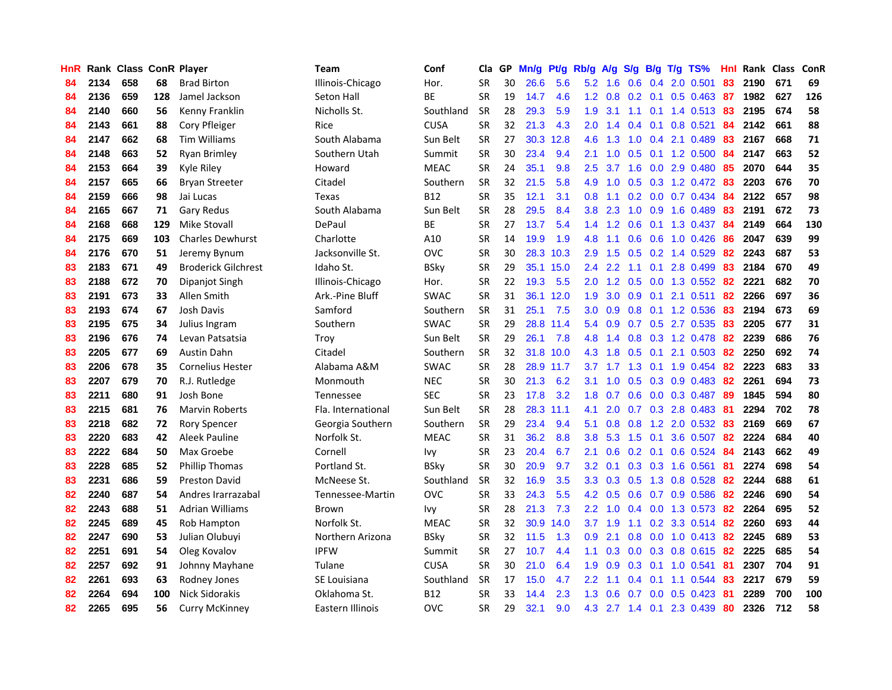| HnR | Rank | Class | ConR | Player | Team | Conf | Cla | GP | Mn/g | Pt/g | Rb/g | A/g | S/g | B/g | T/g | TS% | HnI | Rank | Class | ConR |
|---|---|---|---|---|---|---|---|---|---|---|---|---|---|---|---|---|---|---|---|---|
| 84 | 2134 | 658 | 68 | Brad Birton | Illinois-Chicago | Hor. | SR | 30 | 26.6 | 5.6 | 5.2 | 1.6 | 0.6 | 0.4 | 2.0 | 0.501 | 83 | 2190 | 671 | 69 |
| 84 | 2136 | 659 | 128 | Jamel Jackson | Seton Hall | BE | SR | 19 | 14.7 | 4.6 | 1.2 | 0.8 | 0.2 | 0.1 | 0.5 | 0.463 | 87 | 1982 | 627 | 126 |
| 84 | 2140 | 660 | 56 | Kenny Franklin | Nicholls St. | Southland | SR | 28 | 29.3 | 5.9 | 1.9 | 3.1 | 1.1 | 0.1 | 1.4 | 0.513 | 83 | 2195 | 674 | 58 |
| 84 | 2143 | 661 | 88 | Cory Pfleiger | Rice | CUSA | SR | 32 | 21.3 | 4.3 | 2.0 | 1.4 | 0.4 | 0.1 | 0.8 | 0.521 | 84 | 2142 | 661 | 88 |
| 84 | 2147 | 662 | 68 | Tim Williams | South Alabama | Sun Belt | SR | 27 | 30.3 | 12.8 | 4.6 | 1.3 | 1.0 | 0.4 | 2.1 | 0.489 | 83 | 2167 | 668 | 71 |
| 84 | 2148 | 663 | 52 | Ryan Brimley | Southern Utah | Summit | SR | 30 | 23.4 | 9.4 | 2.1 | 1.0 | 0.5 | 0.1 | 1.2 | 0.500 | 84 | 2147 | 663 | 52 |
| 84 | 2153 | 664 | 39 | Kyle Riley | Howard | MEAC | SR | 24 | 35.1 | 9.8 | 2.5 | 3.7 | 1.6 | 0.0 | 2.9 | 0.480 | 85 | 2070 | 644 | 35 |
| 84 | 2157 | 665 | 66 | Bryan Streeter | Citadel | Southern | SR | 32 | 21.5 | 5.8 | 4.9 | 1.0 | 0.5 | 0.3 | 1.2 | 0.472 | 83 | 2203 | 676 | 70 |
| 84 | 2159 | 666 | 98 | Jai Lucas | Texas | B12 | SR | 35 | 12.1 | 3.1 | 0.8 | 1.1 | 0.2 | 0.0 | 0.7 | 0.434 | 84 | 2122 | 657 | 98 |
| 84 | 2165 | 667 | 71 | Gary Redus | South Alabama | Sun Belt | SR | 28 | 29.5 | 8.4 | 3.8 | 2.3 | 1.0 | 0.9 | 1.6 | 0.489 | 83 | 2191 | 672 | 73 |
| 84 | 2168 | 668 | 129 | Mike Stovall | DePaul | BE | SR | 27 | 13.7 | 5.4 | 1.4 | 1.2 | 0.6 | 0.1 | 1.3 | 0.437 | 84 | 2149 | 664 | 130 |
| 84 | 2175 | 669 | 103 | Charles Dewhurst | Charlotte | A10 | SR | 14 | 19.9 | 1.9 | 4.8 | 1.1 | 0.6 | 0.6 | 1.0 | 0.426 | 86 | 2047 | 639 | 99 |
| 84 | 2176 | 670 | 51 | Jeremy Bynum | Jacksonville St. | OVC | SR | 30 | 28.3 | 10.3 | 2.9 | 1.5 | 0.5 | 0.2 | 1.4 | 0.529 | 82 | 2243 | 687 | 53 |
| 83 | 2183 | 671 | 49 | Broderick Gilchrest | Idaho St. | BSky | SR | 29 | 35.1 | 15.0 | 2.4 | 2.2 | 1.1 | 0.1 | 2.8 | 0.499 | 83 | 2184 | 670 | 49 |
| 83 | 2188 | 672 | 70 | Dipanjot Singh | Illinois-Chicago | Hor. | SR | 22 | 19.3 | 5.5 | 2.0 | 1.2 | 0.5 | 0.0 | 1.3 | 0.552 | 82 | 2221 | 682 | 70 |
| 83 | 2191 | 673 | 33 | Allen Smith | Ark.-Pine Bluff | SWAC | SR | 31 | 36.1 | 12.0 | 1.9 | 3.0 | 0.9 | 0.1 | 2.1 | 0.511 | 82 | 2266 | 697 | 36 |
| 83 | 2193 | 674 | 67 | Josh Davis | Samford | Southern | SR | 31 | 25.1 | 7.5 | 3.0 | 0.9 | 0.8 | 0.1 | 1.2 | 0.536 | 83 | 2194 | 673 | 69 |
| 83 | 2195 | 675 | 34 | Julius Ingram | Southern | SWAC | SR | 29 | 28.8 | 11.4 | 5.4 | 0.9 | 0.7 | 0.5 | 2.7 | 0.535 | 83 | 2205 | 677 | 31 |
| 83 | 2196 | 676 | 74 | Levan Patsatsia | Troy | Sun Belt | SR | 29 | 26.1 | 7.8 | 4.8 | 1.4 | 0.8 | 0.3 | 1.2 | 0.478 | 82 | 2239 | 686 | 76 |
| 83 | 2205 | 677 | 69 | Austin Dahn | Citadel | Southern | SR | 32 | 31.8 | 10.0 | 4.3 | 1.8 | 0.5 | 0.1 | 2.1 | 0.503 | 82 | 2250 | 692 | 74 |
| 83 | 2206 | 678 | 35 | Cornelius Hester | Alabama A&M | SWAC | SR | 28 | 28.9 | 11.7 | 3.7 | 1.7 | 1.3 | 0.1 | 1.9 | 0.454 | 82 | 2223 | 683 | 33 |
| 83 | 2207 | 679 | 70 | R.J. Rutledge | Monmouth | NEC | SR | 30 | 21.3 | 6.2 | 3.1 | 1.0 | 0.5 | 0.3 | 0.9 | 0.483 | 82 | 2261 | 694 | 73 |
| 83 | 2211 | 680 | 91 | Josh Bone | Tennessee | SEC | SR | 23 | 17.8 | 3.2 | 1.8 | 0.7 | 0.6 | 0.0 | 0.3 | 0.487 | 89 | 1845 | 594 | 80 |
| 83 | 2215 | 681 | 76 | Marvin Roberts | Fla. International | Sun Belt | SR | 28 | 28.3 | 11.1 | 4.1 | 2.0 | 0.7 | 0.3 | 2.8 | 0.483 | 81 | 2294 | 702 | 78 |
| 83 | 2218 | 682 | 72 | Rory Spencer | Georgia Southern | Southern | SR | 29 | 23.4 | 9.4 | 5.1 | 0.8 | 0.8 | 1.2 | 2.0 | 0.532 | 83 | 2169 | 669 | 67 |
| 83 | 2220 | 683 | 42 | Aleek Pauline | Norfolk St. | MEAC | SR | 31 | 36.2 | 8.8 | 3.8 | 5.3 | 1.5 | 0.1 | 3.6 | 0.507 | 82 | 2224 | 684 | 40 |
| 83 | 2222 | 684 | 50 | Max Groebe | Cornell | Ivy | SR | 23 | 20.4 | 6.7 | 2.1 | 0.6 | 0.2 | 0.1 | 0.6 | 0.524 | 84 | 2143 | 662 | 49 |
| 83 | 2228 | 685 | 52 | Phillip Thomas | Portland St. | BSky | SR | 30 | 20.9 | 9.7 | 3.2 | 0.1 | 0.3 | 0.3 | 1.6 | 0.561 | 81 | 2274 | 698 | 54 |
| 83 | 2231 | 686 | 59 | Preston David | McNeese St. | Southland | SR | 32 | 16.9 | 3.5 | 3.3 | 0.3 | 0.5 | 1.3 | 0.8 | 0.528 | 82 | 2244 | 688 | 61 |
| 82 | 2240 | 687 | 54 | Andres Irarrazabal | Tennessee-Martin | OVC | SR | 33 | 24.3 | 5.5 | 4.2 | 0.5 | 0.6 | 0.7 | 0.9 | 0.586 | 82 | 2246 | 690 | 54 |
| 82 | 2243 | 688 | 51 | Adrian Williams | Brown | Ivy | SR | 28 | 21.3 | 7.3 | 2.2 | 1.0 | 0.4 | 0.0 | 1.3 | 0.573 | 82 | 2264 | 695 | 52 |
| 82 | 2245 | 689 | 45 | Rob Hampton | Norfolk St. | MEAC | SR | 32 | 30.9 | 14.0 | 3.7 | 1.9 | 1.1 | 0.2 | 3.3 | 0.514 | 82 | 2260 | 693 | 44 |
| 82 | 2247 | 690 | 53 | Julian Olubuyi | Northern Arizona | BSky | SR | 32 | 11.5 | 1.3 | 0.9 | 2.1 | 0.8 | 0.0 | 1.0 | 0.413 | 82 | 2245 | 689 | 53 |
| 82 | 2251 | 691 | 54 | Oleg Kovalov | IPFW | Summit | SR | 27 | 10.7 | 4.4 | 1.1 | 0.3 | 0.0 | 0.3 | 0.8 | 0.615 | 82 | 2225 | 685 | 54 |
| 82 | 2257 | 692 | 91 | Johnny Mayhane | Tulane | CUSA | SR | 30 | 21.0 | 6.4 | 1.9 | 0.9 | 0.3 | 0.1 | 1.0 | 0.541 | 81 | 2307 | 704 | 91 |
| 82 | 2261 | 693 | 63 | Rodney Jones | SE Louisiana | Southland | SR | 17 | 15.0 | 4.7 | 2.2 | 1.1 | 0.4 | 0.1 | 1.1 | 0.544 | 83 | 2217 | 679 | 59 |
| 82 | 2264 | 694 | 100 | Nick Sidorakis | Oklahoma St. | B12 | SR | 33 | 14.4 | 2.3 | 1.3 | 0.6 | 0.7 | 0.0 | 0.5 | 0.423 | 81 | 2289 | 700 | 100 |
| 82 | 2265 | 695 | 56 | Curry McKinney | Eastern Illinois | OVC | SR | 29 | 32.1 | 9.0 | 4.3 | 2.7 | 1.4 | 0.1 | 2.3 | 0.439 | 80 | 2326 | 712 | 58 |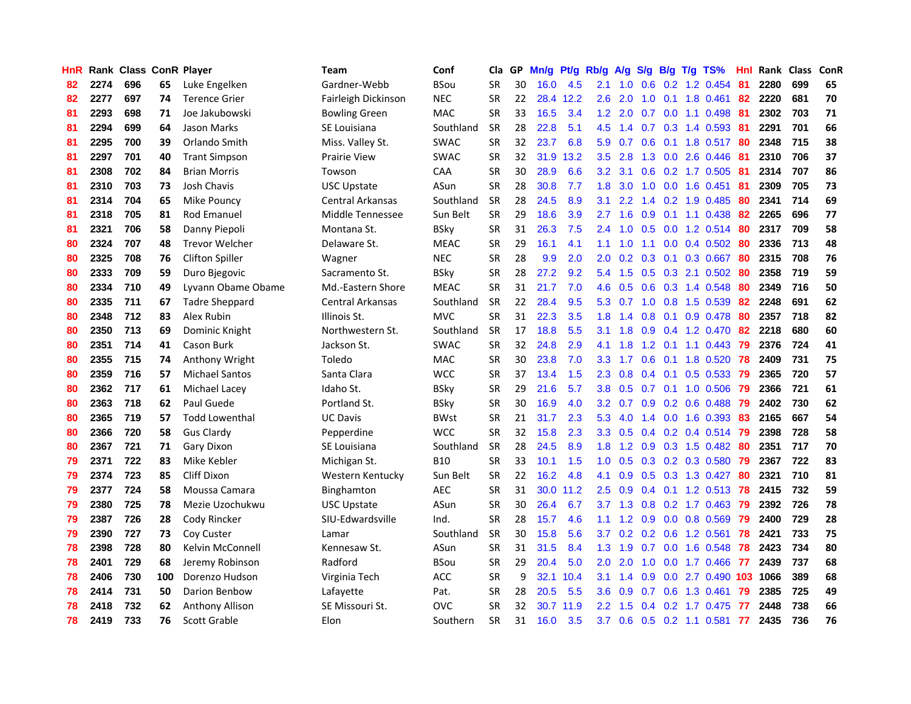| HnR | Rank | Class | ConR | Player | Team | Conf | Cla | GP | Mn/g | Pt/g | Rb/g | A/g | S/g | B/g | T/g | TS% | HnI | Rank | Class | ConR |
|---|---|---|---|---|---|---|---|---|---|---|---|---|---|---|---|---|---|---|---|---|
| 82 | 2274 | 696 | 65 | Luke Engelken | Gardner-Webb | BSou | SR | 30 | 16.0 | 4.5 | 2.1 | 1.0 | 0.6 | 0.2 | 1.2 | 0.454 | 81 | 2280 | 699 | 65 |
| 82 | 2277 | 697 | 74 | Terence Grier | Fairleigh Dickinson | NEC | SR | 22 | 28.4 | 12.2 | 2.6 | 2.0 | 1.0 | 0.1 | 1.8 | 0.461 | 82 | 2220 | 681 | 70 |
| 81 | 2293 | 698 | 71 | Joe Jakubowski | Bowling Green | MAC | SR | 33 | 16.5 | 3.4 | 1.2 | 2.0 | 0.7 | 0.0 | 1.1 | 0.498 | 81 | 2302 | 703 | 71 |
| 81 | 2294 | 699 | 64 | Jason Marks | SE Louisiana | Southland | SR | 28 | 22.8 | 5.1 | 4.5 | 1.4 | 0.7 | 0.3 | 1.4 | 0.593 | 81 | 2291 | 701 | 66 |
| 81 | 2295 | 700 | 39 | Orlando Smith | Miss. Valley St. | SWAC | SR | 32 | 23.7 | 6.8 | 5.9 | 0.7 | 0.6 | 0.1 | 1.8 | 0.517 | 80 | 2348 | 715 | 38 |
| 81 | 2297 | 701 | 40 | Trant Simpson | Prairie View | SWAC | SR | 32 | 31.9 | 13.2 | 3.5 | 2.8 | 1.3 | 0.0 | 2.6 | 0.446 | 81 | 2310 | 706 | 37 |
| 81 | 2308 | 702 | 84 | Brian Morris | Towson | CAA | SR | 30 | 28.9 | 6.6 | 3.2 | 3.1 | 0.6 | 0.2 | 1.7 | 0.505 | 81 | 2314 | 707 | 86 |
| 81 | 2310 | 703 | 73 | Josh Chavis | USC Upstate | ASun | SR | 28 | 30.8 | 7.7 | 1.8 | 3.0 | 1.0 | 0.0 | 1.6 | 0.451 | 81 | 2309 | 705 | 73 |
| 81 | 2314 | 704 | 65 | Mike Pouncy | Central Arkansas | Southland | SR | 28 | 24.5 | 8.9 | 3.1 | 2.2 | 1.4 | 0.2 | 1.9 | 0.485 | 80 | 2341 | 714 | 69 |
| 81 | 2318 | 705 | 81 | Rod Emanuel | Middle Tennessee | Sun Belt | SR | 29 | 18.6 | 3.9 | 2.7 | 1.6 | 0.9 | 0.1 | 1.1 | 0.438 | 82 | 2265 | 696 | 77 |
| 81 | 2321 | 706 | 58 | Danny Piepoli | Montana St. | BSky | SR | 31 | 26.3 | 7.5 | 2.4 | 1.0 | 0.5 | 0.0 | 1.2 | 0.514 | 80 | 2317 | 709 | 58 |
| 80 | 2324 | 707 | 48 | Trevor Welcher | Delaware St. | MEAC | SR | 29 | 16.1 | 4.1 | 1.1 | 1.0 | 1.1 | 0.0 | 0.4 | 0.502 | 80 | 2336 | 713 | 48 |
| 80 | 2325 | 708 | 76 | Clifton Spiller | Wagner | NEC | SR | 28 | 9.9 | 2.0 | 2.0 | 0.2 | 0.3 | 0.1 | 0.3 | 0.667 | 80 | 2315 | 708 | 76 |
| 80 | 2333 | 709 | 59 | Duro Bjegovic | Sacramento St. | BSky | SR | 28 | 27.2 | 9.2 | 5.4 | 1.5 | 0.5 | 0.3 | 2.1 | 0.502 | 80 | 2358 | 719 | 59 |
| 80 | 2334 | 710 | 49 | Lyvann Obame Obame | Md.-Eastern Shore | MEAC | SR | 31 | 21.7 | 7.0 | 4.6 | 0.5 | 0.6 | 0.3 | 1.4 | 0.548 | 80 | 2349 | 716 | 50 |
| 80 | 2335 | 711 | 67 | Tadre Sheppard | Central Arkansas | Southland | SR | 22 | 28.4 | 9.5 | 5.3 | 0.7 | 1.0 | 0.8 | 1.5 | 0.539 | 82 | 2248 | 691 | 62 |
| 80 | 2348 | 712 | 83 | Alex Rubin | Illinois St. | MVC | SR | 31 | 22.3 | 3.5 | 1.8 | 1.4 | 0.8 | 0.1 | 0.9 | 0.478 | 80 | 2357 | 718 | 82 |
| 80 | 2350 | 713 | 69 | Dominic Knight | Northwestern St. | Southland | SR | 17 | 18.8 | 5.5 | 3.1 | 1.8 | 0.9 | 0.4 | 1.2 | 0.470 | 82 | 2218 | 680 | 60 |
| 80 | 2351 | 714 | 41 | Cason Burk | Jackson St. | SWAC | SR | 32 | 24.8 | 2.9 | 4.1 | 1.8 | 1.2 | 0.1 | 1.1 | 0.443 | 79 | 2376 | 724 | 41 |
| 80 | 2355 | 715 | 74 | Anthony Wright | Toledo | MAC | SR | 30 | 23.8 | 7.0 | 3.3 | 1.7 | 0.6 | 0.1 | 1.8 | 0.520 | 78 | 2409 | 731 | 75 |
| 80 | 2359 | 716 | 57 | Michael Santos | Santa Clara | WCC | SR | 37 | 13.4 | 1.5 | 2.3 | 0.8 | 0.4 | 0.1 | 0.5 | 0.533 | 79 | 2365 | 720 | 57 |
| 80 | 2362 | 717 | 61 | Michael Lacey | Idaho St. | BSky | SR | 29 | 21.6 | 5.7 | 3.8 | 0.5 | 0.7 | 0.1 | 1.0 | 0.506 | 79 | 2366 | 721 | 61 |
| 80 | 2363 | 718 | 62 | Paul Guede | Portland St. | BSky | SR | 30 | 16.9 | 4.0 | 3.2 | 0.7 | 0.9 | 0.2 | 0.6 | 0.488 | 79 | 2402 | 730 | 62 |
| 80 | 2365 | 719 | 57 | Todd Lowenthal | UC Davis | BWst | SR | 21 | 31.7 | 2.3 | 5.3 | 4.0 | 1.4 | 0.0 | 1.6 | 0.393 | 83 | 2165 | 667 | 54 |
| 80 | 2366 | 720 | 58 | Gus Clardy | Pepperdine | WCC | SR | 32 | 15.8 | 2.3 | 3.3 | 0.5 | 0.4 | 0.2 | 0.4 | 0.514 | 79 | 2398 | 728 | 58 |
| 80 | 2367 | 721 | 71 | Gary Dixon | SE Louisiana | Southland | SR | 28 | 24.5 | 8.9 | 1.8 | 1.2 | 0.9 | 0.3 | 1.5 | 0.482 | 80 | 2351 | 717 | 70 |
| 79 | 2371 | 722 | 83 | Mike Kebler | Michigan St. | B10 | SR | 33 | 10.1 | 1.5 | 1.0 | 0.5 | 0.3 | 0.2 | 0.3 | 0.580 | 79 | 2367 | 722 | 83 |
| 79 | 2374 | 723 | 85 | Cliff Dixon | Western Kentucky | Sun Belt | SR | 22 | 16.2 | 4.8 | 4.1 | 0.9 | 0.5 | 0.3 | 1.3 | 0.427 | 80 | 2321 | 710 | 81 |
| 79 | 2377 | 724 | 58 | Moussa Camara | Binghamton | AEC | SR | 31 | 30.0 | 11.2 | 2.5 | 0.9 | 0.4 | 0.1 | 1.2 | 0.513 | 78 | 2415 | 732 | 59 |
| 79 | 2380 | 725 | 78 | Mezie Uzochukwu | USC Upstate | ASun | SR | 30 | 26.4 | 6.7 | 3.7 | 1.3 | 0.8 | 0.2 | 1.7 | 0.463 | 79 | 2392 | 726 | 78 |
| 79 | 2387 | 726 | 28 | Cody Rincker | SIU-Edwardsville | Ind. | SR | 28 | 15.7 | 4.6 | 1.1 | 1.2 | 0.9 | 0.0 | 0.8 | 0.569 | 79 | 2400 | 729 | 28 |
| 79 | 2390 | 727 | 73 | Coy Custer | Lamar | Southland | SR | 30 | 15.8 | 5.6 | 3.7 | 0.2 | 0.2 | 0.6 | 1.2 | 0.561 | 78 | 2421 | 733 | 75 |
| 78 | 2398 | 728 | 80 | Kelvin McConnell | Kennesaw St. | ASun | SR | 31 | 31.5 | 8.4 | 1.3 | 1.9 | 0.7 | 0.0 | 1.6 | 0.548 | 78 | 2423 | 734 | 80 |
| 78 | 2401 | 729 | 68 | Jeremy Robinson | Radford | BSou | SR | 29 | 20.4 | 5.0 | 2.0 | 2.0 | 1.0 | 0.0 | 1.7 | 0.466 | 77 | 2439 | 737 | 68 |
| 78 | 2406 | 730 | 100 | Dorenzo Hudson | Virginia Tech | ACC | SR | 9 | 32.1 | 10.4 | 3.1 | 1.4 | 0.9 | 0.0 | 2.7 | 0.490 | 103 | 1066 | 389 | 68 |
| 78 | 2414 | 731 | 50 | Darion Benbow | Lafayette | Pat. | SR | 28 | 20.5 | 5.5 | 3.6 | 0.9 | 0.7 | 0.6 | 1.3 | 0.461 | 79 | 2385 | 725 | 49 |
| 78 | 2418 | 732 | 62 | Anthony Allison | SE Missouri St. | OVC | SR | 32 | 30.7 | 11.9 | 2.2 | 1.5 | 0.4 | 0.2 | 1.7 | 0.475 | 77 | 2448 | 738 | 66 |
| 78 | 2419 | 733 | 76 | Scott Grable | Elon | Southern | SR | 31 | 16.0 | 3.5 | 3.7 | 0.6 | 0.5 | 0.2 | 1.1 | 0.581 | 77 | 2435 | 736 | 76 |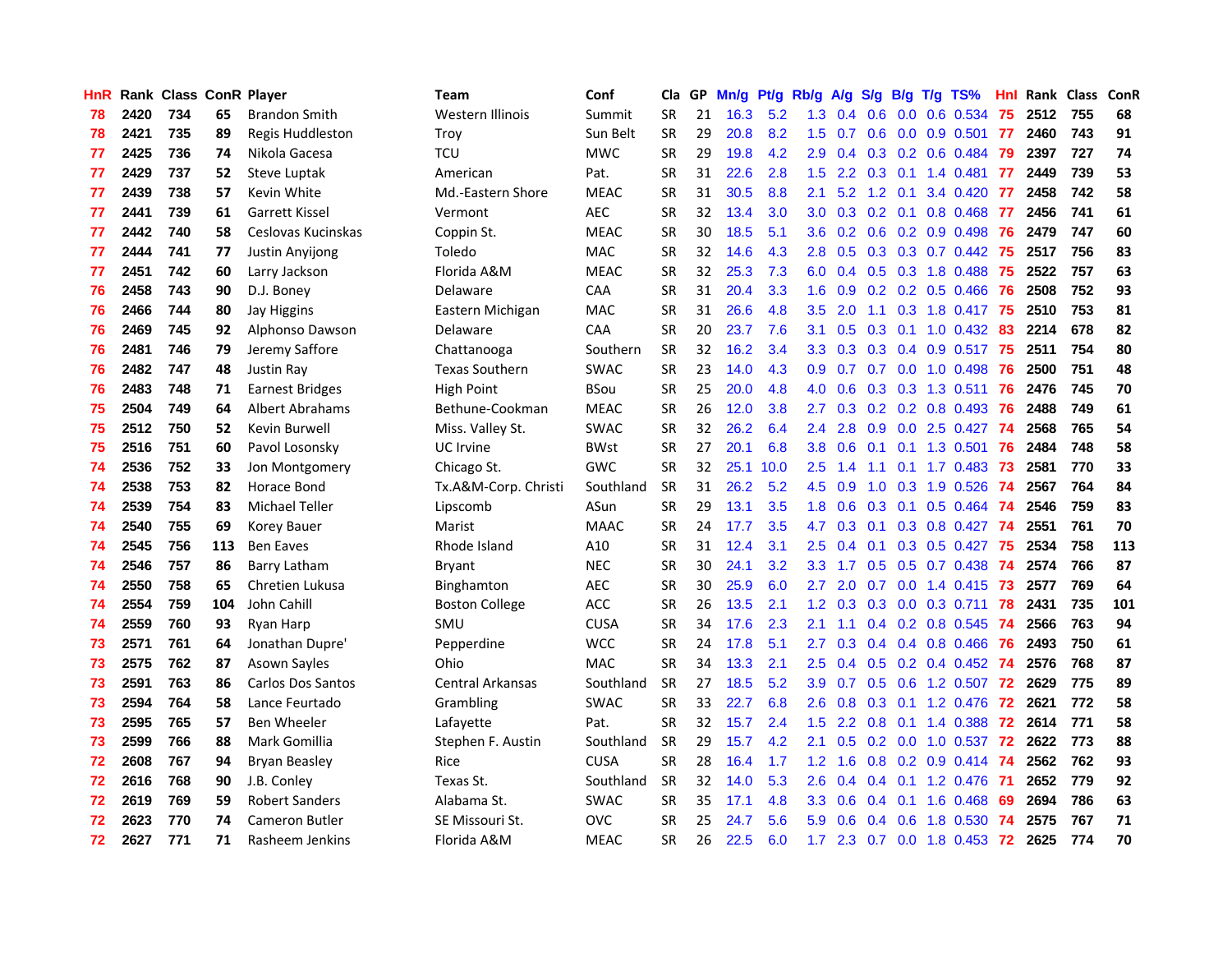| HnR | Rank | Class | ConR | Player | Team | Conf | Cla | GP | Mn/g | Pt/g | Rb/g | A/g | S/g | B/g | T/g | TS% | HnI | Rank | Class | ConR |
|---|---|---|---|---|---|---|---|---|---|---|---|---|---|---|---|---|---|---|---|---|
| 78 | 2420 | 734 | 65 | Brandon Smith | Western Illinois | Summit | SR | 21 | 16.3 | 5.2 | 1.3 | 0.4 | 0.6 | 0.0 | 0.6 | 0.534 | 75 | 2512 | 755 | 68 |
| 78 | 2421 | 735 | 89 | Regis Huddleston | Troy | Sun Belt | SR | 29 | 20.8 | 8.2 | 1.5 | 0.7 | 0.6 | 0.0 | 0.9 | 0.501 | 77 | 2460 | 743 | 91 |
| 77 | 2425 | 736 | 74 | Nikola Gacesa | TCU | MWC | SR | 29 | 19.8 | 4.2 | 2.9 | 0.4 | 0.3 | 0.2 | 0.6 | 0.484 | 79 | 2397 | 727 | 74 |
| 77 | 2429 | 737 | 52 | Steve Luptak | American | Pat. | SR | 31 | 22.6 | 2.8 | 1.5 | 2.2 | 0.3 | 0.1 | 1.4 | 0.481 | 77 | 2449 | 739 | 53 |
| 77 | 2439 | 738 | 57 | Kevin White | Md.-Eastern Shore | MEAC | SR | 31 | 30.5 | 8.8 | 2.1 | 5.2 | 1.2 | 0.1 | 3.4 | 0.420 | 77 | 2458 | 742 | 58 |
| 77 | 2441 | 739 | 61 | Garrett Kissel | Vermont | AEC | SR | 32 | 13.4 | 3.0 | 3.0 | 0.3 | 0.2 | 0.1 | 0.8 | 0.468 | 77 | 2456 | 741 | 61 |
| 77 | 2442 | 740 | 58 | Ceslovas Kucinskas | Coppin St. | MEAC | SR | 30 | 18.5 | 5.1 | 3.6 | 0.2 | 0.6 | 0.2 | 0.9 | 0.498 | 76 | 2479 | 747 | 60 |
| 77 | 2444 | 741 | 77 | Justin Anyijong | Toledo | MAC | SR | 32 | 14.6 | 4.3 | 2.8 | 0.5 | 0.3 | 0.3 | 0.7 | 0.442 | 75 | 2517 | 756 | 83 |
| 77 | 2451 | 742 | 60 | Larry Jackson | Florida A&M | MEAC | SR | 32 | 25.3 | 7.3 | 6.0 | 0.4 | 0.5 | 0.3 | 1.8 | 0.488 | 75 | 2522 | 757 | 63 |
| 76 | 2458 | 743 | 90 | D.J. Boney | Delaware | CAA | SR | 31 | 20.4 | 3.3 | 1.6 | 0.9 | 0.2 | 0.2 | 0.5 | 0.466 | 76 | 2508 | 752 | 93 |
| 76 | 2466 | 744 | 80 | Jay Higgins | Eastern Michigan | MAC | SR | 31 | 26.6 | 4.8 | 3.5 | 2.0 | 1.1 | 0.3 | 1.8 | 0.417 | 75 | 2510 | 753 | 81 |
| 76 | 2469 | 745 | 92 | Alphonso Dawson | Delaware | CAA | SR | 20 | 23.7 | 7.6 | 3.1 | 0.5 | 0.3 | 0.1 | 1.0 | 0.432 | 83 | 2214 | 678 | 82 |
| 76 | 2481 | 746 | 79 | Jeremy Saffore | Chattanooga | Southern | SR | 32 | 16.2 | 3.4 | 3.3 | 0.3 | 0.3 | 0.4 | 0.9 | 0.517 | 75 | 2511 | 754 | 80 |
| 76 | 2482 | 747 | 48 | Justin Ray | Texas Southern | SWAC | SR | 23 | 14.0 | 4.3 | 0.9 | 0.7 | 0.7 | 0.0 | 1.0 | 0.498 | 76 | 2500 | 751 | 48 |
| 76 | 2483 | 748 | 71 | Earnest Bridges | High Point | BSou | SR | 25 | 20.0 | 4.8 | 4.0 | 0.6 | 0.3 | 0.3 | 1.3 | 0.511 | 76 | 2476 | 745 | 70 |
| 75 | 2504 | 749 | 64 | Albert Abrahams | Bethune-Cookman | MEAC | SR | 26 | 12.0 | 3.8 | 2.7 | 0.3 | 0.2 | 0.2 | 0.8 | 0.493 | 76 | 2488 | 749 | 61 |
| 75 | 2512 | 750 | 52 | Kevin Burwell | Miss. Valley St. | SWAC | SR | 32 | 26.2 | 6.4 | 2.4 | 2.8 | 0.9 | 0.0 | 2.5 | 0.427 | 74 | 2568 | 765 | 54 |
| 75 | 2516 | 751 | 60 | Pavol Losonsky | UC Irvine | BWst | SR | 27 | 20.1 | 6.8 | 3.8 | 0.6 | 0.1 | 0.1 | 1.3 | 0.501 | 76 | 2484 | 748 | 58 |
| 74 | 2536 | 752 | 33 | Jon Montgomery | Chicago St. | GWC | SR | 32 | 25.1 | 10.0 | 2.5 | 1.4 | 1.1 | 0.1 | 1.7 | 0.483 | 73 | 2581 | 770 | 33 |
| 74 | 2538 | 753 | 82 | Horace Bond | Tx.A&M-Corp. Christi | Southland | SR | 31 | 26.2 | 5.2 | 4.5 | 0.9 | 1.0 | 0.3 | 1.9 | 0.526 | 74 | 2567 | 764 | 84 |
| 74 | 2539 | 754 | 83 | Michael Teller | Lipscomb | ASun | SR | 29 | 13.1 | 3.5 | 1.8 | 0.6 | 0.3 | 0.1 | 0.5 | 0.464 | 74 | 2546 | 759 | 83 |
| 74 | 2540 | 755 | 69 | Korey Bauer | Marist | MAAC | SR | 24 | 17.7 | 3.5 | 4.7 | 0.3 | 0.1 | 0.3 | 0.8 | 0.427 | 74 | 2551 | 761 | 70 |
| 74 | 2545 | 756 | 113 | Ben Eaves | Rhode Island | A10 | SR | 31 | 12.4 | 3.1 | 2.5 | 0.4 | 0.1 | 0.3 | 0.5 | 0.427 | 75 | 2534 | 758 | 113 |
| 74 | 2546 | 757 | 86 | Barry Latham | Bryant | NEC | SR | 30 | 24.1 | 3.2 | 3.3 | 1.7 | 0.5 | 0.5 | 0.7 | 0.438 | 74 | 2574 | 766 | 87 |
| 74 | 2550 | 758 | 65 | Chretien Lukusa | Binghamton | AEC | SR | 30 | 25.9 | 6.0 | 2.7 | 2.0 | 0.7 | 0.0 | 1.4 | 0.415 | 73 | 2577 | 769 | 64 |
| 74 | 2554 | 759 | 104 | John Cahill | Boston College | ACC | SR | 26 | 13.5 | 2.1 | 1.2 | 0.3 | 0.3 | 0.0 | 0.3 | 0.711 | 78 | 2431 | 735 | 101 |
| 74 | 2559 | 760 | 93 | Ryan Harp | SMU | CUSA | SR | 34 | 17.6 | 2.3 | 2.1 | 1.1 | 0.4 | 0.2 | 0.8 | 0.545 | 74 | 2566 | 763 | 94 |
| 73 | 2571 | 761 | 64 | Jonathan Dupre' | Pepperdine | WCC | SR | 24 | 17.8 | 5.1 | 2.7 | 0.3 | 0.4 | 0.4 | 0.8 | 0.466 | 76 | 2493 | 750 | 61 |
| 73 | 2575 | 762 | 87 | Asown Sayles | Ohio | MAC | SR | 34 | 13.3 | 2.1 | 2.5 | 0.4 | 0.5 | 0.2 | 0.4 | 0.452 | 74 | 2576 | 768 | 87 |
| 73 | 2591 | 763 | 86 | Carlos Dos Santos | Central Arkansas | Southland | SR | 27 | 18.5 | 5.2 | 3.9 | 0.7 | 0.5 | 0.6 | 1.2 | 0.507 | 72 | 2629 | 775 | 89 |
| 73 | 2594 | 764 | 58 | Lance Feurtado | Grambling | SWAC | SR | 33 | 22.7 | 6.8 | 2.6 | 0.8 | 0.3 | 0.1 | 1.2 | 0.476 | 72 | 2621 | 772 | 58 |
| 73 | 2595 | 765 | 57 | Ben Wheeler | Lafayette | Pat. | SR | 32 | 15.7 | 2.4 | 1.5 | 2.2 | 0.8 | 0.1 | 1.4 | 0.388 | 72 | 2614 | 771 | 58 |
| 73 | 2599 | 766 | 88 | Mark Gomillia | Stephen F. Austin | Southland | SR | 29 | 15.7 | 4.2 | 2.1 | 0.5 | 0.2 | 0.0 | 1.0 | 0.537 | 72 | 2622 | 773 | 88 |
| 72 | 2608 | 767 | 94 | Bryan Beasley | Rice | CUSA | SR | 28 | 16.4 | 1.7 | 1.2 | 1.6 | 0.8 | 0.2 | 0.9 | 0.414 | 74 | 2562 | 762 | 93 |
| 72 | 2616 | 768 | 90 | J.B. Conley | Texas St. | Southland | SR | 32 | 14.0 | 5.3 | 2.6 | 0.4 | 0.4 | 0.1 | 1.2 | 0.476 | 71 | 2652 | 779 | 92 |
| 72 | 2619 | 769 | 59 | Robert Sanders | Alabama St. | SWAC | SR | 35 | 17.1 | 4.8 | 3.3 | 0.6 | 0.4 | 0.1 | 1.6 | 0.468 | 69 | 2694 | 786 | 63 |
| 72 | 2623 | 770 | 74 | Cameron Butler | SE Missouri St. | OVC | SR | 25 | 24.7 | 5.6 | 5.9 | 0.6 | 0.4 | 0.6 | 1.8 | 0.530 | 74 | 2575 | 767 | 71 |
| 72 | 2627 | 771 | 71 | Rasheem Jenkins | Florida A&M | MEAC | SR | 26 | 22.5 | 6.0 | 1.7 | 2.3 | 0.7 | 0.0 | 1.8 | 0.453 | 72 | 2625 | 774 | 70 |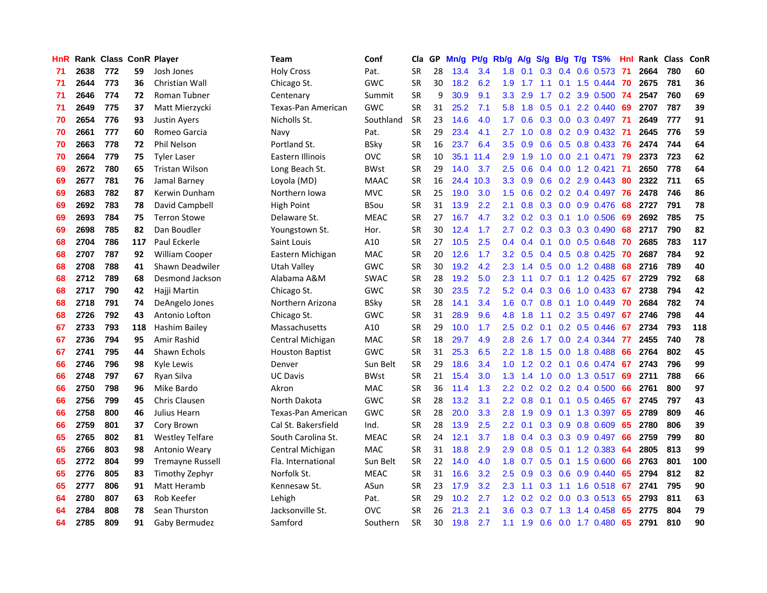| HnR | Rank | Class | ConR | Player | Team | Conf | Cla | GP | Mn/g | Pt/g | Rb/g | A/g | S/g | B/g | T/g | TS% | HnI | Rank | Class | ConR |
|---|---|---|---|---|---|---|---|---|---|---|---|---|---|---|---|---|---|---|---|---|
| 71 | 2638 | 772 | 59 | Josh Jones | Holy Cross | Pat. | SR | 28 | 13.4 | 3.4 | 1.8 | 0.1 | 0.3 | 0.4 | 0.6 | 0.573 | 71 | 2664 | 780 | 60 |
| 71 | 2644 | 773 | 36 | Christian Wall | Chicago St. | GWC | SR | 30 | 18.2 | 6.2 | 1.9 | 1.7 | 1.1 | 0.1 | 1.5 | 0.444 | 70 | 2675 | 781 | 36 |
| 71 | 2646 | 774 | 72 | Roman Tubner | Centenary | Summit | SR | 9 | 30.9 | 9.1 | 3.3 | 2.9 | 1.7 | 0.2 | 3.9 | 0.500 | 74 | 2547 | 760 | 69 |
| 71 | 2649 | 775 | 37 | Matt Mierzycki | Texas-Pan American | GWC | SR | 31 | 25.2 | 7.1 | 5.8 | 1.8 | 0.5 | 0.1 | 2.2 | 0.440 | 69 | 2707 | 787 | 39 |
| 70 | 2654 | 776 | 93 | Justin Ayers | Nicholls St. | Southland | SR | 23 | 14.6 | 4.0 | 1.7 | 0.6 | 0.3 | 0.0 | 0.3 | 0.497 | 71 | 2649 | 777 | 91 |
| 70 | 2661 | 777 | 60 | Romeo Garcia | Navy | Pat. | SR | 29 | 23.4 | 4.1 | 2.7 | 1.0 | 0.8 | 0.2 | 0.9 | 0.432 | 71 | 2645 | 776 | 59 |
| 70 | 2663 | 778 | 72 | Phil Nelson | Portland St. | BSky | SR | 16 | 23.7 | 6.4 | 3.5 | 0.9 | 0.6 | 0.5 | 0.8 | 0.433 | 76 | 2474 | 744 | 64 |
| 70 | 2664 | 779 | 75 | Tyler Laser | Eastern Illinois | OVC | SR | 10 | 35.1 | 11.4 | 2.9 | 1.9 | 1.0 | 0.0 | 2.1 | 0.471 | 79 | 2373 | 723 | 62 |
| 69 | 2672 | 780 | 65 | Tristan Wilson | Long Beach St. | BWst | SR | 29 | 14.0 | 3.7 | 2.5 | 0.6 | 0.4 | 0.0 | 1.2 | 0.421 | 71 | 2650 | 778 | 64 |
| 69 | 2677 | 781 | 76 | Jamal Barney | Loyola (MD) | MAAC | SR | 16 | 24.4 | 10.3 | 3.3 | 0.9 | 0.6 | 0.2 | 2.9 | 0.443 | 80 | 2322 | 711 | 65 |
| 69 | 2683 | 782 | 87 | Kerwin Dunham | Northern Iowa | MVC | SR | 25 | 19.0 | 3.0 | 1.5 | 0.6 | 0.2 | 0.2 | 0.4 | 0.497 | 76 | 2478 | 746 | 86 |
| 69 | 2692 | 783 | 78 | David Campbell | High Point | BSou | SR | 31 | 13.9 | 2.2 | 2.1 | 0.8 | 0.3 | 0.0 | 0.9 | 0.476 | 68 | 2727 | 791 | 78 |
| 69 | 2693 | 784 | 75 | Terron Stowe | Delaware St. | MEAC | SR | 27 | 16.7 | 4.7 | 3.2 | 0.2 | 0.3 | 0.1 | 1.0 | 0.506 | 69 | 2692 | 785 | 75 |
| 69 | 2698 | 785 | 82 | Dan Boudler | Youngstown St. | Hor. | SR | 30 | 12.4 | 1.7 | 2.7 | 0.2 | 0.3 | 0.3 | 0.3 | 0.490 | 68 | 2717 | 790 | 82 |
| 68 | 2704 | 786 | 117 | Paul Eckerle | Saint Louis | A10 | SR | 27 | 10.5 | 2.5 | 0.4 | 0.4 | 0.1 | 0.0 | 0.5 | 0.648 | 70 | 2685 | 783 | 117 |
| 68 | 2707 | 787 | 92 | William Cooper | Eastern Michigan | MAC | SR | 20 | 12.6 | 1.7 | 3.2 | 0.5 | 0.4 | 0.5 | 0.8 | 0.425 | 70 | 2687 | 784 | 92 |
| 68 | 2708 | 788 | 41 | Shawn Deadwiler | Utah Valley | GWC | SR | 30 | 19.2 | 4.2 | 2.3 | 1.4 | 0.5 | 0.0 | 1.2 | 0.488 | 68 | 2716 | 789 | 40 |
| 68 | 2712 | 789 | 68 | Desmond Jackson | Alabama A&M | SWAC | SR | 28 | 19.2 | 5.0 | 2.3 | 1.1 | 0.7 | 0.1 | 1.2 | 0.425 | 67 | 2729 | 792 | 68 |
| 68 | 2717 | 790 | 42 | Hajji Martin | Chicago St. | GWC | SR | 30 | 23.5 | 7.2 | 5.2 | 0.4 | 0.3 | 0.6 | 1.0 | 0.433 | 67 | 2738 | 794 | 42 |
| 68 | 2718 | 791 | 74 | DeAngelo Jones | Northern Arizona | BSky | SR | 28 | 14.1 | 3.4 | 1.6 | 0.7 | 0.8 | 0.1 | 1.0 | 0.449 | 70 | 2684 | 782 | 74 |
| 68 | 2726 | 792 | 43 | Antonio Lofton | Chicago St. | GWC | SR | 31 | 28.9 | 9.6 | 4.8 | 1.8 | 1.1 | 0.2 | 3.5 | 0.497 | 67 | 2746 | 798 | 44 |
| 67 | 2733 | 793 | 118 | Hashim Bailey | Massachusetts | A10 | SR | 29 | 10.0 | 1.7 | 2.5 | 0.2 | 0.1 | 0.2 | 0.5 | 0.446 | 67 | 2734 | 793 | 118 |
| 67 | 2736 | 794 | 95 | Amir Rashid | Central Michigan | MAC | SR | 18 | 29.7 | 4.9 | 2.8 | 2.6 | 1.7 | 0.0 | 2.4 | 0.344 | 77 | 2455 | 740 | 78 |
| 67 | 2741 | 795 | 44 | Shawn Echols | Houston Baptist | GWC | SR | 31 | 25.3 | 6.5 | 2.2 | 1.8 | 1.5 | 0.0 | 1.8 | 0.488 | 66 | 2764 | 802 | 45 |
| 66 | 2746 | 796 | 98 | Kyle Lewis | Denver | Sun Belt | SR | 29 | 18.6 | 3.4 | 1.0 | 1.2 | 0.2 | 0.1 | 0.6 | 0.474 | 67 | 2743 | 796 | 99 |
| 66 | 2748 | 797 | 67 | Ryan Silva | UC Davis | BWst | SR | 21 | 15.4 | 3.0 | 1.3 | 1.4 | 1.0 | 0.0 | 1.3 | 0.517 | 69 | 2711 | 788 | 66 |
| 66 | 2750 | 798 | 96 | Mike Bardo | Akron | MAC | SR | 36 | 11.4 | 1.3 | 2.2 | 0.2 | 0.2 | 0.2 | 0.4 | 0.500 | 66 | 2761 | 800 | 97 |
| 66 | 2756 | 799 | 45 | Chris Clausen | North Dakota | GWC | SR | 28 | 13.2 | 3.1 | 2.2 | 0.8 | 0.1 | 0.1 | 0.5 | 0.465 | 67 | 2745 | 797 | 43 |
| 66 | 2758 | 800 | 46 | Julius Hearn | Texas-Pan American | GWC | SR | 28 | 20.0 | 3.3 | 2.8 | 1.9 | 0.9 | 0.1 | 1.3 | 0.397 | 65 | 2789 | 809 | 46 |
| 66 | 2759 | 801 | 37 | Cory Brown | Cal St. Bakersfield | Ind. | SR | 28 | 13.9 | 2.5 | 2.2 | 0.1 | 0.3 | 0.9 | 0.8 | 0.609 | 65 | 2780 | 806 | 39 |
| 65 | 2765 | 802 | 81 | Westley Telfare | South Carolina St. | MEAC | SR | 24 | 12.1 | 3.7 | 1.8 | 0.4 | 0.3 | 0.3 | 0.9 | 0.497 | 66 | 2759 | 799 | 80 |
| 65 | 2766 | 803 | 98 | Antonio Weary | Central Michigan | MAC | SR | 31 | 18.8 | 2.9 | 2.9 | 0.8 | 0.5 | 0.1 | 1.2 | 0.383 | 64 | 2805 | 813 | 99 |
| 65 | 2772 | 804 | 99 | Tremayne Russell | Fla. International | Sun Belt | SR | 22 | 14.0 | 4.0 | 1.8 | 0.7 | 0.5 | 0.1 | 1.5 | 0.600 | 66 | 2763 | 801 | 100 |
| 65 | 2776 | 805 | 83 | Timothy Zephyr | Norfolk St. | MEAC | SR | 31 | 16.6 | 3.2 | 2.5 | 0.9 | 0.3 | 0.6 | 0.9 | 0.440 | 65 | 2794 | 812 | 82 |
| 65 | 2777 | 806 | 91 | Matt Heramb | Kennesaw St. | ASun | SR | 23 | 17.9 | 3.2 | 2.3 | 1.1 | 0.3 | 1.1 | 1.6 | 0.518 | 67 | 2741 | 795 | 90 |
| 64 | 2780 | 807 | 63 | Rob Keefer | Lehigh | Pat. | SR | 29 | 10.2 | 2.7 | 1.2 | 0.2 | 0.2 | 0.0 | 0.3 | 0.513 | 65 | 2793 | 811 | 63 |
| 64 | 2784 | 808 | 78 | Sean Thurston | Jacksonville St. | OVC | SR | 26 | 21.3 | 2.1 | 3.6 | 0.3 | 0.7 | 1.3 | 1.4 | 0.458 | 65 | 2775 | 804 | 79 |
| 64 | 2785 | 809 | 91 | Gaby Bermudez | Samford | Southern | SR | 30 | 19.8 | 2.7 | 1.1 | 1.9 | 0.6 | 0.0 | 1.7 | 0.480 | 65 | 2791 | 810 | 90 |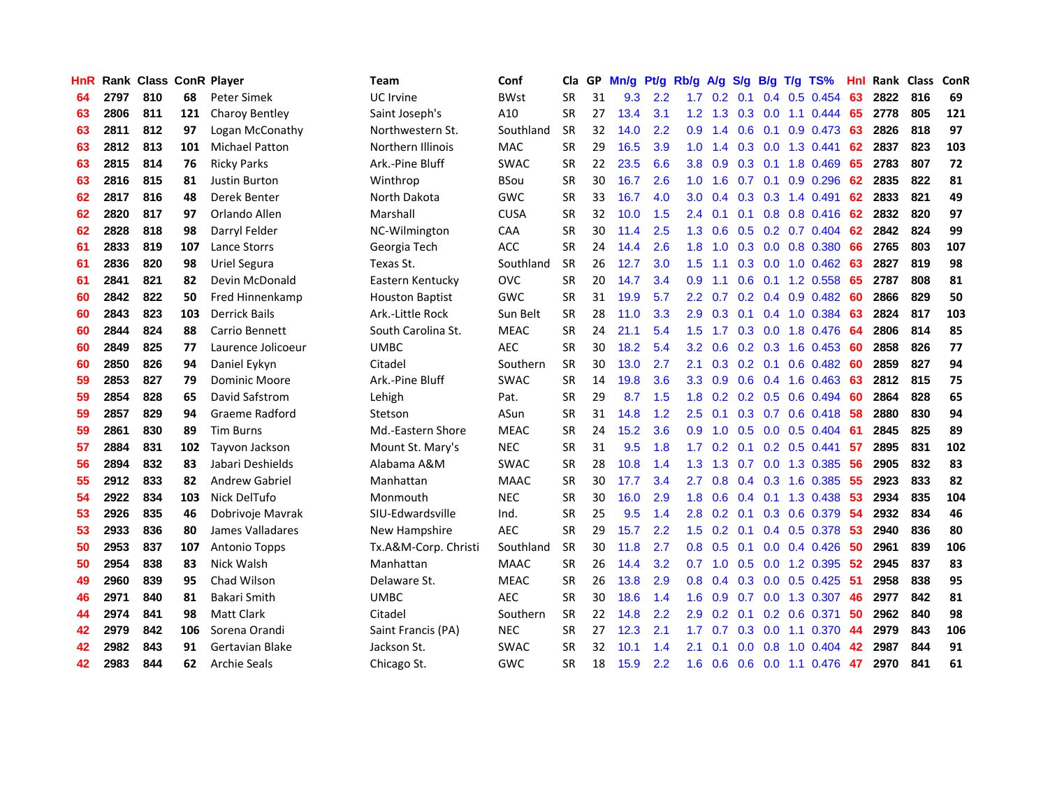| HnR | Rank | Class | ConR | Player | Team | Conf | Cla | GP | Mn/g | Pt/g | Rb/g | A/g | S/g | B/g | T/g | TS% | HnI | Rank | Class | ConR |
|---|---|---|---|---|---|---|---|---|---|---|---|---|---|---|---|---|---|---|---|---|
| 64 | 2797 | 810 | 68 | Peter Simek | UC Irvine | BWst | SR | 31 | 9.3 | 2.2 | 1.7 | 0.2 | 0.1 | 0.4 | 0.5 | 0.454 | 63 | 2822 | 816 | 69 |
| 63 | 2806 | 811 | 121 | Charoy Bentley | Saint Joseph's | A10 | SR | 27 | 13.4 | 3.1 | 1.2 | 1.3 | 0.3 | 0.0 | 1.1 | 0.444 | 65 | 2778 | 805 | 121 |
| 63 | 2811 | 812 | 97 | Logan McConathy | Northwestern St. | Southland | SR | 32 | 14.0 | 2.2 | 0.9 | 1.4 | 0.6 | 0.1 | 0.9 | 0.473 | 63 | 2826 | 818 | 97 |
| 63 | 2812 | 813 | 101 | Michael Patton | Northern Illinois | MAC | SR | 29 | 16.5 | 3.9 | 1.0 | 1.4 | 0.3 | 0.0 | 1.3 | 0.441 | 62 | 2837 | 823 | 103 |
| 63 | 2815 | 814 | 76 | Ricky Parks | Ark.-Pine Bluff | SWAC | SR | 22 | 23.5 | 6.6 | 3.8 | 0.9 | 0.3 | 0.1 | 1.8 | 0.469 | 65 | 2783 | 807 | 72 |
| 63 | 2816 | 815 | 81 | Justin Burton | Winthrop | BSou | SR | 30 | 16.7 | 2.6 | 1.0 | 1.6 | 0.7 | 0.1 | 0.9 | 0.296 | 62 | 2835 | 822 | 81 |
| 62 | 2817 | 816 | 48 | Derek Benter | North Dakota | GWC | SR | 33 | 16.7 | 4.0 | 3.0 | 0.4 | 0.3 | 0.3 | 1.4 | 0.491 | 62 | 2833 | 821 | 49 |
| 62 | 2820 | 817 | 97 | Orlando Allen | Marshall | CUSA | SR | 32 | 10.0 | 1.5 | 2.4 | 0.1 | 0.1 | 0.8 | 0.8 | 0.416 | 62 | 2832 | 820 | 97 |
| 62 | 2828 | 818 | 98 | Darryl Felder | NC-Wilmington | CAA | SR | 30 | 11.4 | 2.5 | 1.3 | 0.6 | 0.5 | 0.2 | 0.7 | 0.404 | 62 | 2842 | 824 | 99 |
| 61 | 2833 | 819 | 107 | Lance Storrs | Georgia Tech | ACC | SR | 24 | 14.4 | 2.6 | 1.8 | 1.0 | 0.3 | 0.0 | 0.8 | 0.380 | 66 | 2765 | 803 | 107 |
| 61 | 2836 | 820 | 98 | Uriel Segura | Texas St. | Southland | SR | 26 | 12.7 | 3.0 | 1.5 | 1.1 | 0.3 | 0.0 | 1.0 | 0.462 | 63 | 2827 | 819 | 98 |
| 61 | 2841 | 821 | 82 | Devin McDonald | Eastern Kentucky | OVC | SR | 20 | 14.7 | 3.4 | 0.9 | 1.1 | 0.6 | 0.1 | 1.2 | 0.558 | 65 | 2787 | 808 | 81 |
| 60 | 2842 | 822 | 50 | Fred Hinnenkamp | Houston Baptist | GWC | SR | 31 | 19.9 | 5.7 | 2.2 | 0.7 | 0.2 | 0.4 | 0.9 | 0.482 | 60 | 2866 | 829 | 50 |
| 60 | 2843 | 823 | 103 | Derrick Bails | Ark.-Little Rock | Sun Belt | SR | 28 | 11.0 | 3.3 | 2.9 | 0.3 | 0.1 | 0.4 | 1.0 | 0.384 | 63 | 2824 | 817 | 103 |
| 60 | 2844 | 824 | 88 | Carrio Bennett | South Carolina St. | MEAC | SR | 24 | 21.1 | 5.4 | 1.5 | 1.7 | 0.3 | 0.0 | 1.8 | 0.476 | 64 | 2806 | 814 | 85 |
| 60 | 2849 | 825 | 77 | Laurence Jolicoeur | UMBC | AEC | SR | 30 | 18.2 | 5.4 | 3.2 | 0.6 | 0.2 | 0.3 | 1.6 | 0.453 | 60 | 2858 | 826 | 77 |
| 60 | 2850 | 826 | 94 | Daniel Eykyn | Citadel | Southern | SR | 30 | 13.0 | 2.7 | 2.1 | 0.3 | 0.2 | 0.1 | 0.6 | 0.482 | 60 | 2859 | 827 | 94 |
| 59 | 2853 | 827 | 79 | Dominic Moore | Ark.-Pine Bluff | SWAC | SR | 14 | 19.8 | 3.6 | 3.3 | 0.9 | 0.6 | 0.4 | 1.6 | 0.463 | 63 | 2812 | 815 | 75 |
| 59 | 2854 | 828 | 65 | David Safstrom | Lehigh | Pat. | SR | 29 | 8.7 | 1.5 | 1.8 | 0.2 | 0.2 | 0.5 | 0.6 | 0.494 | 60 | 2864 | 828 | 65 |
| 59 | 2857 | 829 | 94 | Graeme Radford | Stetson | ASun | SR | 31 | 14.8 | 1.2 | 2.5 | 0.1 | 0.3 | 0.7 | 0.6 | 0.418 | 58 | 2880 | 830 | 94 |
| 59 | 2861 | 830 | 89 | Tim Burns | Md.-Eastern Shore | MEAC | SR | 24 | 15.2 | 3.6 | 0.9 | 1.0 | 0.5 | 0.0 | 0.5 | 0.404 | 61 | 2845 | 825 | 89 |
| 57 | 2884 | 831 | 102 | Tayvon Jackson | Mount St. Mary's | NEC | SR | 31 | 9.5 | 1.8 | 1.7 | 0.2 | 0.1 | 0.2 | 0.5 | 0.441 | 57 | 2895 | 831 | 102 |
| 56 | 2894 | 832 | 83 | Jabari Deshields | Alabama A&M | SWAC | SR | 28 | 10.8 | 1.4 | 1.3 | 1.3 | 0.7 | 0.0 | 1.3 | 0.385 | 56 | 2905 | 832 | 83 |
| 55 | 2912 | 833 | 82 | Andrew Gabriel | Manhattan | MAAC | SR | 30 | 17.7 | 3.4 | 2.7 | 0.8 | 0.4 | 0.3 | 1.6 | 0.385 | 55 | 2923 | 833 | 82 |
| 54 | 2922 | 834 | 103 | Nick DelTufo | Monmouth | NEC | SR | 30 | 16.0 | 2.9 | 1.8 | 0.6 | 0.4 | 0.1 | 1.3 | 0.438 | 53 | 2934 | 835 | 104 |
| 53 | 2926 | 835 | 46 | Dobrivoje Mavrak | SIU-Edwardsville | Ind. | SR | 25 | 9.5 | 1.4 | 2.8 | 0.2 | 0.1 | 0.3 | 0.6 | 0.379 | 54 | 2932 | 834 | 46 |
| 53 | 2933 | 836 | 80 | James Valladares | New Hampshire | AEC | SR | 29 | 15.7 | 2.2 | 1.5 | 0.2 | 0.1 | 0.4 | 0.5 | 0.378 | 53 | 2940 | 836 | 80 |
| 50 | 2953 | 837 | 107 | Antonio Topps | Tx.A&M-Corp. Christi | Southland | SR | 30 | 11.8 | 2.7 | 0.8 | 0.5 | 0.1 | 0.0 | 0.4 | 0.426 | 50 | 2961 | 839 | 106 |
| 50 | 2954 | 838 | 83 | Nick Walsh | Manhattan | MAAC | SR | 26 | 14.4 | 3.2 | 0.7 | 1.0 | 0.5 | 0.0 | 1.2 | 0.395 | 52 | 2945 | 837 | 83 |
| 49 | 2960 | 839 | 95 | Chad Wilson | Delaware St. | MEAC | SR | 26 | 13.8 | 2.9 | 0.8 | 0.4 | 0.3 | 0.0 | 0.5 | 0.425 | 51 | 2958 | 838 | 95 |
| 46 | 2971 | 840 | 81 | Bakari Smith | UMBC | AEC | SR | 30 | 18.6 | 1.4 | 1.6 | 0.9 | 0.7 | 0.0 | 1.3 | 0.307 | 46 | 2977 | 842 | 81 |
| 44 | 2974 | 841 | 98 | Matt Clark | Citadel | Southern | SR | 22 | 14.8 | 2.2 | 2.9 | 0.2 | 0.1 | 0.2 | 0.6 | 0.371 | 50 | 2962 | 840 | 98 |
| 42 | 2979 | 842 | 106 | Sorena Orandi | Saint Francis (PA) | NEC | SR | 27 | 12.3 | 2.1 | 1.7 | 0.7 | 0.3 | 0.0 | 1.1 | 0.370 | 44 | 2979 | 843 | 106 |
| 42 | 2982 | 843 | 91 | Gertavian Blake | Jackson St. | SWAC | SR | 32 | 10.1 | 1.4 | 2.1 | 0.1 | 0.0 | 0.8 | 1.0 | 0.404 | 42 | 2987 | 844 | 91 |
| 42 | 2983 | 844 | 62 | Archie Seals | Chicago St. | GWC | SR | 18 | 15.9 | 2.2 | 1.6 | 0.6 | 0.6 | 0.0 | 1.1 | 0.476 | 47 | 2970 | 841 | 61 |